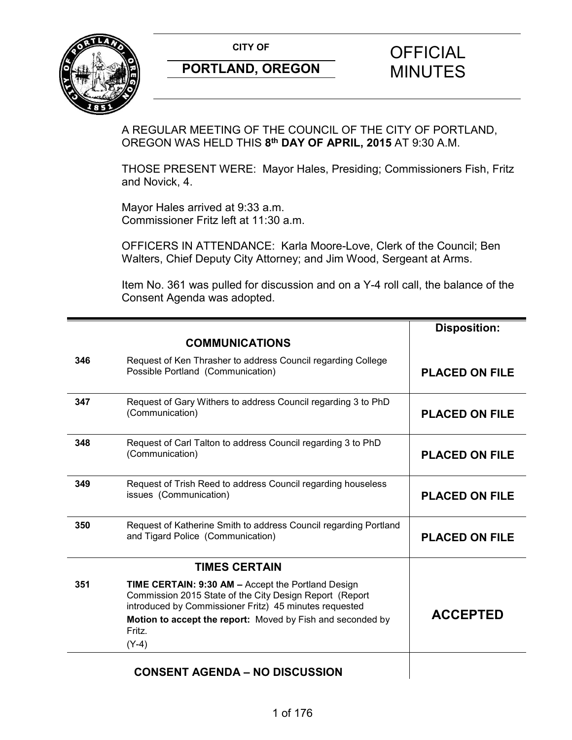**CITY OF**

**PORTLAND, OREGON**

# OFFICIAL MINUTES

A REGULAR MEETING OF THE COUNCIL OF THE CITY OF PORTLAND, OREGON WAS HELD THIS **8th DAY OF APRIL, 2015** AT 9:30 A.M.

THOSE PRESENT WERE: Mayor Hales, Presiding; Commissioners Fish, Fritz and Novick, 4.

Mayor Hales arrived at 9:33 a.m.
Commissioner Fritz left at 11:30 a.m.

OFFICERS IN ATTENDANCE: Karla Moore-Love, Clerk of the Council; Ben Walters, Chief Deputy City Attorney; and Jim Wood, Sergeant at Arms.

Item No. 361 was pulled for discussion and on a Y-4 roll call, the balance of the Consent Agenda was adopted.

| | | **Disposition:** |
|---|---|---|
| | **COMMUNICATIONS** | |
| **346** | Request of Ken Thrasher to address Council regarding College Possible Portland (Communication) | **PLACED ON FILE** |
| **347** | Request of Gary Withers to address Council regarding 3 to PhD (Communication) | **PLACED ON FILE** |
| **348** | Request of Carl Talton to address Council regarding 3 to PhD (Communication) | **PLACED ON FILE** |
| **349** | Request of Trish Reed to address Council regarding houseless issues (Communication) | **PLACED ON FILE** |
| **350** | Request of Katherine Smith to address Council regarding Portland and Tigard Police (Communication) | **PLACED ON FILE** |
| | **TIMES CERTAIN** | |
| **351** | **TIME CERTAIN: 9:30 AM –** Accept the Portland Design Commission 2015 State of the City Design Report (Report introduced by Commissioner Fritz) 45 minutes requested<br>**Motion to accept the report:** Moved by Fish and seconded by Fritz.<br>(Y-4) | **ACCEPTED** |
| | **CONSENT AGENDA – NO DISCUSSION** | |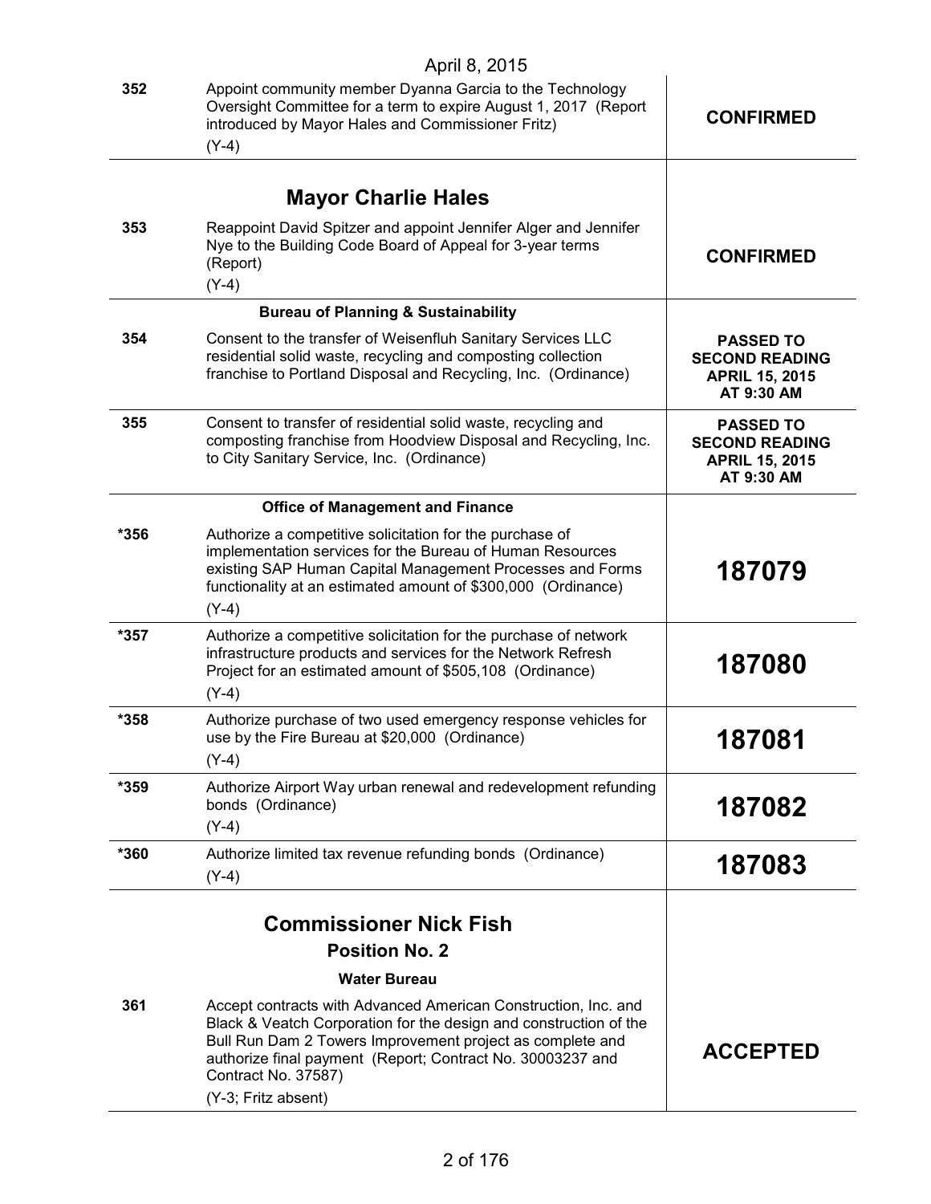April 8, 2015

| | | |
|---|---|---|
| 352 | Appoint community member Dyanna Garcia to the Technology Oversight Committee for a term to expire August 1, 2017 (Report introduced by Mayor Hales and Commissioner Fritz)<br>(Y-4) | **CONFIRMED** |
| | **Mayor Charlie Hales** | |
| 353 | Reappoint David Spitzer and appoint Jennifer Alger and Jennifer Nye to the Building Code Board of Appeal for 3-year terms (Report)<br>(Y-4) | **CONFIRMED** |
| | **Bureau of Planning & Sustainability** | |
| 354 | Consent to the transfer of Weisenfluh Sanitary Services LLC residential solid waste, recycling and composting collection franchise to Portland Disposal and Recycling, Inc. (Ordinance) | **PASSED TO SECOND READING APRIL 15, 2015 AT 9:30 AM** |
| 355 | Consent to transfer of residential solid waste, recycling and composting franchise from Hoodview Disposal and Recycling, Inc. to City Sanitary Service, Inc. (Ordinance) | **PASSED TO SECOND READING APRIL 15, 2015 AT 9:30 AM** |
| | **Office of Management and Finance** | |
| *356 | Authorize a competitive solicitation for the purchase of implementation services for the Bureau of Human Resources existing SAP Human Capital Management Processes and Forms functionality at an estimated amount of $300,000 (Ordinance)<br>(Y-4) | **187079** |
| *357 | Authorize a competitive solicitation for the purchase of network infrastructure products and services for the Network Refresh Project for an estimated amount of $505,108 (Ordinance)<br>(Y-4) | **187080** |
| *358 | Authorize purchase of two used emergency response vehicles for use by the Fire Bureau at $20,000 (Ordinance)<br>(Y-4) | **187081** |
| *359 | Authorize Airport Way urban renewal and redevelopment refunding bonds (Ordinance)<br>(Y-4) | **187082** |
| *360 | Authorize limited tax revenue refunding bonds (Ordinance)<br>(Y-4) | **187083** |
| | **Commissioner Nick Fish**<br>**Position No. 2**<br>**Water Bureau** | |
| 361 | Accept contracts with Advanced American Construction, Inc. and Black & Veatch Corporation for the design and construction of the Bull Run Dam 2 Towers Improvement project as complete and authorize final payment (Report; Contract No. 30003237 and Contract No. 37587)<br>(Y-3; Fritz absent) | **ACCEPTED** |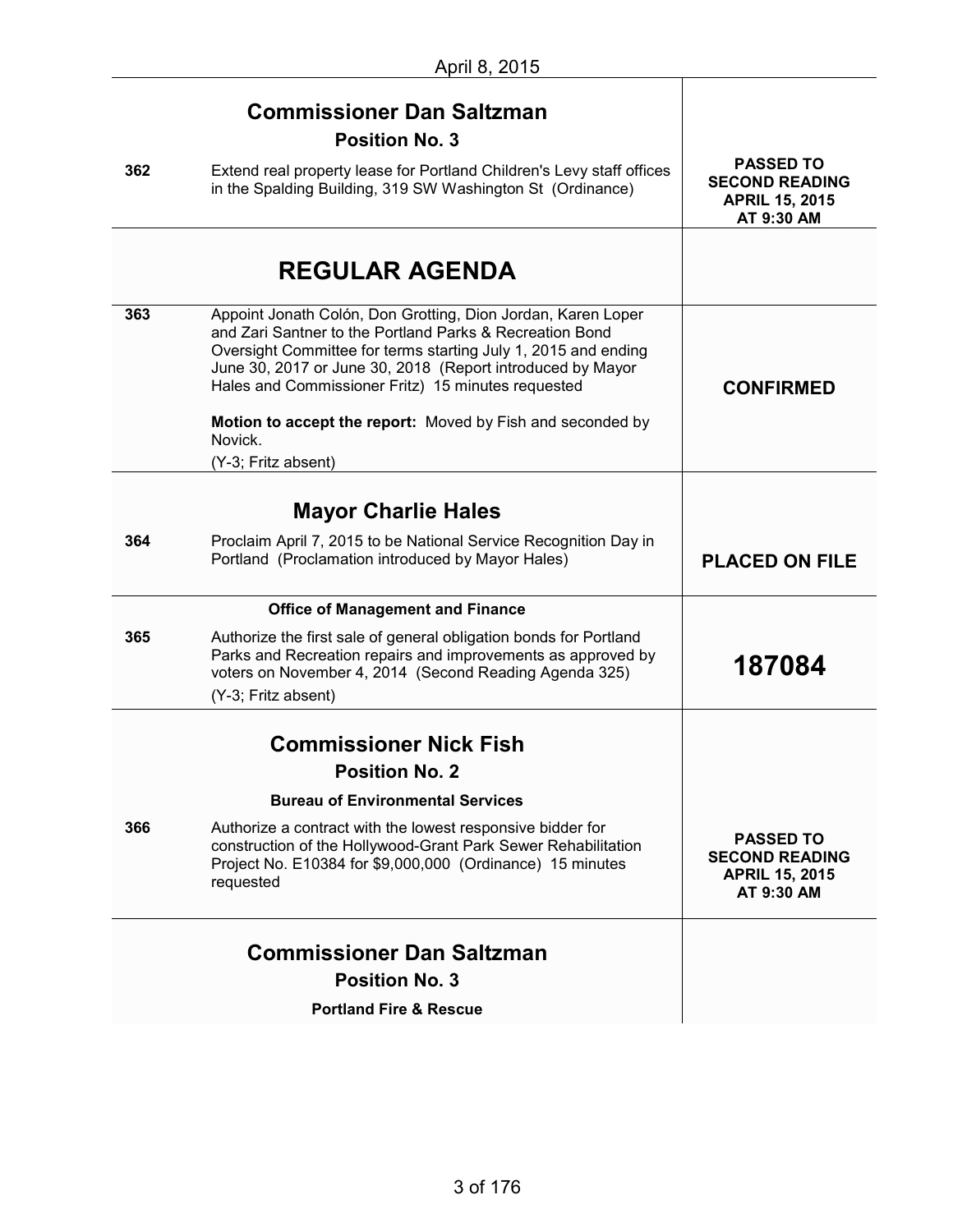April 8, 2015

| | | |
|---|---|---|
| | **Commissioner Dan Saltzman**<br>**Position No. 3** | |
| 362 | Extend real property lease for Portland Children's Levy staff offices in the Spalding Building, 319 SW Washington St (Ordinance) | **PASSED TO SECOND READING APRIL 15, 2015 AT 9:30 AM** |
| | **REGULAR AGENDA** | |
| 363 | Appoint Jonath Colón, Don Grotting, Dion Jordan, Karen Loper and Zari Santner to the Portland Parks & Recreation Bond Oversight Committee for terms starting July 1, 2015 and ending June 30, 2017 or June 30, 2018 (Report introduced by Mayor Hales and Commissioner Fritz) 15 minutes requested<br><br>**Motion to accept the report:** Moved by Fish and seconded by Novick.<br>(Y-3; Fritz absent) | **CONFIRMED** |
| | **Mayor Charlie Hales** | |
| 364 | Proclaim April 7, 2015 to be National Service Recognition Day in Portland (Proclamation introduced by Mayor Hales) | **PLACED ON FILE** |
| | **Office of Management and Finance** | |
| 365 | Authorize the first sale of general obligation bonds for Portland Parks and Recreation repairs and improvements as approved by voters on November 4, 2014 (Second Reading Agenda 325)<br>(Y-3; Fritz absent) | **187084** |
| | **Commissioner Nick Fish**<br>**Position No. 2**<br>**Bureau of Environmental Services** | |
| 366 | Authorize a contract with the lowest responsive bidder for construction of the Hollywood-Grant Park Sewer Rehabilitation Project No. E10384 for $9,000,000 (Ordinance) 15 minutes requested | **PASSED TO SECOND READING APRIL 15, 2015 AT 9:30 AM** |
| | **Commissioner Dan Saltzman**<br>**Position No. 3**<br>**Portland Fire & Rescue** | |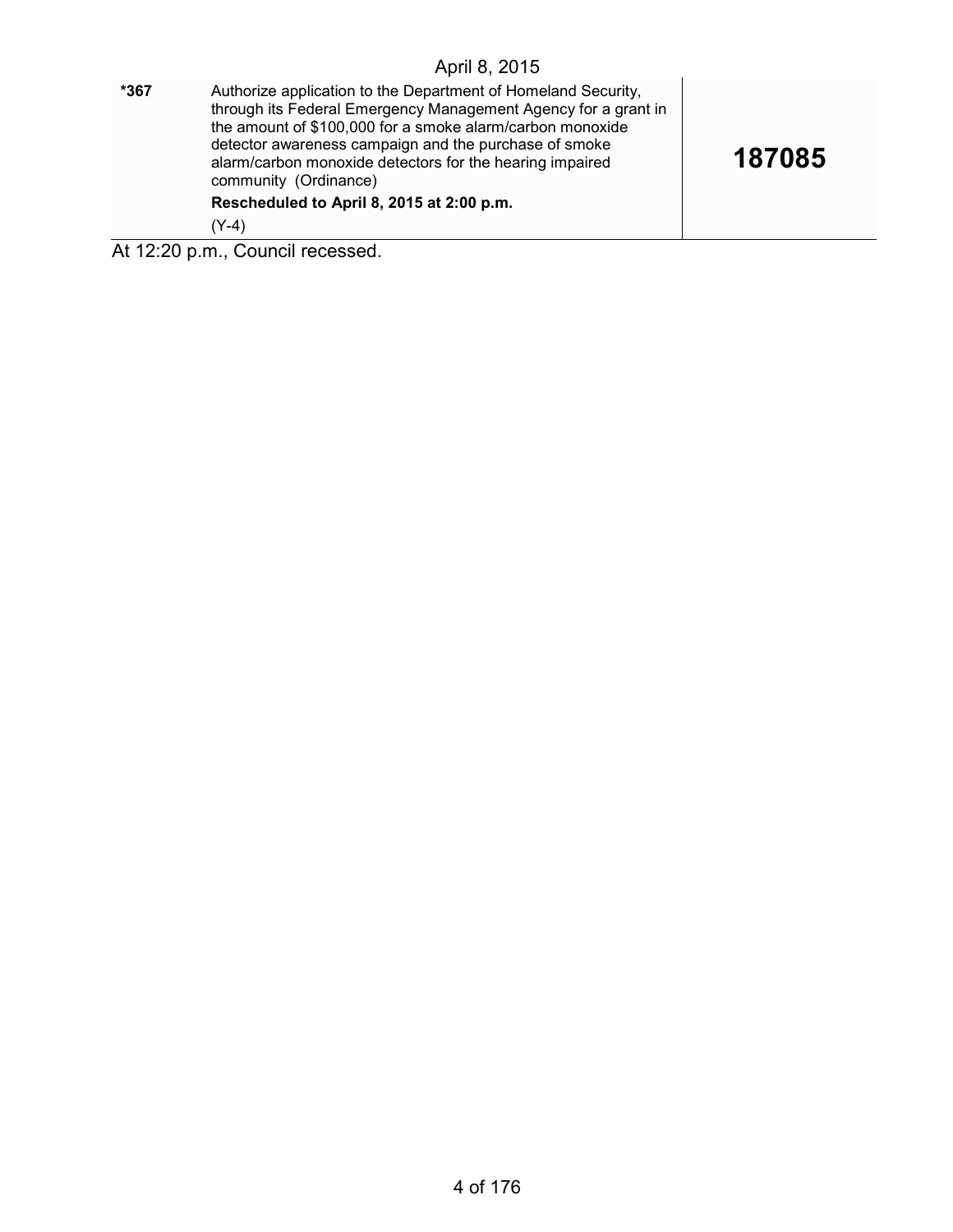April 8, 2015

| *367 | Authorize application to the Department of Homeland Security, through its Federal Emergency Management Agency for a grant in the amount of $100,000 for a smoke alarm/carbon monoxide detector awareness campaign and the purchase of smoke alarm/carbon monoxide detectors for the hearing impaired community (Ordinance)<br>**Rescheduled to April 8, 2015 at 2:00 p.m.**<br>(Y-4) | **187085** |
|---|---|---|

At 12:20 p.m., Council recessed.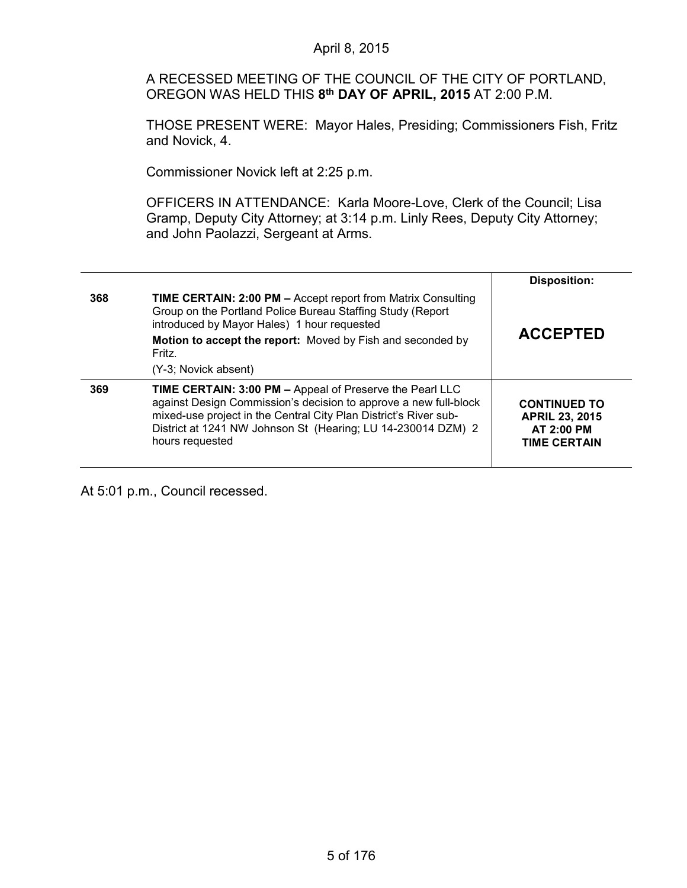April 8, 2015

A RECESSED MEETING OF THE COUNCIL OF THE CITY OF PORTLAND, OREGON WAS HELD THIS **8th DAY OF APRIL, 2015** AT 2:00 P.M.

THOSE PRESENT WERE: Mayor Hales, Presiding; Commissioners Fish, Fritz and Novick, 4.

Commissioner Novick left at 2:25 p.m.

OFFICERS IN ATTENDANCE: Karla Moore-Love, Clerk of the Council; Lisa Gramp, Deputy City Attorney; at 3:14 p.m. Linly Rees, Deputy City Attorney; and John Paolazzi, Sergeant at Arms.

| | | **Disposition:** |
|---|---|---|
| **368** | **TIME CERTAIN: 2:00 PM –** Accept report from Matrix Consulting Group on the Portland Police Bureau Staffing Study (Report introduced by Mayor Hales) 1 hour requested<br>**Motion to accept the report:** Moved by Fish and seconded by Fritz.<br>(Y-3; Novick absent) | **ACCEPTED** |
| **369** | **TIME CERTAIN: 3:00 PM –** Appeal of Preserve the Pearl LLC against Design Commission's decision to approve a new full-block mixed-use project in the Central City Plan District's River sub-District at 1241 NW Johnson St (Hearing; LU 14-230014 DZM) 2 hours requested | **CONTINUED TO APRIL 23, 2015 AT 2:00 PM TIME CERTAIN** |

At 5:01 p.m., Council recessed.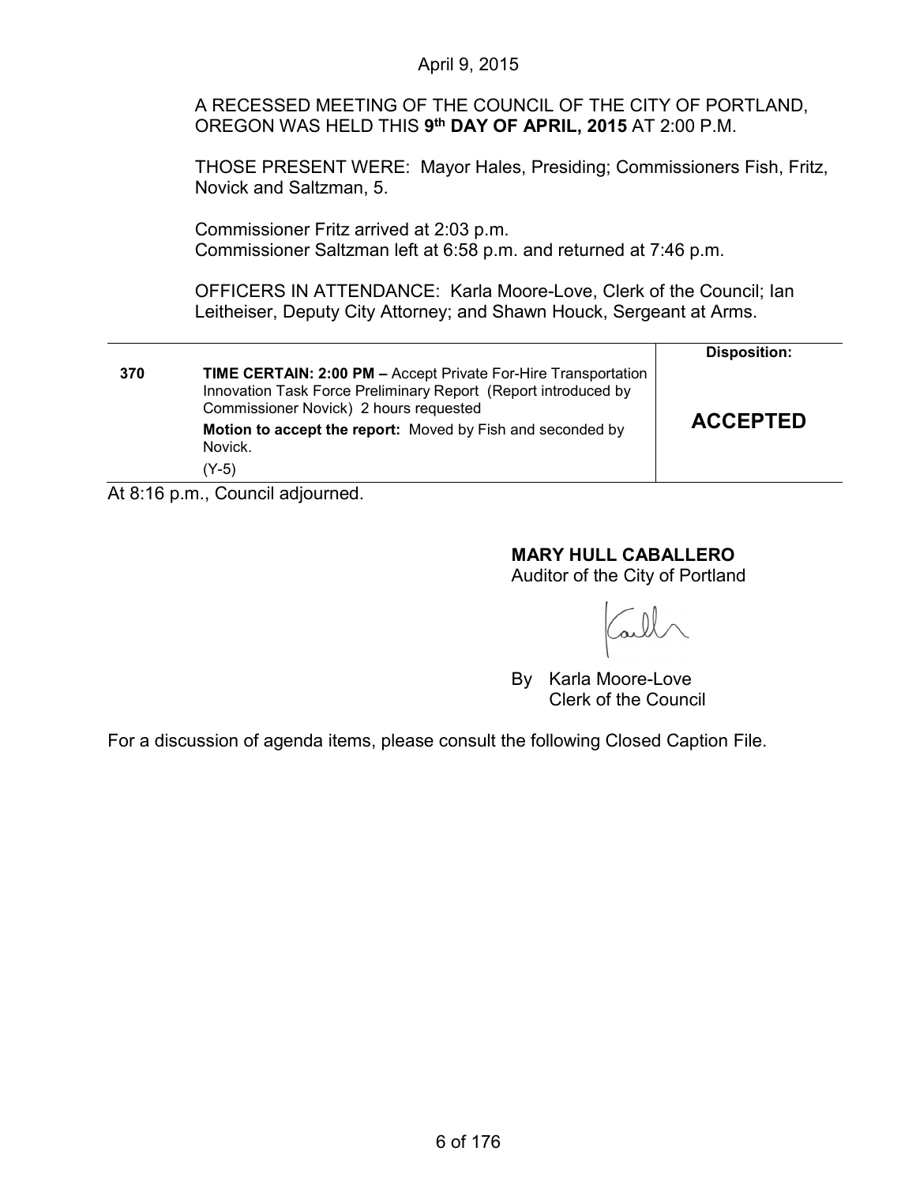April 9, 2015

A RECESSED MEETING OF THE COUNCIL OF THE CITY OF PORTLAND, OREGON WAS HELD THIS **9th DAY OF APRIL, 2015** AT 2:00 P.M.

THOSE PRESENT WERE: Mayor Hales, Presiding; Commissioners Fish, Fritz, Novick and Saltzman, 5.

Commissioner Fritz arrived at 2:03 p.m.
Commissioner Saltzman left at 6:58 p.m. and returned at 7:46 p.m.

OFFICERS IN ATTENDANCE: Karla Moore-Love, Clerk of the Council; Ian Leitheiser, Deputy City Attorney; and Shawn Houck, Sergeant at Arms.

| | | **Disposition:** |
|---|---|---|
| **370** | **TIME CERTAIN: 2:00 PM –** Accept Private For-Hire Transportation Innovation Task Force Preliminary Report (Report introduced by Commissioner Novick) 2 hours requested<br>**Motion to accept the report:** Moved by Fish and seconded by Novick.<br>(Y-5) | **ACCEPTED** |

At 8:16 p.m., Council adjourned.

**MARY HULL CABALLERO**
Auditor of the City of Portland

By Karla Moore-Love
Clerk of the Council

For a discussion of agenda items, please consult the following Closed Caption File.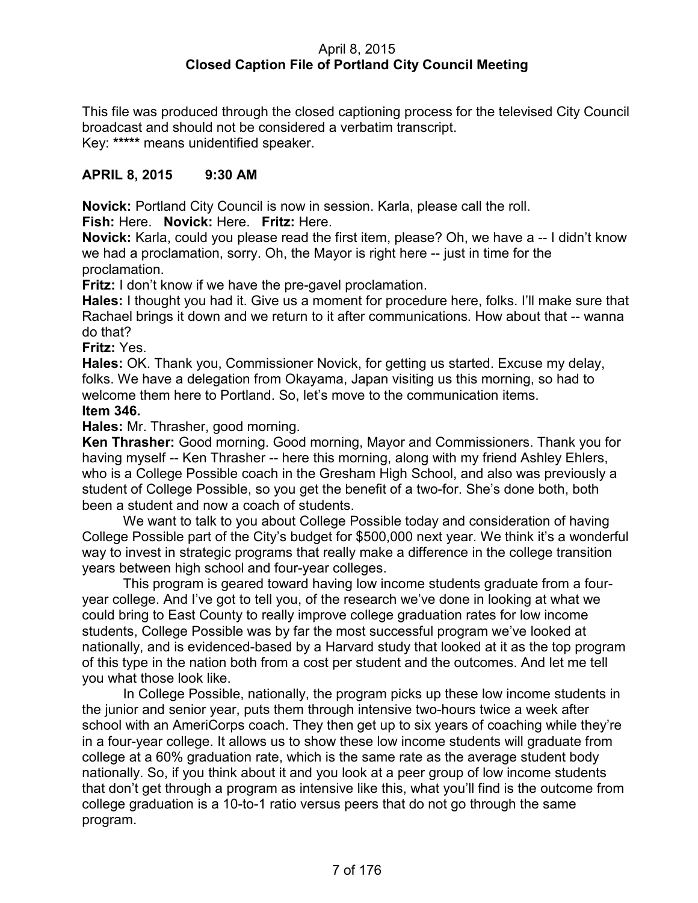April 8, 2015
**Closed Caption File of Portland City Council Meeting**

This file was produced through the closed captioning process for the televised City Council broadcast and should not be considered a verbatim transcript.
Key: ***** means unidentified speaker.

## APRIL 8, 2015 9:30 AM

**Novick:** Portland City Council is now in session. Karla, please call the roll.
**Fish:** Here. **Novick:** Here. **Fritz:** Here.
**Novick:** Karla, could you please read the first item, please? Oh, we have a -- I didn't know we had a proclamation, sorry. Oh, the Mayor is right here -- just in time for the proclamation.
**Fritz:** I don't know if we have the pre-gavel proclamation.
**Hales:** I thought you had it. Give us a moment for procedure here, folks. I'll make sure that Rachael brings it down and we return to it after communications. How about that -- wanna do that?
**Fritz:** Yes.
**Hales:** OK. Thank you, Commissioner Novick, for getting us started. Excuse my delay, folks. We have a delegation from Okayama, Japan visiting us this morning, so had to welcome them here to Portland. So, let's move to the communication items.
**Item 346.**
**Hales:** Mr. Thrasher, good morning.
**Ken Thrasher:** Good morning. Good morning, Mayor and Commissioners. Thank you for having myself -- Ken Thrasher -- here this morning, along with my friend Ashley Ehlers, who is a College Possible coach in the Gresham High School, and also was previously a student of College Possible, so you get the benefit of a two-for. She's done both, both been a student and now a coach of students.

We want to talk to you about College Possible today and consideration of having College Possible part of the City's budget for $500,000 next year. We think it's a wonderful way to invest in strategic programs that really make a difference in the college transition years between high school and four-year colleges.

This program is geared toward having low income students graduate from a four-year college. And I've got to tell you, of the research we've done in looking at what we could bring to East County to really improve college graduation rates for low income students, College Possible was by far the most successful program we've looked at nationally, and is evidenced-based by a Harvard study that looked at it as the top program of this type in the nation both from a cost per student and the outcomes. And let me tell you what those look like.

In College Possible, nationally, the program picks up these low income students in the junior and senior year, puts them through intensive two-hours twice a week after school with an AmeriCorps coach. They then get up to six years of coaching while they're in a four-year college. It allows us to show these low income students will graduate from college at a 60% graduation rate, which is the same rate as the average student body nationally. So, if you think about it and you look at a peer group of low income students that don't get through a program as intensive like this, what you'll find is the outcome from college graduation is a 10-to-1 ratio versus peers that do not go through the same program.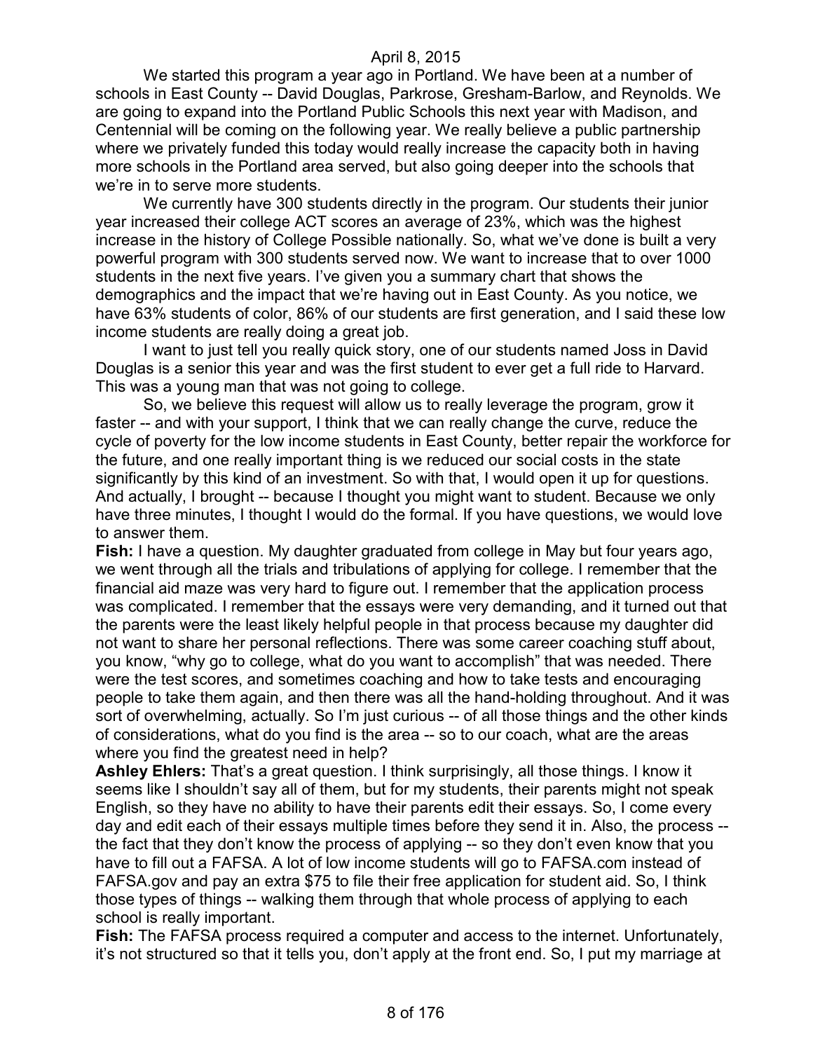We started this program a year ago in Portland. We have been at a number of schools in East County -- David Douglas, Parkrose, Gresham-Barlow, and Reynolds. We are going to expand into the Portland Public Schools this next year with Madison, and Centennial will be coming on the following year. We really believe a public partnership where we privately funded this today would really increase the capacity both in having more schools in the Portland area served, but also going deeper into the schools that we're in to serve more students.

We currently have 300 students directly in the program. Our students their junior year increased their college ACT scores an average of 23%, which was the highest increase in the history of College Possible nationally. So, what we've done is built a very powerful program with 300 students served now. We want to increase that to over 1000 students in the next five years. I've given you a summary chart that shows the demographics and the impact that we're having out in East County. As you notice, we have 63% students of color, 86% of our students are first generation, and I said these low income students are really doing a great job.

I want to just tell you really quick story, one of our students named Joss in David Douglas is a senior this year and was the first student to ever get a full ride to Harvard. This was a young man that was not going to college.

So, we believe this request will allow us to really leverage the program, grow it faster -- and with your support, I think that we can really change the curve, reduce the cycle of poverty for the low income students in East County, better repair the workforce for the future, and one really important thing is we reduced our social costs in the state significantly by this kind of an investment. So with that, I would open it up for questions. And actually, I brought -- because I thought you might want to student. Because we only have three minutes, I thought I would do the formal. If you have questions, we would love to answer them.

**Fish:** I have a question. My daughter graduated from college in May but four years ago, we went through all the trials and tribulations of applying for college. I remember that the financial aid maze was very hard to figure out. I remember that the application process was complicated. I remember that the essays were very demanding, and it turned out that the parents were the least likely helpful people in that process because my daughter did not want to share her personal reflections. There was some career coaching stuff about, you know, "why go to college, what do you want to accomplish" that was needed. There were the test scores, and sometimes coaching and how to take tests and encouraging people to take them again, and then there was all the hand-holding throughout. And it was sort of overwhelming, actually. So I'm just curious -- of all those things and the other kinds of considerations, what do you find is the area -- so to our coach, what are the areas where you find the greatest need in help?

**Ashley Ehlers:** That's a great question. I think surprisingly, all those things. I know it seems like I shouldn't say all of them, but for my students, their parents might not speak English, so they have no ability to have their parents edit their essays. So, I come every day and edit each of their essays multiple times before they send it in. Also, the process -- the fact that they don't know the process of applying -- so they don't even know that you have to fill out a FAFSA. A lot of low income students will go to FAFSA.com instead of FAFSA.gov and pay an extra $75 to file their free application for student aid. So, I think those types of things -- walking them through that whole process of applying to each school is really important.

**Fish:** The FAFSA process required a computer and access to the internet. Unfortunately, it's not structured so that it tells you, don't apply at the front end. So, I put my marriage at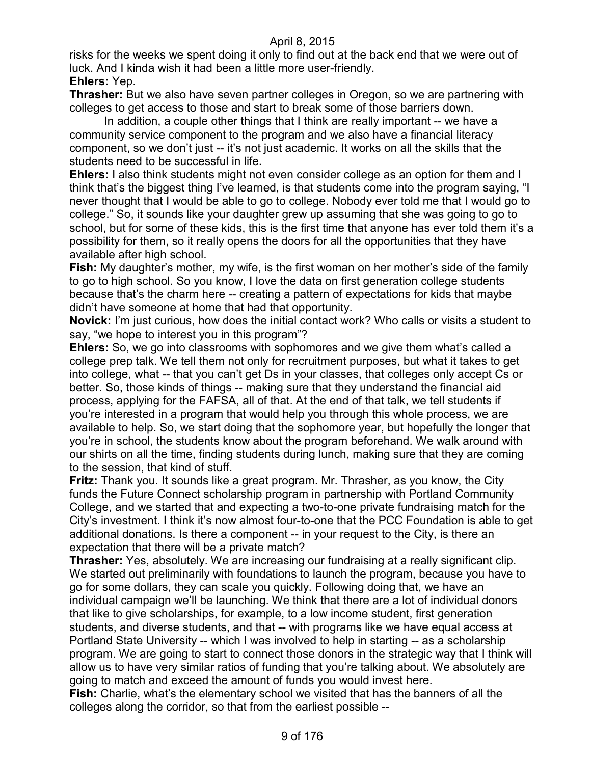risks for the weeks we spent doing it only to find out at the back end that we were out of luck. And I kinda wish it had been a little more user-friendly.

**Ehlers:** Yep.

**Thrasher:** But we also have seven partner colleges in Oregon, so we are partnering with colleges to get access to those and start to break some of those barriers down.

In addition, a couple other things that I think are really important -- we have a community service component to the program and we also have a financial literacy component, so we don't just -- it's not just academic. It works on all the skills that the students need to be successful in life.

**Ehlers:** I also think students might not even consider college as an option for them and I think that's the biggest thing I've learned, is that students come into the program saying, "I never thought that I would be able to go to college. Nobody ever told me that I would go to college." So, it sounds like your daughter grew up assuming that she was going to go to school, but for some of these kids, this is the first time that anyone has ever told them it's a possibility for them, so it really opens the doors for all the opportunities that they have available after high school.

**Fish:** My daughter's mother, my wife, is the first woman on her mother's side of the family to go to high school. So you know, I love the data on first generation college students because that's the charm here -- creating a pattern of expectations for kids that maybe didn't have someone at home that had that opportunity.

**Novick:** I'm just curious, how does the initial contact work? Who calls or visits a student to say, "we hope to interest you in this program"?

**Ehlers:** So, we go into classrooms with sophomores and we give them what's called a college prep talk. We tell them not only for recruitment purposes, but what it takes to get into college, what -- that you can't get Ds in your classes, that colleges only accept Cs or better. So, those kinds of things -- making sure that they understand the financial aid process, applying for the FAFSA, all of that. At the end of that talk, we tell students if you're interested in a program that would help you through this whole process, we are available to help. So, we start doing that the sophomore year, but hopefully the longer that you're in school, the students know about the program beforehand. We walk around with our shirts on all the time, finding students during lunch, making sure that they are coming to the session, that kind of stuff.

**Fritz:** Thank you. It sounds like a great program. Mr. Thrasher, as you know, the City funds the Future Connect scholarship program in partnership with Portland Community College, and we started that and expecting a two-to-one private fundraising match for the City's investment. I think it's now almost four-to-one that the PCC Foundation is able to get additional donations. Is there a component -- in your request to the City, is there an expectation that there will be a private match?

**Thrasher:** Yes, absolutely. We are increasing our fundraising at a really significant clip. We started out preliminarily with foundations to launch the program, because you have to go for some dollars, they can scale you quickly. Following doing that, we have an individual campaign we'll be launching. We think that there are a lot of individual donors that like to give scholarships, for example, to a low income student, first generation students, and diverse students, and that -- with programs like we have equal access at Portland State University -- which I was involved to help in starting -- as a scholarship program. We are going to start to connect those donors in the strategic way that I think will allow us to have very similar ratios of funding that you're talking about. We absolutely are going to match and exceed the amount of funds you would invest here.

**Fish:** Charlie, what's the elementary school we visited that has the banners of all the colleges along the corridor, so that from the earliest possible --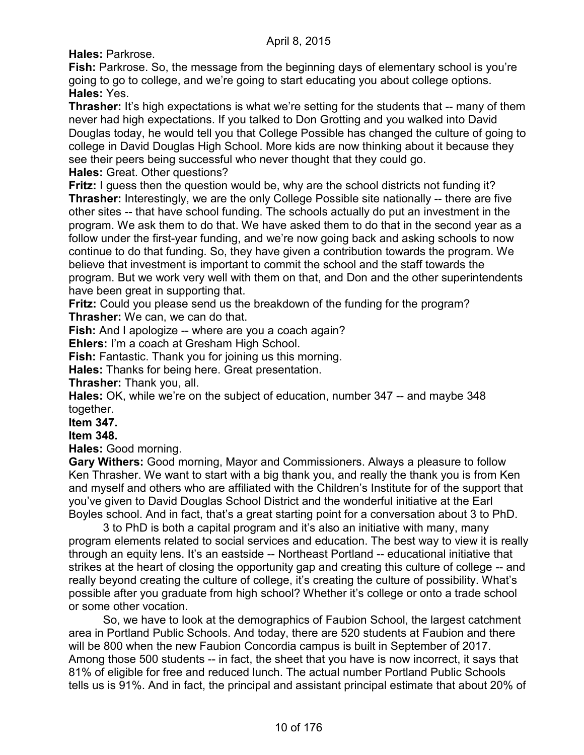**Hales:** Parkrose.

**Fish:** Parkrose. So, the message from the beginning days of elementary school is you're going to go to college, and we're going to start educating you about college options.

**Hales:** Yes.

**Thrasher:** It's high expectations is what we're setting for the students that -- many of them never had high expectations. If you talked to Don Grotting and you walked into David Douglas today, he would tell you that College Possible has changed the culture of going to college in David Douglas High School. More kids are now thinking about it because they see their peers being successful who never thought that they could go.

**Hales:** Great. Other questions?

**Fritz:** I guess then the question would be, why are the school districts not funding it?

**Thrasher:** Interestingly, we are the only College Possible site nationally -- there are five other sites -- that have school funding. The schools actually do put an investment in the program. We ask them to do that. We have asked them to do that in the second year as a follow under the first-year funding, and we're now going back and asking schools to now continue to do that funding. So, they have given a contribution towards the program. We believe that investment is important to commit the school and the staff towards the program. But we work very well with them on that, and Don and the other superintendents have been great in supporting that.

**Fritz:** Could you please send us the breakdown of the funding for the program?

**Thrasher:** We can, we can do that.

**Fish:** And I apologize -- where are you a coach again?

**Ehlers:** I'm a coach at Gresham High School.

**Fish:** Fantastic. Thank you for joining us this morning.

**Hales:** Thanks for being here. Great presentation.

**Thrasher:** Thank you, all.

**Hales:** OK, while we're on the subject of education, number 347 -- and maybe 348 together.

**Item 347.**

**Item 348.**

**Hales:** Good morning.

**Gary Withers:** Good morning, Mayor and Commissioners. Always a pleasure to follow Ken Thrasher. We want to start with a big thank you, and really the thank you is from Ken and myself and others who are affiliated with the Children's Institute for of the support that you've given to David Douglas School District and the wonderful initiative at the Earl Boyles school. And in fact, that's a great starting point for a conversation about 3 to PhD.

3 to PhD is both a capital program and it's also an initiative with many, many program elements related to social services and education. The best way to view it is really through an equity lens. It's an eastside -- Northeast Portland -- educational initiative that strikes at the heart of closing the opportunity gap and creating this culture of college -- and really beyond creating the culture of college, it's creating the culture of possibility. What's possible after you graduate from high school? Whether it's college or onto a trade school or some other vocation.

So, we have to look at the demographics of Faubion School, the largest catchment area in Portland Public Schools. And today, there are 520 students at Faubion and there will be 800 when the new Faubion Concordia campus is built in September of 2017. Among those 500 students -- in fact, the sheet that you have is now incorrect, it says that 81% of eligible for free and reduced lunch. The actual number Portland Public Schools tells us is 91%. And in fact, the principal and assistant principal estimate that about 20% of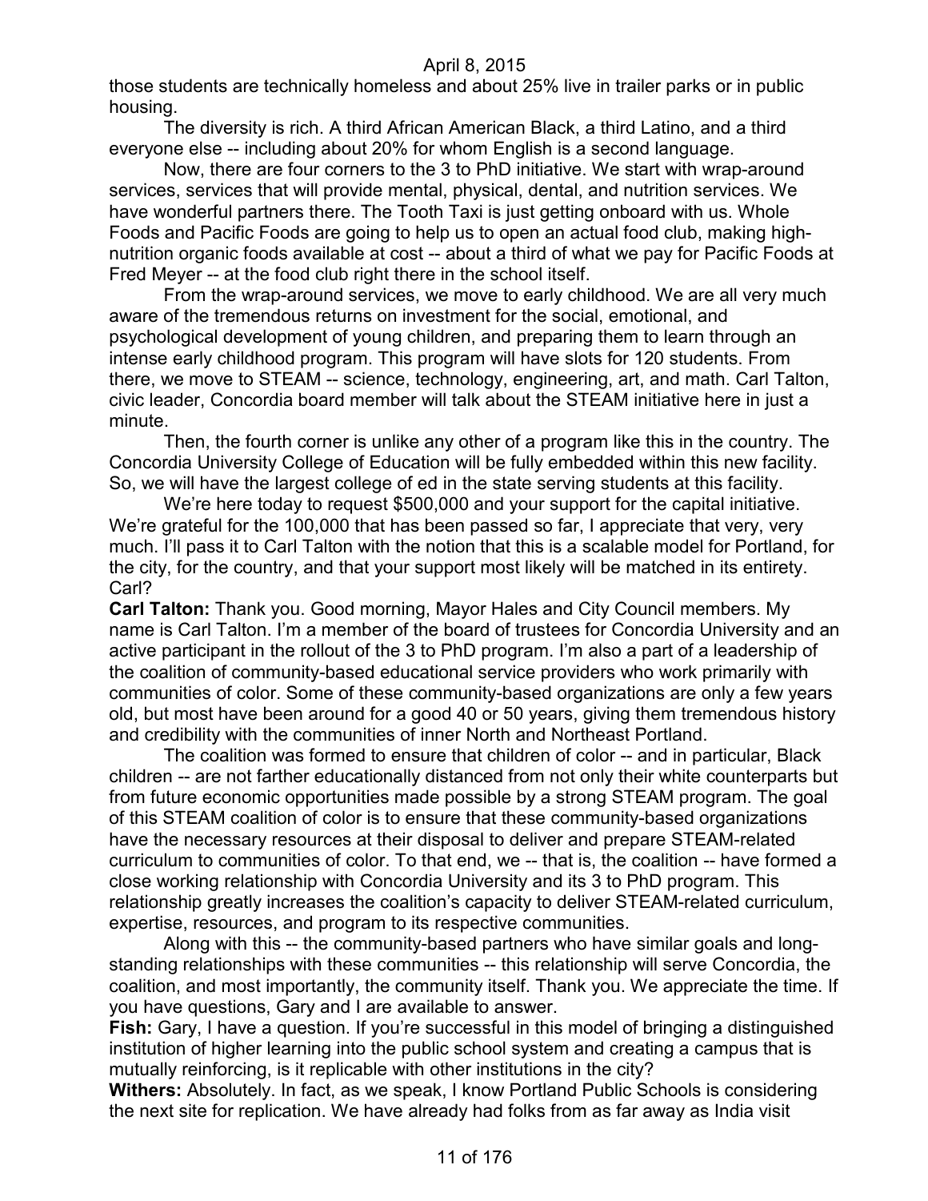those students are technically homeless and about 25% live in trailer parks or in public housing.

The diversity is rich. A third African American Black, a third Latino, and a third everyone else -- including about 20% for whom English is a second language.

Now, there are four corners to the 3 to PhD initiative. We start with wrap-around services, services that will provide mental, physical, dental, and nutrition services. We have wonderful partners there. The Tooth Taxi is just getting onboard with us. Whole Foods and Pacific Foods are going to help us to open an actual food club, making high-nutrition organic foods available at cost -- about a third of what we pay for Pacific Foods at Fred Meyer -- at the food club right there in the school itself.

From the wrap-around services, we move to early childhood. We are all very much aware of the tremendous returns on investment for the social, emotional, and psychological development of young children, and preparing them to learn through an intense early childhood program. This program will have slots for 120 students. From there, we move to STEAM -- science, technology, engineering, art, and math. Carl Talton, civic leader, Concordia board member will talk about the STEAM initiative here in just a minute.

Then, the fourth corner is unlike any other of a program like this in the country. The Concordia University College of Education will be fully embedded within this new facility. So, we will have the largest college of ed in the state serving students at this facility.

We're here today to request $500,000 and your support for the capital initiative. We're grateful for the 100,000 that has been passed so far, I appreciate that very, very much. I'll pass it to Carl Talton with the notion that this is a scalable model for Portland, for the city, for the country, and that your support most likely will be matched in its entirety. Carl?

**Carl Talton:** Thank you. Good morning, Mayor Hales and City Council members. My name is Carl Talton. I'm a member of the board of trustees for Concordia University and an active participant in the rollout of the 3 to PhD program. I'm also a part of a leadership of the coalition of community-based educational service providers who work primarily with communities of color. Some of these community-based organizations are only a few years old, but most have been around for a good 40 or 50 years, giving them tremendous history and credibility with the communities of inner North and Northeast Portland.

The coalition was formed to ensure that children of color -- and in particular, Black children -- are not farther educationally distanced from not only their white counterparts but from future economic opportunities made possible by a strong STEAM program. The goal of this STEAM coalition of color is to ensure that these community-based organizations have the necessary resources at their disposal to deliver and prepare STEAM-related curriculum to communities of color. To that end, we -- that is, the coalition -- have formed a close working relationship with Concordia University and its 3 to PhD program. This relationship greatly increases the coalition's capacity to deliver STEAM-related curriculum, expertise, resources, and program to its respective communities.

Along with this -- the community-based partners who have similar goals and long-standing relationships with these communities -- this relationship will serve Concordia, the coalition, and most importantly, the community itself. Thank you. We appreciate the time. If you have questions, Gary and I are available to answer.

**Fish:** Gary, I have a question. If you're successful in this model of bringing a distinguished institution of higher learning into the public school system and creating a campus that is mutually reinforcing, is it replicable with other institutions in the city?

**Withers:** Absolutely. In fact, as we speak, I know Portland Public Schools is considering the next site for replication. We have already had folks from as far away as India visit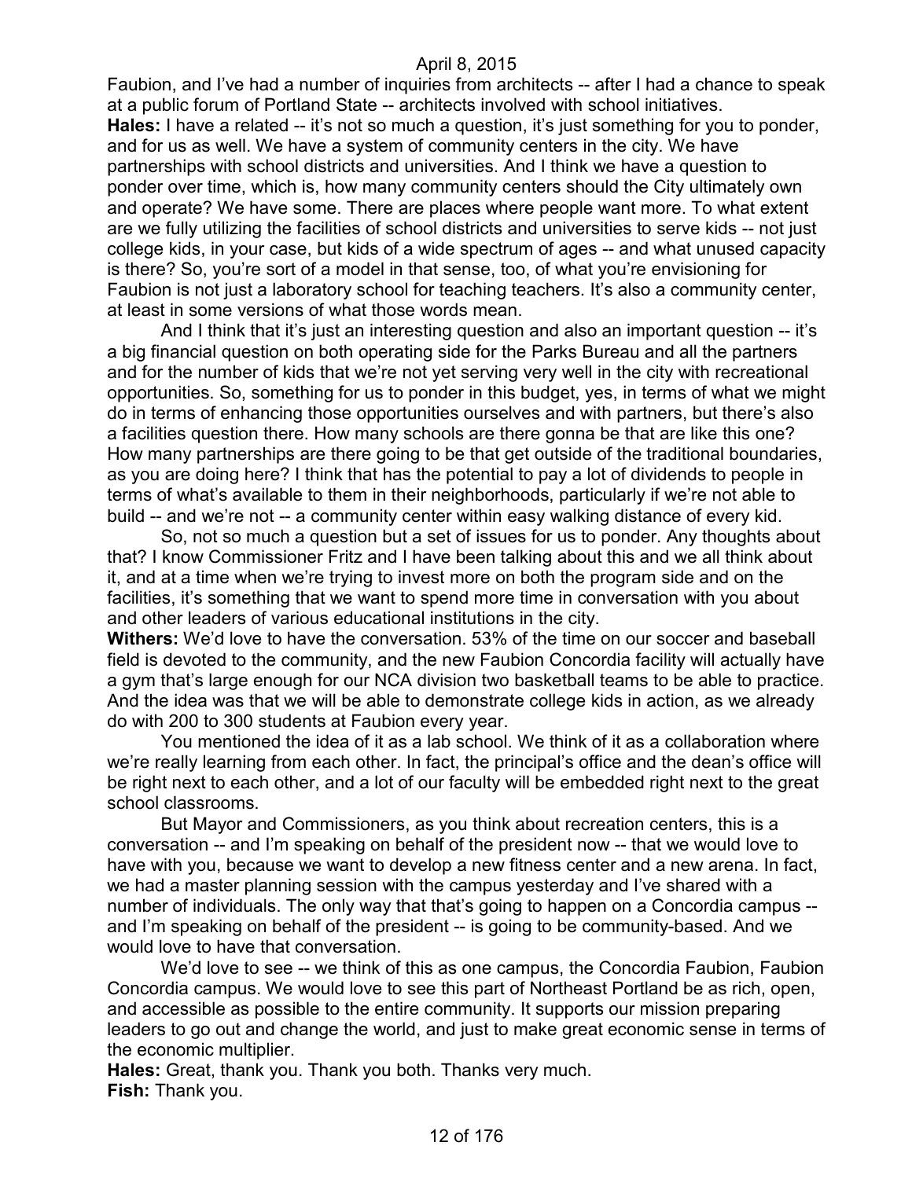Faubion, and I've had a number of inquiries from architects -- after I had a chance to speak at a public forum of Portland State -- architects involved with school initiatives.

**Hales:** I have a related -- it's not so much a question, it's just something for you to ponder, and for us as well. We have a system of community centers in the city. We have partnerships with school districts and universities. And I think we have a question to ponder over time, which is, how many community centers should the City ultimately own and operate? We have some. There are places where people want more. To what extent are we fully utilizing the facilities of school districts and universities to serve kids -- not just college kids, in your case, but kids of a wide spectrum of ages -- and what unused capacity is there? So, you're sort of a model in that sense, too, of what you're envisioning for Faubion is not just a laboratory school for teaching teachers. It's also a community center, at least in some versions of what those words mean.

And I think that it's just an interesting question and also an important question -- it's a big financial question on both operating side for the Parks Bureau and all the partners and for the number of kids that we're not yet serving very well in the city with recreational opportunities. So, something for us to ponder in this budget, yes, in terms of what we might do in terms of enhancing those opportunities ourselves and with partners, but there's also a facilities question there. How many schools are there gonna be that are like this one? How many partnerships are there going to be that get outside of the traditional boundaries, as you are doing here? I think that has the potential to pay a lot of dividends to people in terms of what's available to them in their neighborhoods, particularly if we're not able to build -- and we're not -- a community center within easy walking distance of every kid.

So, not so much a question but a set of issues for us to ponder. Any thoughts about that? I know Commissioner Fritz and I have been talking about this and we all think about it, and at a time when we're trying to invest more on both the program side and on the facilities, it's something that we want to spend more time in conversation with you about and other leaders of various educational institutions in the city.

**Withers:** We'd love to have the conversation. 53% of the time on our soccer and baseball field is devoted to the community, and the new Faubion Concordia facility will actually have a gym that's large enough for our NCA division two basketball teams to be able to practice. And the idea was that we will be able to demonstrate college kids in action, as we already do with 200 to 300 students at Faubion every year.

You mentioned the idea of it as a lab school. We think of it as a collaboration where we're really learning from each other. In fact, the principal's office and the dean's office will be right next to each other, and a lot of our faculty will be embedded right next to the great school classrooms.

But Mayor and Commissioners, as you think about recreation centers, this is a conversation -- and I'm speaking on behalf of the president now -- that we would love to have with you, because we want to develop a new fitness center and a new arena. In fact, we had a master planning session with the campus yesterday and I've shared with a number of individuals. The only way that that's going to happen on a Concordia campus -- and I'm speaking on behalf of the president -- is going to be community-based. And we would love to have that conversation.

We'd love to see -- we think of this as one campus, the Concordia Faubion, Faubion Concordia campus. We would love to see this part of Northeast Portland be as rich, open, and accessible as possible to the entire community. It supports our mission preparing leaders to go out and change the world, and just to make great economic sense in terms of the economic multiplier.

**Hales:** Great, thank you. Thank you both. Thanks very much.

**Fish:** Thank you.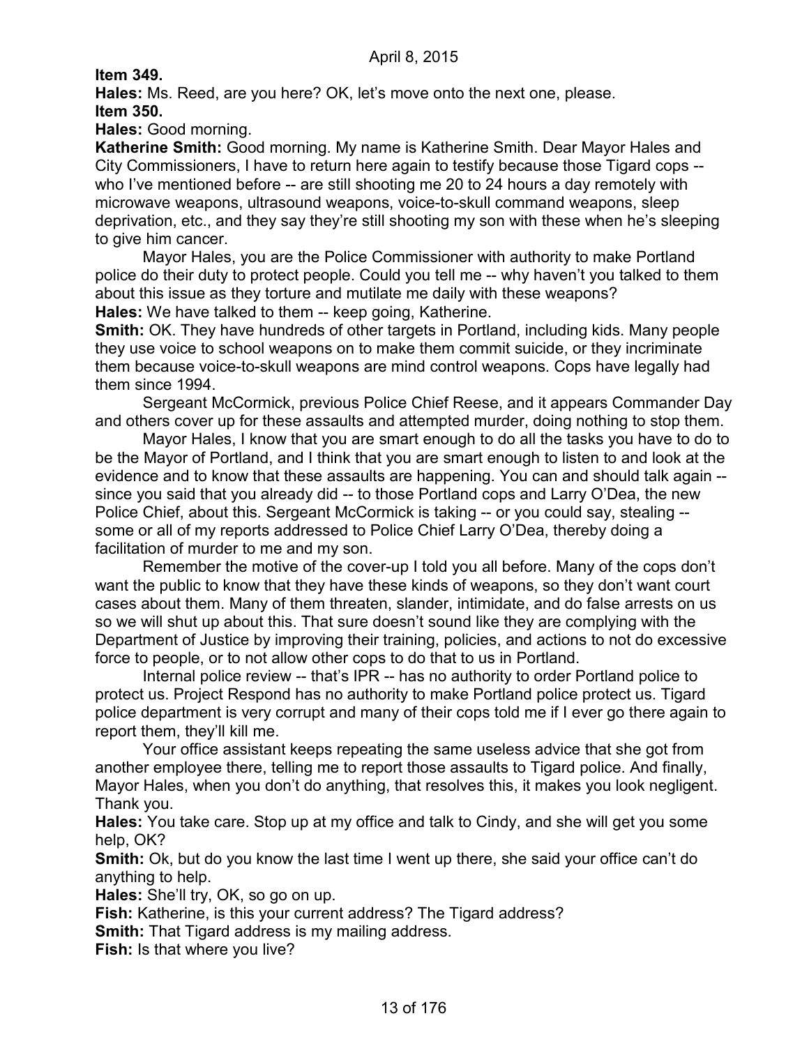**Item 349.**

**Hales:** Ms. Reed, are you here? OK, let's move onto the next one, please.

**Item 350.**

**Hales:** Good morning.

**Katherine Smith:** Good morning. My name is Katherine Smith. Dear Mayor Hales and City Commissioners, I have to return here again to testify because those Tigard cops -- who I've mentioned before -- are still shooting me 20 to 24 hours a day remotely with microwave weapons, ultrasound weapons, voice-to-skull command weapons, sleep deprivation, etc., and they say they're still shooting my son with these when he's sleeping to give him cancer.

Mayor Hales, you are the Police Commissioner with authority to make Portland police do their duty to protect people. Could you tell me -- why haven't you talked to them about this issue as they torture and mutilate me daily with these weapons?

**Hales:** We have talked to them -- keep going, Katherine.

**Smith:** OK. They have hundreds of other targets in Portland, including kids. Many people they use voice to school weapons on to make them commit suicide, or they incriminate them because voice-to-skull weapons are mind control weapons. Cops have legally had them since 1994.

Sergeant McCormick, previous Police Chief Reese, and it appears Commander Day and others cover up for these assaults and attempted murder, doing nothing to stop them.

Mayor Hales, I know that you are smart enough to do all the tasks you have to do to be the Mayor of Portland, and I think that you are smart enough to listen to and look at the evidence and to know that these assaults are happening. You can and should talk again -- since you said that you already did -- to those Portland cops and Larry O'Dea, the new Police Chief, about this. Sergeant McCormick is taking -- or you could say, stealing -- some or all of my reports addressed to Police Chief Larry O'Dea, thereby doing a facilitation of murder to me and my son.

Remember the motive of the cover-up I told you all before. Many of the cops don't want the public to know that they have these kinds of weapons, so they don't want court cases about them. Many of them threaten, slander, intimidate, and do false arrests on us so we will shut up about this. That sure doesn't sound like they are complying with the Department of Justice by improving their training, policies, and actions to not do excessive force to people, or to not allow other cops to do that to us in Portland.

Internal police review -- that's IPR -- has no authority to order Portland police to protect us. Project Respond has no authority to make Portland police protect us. Tigard police department is very corrupt and many of their cops told me if I ever go there again to report them, they'll kill me.

Your office assistant keeps repeating the same useless advice that she got from another employee there, telling me to report those assaults to Tigard police. And finally, Mayor Hales, when you don't do anything, that resolves this, it makes you look negligent. Thank you.

**Hales:** You take care. Stop up at my office and talk to Cindy, and she will get you some help, OK?

**Smith:** Ok, but do you know the last time I went up there, she said your office can't do anything to help.

**Hales:** She'll try, OK, so go on up.

**Fish:** Katherine, is this your current address? The Tigard address?

**Smith:** That Tigard address is my mailing address.

**Fish:** Is that where you live?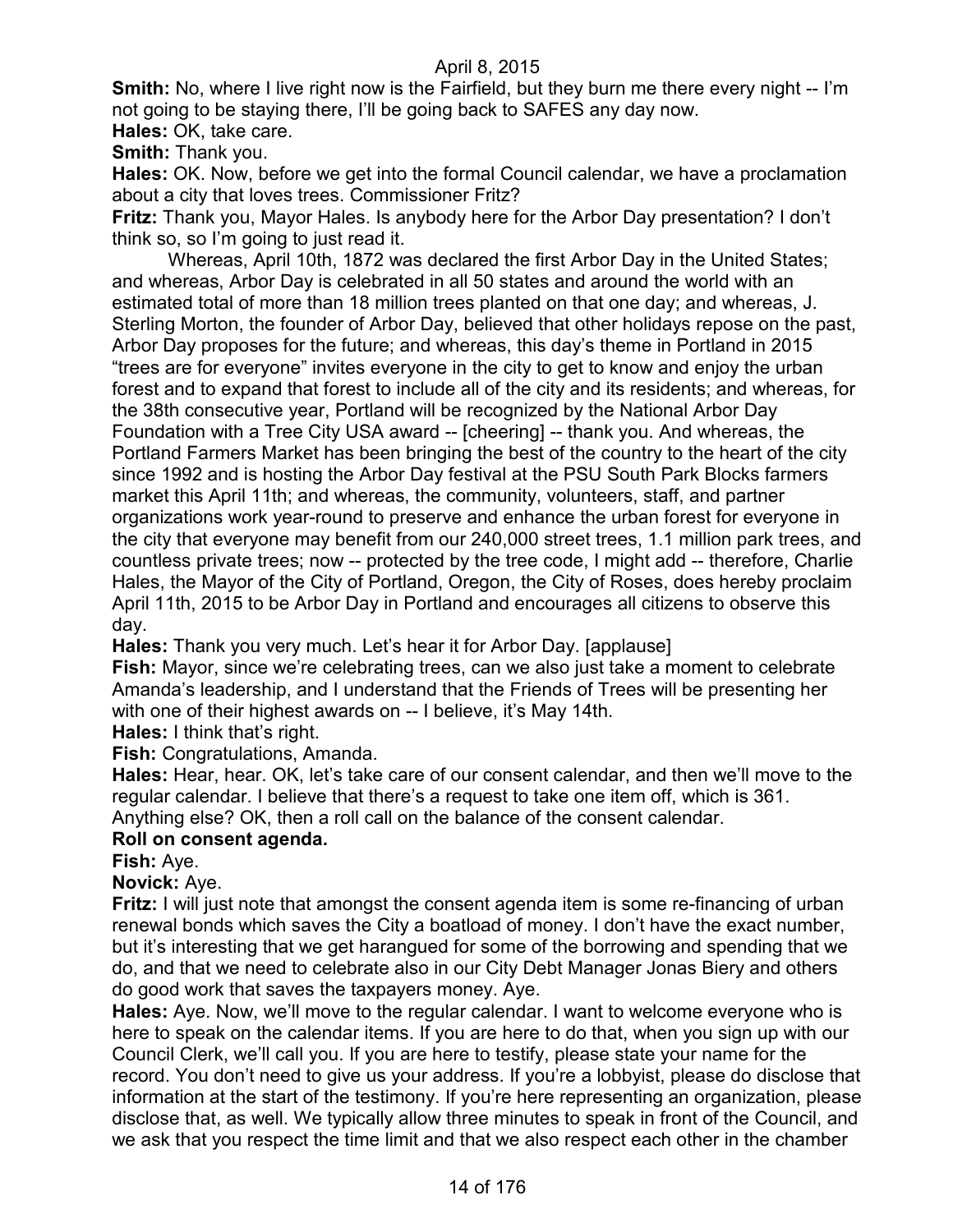**Smith:** No, where I live right now is the Fairfield, but they burn me there every night -- I'm not going to be staying there, I'll be going back to SAFES any day now.

**Hales:** OK, take care.

**Smith:** Thank you.

**Hales:** OK. Now, before we get into the formal Council calendar, we have a proclamation about a city that loves trees. Commissioner Fritz?

**Fritz:** Thank you, Mayor Hales. Is anybody here for the Arbor Day presentation? I don't think so, so I'm going to just read it.

Whereas, April 10th, 1872 was declared the first Arbor Day in the United States; and whereas, Arbor Day is celebrated in all 50 states and around the world with an estimated total of more than 18 million trees planted on that one day; and whereas, J. Sterling Morton, the founder of Arbor Day, believed that other holidays repose on the past, Arbor Day proposes for the future; and whereas, this day's theme in Portland in 2015 "trees are for everyone" invites everyone in the city to get to know and enjoy the urban forest and to expand that forest to include all of the city and its residents; and whereas, for the 38th consecutive year, Portland will be recognized by the National Arbor Day Foundation with a Tree City USA award -- [cheering] -- thank you. And whereas, the Portland Farmers Market has been bringing the best of the country to the heart of the city since 1992 and is hosting the Arbor Day festival at the PSU South Park Blocks farmers market this April 11th; and whereas, the community, volunteers, staff, and partner organizations work year-round to preserve and enhance the urban forest for everyone in the city that everyone may benefit from our 240,000 street trees, 1.1 million park trees, and countless private trees; now -- protected by the tree code, I might add -- therefore, Charlie Hales, the Mayor of the City of Portland, Oregon, the City of Roses, does hereby proclaim April 11th, 2015 to be Arbor Day in Portland and encourages all citizens to observe this day.

**Hales:** Thank you very much. Let's hear it for Arbor Day. [applause]

**Fish:** Mayor, since we're celebrating trees, can we also just take a moment to celebrate Amanda's leadership, and I understand that the Friends of Trees will be presenting her with one of their highest awards on -- I believe, it's May 14th.

**Hales:** I think that's right.

**Fish:** Congratulations, Amanda.

**Hales:** Hear, hear. OK, let's take care of our consent calendar, and then we'll move to the regular calendar. I believe that there's a request to take one item off, which is 361. Anything else? OK, then a roll call on the balance of the consent calendar.

**Roll on consent agenda.**

**Fish:** Aye.

**Novick:** Aye.

**Fritz:** I will just note that amongst the consent agenda item is some re-financing of urban renewal bonds which saves the City a boatload of money. I don't have the exact number, but it's interesting that we get harangued for some of the borrowing and spending that we do, and that we need to celebrate also in our City Debt Manager Jonas Biery and others do good work that saves the taxpayers money. Aye.

**Hales:** Aye. Now, we'll move to the regular calendar. I want to welcome everyone who is here to speak on the calendar items. If you are here to do that, when you sign up with our Council Clerk, we'll call you. If you are here to testify, please state your name for the record. You don't need to give us your address. If you're a lobbyist, please do disclose that information at the start of the testimony. If you're here representing an organization, please disclose that, as well. We typically allow three minutes to speak in front of the Council, and we ask that you respect the time limit and that we also respect each other in the chamber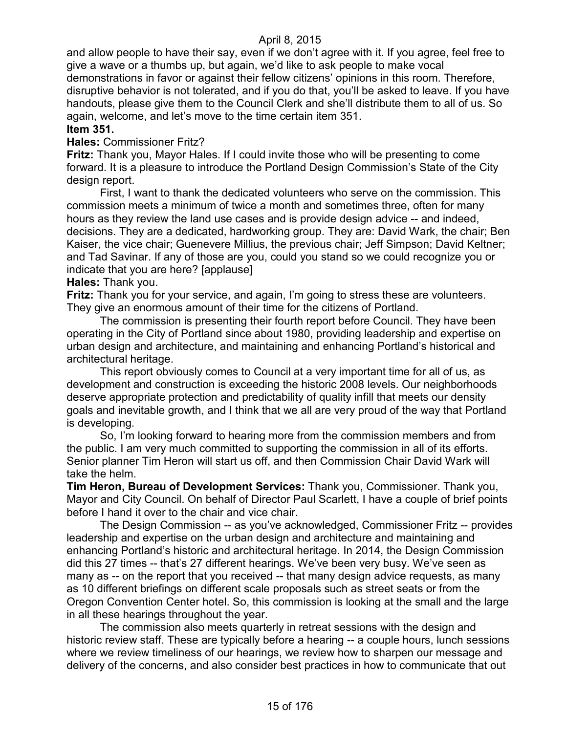and allow people to have their say, even if we don't agree with it. If you agree, feel free to give a wave or a thumbs up, but again, we'd like to ask people to make vocal demonstrations in favor or against their fellow citizens' opinions in this room. Therefore, disruptive behavior is not tolerated, and if you do that, you'll be asked to leave. If you have handouts, please give them to the Council Clerk and she'll distribute them to all of us. So again, welcome, and let's move to the time certain item 351.

**Item 351.**

**Hales:** Commissioner Fritz?

**Fritz:** Thank you, Mayor Hales. If I could invite those who will be presenting to come forward. It is a pleasure to introduce the Portland Design Commission's State of the City design report.

First, I want to thank the dedicated volunteers who serve on the commission. This commission meets a minimum of twice a month and sometimes three, often for many hours as they review the land use cases and is provide design advice -- and indeed, decisions. They are a dedicated, hardworking group. They are: David Wark, the chair; Ben Kaiser, the vice chair; Guenevere Millius, the previous chair; Jeff Simpson; David Keltner; and Tad Savinar. If any of those are you, could you stand so we could recognize you or indicate that you are here? [applause]

**Hales:** Thank you.

**Fritz:** Thank you for your service, and again, I'm going to stress these are volunteers. They give an enormous amount of their time for the citizens of Portland.

The commission is presenting their fourth report before Council. They have been operating in the City of Portland since about 1980, providing leadership and expertise on urban design and architecture, and maintaining and enhancing Portland's historical and architectural heritage.

This report obviously comes to Council at a very important time for all of us, as development and construction is exceeding the historic 2008 levels. Our neighborhoods deserve appropriate protection and predictability of quality infill that meets our density goals and inevitable growth, and I think that we all are very proud of the way that Portland is developing.

So, I'm looking forward to hearing more from the commission members and from the public. I am very much committed to supporting the commission in all of its efforts. Senior planner Tim Heron will start us off, and then Commission Chair David Wark will take the helm.

**Tim Heron, Bureau of Development Services:** Thank you, Commissioner. Thank you, Mayor and City Council. On behalf of Director Paul Scarlett, I have a couple of brief points before I hand it over to the chair and vice chair.

The Design Commission -- as you've acknowledged, Commissioner Fritz -- provides leadership and expertise on the urban design and architecture and maintaining and enhancing Portland's historic and architectural heritage. In 2014, the Design Commission did this 27 times -- that's 27 different hearings. We've been very busy. We've seen as many as -- on the report that you received -- that many design advice requests, as many as 10 different briefings on different scale proposals such as street seats or from the Oregon Convention Center hotel. So, this commission is looking at the small and the large in all these hearings throughout the year.

The commission also meets quarterly in retreat sessions with the design and historic review staff. These are typically before a hearing -- a couple hours, lunch sessions where we review timeliness of our hearings, we review how to sharpen our message and delivery of the concerns, and also consider best practices in how to communicate that out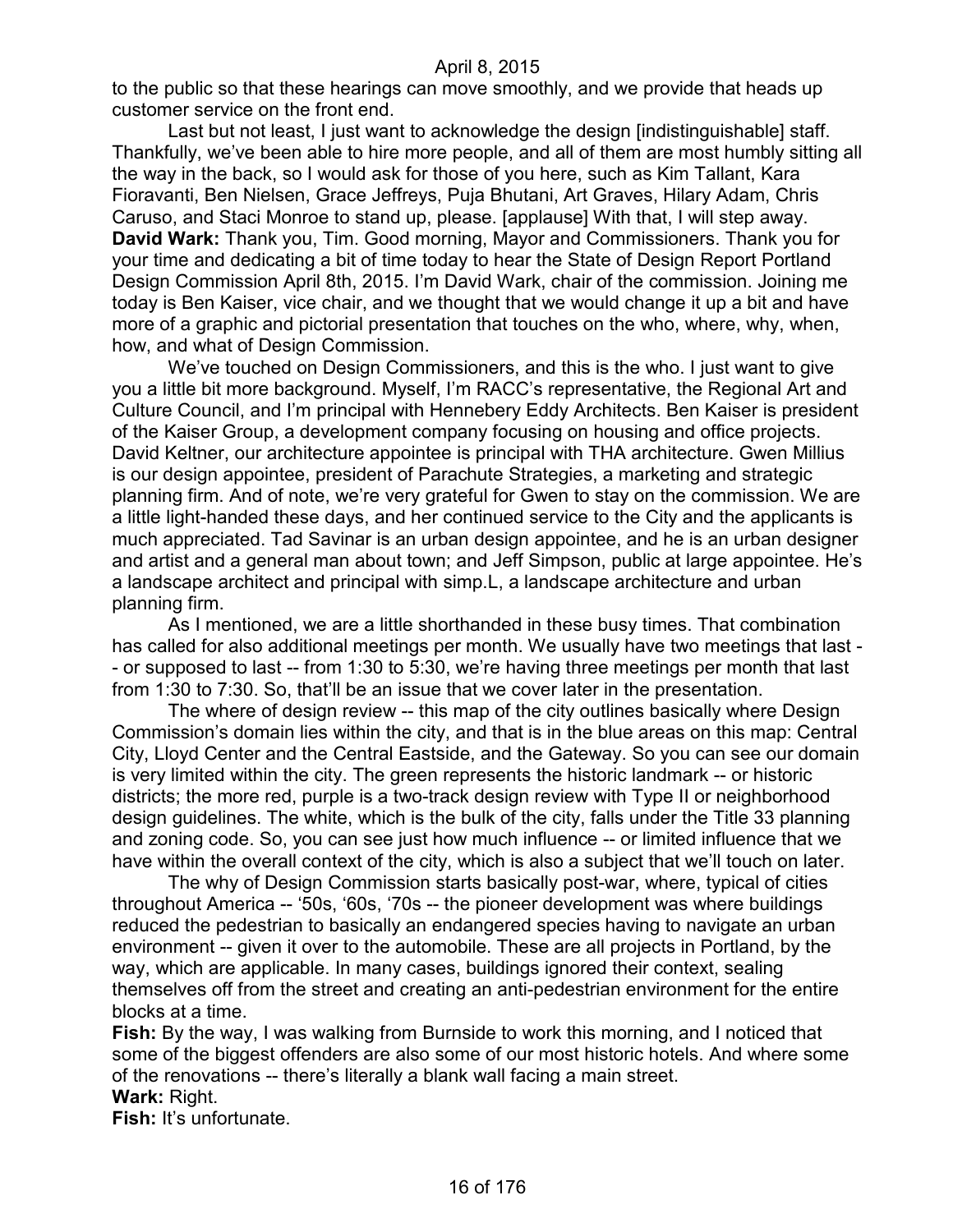to the public so that these hearings can move smoothly, and we provide that heads up customer service on the front end.

Last but not least, I just want to acknowledge the design [indistinguishable] staff. Thankfully, we've been able to hire more people, and all of them are most humbly sitting all the way in the back, so I would ask for those of you here, such as Kim Tallant, Kara Fioravanti, Ben Nielsen, Grace Jeffreys, Puja Bhutani, Art Graves, Hilary Adam, Chris Caruso, and Staci Monroe to stand up, please. [applause] With that, I will step away.

**David Wark:** Thank you, Tim. Good morning, Mayor and Commissioners. Thank you for your time and dedicating a bit of time today to hear the State of Design Report Portland Design Commission April 8th, 2015. I'm David Wark, chair of the commission. Joining me today is Ben Kaiser, vice chair, and we thought that we would change it up a bit and have more of a graphic and pictorial presentation that touches on the who, where, why, when, how, and what of Design Commission.

We've touched on Design Commissioners, and this is the who. I just want to give you a little bit more background. Myself, I'm RACC's representative, the Regional Art and Culture Council, and I'm principal with Hennebery Eddy Architects. Ben Kaiser is president of the Kaiser Group, a development company focusing on housing and office projects. David Keltner, our architecture appointee is principal with THA architecture. Gwen Millius is our design appointee, president of Parachute Strategies, a marketing and strategic planning firm. And of note, we're very grateful for Gwen to stay on the commission. We are a little light-handed these days, and her continued service to the City and the applicants is much appreciated. Tad Savinar is an urban design appointee, and he is an urban designer and artist and a general man about town; and Jeff Simpson, public at large appointee. He's a landscape architect and principal with simp.L, a landscape architecture and urban planning firm.

As I mentioned, we are a little shorthanded in these busy times. That combination has called for also additional meetings per month. We usually have two meetings that last -- or supposed to last -- from 1:30 to 5:30, we're having three meetings per month that last from 1:30 to 7:30. So, that'll be an issue that we cover later in the presentation.

The where of design review -- this map of the city outlines basically where Design Commission's domain lies within the city, and that is in the blue areas on this map: Central City, Lloyd Center and the Central Eastside, and the Gateway. So you can see our domain is very limited within the city. The green represents the historic landmark -- or historic districts; the more red, purple is a two-track design review with Type II or neighborhood design guidelines. The white, which is the bulk of the city, falls under the Title 33 planning and zoning code. So, you can see just how much influence -- or limited influence that we have within the overall context of the city, which is also a subject that we'll touch on later.

The why of Design Commission starts basically post-war, where, typical of cities throughout America -- '50s, '60s, '70s -- the pioneer development was where buildings reduced the pedestrian to basically an endangered species having to navigate an urban environment -- given it over to the automobile. These are all projects in Portland, by the way, which are applicable. In many cases, buildings ignored their context, sealing themselves off from the street and creating an anti-pedestrian environment for the entire blocks at a time.

**Fish:** By the way, I was walking from Burnside to work this morning, and I noticed that some of the biggest offenders are also some of our most historic hotels. And where some of the renovations -- there's literally a blank wall facing a main street.

**Wark:** Right.

**Fish:** It's unfortunate.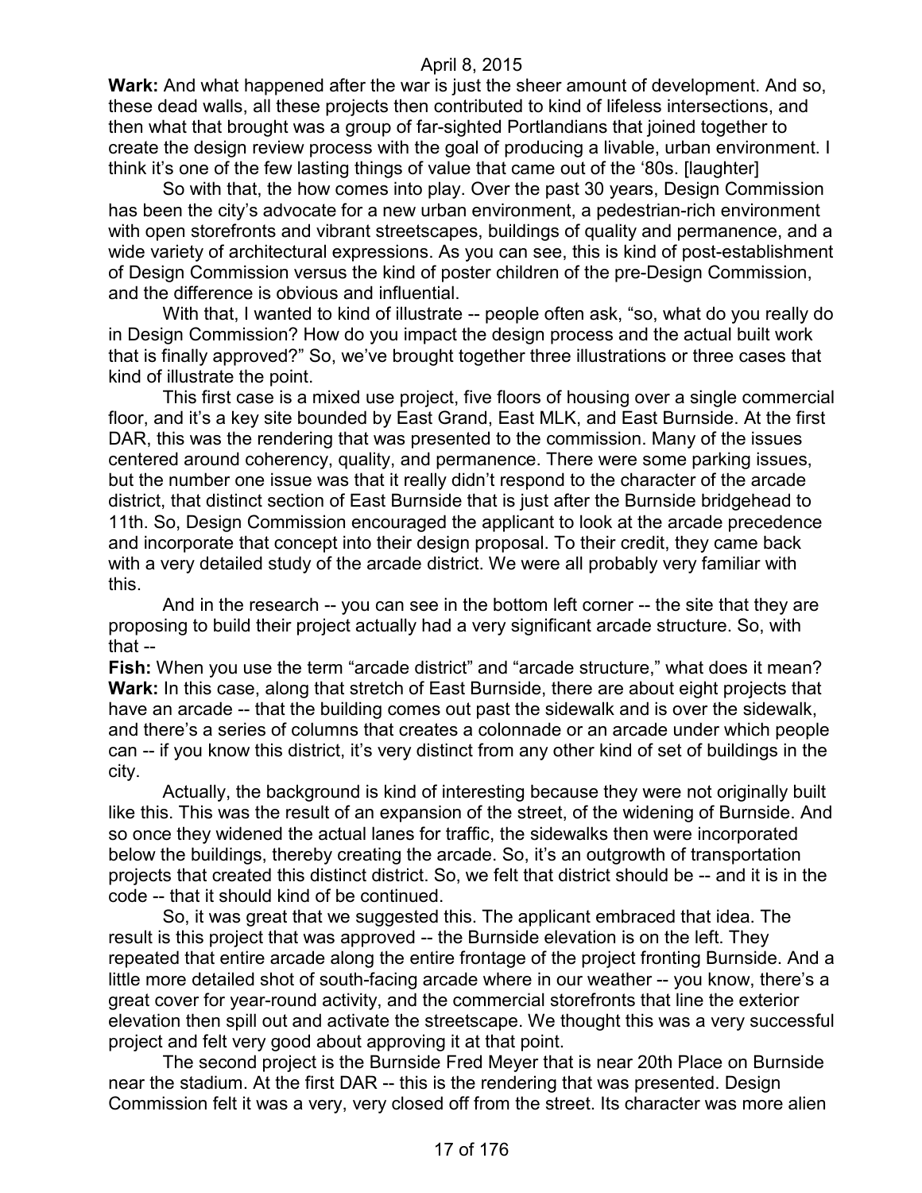**Wark:** And what happened after the war is just the sheer amount of development. And so, these dead walls, all these projects then contributed to kind of lifeless intersections, and then what that brought was a group of far-sighted Portlandians that joined together to create the design review process with the goal of producing a livable, urban environment. I think it's one of the few lasting things of value that came out of the '80s. [laughter]

So with that, the how comes into play. Over the past 30 years, Design Commission has been the city's advocate for a new urban environment, a pedestrian-rich environment with open storefronts and vibrant streetscapes, buildings of quality and permanence, and a wide variety of architectural expressions. As you can see, this is kind of post-establishment of Design Commission versus the kind of poster children of the pre-Design Commission, and the difference is obvious and influential.

With that, I wanted to kind of illustrate -- people often ask, "so, what do you really do in Design Commission? How do you impact the design process and the actual built work that is finally approved?" So, we've brought together three illustrations or three cases that kind of illustrate the point.

This first case is a mixed use project, five floors of housing over a single commercial floor, and it's a key site bounded by East Grand, East MLK, and East Burnside. At the first DAR, this was the rendering that was presented to the commission. Many of the issues centered around coherency, quality, and permanence. There were some parking issues, but the number one issue was that it really didn't respond to the character of the arcade district, that distinct section of East Burnside that is just after the Burnside bridgehead to 11th. So, Design Commission encouraged the applicant to look at the arcade precedence and incorporate that concept into their design proposal. To their credit, they came back with a very detailed study of the arcade district. We were all probably very familiar with this.

And in the research -- you can see in the bottom left corner -- the site that they are proposing to build their project actually had a very significant arcade structure. So, with that --

**Fish:** When you use the term "arcade district" and "arcade structure," what does it mean?

**Wark:** In this case, along that stretch of East Burnside, there are about eight projects that have an arcade -- that the building comes out past the sidewalk and is over the sidewalk, and there's a series of columns that creates a colonnade or an arcade under which people can -- if you know this district, it's very distinct from any other kind of set of buildings in the city.

Actually, the background is kind of interesting because they were not originally built like this. This was the result of an expansion of the street, of the widening of Burnside. And so once they widened the actual lanes for traffic, the sidewalks then were incorporated below the buildings, thereby creating the arcade. So, it's an outgrowth of transportation projects that created this distinct district. So, we felt that district should be -- and it is in the code -- that it should kind of be continued.

So, it was great that we suggested this. The applicant embraced that idea. The result is this project that was approved -- the Burnside elevation is on the left. They repeated that entire arcade along the entire frontage of the project fronting Burnside. And a little more detailed shot of south-facing arcade where in our weather -- you know, there's a great cover for year-round activity, and the commercial storefronts that line the exterior elevation then spill out and activate the streetscape. We thought this was a very successful project and felt very good about approving it at that point.

The second project is the Burnside Fred Meyer that is near 20th Place on Burnside near the stadium. At the first DAR -- this is the rendering that was presented. Design Commission felt it was a very, very closed off from the street. Its character was more alien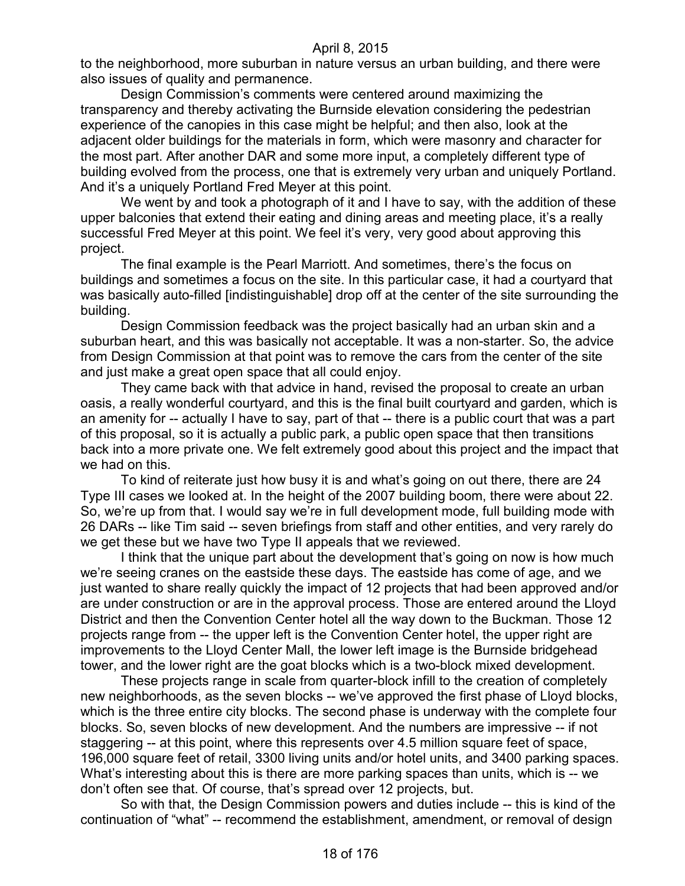to the neighborhood, more suburban in nature versus an urban building, and there were also issues of quality and permanence.

Design Commission's comments were centered around maximizing the transparency and thereby activating the Burnside elevation considering the pedestrian experience of the canopies in this case might be helpful; and then also, look at the adjacent older buildings for the materials in form, which were masonry and character for the most part. After another DAR and some more input, a completely different type of building evolved from the process, one that is extremely very urban and uniquely Portland. And it's a uniquely Portland Fred Meyer at this point.

We went by and took a photograph of it and I have to say, with the addition of these upper balconies that extend their eating and dining areas and meeting place, it's a really successful Fred Meyer at this point. We feel it's very, very good about approving this project.

The final example is the Pearl Marriott. And sometimes, there's the focus on buildings and sometimes a focus on the site. In this particular case, it had a courtyard that was basically auto-filled [indistinguishable] drop off at the center of the site surrounding the building.

Design Commission feedback was the project basically had an urban skin and a suburban heart, and this was basically not acceptable. It was a non-starter. So, the advice from Design Commission at that point was to remove the cars from the center of the site and just make a great open space that all could enjoy.

They came back with that advice in hand, revised the proposal to create an urban oasis, a really wonderful courtyard, and this is the final built courtyard and garden, which is an amenity for -- actually I have to say, part of that -- there is a public court that was a part of this proposal, so it is actually a public park, a public open space that then transitions back into a more private one. We felt extremely good about this project and the impact that we had on this.

To kind of reiterate just how busy it is and what's going on out there, there are 24 Type III cases we looked at. In the height of the 2007 building boom, there were about 22. So, we're up from that. I would say we're in full development mode, full building mode with 26 DARs -- like Tim said -- seven briefings from staff and other entities, and very rarely do we get these but we have two Type II appeals that we reviewed.

I think that the unique part about the development that's going on now is how much we're seeing cranes on the eastside these days. The eastside has come of age, and we just wanted to share really quickly the impact of 12 projects that had been approved and/or are under construction or are in the approval process. Those are entered around the Lloyd District and then the Convention Center hotel all the way down to the Buckman. Those 12 projects range from -- the upper left is the Convention Center hotel, the upper right are improvements to the Lloyd Center Mall, the lower left image is the Burnside bridgehead tower, and the lower right are the goat blocks which is a two-block mixed development.

These projects range in scale from quarter-block infill to the creation of completely new neighborhoods, as the seven blocks -- we've approved the first phase of Lloyd blocks, which is the three entire city blocks. The second phase is underway with the complete four blocks. So, seven blocks of new development. And the numbers are impressive -- if not staggering -- at this point, where this represents over 4.5 million square feet of space, 196,000 square feet of retail, 3300 living units and/or hotel units, and 3400 parking spaces. What's interesting about this is there are more parking spaces than units, which is -- we don't often see that. Of course, that's spread over 12 projects, but.

So with that, the Design Commission powers and duties include -- this is kind of the continuation of "what" -- recommend the establishment, amendment, or removal of design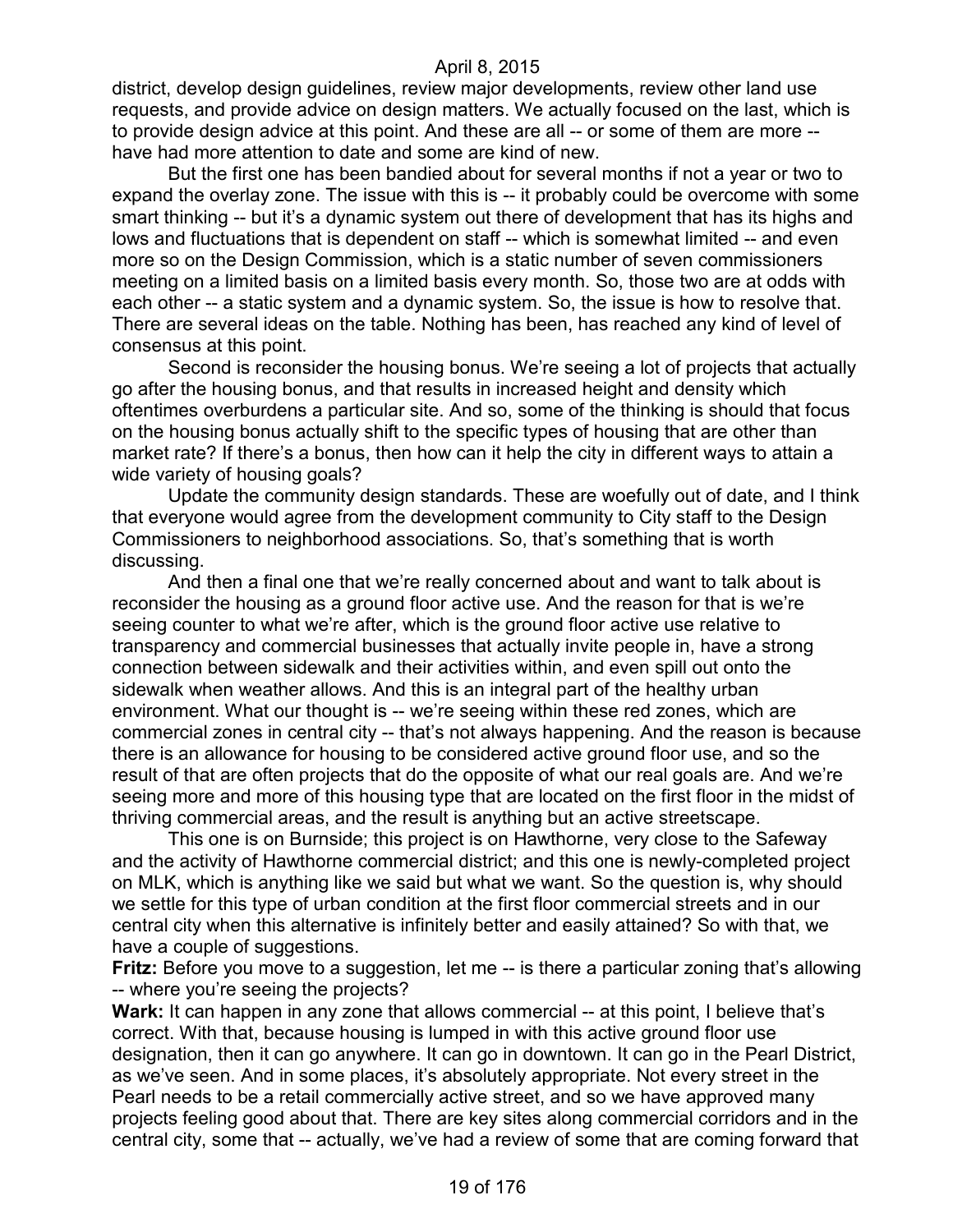district, develop design guidelines, review major developments, review other land use requests, and provide advice on design matters. We actually focused on the last, which is to provide design advice at this point. And these are all -- or some of them are more -- have had more attention to date and some are kind of new.

But the first one has been bandied about for several months if not a year or two to expand the overlay zone. The issue with this is -- it probably could be overcome with some smart thinking -- but it's a dynamic system out there of development that has its highs and lows and fluctuations that is dependent on staff -- which is somewhat limited -- and even more so on the Design Commission, which is a static number of seven commissioners meeting on a limited basis on a limited basis every month. So, those two are at odds with each other -- a static system and a dynamic system. So, the issue is how to resolve that. There are several ideas on the table. Nothing has been, has reached any kind of level of consensus at this point.

Second is reconsider the housing bonus. We're seeing a lot of projects that actually go after the housing bonus, and that results in increased height and density which oftentimes overburdens a particular site. And so, some of the thinking is should that focus on the housing bonus actually shift to the specific types of housing that are other than market rate? If there's a bonus, then how can it help the city in different ways to attain a wide variety of housing goals?

Update the community design standards. These are woefully out of date, and I think that everyone would agree from the development community to City staff to the Design Commissioners to neighborhood associations. So, that's something that is worth discussing.

And then a final one that we're really concerned about and want to talk about is reconsider the housing as a ground floor active use. And the reason for that is we're seeing counter to what we're after, which is the ground floor active use relative to transparency and commercial businesses that actually invite people in, have a strong connection between sidewalk and their activities within, and even spill out onto the sidewalk when weather allows. And this is an integral part of the healthy urban environment. What our thought is -- we're seeing within these red zones, which are commercial zones in central city -- that's not always happening. And the reason is because there is an allowance for housing to be considered active ground floor use, and so the result of that are often projects that do the opposite of what our real goals are. And we're seeing more and more of this housing type that are located on the first floor in the midst of thriving commercial areas, and the result is anything but an active streetscape.

This one is on Burnside; this project is on Hawthorne, very close to the Safeway and the activity of Hawthorne commercial district; and this one is newly-completed project on MLK, which is anything like we said but what we want. So the question is, why should we settle for this type of urban condition at the first floor commercial streets and in our central city when this alternative is infinitely better and easily attained? So with that, we have a couple of suggestions.

**Fritz:** Before you move to a suggestion, let me -- is there a particular zoning that's allowing -- where you're seeing the projects?

**Wark:** It can happen in any zone that allows commercial -- at this point, I believe that's correct. With that, because housing is lumped in with this active ground floor use designation, then it can go anywhere. It can go in downtown. It can go in the Pearl District, as we've seen. And in some places, it's absolutely appropriate. Not every street in the Pearl needs to be a retail commercially active street, and so we have approved many projects feeling good about that. There are key sites along commercial corridors and in the central city, some that -- actually, we've had a review of some that are coming forward that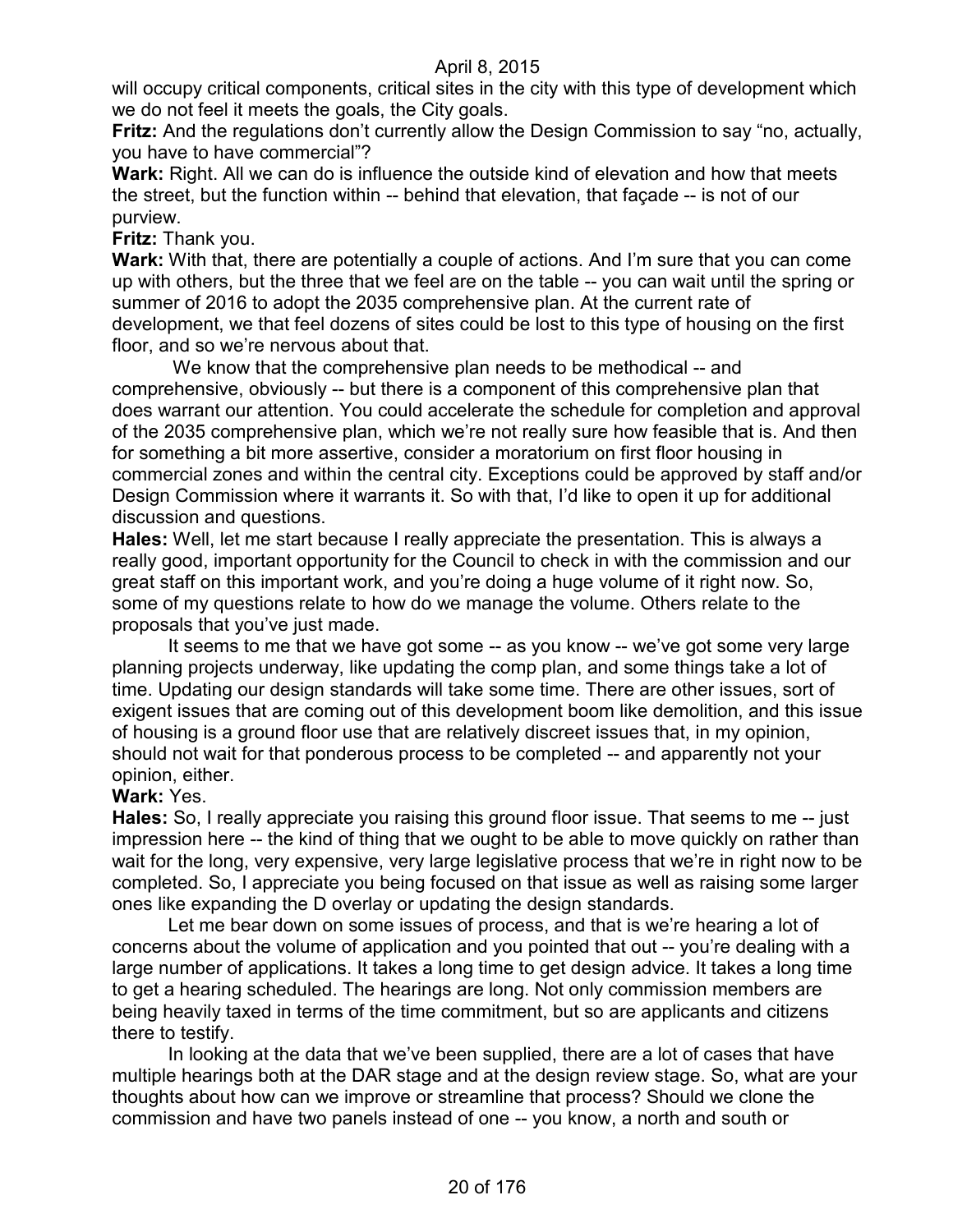will occupy critical components, critical sites in the city with this type of development which we do not feel it meets the goals, the City goals.

**Fritz:** And the regulations don't currently allow the Design Commission to say "no, actually, you have to have commercial"?

**Wark:** Right. All we can do is influence the outside kind of elevation and how that meets the street, but the function within -- behind that elevation, that façade -- is not of our purview.

**Fritz:** Thank you.

**Wark:** With that, there are potentially a couple of actions. And I'm sure that you can come up with others, but the three that we feel are on the table -- you can wait until the spring or summer of 2016 to adopt the 2035 comprehensive plan. At the current rate of development, we that feel dozens of sites could be lost to this type of housing on the first floor, and so we're nervous about that.

We know that the comprehensive plan needs to be methodical -- and comprehensive, obviously -- but there is a component of this comprehensive plan that does warrant our attention. You could accelerate the schedule for completion and approval of the 2035 comprehensive plan, which we're not really sure how feasible that is. And then for something a bit more assertive, consider a moratorium on first floor housing in commercial zones and within the central city. Exceptions could be approved by staff and/or Design Commission where it warrants it. So with that, I'd like to open it up for additional discussion and questions.

**Hales:** Well, let me start because I really appreciate the presentation. This is always a really good, important opportunity for the Council to check in with the commission and our great staff on this important work, and you're doing a huge volume of it right now. So, some of my questions relate to how do we manage the volume. Others relate to the proposals that you've just made.

It seems to me that we have got some -- as you know -- we've got some very large planning projects underway, like updating the comp plan, and some things take a lot of time. Updating our design standards will take some time. There are other issues, sort of exigent issues that are coming out of this development boom like demolition, and this issue of housing is a ground floor use that are relatively discreet issues that, in my opinion, should not wait for that ponderous process to be completed -- and apparently not your opinion, either.

**Wark:** Yes.

**Hales:** So, I really appreciate you raising this ground floor issue. That seems to me -- just impression here -- the kind of thing that we ought to be able to move quickly on rather than wait for the long, very expensive, very large legislative process that we're in right now to be completed. So, I appreciate you being focused on that issue as well as raising some larger ones like expanding the D overlay or updating the design standards.

Let me bear down on some issues of process, and that is we're hearing a lot of concerns about the volume of application and you pointed that out -- you're dealing with a large number of applications. It takes a long time to get design advice. It takes a long time to get a hearing scheduled. The hearings are long. Not only commission members are being heavily taxed in terms of the time commitment, but so are applicants and citizens there to testify.

In looking at the data that we've been supplied, there are a lot of cases that have multiple hearings both at the DAR stage and at the design review stage. So, what are your thoughts about how can we improve or streamline that process? Should we clone the commission and have two panels instead of one -- you know, a north and south or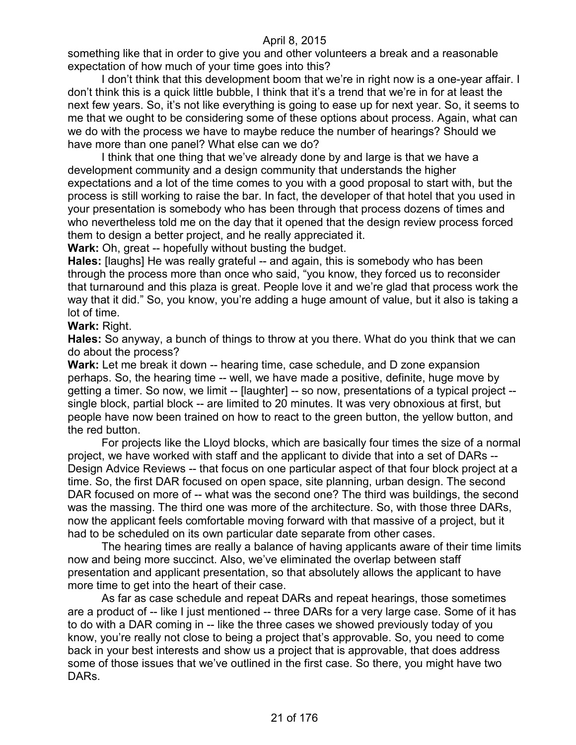something like that in order to give you and other volunteers a break and a reasonable expectation of how much of your time goes into this?

I don't think that this development boom that we're in right now is a one-year affair. I don't think this is a quick little bubble, I think that it's a trend that we're in for at least the next few years. So, it's not like everything is going to ease up for next year. So, it seems to me that we ought to be considering some of these options about process. Again, what can we do with the process we have to maybe reduce the number of hearings? Should we have more than one panel? What else can we do?

I think that one thing that we've already done by and large is that we have a development community and a design community that understands the higher expectations and a lot of the time comes to you with a good proposal to start with, but the process is still working to raise the bar. In fact, the developer of that hotel that you used in your presentation is somebody who has been through that process dozens of times and who nevertheless told me on the day that it opened that the design review process forced them to design a better project, and he really appreciated it.

**Wark:** Oh, great -- hopefully without busting the budget.

**Hales:** [laughs] He was really grateful -- and again, this is somebody who has been through the process more than once who said, "you know, they forced us to reconsider that turnaround and this plaza is great. People love it and we're glad that process work the way that it did." So, you know, you're adding a huge amount of value, but it also is taking a lot of time.

**Wark:** Right.

**Hales:** So anyway, a bunch of things to throw at you there. What do you think that we can do about the process?

**Wark:** Let me break it down -- hearing time, case schedule, and D zone expansion perhaps. So, the hearing time -- well, we have made a positive, definite, huge move by getting a timer. So now, we limit -- [laughter] -- so now, presentations of a typical project -- single block, partial block -- are limited to 20 minutes. It was very obnoxious at first, but people have now been trained on how to react to the green button, the yellow button, and the red button.

For projects like the Lloyd blocks, which are basically four times the size of a normal project, we have worked with staff and the applicant to divide that into a set of DARs -- Design Advice Reviews -- that focus on one particular aspect of that four block project at a time. So, the first DAR focused on open space, site planning, urban design. The second DAR focused on more of -- what was the second one? The third was buildings, the second was the massing. The third one was more of the architecture. So, with those three DARs, now the applicant feels comfortable moving forward with that massive of a project, but it had to be scheduled on its own particular date separate from other cases.

The hearing times are really a balance of having applicants aware of their time limits now and being more succinct. Also, we've eliminated the overlap between staff presentation and applicant presentation, so that absolutely allows the applicant to have more time to get into the heart of their case.

As far as case schedule and repeat DARs and repeat hearings, those sometimes are a product of -- like I just mentioned -- three DARs for a very large case. Some of it has to do with a DAR coming in -- like the three cases we showed previously today of you know, you're really not close to being a project that's approvable. So, you need to come back in your best interests and show us a project that is approvable, that does address some of those issues that we've outlined in the first case. So there, you might have two DARs.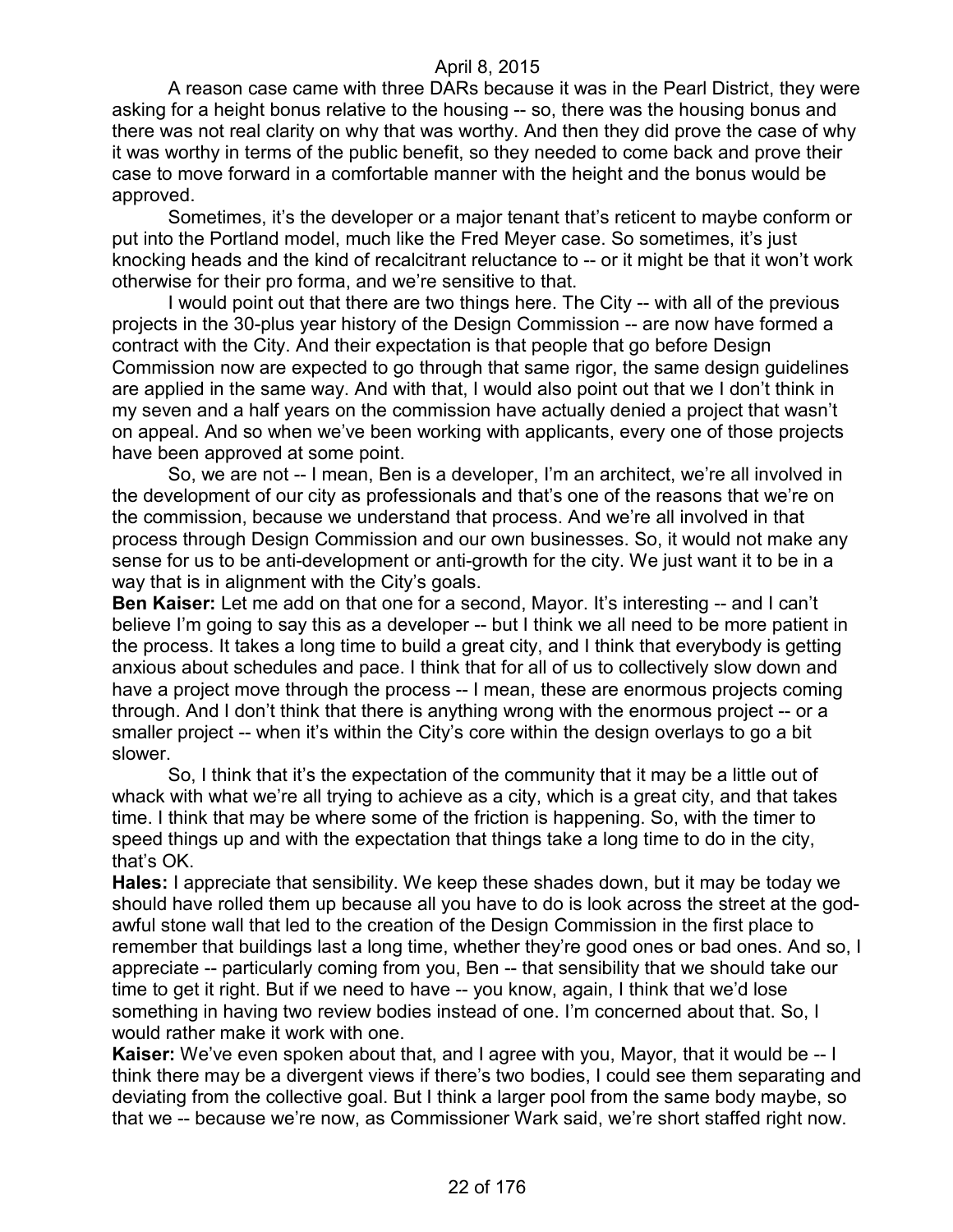A reason case came with three DARs because it was in the Pearl District, they were asking for a height bonus relative to the housing -- so, there was the housing bonus and there was not real clarity on why that was worthy. And then they did prove the case of why it was worthy in terms of the public benefit, so they needed to come back and prove their case to move forward in a comfortable manner with the height and the bonus would be approved.

Sometimes, it's the developer or a major tenant that's reticent to maybe conform or put into the Portland model, much like the Fred Meyer case. So sometimes, it's just knocking heads and the kind of recalcitrant reluctance to -- or it might be that it won't work otherwise for their pro forma, and we're sensitive to that.

I would point out that there are two things here. The City -- with all of the previous projects in the 30-plus year history of the Design Commission -- are now have formed a contract with the City. And their expectation is that people that go before Design Commission now are expected to go through that same rigor, the same design guidelines are applied in the same way. And with that, I would also point out that we I don't think in my seven and a half years on the commission have actually denied a project that wasn't on appeal. And so when we've been working with applicants, every one of those projects have been approved at some point.

So, we are not -- I mean, Ben is a developer, I'm an architect, we're all involved in the development of our city as professionals and that's one of the reasons that we're on the commission, because we understand that process. And we're all involved in that process through Design Commission and our own businesses. So, it would not make any sense for us to be anti-development or anti-growth for the city. We just want it to be in a way that is in alignment with the City's goals.

**Ben Kaiser:** Let me add on that one for a second, Mayor. It's interesting -- and I can't believe I'm going to say this as a developer -- but I think we all need to be more patient in the process. It takes a long time to build a great city, and I think that everybody is getting anxious about schedules and pace. I think that for all of us to collectively slow down and have a project move through the process -- I mean, these are enormous projects coming through. And I don't think that there is anything wrong with the enormous project -- or a smaller project -- when it's within the City's core within the design overlays to go a bit slower.

So, I think that it's the expectation of the community that it may be a little out of whack with what we're all trying to achieve as a city, which is a great city, and that takes time. I think that may be where some of the friction is happening. So, with the timer to speed things up and with the expectation that things take a long time to do in the city, that's OK.

**Hales:** I appreciate that sensibility. We keep these shades down, but it may be today we should have rolled them up because all you have to do is look across the street at the god-awful stone wall that led to the creation of the Design Commission in the first place to remember that buildings last a long time, whether they're good ones or bad ones. And so, I appreciate -- particularly coming from you, Ben -- that sensibility that we should take our time to get it right. But if we need to have -- you know, again, I think that we'd lose something in having two review bodies instead of one. I'm concerned about that. So, I would rather make it work with one.

**Kaiser:** We've even spoken about that, and I agree with you, Mayor, that it would be -- I think there may be a divergent views if there's two bodies, I could see them separating and deviating from the collective goal. But I think a larger pool from the same body maybe, so that we -- because we're now, as Commissioner Wark said, we're short staffed right now.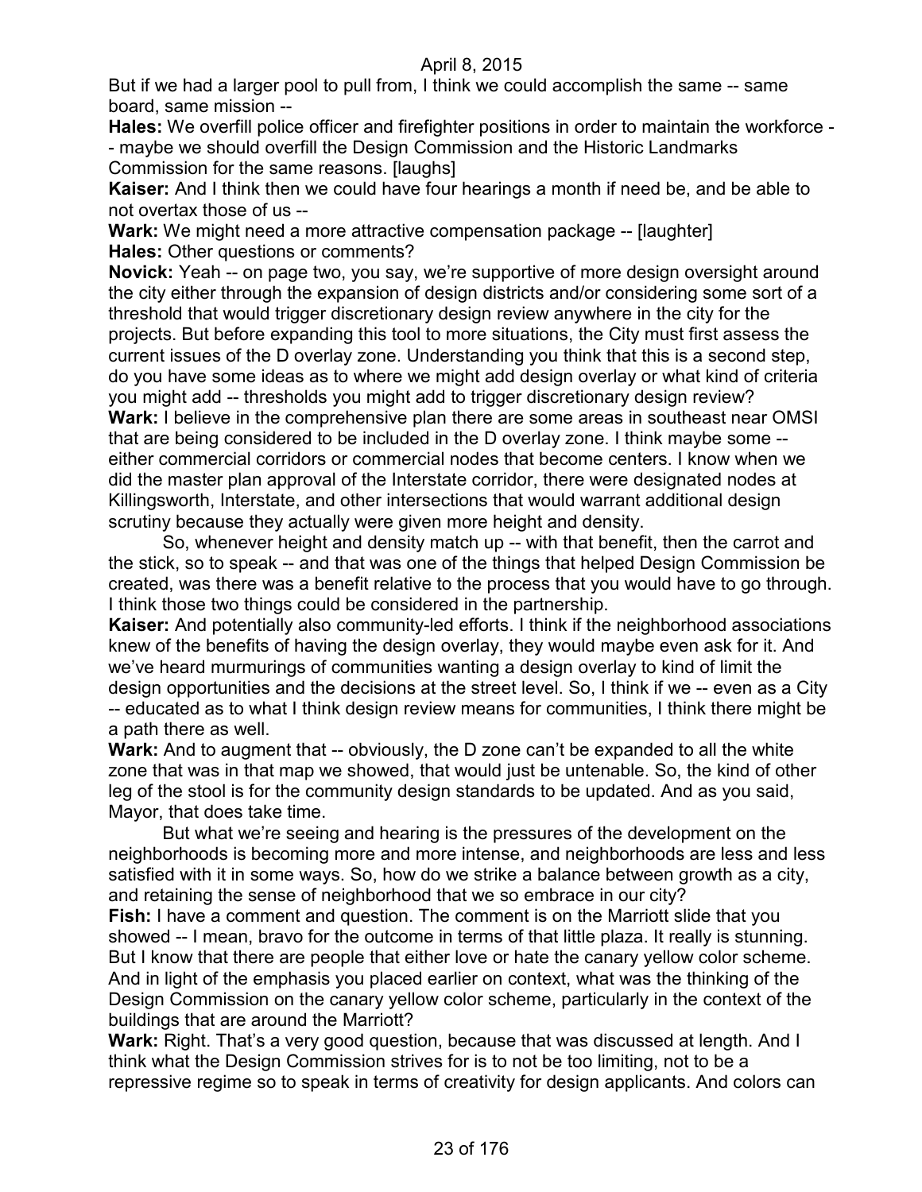But if we had a larger pool to pull from, I think we could accomplish the same -- same board, same mission --

**Hales:** We overfill police officer and firefighter positions in order to maintain the workforce -- maybe we should overfill the Design Commission and the Historic Landmarks Commission for the same reasons. [laughs]

**Kaiser:** And I think then we could have four hearings a month if need be, and be able to not overtax those of us --

**Wark:** We might need a more attractive compensation package -- [laughter]

**Hales:** Other questions or comments?

**Novick:** Yeah -- on page two, you say, we're supportive of more design oversight around the city either through the expansion of design districts and/or considering some sort of a threshold that would trigger discretionary design review anywhere in the city for the projects. But before expanding this tool to more situations, the City must first assess the current issues of the D overlay zone. Understanding you think that this is a second step, do you have some ideas as to where we might add design overlay or what kind of criteria you might add -- thresholds you might add to trigger discretionary design review?

**Wark:** I believe in the comprehensive plan there are some areas in southeast near OMSI that are being considered to be included in the D overlay zone. I think maybe some -- either commercial corridors or commercial nodes that become centers. I know when we did the master plan approval of the Interstate corridor, there were designated nodes at Killingsworth, Interstate, and other intersections that would warrant additional design scrutiny because they actually were given more height and density.

So, whenever height and density match up -- with that benefit, then the carrot and the stick, so to speak -- and that was one of the things that helped Design Commission be created, was there was a benefit relative to the process that you would have to go through. I think those two things could be considered in the partnership.

**Kaiser:** And potentially also community-led efforts. I think if the neighborhood associations knew of the benefits of having the design overlay, they would maybe even ask for it. And we've heard murmurings of communities wanting a design overlay to kind of limit the design opportunities and the decisions at the street level. So, I think if we -- even as a City -- educated as to what I think design review means for communities, I think there might be a path there as well.

**Wark:** And to augment that -- obviously, the D zone can't be expanded to all the white zone that was in that map we showed, that would just be untenable. So, the kind of other leg of the stool is for the community design standards to be updated. And as you said, Mayor, that does take time.

But what we're seeing and hearing is the pressures of the development on the neighborhoods is becoming more and more intense, and neighborhoods are less and less satisfied with it in some ways. So, how do we strike a balance between growth as a city, and retaining the sense of neighborhood that we so embrace in our city?

**Fish:** I have a comment and question. The comment is on the Marriott slide that you showed -- I mean, bravo for the outcome in terms of that little plaza. It really is stunning. But I know that there are people that either love or hate the canary yellow color scheme. And in light of the emphasis you placed earlier on context, what was the thinking of the Design Commission on the canary yellow color scheme, particularly in the context of the buildings that are around the Marriott?

**Wark:** Right. That's a very good question, because that was discussed at length. And I think what the Design Commission strives for is to not be too limiting, not to be a repressive regime so to speak in terms of creativity for design applicants. And colors can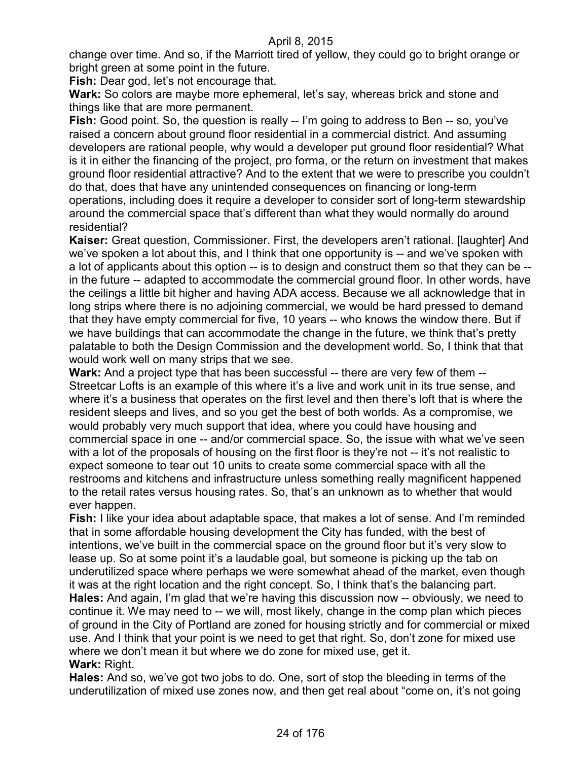change over time. And so, if the Marriott tired of yellow, they could go to bright orange or bright green at some point in the future.

**Fish:** Dear god, let's not encourage that.

**Wark:** So colors are maybe more ephemeral, let's say, whereas brick and stone and things like that are more permanent.

**Fish:** Good point. So, the question is really -- I'm going to address to Ben -- so, you've raised a concern about ground floor residential in a commercial district. And assuming developers are rational people, why would a developer put ground floor residential? What is it in either the financing of the project, pro forma, or the return on investment that makes ground floor residential attractive? And to the extent that we were to prescribe you couldn't do that, does that have any unintended consequences on financing or long-term operations, including does it require a developer to consider sort of long-term stewardship around the commercial space that's different than what they would normally do around residential?

**Kaiser:** Great question, Commissioner. First, the developers aren't rational. [laughter] And we've spoken a lot about this, and I think that one opportunity is -- and we've spoken with a lot of applicants about this option -- is to design and construct them so that they can be -- in the future -- adapted to accommodate the commercial ground floor. In other words, have the ceilings a little bit higher and having ADA access. Because we all acknowledge that in long strips where there is no adjoining commercial, we would be hard pressed to demand that they have empty commercial for five, 10 years -- who knows the window there. But if we have buildings that can accommodate the change in the future, we think that's pretty palatable to both the Design Commission and the development world. So, I think that that would work well on many strips that we see.

**Wark:** And a project type that has been successful -- there are very few of them -- Streetcar Lofts is an example of this where it's a live and work unit in its true sense, and where it's a business that operates on the first level and then there's loft that is where the resident sleeps and lives, and so you get the best of both worlds. As a compromise, we would probably very much support that idea, where you could have housing and commercial space in one -- and/or commercial space. So, the issue with what we've seen with a lot of the proposals of housing on the first floor is they're not -- it's not realistic to expect someone to tear out 10 units to create some commercial space with all the restrooms and kitchens and infrastructure unless something really magnificent happened to the retail rates versus housing rates. So, that's an unknown as to whether that would ever happen.

**Fish:** I like your idea about adaptable space, that makes a lot of sense. And I'm reminded that in some affordable housing development the City has funded, with the best of intentions, we've built in the commercial space on the ground floor but it's very slow to lease up. So at some point it's a laudable goal, but someone is picking up the tab on underutilized space where perhaps we were somewhat ahead of the market, even though it was at the right location and the right concept. So, I think that's the balancing part.

**Hales:** And again, I'm glad that we're having this discussion now -- obviously, we need to continue it. We may need to -- we will, most likely, change in the comp plan which pieces of ground in the City of Portland are zoned for housing strictly and for commercial or mixed use. And I think that your point is we need to get that right. So, don't zone for mixed use where we don't mean it but where we do zone for mixed use, get it.

**Wark:** Right.

**Hales:** And so, we've got two jobs to do. One, sort of stop the bleeding in terms of the underutilization of mixed use zones now, and then get real about "come on, it's not going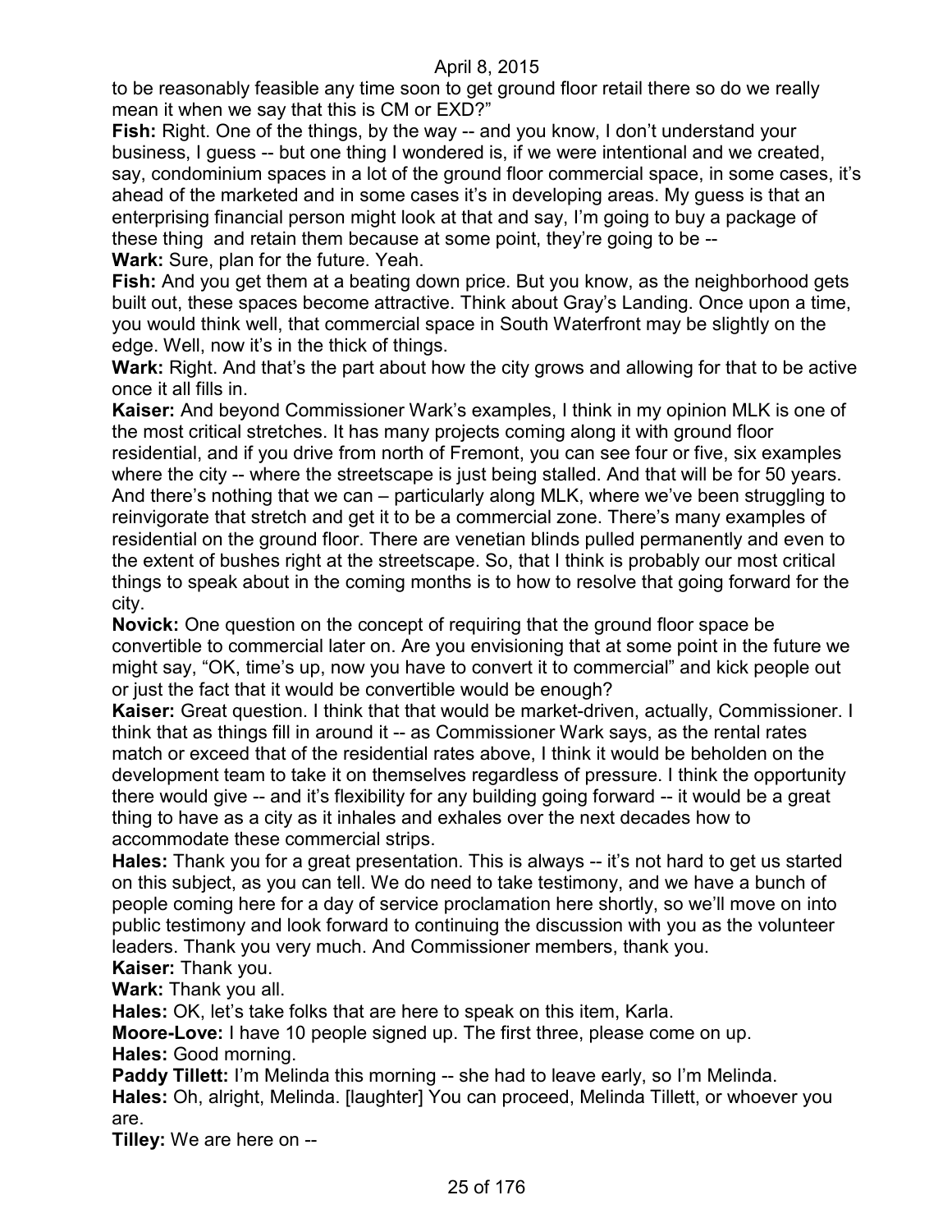to be reasonably feasible any time soon to get ground floor retail there so do we really mean it when we say that this is CM or EXD?"

**Fish:** Right. One of the things, by the way -- and you know, I don't understand your business, I guess -- but one thing I wondered is, if we were intentional and we created, say, condominium spaces in a lot of the ground floor commercial space, in some cases, it's ahead of the marketed and in some cases it's in developing areas. My guess is that an enterprising financial person might look at that and say, I'm going to buy a package of these thing and retain them because at some point, they're going to be --

**Wark:** Sure, plan for the future. Yeah.

**Fish:** And you get them at a beating down price. But you know, as the neighborhood gets built out, these spaces become attractive. Think about Gray's Landing. Once upon a time, you would think well, that commercial space in South Waterfront may be slightly on the edge. Well, now it's in the thick of things.

**Wark:** Right. And that's the part about how the city grows and allowing for that to be active once it all fills in.

**Kaiser:** And beyond Commissioner Wark's examples, I think in my opinion MLK is one of the most critical stretches. It has many projects coming along it with ground floor residential, and if you drive from north of Fremont, you can see four or five, six examples where the city -- where the streetscape is just being stalled. And that will be for 50 years. And there's nothing that we can – particularly along MLK, where we've been struggling to reinvigorate that stretch and get it to be a commercial zone. There's many examples of residential on the ground floor. There are venetian blinds pulled permanently and even to the extent of bushes right at the streetscape. So, that I think is probably our most critical things to speak about in the coming months is to how to resolve that going forward for the city.

**Novick:** One question on the concept of requiring that the ground floor space be convertible to commercial later on. Are you envisioning that at some point in the future we might say, "OK, time's up, now you have to convert it to commercial" and kick people out or just the fact that it would be convertible would be enough?

**Kaiser:** Great question. I think that that would be market-driven, actually, Commissioner. I think that as things fill in around it -- as Commissioner Wark says, as the rental rates match or exceed that of the residential rates above, I think it would be beholden on the development team to take it on themselves regardless of pressure. I think the opportunity there would give -- and it's flexibility for any building going forward -- it would be a great thing to have as a city as it inhales and exhales over the next decades how to accommodate these commercial strips.

**Hales:** Thank you for a great presentation. This is always -- it's not hard to get us started on this subject, as you can tell. We do need to take testimony, and we have a bunch of people coming here for a day of service proclamation here shortly, so we'll move on into public testimony and look forward to continuing the discussion with you as the volunteer leaders. Thank you very much. And Commissioner members, thank you.

**Kaiser:** Thank you.

**Wark:** Thank you all.

**Hales:** OK, let's take folks that are here to speak on this item, Karla.

**Moore-Love:** I have 10 people signed up. The first three, please come on up.

**Hales:** Good morning.

**Paddy Tillett:** I'm Melinda this morning -- she had to leave early, so I'm Melinda.

**Hales:** Oh, alright, Melinda. [laughter] You can proceed, Melinda Tillett, or whoever you are.

**Tilley:** We are here on --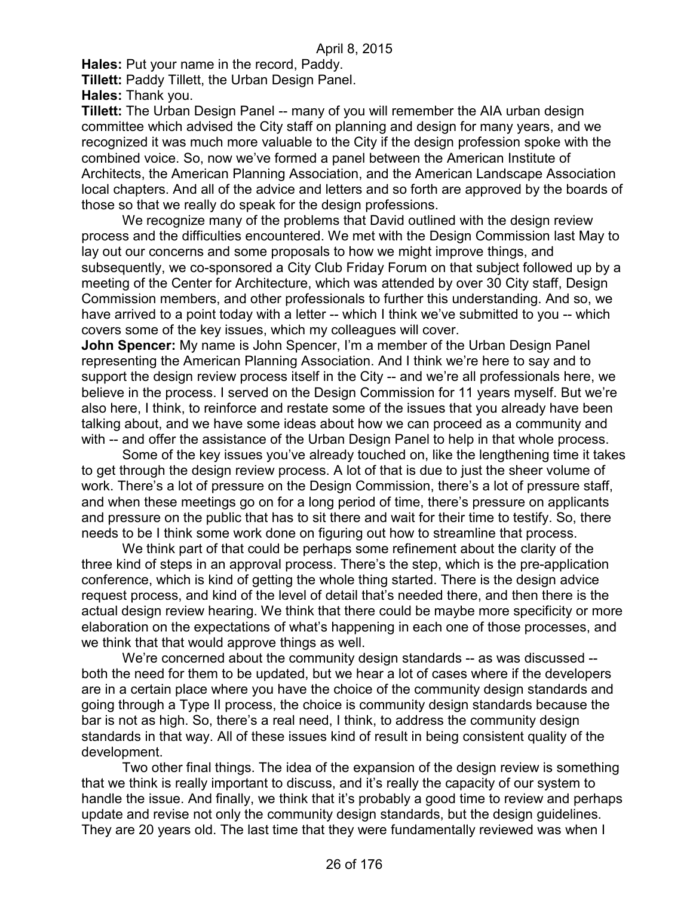**Hales:** Put your name in the record, Paddy.

**Tillett:** Paddy Tillett, the Urban Design Panel.

**Hales:** Thank you.

**Tillett:** The Urban Design Panel -- many of you will remember the AIA urban design committee which advised the City staff on planning and design for many years, and we recognized it was much more valuable to the City if the design profession spoke with the combined voice. So, now we've formed a panel between the American Institute of Architects, the American Planning Association, and the American Landscape Association local chapters. And all of the advice and letters and so forth are approved by the boards of those so that we really do speak for the design professions.

We recognize many of the problems that David outlined with the design review process and the difficulties encountered. We met with the Design Commission last May to lay out our concerns and some proposals to how we might improve things, and subsequently, we co-sponsored a City Club Friday Forum on that subject followed up by a meeting of the Center for Architecture, which was attended by over 30 City staff, Design Commission members, and other professionals to further this understanding. And so, we have arrived to a point today with a letter -- which I think we've submitted to you -- which covers some of the key issues, which my colleagues will cover.

**John Spencer:** My name is John Spencer, I'm a member of the Urban Design Panel representing the American Planning Association. And I think we're here to say and to support the design review process itself in the City -- and we're all professionals here, we believe in the process. I served on the Design Commission for 11 years myself. But we're also here, I think, to reinforce and restate some of the issues that you already have been talking about, and we have some ideas about how we can proceed as a community and with -- and offer the assistance of the Urban Design Panel to help in that whole process.

Some of the key issues you've already touched on, like the lengthening time it takes to get through the design review process. A lot of that is due to just the sheer volume of work. There's a lot of pressure on the Design Commission, there's a lot of pressure staff, and when these meetings go on for a long period of time, there's pressure on applicants and pressure on the public that has to sit there and wait for their time to testify. So, there needs to be I think some work done on figuring out how to streamline that process.

We think part of that could be perhaps some refinement about the clarity of the three kind of steps in an approval process. There's the step, which is the pre-application conference, which is kind of getting the whole thing started. There is the design advice request process, and kind of the level of detail that's needed there, and then there is the actual design review hearing. We think that there could be maybe more specificity or more elaboration on the expectations of what's happening in each one of those processes, and we think that that would approve things as well.

We're concerned about the community design standards -- as was discussed -- both the need for them to be updated, but we hear a lot of cases where if the developers are in a certain place where you have the choice of the community design standards and going through a Type II process, the choice is community design standards because the bar is not as high. So, there's a real need, I think, to address the community design standards in that way. All of these issues kind of result in being consistent quality of the development.

Two other final things. The idea of the expansion of the design review is something that we think is really important to discuss, and it's really the capacity of our system to handle the issue. And finally, we think that it's probably a good time to review and perhaps update and revise not only the community design standards, but the design guidelines. They are 20 years old. The last time that they were fundamentally reviewed was when I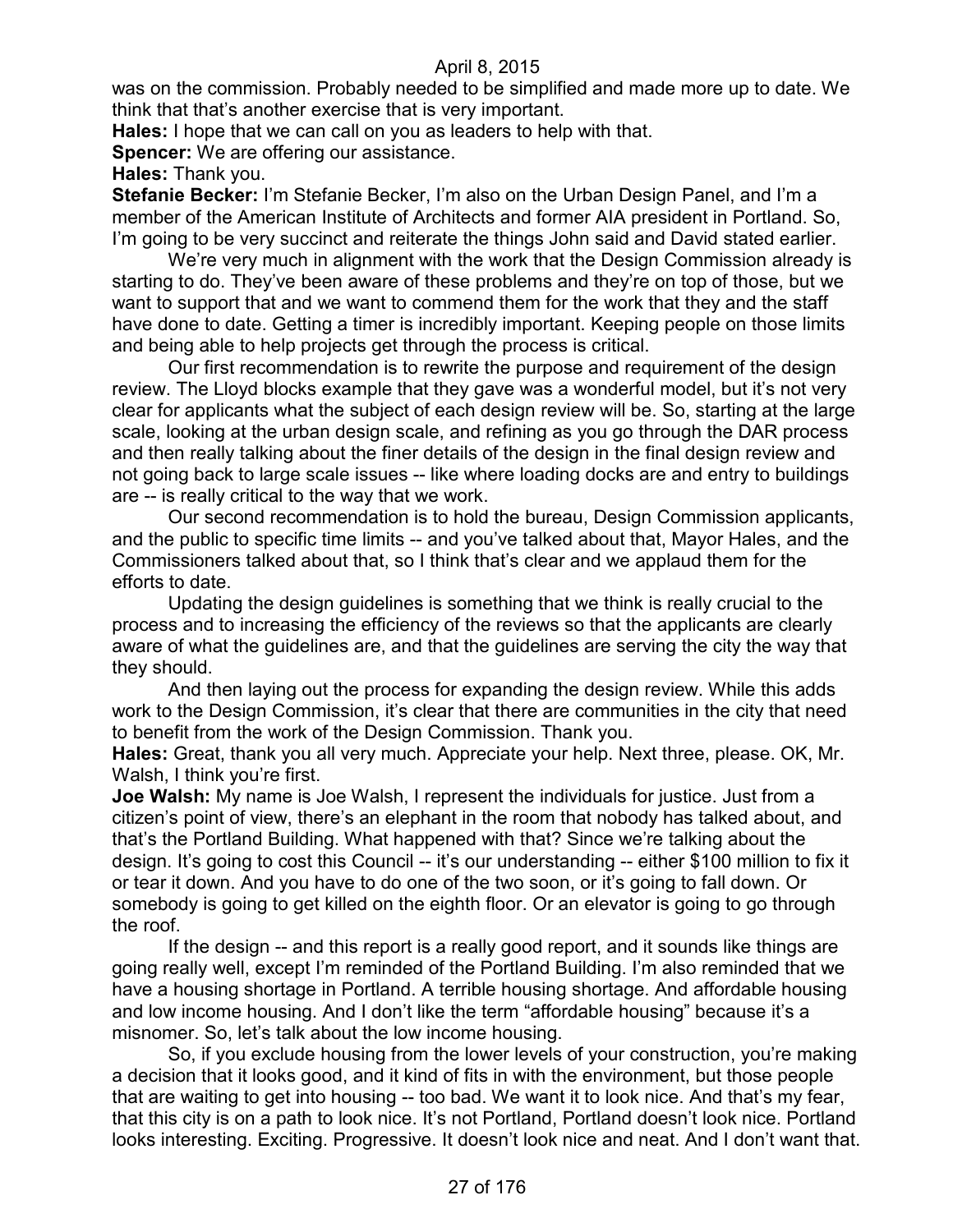was on the commission. Probably needed to be simplified and made more up to date. We think that that's another exercise that is very important.

**Hales:** I hope that we can call on you as leaders to help with that.

**Spencer:** We are offering our assistance.

**Hales:** Thank you.

**Stefanie Becker:** I'm Stefanie Becker, I'm also on the Urban Design Panel, and I'm a member of the American Institute of Architects and former AIA president in Portland. So, I'm going to be very succinct and reiterate the things John said and David stated earlier.

We're very much in alignment with the work that the Design Commission already is starting to do. They've been aware of these problems and they're on top of those, but we want to support that and we want to commend them for the work that they and the staff have done to date. Getting a timer is incredibly important. Keeping people on those limits and being able to help projects get through the process is critical.

Our first recommendation is to rewrite the purpose and requirement of the design review. The Lloyd blocks example that they gave was a wonderful model, but it's not very clear for applicants what the subject of each design review will be. So, starting at the large scale, looking at the urban design scale, and refining as you go through the DAR process and then really talking about the finer details of the design in the final design review and not going back to large scale issues -- like where loading docks are and entry to buildings are -- is really critical to the way that we work.

Our second recommendation is to hold the bureau, Design Commission applicants, and the public to specific time limits -- and you've talked about that, Mayor Hales, and the Commissioners talked about that, so I think that's clear and we applaud them for the efforts to date.

Updating the design guidelines is something that we think is really crucial to the process and to increasing the efficiency of the reviews so that the applicants are clearly aware of what the guidelines are, and that the guidelines are serving the city the way that they should.

And then laying out the process for expanding the design review. While this adds work to the Design Commission, it's clear that there are communities in the city that need to benefit from the work of the Design Commission. Thank you.

**Hales:** Great, thank you all very much. Appreciate your help. Next three, please. OK, Mr. Walsh, I think you're first.

**Joe Walsh:** My name is Joe Walsh, I represent the individuals for justice. Just from a citizen's point of view, there's an elephant in the room that nobody has talked about, and that's the Portland Building. What happened with that? Since we're talking about the design. It's going to cost this Council -- it's our understanding -- either $100 million to fix it or tear it down. And you have to do one of the two soon, or it's going to fall down. Or somebody is going to get killed on the eighth floor. Or an elevator is going to go through the roof.

If the design -- and this report is a really good report, and it sounds like things are going really well, except I'm reminded of the Portland Building. I'm also reminded that we have a housing shortage in Portland. A terrible housing shortage. And affordable housing and low income housing. And I don't like the term "affordable housing" because it's a misnomer. So, let's talk about the low income housing.

So, if you exclude housing from the lower levels of your construction, you're making a decision that it looks good, and it kind of fits in with the environment, but those people that are waiting to get into housing -- too bad. We want it to look nice. And that's my fear, that this city is on a path to look nice. It's not Portland, Portland doesn't look nice. Portland looks interesting. Exciting. Progressive. It doesn't look nice and neat. And I don't want that.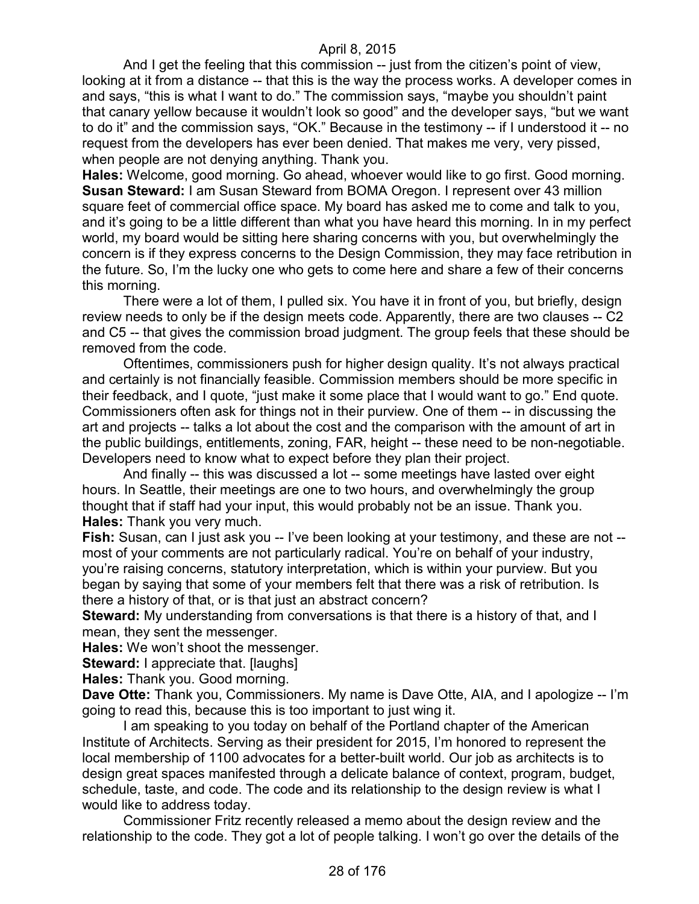And I get the feeling that this commission -- just from the citizen's point of view, looking at it from a distance -- that this is the way the process works. A developer comes in and says, "this is what I want to do." The commission says, "maybe you shouldn't paint that canary yellow because it wouldn't look so good" and the developer says, "but we want to do it" and the commission says, "OK." Because in the testimony -- if I understood it -- no request from the developers has ever been denied. That makes me very, very pissed, when people are not denying anything. Thank you.

**Hales:** Welcome, good morning. Go ahead, whoever would like to go first. Good morning.

**Susan Steward:** I am Susan Steward from BOMA Oregon. I represent over 43 million square feet of commercial office space. My board has asked me to come and talk to you, and it's going to be a little different than what you have heard this morning. In in my perfect world, my board would be sitting here sharing concerns with you, but overwhelmingly the concern is if they express concerns to the Design Commission, they may face retribution in the future. So, I'm the lucky one who gets to come here and share a few of their concerns this morning.

There were a lot of them, I pulled six. You have it in front of you, but briefly, design review needs to only be if the design meets code. Apparently, there are two clauses -- C2 and C5 -- that gives the commission broad judgment. The group feels that these should be removed from the code.

Oftentimes, commissioners push for higher design quality. It's not always practical and certainly is not financially feasible. Commission members should be more specific in their feedback, and I quote, "just make it some place that I would want to go." End quote. Commissioners often ask for things not in their purview. One of them -- in discussing the art and projects -- talks a lot about the cost and the comparison with the amount of art in the public buildings, entitlements, zoning, FAR, height -- these need to be non-negotiable. Developers need to know what to expect before they plan their project.

And finally -- this was discussed a lot -- some meetings have lasted over eight hours. In Seattle, their meetings are one to two hours, and overwhelmingly the group thought that if staff had your input, this would probably not be an issue. Thank you.

**Hales:** Thank you very much.

**Fish:** Susan, can I just ask you -- I've been looking at your testimony, and these are not -- most of your comments are not particularly radical. You're on behalf of your industry, you're raising concerns, statutory interpretation, which is within your purview. But you began by saying that some of your members felt that there was a risk of retribution. Is there a history of that, or is that just an abstract concern?

**Steward:** My understanding from conversations is that there is a history of that, and I mean, they sent the messenger.

**Hales:** We won't shoot the messenger.

**Steward:** I appreciate that. [laughs]

**Hales:** Thank you. Good morning.

**Dave Otte:** Thank you, Commissioners. My name is Dave Otte, AIA, and I apologize -- I'm going to read this, because this is too important to just wing it.

I am speaking to you today on behalf of the Portland chapter of the American Institute of Architects. Serving as their president for 2015, I'm honored to represent the local membership of 1100 advocates for a better-built world. Our job as architects is to design great spaces manifested through a delicate balance of context, program, budget, schedule, taste, and code. The code and its relationship to the design review is what I would like to address today.

Commissioner Fritz recently released a memo about the design review and the relationship to the code. They got a lot of people talking. I won't go over the details of the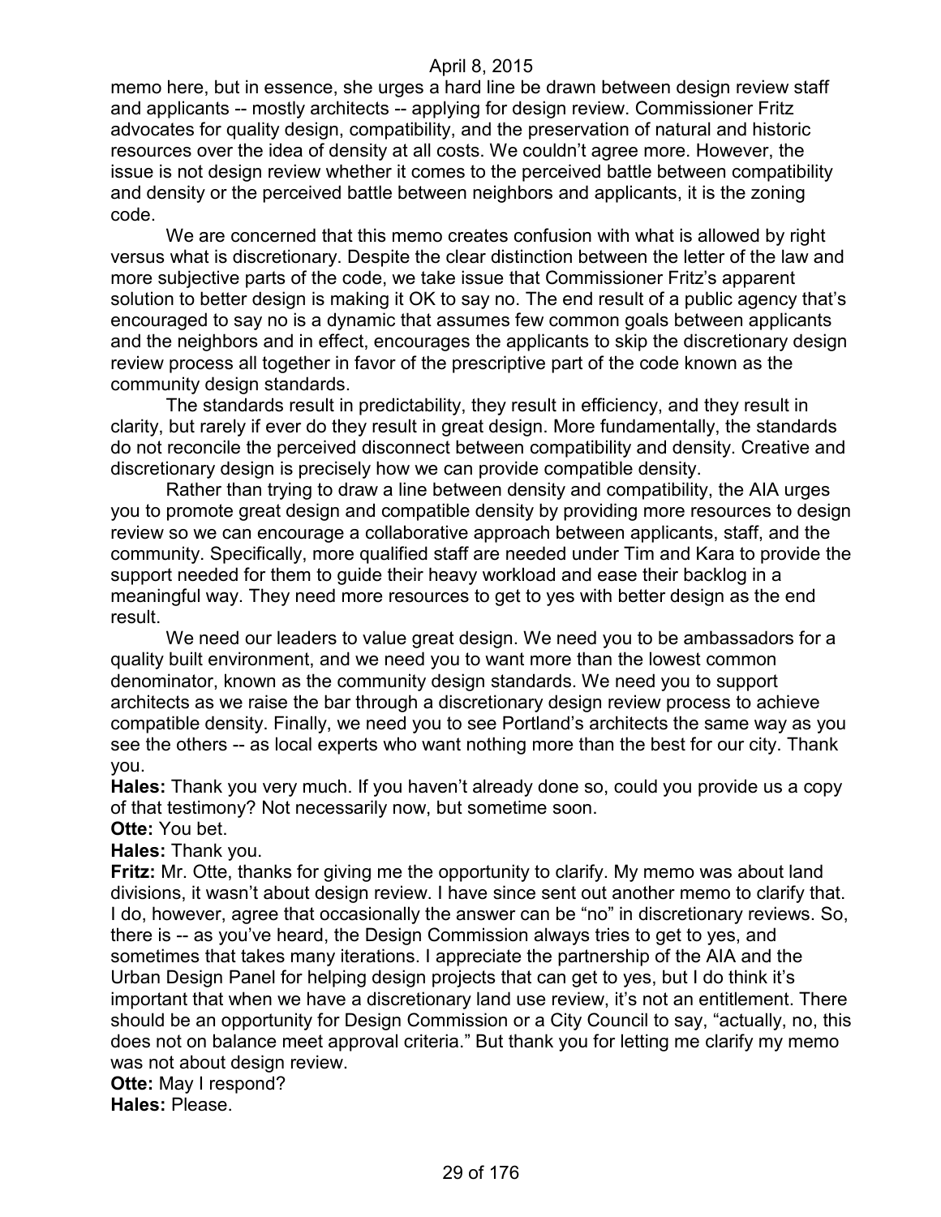memo here, but in essence, she urges a hard line be drawn between design review staff and applicants -- mostly architects -- applying for design review. Commissioner Fritz advocates for quality design, compatibility, and the preservation of natural and historic resources over the idea of density at all costs. We couldn't agree more. However, the issue is not design review whether it comes to the perceived battle between compatibility and density or the perceived battle between neighbors and applicants, it is the zoning code.

We are concerned that this memo creates confusion with what is allowed by right versus what is discretionary. Despite the clear distinction between the letter of the law and more subjective parts of the code, we take issue that Commissioner Fritz's apparent solution to better design is making it OK to say no. The end result of a public agency that's encouraged to say no is a dynamic that assumes few common goals between applicants and the neighbors and in effect, encourages the applicants to skip the discretionary design review process all together in favor of the prescriptive part of the code known as the community design standards.

The standards result in predictability, they result in efficiency, and they result in clarity, but rarely if ever do they result in great design. More fundamentally, the standards do not reconcile the perceived disconnect between compatibility and density. Creative and discretionary design is precisely how we can provide compatible density.

Rather than trying to draw a line between density and compatibility, the AIA urges you to promote great design and compatible density by providing more resources to design review so we can encourage a collaborative approach between applicants, staff, and the community. Specifically, more qualified staff are needed under Tim and Kara to provide the support needed for them to guide their heavy workload and ease their backlog in a meaningful way. They need more resources to get to yes with better design as the end result.

We need our leaders to value great design. We need you to be ambassadors for a quality built environment, and we need you to want more than the lowest common denominator, known as the community design standards. We need you to support architects as we raise the bar through a discretionary design review process to achieve compatible density. Finally, we need you to see Portland's architects the same way as you see the others -- as local experts who want nothing more than the best for our city. Thank you.

**Hales:** Thank you very much. If you haven't already done so, could you provide us a copy of that testimony? Not necessarily now, but sometime soon.

**Otte:** You bet.

**Hales:** Thank you.

**Fritz:** Mr. Otte, thanks for giving me the opportunity to clarify. My memo was about land divisions, it wasn't about design review. I have since sent out another memo to clarify that. I do, however, agree that occasionally the answer can be "no" in discretionary reviews. So, there is -- as you've heard, the Design Commission always tries to get to yes, and sometimes that takes many iterations. I appreciate the partnership of the AIA and the Urban Design Panel for helping design projects that can get to yes, but I do think it's important that when we have a discretionary land use review, it's not an entitlement. There should be an opportunity for Design Commission or a City Council to say, "actually, no, this does not on balance meet approval criteria." But thank you for letting me clarify my memo was not about design review.

**Otte:** May I respond?

**Hales:** Please.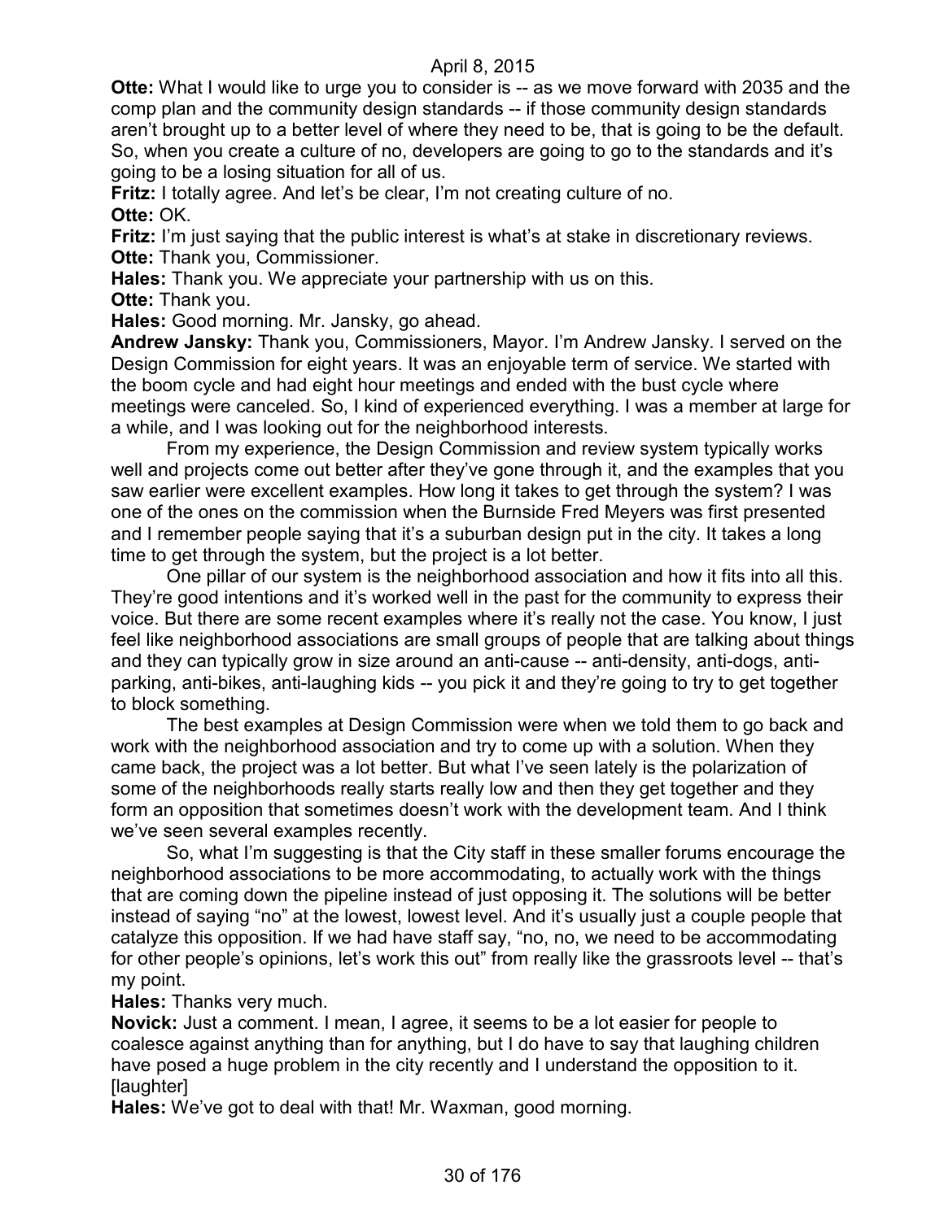**Otte:** What I would like to urge you to consider is -- as we move forward with 2035 and the comp plan and the community design standards -- if those community design standards aren't brought up to a better level of where they need to be, that is going to be the default. So, when you create a culture of no, developers are going to go to the standards and it's going to be a losing situation for all of us.

**Fritz:** I totally agree. And let's be clear, I'm not creating culture of no.

**Otte:** OK.

**Fritz:** I'm just saying that the public interest is what's at stake in discretionary reviews.

**Otte:** Thank you, Commissioner.

**Hales:** Thank you. We appreciate your partnership with us on this.

**Otte:** Thank you.

**Hales:** Good morning. Mr. Jansky, go ahead.

**Andrew Jansky:** Thank you, Commissioners, Mayor. I'm Andrew Jansky. I served on the Design Commission for eight years. It was an enjoyable term of service. We started with the boom cycle and had eight hour meetings and ended with the bust cycle where meetings were canceled. So, I kind of experienced everything. I was a member at large for a while, and I was looking out for the neighborhood interests.

From my experience, the Design Commission and review system typically works well and projects come out better after they've gone through it, and the examples that you saw earlier were excellent examples. How long it takes to get through the system? I was one of the ones on the commission when the Burnside Fred Meyers was first presented and I remember people saying that it's a suburban design put in the city. It takes a long time to get through the system, but the project is a lot better.

One pillar of our system is the neighborhood association and how it fits into all this. They're good intentions and it's worked well in the past for the community to express their voice. But there are some recent examples where it's really not the case. You know, I just feel like neighborhood associations are small groups of people that are talking about things and they can typically grow in size around an anti-cause -- anti-density, anti-dogs, anti-parking, anti-bikes, anti-laughing kids -- you pick it and they're going to try to get together to block something.

The best examples at Design Commission were when we told them to go back and work with the neighborhood association and try to come up with a solution. When they came back, the project was a lot better. But what I've seen lately is the polarization of some of the neighborhoods really starts really low and then they get together and they form an opposition that sometimes doesn't work with the development team. And I think we've seen several examples recently.

So, what I'm suggesting is that the City staff in these smaller forums encourage the neighborhood associations to be more accommodating, to actually work with the things that are coming down the pipeline instead of just opposing it. The solutions will be better instead of saying "no" at the lowest, lowest level. And it's usually just a couple people that catalyze this opposition. If we had have staff say, "no, no, we need to be accommodating for other people's opinions, let's work this out" from really like the grassroots level -- that's my point.

**Hales:** Thanks very much.

**Novick:** Just a comment. I mean, I agree, it seems to be a lot easier for people to coalesce against anything than for anything, but I do have to say that laughing children have posed a huge problem in the city recently and I understand the opposition to it. [laughter]

**Hales:** We've got to deal with that! Mr. Waxman, good morning.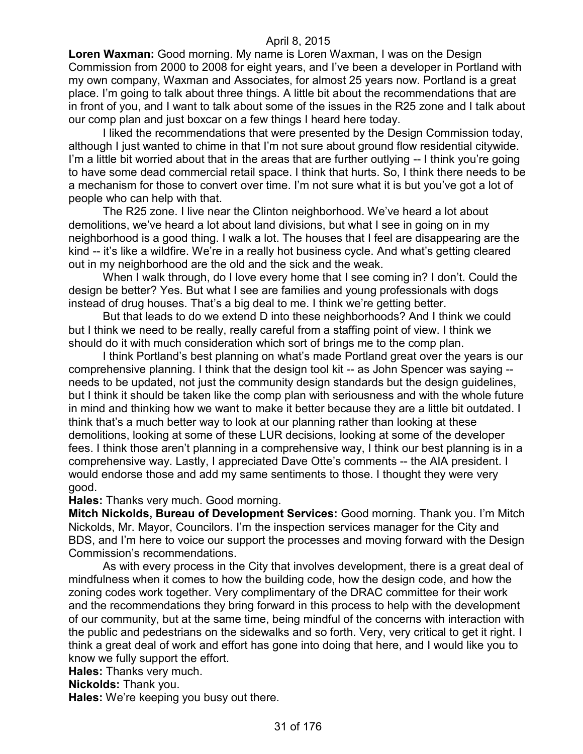**Loren Waxman:** Good morning. My name is Loren Waxman, I was on the Design Commission from 2000 to 2008 for eight years, and I've been a developer in Portland with my own company, Waxman and Associates, for almost 25 years now. Portland is a great place. I'm going to talk about three things. A little bit about the recommendations that are in front of you, and I want to talk about some of the issues in the R25 zone and I talk about our comp plan and just boxcar on a few things I heard here today.

I liked the recommendations that were presented by the Design Commission today, although I just wanted to chime in that I'm not sure about ground flow residential citywide. I'm a little bit worried about that in the areas that are further outlying -- I think you're going to have some dead commercial retail space. I think that hurts. So, I think there needs to be a mechanism for those to convert over time. I'm not sure what it is but you've got a lot of people who can help with that.

The R25 zone. I live near the Clinton neighborhood. We've heard a lot about demolitions, we've heard a lot about land divisions, but what I see in going on in my neighborhood is a good thing. I walk a lot. The houses that I feel are disappearing are the kind -- it's like a wildfire. We're in a really hot business cycle. And what's getting cleared out in my neighborhood are the old and the sick and the weak.

When I walk through, do I love every home that I see coming in? I don't. Could the design be better? Yes. But what I see are families and young professionals with dogs instead of drug houses. That's a big deal to me. I think we're getting better.

But that leads to do we extend D into these neighborhoods? And I think we could but I think we need to be really, really careful from a staffing point of view. I think we should do it with much consideration which sort of brings me to the comp plan.

I think Portland's best planning on what's made Portland great over the years is our comprehensive planning. I think that the design tool kit -- as John Spencer was saying -- needs to be updated, not just the community design standards but the design guidelines, but I think it should be taken like the comp plan with seriousness and with the whole future in mind and thinking how we want to make it better because they are a little bit outdated. I think that's a much better way to look at our planning rather than looking at these demolitions, looking at some of these LUR decisions, looking at some of the developer fees. I think those aren't planning in a comprehensive way, I think our best planning is in a comprehensive way. Lastly, I appreciated Dave Otte's comments -- the AIA president. I would endorse those and add my same sentiments to those. I thought they were very good.

**Hales:** Thanks very much. Good morning.

**Mitch Nickolds, Bureau of Development Services:** Good morning. Thank you. I'm Mitch Nickolds, Mr. Mayor, Councilors. I'm the inspection services manager for the City and BDS, and I'm here to voice our support the processes and moving forward with the Design Commission's recommendations.

As with every process in the City that involves development, there is a great deal of mindfulness when it comes to how the building code, how the design code, and how the zoning codes work together. Very complimentary of the DRAC committee for their work and the recommendations they bring forward in this process to help with the development of our community, but at the same time, being mindful of the concerns with interaction with the public and pedestrians on the sidewalks and so forth. Very, very critical to get it right. I think a great deal of work and effort has gone into doing that here, and I would like you to know we fully support the effort.

**Hales:** Thanks very much.

**Nickolds:** Thank you.

**Hales:** We're keeping you busy out there.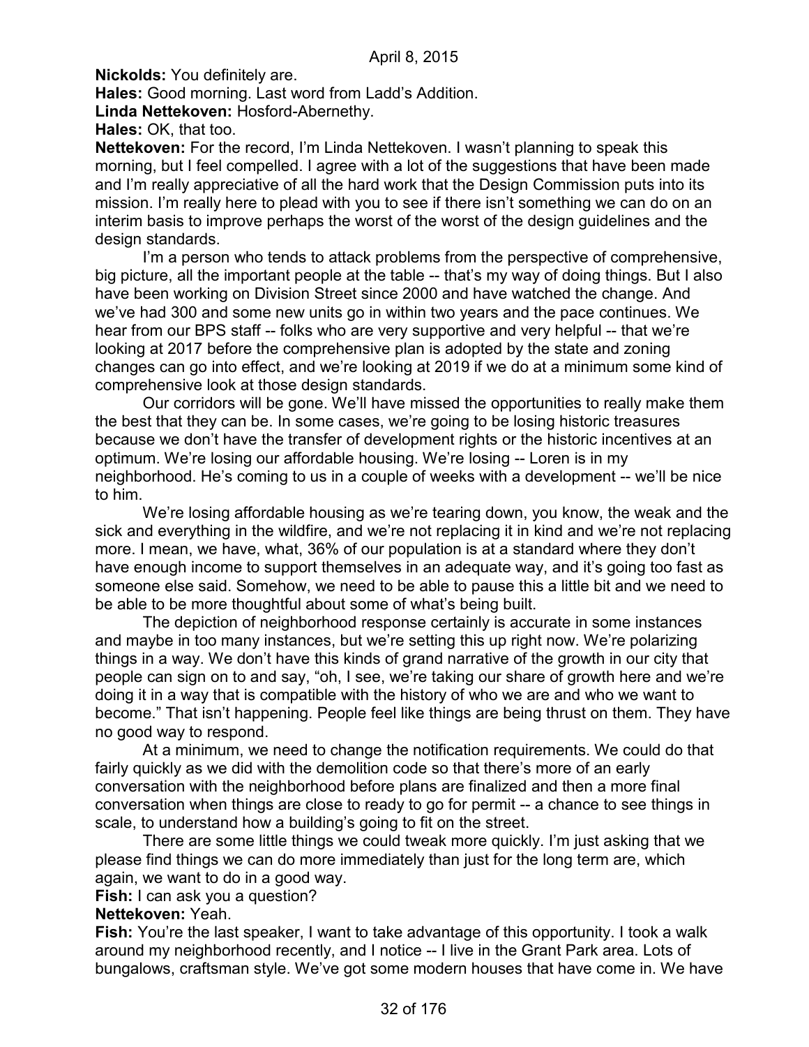**Nickolds:** You definitely are.

**Hales:** Good morning. Last word from Ladd's Addition.

**Linda Nettekoven:** Hosford-Abernethy.

**Hales:** OK, that too.

**Nettekoven:** For the record, I'm Linda Nettekoven. I wasn't planning to speak this morning, but I feel compelled. I agree with a lot of the suggestions that have been made and I'm really appreciative of all the hard work that the Design Commission puts into its mission. I'm really here to plead with you to see if there isn't something we can do on an interim basis to improve perhaps the worst of the worst of the design guidelines and the design standards.

I'm a person who tends to attack problems from the perspective of comprehensive, big picture, all the important people at the table -- that's my way of doing things. But I also have been working on Division Street since 2000 and have watched the change. And we've had 300 and some new units go in within two years and the pace continues. We hear from our BPS staff -- folks who are very supportive and very helpful -- that we're looking at 2017 before the comprehensive plan is adopted by the state and zoning changes can go into effect, and we're looking at 2019 if we do at a minimum some kind of comprehensive look at those design standards.

Our corridors will be gone. We'll have missed the opportunities to really make them the best that they can be. In some cases, we're going to be losing historic treasures because we don't have the transfer of development rights or the historic incentives at an optimum. We're losing our affordable housing. We're losing -- Loren is in my neighborhood. He's coming to us in a couple of weeks with a development -- we'll be nice to him.

We're losing affordable housing as we're tearing down, you know, the weak and the sick and everything in the wildfire, and we're not replacing it in kind and we're not replacing more. I mean, we have, what, 36% of our population is at a standard where they don't have enough income to support themselves in an adequate way, and it's going too fast as someone else said. Somehow, we need to be able to pause this a little bit and we need to be able to be more thoughtful about some of what's being built.

The depiction of neighborhood response certainly is accurate in some instances and maybe in too many instances, but we're setting this up right now. We're polarizing things in a way. We don't have this kinds of grand narrative of the growth in our city that people can sign on to and say, "oh, I see, we're taking our share of growth here and we're doing it in a way that is compatible with the history of who we are and who we want to become." That isn't happening. People feel like things are being thrust on them. They have no good way to respond.

At a minimum, we need to change the notification requirements. We could do that fairly quickly as we did with the demolition code so that there's more of an early conversation with the neighborhood before plans are finalized and then a more final conversation when things are close to ready to go for permit -- a chance to see things in scale, to understand how a building's going to fit on the street.

There are some little things we could tweak more quickly. I'm just asking that we please find things we can do more immediately than just for the long term are, which again, we want to do in a good way.

**Fish:** I can ask you a question?

**Nettekoven:** Yeah.

**Fish:** You're the last speaker, I want to take advantage of this opportunity. I took a walk around my neighborhood recently, and I notice -- I live in the Grant Park area. Lots of bungalows, craftsman style. We've got some modern houses that have come in. We have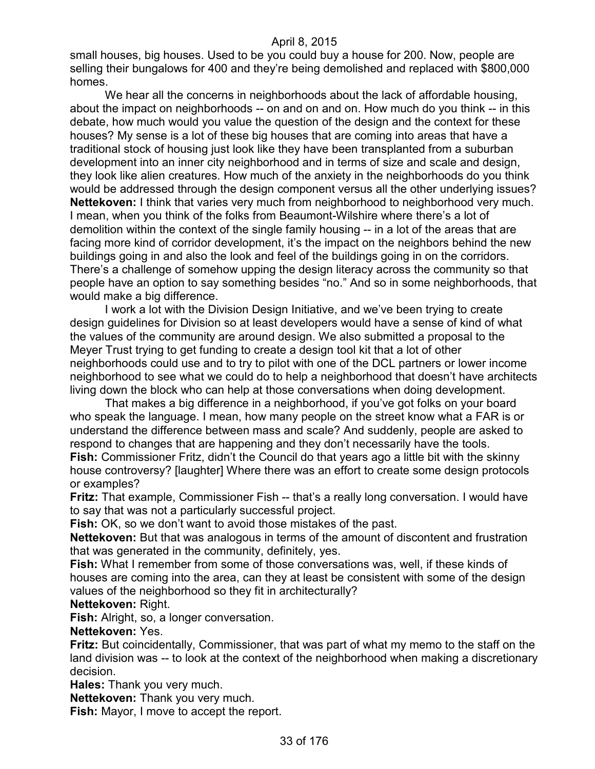small houses, big houses. Used to be you could buy a house for 200. Now, people are selling their bungalows for 400 and they're being demolished and replaced with $800,000 homes.

We hear all the concerns in neighborhoods about the lack of affordable housing, about the impact on neighborhoods -- on and on and on. How much do you think -- in this debate, how much would you value the question of the design and the context for these houses? My sense is a lot of these big houses that are coming into areas that have a traditional stock of housing just look like they have been transplanted from a suburban development into an inner city neighborhood and in terms of size and scale and design, they look like alien creatures. How much of the anxiety in the neighborhoods do you think would be addressed through the design component versus all the other underlying issues?

**Nettekoven:** I think that varies very much from neighborhood to neighborhood very much. I mean, when you think of the folks from Beaumont-Wilshire where there's a lot of demolition within the context of the single family housing -- in a lot of the areas that are facing more kind of corridor development, it's the impact on the neighbors behind the new buildings going in and also the look and feel of the buildings going in on the corridors. There's a challenge of somehow upping the design literacy across the community so that people have an option to say something besides "no." And so in some neighborhoods, that would make a big difference.

I work a lot with the Division Design Initiative, and we've been trying to create design guidelines for Division so at least developers would have a sense of kind of what the values of the community are around design. We also submitted a proposal to the Meyer Trust trying to get funding to create a design tool kit that a lot of other neighborhoods could use and to try to pilot with one of the DCL partners or lower income neighborhood to see what we could do to help a neighborhood that doesn't have architects living down the block who can help at those conversations when doing development.

That makes a big difference in a neighborhood, if you've got folks on your board who speak the language. I mean, how many people on the street know what a FAR is or understand the difference between mass and scale? And suddenly, people are asked to respond to changes that are happening and they don't necessarily have the tools.

**Fish:** Commissioner Fritz, didn't the Council do that years ago a little bit with the skinny house controversy? [laughter] Where there was an effort to create some design protocols or examples?

**Fritz:** That example, Commissioner Fish -- that's a really long conversation. I would have to say that was not a particularly successful project.

**Fish:** OK, so we don't want to avoid those mistakes of the past.

**Nettekoven:** But that was analogous in terms of the amount of discontent and frustration that was generated in the community, definitely, yes.

**Fish:** What I remember from some of those conversations was, well, if these kinds of houses are coming into the area, can they at least be consistent with some of the design values of the neighborhood so they fit in architecturally?

**Nettekoven:** Right.

**Fish:** Alright, so, a longer conversation.

**Nettekoven:** Yes.

**Fritz:** But coincidentally, Commissioner, that was part of what my memo to the staff on the land division was -- to look at the context of the neighborhood when making a discretionary decision.

**Hales:** Thank you very much.

**Nettekoven:** Thank you very much.

**Fish:** Mayor, I move to accept the report.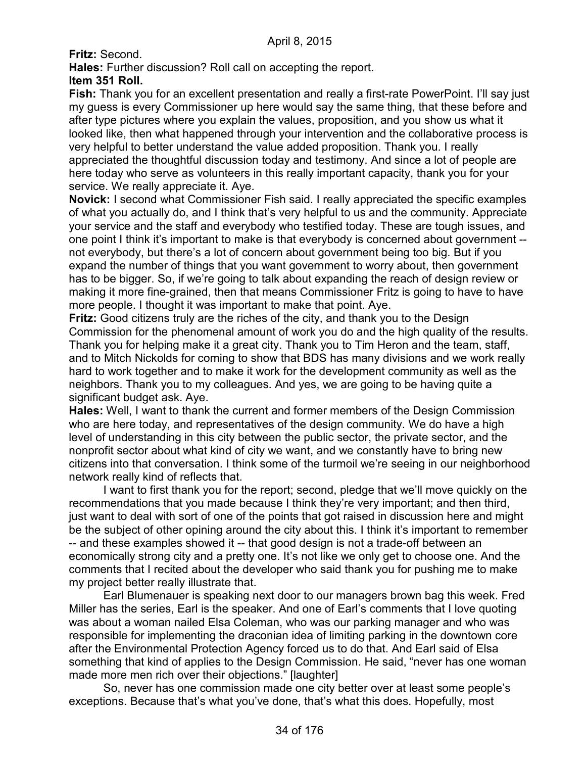**Fritz:** Second.

**Hales:** Further discussion? Roll call on accepting the report.

**Item 351 Roll.**

**Fish:** Thank you for an excellent presentation and really a first-rate PowerPoint. I'll say just my guess is every Commissioner up here would say the same thing, that these before and after type pictures where you explain the values, proposition, and you show us what it looked like, then what happened through your intervention and the collaborative process is very helpful to better understand the value added proposition. Thank you. I really appreciated the thoughtful discussion today and testimony. And since a lot of people are here today who serve as volunteers in this really important capacity, thank you for your service. We really appreciate it. Aye.

**Novick:** I second what Commissioner Fish said. I really appreciated the specific examples of what you actually do, and I think that's very helpful to us and the community. Appreciate your service and the staff and everybody who testified today. These are tough issues, and one point I think it's important to make is that everybody is concerned about government -- not everybody, but there's a lot of concern about government being too big. But if you expand the number of things that you want government to worry about, then government has to be bigger. So, if we're going to talk about expanding the reach of design review or making it more fine-grained, then that means Commissioner Fritz is going to have to have more people. I thought it was important to make that point. Aye.

**Fritz:** Good citizens truly are the riches of the city, and thank you to the Design Commission for the phenomenal amount of work you do and the high quality of the results. Thank you for helping make it a great city. Thank you to Tim Heron and the team, staff, and to Mitch Nickolds for coming to show that BDS has many divisions and we work really hard to work together and to make it work for the development community as well as the neighbors. Thank you to my colleagues. And yes, we are going to be having quite a significant budget ask. Aye.

**Hales:** Well, I want to thank the current and former members of the Design Commission who are here today, and representatives of the design community. We do have a high level of understanding in this city between the public sector, the private sector, and the nonprofit sector about what kind of city we want, and we constantly have to bring new citizens into that conversation. I think some of the turmoil we're seeing in our neighborhood network really kind of reflects that.

I want to first thank you for the report; second, pledge that we'll move quickly on the recommendations that you made because I think they're very important; and then third, just want to deal with sort of one of the points that got raised in discussion here and might be the subject of other opining around the city about this. I think it's important to remember -- and these examples showed it -- that good design is not a trade-off between an economically strong city and a pretty one. It's not like we only get to choose one. And the comments that I recited about the developer who said thank you for pushing me to make my project better really illustrate that.

Earl Blumenauer is speaking next door to our managers brown bag this week. Fred Miller has the series, Earl is the speaker. And one of Earl's comments that I love quoting was about a woman nailed Elsa Coleman, who was our parking manager and who was responsible for implementing the draconian idea of limiting parking in the downtown core after the Environmental Protection Agency forced us to do that. And Earl said of Elsa something that kind of applies to the Design Commission. He said, "never has one woman made more men rich over their objections." [laughter]

So, never has one commission made one city better over at least some people's exceptions. Because that's what you've done, that's what this does. Hopefully, most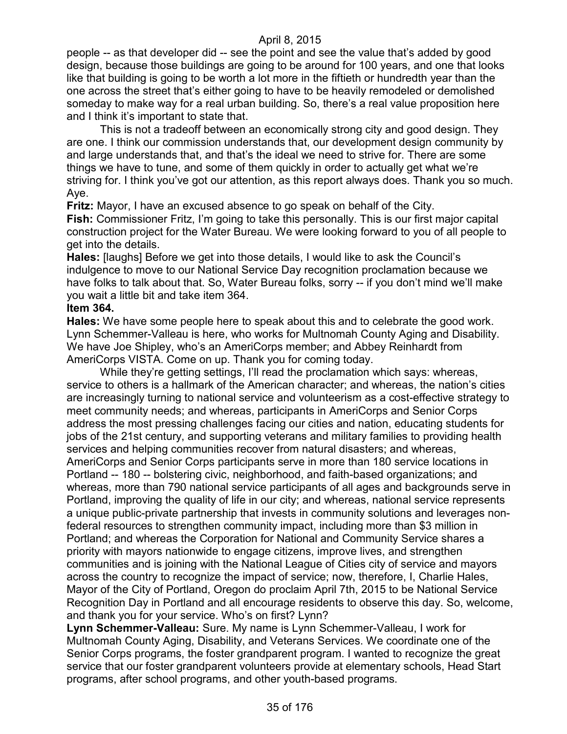people -- as that developer did -- see the point and see the value that's added by good design, because those buildings are going to be around for 100 years, and one that looks like that building is going to be worth a lot more in the fiftieth or hundredth year than the one across the street that's either going to have to be heavily remodeled or demolished someday to make way for a real urban building. So, there's a real value proposition here and I think it's important to state that.

This is not a tradeoff between an economically strong city and good design. They are one. I think our commission understands that, our development design community by and large understands that, and that's the ideal we need to strive for. There are some things we have to tune, and some of them quickly in order to actually get what we're striving for. I think you've got our attention, as this report always does. Thank you so much. Aye.

**Fritz:** Mayor, I have an excused absence to go speak on behalf of the City.

**Fish:** Commissioner Fritz, I'm going to take this personally. This is our first major capital construction project for the Water Bureau. We were looking forward to you of all people to get into the details.

**Hales:** [laughs] Before we get into those details, I would like to ask the Council's indulgence to move to our National Service Day recognition proclamation because we have folks to talk about that. So, Water Bureau folks, sorry -- if you don't mind we'll make you wait a little bit and take item 364.

**Item 364.**

**Hales:** We have some people here to speak about this and to celebrate the good work. Lynn Schemmer-Valleau is here, who works for Multnomah County Aging and Disability. We have Joe Shipley, who's an AmeriCorps member; and Abbey Reinhardt from AmeriCorps VISTA. Come on up. Thank you for coming today.

While they're getting settings, I'll read the proclamation which says: whereas, service to others is a hallmark of the American character; and whereas, the nation's cities are increasingly turning to national service and volunteerism as a cost-effective strategy to meet community needs; and whereas, participants in AmeriCorps and Senior Corps address the most pressing challenges facing our cities and nation, educating students for jobs of the 21st century, and supporting veterans and military families to providing health services and helping communities recover from natural disasters; and whereas, AmeriCorps and Senior Corps participants serve in more than 180 service locations in Portland -- 180 -- bolstering civic, neighborhood, and faith-based organizations; and whereas, more than 790 national service participants of all ages and backgrounds serve in Portland, improving the quality of life in our city; and whereas, national service represents a unique public-private partnership that invests in community solutions and leverages non-federal resources to strengthen community impact, including more than $3 million in Portland; and whereas the Corporation for National and Community Service shares a priority with mayors nationwide to engage citizens, improve lives, and strengthen communities and is joining with the National League of Cities city of service and mayors across the country to recognize the impact of service; now, therefore, I, Charlie Hales, Mayor of the City of Portland, Oregon do proclaim April 7th, 2015 to be National Service Recognition Day in Portland and all encourage residents to observe this day. So, welcome, and thank you for your service. Who's on first? Lynn?

**Lynn Schemmer-Valleau:** Sure. My name is Lynn Schemmer-Valleau, I work for Multnomah County Aging, Disability, and Veterans Services. We coordinate one of the Senior Corps programs, the foster grandparent program. I wanted to recognize the great service that our foster grandparent volunteers provide at elementary schools, Head Start programs, after school programs, and other youth-based programs.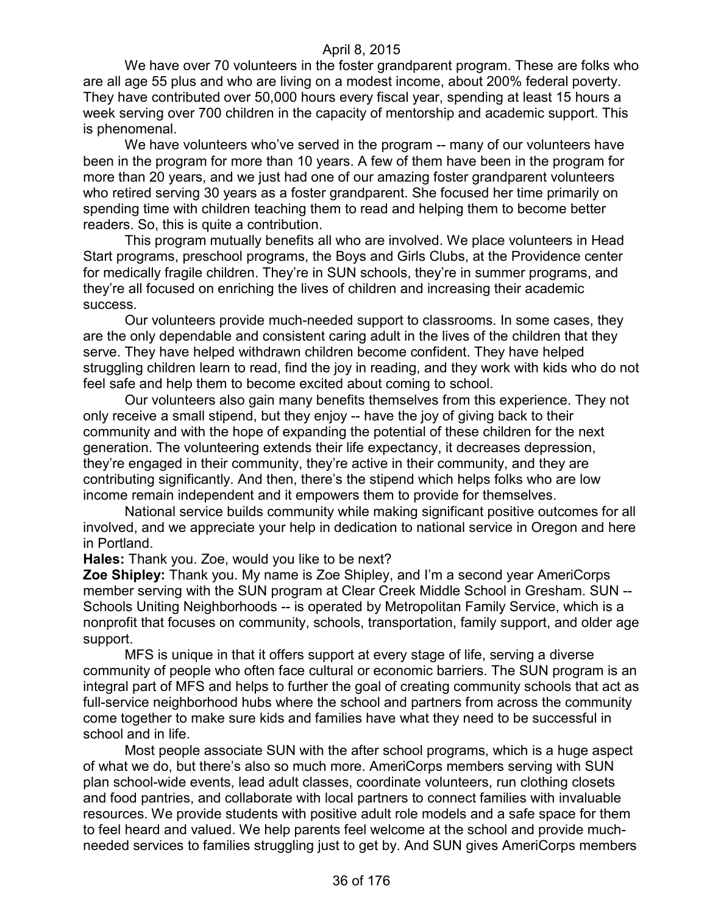We have over 70 volunteers in the foster grandparent program. These are folks who are all age 55 plus and who are living on a modest income, about 200% federal poverty. They have contributed over 50,000 hours every fiscal year, spending at least 15 hours a week serving over 700 children in the capacity of mentorship and academic support. This is phenomenal.

We have volunteers who've served in the program -- many of our volunteers have been in the program for more than 10 years. A few of them have been in the program for more than 20 years, and we just had one of our amazing foster grandparent volunteers who retired serving 30 years as a foster grandparent. She focused her time primarily on spending time with children teaching them to read and helping them to become better readers. So, this is quite a contribution.

This program mutually benefits all who are involved. We place volunteers in Head Start programs, preschool programs, the Boys and Girls Clubs, at the Providence center for medically fragile children. They're in SUN schools, they're in summer programs, and they're all focused on enriching the lives of children and increasing their academic success.

Our volunteers provide much-needed support to classrooms. In some cases, they are the only dependable and consistent caring adult in the lives of the children that they serve. They have helped withdrawn children become confident. They have helped struggling children learn to read, find the joy in reading, and they work with kids who do not feel safe and help them to become excited about coming to school.

Our volunteers also gain many benefits themselves from this experience. They not only receive a small stipend, but they enjoy -- have the joy of giving back to their community and with the hope of expanding the potential of these children for the next generation. The volunteering extends their life expectancy, it decreases depression, they're engaged in their community, they're active in their community, and they are contributing significantly. And then, there's the stipend which helps folks who are low income remain independent and it empowers them to provide for themselves.

National service builds community while making significant positive outcomes for all involved, and we appreciate your help in dedication to national service in Oregon and here in Portland.

**Hales:** Thank you. Zoe, would you like to be next?

**Zoe Shipley:** Thank you. My name is Zoe Shipley, and I'm a second year AmeriCorps member serving with the SUN program at Clear Creek Middle School in Gresham. SUN -- Schools Uniting Neighborhoods -- is operated by Metropolitan Family Service, which is a nonprofit that focuses on community, schools, transportation, family support, and older age support.

MFS is unique in that it offers support at every stage of life, serving a diverse community of people who often face cultural or economic barriers. The SUN program is an integral part of MFS and helps to further the goal of creating community schools that act as full-service neighborhood hubs where the school and partners from across the community come together to make sure kids and families have what they need to be successful in school and in life.

Most people associate SUN with the after school programs, which is a huge aspect of what we do, but there's also so much more. AmeriCorps members serving with SUN plan school-wide events, lead adult classes, coordinate volunteers, run clothing closets and food pantries, and collaborate with local partners to connect families with invaluable resources. We provide students with positive adult role models and a safe space for them to feel heard and valued. We help parents feel welcome at the school and provide much-needed services to families struggling just to get by. And SUN gives AmeriCorps members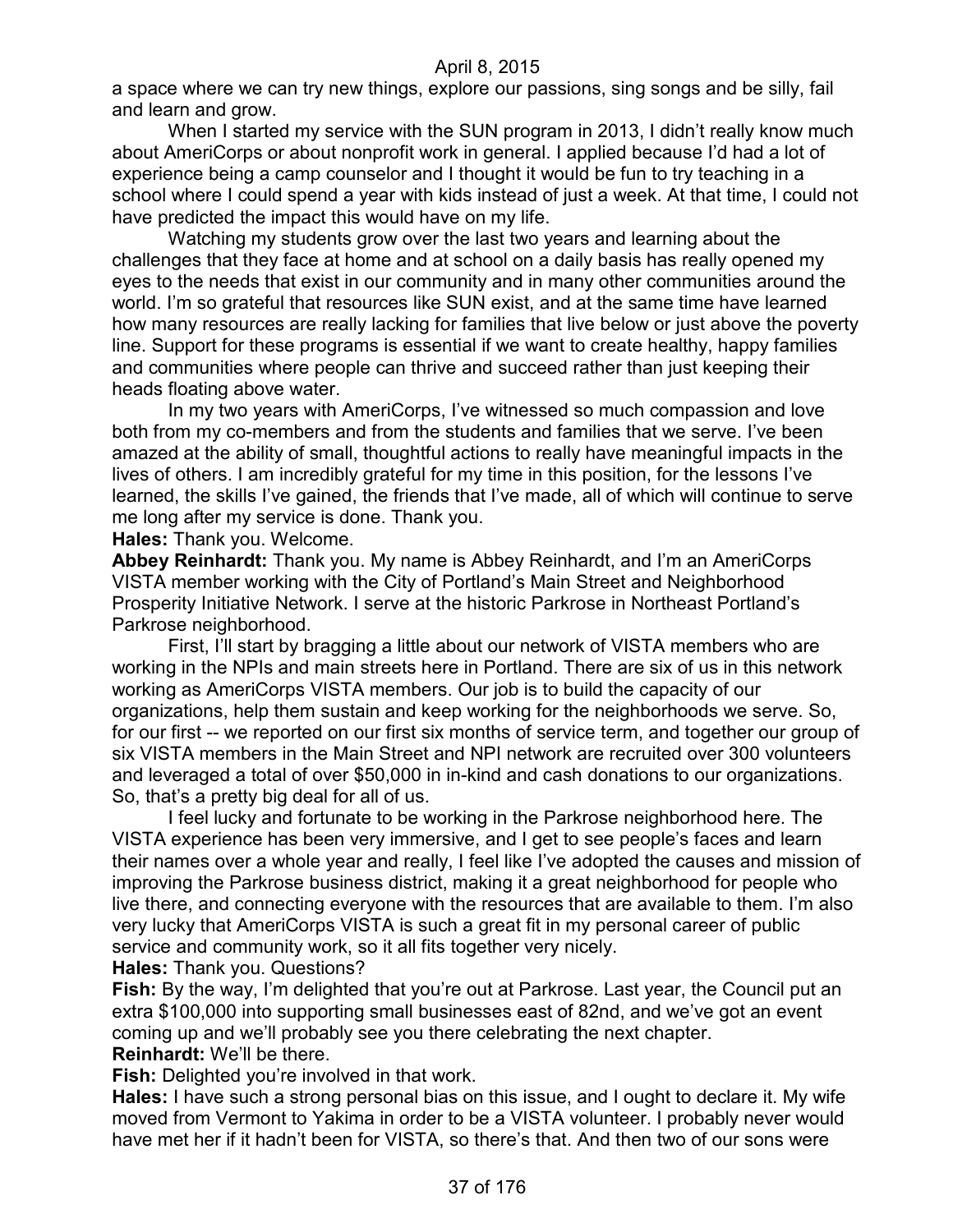a space where we can try new things, explore our passions, sing songs and be silly, fail and learn and grow.

When I started my service with the SUN program in 2013, I didn't really know much about AmeriCorps or about nonprofit work in general. I applied because I'd had a lot of experience being a camp counselor and I thought it would be fun to try teaching in a school where I could spend a year with kids instead of just a week. At that time, I could not have predicted the impact this would have on my life.

Watching my students grow over the last two years and learning about the challenges that they face at home and at school on a daily basis has really opened my eyes to the needs that exist in our community and in many other communities around the world. I'm so grateful that resources like SUN exist, and at the same time have learned how many resources are really lacking for families that live below or just above the poverty line. Support for these programs is essential if we want to create healthy, happy families and communities where people can thrive and succeed rather than just keeping their heads floating above water.

In my two years with AmeriCorps, I've witnessed so much compassion and love both from my co-members and from the students and families that we serve. I've been amazed at the ability of small, thoughtful actions to really have meaningful impacts in the lives of others. I am incredibly grateful for my time in this position, for the lessons I've learned, the skills I've gained, the friends that I've made, all of which will continue to serve me long after my service is done. Thank you.

**Hales:** Thank you. Welcome.

**Abbey Reinhardt:** Thank you. My name is Abbey Reinhardt, and I'm an AmeriCorps VISTA member working with the City of Portland's Main Street and Neighborhood Prosperity Initiative Network. I serve at the historic Parkrose in Northeast Portland's Parkrose neighborhood.

First, I'll start by bragging a little about our network of VISTA members who are working in the NPIs and main streets here in Portland. There are six of us in this network working as AmeriCorps VISTA members. Our job is to build the capacity of our organizations, help them sustain and keep working for the neighborhoods we serve. So, for our first -- we reported on our first six months of service term, and together our group of six VISTA members in the Main Street and NPI network are recruited over 300 volunteers and leveraged a total of over $50,000 in in-kind and cash donations to our organizations. So, that's a pretty big deal for all of us.

I feel lucky and fortunate to be working in the Parkrose neighborhood here. The VISTA experience has been very immersive, and I get to see people's faces and learn their names over a whole year and really, I feel like I've adopted the causes and mission of improving the Parkrose business district, making it a great neighborhood for people who live there, and connecting everyone with the resources that are available to them. I'm also very lucky that AmeriCorps VISTA is such a great fit in my personal career of public service and community work, so it all fits together very nicely.

**Hales:** Thank you. Questions?

**Fish:** By the way, I'm delighted that you're out at Parkrose. Last year, the Council put an extra $100,000 into supporting small businesses east of 82nd, and we've got an event coming up and we'll probably see you there celebrating the next chapter.

**Reinhardt:** We'll be there.

**Fish:** Delighted you're involved in that work.

**Hales:** I have such a strong personal bias on this issue, and I ought to declare it. My wife moved from Vermont to Yakima in order to be a VISTA volunteer. I probably never would have met her if it hadn't been for VISTA, so there's that. And then two of our sons were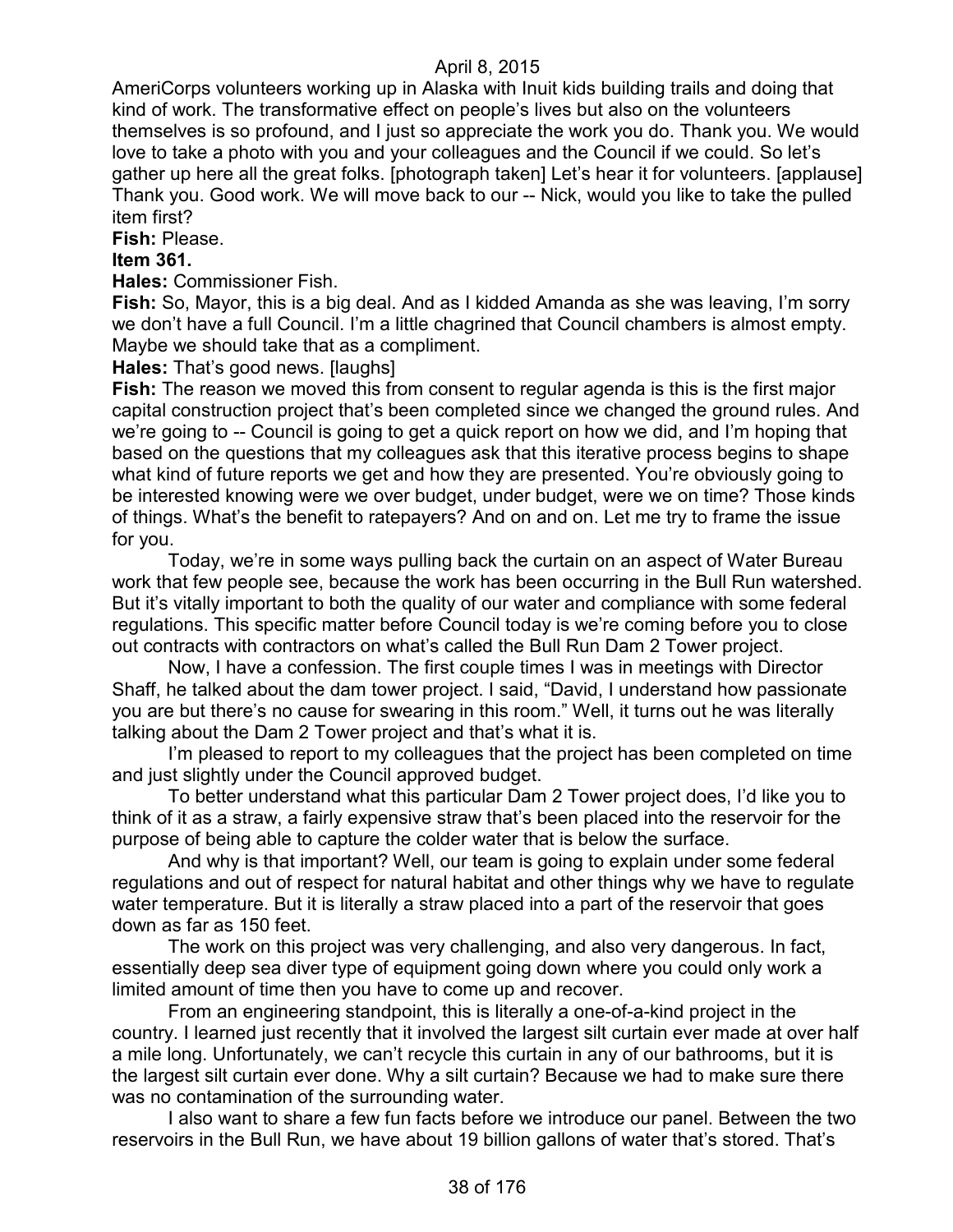AmeriCorps volunteers working up in Alaska with Inuit kids building trails and doing that kind of work. The transformative effect on people's lives but also on the volunteers themselves is so profound, and I just so appreciate the work you do. Thank you. We would love to take a photo with you and your colleagues and the Council if we could. So let's gather up here all the great folks. [photograph taken] Let's hear it for volunteers. [applause] Thank you. Good work. We will move back to our -- Nick, would you like to take the pulled item first?

**Fish:** Please.

**Item 361.**

**Hales:** Commissioner Fish.

**Fish:** So, Mayor, this is a big deal. And as I kidded Amanda as she was leaving, I'm sorry we don't have a full Council. I'm a little chagrined that Council chambers is almost empty. Maybe we should take that as a compliment.

**Hales:** That's good news. [laughs]

**Fish:** The reason we moved this from consent to regular agenda is this is the first major capital construction project that's been completed since we changed the ground rules. And we're going to -- Council is going to get a quick report on how we did, and I'm hoping that based on the questions that my colleagues ask that this iterative process begins to shape what kind of future reports we get and how they are presented. You're obviously going to be interested knowing were we over budget, under budget, were we on time? Those kinds of things. What's the benefit to ratepayers? And on and on. Let me try to frame the issue for you.

Today, we're in some ways pulling back the curtain on an aspect of Water Bureau work that few people see, because the work has been occurring in the Bull Run watershed. But it's vitally important to both the quality of our water and compliance with some federal regulations. This specific matter before Council today is we're coming before you to close out contracts with contractors on what's called the Bull Run Dam 2 Tower project.

Now, I have a confession. The first couple times I was in meetings with Director Shaff, he talked about the dam tower project. I said, "David, I understand how passionate you are but there's no cause for swearing in this room." Well, it turns out he was literally talking about the Dam 2 Tower project and that's what it is.

I'm pleased to report to my colleagues that the project has been completed on time and just slightly under the Council approved budget.

To better understand what this particular Dam 2 Tower project does, I'd like you to think of it as a straw, a fairly expensive straw that's been placed into the reservoir for the purpose of being able to capture the colder water that is below the surface.

And why is that important? Well, our team is going to explain under some federal regulations and out of respect for natural habitat and other things why we have to regulate water temperature. But it is literally a straw placed into a part of the reservoir that goes down as far as 150 feet.

The work on this project was very challenging, and also very dangerous. In fact, essentially deep sea diver type of equipment going down where you could only work a limited amount of time then you have to come up and recover.

From an engineering standpoint, this is literally a one-of-a-kind project in the country. I learned just recently that it involved the largest silt curtain ever made at over half a mile long. Unfortunately, we can't recycle this curtain in any of our bathrooms, but it is the largest silt curtain ever done. Why a silt curtain? Because we had to make sure there was no contamination of the surrounding water.

I also want to share a few fun facts before we introduce our panel. Between the two reservoirs in the Bull Run, we have about 19 billion gallons of water that's stored. That's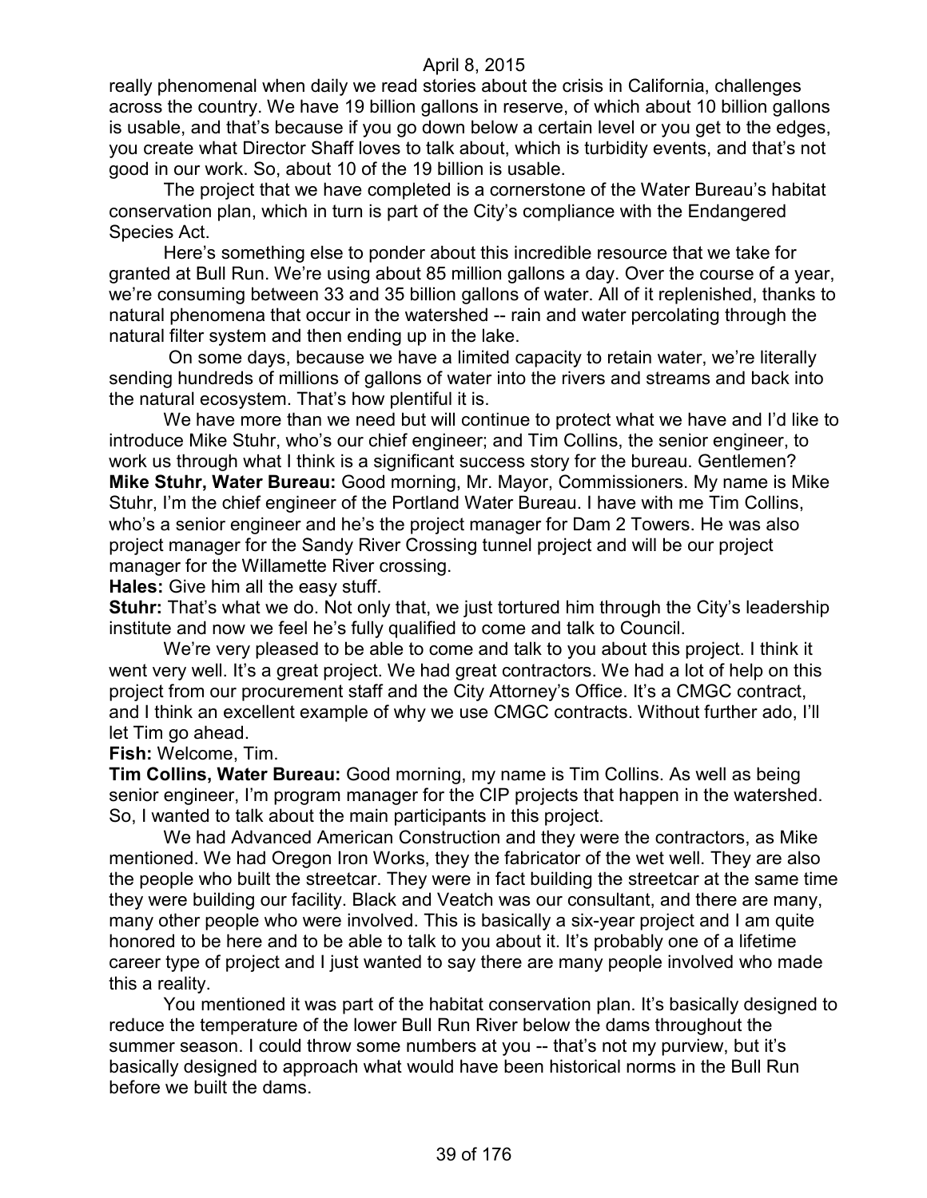really phenomenal when daily we read stories about the crisis in California, challenges across the country. We have 19 billion gallons in reserve, of which about 10 billion gallons is usable, and that's because if you go down below a certain level or you get to the edges, you create what Director Shaff loves to talk about, which is turbidity events, and that's not good in our work. So, about 10 of the 19 billion is usable.

The project that we have completed is a cornerstone of the Water Bureau's habitat conservation plan, which in turn is part of the City's compliance with the Endangered Species Act.

Here's something else to ponder about this incredible resource that we take for granted at Bull Run. We're using about 85 million gallons a day. Over the course of a year, we're consuming between 33 and 35 billion gallons of water. All of it replenished, thanks to natural phenomena that occur in the watershed -- rain and water percolating through the natural filter system and then ending up in the lake.

On some days, because we have a limited capacity to retain water, we're literally sending hundreds of millions of gallons of water into the rivers and streams and back into the natural ecosystem. That's how plentiful it is.

We have more than we need but will continue to protect what we have and I'd like to introduce Mike Stuhr, who's our chief engineer; and Tim Collins, the senior engineer, to work us through what I think is a significant success story for the bureau. Gentlemen?

**Mike Stuhr, Water Bureau:** Good morning, Mr. Mayor, Commissioners. My name is Mike Stuhr, I'm the chief engineer of the Portland Water Bureau. I have with me Tim Collins, who's a senior engineer and he's the project manager for Dam 2 Towers. He was also project manager for the Sandy River Crossing tunnel project and will be our project manager for the Willamette River crossing.

**Hales:** Give him all the easy stuff.

**Stuhr:** That's what we do. Not only that, we just tortured him through the City's leadership institute and now we feel he's fully qualified to come and talk to Council.

We're very pleased to be able to come and talk to you about this project. I think it went very well. It's a great project. We had great contractors. We had a lot of help on this project from our procurement staff and the City Attorney's Office. It's a CMGC contract, and I think an excellent example of why we use CMGC contracts. Without further ado, I'll let Tim go ahead.

**Fish:** Welcome, Tim.

**Tim Collins, Water Bureau:** Good morning, my name is Tim Collins. As well as being senior engineer, I'm program manager for the CIP projects that happen in the watershed. So, I wanted to talk about the main participants in this project.

We had Advanced American Construction and they were the contractors, as Mike mentioned. We had Oregon Iron Works, they the fabricator of the wet well. They are also the people who built the streetcar. They were in fact building the streetcar at the same time they were building our facility. Black and Veatch was our consultant, and there are many, many other people who were involved. This is basically a six-year project and I am quite honored to be here and to be able to talk to you about it. It's probably one of a lifetime career type of project and I just wanted to say there are many people involved who made this a reality.

You mentioned it was part of the habitat conservation plan. It's basically designed to reduce the temperature of the lower Bull Run River below the dams throughout the summer season. I could throw some numbers at you -- that's not my purview, but it's basically designed to approach what would have been historical norms in the Bull Run before we built the dams.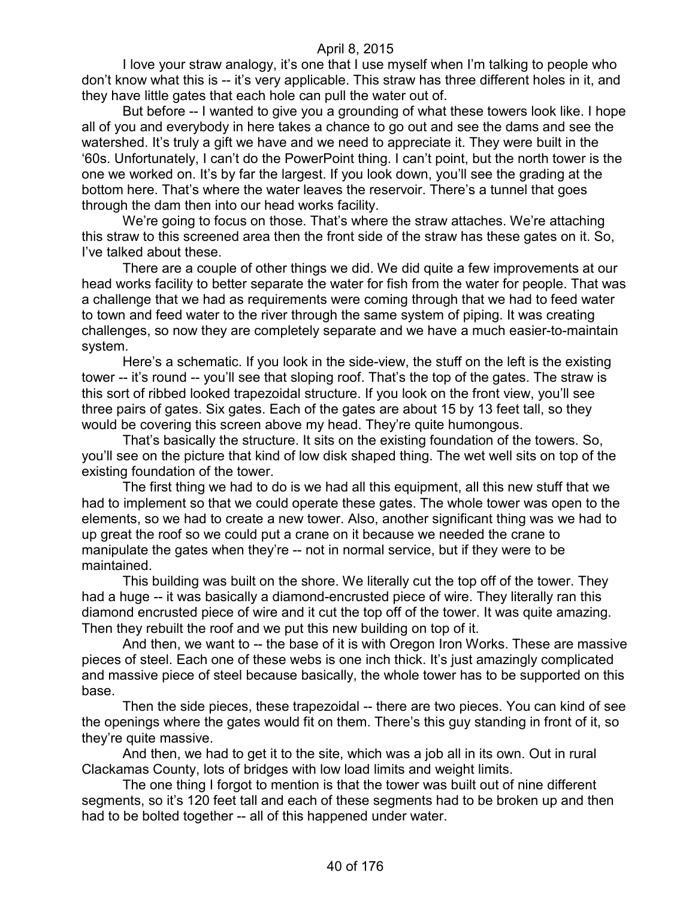I love your straw analogy, it's one that I use myself when I'm talking to people who don't know what this is -- it's very applicable. This straw has three different holes in it, and they have little gates that each hole can pull the water out of.

But before -- I wanted to give you a grounding of what these towers look like. I hope all of you and everybody in here takes a chance to go out and see the dams and see the watershed. It's truly a gift we have and we need to appreciate it. They were built in the '60s. Unfortunately, I can't do the PowerPoint thing. I can't point, but the north tower is the one we worked on. It's by far the largest. If you look down, you'll see the grading at the bottom here. That's where the water leaves the reservoir. There's a tunnel that goes through the dam then into our head works facility.

We're going to focus on those. That's where the straw attaches. We're attaching this straw to this screened area then the front side of the straw has these gates on it. So, I've talked about these.

There are a couple of other things we did. We did quite a few improvements at our head works facility to better separate the water for fish from the water for people. That was a challenge that we had as requirements were coming through that we had to feed water to town and feed water to the river through the same system of piping. It was creating challenges, so now they are completely separate and we have a much easier-to-maintain system.

Here's a schematic. If you look in the side-view, the stuff on the left is the existing tower -- it's round -- you'll see that sloping roof. That's the top of the gates. The straw is this sort of ribbed looked trapezoidal structure. If you look on the front view, you'll see three pairs of gates. Six gates. Each of the gates are about 15 by 13 feet tall, so they would be covering this screen above my head. They're quite humongous.

That's basically the structure. It sits on the existing foundation of the towers. So, you'll see on the picture that kind of low disk shaped thing. The wet well sits on top of the existing foundation of the tower.

The first thing we had to do is we had all this equipment, all this new stuff that we had to implement so that we could operate these gates. The whole tower was open to the elements, so we had to create a new tower. Also, another significant thing was we had to up great the roof so we could put a crane on it because we needed the crane to manipulate the gates when they're -- not in normal service, but if they were to be maintained.

This building was built on the shore. We literally cut the top off of the tower. They had a huge -- it was basically a diamond-encrusted piece of wire. They literally ran this diamond encrusted piece of wire and it cut the top off of the tower. It was quite amazing. Then they rebuilt the roof and we put this new building on top of it.

And then, we want to -- the base of it is with Oregon Iron Works. These are massive pieces of steel. Each one of these webs is one inch thick. It's just amazingly complicated and massive piece of steel because basically, the whole tower has to be supported on this base.

Then the side pieces, these trapezoidal -- there are two pieces. You can kind of see the openings where the gates would fit on them. There's this guy standing in front of it, so they're quite massive.

And then, we had to get it to the site, which was a job all in its own. Out in rural Clackamas County, lots of bridges with low load limits and weight limits.

The one thing I forgot to mention is that the tower was built out of nine different segments, so it's 120 feet tall and each of these segments had to be broken up and then had to be bolted together -- all of this happened under water.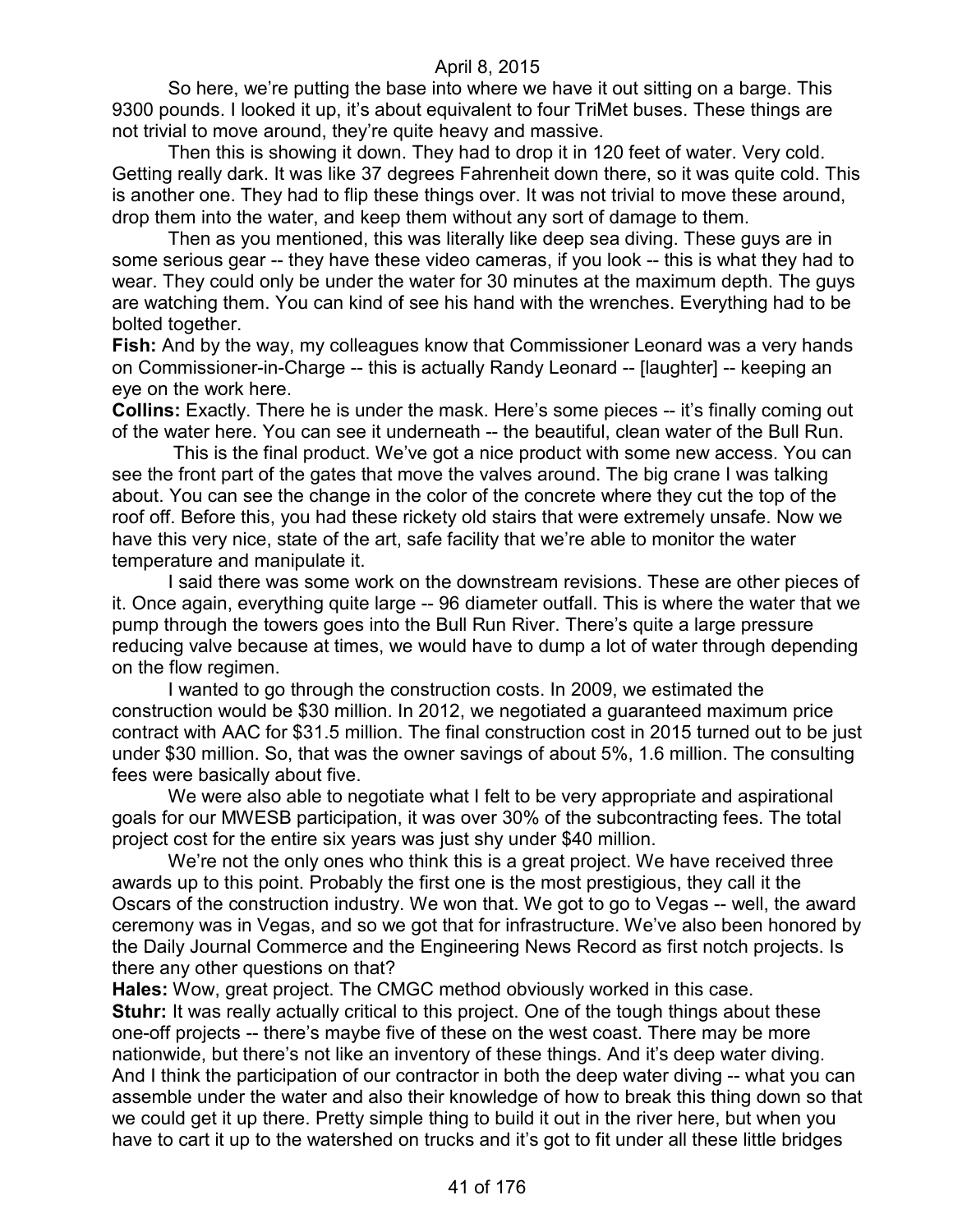So here, we're putting the base into where we have it out sitting on a barge. This 9300 pounds. I looked it up, it's about equivalent to four TriMet buses. These things are not trivial to move around, they're quite heavy and massive.

Then this is showing it down. They had to drop it in 120 feet of water. Very cold. Getting really dark. It was like 37 degrees Fahrenheit down there, so it was quite cold. This is another one. They had to flip these things over. It was not trivial to move these around, drop them into the water, and keep them without any sort of damage to them.

Then as you mentioned, this was literally like deep sea diving. These guys are in some serious gear -- they have these video cameras, if you look -- this is what they had to wear. They could only be under the water for 30 minutes at the maximum depth. The guys are watching them. You can kind of see his hand with the wrenches. Everything had to be bolted together.

**Fish:** And by the way, my colleagues know that Commissioner Leonard was a very hands on Commissioner-in-Charge -- this is actually Randy Leonard -- [laughter] -- keeping an eye on the work here.

**Collins:** Exactly. There he is under the mask. Here's some pieces -- it's finally coming out of the water here. You can see it underneath -- the beautiful, clean water of the Bull Run.

This is the final product. We've got a nice product with some new access. You can see the front part of the gates that move the valves around. The big crane I was talking about. You can see the change in the color of the concrete where they cut the top of the roof off. Before this, you had these rickety old stairs that were extremely unsafe. Now we have this very nice, state of the art, safe facility that we're able to monitor the water temperature and manipulate it.

I said there was some work on the downstream revisions. These are other pieces of it. Once again, everything quite large -- 96 diameter outfall. This is where the water that we pump through the towers goes into the Bull Run River. There's quite a large pressure reducing valve because at times, we would have to dump a lot of water through depending on the flow regimen.

I wanted to go through the construction costs. In 2009, we estimated the construction would be $30 million. In 2012, we negotiated a guaranteed maximum price contract with AAC for $31.5 million. The final construction cost in 2015 turned out to be just under $30 million. So, that was the owner savings of about 5%, 1.6 million. The consulting fees were basically about five.

We were also able to negotiate what I felt to be very appropriate and aspirational goals for our MWESB participation, it was over 30% of the subcontracting fees. The total project cost for the entire six years was just shy under $40 million.

We're not the only ones who think this is a great project. We have received three awards up to this point. Probably the first one is the most prestigious, they call it the Oscars of the construction industry. We won that. We got to go to Vegas -- well, the award ceremony was in Vegas, and so we got that for infrastructure. We've also been honored by the Daily Journal Commerce and the Engineering News Record as first notch projects. Is there any other questions on that?

**Hales:** Wow, great project. The CMGC method obviously worked in this case.

**Stuhr:** It was really actually critical to this project. One of the tough things about these one-off projects -- there's maybe five of these on the west coast. There may be more nationwide, but there's not like an inventory of these things. And it's deep water diving. And I think the participation of our contractor in both the deep water diving -- what you can assemble under the water and also their knowledge of how to break this thing down so that we could get it up there. Pretty simple thing to build it out in the river here, but when you have to cart it up to the watershed on trucks and it's got to fit under all these little bridges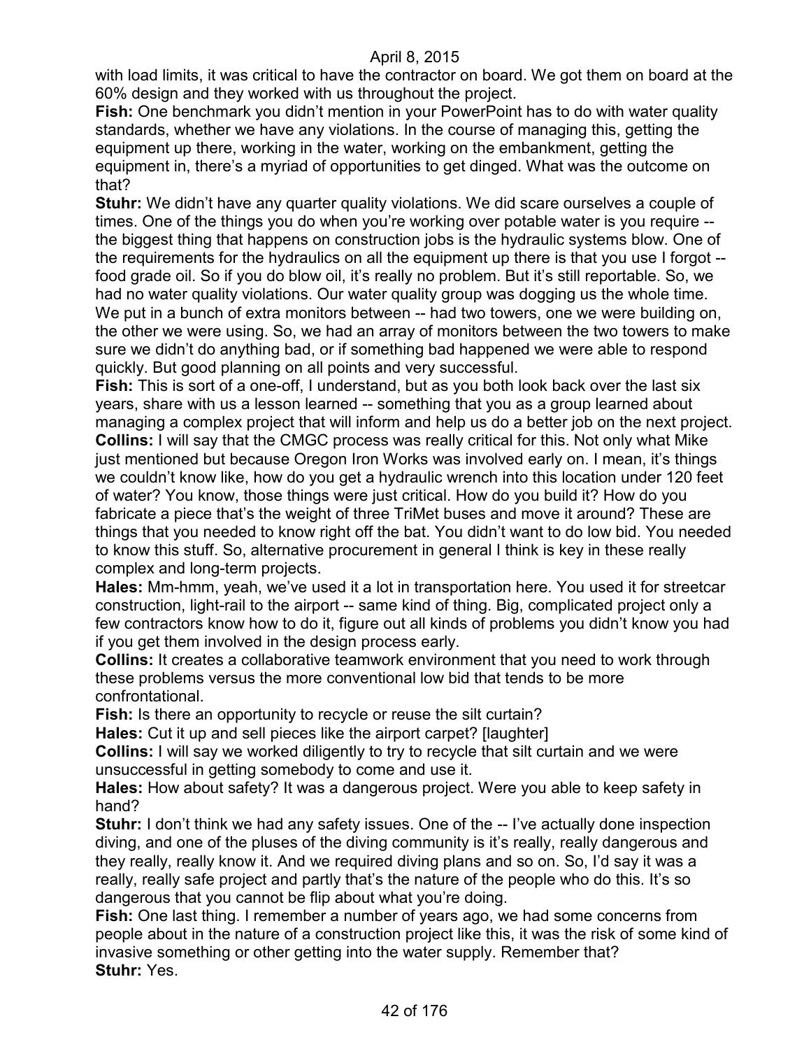with load limits, it was critical to have the contractor on board. We got them on board at the 60% design and they worked with us throughout the project.

**Fish:** One benchmark you didn't mention in your PowerPoint has to do with water quality standards, whether we have any violations. In the course of managing this, getting the equipment up there, working in the water, working on the embankment, getting the equipment in, there's a myriad of opportunities to get dinged. What was the outcome on that?

**Stuhr:** We didn't have any quarter quality violations. We did scare ourselves a couple of times. One of the things you do when you're working over potable water is you require -- the biggest thing that happens on construction jobs is the hydraulic systems blow. One of the requirements for the hydraulics on all the equipment up there is that you use I forgot -- food grade oil. So if you do blow oil, it's really no problem. But it's still reportable. So, we had no water quality violations. Our water quality group was dogging us the whole time. We put in a bunch of extra monitors between -- had two towers, one we were building on, the other we were using. So, we had an array of monitors between the two towers to make sure we didn't do anything bad, or if something bad happened we were able to respond quickly. But good planning on all points and very successful.

**Fish:** This is sort of a one-off, I understand, but as you both look back over the last six years, share with us a lesson learned -- something that you as a group learned about managing a complex project that will inform and help us do a better job on the next project.

**Collins:** I will say that the CMGC process was really critical for this. Not only what Mike just mentioned but because Oregon Iron Works was involved early on. I mean, it's things we couldn't know like, how do you get a hydraulic wrench into this location under 120 feet of water? You know, those things were just critical. How do you build it? How do you fabricate a piece that's the weight of three TriMet buses and move it around? These are things that you needed to know right off the bat. You didn't want to do low bid. You needed to know this stuff. So, alternative procurement in general I think is key in these really complex and long-term projects.

**Hales:** Mm-hmm, yeah, we've used it a lot in transportation here. You used it for streetcar construction, light-rail to the airport -- same kind of thing. Big, complicated project only a few contractors know how to do it, figure out all kinds of problems you didn't know you had if you get them involved in the design process early.

**Collins:** It creates a collaborative teamwork environment that you need to work through these problems versus the more conventional low bid that tends to be more confrontational.

**Fish:** Is there an opportunity to recycle or reuse the silt curtain?

**Hales:** Cut it up and sell pieces like the airport carpet? [laughter]

**Collins:** I will say we worked diligently to try to recycle that silt curtain and we were unsuccessful in getting somebody to come and use it.

**Hales:** How about safety? It was a dangerous project. Were you able to keep safety in hand?

**Stuhr:** I don't think we had any safety issues. One of the -- I've actually done inspection diving, and one of the pluses of the diving community is it's really, really dangerous and they really, really know it. And we required diving plans and so on. So, I'd say it was a really, really safe project and partly that's the nature of the people who do this. It's so dangerous that you cannot be flip about what you're doing.

**Fish:** One last thing. I remember a number of years ago, we had some concerns from people about in the nature of a construction project like this, it was the risk of some kind of invasive something or other getting into the water supply. Remember that?

**Stuhr:** Yes.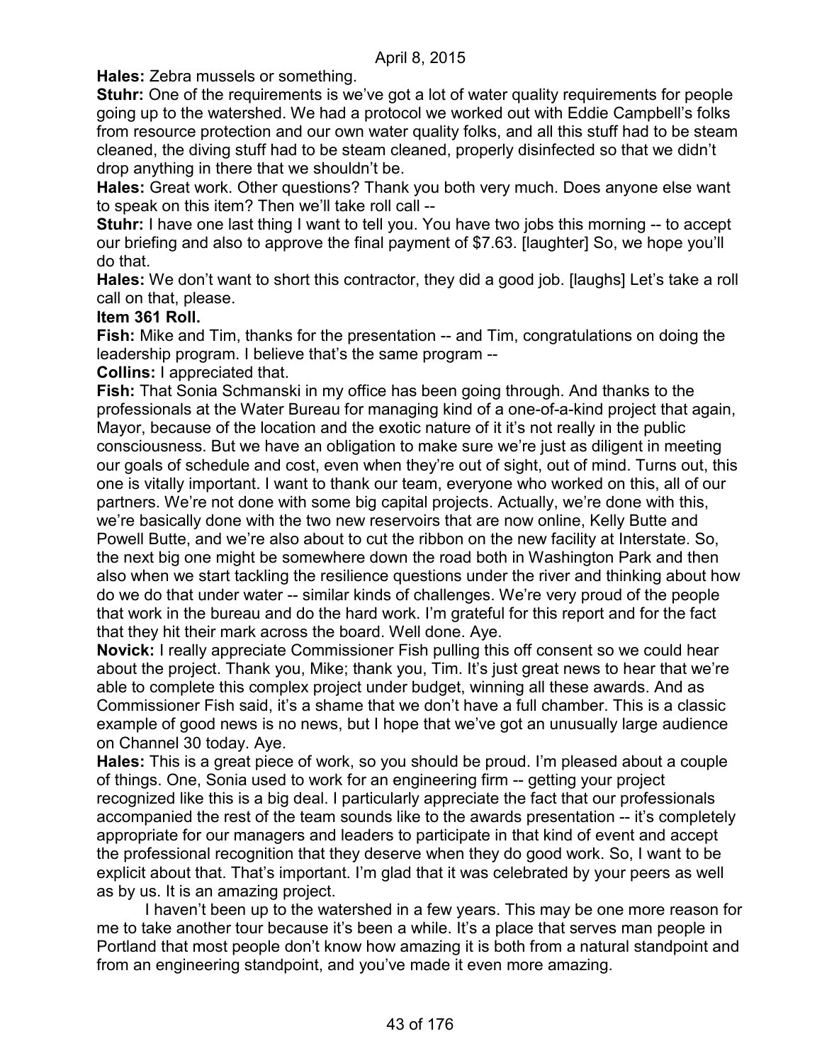**Hales:** Zebra mussels or something.

**Stuhr:** One of the requirements is we've got a lot of water quality requirements for people going up to the watershed. We had a protocol we worked out with Eddie Campbell's folks from resource protection and our own water quality folks, and all this stuff had to be steam cleaned, the diving stuff had to be steam cleaned, properly disinfected so that we didn't drop anything in there that we shouldn't be.

**Hales:** Great work. Other questions? Thank you both very much. Does anyone else want to speak on this item? Then we'll take roll call --

**Stuhr:** I have one last thing I want to tell you. You have two jobs this morning -- to accept our briefing and also to approve the final payment of $7.63. [laughter] So, we hope you'll do that.

**Hales:** We don't want to short this contractor, they did a good job. [laughs] Let's take a roll call on that, please.

**Item 361 Roll.**

**Fish:** Mike and Tim, thanks for the presentation -- and Tim, congratulations on doing the leadership program. I believe that's the same program --

**Collins:** I appreciated that.

**Fish:** That Sonia Schmanski in my office has been going through. And thanks to the professionals at the Water Bureau for managing kind of a one-of-a-kind project that again, Mayor, because of the location and the exotic nature of it it's not really in the public consciousness. But we have an obligation to make sure we're just as diligent in meeting our goals of schedule and cost, even when they're out of sight, out of mind. Turns out, this one is vitally important. I want to thank our team, everyone who worked on this, all of our partners. We're not done with some big capital projects. Actually, we're done with this, we're basically done with the two new reservoirs that are now online, Kelly Butte and Powell Butte, and we're also about to cut the ribbon on the new facility at Interstate. So, the next big one might be somewhere down the road both in Washington Park and then also when we start tackling the resilience questions under the river and thinking about how do we do that under water -- similar kinds of challenges. We're very proud of the people that work in the bureau and do the hard work. I'm grateful for this report and for the fact that they hit their mark across the board. Well done. Aye.

**Novick:** I really appreciate Commissioner Fish pulling this off consent so we could hear about the project. Thank you, Mike; thank you, Tim. It's just great news to hear that we're able to complete this complex project under budget, winning all these awards. And as Commissioner Fish said, it's a shame that we don't have a full chamber. This is a classic example of good news is no news, but I hope that we've got an unusually large audience on Channel 30 today. Aye.

**Hales:** This is a great piece of work, so you should be proud. I'm pleased about a couple of things. One, Sonia used to work for an engineering firm -- getting your project recognized like this is a big deal. I particularly appreciate the fact that our professionals accompanied the rest of the team sounds like to the awards presentation -- it's completely appropriate for our managers and leaders to participate in that kind of event and accept the professional recognition that they deserve when they do good work. So, I want to be explicit about that. That's important. I'm glad that it was celebrated by your peers as well as by us. It is an amazing project.

I haven't been up to the watershed in a few years. This may be one more reason for me to take another tour because it's been a while. It's a place that serves man people in Portland that most people don't know how amazing it is both from a natural standpoint and from an engineering standpoint, and you've made it even more amazing.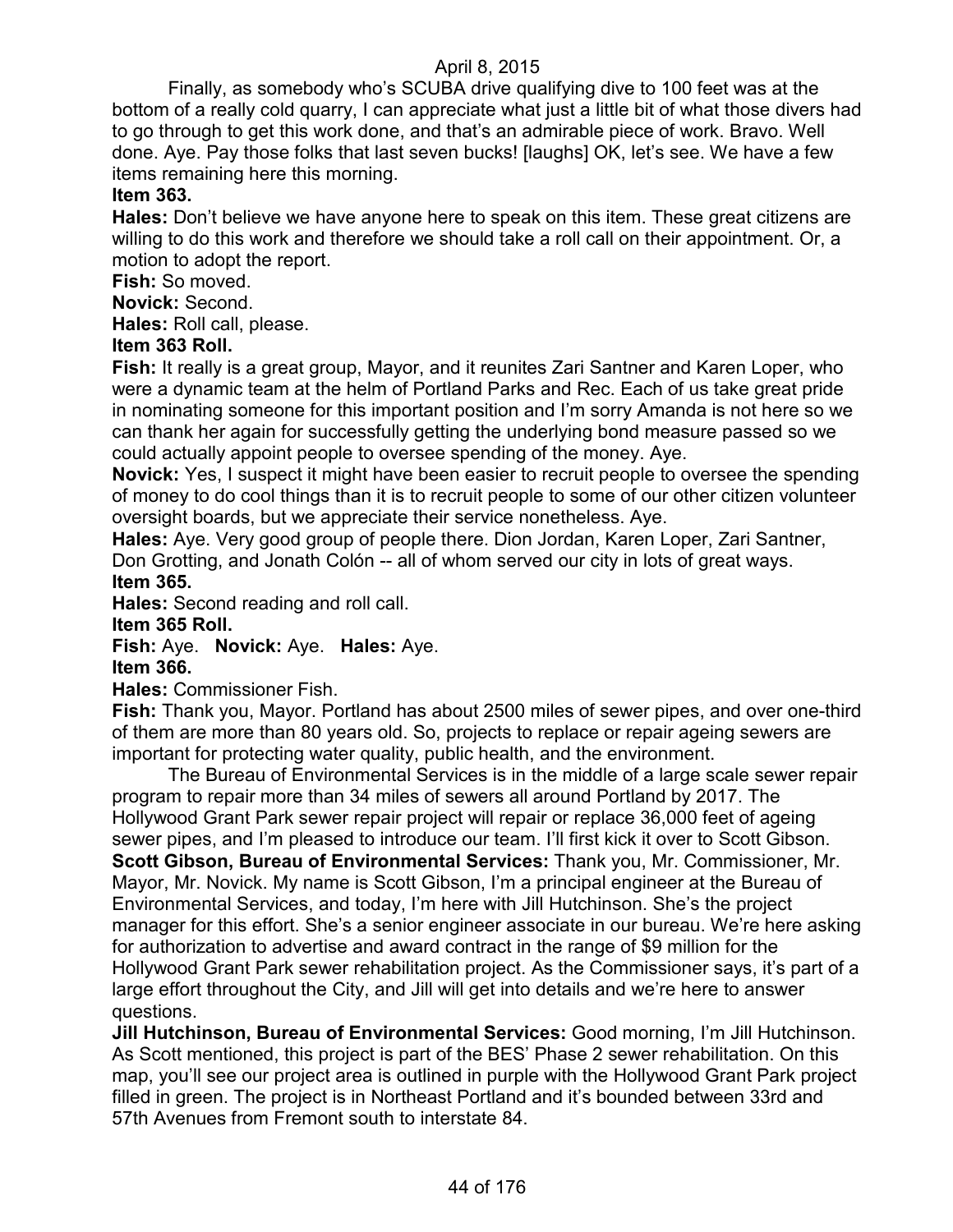Finally, as somebody who's SCUBA drive qualifying dive to 100 feet was at the bottom of a really cold quarry, I can appreciate what just a little bit of what those divers had to go through to get this work done, and that's an admirable piece of work. Bravo. Well done. Aye. Pay those folks that last seven bucks! [laughs] OK, let's see. We have a few items remaining here this morning.

**Item 363.**

**Hales:** Don't believe we have anyone here to speak on this item. These great citizens are willing to do this work and therefore we should take a roll call on their appointment. Or, a motion to adopt the report.

**Fish:** So moved.

**Novick:** Second.

**Hales:** Roll call, please.

**Item 363 Roll.**

**Fish:** It really is a great group, Mayor, and it reunites Zari Santner and Karen Loper, who were a dynamic team at the helm of Portland Parks and Rec. Each of us take great pride in nominating someone for this important position and I'm sorry Amanda is not here so we can thank her again for successfully getting the underlying bond measure passed so we could actually appoint people to oversee spending of the money. Aye.

**Novick:** Yes, I suspect it might have been easier to recruit people to oversee the spending of money to do cool things than it is to recruit people to some of our other citizen volunteer oversight boards, but we appreciate their service nonetheless. Aye.

**Hales:** Aye. Very good group of people there. Dion Jordan, Karen Loper, Zari Santner, Don Grotting, and Jonath Colón -- all of whom served our city in lots of great ways.

**Item 365.**

**Hales:** Second reading and roll call.

**Item 365 Roll.**

**Fish:** Aye. **Novick:** Aye. **Hales:** Aye.

**Item 366.**

**Hales:** Commissioner Fish.

**Fish:** Thank you, Mayor. Portland has about 2500 miles of sewer pipes, and over one-third of them are more than 80 years old. So, projects to replace or repair ageing sewers are important for protecting water quality, public health, and the environment.

The Bureau of Environmental Services is in the middle of a large scale sewer repair program to repair more than 34 miles of sewers all around Portland by 2017. The Hollywood Grant Park sewer repair project will repair or replace 36,000 feet of ageing sewer pipes, and I'm pleased to introduce our team. I'll first kick it over to Scott Gibson.

**Scott Gibson, Bureau of Environmental Services:** Thank you, Mr. Commissioner, Mr. Mayor, Mr. Novick. My name is Scott Gibson, I'm a principal engineer at the Bureau of Environmental Services, and today, I'm here with Jill Hutchinson. She's the project manager for this effort. She's a senior engineer associate in our bureau. We're here asking for authorization to advertise and award contract in the range of $9 million for the Hollywood Grant Park sewer rehabilitation project. As the Commissioner says, it's part of a large effort throughout the City, and Jill will get into details and we're here to answer questions.

**Jill Hutchinson, Bureau of Environmental Services:** Good morning, I'm Jill Hutchinson. As Scott mentioned, this project is part of the BES' Phase 2 sewer rehabilitation. On this map, you'll see our project area is outlined in purple with the Hollywood Grant Park project filled in green. The project is in Northeast Portland and it's bounded between 33rd and 57th Avenues from Fremont south to interstate 84.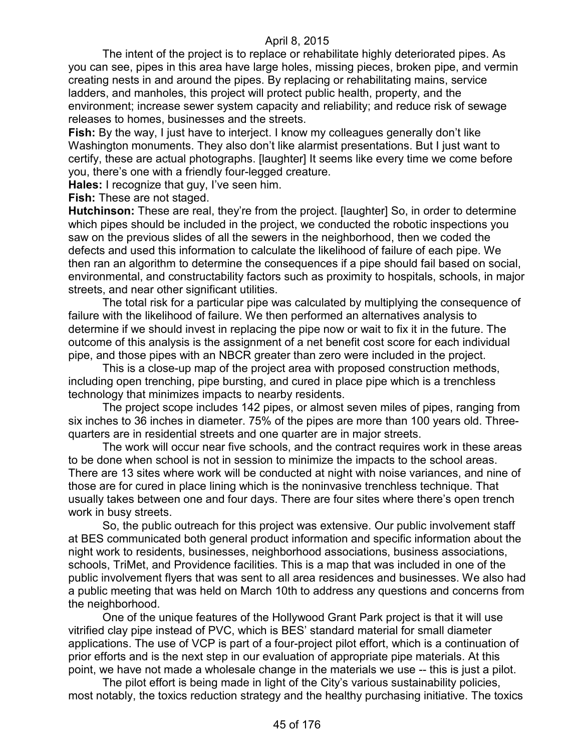The intent of the project is to replace or rehabilitate highly deteriorated pipes. As you can see, pipes in this area have large holes, missing pieces, broken pipe, and vermin creating nests in and around the pipes. By replacing or rehabilitating mains, service ladders, and manholes, this project will protect public health, property, and the environment; increase sewer system capacity and reliability; and reduce risk of sewage releases to homes, businesses and the streets.

**Fish:** By the way, I just have to interject. I know my colleagues generally don't like Washington monuments. They also don't like alarmist presentations. But I just want to certify, these are actual photographs. [laughter] It seems like every time we come before you, there's one with a friendly four-legged creature.

**Hales:** I recognize that guy, I've seen him.

**Fish:** These are not staged.

**Hutchinson:** These are real, they're from the project. [laughter] So, in order to determine which pipes should be included in the project, we conducted the robotic inspections you saw on the previous slides of all the sewers in the neighborhood, then we coded the defects and used this information to calculate the likelihood of failure of each pipe. We then ran an algorithm to determine the consequences if a pipe should fail based on social, environmental, and constructability factors such as proximity to hospitals, schools, in major streets, and near other significant utilities.

The total risk for a particular pipe was calculated by multiplying the consequence of failure with the likelihood of failure. We then performed an alternatives analysis to determine if we should invest in replacing the pipe now or wait to fix it in the future. The outcome of this analysis is the assignment of a net benefit cost score for each individual pipe, and those pipes with an NBCR greater than zero were included in the project.

This is a close-up map of the project area with proposed construction methods, including open trenching, pipe bursting, and cured in place pipe which is a trenchless technology that minimizes impacts to nearby residents.

The project scope includes 142 pipes, or almost seven miles of pipes, ranging from six inches to 36 inches in diameter. 75% of the pipes are more than 100 years old. Three-quarters are in residential streets and one quarter are in major streets.

The work will occur near five schools, and the contract requires work in these areas to be done when school is not in session to minimize the impacts to the school areas. There are 13 sites where work will be conducted at night with noise variances, and nine of those are for cured in place lining which is the noninvasive trenchless technique. That usually takes between one and four days. There are four sites where there's open trench work in busy streets.

So, the public outreach for this project was extensive. Our public involvement staff at BES communicated both general product information and specific information about the night work to residents, businesses, neighborhood associations, business associations, schools, TriMet, and Providence facilities. This is a map that was included in one of the public involvement flyers that was sent to all area residences and businesses. We also had a public meeting that was held on March 10th to address any questions and concerns from the neighborhood.

One of the unique features of the Hollywood Grant Park project is that it will use vitrified clay pipe instead of PVC, which is BES' standard material for small diameter applications. The use of VCP is part of a four-project pilot effort, which is a continuation of prior efforts and is the next step in our evaluation of appropriate pipe materials. At this point, we have not made a wholesale change in the materials we use -- this is just a pilot.

The pilot effort is being made in light of the City's various sustainability policies, most notably, the toxics reduction strategy and the healthy purchasing initiative. The toxics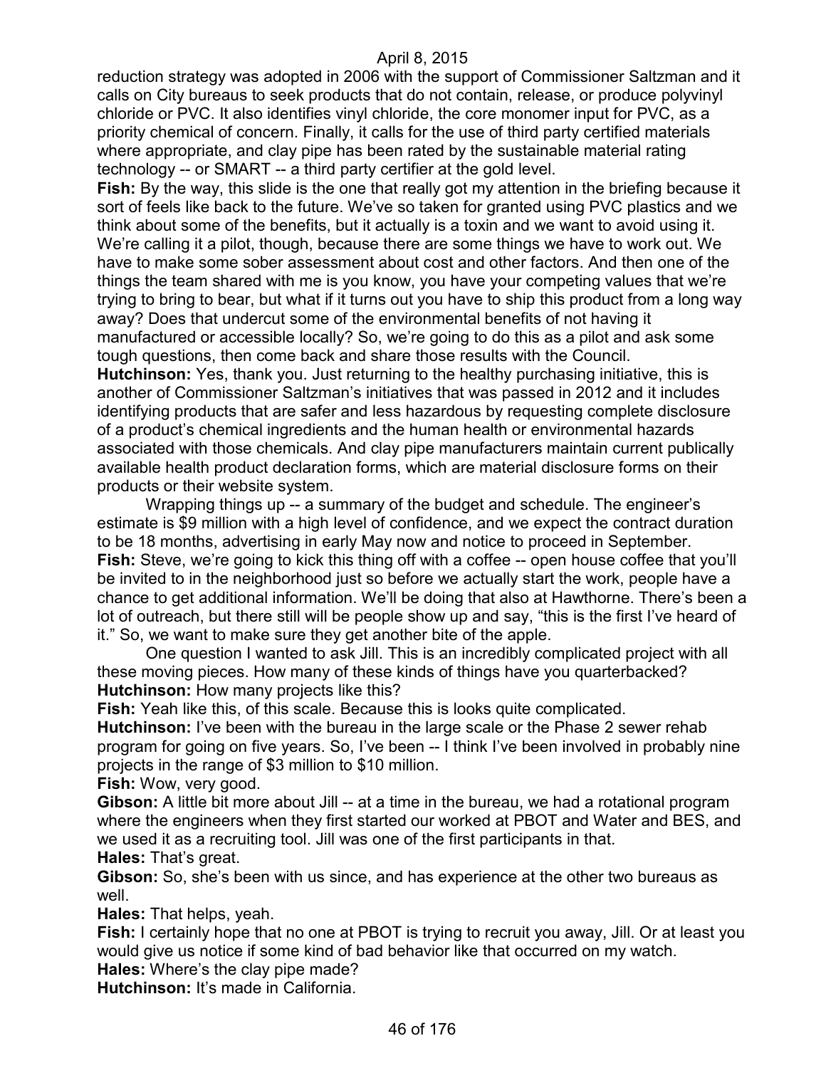reduction strategy was adopted in 2006 with the support of Commissioner Saltzman and it calls on City bureaus to seek products that do not contain, release, or produce polyvinyl chloride or PVC. It also identifies vinyl chloride, the core monomer input for PVC, as a priority chemical of concern. Finally, it calls for the use of third party certified materials where appropriate, and clay pipe has been rated by the sustainable material rating technology -- or SMART -- a third party certifier at the gold level.

**Fish:** By the way, this slide is the one that really got my attention in the briefing because it sort of feels like back to the future. We've so taken for granted using PVC plastics and we think about some of the benefits, but it actually is a toxin and we want to avoid using it. We're calling it a pilot, though, because there are some things we have to work out. We have to make some sober assessment about cost and other factors. And then one of the things the team shared with me is you know, you have your competing values that we're trying to bring to bear, but what if it turns out you have to ship this product from a long way away? Does that undercut some of the environmental benefits of not having it manufactured or accessible locally? So, we're going to do this as a pilot and ask some tough questions, then come back and share those results with the Council.

**Hutchinson:** Yes, thank you. Just returning to the healthy purchasing initiative, this is another of Commissioner Saltzman's initiatives that was passed in 2012 and it includes identifying products that are safer and less hazardous by requesting complete disclosure of a product's chemical ingredients and the human health or environmental hazards associated with those chemicals. And clay pipe manufacturers maintain current publically available health product declaration forms, which are material disclosure forms on their products or their website system.

Wrapping things up -- a summary of the budget and schedule. The engineer's estimate is $9 million with a high level of confidence, and we expect the contract duration to be 18 months, advertising in early May now and notice to proceed in September.

**Fish:** Steve, we're going to kick this thing off with a coffee -- open house coffee that you'll be invited to in the neighborhood just so before we actually start the work, people have a chance to get additional information. We'll be doing that also at Hawthorne. There's been a lot of outreach, but there still will be people show up and say, "this is the first I've heard of it." So, we want to make sure they get another bite of the apple.

One question I wanted to ask Jill. This is an incredibly complicated project with all these moving pieces. How many of these kinds of things have you quarterbacked?

**Hutchinson:** How many projects like this?

**Fish:** Yeah like this, of this scale. Because this is looks quite complicated.

**Hutchinson:** I've been with the bureau in the large scale or the Phase 2 sewer rehab program for going on five years. So, I've been -- I think I've been involved in probably nine projects in the range of $3 million to $10 million.

**Fish:** Wow, very good.

**Gibson:** A little bit more about Jill -- at a time in the bureau, we had a rotational program where the engineers when they first started our worked at PBOT and Water and BES, and we used it as a recruiting tool. Jill was one of the first participants in that.

**Hales:** That's great.

**Gibson:** So, she's been with us since, and has experience at the other two bureaus as well.

**Hales:** That helps, yeah.

**Fish:** I certainly hope that no one at PBOT is trying to recruit you away, Jill. Or at least you would give us notice if some kind of bad behavior like that occurred on my watch.

**Hales:** Where's the clay pipe made?

**Hutchinson:** It's made in California.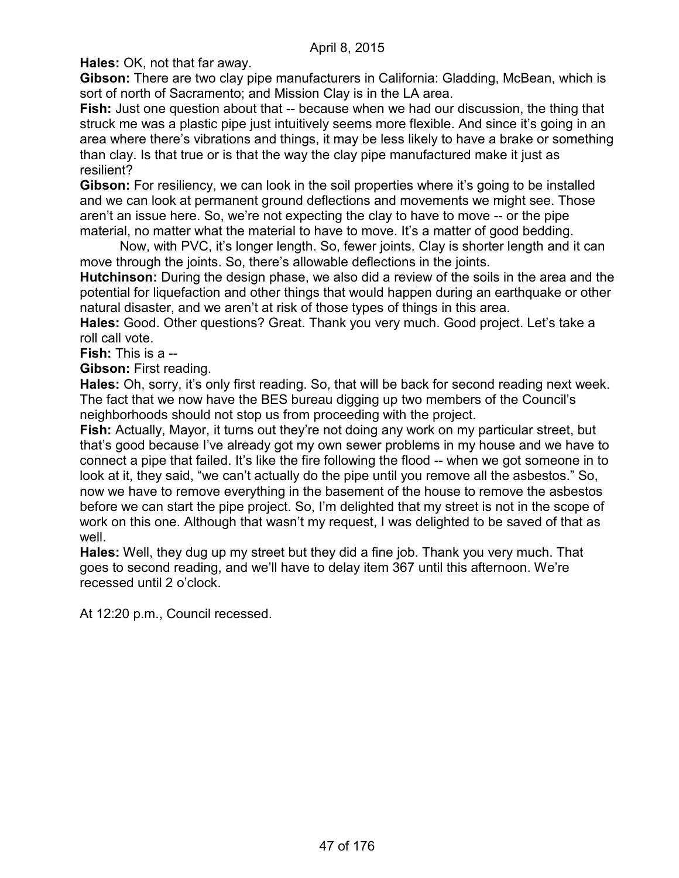**Hales:** OK, not that far away.

**Gibson:** There are two clay pipe manufacturers in California: Gladding, McBean, which is sort of north of Sacramento; and Mission Clay is in the LA area.

**Fish:** Just one question about that -- because when we had our discussion, the thing that struck me was a plastic pipe just intuitively seems more flexible. And since it's going in an area where there's vibrations and things, it may be less likely to have a brake or something than clay. Is that true or is that the way the clay pipe manufactured make it just as resilient?

**Gibson:** For resiliency, we can look in the soil properties where it's going to be installed and we can look at permanent ground deflections and movements we might see. Those aren't an issue here. So, we're not expecting the clay to have to move -- or the pipe material, no matter what the material to have to move. It's a matter of good bedding.

Now, with PVC, it's longer length. So, fewer joints. Clay is shorter length and it can move through the joints. So, there's allowable deflections in the joints.

**Hutchinson:** During the design phase, we also did a review of the soils in the area and the potential for liquefaction and other things that would happen during an earthquake or other natural disaster, and we aren't at risk of those types of things in this area.

**Hales:** Good. Other questions? Great. Thank you very much. Good project. Let's take a roll call vote.

**Fish:** This is a --

**Gibson:** First reading.

**Hales:** Oh, sorry, it's only first reading. So, that will be back for second reading next week. The fact that we now have the BES bureau digging up two members of the Council's neighborhoods should not stop us from proceeding with the project.

**Fish:** Actually, Mayor, it turns out they're not doing any work on my particular street, but that's good because I've already got my own sewer problems in my house and we have to connect a pipe that failed. It's like the fire following the flood -- when we got someone in to look at it, they said, "we can't actually do the pipe until you remove all the asbestos." So, now we have to remove everything in the basement of the house to remove the asbestos before we can start the pipe project. So, I'm delighted that my street is not in the scope of work on this one. Although that wasn't my request, I was delighted to be saved of that as well.

**Hales:** Well, they dug up my street but they did a fine job. Thank you very much. That goes to second reading, and we'll have to delay item 367 until this afternoon. We're recessed until 2 o'clock.

At 12:20 p.m., Council recessed.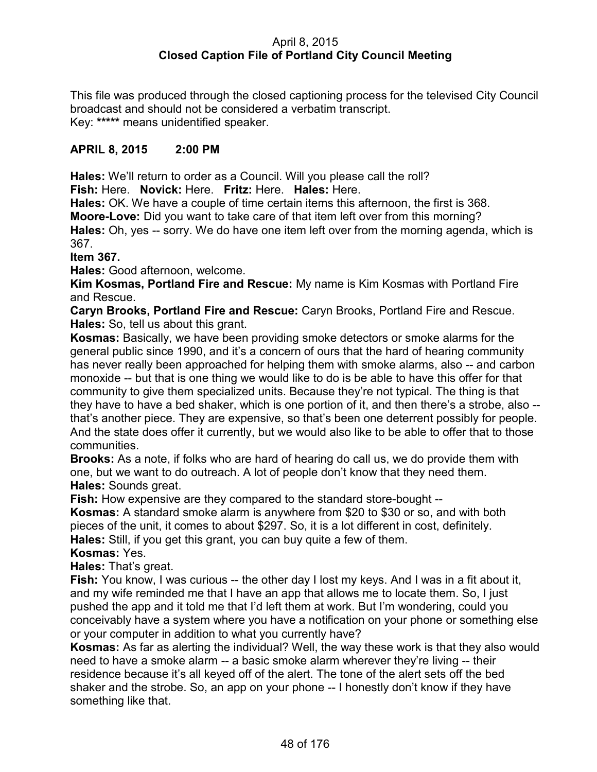April 8, 2015
**Closed Caption File of Portland City Council Meeting**

This file was produced through the closed captioning process for the televised City Council broadcast and should not be considered a verbatim transcript.
Key: ***** means unidentified speaker.

**APRIL 8, 2015 2:00 PM**

**Hales:** We'll return to order as a Council. Will you please call the roll?
**Fish:** Here. **Novick:** Here. **Fritz:** Here. **Hales:** Here.
**Hales:** OK. We have a couple of time certain items this afternoon, the first is 368.
**Moore-Love:** Did you want to take care of that item left over from this morning?
**Hales:** Oh, yes -- sorry. We do have one item left over from the morning agenda, which is 367.
**Item 367.**
**Hales:** Good afternoon, welcome.
**Kim Kosmas, Portland Fire and Rescue:** My name is Kim Kosmas with Portland Fire and Rescue.
**Caryn Brooks, Portland Fire and Rescue:** Caryn Brooks, Portland Fire and Rescue.
**Hales:** So, tell us about this grant.
**Kosmas:** Basically, we have been providing smoke detectors or smoke alarms for the general public since 1990, and it's a concern of ours that the hard of hearing community has never really been approached for helping them with smoke alarms, also -- and carbon monoxide -- but that is one thing we would like to do is be able to have this offer for that community to give them specialized units. Because they're not typical. The thing is that they have to have a bed shaker, which is one portion of it, and then there's a strobe, also -- that's another piece. They are expensive, so that's been one deterrent possibly for people. And the state does offer it currently, but we would also like to be able to offer that to those communities.
**Brooks:** As a note, if folks who are hard of hearing do call us, we do provide them with one, but we want to do outreach. A lot of people don't know that they need them.
**Hales:** Sounds great.
**Fish:** How expensive are they compared to the standard store-bought --
**Kosmas:** A standard smoke alarm is anywhere from $20 to $30 or so, and with both pieces of the unit, it comes to about $297. So, it is a lot different in cost, definitely.
**Hales:** Still, if you get this grant, you can buy quite a few of them.
**Kosmas:** Yes.
**Hales:** That's great.
**Fish:** You know, I was curious -- the other day I lost my keys. And I was in a fit about it, and my wife reminded me that I have an app that allows me to locate them. So, I just pushed the app and it told me that I'd left them at work. But I'm wondering, could you conceivably have a system where you have a notification on your phone or something else or your computer in addition to what you currently have?
**Kosmas:** As far as alerting the individual? Well, the way these work is that they also would need to have a smoke alarm -- a basic smoke alarm wherever they're living -- their residence because it's all keyed off of the alert. The tone of the alert sets off the bed shaker and the strobe. So, an app on your phone -- I honestly don't know if they have something like that.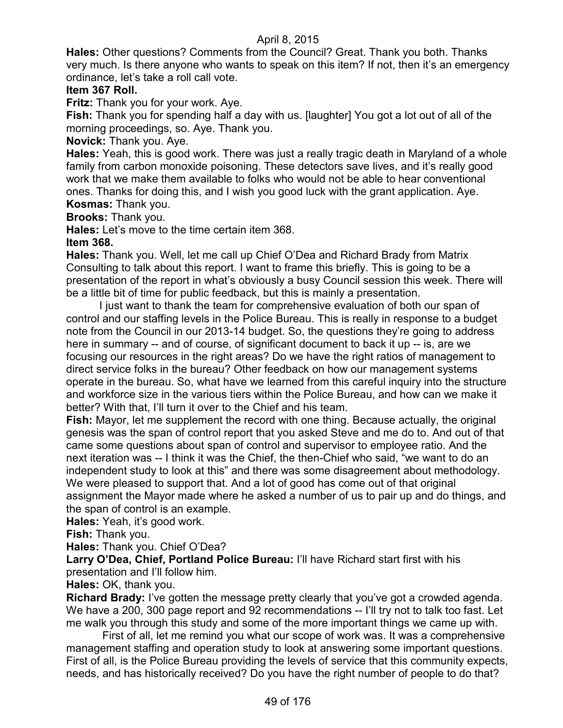April 8, 2015

**Hales:** Other questions? Comments from the Council? Great. Thank you both. Thanks very much. Is there anyone who wants to speak on this item? If not, then it's an emergency ordinance, let's take a roll call vote.

**Item 367 Roll.**

**Fritz:** Thank you for your work. Aye.

**Fish:** Thank you for spending half a day with us. [laughter] You got a lot out of all of the morning proceedings, so. Aye. Thank you.

**Novick:** Thank you. Aye.

**Hales:** Yeah, this is good work. There was just a really tragic death in Maryland of a whole family from carbon monoxide poisoning. These detectors save lives, and it's really good work that we make them available to folks who would not be able to hear conventional ones. Thanks for doing this, and I wish you good luck with the grant application. Aye.

**Kosmas:** Thank you.

**Brooks:** Thank you.

**Hales:** Let's move to the time certain item 368.

**Item 368.**

**Hales:** Thank you. Well, let me call up Chief O'Dea and Richard Brady from Matrix Consulting to talk about this report. I want to frame this briefly. This is going to be a presentation of the report in what's obviously a busy Council session this week. There will be a little bit of time for public feedback, but this is mainly a presentation.

I just want to thank the team for comprehensive evaluation of both our span of control and our staffing levels in the Police Bureau. This is really in response to a budget note from the Council in our 2013-14 budget. So, the questions they're going to address here in summary -- and of course, of significant document to back it up -- is, are we focusing our resources in the right areas? Do we have the right ratios of management to direct service folks in the bureau? Other feedback on how our management systems operate in the bureau. So, what have we learned from this careful inquiry into the structure and workforce size in the various tiers within the Police Bureau, and how can we make it better? With that, I'll turn it over to the Chief and his team.

**Fish:** Mayor, let me supplement the record with one thing. Because actually, the original genesis was the span of control report that you asked Steve and me do to. And out of that came some questions about span of control and supervisor to employee ratio. And the next iteration was -- I think it was the Chief, the then-Chief who said, "we want to do an independent study to look at this" and there was some disagreement about methodology. We were pleased to support that. And a lot of good has come out of that original assignment the Mayor made where he asked a number of us to pair up and do things, and the span of control is an example.

**Hales:** Yeah, it's good work.

**Fish:** Thank you.

**Hales:** Thank you. Chief O'Dea?

**Larry O'Dea, Chief, Portland Police Bureau:** I'll have Richard start first with his presentation and I'll follow him.

**Hales:** OK, thank you.

**Richard Brady:** I've gotten the message pretty clearly that you've got a crowded agenda. We have a 200, 300 page report and 92 recommendations -- I'll try not to talk too fast. Let me walk you through this study and some of the more important things we came up with.

First of all, let me remind you what our scope of work was. It was a comprehensive management staffing and operation study to look at answering some important questions. First of all, is the Police Bureau providing the levels of service that this community expects, needs, and has historically received? Do you have the right number of people to do that?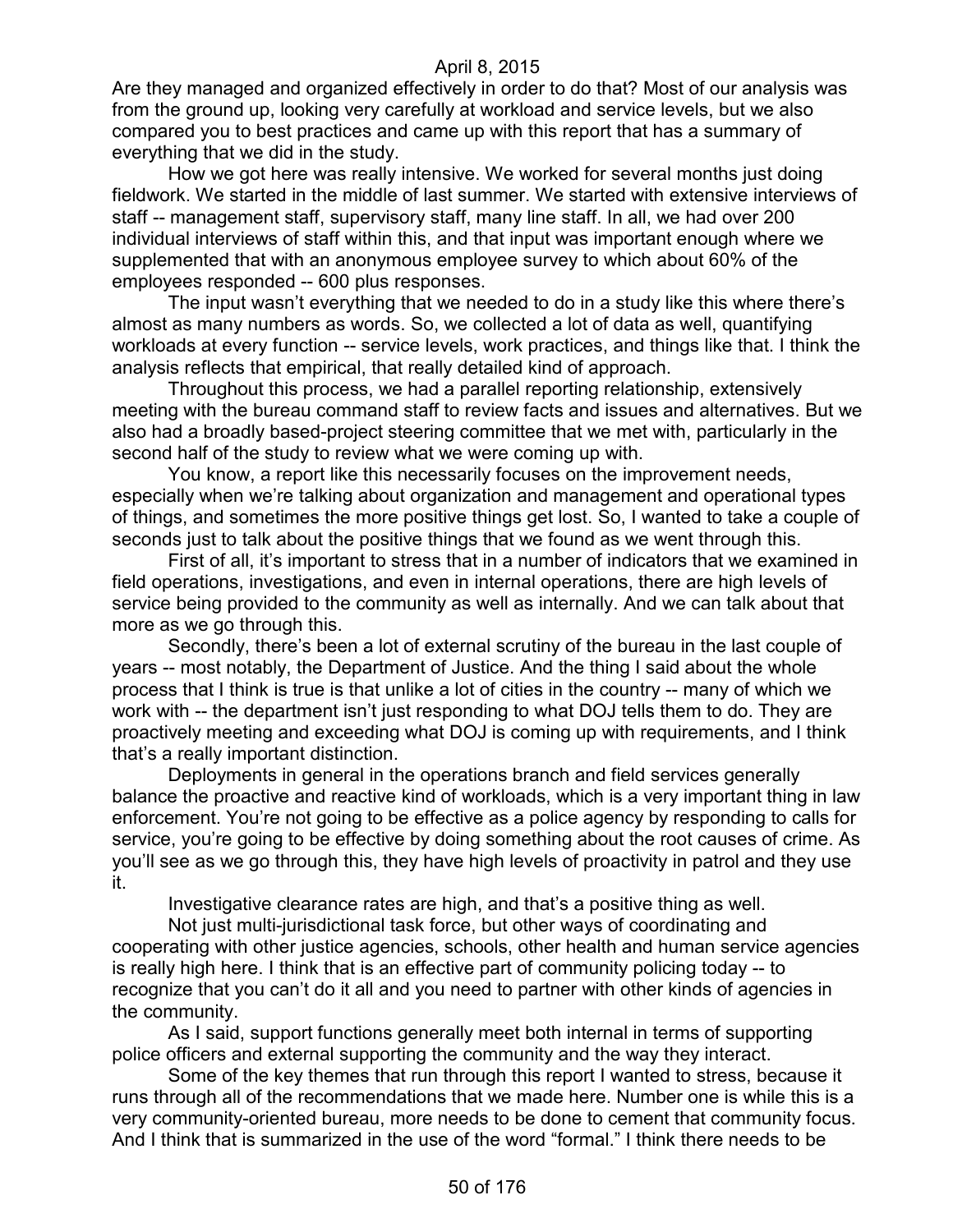Are they managed and organized effectively in order to do that? Most of our analysis was from the ground up, looking very carefully at workload and service levels, but we also compared you to best practices and came up with this report that has a summary of everything that we did in the study.

How we got here was really intensive. We worked for several months just doing fieldwork. We started in the middle of last summer. We started with extensive interviews of staff -- management staff, supervisory staff, many line staff. In all, we had over 200 individual interviews of staff within this, and that input was important enough where we supplemented that with an anonymous employee survey to which about 60% of the employees responded -- 600 plus responses.

The input wasn't everything that we needed to do in a study like this where there's almost as many numbers as words. So, we collected a lot of data as well, quantifying workloads at every function -- service levels, work practices, and things like that. I think the analysis reflects that empirical, that really detailed kind of approach.

Throughout this process, we had a parallel reporting relationship, extensively meeting with the bureau command staff to review facts and issues and alternatives. But we also had a broadly based-project steering committee that we met with, particularly in the second half of the study to review what we were coming up with.

You know, a report like this necessarily focuses on the improvement needs, especially when we're talking about organization and management and operational types of things, and sometimes the more positive things get lost. So, I wanted to take a couple of seconds just to talk about the positive things that we found as we went through this.

First of all, it's important to stress that in a number of indicators that we examined in field operations, investigations, and even in internal operations, there are high levels of service being provided to the community as well as internally. And we can talk about that more as we go through this.

Secondly, there's been a lot of external scrutiny of the bureau in the last couple of years -- most notably, the Department of Justice. And the thing I said about the whole process that I think is true is that unlike a lot of cities in the country -- many of which we work with -- the department isn't just responding to what DOJ tells them to do. They are proactively meeting and exceeding what DOJ is coming up with requirements, and I think that's a really important distinction.

Deployments in general in the operations branch and field services generally balance the proactive and reactive kind of workloads, which is a very important thing in law enforcement. You're not going to be effective as a police agency by responding to calls for service, you're going to be effective by doing something about the root causes of crime. As you'll see as we go through this, they have high levels of proactivity in patrol and they use it.

Investigative clearance rates are high, and that's a positive thing as well.

Not just multi-jurisdictional task force, but other ways of coordinating and cooperating with other justice agencies, schools, other health and human service agencies is really high here. I think that is an effective part of community policing today -- to recognize that you can't do it all and you need to partner with other kinds of agencies in the community.

As I said, support functions generally meet both internal in terms of supporting police officers and external supporting the community and the way they interact.

Some of the key themes that run through this report I wanted to stress, because it runs through all of the recommendations that we made here. Number one is while this is a very community-oriented bureau, more needs to be done to cement that community focus. And I think that is summarized in the use of the word "formal." I think there needs to be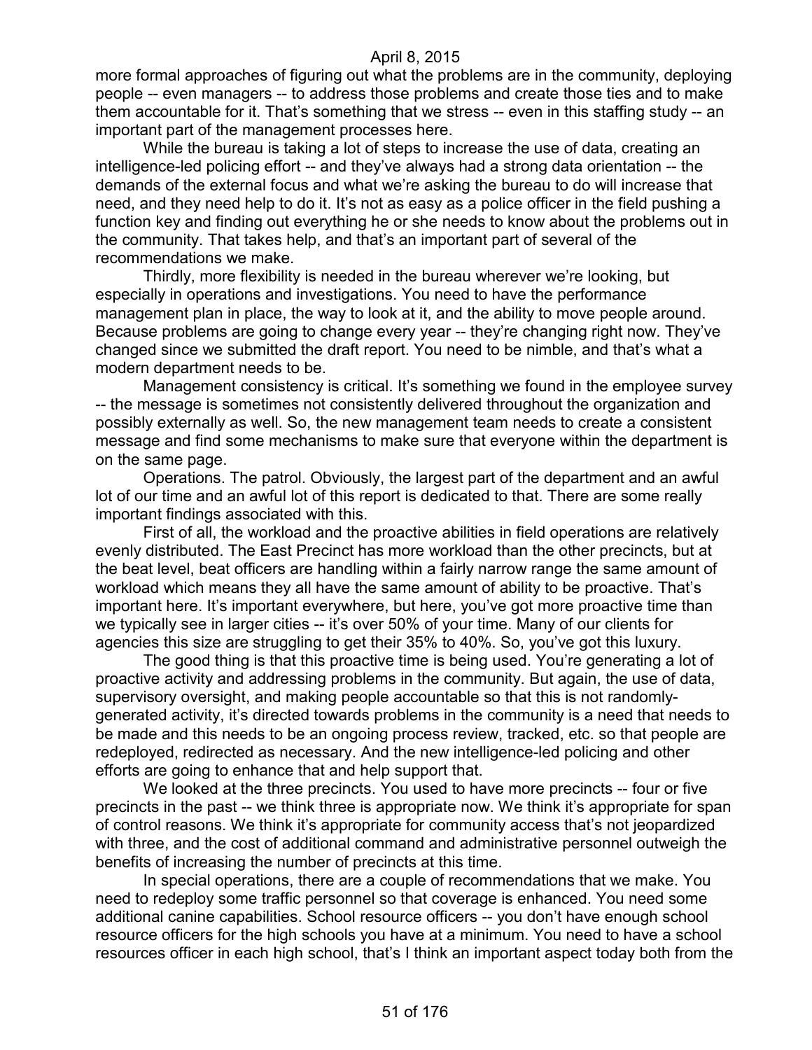more formal approaches of figuring out what the problems are in the community, deploying people -- even managers -- to address those problems and create those ties and to make them accountable for it. That's something that we stress -- even in this staffing study -- an important part of the management processes here.

While the bureau is taking a lot of steps to increase the use of data, creating an intelligence-led policing effort -- and they've always had a strong data orientation -- the demands of the external focus and what we're asking the bureau to do will increase that need, and they need help to do it. It's not as easy as a police officer in the field pushing a function key and finding out everything he or she needs to know about the problems out in the community. That takes help, and that's an important part of several of the recommendations we make.

Thirdly, more flexibility is needed in the bureau wherever we're looking, but especially in operations and investigations. You need to have the performance management plan in place, the way to look at it, and the ability to move people around. Because problems are going to change every year -- they're changing right now. They've changed since we submitted the draft report. You need to be nimble, and that's what a modern department needs to be.

Management consistency is critical. It's something we found in the employee survey -- the message is sometimes not consistently delivered throughout the organization and possibly externally as well. So, the new management team needs to create a consistent message and find some mechanisms to make sure that everyone within the department is on the same page.

Operations. The patrol. Obviously, the largest part of the department and an awful lot of our time and an awful lot of this report is dedicated to that. There are some really important findings associated with this.

First of all, the workload and the proactive abilities in field operations are relatively evenly distributed. The East Precinct has more workload than the other precincts, but at the beat level, beat officers are handling within a fairly narrow range the same amount of workload which means they all have the same amount of ability to be proactive. That's important here. It's important everywhere, but here, you've got more proactive time than we typically see in larger cities -- it's over 50% of your time. Many of our clients for agencies this size are struggling to get their 35% to 40%. So, you've got this luxury.

The good thing is that this proactive time is being used. You're generating a lot of proactive activity and addressing problems in the community. But again, the use of data, supervisory oversight, and making people accountable so that this is not randomly-generated activity, it's directed towards problems in the community is a need that needs to be made and this needs to be an ongoing process review, tracked, etc. so that people are redeployed, redirected as necessary. And the new intelligence-led policing and other efforts are going to enhance that and help support that.

We looked at the three precincts. You used to have more precincts -- four or five precincts in the past -- we think three is appropriate now. We think it's appropriate for span of control reasons. We think it's appropriate for community access that's not jeopardized with three, and the cost of additional command and administrative personnel outweigh the benefits of increasing the number of precincts at this time.

In special operations, there are a couple of recommendations that we make. You need to redeploy some traffic personnel so that coverage is enhanced. You need some additional canine capabilities. School resource officers -- you don't have enough school resource officers for the high schools you have at a minimum. You need to have a school resources officer in each high school, that's I think an important aspect today both from the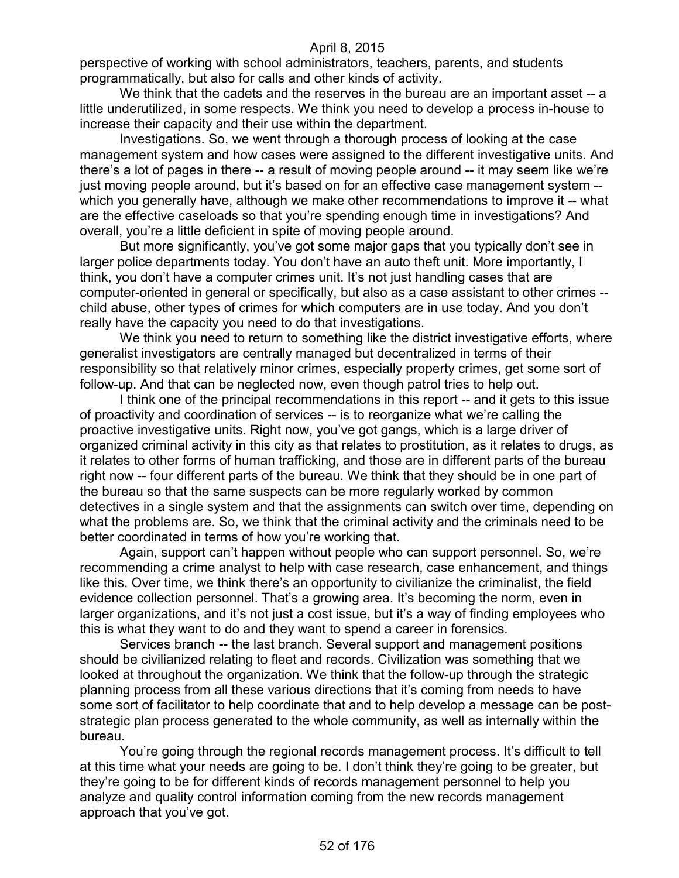perspective of working with school administrators, teachers, parents, and students programmatically, but also for calls and other kinds of activity.

We think that the cadets and the reserves in the bureau are an important asset -- a little underutilized, in some respects. We think you need to develop a process in-house to increase their capacity and their use within the department.

Investigations. So, we went through a thorough process of looking at the case management system and how cases were assigned to the different investigative units. And there's a lot of pages in there -- a result of moving people around -- it may seem like we're just moving people around, but it's based on for an effective case management system -- which you generally have, although we make other recommendations to improve it -- what are the effective caseloads so that you're spending enough time in investigations? And overall, you're a little deficient in spite of moving people around.

But more significantly, you've got some major gaps that you typically don't see in larger police departments today. You don't have an auto theft unit. More importantly, I think, you don't have a computer crimes unit. It's not just handling cases that are computer-oriented in general or specifically, but also as a case assistant to other crimes -- child abuse, other types of crimes for which computers are in use today. And you don't really have the capacity you need to do that investigations.

We think you need to return to something like the district investigative efforts, where generalist investigators are centrally managed but decentralized in terms of their responsibility so that relatively minor crimes, especially property crimes, get some sort of follow-up. And that can be neglected now, even though patrol tries to help out.

I think one of the principal recommendations in this report -- and it gets to this issue of proactivity and coordination of services -- is to reorganize what we're calling the proactive investigative units. Right now, you've got gangs, which is a large driver of organized criminal activity in this city as that relates to prostitution, as it relates to drugs, as it relates to other forms of human trafficking, and those are in different parts of the bureau right now -- four different parts of the bureau. We think that they should be in one part of the bureau so that the same suspects can be more regularly worked by common detectives in a single system and that the assignments can switch over time, depending on what the problems are. So, we think that the criminal activity and the criminals need to be better coordinated in terms of how you're working that.

Again, support can't happen without people who can support personnel. So, we're recommending a crime analyst to help with case research, case enhancement, and things like this. Over time, we think there's an opportunity to civilianize the criminalist, the field evidence collection personnel. That's a growing area. It's becoming the norm, even in larger organizations, and it's not just a cost issue, but it's a way of finding employees who this is what they want to do and they want to spend a career in forensics.

Services branch -- the last branch. Several support and management positions should be civilianized relating to fleet and records. Civilization was something that we looked at throughout the organization. We think that the follow-up through the strategic planning process from all these various directions that it's coming from needs to have some sort of facilitator to help coordinate that and to help develop a message can be post-strategic plan process generated to the whole community, as well as internally within the bureau.

You're going through the regional records management process. It's difficult to tell at this time what your needs are going to be. I don't think they're going to be greater, but they're going to be for different kinds of records management personnel to help you analyze and quality control information coming from the new records management approach that you've got.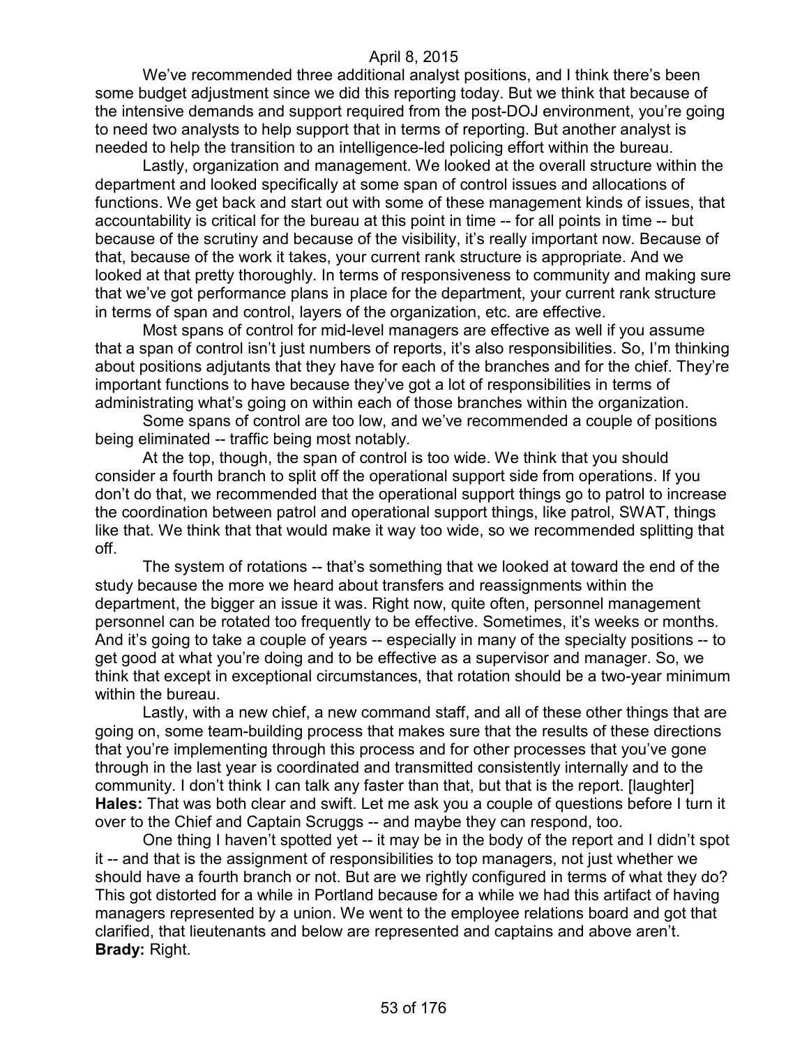We've recommended three additional analyst positions, and I think there's been some budget adjustment since we did this reporting today. But we think that because of the intensive demands and support required from the post-DOJ environment, you're going to need two analysts to help support that in terms of reporting. But another analyst is needed to help the transition to an intelligence-led policing effort within the bureau.

Lastly, organization and management. We looked at the overall structure within the department and looked specifically at some span of control issues and allocations of functions. We get back and start out with some of these management kinds of issues, that accountability is critical for the bureau at this point in time -- for all points in time -- but because of the scrutiny and because of the visibility, it's really important now. Because of that, because of the work it takes, your current rank structure is appropriate. And we looked at that pretty thoroughly. In terms of responsiveness to community and making sure that we've got performance plans in place for the department, your current rank structure in terms of span and control, layers of the organization, etc. are effective.

Most spans of control for mid-level managers are effective as well if you assume that a span of control isn't just numbers of reports, it's also responsibilities. So, I'm thinking about positions adjutants that they have for each of the branches and for the chief. They're important functions to have because they've got a lot of responsibilities in terms of administrating what's going on within each of those branches within the organization.

Some spans of control are too low, and we've recommended a couple of positions being eliminated -- traffic being most notably.

At the top, though, the span of control is too wide. We think that you should consider a fourth branch to split off the operational support side from operations. If you don't do that, we recommended that the operational support things go to patrol to increase the coordination between patrol and operational support things, like patrol, SWAT, things like that. We think that that would make it way too wide, so we recommended splitting that off.

The system of rotations -- that's something that we looked at toward the end of the study because the more we heard about transfers and reassignments within the department, the bigger an issue it was. Right now, quite often, personnel management personnel can be rotated too frequently to be effective. Sometimes, it's weeks or months. And it's going to take a couple of years -- especially in many of the specialty positions -- to get good at what you're doing and to be effective as a supervisor and manager. So, we think that except in exceptional circumstances, that rotation should be a two-year minimum within the bureau.

Lastly, with a new chief, a new command staff, and all of these other things that are going on, some team-building process that makes sure that the results of these directions that you're implementing through this process and for other processes that you've gone through in the last year is coordinated and transmitted consistently internally and to the community. I don't think I can talk any faster than that, but that is the report. [laughter]

**Hales:** That was both clear and swift. Let me ask you a couple of questions before I turn it over to the Chief and Captain Scruggs -- and maybe they can respond, too.

One thing I haven't spotted yet -- it may be in the body of the report and I didn't spot it -- and that is the assignment of responsibilities to top managers, not just whether we should have a fourth branch or not. But are we rightly configured in terms of what they do? This got distorted for a while in Portland because for a while we had this artifact of having managers represented by a union. We went to the employee relations board and got that clarified, that lieutenants and below are represented and captains and above aren't.

**Brady:** Right.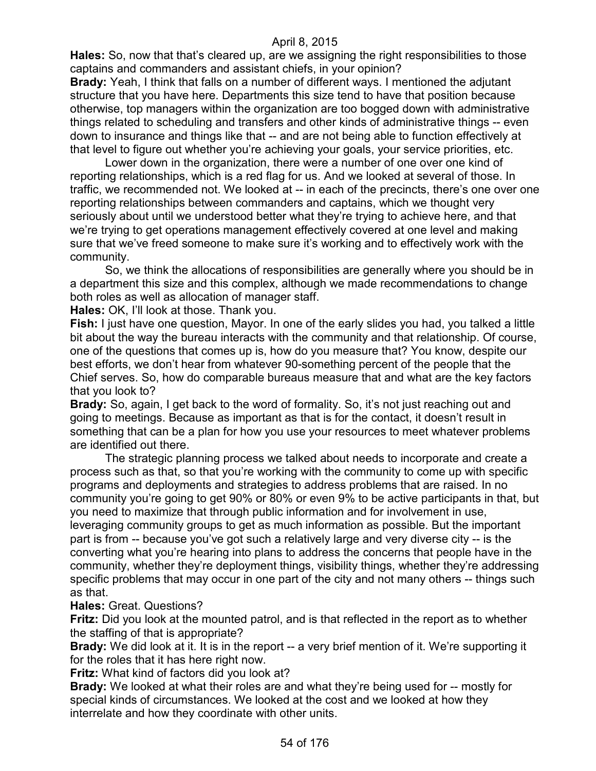**Hales:** So, now that that's cleared up, are we assigning the right responsibilities to those captains and commanders and assistant chiefs, in your opinion?

**Brady:** Yeah, I think that falls on a number of different ways. I mentioned the adjutant structure that you have here. Departments this size tend to have that position because otherwise, top managers within the organization are too bogged down with administrative things related to scheduling and transfers and other kinds of administrative things -- even down to insurance and things like that -- and are not being able to function effectively at that level to figure out whether you're achieving your goals, your service priorities, etc.

Lower down in the organization, there were a number of one over one kind of reporting relationships, which is a red flag for us. And we looked at several of those. In traffic, we recommended not. We looked at -- in each of the precincts, there's one over one reporting relationships between commanders and captains, which we thought very seriously about until we understood better what they're trying to achieve here, and that we're trying to get operations management effectively covered at one level and making sure that we've freed someone to make sure it's working and to effectively work with the community.

So, we think the allocations of responsibilities are generally where you should be in a department this size and this complex, although we made recommendations to change both roles as well as allocation of manager staff.

**Hales:** OK, I'll look at those. Thank you.

**Fish:** I just have one question, Mayor. In one of the early slides you had, you talked a little bit about the way the bureau interacts with the community and that relationship. Of course, one of the questions that comes up is, how do you measure that? You know, despite our best efforts, we don't hear from whatever 90-something percent of the people that the Chief serves. So, how do comparable bureaus measure that and what are the key factors that you look to?

**Brady:** So, again, I get back to the word of formality. So, it's not just reaching out and going to meetings. Because as important as that is for the contact, it doesn't result in something that can be a plan for how you use your resources to meet whatever problems are identified out there.

The strategic planning process we talked about needs to incorporate and create a process such as that, so that you're working with the community to come up with specific programs and deployments and strategies to address problems that are raised. In no community you're going to get 90% or 80% or even 9% to be active participants in that, but you need to maximize that through public information and for involvement in use, leveraging community groups to get as much information as possible. But the important part is from -- because you've got such a relatively large and very diverse city -- is the converting what you're hearing into plans to address the concerns that people have in the community, whether they're deployment things, visibility things, whether they're addressing specific problems that may occur in one part of the city and not many others -- things such as that.

**Hales:** Great. Questions?

**Fritz:** Did you look at the mounted patrol, and is that reflected in the report as to whether the staffing of that is appropriate?

**Brady:** We did look at it. It is in the report -- a very brief mention of it. We're supporting it for the roles that it has here right now.

**Fritz:** What kind of factors did you look at?

**Brady:** We looked at what their roles are and what they're being used for -- mostly for special kinds of circumstances. We looked at the cost and we looked at how they interrelate and how they coordinate with other units.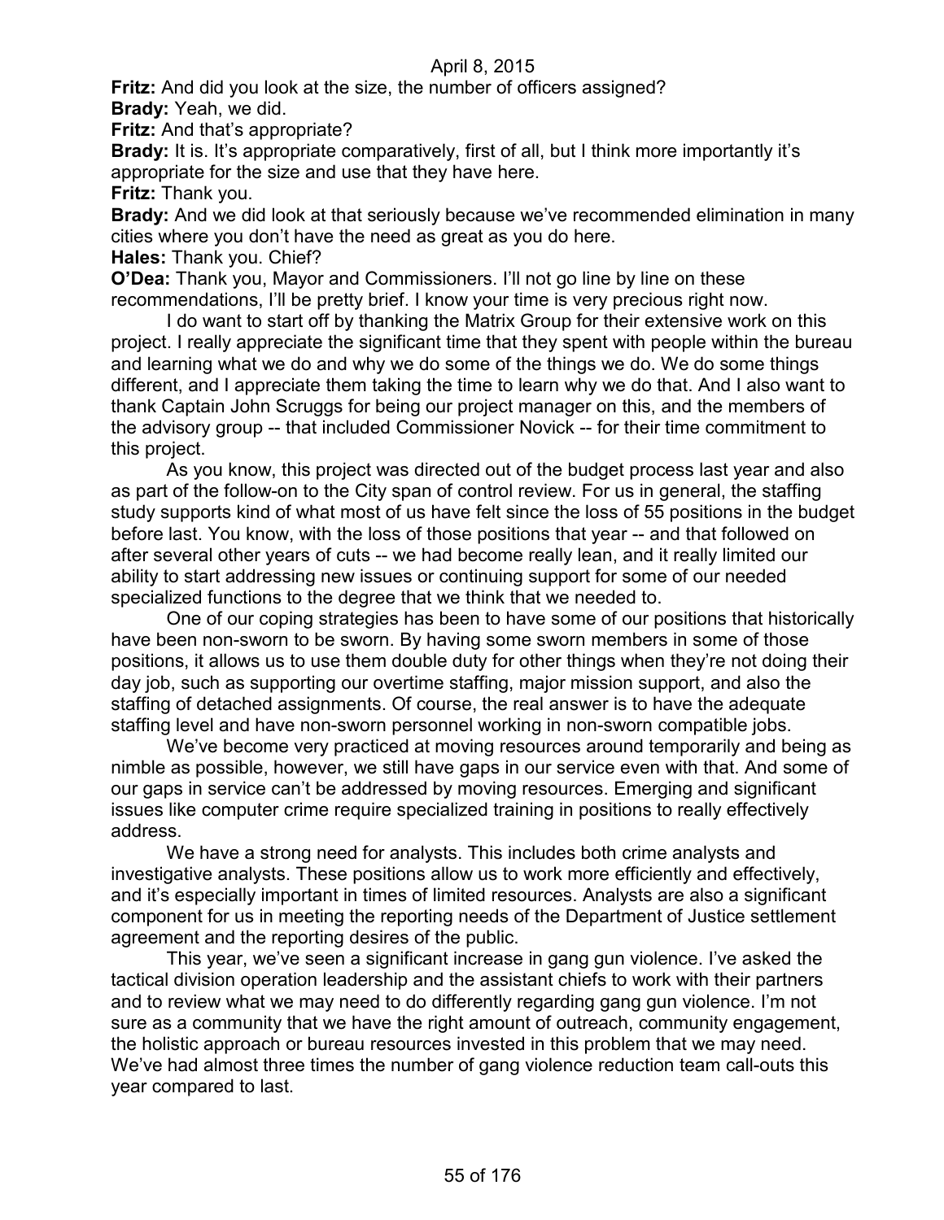**Fritz:** And did you look at the size, the number of officers assigned?

**Brady:** Yeah, we did.

**Fritz:** And that's appropriate?

**Brady:** It is. It's appropriate comparatively, first of all, but I think more importantly it's appropriate for the size and use that they have here.

**Fritz:** Thank you.

**Brady:** And we did look at that seriously because we've recommended elimination in many cities where you don't have the need as great as you do here.

**Hales:** Thank you. Chief?

**O'Dea:** Thank you, Mayor and Commissioners. I'll not go line by line on these recommendations, I'll be pretty brief. I know your time is very precious right now.

I do want to start off by thanking the Matrix Group for their extensive work on this project. I really appreciate the significant time that they spent with people within the bureau and learning what we do and why we do some of the things we do. We do some things different, and I appreciate them taking the time to learn why we do that. And I also want to thank Captain John Scruggs for being our project manager on this, and the members of the advisory group -- that included Commissioner Novick -- for their time commitment to this project.

As you know, this project was directed out of the budget process last year and also as part of the follow-on to the City span of control review. For us in general, the staffing study supports kind of what most of us have felt since the loss of 55 positions in the budget before last. You know, with the loss of those positions that year -- and that followed on after several other years of cuts -- we had become really lean, and it really limited our ability to start addressing new issues or continuing support for some of our needed specialized functions to the degree that we think that we needed to.

One of our coping strategies has been to have some of our positions that historically have been non-sworn to be sworn. By having some sworn members in some of those positions, it allows us to use them double duty for other things when they're not doing their day job, such as supporting our overtime staffing, major mission support, and also the staffing of detached assignments. Of course, the real answer is to have the adequate staffing level and have non-sworn personnel working in non-sworn compatible jobs.

We've become very practiced at moving resources around temporarily and being as nimble as possible, however, we still have gaps in our service even with that. And some of our gaps in service can't be addressed by moving resources. Emerging and significant issues like computer crime require specialized training in positions to really effectively address.

We have a strong need for analysts. This includes both crime analysts and investigative analysts. These positions allow us to work more efficiently and effectively, and it's especially important in times of limited resources. Analysts are also a significant component for us in meeting the reporting needs of the Department of Justice settlement agreement and the reporting desires of the public.

This year, we've seen a significant increase in gang gun violence. I've asked the tactical division operation leadership and the assistant chiefs to work with their partners and to review what we may need to do differently regarding gang gun violence. I'm not sure as a community that we have the right amount of outreach, community engagement, the holistic approach or bureau resources invested in this problem that we may need. We've had almost three times the number of gang violence reduction team call-outs this year compared to last.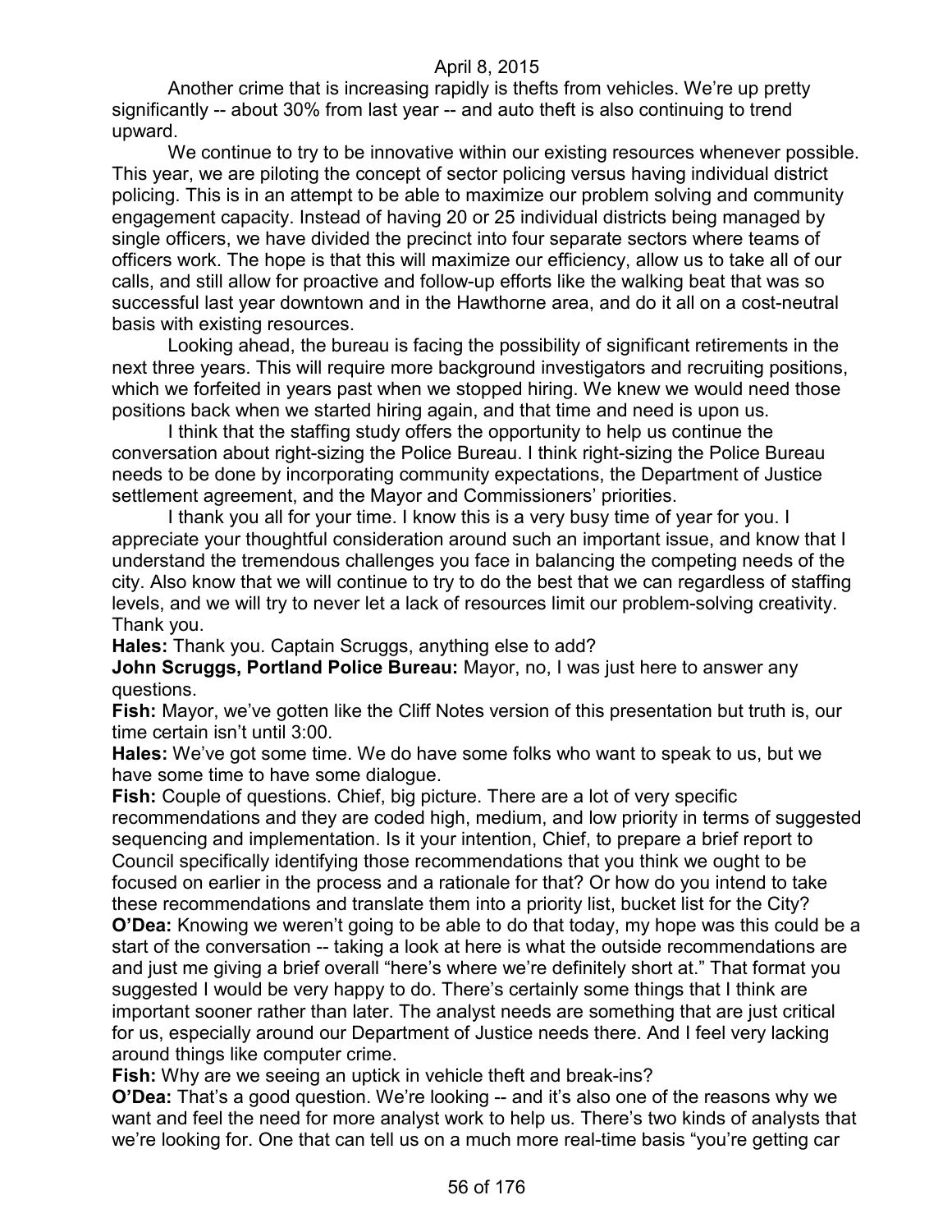Another crime that is increasing rapidly is thefts from vehicles. We're up pretty significantly -- about 30% from last year -- and auto theft is also continuing to trend upward.

We continue to try to be innovative within our existing resources whenever possible. This year, we are piloting the concept of sector policing versus having individual district policing. This is in an attempt to be able to maximize our problem solving and community engagement capacity. Instead of having 20 or 25 individual districts being managed by single officers, we have divided the precinct into four separate sectors where teams of officers work. The hope is that this will maximize our efficiency, allow us to take all of our calls, and still allow for proactive and follow-up efforts like the walking beat that was so successful last year downtown and in the Hawthorne area, and do it all on a cost-neutral basis with existing resources.

Looking ahead, the bureau is facing the possibility of significant retirements in the next three years. This will require more background investigators and recruiting positions, which we forfeited in years past when we stopped hiring. We knew we would need those positions back when we started hiring again, and that time and need is upon us.

I think that the staffing study offers the opportunity to help us continue the conversation about right-sizing the Police Bureau. I think right-sizing the Police Bureau needs to be done by incorporating community expectations, the Department of Justice settlement agreement, and the Mayor and Commissioners' priorities.

I thank you all for your time. I know this is a very busy time of year for you. I appreciate your thoughtful consideration around such an important issue, and know that I understand the tremendous challenges you face in balancing the competing needs of the city. Also know that we will continue to try to do the best that we can regardless of staffing levels, and we will try to never let a lack of resources limit our problem-solving creativity. Thank you.

**Hales:** Thank you. Captain Scruggs, anything else to add?

**John Scruggs, Portland Police Bureau:** Mayor, no, I was just here to answer any questions.

**Fish:** Mayor, we've gotten like the Cliff Notes version of this presentation but truth is, our time certain isn't until 3:00.

**Hales:** We've got some time. We do have some folks who want to speak to us, but we have some time to have some dialogue.

**Fish:** Couple of questions. Chief, big picture. There are a lot of very specific recommendations and they are coded high, medium, and low priority in terms of suggested sequencing and implementation. Is it your intention, Chief, to prepare a brief report to Council specifically identifying those recommendations that you think we ought to be focused on earlier in the process and a rationale for that? Or how do you intend to take these recommendations and translate them into a priority list, bucket list for the City?

**O'Dea:** Knowing we weren't going to be able to do that today, my hope was this could be a start of the conversation -- taking a look at here is what the outside recommendations are and just me giving a brief overall "here's where we're definitely short at." That format you suggested I would be very happy to do. There's certainly some things that I think are important sooner rather than later. The analyst needs are something that are just critical for us, especially around our Department of Justice needs there. And I feel very lacking around things like computer crime.

**Fish:** Why are we seeing an uptick in vehicle theft and break-ins?

**O'Dea:** That's a good question. We're looking -- and it's also one of the reasons why we want and feel the need for more analyst work to help us. There's two kinds of analysts that we're looking for. One that can tell us on a much more real-time basis "you're getting car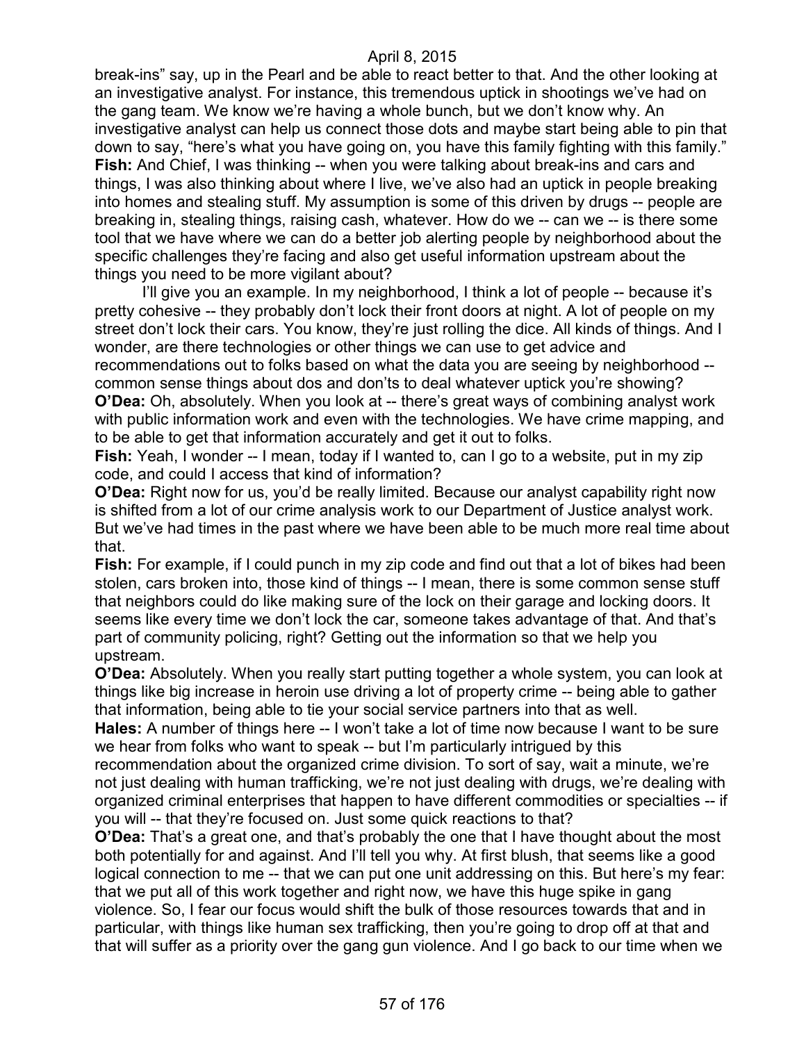break-ins" say, up in the Pearl and be able to react better to that. And the other looking at an investigative analyst. For instance, this tremendous uptick in shootings we've had on the gang team. We know we're having a whole bunch, but we don't know why. An investigative analyst can help us connect those dots and maybe start being able to pin that down to say, "here's what you have going on, you have this family fighting with this family."

**Fish:** And Chief, I was thinking -- when you were talking about break-ins and cars and things, I was also thinking about where I live, we've also had an uptick in people breaking into homes and stealing stuff. My assumption is some of this driven by drugs -- people are breaking in, stealing things, raising cash, whatever. How do we -- can we -- is there some tool that we have where we can do a better job alerting people by neighborhood about the specific challenges they're facing and also get useful information upstream about the things you need to be more vigilant about?

I'll give you an example. In my neighborhood, I think a lot of people -- because it's pretty cohesive -- they probably don't lock their front doors at night. A lot of people on my street don't lock their cars. You know, they're just rolling the dice. All kinds of things. And I wonder, are there technologies or other things we can use to get advice and recommendations out to folks based on what the data you are seeing by neighborhood -- common sense things about dos and don'ts to deal whatever uptick you're showing?

**O'Dea:** Oh, absolutely. When you look at -- there's great ways of combining analyst work with public information work and even with the technologies. We have crime mapping, and to be able to get that information accurately and get it out to folks.

**Fish:** Yeah, I wonder -- I mean, today if I wanted to, can I go to a website, put in my zip code, and could I access that kind of information?

**O'Dea:** Right now for us, you'd be really limited. Because our analyst capability right now is shifted from a lot of our crime analysis work to our Department of Justice analyst work. But we've had times in the past where we have been able to be much more real time about that.

**Fish:** For example, if I could punch in my zip code and find out that a lot of bikes had been stolen, cars broken into, those kind of things -- I mean, there is some common sense stuff that neighbors could do like making sure of the lock on their garage and locking doors. It seems like every time we don't lock the car, someone takes advantage of that. And that's part of community policing, right? Getting out the information so that we help you upstream.

**O'Dea:** Absolutely. When you really start putting together a whole system, you can look at things like big increase in heroin use driving a lot of property crime -- being able to gather that information, being able to tie your social service partners into that as well.

**Hales:** A number of things here -- I won't take a lot of time now because I want to be sure we hear from folks who want to speak -- but I'm particularly intrigued by this recommendation about the organized crime division. To sort of say, wait a minute, we're not just dealing with human trafficking, we're not just dealing with drugs, we're dealing with organized criminal enterprises that happen to have different commodities or specialties -- if you will -- that they're focused on. Just some quick reactions to that?

**O'Dea:** That's a great one, and that's probably the one that I have thought about the most both potentially for and against. And I'll tell you why. At first blush, that seems like a good logical connection to me -- that we can put one unit addressing on this. But here's my fear: that we put all of this work together and right now, we have this huge spike in gang violence. So, I fear our focus would shift the bulk of those resources towards that and in particular, with things like human sex trafficking, then you're going to drop off at that and that will suffer as a priority over the gang gun violence. And I go back to our time when we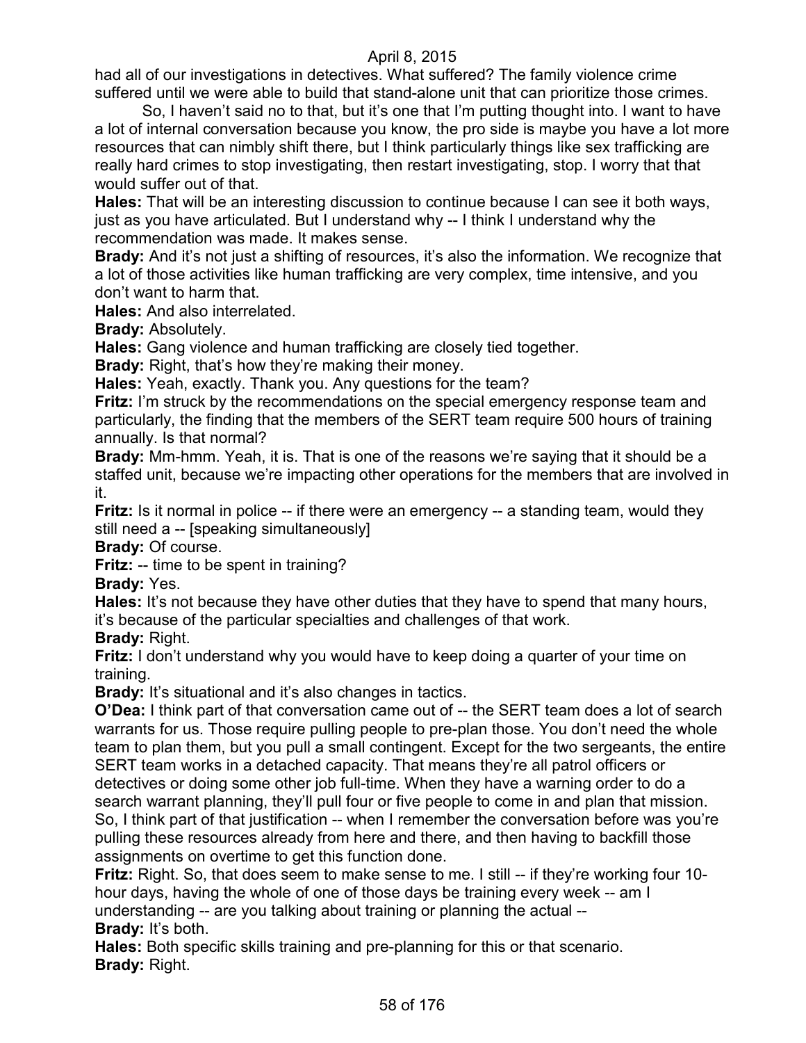had all of our investigations in detectives. What suffered? The family violence crime suffered until we were able to build that stand-alone unit that can prioritize those crimes.

So, I haven't said no to that, but it's one that I'm putting thought into. I want to have a lot of internal conversation because you know, the pro side is maybe you have a lot more resources that can nimbly shift there, but I think particularly things like sex trafficking are really hard crimes to stop investigating, then restart investigating, stop. I worry that that would suffer out of that.

**Hales:** That will be an interesting discussion to continue because I can see it both ways, just as you have articulated. But I understand why -- I think I understand why the recommendation was made. It makes sense.

**Brady:** And it's not just a shifting of resources, it's also the information. We recognize that a lot of those activities like human trafficking are very complex, time intensive, and you don't want to harm that.

**Hales:** And also interrelated.

**Brady:** Absolutely.

**Hales:** Gang violence and human trafficking are closely tied together.

**Brady:** Right, that's how they're making their money.

**Hales:** Yeah, exactly. Thank you. Any questions for the team?

**Fritz:** I'm struck by the recommendations on the special emergency response team and particularly, the finding that the members of the SERT team require 500 hours of training annually. Is that normal?

**Brady:** Mm-hmm. Yeah, it is. That is one of the reasons we're saying that it should be a staffed unit, because we're impacting other operations for the members that are involved in it.

**Fritz:** Is it normal in police -- if there were an emergency -- a standing team, would they still need a -- [speaking simultaneously]

**Brady:** Of course.

**Fritz:** -- time to be spent in training?

**Brady:** Yes.

**Hales:** It's not because they have other duties that they have to spend that many hours, it's because of the particular specialties and challenges of that work.

**Brady:** Right.

**Fritz:** I don't understand why you would have to keep doing a quarter of your time on training.

**Brady:** It's situational and it's also changes in tactics.

**O'Dea:** I think part of that conversation came out of -- the SERT team does a lot of search warrants for us. Those require pulling people to pre-plan those. You don't need the whole team to plan them, but you pull a small contingent. Except for the two sergeants, the entire SERT team works in a detached capacity. That means they're all patrol officers or detectives or doing some other job full-time. When they have a warning order to do a search warrant planning, they'll pull four or five people to come in and plan that mission. So, I think part of that justification -- when I remember the conversation before was you're pulling these resources already from here and there, and then having to backfill those assignments on overtime to get this function done.

**Fritz:** Right. So, that does seem to make sense to me. I still -- if they're working four 10-hour days, having the whole of one of those days be training every week -- am I understanding -- are you talking about training or planning the actual --

**Brady:** It's both.

**Hales:** Both specific skills training and pre-planning for this or that scenario.

**Brady:** Right.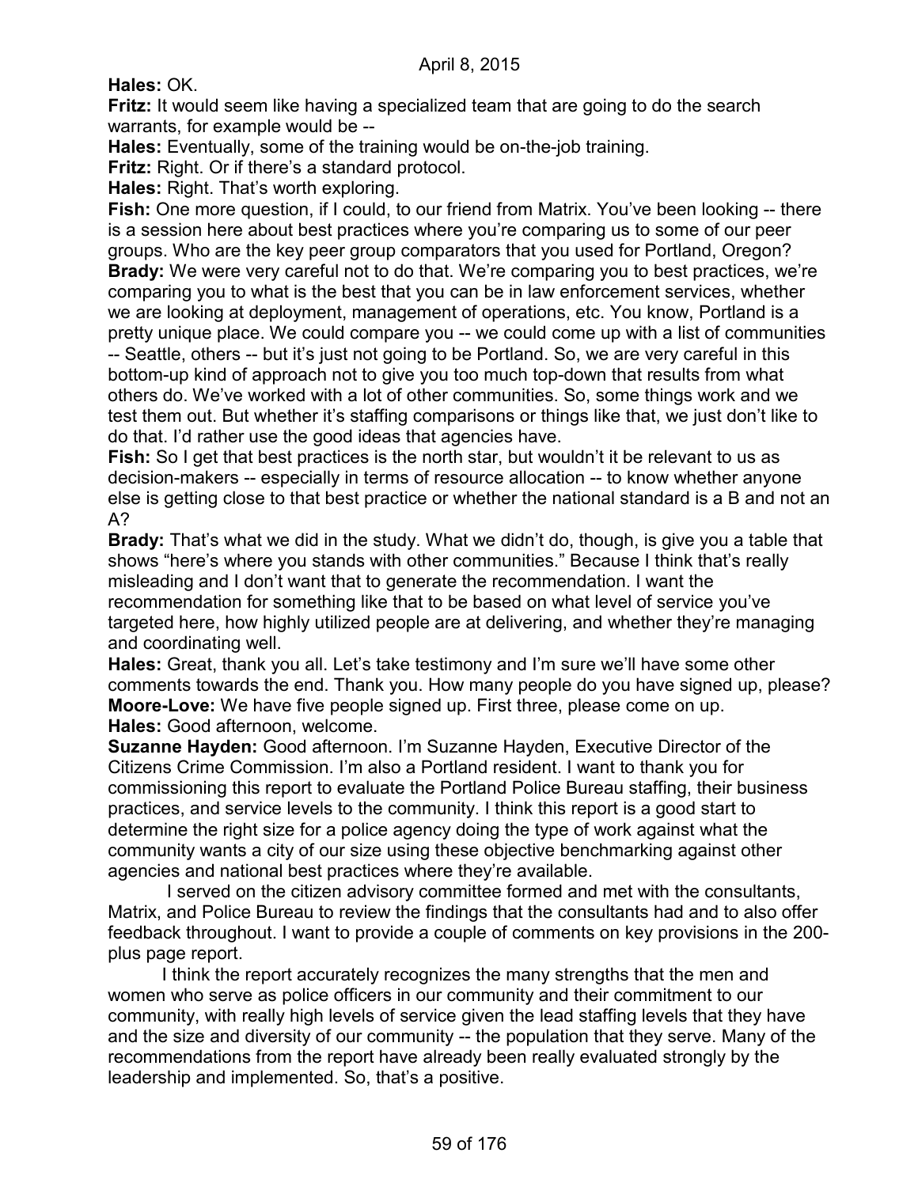**Hales:** OK.

**Fritz:** It would seem like having a specialized team that are going to do the search warrants, for example would be --

**Hales:** Eventually, some of the training would be on-the-job training.

**Fritz:** Right. Or if there's a standard protocol.

**Hales:** Right. That's worth exploring.

**Fish:** One more question, if I could, to our friend from Matrix. You've been looking -- there is a session here about best practices where you're comparing us to some of our peer groups. Who are the key peer group comparators that you used for Portland, Oregon?

**Brady:** We were very careful not to do that. We're comparing you to best practices, we're comparing you to what is the best that you can be in law enforcement services, whether we are looking at deployment, management of operations, etc. You know, Portland is a pretty unique place. We could compare you -- we could come up with a list of communities -- Seattle, others -- but it's just not going to be Portland. So, we are very careful in this bottom-up kind of approach not to give you too much top-down that results from what others do. We've worked with a lot of other communities. So, some things work and we test them out. But whether it's staffing comparisons or things like that, we just don't like to do that. I'd rather use the good ideas that agencies have.

**Fish:** So I get that best practices is the north star, but wouldn't it be relevant to us as decision-makers -- especially in terms of resource allocation -- to know whether anyone else is getting close to that best practice or whether the national standard is a B and not an A?

**Brady:** That's what we did in the study. What we didn't do, though, is give you a table that shows "here's where you stands with other communities." Because I think that's really misleading and I don't want that to generate the recommendation. I want the recommendation for something like that to be based on what level of service you've targeted here, how highly utilized people are at delivering, and whether they're managing and coordinating well.

**Hales:** Great, thank you all. Let's take testimony and I'm sure we'll have some other comments towards the end. Thank you. How many people do you have signed up, please?

**Moore-Love:** We have five people signed up. First three, please come on up.

**Hales:** Good afternoon, welcome.

**Suzanne Hayden:** Good afternoon. I'm Suzanne Hayden, Executive Director of the Citizens Crime Commission. I'm also a Portland resident. I want to thank you for commissioning this report to evaluate the Portland Police Bureau staffing, their business practices, and service levels to the community. I think this report is a good start to determine the right size for a police agency doing the type of work against what the community wants a city of our size using these objective benchmarking against other agencies and national best practices where they're available.

I served on the citizen advisory committee formed and met with the consultants, Matrix, and Police Bureau to review the findings that the consultants had and to also offer feedback throughout. I want to provide a couple of comments on key provisions in the 200-plus page report.

I think the report accurately recognizes the many strengths that the men and women who serve as police officers in our community and their commitment to our community, with really high levels of service given the lead staffing levels that they have and the size and diversity of our community -- the population that they serve. Many of the recommendations from the report have already been really evaluated strongly by the leadership and implemented. So, that's a positive.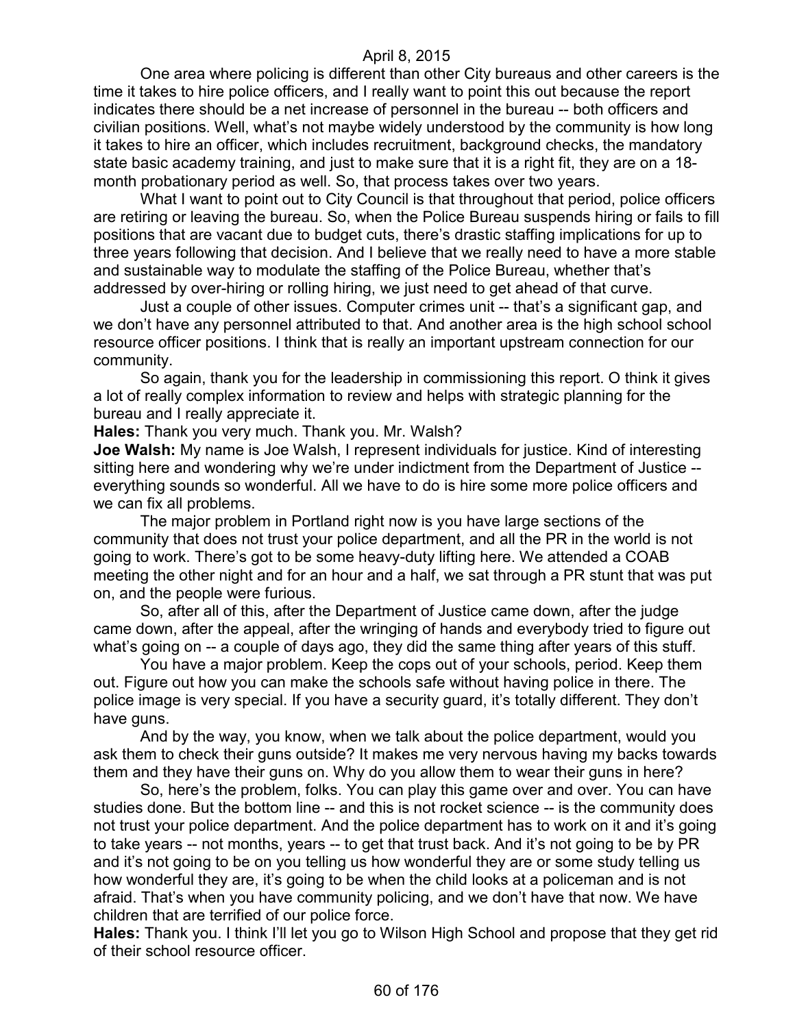One area where policing is different than other City bureaus and other careers is the time it takes to hire police officers, and I really want to point this out because the report indicates there should be a net increase of personnel in the bureau -- both officers and civilian positions. Well, what's not maybe widely understood by the community is how long it takes to hire an officer, which includes recruitment, background checks, the mandatory state basic academy training, and just to make sure that it is a right fit, they are on a 18-month probationary period as well. So, that process takes over two years.

What I want to point out to City Council is that throughout that period, police officers are retiring or leaving the bureau. So, when the Police Bureau suspends hiring or fails to fill positions that are vacant due to budget cuts, there's drastic staffing implications for up to three years following that decision. And I believe that we really need to have a more stable and sustainable way to modulate the staffing of the Police Bureau, whether that's addressed by over-hiring or rolling hiring, we just need to get ahead of that curve.

Just a couple of other issues. Computer crimes unit -- that's a significant gap, and we don't have any personnel attributed to that. And another area is the high school school resource officer positions. I think that is really an important upstream connection for our community.

So again, thank you for the leadership in commissioning this report. O think it gives a lot of really complex information to review and helps with strategic planning for the bureau and I really appreciate it.

**Hales:** Thank you very much. Thank you. Mr. Walsh?

**Joe Walsh:** My name is Joe Walsh, I represent individuals for justice. Kind of interesting sitting here and wondering why we're under indictment from the Department of Justice -- everything sounds so wonderful. All we have to do is hire some more police officers and we can fix all problems.

The major problem in Portland right now is you have large sections of the community that does not trust your police department, and all the PR in the world is not going to work. There's got to be some heavy-duty lifting here. We attended a COAB meeting the other night and for an hour and a half, we sat through a PR stunt that was put on, and the people were furious.

So, after all of this, after the Department of Justice came down, after the judge came down, after the appeal, after the wringing of hands and everybody tried to figure out what's going on -- a couple of days ago, they did the same thing after years of this stuff.

You have a major problem. Keep the cops out of your schools, period. Keep them out. Figure out how you can make the schools safe without having police in there. The police image is very special. If you have a security guard, it's totally different. They don't have guns.

And by the way, you know, when we talk about the police department, would you ask them to check their guns outside? It makes me very nervous having my backs towards them and they have their guns on. Why do you allow them to wear their guns in here?

So, here's the problem, folks. You can play this game over and over. You can have studies done. But the bottom line -- and this is not rocket science -- is the community does not trust your police department. And the police department has to work on it and it's going to take years -- not months, years -- to get that trust back. And it's not going to be by PR and it's not going to be on you telling us how wonderful they are or some study telling us how wonderful they are, it's going to be when the child looks at a policeman and is not afraid. That's when you have community policing, and we don't have that now. We have children that are terrified of our police force.

**Hales:** Thank you. I think I'll let you go to Wilson High School and propose that they get rid of their school resource officer.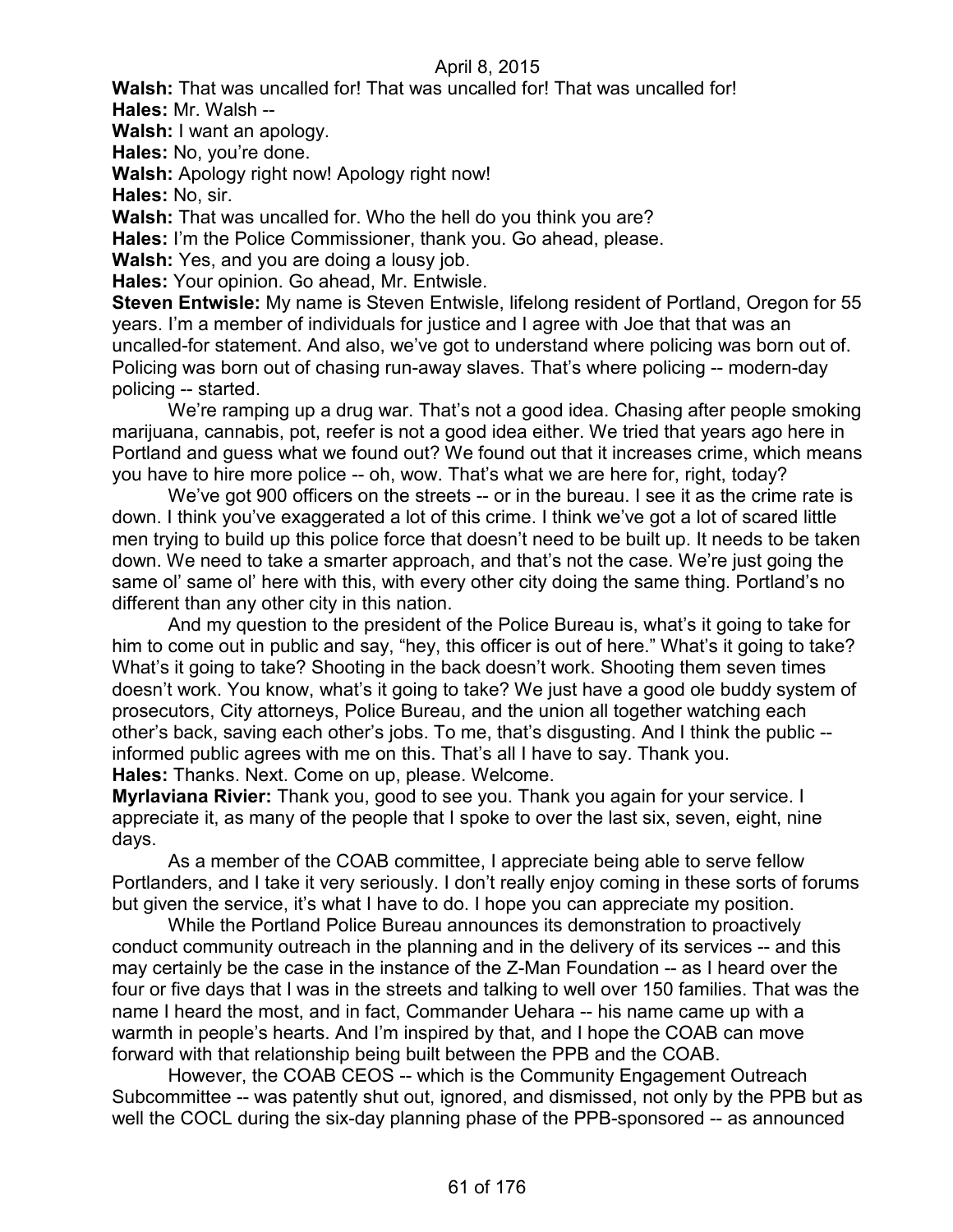**Walsh:** That was uncalled for! That was uncalled for! That was uncalled for!

**Hales:** Mr. Walsh --

**Walsh:** I want an apology.

**Hales:** No, you're done.

**Walsh:** Apology right now! Apology right now!

**Hales:** No, sir.

**Walsh:** That was uncalled for. Who the hell do you think you are?

**Hales:** I'm the Police Commissioner, thank you. Go ahead, please.

**Walsh:** Yes, and you are doing a lousy job.

**Hales:** Your opinion. Go ahead, Mr. Entwisle.

**Steven Entwisle:** My name is Steven Entwisle, lifelong resident of Portland, Oregon for 55 years. I'm a member of individuals for justice and I agree with Joe that that was an uncalled-for statement. And also, we've got to understand where policing was born out of. Policing was born out of chasing run-away slaves. That's where policing -- modern-day policing -- started.

We're ramping up a drug war. That's not a good idea. Chasing after people smoking marijuana, cannabis, pot, reefer is not a good idea either. We tried that years ago here in Portland and guess what we found out? We found out that it increases crime, which means you have to hire more police -- oh, wow. That's what we are here for, right, today?

We've got 900 officers on the streets -- or in the bureau. I see it as the crime rate is down. I think you've exaggerated a lot of this crime. I think we've got a lot of scared little men trying to build up this police force that doesn't need to be built up. It needs to be taken down. We need to take a smarter approach, and that's not the case. We're just going the same ol' same ol' here with this, with every other city doing the same thing. Portland's no different than any other city in this nation.

And my question to the president of the Police Bureau is, what's it going to take for him to come out in public and say, "hey, this officer is out of here." What's it going to take? What's it going to take? Shooting in the back doesn't work. Shooting them seven times doesn't work. You know, what's it going to take? We just have a good ole buddy system of prosecutors, City attorneys, Police Bureau, and the union all together watching each other's back, saving each other's jobs. To me, that's disgusting. And I think the public -- informed public agrees with me on this. That's all I have to say. Thank you.

**Hales:** Thanks. Next. Come on up, please. Welcome.

**Myrlaviana Rivier:** Thank you, good to see you. Thank you again for your service. I appreciate it, as many of the people that I spoke to over the last six, seven, eight, nine days.

As a member of the COAB committee, I appreciate being able to serve fellow Portlanders, and I take it very seriously. I don't really enjoy coming in these sorts of forums but given the service, it's what I have to do. I hope you can appreciate my position.

While the Portland Police Bureau announces its demonstration to proactively conduct community outreach in the planning and in the delivery of its services -- and this may certainly be the case in the instance of the Z-Man Foundation -- as I heard over the four or five days that I was in the streets and talking to well over 150 families. That was the name I heard the most, and in fact, Commander Uehara -- his name came up with a warmth in people's hearts. And I'm inspired by that, and I hope the COAB can move forward with that relationship being built between the PPB and the COAB.

However, the COAB CEOS -- which is the Community Engagement Outreach Subcommittee -- was patently shut out, ignored, and dismissed, not only by the PPB but as well the COCL during the six-day planning phase of the PPB-sponsored -- as announced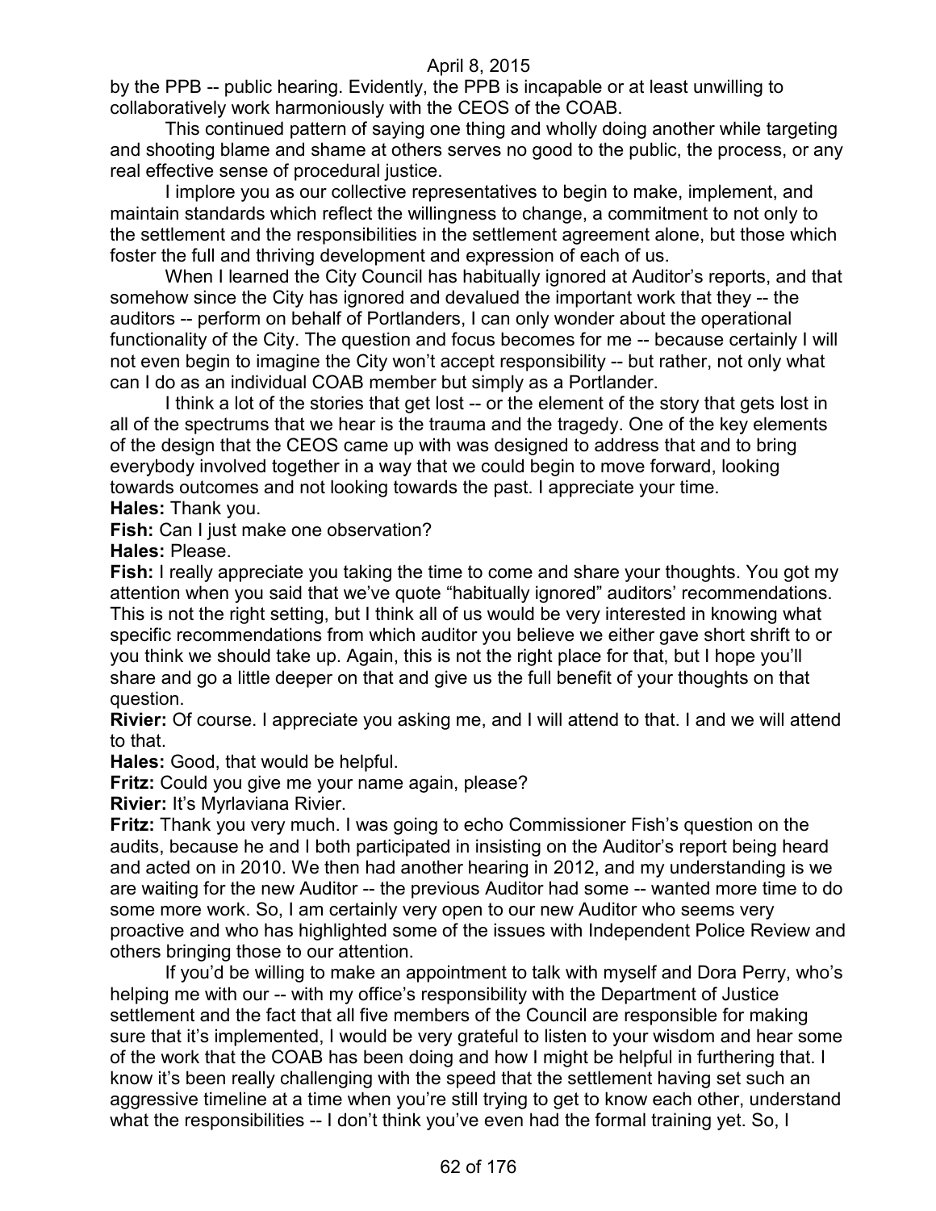by the PPB -- public hearing. Evidently, the PPB is incapable or at least unwilling to collaboratively work harmoniously with the CEOS of the COAB.

This continued pattern of saying one thing and wholly doing another while targeting and shooting blame and shame at others serves no good to the public, the process, or any real effective sense of procedural justice.

I implore you as our collective representatives to begin to make, implement, and maintain standards which reflect the willingness to change, a commitment to not only to the settlement and the responsibilities in the settlement agreement alone, but those which foster the full and thriving development and expression of each of us.

When I learned the City Council has habitually ignored at Auditor's reports, and that somehow since the City has ignored and devalued the important work that they -- the auditors -- perform on behalf of Portlanders, I can only wonder about the operational functionality of the City. The question and focus becomes for me -- because certainly I will not even begin to imagine the City won't accept responsibility -- but rather, not only what can I do as an individual COAB member but simply as a Portlander.

I think a lot of the stories that get lost -- or the element of the story that gets lost in all of the spectrums that we hear is the trauma and the tragedy. One of the key elements of the design that the CEOS came up with was designed to address that and to bring everybody involved together in a way that we could begin to move forward, looking towards outcomes and not looking towards the past. I appreciate your time.

**Hales:** Thank you.

**Fish:** Can I just make one observation?

**Hales:** Please.

**Fish:** I really appreciate you taking the time to come and share your thoughts. You got my attention when you said that we've quote "habitually ignored" auditors' recommendations. This is not the right setting, but I think all of us would be very interested in knowing what specific recommendations from which auditor you believe we either gave short shrift to or you think we should take up. Again, this is not the right place for that, but I hope you'll share and go a little deeper on that and give us the full benefit of your thoughts on that question.

**Rivier:** Of course. I appreciate you asking me, and I will attend to that. I and we will attend to that.

**Hales:** Good, that would be helpful.

**Fritz:** Could you give me your name again, please?

**Rivier:** It's Myrlaviana Rivier.

**Fritz:** Thank you very much. I was going to echo Commissioner Fish's question on the audits, because he and I both participated in insisting on the Auditor's report being heard and acted on in 2010. We then had another hearing in 2012, and my understanding is we are waiting for the new Auditor -- the previous Auditor had some -- wanted more time to do some more work. So, I am certainly very open to our new Auditor who seems very proactive and who has highlighted some of the issues with Independent Police Review and others bringing those to our attention.

If you'd be willing to make an appointment to talk with myself and Dora Perry, who's helping me with our -- with my office's responsibility with the Department of Justice settlement and the fact that all five members of the Council are responsible for making sure that it's implemented, I would be very grateful to listen to your wisdom and hear some of the work that the COAB has been doing and how I might be helpful in furthering that. I know it's been really challenging with the speed that the settlement having set such an aggressive timeline at a time when you're still trying to get to know each other, understand what the responsibilities -- I don't think you've even had the formal training yet. So, I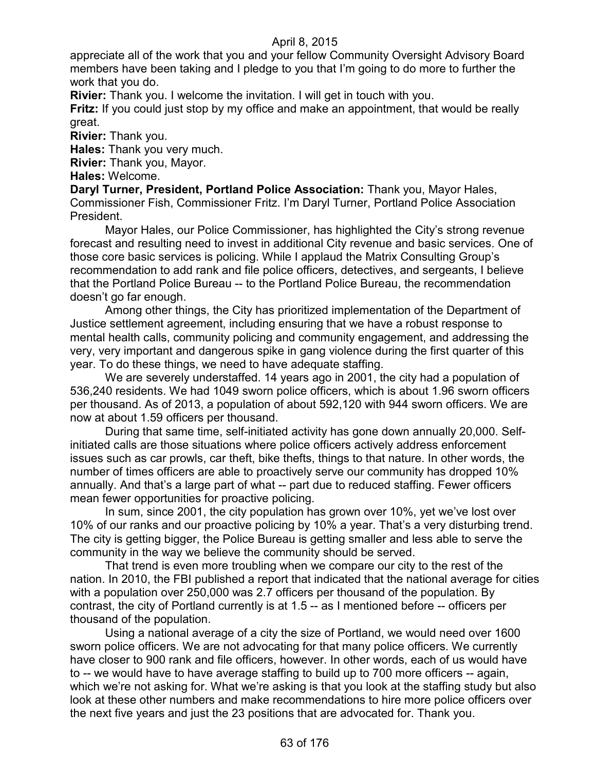appreciate all of the work that you and your fellow Community Oversight Advisory Board members have been taking and I pledge to you that I'm going to do more to further the work that you do.

**Rivier:** Thank you. I welcome the invitation. I will get in touch with you.

**Fritz:** If you could just stop by my office and make an appointment, that would be really great.

**Rivier:** Thank you.

**Hales:** Thank you very much.

**Rivier:** Thank you, Mayor.

**Hales:** Welcome.

**Daryl Turner, President, Portland Police Association:** Thank you, Mayor Hales, Commissioner Fish, Commissioner Fritz. I'm Daryl Turner, Portland Police Association President.

Mayor Hales, our Police Commissioner, has highlighted the City's strong revenue forecast and resulting need to invest in additional City revenue and basic services. One of those core basic services is policing. While I applaud the Matrix Consulting Group's recommendation to add rank and file police officers, detectives, and sergeants, I believe that the Portland Police Bureau -- to the Portland Police Bureau, the recommendation doesn't go far enough.

Among other things, the City has prioritized implementation of the Department of Justice settlement agreement, including ensuring that we have a robust response to mental health calls, community policing and community engagement, and addressing the very, very important and dangerous spike in gang violence during the first quarter of this year. To do these things, we need to have adequate staffing.

We are severely understaffed. 14 years ago in 2001, the city had a population of 536,240 residents. We had 1049 sworn police officers, which is about 1.96 sworn officers per thousand. As of 2013, a population of about 592,120 with 944 sworn officers. We are now at about 1.59 officers per thousand.

During that same time, self-initiated activity has gone down annually 20,000. Self-initiated calls are those situations where police officers actively address enforcement issues such as car prowls, car theft, bike thefts, things to that nature. In other words, the number of times officers are able to proactively serve our community has dropped 10% annually. And that's a large part of what -- part due to reduced staffing. Fewer officers mean fewer opportunities for proactive policing.

In sum, since 2001, the city population has grown over 10%, yet we've lost over 10% of our ranks and our proactive policing by 10% a year. That's a very disturbing trend. The city is getting bigger, the Police Bureau is getting smaller and less able to serve the community in the way we believe the community should be served.

That trend is even more troubling when we compare our city to the rest of the nation. In 2010, the FBI published a report that indicated that the national average for cities with a population over 250,000 was 2.7 officers per thousand of the population. By contrast, the city of Portland currently is at 1.5 -- as I mentioned before -- officers per thousand of the population.

Using a national average of a city the size of Portland, we would need over 1600 sworn police officers. We are not advocating for that many police officers. We currently have closer to 900 rank and file officers, however. In other words, each of us would have to -- we would have to have average staffing to build up to 700 more officers -- again, which we're not asking for. What we're asking is that you look at the staffing study but also look at these other numbers and make recommendations to hire more police officers over the next five years and just the 23 positions that are advocated for. Thank you.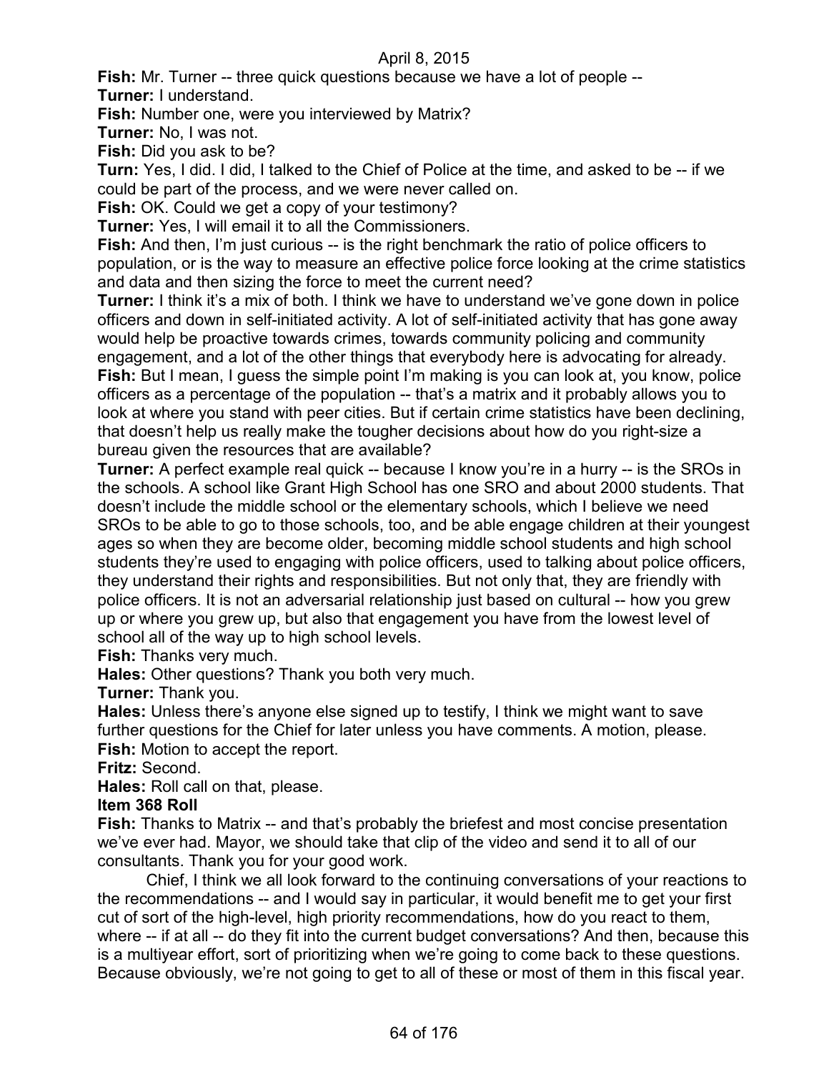**Fish:** Mr. Turner -- three quick questions because we have a lot of people --

**Turner:** I understand.

**Fish:** Number one, were you interviewed by Matrix?

**Turner:** No, I was not.

**Fish:** Did you ask to be?

**Turn:** Yes, I did. I did, I talked to the Chief of Police at the time, and asked to be -- if we could be part of the process, and we were never called on.

**Fish:** OK. Could we get a copy of your testimony?

**Turner:** Yes, I will email it to all the Commissioners.

**Fish:** And then, I'm just curious -- is the right benchmark the ratio of police officers to population, or is the way to measure an effective police force looking at the crime statistics and data and then sizing the force to meet the current need?

**Turner:** I think it's a mix of both. I think we have to understand we've gone down in police officers and down in self-initiated activity. A lot of self-initiated activity that has gone away would help be proactive towards crimes, towards community policing and community engagement, and a lot of the other things that everybody here is advocating for already.

**Fish:** But I mean, I guess the simple point I'm making is you can look at, you know, police officers as a percentage of the population -- that's a matrix and it probably allows you to look at where you stand with peer cities. But if certain crime statistics have been declining, that doesn't help us really make the tougher decisions about how do you right-size a bureau given the resources that are available?

**Turner:** A perfect example real quick -- because I know you're in a hurry -- is the SROs in the schools. A school like Grant High School has one SRO and about 2000 students. That doesn't include the middle school or the elementary schools, which I believe we need SROs to be able to go to those schools, too, and be able engage children at their youngest ages so when they are become older, becoming middle school students and high school students they're used to engaging with police officers, used to talking about police officers, they understand their rights and responsibilities. But not only that, they are friendly with police officers. It is not an adversarial relationship just based on cultural -- how you grew up or where you grew up, but also that engagement you have from the lowest level of school all of the way up to high school levels.

**Fish:** Thanks very much.

**Hales:** Other questions? Thank you both very much.

**Turner:** Thank you.

**Hales:** Unless there's anyone else signed up to testify, I think we might want to save further questions for the Chief for later unless you have comments. A motion, please.

**Fish:** Motion to accept the report.

**Fritz:** Second.

**Hales:** Roll call on that, please.

**Item 368 Roll**

**Fish:** Thanks to Matrix -- and that's probably the briefest and most concise presentation we've ever had. Mayor, we should take that clip of the video and send it to all of our consultants. Thank you for your good work.

Chief, I think we all look forward to the continuing conversations of your reactions to the recommendations -- and I would say in particular, it would benefit me to get your first cut of sort of the high-level, high priority recommendations, how do you react to them, where -- if at all -- do they fit into the current budget conversations? And then, because this is a multiyear effort, sort of prioritizing when we're going to come back to these questions. Because obviously, we're not going to get to all of these or most of them in this fiscal year.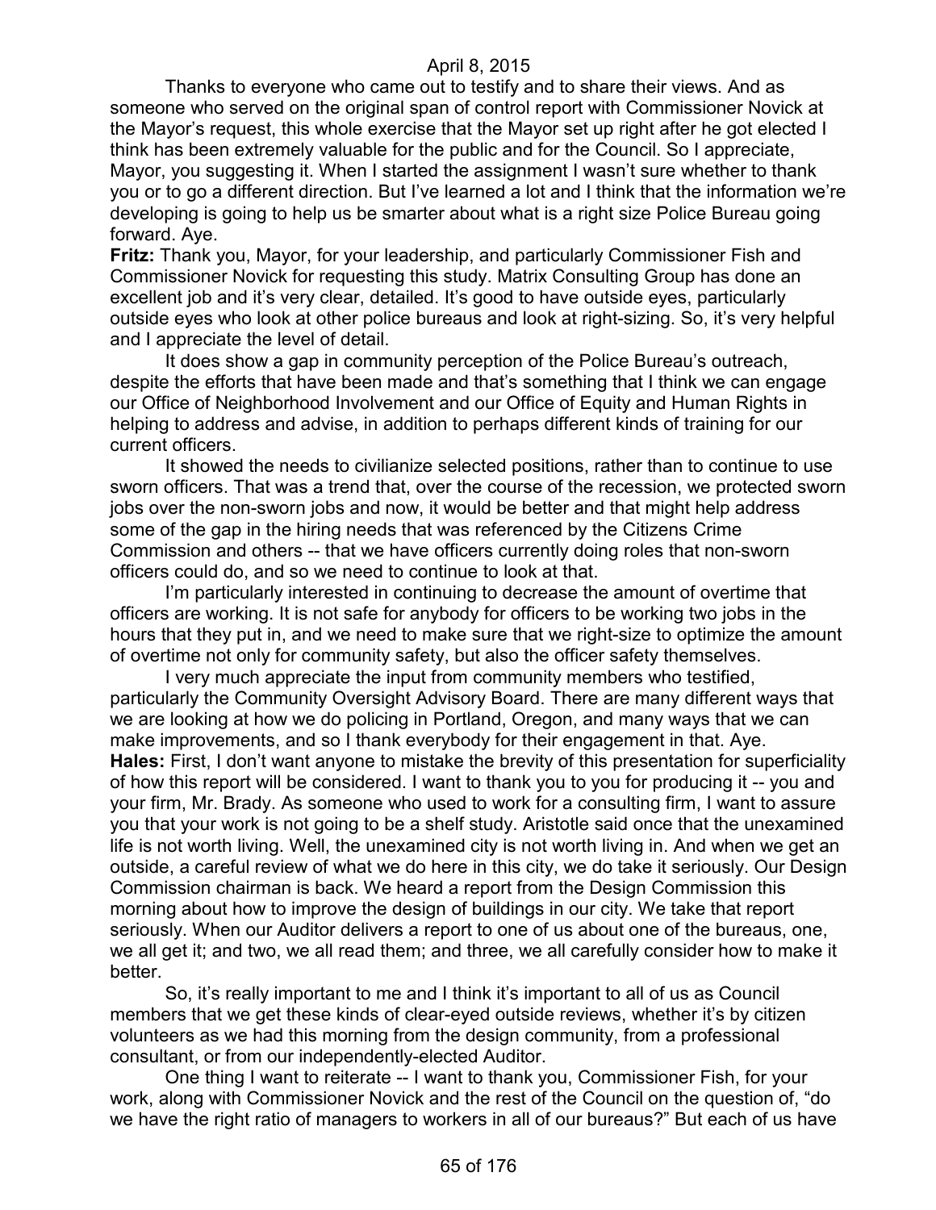Thanks to everyone who came out to testify and to share their views. And as someone who served on the original span of control report with Commissioner Novick at the Mayor's request, this whole exercise that the Mayor set up right after he got elected I think has been extremely valuable for the public and for the Council. So I appreciate, Mayor, you suggesting it. When I started the assignment I wasn't sure whether to thank you or to go a different direction. But I've learned a lot and I think that the information we're developing is going to help us be smarter about what is a right size Police Bureau going forward. Aye.

**Fritz:** Thank you, Mayor, for your leadership, and particularly Commissioner Fish and Commissioner Novick for requesting this study. Matrix Consulting Group has done an excellent job and it's very clear, detailed. It's good to have outside eyes, particularly outside eyes who look at other police bureaus and look at right-sizing. So, it's very helpful and I appreciate the level of detail.

It does show a gap in community perception of the Police Bureau's outreach, despite the efforts that have been made and that's something that I think we can engage our Office of Neighborhood Involvement and our Office of Equity and Human Rights in helping to address and advise, in addition to perhaps different kinds of training for our current officers.

It showed the needs to civilianize selected positions, rather than to continue to use sworn officers. That was a trend that, over the course of the recession, we protected sworn jobs over the non-sworn jobs and now, it would be better and that might help address some of the gap in the hiring needs that was referenced by the Citizens Crime Commission and others -- that we have officers currently doing roles that non-sworn officers could do, and so we need to continue to look at that.

I'm particularly interested in continuing to decrease the amount of overtime that officers are working. It is not safe for anybody for officers to be working two jobs in the hours that they put in, and we need to make sure that we right-size to optimize the amount of overtime not only for community safety, but also the officer safety themselves.

I very much appreciate the input from community members who testified, particularly the Community Oversight Advisory Board. There are many different ways that we are looking at how we do policing in Portland, Oregon, and many ways that we can make improvements, and so I thank everybody for their engagement in that. Aye.

**Hales:** First, I don't want anyone to mistake the brevity of this presentation for superficiality of how this report will be considered. I want to thank you to you for producing it -- you and your firm, Mr. Brady. As someone who used to work for a consulting firm, I want to assure you that your work is not going to be a shelf study. Aristotle said once that the unexamined life is not worth living. Well, the unexamined city is not worth living in. And when we get an outside, a careful review of what we do here in this city, we do take it seriously. Our Design Commission chairman is back. We heard a report from the Design Commission this morning about how to improve the design of buildings in our city. We take that report seriously. When our Auditor delivers a report to one of us about one of the bureaus, one, we all get it; and two, we all read them; and three, we all carefully consider how to make it better.

So, it's really important to me and I think it's important to all of us as Council members that we get these kinds of clear-eyed outside reviews, whether it's by citizen volunteers as we had this morning from the design community, from a professional consultant, or from our independently-elected Auditor.

One thing I want to reiterate -- I want to thank you, Commissioner Fish, for your work, along with Commissioner Novick and the rest of the Council on the question of, "do we have the right ratio of managers to workers in all of our bureaus?" But each of us have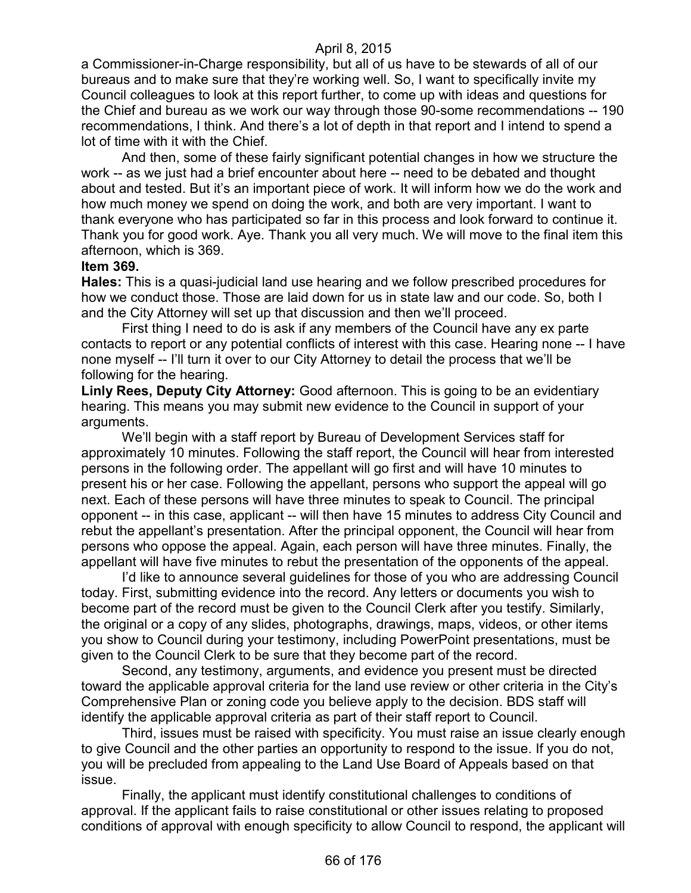a Commissioner-in-Charge responsibility, but all of us have to be stewards of all of our bureaus and to make sure that they're working well. So, I want to specifically invite my Council colleagues to look at this report further, to come up with ideas and questions for the Chief and bureau as we work our way through those 90-some recommendations -- 190 recommendations, I think. And there's a lot of depth in that report and I intend to spend a lot of time with it with the Chief.

And then, some of these fairly significant potential changes in how we structure the work -- as we just had a brief encounter about here -- need to be debated and thought about and tested. But it's an important piece of work. It will inform how we do the work and how much money we spend on doing the work, and both are very important. I want to thank everyone who has participated so far in this process and look forward to continue it. Thank you for good work. Aye. Thank you all very much. We will move to the final item this afternoon, which is 369.

**Item 369.**

**Hales:** This is a quasi-judicial land use hearing and we follow prescribed procedures for how we conduct those. Those are laid down for us in state law and our code. So, both I and the City Attorney will set up that discussion and then we'll proceed.

First thing I need to do is ask if any members of the Council have any ex parte contacts to report or any potential conflicts of interest with this case. Hearing none -- I have none myself -- I'll turn it over to our City Attorney to detail the process that we'll be following for the hearing.

**Linly Rees, Deputy City Attorney:** Good afternoon. This is going to be an evidentiary hearing. This means you may submit new evidence to the Council in support of your arguments.

We'll begin with a staff report by Bureau of Development Services staff for approximately 10 minutes. Following the staff report, the Council will hear from interested persons in the following order. The appellant will go first and will have 10 minutes to present his or her case. Following the appellant, persons who support the appeal will go next. Each of these persons will have three minutes to speak to Council. The principal opponent -- in this case, applicant -- will then have 15 minutes to address City Council and rebut the appellant's presentation. After the principal opponent, the Council will hear from persons who oppose the appeal. Again, each person will have three minutes. Finally, the appellant will have five minutes to rebut the presentation of the opponents of the appeal.

I'd like to announce several guidelines for those of you who are addressing Council today. First, submitting evidence into the record. Any letters or documents you wish to become part of the record must be given to the Council Clerk after you testify. Similarly, the original or a copy of any slides, photographs, drawings, maps, videos, or other items you show to Council during your testimony, including PowerPoint presentations, must be given to the Council Clerk to be sure that they become part of the record.

Second, any testimony, arguments, and evidence you present must be directed toward the applicable approval criteria for the land use review or other criteria in the City's Comprehensive Plan or zoning code you believe apply to the decision. BDS staff will identify the applicable approval criteria as part of their staff report to Council.

Third, issues must be raised with specificity. You must raise an issue clearly enough to give Council and the other parties an opportunity to respond to the issue. If you do not, you will be precluded from appealing to the Land Use Board of Appeals based on that issue.

Finally, the applicant must identify constitutional challenges to conditions of approval. If the applicant fails to raise constitutional or other issues relating to proposed conditions of approval with enough specificity to allow Council to respond, the applicant will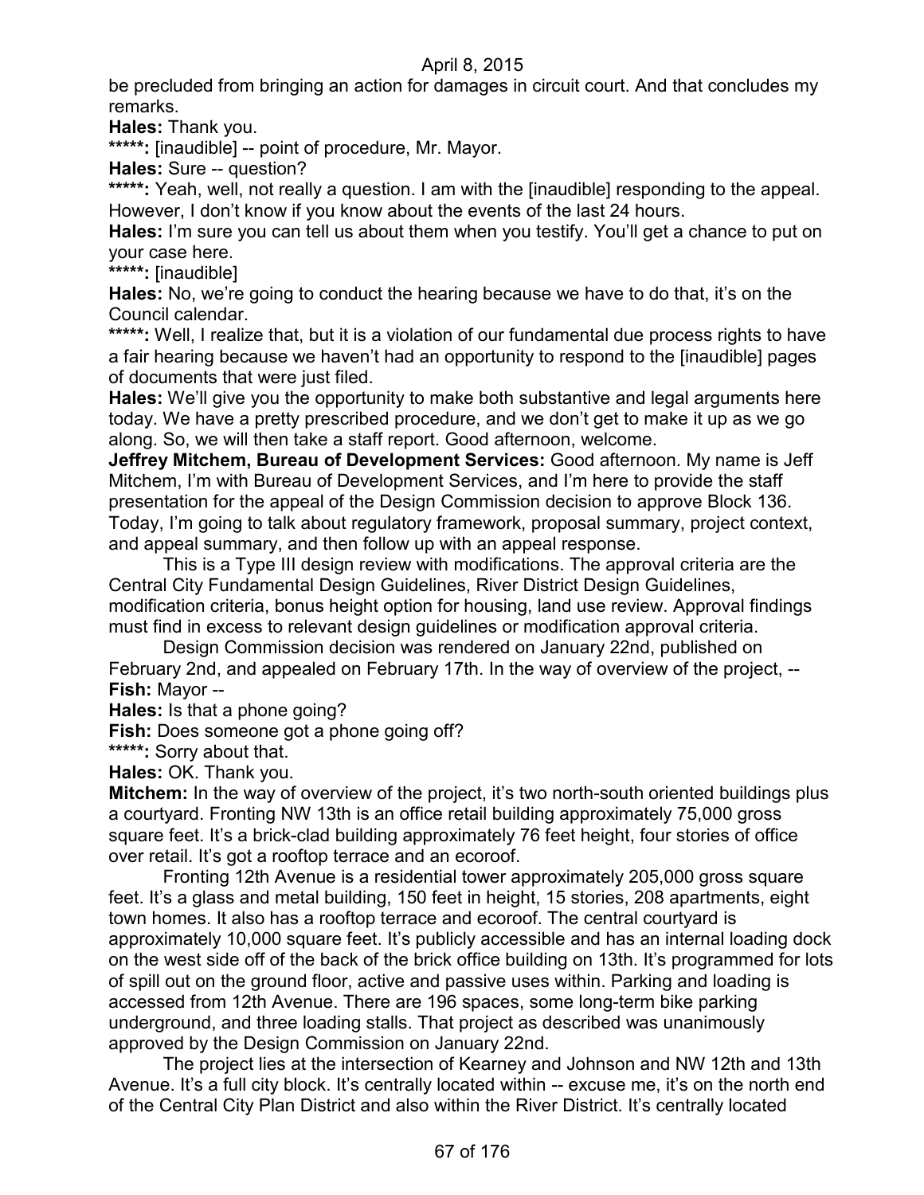be precluded from bringing an action for damages in circuit court. And that concludes my remarks.

**Hales:** Thank you.

*****: [inaudible] -- point of procedure, Mr. Mayor.

**Hales:** Sure -- question?

*****: Yeah, well, not really a question. I am with the [inaudible] responding to the appeal. However, I don't know if you know about the events of the last 24 hours.

**Hales:** I'm sure you can tell us about them when you testify. You'll get a chance to put on your case here.

*****: [inaudible]

**Hales:** No, we're going to conduct the hearing because we have to do that, it's on the Council calendar.

*****: Well, I realize that, but it is a violation of our fundamental due process rights to have a fair hearing because we haven't had an opportunity to respond to the [inaudible] pages of documents that were just filed.

**Hales:** We'll give you the opportunity to make both substantive and legal arguments here today. We have a pretty prescribed procedure, and we don't get to make it up as we go along. So, we will then take a staff report. Good afternoon, welcome.

**Jeffrey Mitchem, Bureau of Development Services:** Good afternoon. My name is Jeff Mitchem, I'm with Bureau of Development Services, and I'm here to provide the staff presentation for the appeal of the Design Commission decision to approve Block 136. Today, I'm going to talk about regulatory framework, proposal summary, project context, and appeal summary, and then follow up with an appeal response.

This is a Type III design review with modifications. The approval criteria are the Central City Fundamental Design Guidelines, River District Design Guidelines, modification criteria, bonus height option for housing, land use review. Approval findings must find in excess to relevant design guidelines or modification approval criteria.

Design Commission decision was rendered on January 22nd, published on February 2nd, and appealed on February 17th. In the way of overview of the project, --

**Fish:** Mayor --

**Hales:** Is that a phone going?

**Fish:** Does someone got a phone going off?

*****: Sorry about that.

**Hales:** OK. Thank you.

**Mitchem:** In the way of overview of the project, it's two north-south oriented buildings plus a courtyard. Fronting NW 13th is an office retail building approximately 75,000 gross square feet. It's a brick-clad building approximately 76 feet height, four stories of office over retail. It's got a rooftop terrace and an ecoroof.

Fronting 12th Avenue is a residential tower approximately 205,000 gross square feet. It's a glass and metal building, 150 feet in height, 15 stories, 208 apartments, eight town homes. It also has a rooftop terrace and ecoroof. The central courtyard is approximately 10,000 square feet. It's publicly accessible and has an internal loading dock on the west side off of the back of the brick office building on 13th. It's programmed for lots of spill out on the ground floor, active and passive uses within. Parking and loading is accessed from 12th Avenue. There are 196 spaces, some long-term bike parking underground, and three loading stalls. That project as described was unanimously approved by the Design Commission on January 22nd.

The project lies at the intersection of Kearney and Johnson and NW 12th and 13th Avenue. It's a full city block. It's centrally located within -- excuse me, it's on the north end of the Central City Plan District and also within the River District. It's centrally located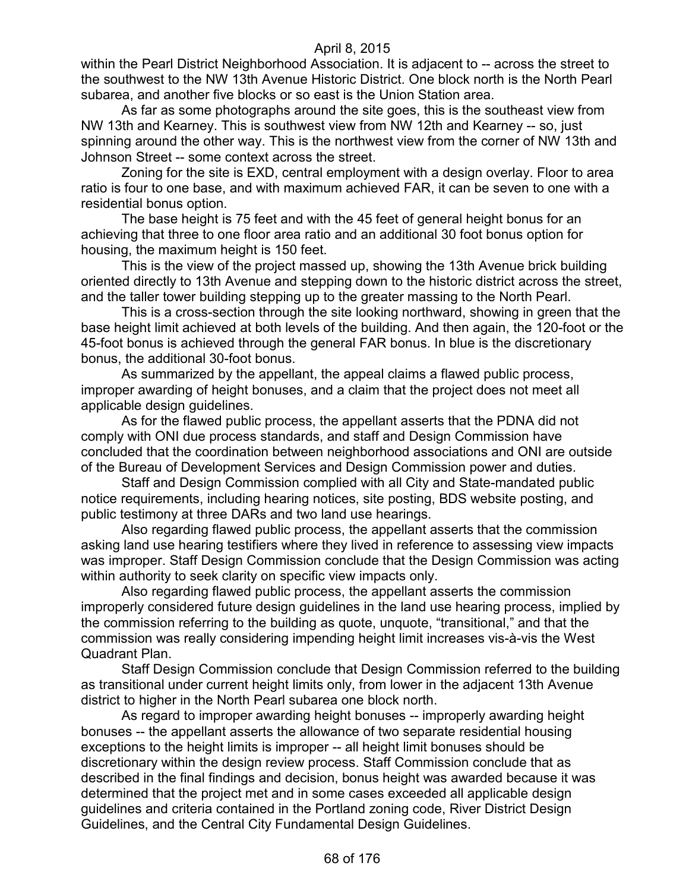within the Pearl District Neighborhood Association. It is adjacent to -- across the street to the southwest to the NW 13th Avenue Historic District. One block north is the North Pearl subarea, and another five blocks or so east is the Union Station area.

As far as some photographs around the site goes, this is the southeast view from NW 13th and Kearney. This is southwest view from NW 12th and Kearney -- so, just spinning around the other way. This is the northwest view from the corner of NW 13th and Johnson Street -- some context across the street.

Zoning for the site is EXD, central employment with a design overlay. Floor to area ratio is four to one base, and with maximum achieved FAR, it can be seven to one with a residential bonus option.

The base height is 75 feet and with the 45 feet of general height bonus for an achieving that three to one floor area ratio and an additional 30 foot bonus option for housing, the maximum height is 150 feet.

This is the view of the project massed up, showing the 13th Avenue brick building oriented directly to 13th Avenue and stepping down to the historic district across the street, and the taller tower building stepping up to the greater massing to the North Pearl.

This is a cross-section through the site looking northward, showing in green that the base height limit achieved at both levels of the building. And then again, the 120-foot or the 45-foot bonus is achieved through the general FAR bonus. In blue is the discretionary bonus, the additional 30-foot bonus.

As summarized by the appellant, the appeal claims a flawed public process, improper awarding of height bonuses, and a claim that the project does not meet all applicable design guidelines.

As for the flawed public process, the appellant asserts that the PDNA did not comply with ONI due process standards, and staff and Design Commission have concluded that the coordination between neighborhood associations and ONI are outside of the Bureau of Development Services and Design Commission power and duties.

Staff and Design Commission complied with all City and State-mandated public notice requirements, including hearing notices, site posting, BDS website posting, and public testimony at three DARs and two land use hearings.

Also regarding flawed public process, the appellant asserts that the commission asking land use hearing testifiers where they lived in reference to assessing view impacts was improper. Staff Design Commission conclude that the Design Commission was acting within authority to seek clarity on specific view impacts only.

Also regarding flawed public process, the appellant asserts the commission improperly considered future design guidelines in the land use hearing process, implied by the commission referring to the building as quote, unquote, "transitional," and that the commission was really considering impending height limit increases vis-à-vis the West Quadrant Plan.

Staff Design Commission conclude that Design Commission referred to the building as transitional under current height limits only, from lower in the adjacent 13th Avenue district to higher in the North Pearl subarea one block north.

As regard to improper awarding height bonuses -- improperly awarding height bonuses -- the appellant asserts the allowance of two separate residential housing exceptions to the height limits is improper -- all height limit bonuses should be discretionary within the design review process. Staff Commission conclude that as described in the final findings and decision, bonus height was awarded because it was determined that the project met and in some cases exceeded all applicable design guidelines and criteria contained in the Portland zoning code, River District Design Guidelines, and the Central City Fundamental Design Guidelines.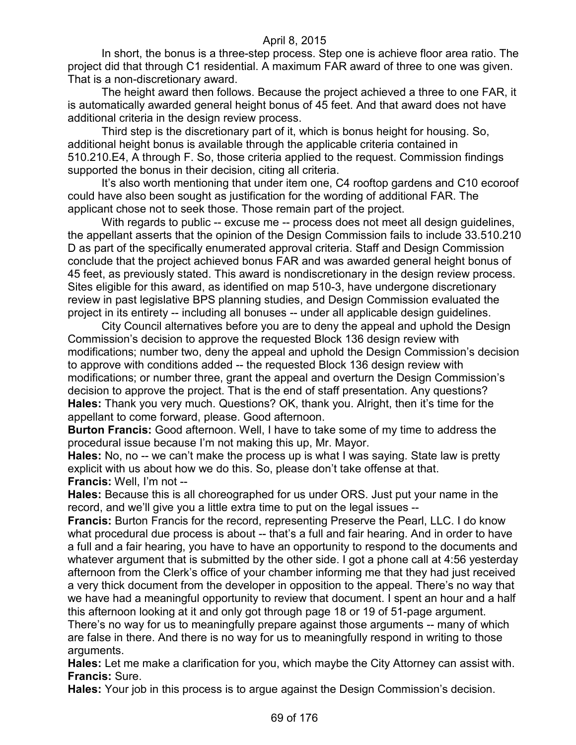In short, the bonus is a three-step process. Step one is achieve floor area ratio. The project did that through C1 residential. A maximum FAR award of three to one was given. That is a non-discretionary award.

The height award then follows. Because the project achieved a three to one FAR, it is automatically awarded general height bonus of 45 feet. And that award does not have additional criteria in the design review process.

Third step is the discretionary part of it, which is bonus height for housing. So, additional height bonus is available through the applicable criteria contained in 510.210.E4, A through F. So, those criteria applied to the request. Commission findings supported the bonus in their decision, citing all criteria.

It's also worth mentioning that under item one, C4 rooftop gardens and C10 ecoroof could have also been sought as justification for the wording of additional FAR. The applicant chose not to seek those. Those remain part of the project.

With regards to public -- excuse me -- process does not meet all design guidelines, the appellant asserts that the opinion of the Design Commission fails to include 33.510.210 D as part of the specifically enumerated approval criteria. Staff and Design Commission conclude that the project achieved bonus FAR and was awarded general height bonus of 45 feet, as previously stated. This award is nondiscretionary in the design review process. Sites eligible for this award, as identified on map 510-3, have undergone discretionary review in past legislative BPS planning studies, and Design Commission evaluated the project in its entirety -- including all bonuses -- under all applicable design guidelines.

City Council alternatives before you are to deny the appeal and uphold the Design Commission's decision to approve the requested Block 136 design review with modifications; number two, deny the appeal and uphold the Design Commission's decision to approve with conditions added -- the requested Block 136 design review with modifications; or number three, grant the appeal and overturn the Design Commission's decision to approve the project. That is the end of staff presentation. Any questions?

**Hales:** Thank you very much. Questions? OK, thank you. Alright, then it's time for the appellant to come forward, please. Good afternoon.

**Burton Francis:** Good afternoon. Well, I have to take some of my time to address the procedural issue because I'm not making this up, Mr. Mayor.

**Hales:** No, no -- we can't make the process up is what I was saying. State law is pretty explicit with us about how we do this. So, please don't take offense at that.

**Francis:** Well, I'm not --

**Hales:** Because this is all choreographed for us under ORS. Just put your name in the record, and we'll give you a little extra time to put on the legal issues --

**Francis:** Burton Francis for the record, representing Preserve the Pearl, LLC. I do know what procedural due process is about -- that's a full and fair hearing. And in order to have a full and a fair hearing, you have to have an opportunity to respond to the documents and whatever argument that is submitted by the other side. I got a phone call at 4:56 yesterday afternoon from the Clerk's office of your chamber informing me that they had just received a very thick document from the developer in opposition to the appeal. There's no way that we have had a meaningful opportunity to review that document. I spent an hour and a half this afternoon looking at it and only got through page 18 or 19 of 51-page argument. There's no way for us to meaningfully prepare against those arguments -- many of which are false in there. And there is no way for us to meaningfully respond in writing to those arguments.

**Hales:** Let me make a clarification for you, which maybe the City Attorney can assist with.

**Francis:** Sure.

**Hales:** Your job in this process is to argue against the Design Commission's decision.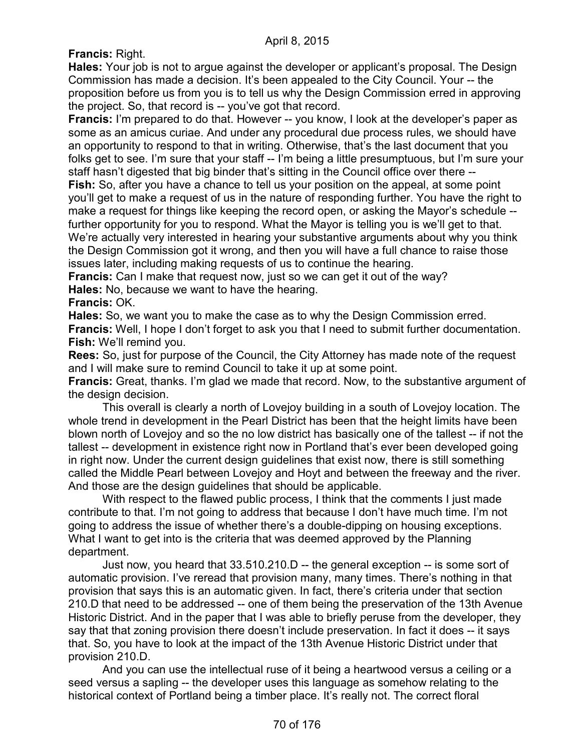**Francis:** Right.

**Hales:** Your job is not to argue against the developer or applicant's proposal. The Design Commission has made a decision. It's been appealed to the City Council. Your -- the proposition before us from you is to tell us why the Design Commission erred in approving the project. So, that record is -- you've got that record.

**Francis:** I'm prepared to do that. However -- you know, I look at the developer's paper as some as an amicus curiae. And under any procedural due process rules, we should have an opportunity to respond to that in writing. Otherwise, that's the last document that you folks get to see. I'm sure that your staff -- I'm being a little presumptuous, but I'm sure your staff hasn't digested that big binder that's sitting in the Council office over there --

**Fish:** So, after you have a chance to tell us your position on the appeal, at some point you'll get to make a request of us in the nature of responding further. You have the right to make a request for things like keeping the record open, or asking the Mayor's schedule -- further opportunity for you to respond. What the Mayor is telling you is we'll get to that. We're actually very interested in hearing your substantive arguments about why you think the Design Commission got it wrong, and then you will have a full chance to raise those issues later, including making requests of us to continue the hearing.

**Francis:** Can I make that request now, just so we can get it out of the way?

**Hales:** No, because we want to have the hearing.

**Francis:** OK.

**Hales:** So, we want you to make the case as to why the Design Commission erred.

**Francis:** Well, I hope I don't forget to ask you that I need to submit further documentation.

**Fish:** We'll remind you.

**Rees:** So, just for purpose of the Council, the City Attorney has made note of the request and I will make sure to remind Council to take it up at some point.

**Francis:** Great, thanks. I'm glad we made that record. Now, to the substantive argument of the design decision.

This overall is clearly a north of Lovejoy building in a south of Lovejoy location. The whole trend in development in the Pearl District has been that the height limits have been blown north of Lovejoy and so the no low district has basically one of the tallest -- if not the tallest -- development in existence right now in Portland that's ever been developed going in right now. Under the current design guidelines that exist now, there is still something called the Middle Pearl between Lovejoy and Hoyt and between the freeway and the river. And those are the design guidelines that should be applicable.

With respect to the flawed public process, I think that the comments I just made contribute to that. I'm not going to address that because I don't have much time. I'm not going to address the issue of whether there's a double-dipping on housing exceptions. What I want to get into is the criteria that was deemed approved by the Planning department.

Just now, you heard that 33.510.210.D -- the general exception -- is some sort of automatic provision. I've reread that provision many, many times. There's nothing in that provision that says this is an automatic given. In fact, there's criteria under that section 210.D that need to be addressed -- one of them being the preservation of the 13th Avenue Historic District. And in the paper that I was able to briefly peruse from the developer, they say that that zoning provision there doesn't include preservation. In fact it does -- it says that. So, you have to look at the impact of the 13th Avenue Historic District under that provision 210.D.

And you can use the intellectual ruse of it being a heartwood versus a ceiling or a seed versus a sapling -- the developer uses this language as somehow relating to the historical context of Portland being a timber place. It's really not. The correct floral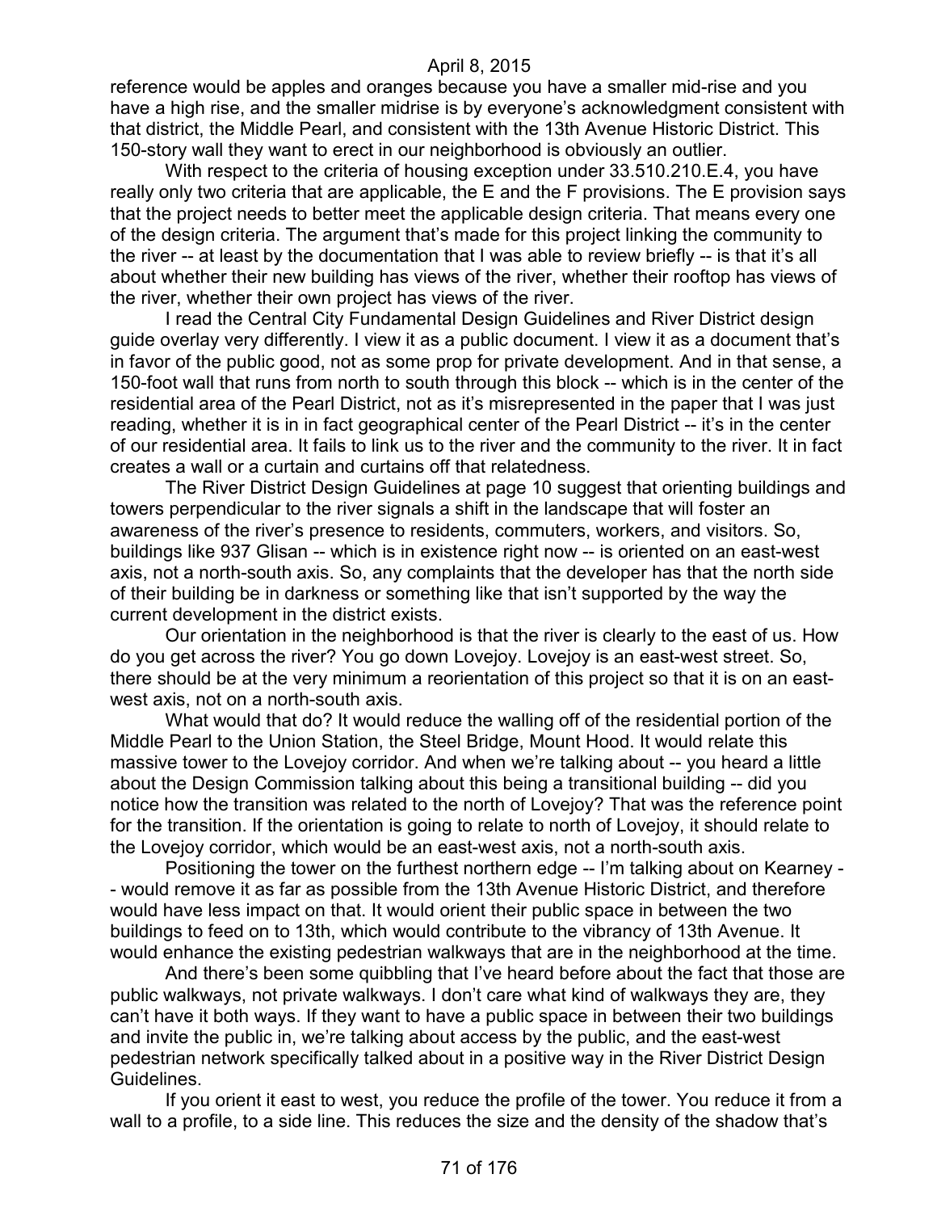reference would be apples and oranges because you have a smaller mid-rise and you have a high rise, and the smaller midrise is by everyone's acknowledgment consistent with that district, the Middle Pearl, and consistent with the 13th Avenue Historic District. This 150-story wall they want to erect in our neighborhood is obviously an outlier.

With respect to the criteria of housing exception under 33.510.210.E.4, you have really only two criteria that are applicable, the E and the F provisions. The E provision says that the project needs to better meet the applicable design criteria. That means every one of the design criteria. The argument that's made for this project linking the community to the river -- at least by the documentation that I was able to review briefly -- is that it's all about whether their new building has views of the river, whether their rooftop has views of the river, whether their own project has views of the river.

I read the Central City Fundamental Design Guidelines and River District design guide overlay very differently. I view it as a public document. I view it as a document that's in favor of the public good, not as some prop for private development. And in that sense, a 150-foot wall that runs from north to south through this block -- which is in the center of the residential area of the Pearl District, not as it's misrepresented in the paper that I was just reading, whether it is in in fact geographical center of the Pearl District -- it's in the center of our residential area. It fails to link us to the river and the community to the river. It in fact creates a wall or a curtain and curtains off that relatedness.

The River District Design Guidelines at page 10 suggest that orienting buildings and towers perpendicular to the river signals a shift in the landscape that will foster an awareness of the river's presence to residents, commuters, workers, and visitors. So, buildings like 937 Glisan -- which is in existence right now -- is oriented on an east-west axis, not a north-south axis. So, any complaints that the developer has that the north side of their building be in darkness or something like that isn't supported by the way the current development in the district exists.

Our orientation in the neighborhood is that the river is clearly to the east of us. How do you get across the river? You go down Lovejoy. Lovejoy is an east-west street. So, there should be at the very minimum a reorientation of this project so that it is on an east-west axis, not on a north-south axis.

What would that do? It would reduce the walling off of the residential portion of the Middle Pearl to the Union Station, the Steel Bridge, Mount Hood. It would relate this massive tower to the Lovejoy corridor. And when we're talking about -- you heard a little about the Design Commission talking about this being a transitional building -- did you notice how the transition was related to the north of Lovejoy? That was the reference point for the transition. If the orientation is going to relate to north of Lovejoy, it should relate to the Lovejoy corridor, which would be an east-west axis, not a north-south axis.

Positioning the tower on the furthest northern edge -- I'm talking about on Kearney -- would remove it as far as possible from the 13th Avenue Historic District, and therefore would have less impact on that. It would orient their public space in between the two buildings to feed on to 13th, which would contribute to the vibrancy of 13th Avenue. It would enhance the existing pedestrian walkways that are in the neighborhood at the time.

And there's been some quibbling that I've heard before about the fact that those are public walkways, not private walkways. I don't care what kind of walkways they are, they can't have it both ways. If they want to have a public space in between their two buildings and invite the public in, we're talking about access by the public, and the east-west pedestrian network specifically talked about in a positive way in the River District Design Guidelines.

If you orient it east to west, you reduce the profile of the tower. You reduce it from a wall to a profile, to a side line. This reduces the size and the density of the shadow that's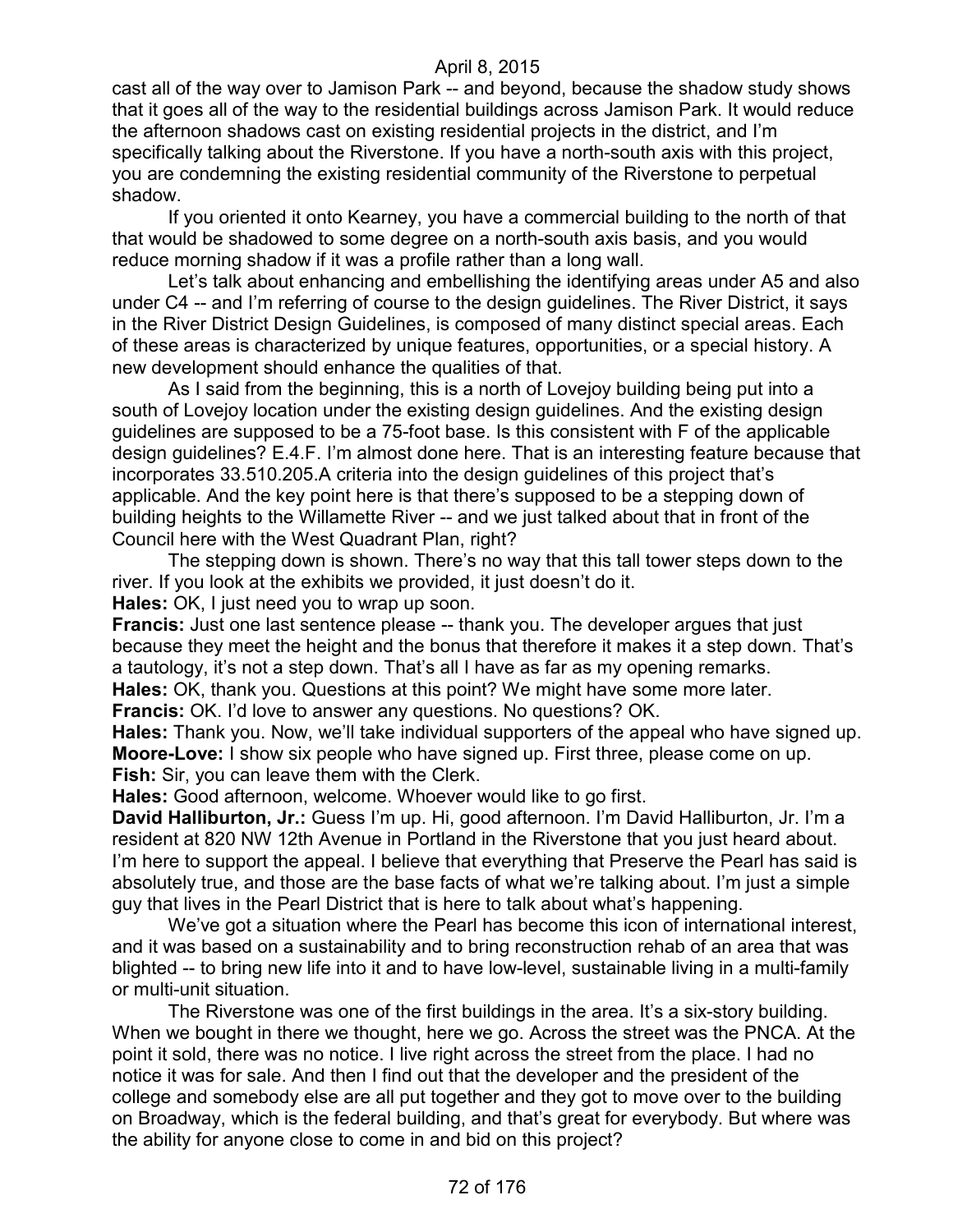cast all of the way over to Jamison Park -- and beyond, because the shadow study shows that it goes all of the way to the residential buildings across Jamison Park. It would reduce the afternoon shadows cast on existing residential projects in the district, and I'm specifically talking about the Riverstone. If you have a north-south axis with this project, you are condemning the existing residential community of the Riverstone to perpetual shadow.

If you oriented it onto Kearney, you have a commercial building to the north of that that would be shadowed to some degree on a north-south axis basis, and you would reduce morning shadow if it was a profile rather than a long wall.

Let's talk about enhancing and embellishing the identifying areas under A5 and also under C4 -- and I'm referring of course to the design guidelines. The River District, it says in the River District Design Guidelines, is composed of many distinct special areas. Each of these areas is characterized by unique features, opportunities, or a special history. A new development should enhance the qualities of that.

As I said from the beginning, this is a north of Lovejoy building being put into a south of Lovejoy location under the existing design guidelines. And the existing design guidelines are supposed to be a 75-foot base. Is this consistent with F of the applicable design guidelines? E.4.F. I'm almost done here. That is an interesting feature because that incorporates 33.510.205.A criteria into the design guidelines of this project that's applicable. And the key point here is that there's supposed to be a stepping down of building heights to the Willamette River -- and we just talked about that in front of the Council here with the West Quadrant Plan, right?

The stepping down is shown. There's no way that this tall tower steps down to the river. If you look at the exhibits we provided, it just doesn't do it.

**Hales:** OK, I just need you to wrap up soon.

**Francis:** Just one last sentence please -- thank you. The developer argues that just because they meet the height and the bonus that therefore it makes it a step down. That's a tautology, it's not a step down. That's all I have as far as my opening remarks.

**Hales:** OK, thank you. Questions at this point? We might have some more later.

**Francis:** OK. I'd love to answer any questions. No questions? OK.

**Hales:** Thank you. Now, we'll take individual supporters of the appeal who have signed up.

**Moore-Love:** I show six people who have signed up. First three, please come on up.

**Fish:** Sir, you can leave them with the Clerk.

**Hales:** Good afternoon, welcome. Whoever would like to go first.

**David Halliburton, Jr.:** Guess I'm up. Hi, good afternoon. I'm David Halliburton, Jr. I'm a resident at 820 NW 12th Avenue in Portland in the Riverstone that you just heard about. I'm here to support the appeal. I believe that everything that Preserve the Pearl has said is absolutely true, and those are the base facts of what we're talking about. I'm just a simple guy that lives in the Pearl District that is here to talk about what's happening.

We've got a situation where the Pearl has become this icon of international interest, and it was based on a sustainability and to bring reconstruction rehab of an area that was blighted -- to bring new life into it and to have low-level, sustainable living in a multi-family or multi-unit situation.

The Riverstone was one of the first buildings in the area. It's a six-story building. When we bought in there we thought, here we go. Across the street was the PNCA. At the point it sold, there was no notice. I live right across the street from the place. I had no notice it was for sale. And then I find out that the developer and the president of the college and somebody else are all put together and they got to move over to the building on Broadway, which is the federal building, and that's great for everybody. But where was the ability for anyone close to come in and bid on this project?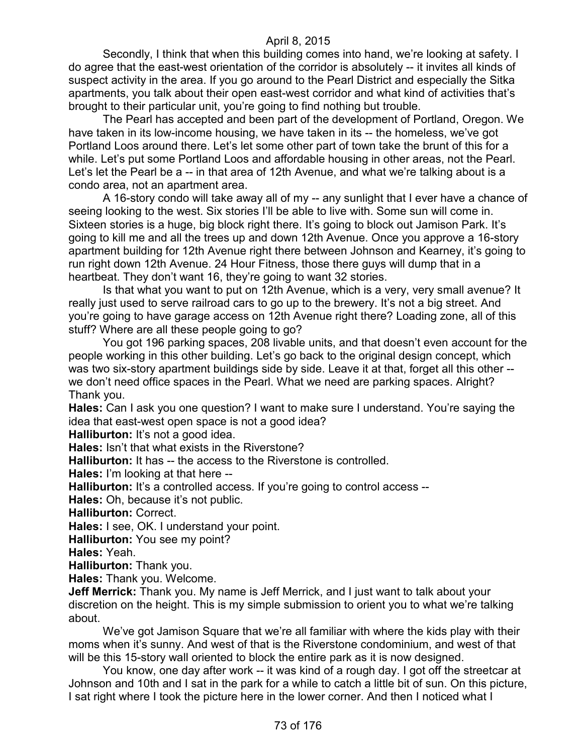Secondly, I think that when this building comes into hand, we're looking at safety. I do agree that the east-west orientation of the corridor is absolutely -- it invites all kinds of suspect activity in the area. If you go around to the Pearl District and especially the Sitka apartments, you talk about their open east-west corridor and what kind of activities that's brought to their particular unit, you're going to find nothing but trouble.

The Pearl has accepted and been part of the development of Portland, Oregon. We have taken in its low-income housing, we have taken in its -- the homeless, we've got Portland Loos around there. Let's let some other part of town take the brunt of this for a while. Let's put some Portland Loos and affordable housing in other areas, not the Pearl. Let's let the Pearl be a -- in that area of 12th Avenue, and what we're talking about is a condo area, not an apartment area.

A 16-story condo will take away all of my -- any sunlight that I ever have a chance of seeing looking to the west. Six stories I'll be able to live with. Some sun will come in. Sixteen stories is a huge, big block right there. It's going to block out Jamison Park. It's going to kill me and all the trees up and down 12th Avenue. Once you approve a 16-story apartment building for 12th Avenue right there between Johnson and Kearney, it's going to run right down 12th Avenue. 24 Hour Fitness, those there guys will dump that in a heartbeat. They don't want 16, they're going to want 32 stories.

Is that what you want to put on 12th Avenue, which is a very, very small avenue? It really just used to serve railroad cars to go up to the brewery. It's not a big street. And you're going to have garage access on 12th Avenue right there? Loading zone, all of this stuff? Where are all these people going to go?

You got 196 parking spaces, 208 livable units, and that doesn't even account for the people working in this other building. Let's go back to the original design concept, which was two six-story apartment buildings side by side. Leave it at that, forget all this other -- we don't need office spaces in the Pearl. What we need are parking spaces. Alright? Thank you.

**Hales:** Can I ask you one question? I want to make sure I understand. You're saying the idea that east-west open space is not a good idea?

**Halliburton:** It's not a good idea.

**Hales:** Isn't that what exists in the Riverstone?

**Halliburton:** It has -- the access to the Riverstone is controlled.

**Hales:** I'm looking at that here --

**Halliburton:** It's a controlled access. If you're going to control access --

**Hales:** Oh, because it's not public.

**Halliburton:** Correct.

**Hales:** I see, OK. I understand your point.

**Halliburton:** You see my point?

**Hales:** Yeah.

**Halliburton:** Thank you.

**Hales:** Thank you. Welcome.

**Jeff Merrick:** Thank you. My name is Jeff Merrick, and I just want to talk about your discretion on the height. This is my simple submission to orient you to what we're talking about.

We've got Jamison Square that we're all familiar with where the kids play with their moms when it's sunny. And west of that is the Riverstone condominium, and west of that will be this 15-story wall oriented to block the entire park as it is now designed.

You know, one day after work -- it was kind of a rough day. I got off the streetcar at Johnson and 10th and I sat in the park for a while to catch a little bit of sun. On this picture, I sat right where I took the picture here in the lower corner. And then I noticed what I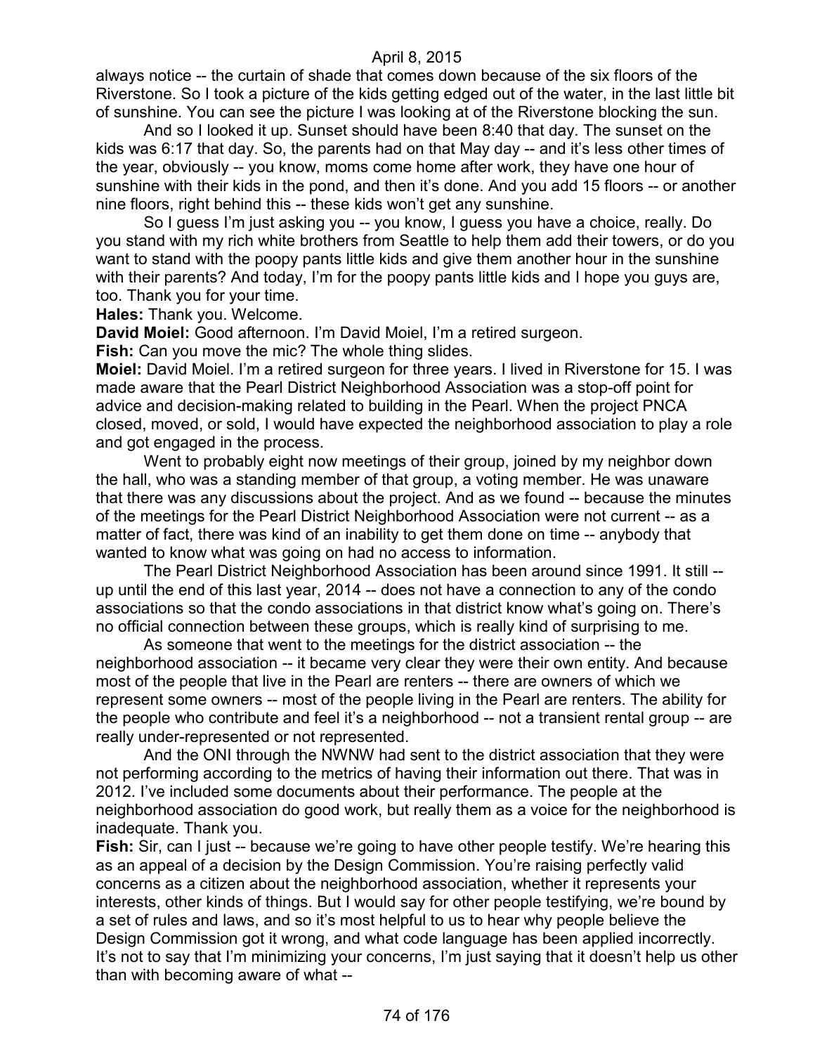always notice -- the curtain of shade that comes down because of the six floors of the Riverstone. So I took a picture of the kids getting edged out of the water, in the last little bit of sunshine. You can see the picture I was looking at of the Riverstone blocking the sun.

And so I looked it up. Sunset should have been 8:40 that day. The sunset on the kids was 6:17 that day. So, the parents had on that May day -- and it's less other times of the year, obviously -- you know, moms come home after work, they have one hour of sunshine with their kids in the pond, and then it's done. And you add 15 floors -- or another nine floors, right behind this -- these kids won't get any sunshine.

So I guess I'm just asking you -- you know, I guess you have a choice, really. Do you stand with my rich white brothers from Seattle to help them add their towers, or do you want to stand with the poopy pants little kids and give them another hour in the sunshine with their parents? And today, I'm for the poopy pants little kids and I hope you guys are, too. Thank you for your time.

**Hales:** Thank you. Welcome.

**David Moiel:** Good afternoon. I'm David Moiel, I'm a retired surgeon.

**Fish:** Can you move the mic? The whole thing slides.

**Moiel:** David Moiel. I'm a retired surgeon for three years. I lived in Riverstone for 15. I was made aware that the Pearl District Neighborhood Association was a stop-off point for advice and decision-making related to building in the Pearl. When the project PNCA closed, moved, or sold, I would have expected the neighborhood association to play a role and got engaged in the process.

Went to probably eight now meetings of their group, joined by my neighbor down the hall, who was a standing member of that group, a voting member. He was unaware that there was any discussions about the project. And as we found -- because the minutes of the meetings for the Pearl District Neighborhood Association were not current -- as a matter of fact, there was kind of an inability to get them done on time -- anybody that wanted to know what was going on had no access to information.

The Pearl District Neighborhood Association has been around since 1991. It still -- up until the end of this last year, 2014 -- does not have a connection to any of the condo associations so that the condo associations in that district know what's going on. There's no official connection between these groups, which is really kind of surprising to me.

As someone that went to the meetings for the district association -- the neighborhood association -- it became very clear they were their own entity. And because most of the people that live in the Pearl are renters -- there are owners of which we represent some owners -- most of the people living in the Pearl are renters. The ability for the people who contribute and feel it's a neighborhood -- not a transient rental group -- are really under-represented or not represented.

And the ONI through the NWNW had sent to the district association that they were not performing according to the metrics of having their information out there. That was in 2012. I've included some documents about their performance. The people at the neighborhood association do good work, but really them as a voice for the neighborhood is inadequate. Thank you.

**Fish:** Sir, can I just -- because we're going to have other people testify. We're hearing this as an appeal of a decision by the Design Commission. You're raising perfectly valid concerns as a citizen about the neighborhood association, whether it represents your interests, other kinds of things. But I would say for other people testifying, we're bound by a set of rules and laws, and so it's most helpful to us to hear why people believe the Design Commission got it wrong, and what code language has been applied incorrectly. It's not to say that I'm minimizing your concerns, I'm just saying that it doesn't help us other than with becoming aware of what --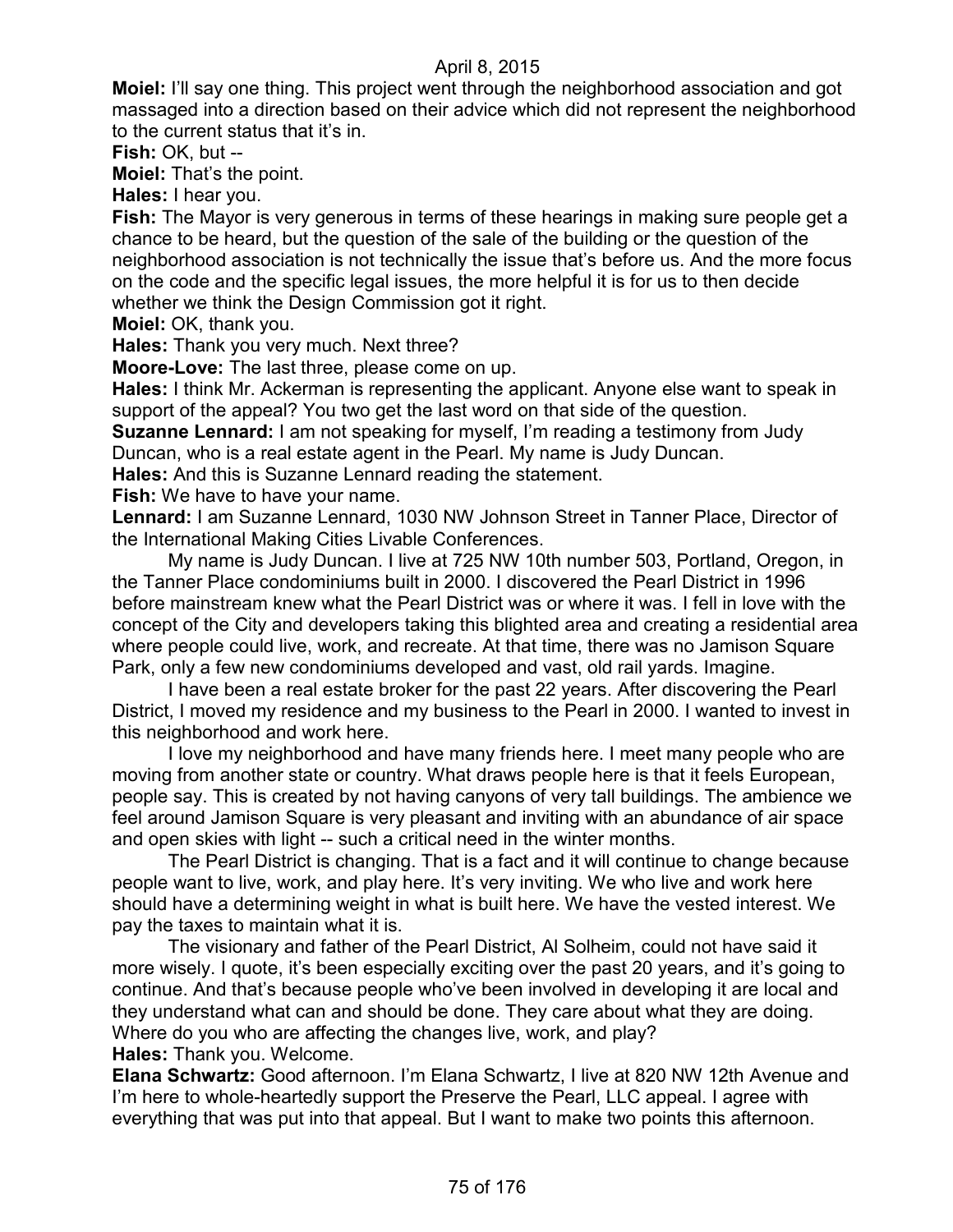**Moiel:** I'll say one thing. This project went through the neighborhood association and got massaged into a direction based on their advice which did not represent the neighborhood to the current status that it's in.

**Fish:** OK, but --

**Moiel:** That's the point.

**Hales:** I hear you.

**Fish:** The Mayor is very generous in terms of these hearings in making sure people get a chance to be heard, but the question of the sale of the building or the question of the neighborhood association is not technically the issue that's before us. And the more focus on the code and the specific legal issues, the more helpful it is for us to then decide whether we think the Design Commission got it right.

**Moiel:** OK, thank you.

**Hales:** Thank you very much. Next three?

**Moore-Love:** The last three, please come on up.

**Hales:** I think Mr. Ackerman is representing the applicant. Anyone else want to speak in support of the appeal? You two get the last word on that side of the question.

**Suzanne Lennard:** I am not speaking for myself, I'm reading a testimony from Judy Duncan, who is a real estate agent in the Pearl. My name is Judy Duncan.

**Hales:** And this is Suzanne Lennard reading the statement.

**Fish:** We have to have your name.

**Lennard:** I am Suzanne Lennard, 1030 NW Johnson Street in Tanner Place, Director of the International Making Cities Livable Conferences.

My name is Judy Duncan. I live at 725 NW 10th number 503, Portland, Oregon, in the Tanner Place condominiums built in 2000. I discovered the Pearl District in 1996 before mainstream knew what the Pearl District was or where it was. I fell in love with the concept of the City and developers taking this blighted area and creating a residential area where people could live, work, and recreate. At that time, there was no Jamison Square Park, only a few new condominiums developed and vast, old rail yards. Imagine.

I have been a real estate broker for the past 22 years. After discovering the Pearl District, I moved my residence and my business to the Pearl in 2000. I wanted to invest in this neighborhood and work here.

I love my neighborhood and have many friends here. I meet many people who are moving from another state or country. What draws people here is that it feels European, people say. This is created by not having canyons of very tall buildings. The ambience we feel around Jamison Square is very pleasant and inviting with an abundance of air space and open skies with light -- such a critical need in the winter months.

The Pearl District is changing. That is a fact and it will continue to change because people want to live, work, and play here. It's very inviting. We who live and work here should have a determining weight in what is built here. We have the vested interest. We pay the taxes to maintain what it is.

The visionary and father of the Pearl District, Al Solheim, could not have said it more wisely. I quote, it's been especially exciting over the past 20 years, and it's going to continue. And that's because people who've been involved in developing it are local and they understand what can and should be done. They care about what they are doing. Where do you who are affecting the changes live, work, and play?

**Hales:** Thank you. Welcome.

**Elana Schwartz:** Good afternoon. I'm Elana Schwartz, I live at 820 NW 12th Avenue and I'm here to whole-heartedly support the Preserve the Pearl, LLC appeal. I agree with everything that was put into that appeal. But I want to make two points this afternoon.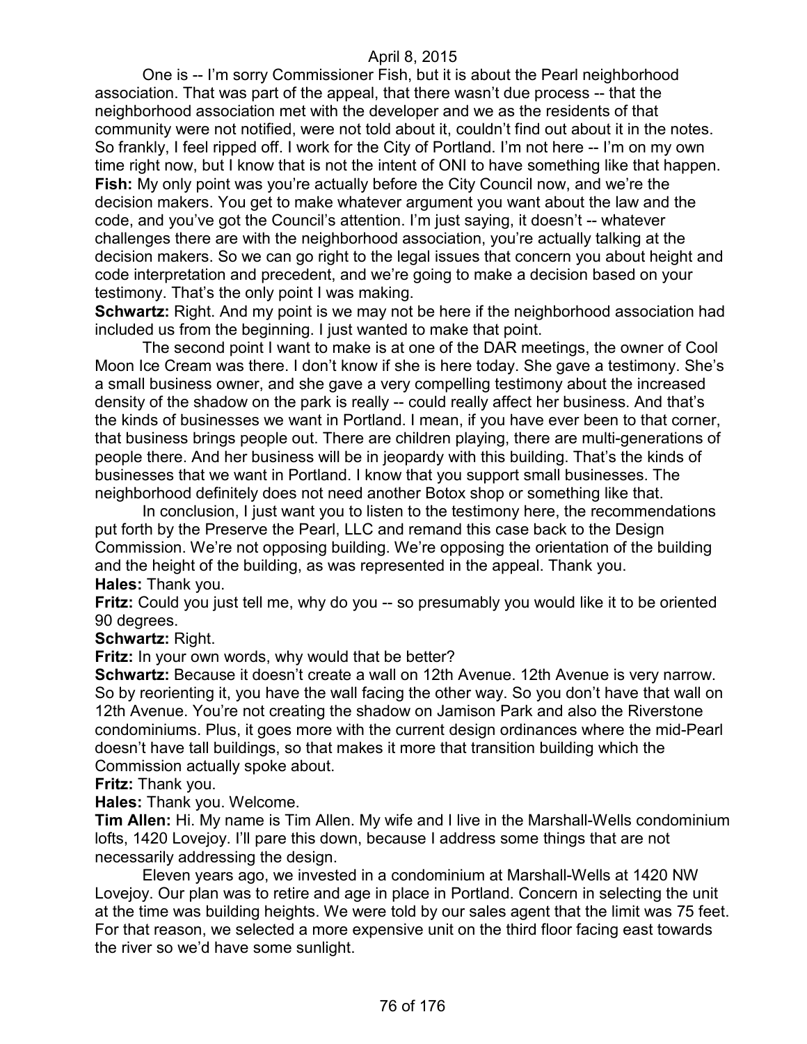One is -- I'm sorry Commissioner Fish, but it is about the Pearl neighborhood association. That was part of the appeal, that there wasn't due process -- that the neighborhood association met with the developer and we as the residents of that community were not notified, were not told about it, couldn't find out about it in the notes. So frankly, I feel ripped off. I work for the City of Portland. I'm not here -- I'm on my own time right now, but I know that is not the intent of ONI to have something like that happen.

**Fish:** My only point was you're actually before the City Council now, and we're the decision makers. You get to make whatever argument you want about the law and the code, and you've got the Council's attention. I'm just saying, it doesn't -- whatever challenges there are with the neighborhood association, you're actually talking at the decision makers. So we can go right to the legal issues that concern you about height and code interpretation and precedent, and we're going to make a decision based on your testimony. That's the only point I was making.

**Schwartz:** Right. And my point is we may not be here if the neighborhood association had included us from the beginning. I just wanted to make that point.

The second point I want to make is at one of the DAR meetings, the owner of Cool Moon Ice Cream was there. I don't know if she is here today. She gave a testimony. She's a small business owner, and she gave a very compelling testimony about the increased density of the shadow on the park is really -- could really affect her business. And that's the kinds of businesses we want in Portland. I mean, if you have ever been to that corner, that business brings people out. There are children playing, there are multi-generations of people there. And her business will be in jeopardy with this building. That's the kinds of businesses that we want in Portland. I know that you support small businesses. The neighborhood definitely does not need another Botox shop or something like that.

In conclusion, I just want you to listen to the testimony here, the recommendations put forth by the Preserve the Pearl, LLC and remand this case back to the Design Commission. We're not opposing building. We're opposing the orientation of the building and the height of the building, as was represented in the appeal. Thank you.

**Hales:** Thank you.

**Fritz:** Could you just tell me, why do you -- so presumably you would like it to be oriented 90 degrees.

**Schwartz:** Right.

**Fritz:** In your own words, why would that be better?

**Schwartz:** Because it doesn't create a wall on 12th Avenue. 12th Avenue is very narrow. So by reorienting it, you have the wall facing the other way. So you don't have that wall on 12th Avenue. You're not creating the shadow on Jamison Park and also the Riverstone condominiums. Plus, it goes more with the current design ordinances where the mid-Pearl doesn't have tall buildings, so that makes it more that transition building which the Commission actually spoke about.

**Fritz:** Thank you.

**Hales:** Thank you. Welcome.

**Tim Allen:** Hi. My name is Tim Allen. My wife and I live in the Marshall-Wells condominium lofts, 1420 Lovejoy. I'll pare this down, because I address some things that are not necessarily addressing the design.

Eleven years ago, we invested in a condominium at Marshall-Wells at 1420 NW Lovejoy. Our plan was to retire and age in place in Portland. Concern in selecting the unit at the time was building heights. We were told by our sales agent that the limit was 75 feet. For that reason, we selected a more expensive unit on the third floor facing east towards the river so we'd have some sunlight.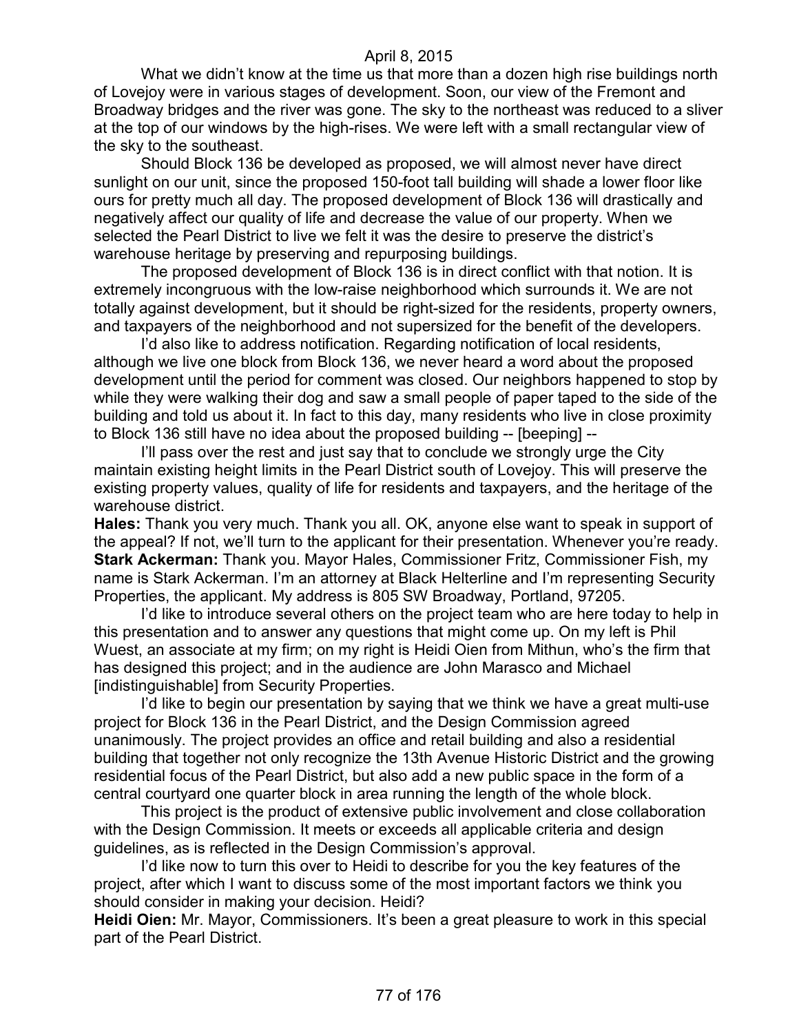What we didn't know at the time us that more than a dozen high rise buildings north of Lovejoy were in various stages of development. Soon, our view of the Fremont and Broadway bridges and the river was gone. The sky to the northeast was reduced to a sliver at the top of our windows by the high-rises. We were left with a small rectangular view of the sky to the southeast.

Should Block 136 be developed as proposed, we will almost never have direct sunlight on our unit, since the proposed 150-foot tall building will shade a lower floor like ours for pretty much all day. The proposed development of Block 136 will drastically and negatively affect our quality of life and decrease the value of our property. When we selected the Pearl District to live we felt it was the desire to preserve the district's warehouse heritage by preserving and repurposing buildings.

The proposed development of Block 136 is in direct conflict with that notion. It is extremely incongruous with the low-raise neighborhood which surrounds it. We are not totally against development, but it should be right-sized for the residents, property owners, and taxpayers of the neighborhood and not supersized for the benefit of the developers.

I'd also like to address notification. Regarding notification of local residents, although we live one block from Block 136, we never heard a word about the proposed development until the period for comment was closed. Our neighbors happened to stop by while they were walking their dog and saw a small people of paper taped to the side of the building and told us about it. In fact to this day, many residents who live in close proximity to Block 136 still have no idea about the proposed building -- [beeping] --

I'll pass over the rest and just say that to conclude we strongly urge the City maintain existing height limits in the Pearl District south of Lovejoy. This will preserve the existing property values, quality of life for residents and taxpayers, and the heritage of the warehouse district.

**Hales:** Thank you very much. Thank you all. OK, anyone else want to speak in support of the appeal? If not, we'll turn to the applicant for their presentation. Whenever you're ready.

**Stark Ackerman:** Thank you. Mayor Hales, Commissioner Fritz, Commissioner Fish, my name is Stark Ackerman. I'm an attorney at Black Helterline and I'm representing Security Properties, the applicant. My address is 805 SW Broadway, Portland, 97205.

I'd like to introduce several others on the project team who are here today to help in this presentation and to answer any questions that might come up. On my left is Phil Wuest, an associate at my firm; on my right is Heidi Oien from Mithun, who's the firm that has designed this project; and in the audience are John Marasco and Michael [indistinguishable] from Security Properties.

I'd like to begin our presentation by saying that we think we have a great multi-use project for Block 136 in the Pearl District, and the Design Commission agreed unanimously. The project provides an office and retail building and also a residential building that together not only recognize the 13th Avenue Historic District and the growing residential focus of the Pearl District, but also add a new public space in the form of a central courtyard one quarter block in area running the length of the whole block.

This project is the product of extensive public involvement and close collaboration with the Design Commission. It meets or exceeds all applicable criteria and design guidelines, as is reflected in the Design Commission's approval.

I'd like now to turn this over to Heidi to describe for you the key features of the project, after which I want to discuss some of the most important factors we think you should consider in making your decision. Heidi?

**Heidi Oien:** Mr. Mayor, Commissioners. It's been a great pleasure to work in this special part of the Pearl District.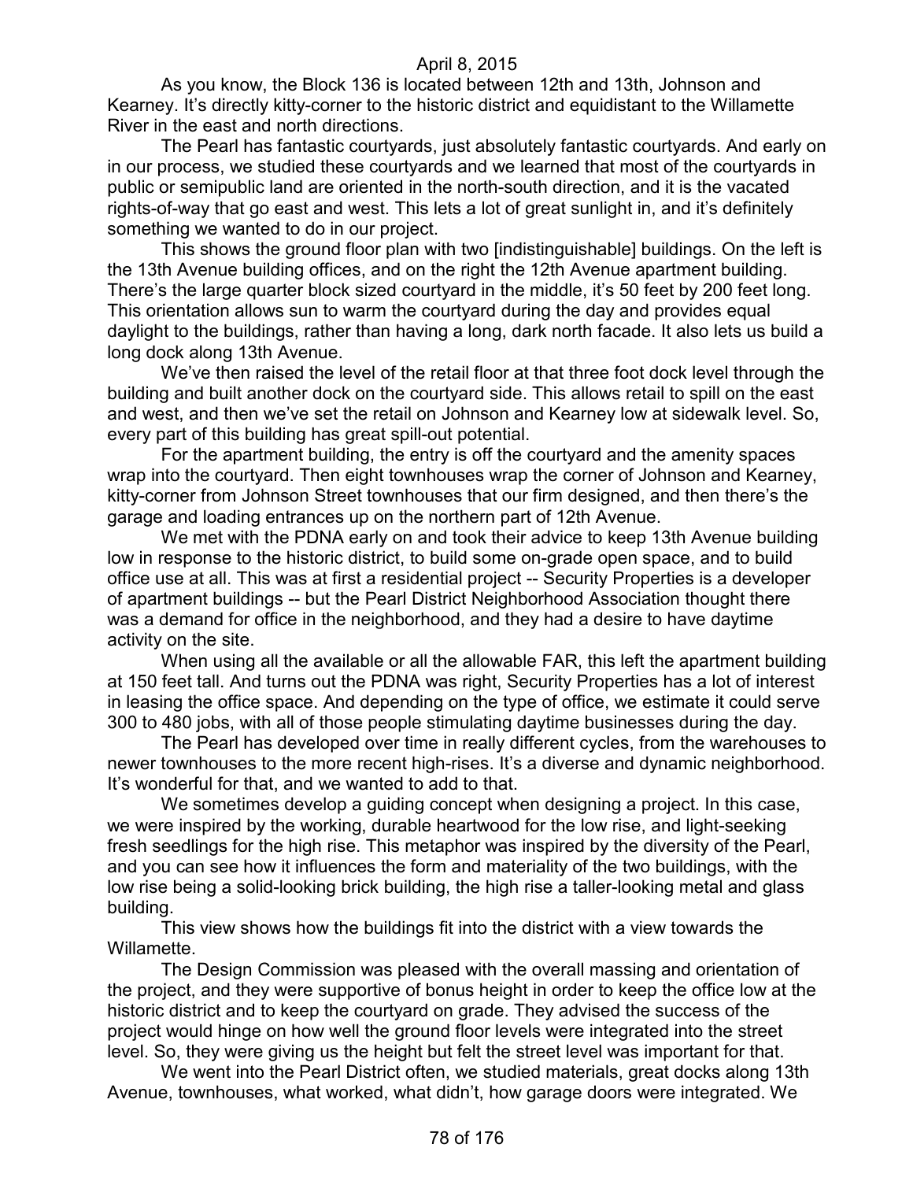As you know, the Block 136 is located between 12th and 13th, Johnson and Kearney. It's directly kitty-corner to the historic district and equidistant to the Willamette River in the east and north directions.

The Pearl has fantastic courtyards, just absolutely fantastic courtyards. And early on in our process, we studied these courtyards and we learned that most of the courtyards in public or semipublic land are oriented in the north-south direction, and it is the vacated rights-of-way that go east and west. This lets a lot of great sunlight in, and it's definitely something we wanted to do in our project.

This shows the ground floor plan with two [indistinguishable] buildings. On the left is the 13th Avenue building offices, and on the right the 12th Avenue apartment building. There's the large quarter block sized courtyard in the middle, it's 50 feet by 200 feet long. This orientation allows sun to warm the courtyard during the day and provides equal daylight to the buildings, rather than having a long, dark north facade. It also lets us build a long dock along 13th Avenue.

We've then raised the level of the retail floor at that three foot dock level through the building and built another dock on the courtyard side. This allows retail to spill on the east and west, and then we've set the retail on Johnson and Kearney low at sidewalk level. So, every part of this building has great spill-out potential.

For the apartment building, the entry is off the courtyard and the amenity spaces wrap into the courtyard. Then eight townhouses wrap the corner of Johnson and Kearney, kitty-corner from Johnson Street townhouses that our firm designed, and then there's the garage and loading entrances up on the northern part of 12th Avenue.

We met with the PDNA early on and took their advice to keep 13th Avenue building low in response to the historic district, to build some on-grade open space, and to build office use at all. This was at first a residential project -- Security Properties is a developer of apartment buildings -- but the Pearl District Neighborhood Association thought there was a demand for office in the neighborhood, and they had a desire to have daytime activity on the site.

When using all the available or all the allowable FAR, this left the apartment building at 150 feet tall. And turns out the PDNA was right, Security Properties has a lot of interest in leasing the office space. And depending on the type of office, we estimate it could serve 300 to 480 jobs, with all of those people stimulating daytime businesses during the day.

The Pearl has developed over time in really different cycles, from the warehouses to newer townhouses to the more recent high-rises. It's a diverse and dynamic neighborhood. It's wonderful for that, and we wanted to add to that.

We sometimes develop a guiding concept when designing a project. In this case, we were inspired by the working, durable heartwood for the low rise, and light-seeking fresh seedlings for the high rise. This metaphor was inspired by the diversity of the Pearl, and you can see how it influences the form and materiality of the two buildings, with the low rise being a solid-looking brick building, the high rise a taller-looking metal and glass building.

This view shows how the buildings fit into the district with a view towards the Willamette.

The Design Commission was pleased with the overall massing and orientation of the project, and they were supportive of bonus height in order to keep the office low at the historic district and to keep the courtyard on grade. They advised the success of the project would hinge on how well the ground floor levels were integrated into the street level. So, they were giving us the height but felt the street level was important for that.

We went into the Pearl District often, we studied materials, great docks along 13th Avenue, townhouses, what worked, what didn't, how garage doors were integrated. We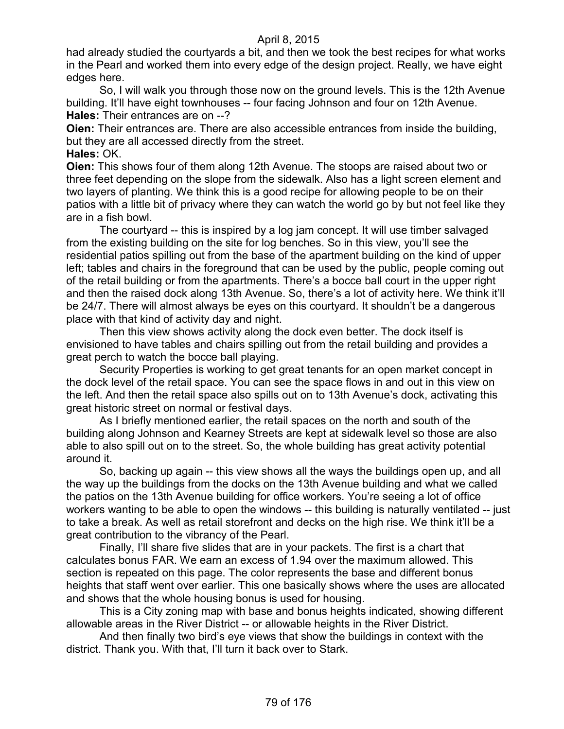April 8, 2015

had already studied the courtyards a bit, and then we took the best recipes for what works in the Pearl and worked them into every edge of the design project. Really, we have eight edges here.

So, I will walk you through those now on the ground levels. This is the 12th Avenue building. It'll have eight townhouses -- four facing Johnson and four on 12th Avenue.

**Hales:** Their entrances are on --?

**Oien:** Their entrances are. There are also accessible entrances from inside the building, but they are all accessed directly from the street.

**Hales:** OK.

**Oien:** This shows four of them along 12th Avenue. The stoops are raised about two or three feet depending on the slope from the sidewalk. Also has a light screen element and two layers of planting. We think this is a good recipe for allowing people to be on their patios with a little bit of privacy where they can watch the world go by but not feel like they are in a fish bowl.

The courtyard -- this is inspired by a log jam concept. It will use timber salvaged from the existing building on the site for log benches. So in this view, you'll see the residential patios spilling out from the base of the apartment building on the kind of upper left; tables and chairs in the foreground that can be used by the public, people coming out of the retail building or from the apartments. There's a bocce ball court in the upper right and then the raised dock along 13th Avenue. So, there's a lot of activity here. We think it'll be 24/7. There will almost always be eyes on this courtyard. It shouldn't be a dangerous place with that kind of activity day and night.

Then this view shows activity along the dock even better. The dock itself is envisioned to have tables and chairs spilling out from the retail building and provides a great perch to watch the bocce ball playing.

Security Properties is working to get great tenants for an open market concept in the dock level of the retail space. You can see the space flows in and out in this view on the left. And then the retail space also spills out on to 13th Avenue's dock, activating this great historic street on normal or festival days.

As I briefly mentioned earlier, the retail spaces on the north and south of the building along Johnson and Kearney Streets are kept at sidewalk level so those are also able to also spill out on to the street. So, the whole building has great activity potential around it.

So, backing up again -- this view shows all the ways the buildings open up, and all the way up the buildings from the docks on the 13th Avenue building and what we called the patios on the 13th Avenue building for office workers. You're seeing a lot of office workers wanting to be able to open the windows -- this building is naturally ventilated -- just to take a break. As well as retail storefront and decks on the high rise. We think it'll be a great contribution to the vibrancy of the Pearl.

Finally, I'll share five slides that are in your packets. The first is a chart that calculates bonus FAR. We earn an excess of 1.94 over the maximum allowed. This section is repeated on this page. The color represents the base and different bonus heights that staff went over earlier. This one basically shows where the uses are allocated and shows that the whole housing bonus is used for housing.

This is a City zoning map with base and bonus heights indicated, showing different allowable areas in the River District -- or allowable heights in the River District.

And then finally two bird's eye views that show the buildings in context with the district. Thank you. With that, I'll turn it back over to Stark.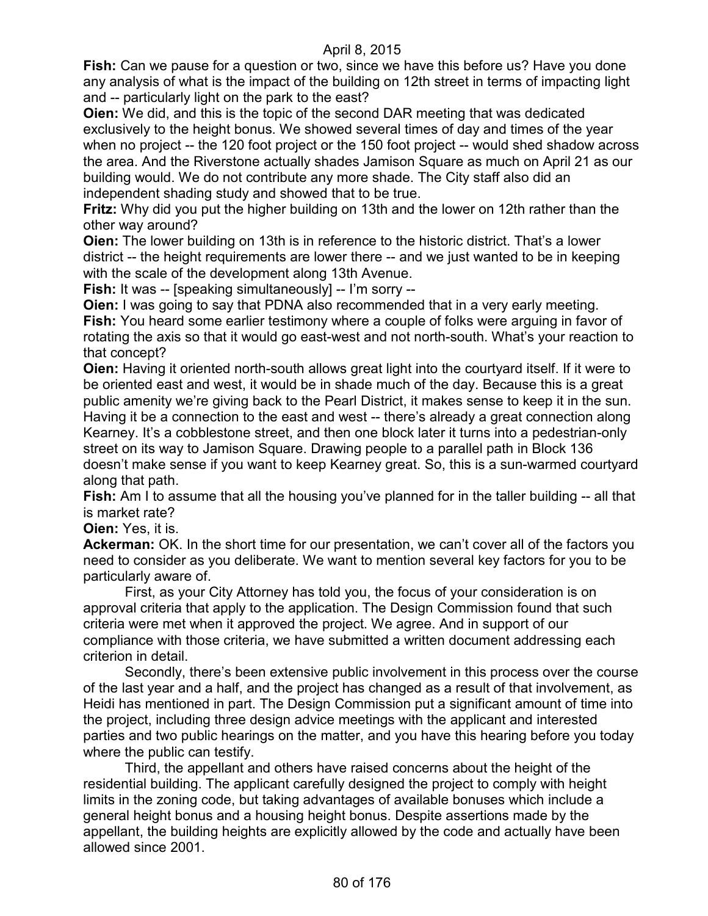**Fish:** Can we pause for a question or two, since we have this before us? Have you done any analysis of what is the impact of the building on 12th street in terms of impacting light and -- particularly light on the park to the east?

**Oien:** We did, and this is the topic of the second DAR meeting that was dedicated exclusively to the height bonus. We showed several times of day and times of the year when no project -- the 120 foot project or the 150 foot project -- would shed shadow across the area. And the Riverstone actually shades Jamison Square as much on April 21 as our building would. We do not contribute any more shade. The City staff also did an independent shading study and showed that to be true.

**Fritz:** Why did you put the higher building on 13th and the lower on 12th rather than the other way around?

**Oien:** The lower building on 13th is in reference to the historic district. That's a lower district -- the height requirements are lower there -- and we just wanted to be in keeping with the scale of the development along 13th Avenue.

**Fish:** It was -- [speaking simultaneously] -- I'm sorry --

**Oien:** I was going to say that PDNA also recommended that in a very early meeting.

**Fish:** You heard some earlier testimony where a couple of folks were arguing in favor of rotating the axis so that it would go east-west and not north-south. What's your reaction to that concept?

**Oien:** Having it oriented north-south allows great light into the courtyard itself. If it were to be oriented east and west, it would be in shade much of the day. Because this is a great public amenity we're giving back to the Pearl District, it makes sense to keep it in the sun. Having it be a connection to the east and west -- there's already a great connection along Kearney. It's a cobblestone street, and then one block later it turns into a pedestrian-only street on its way to Jamison Square. Drawing people to a parallel path in Block 136 doesn't make sense if you want to keep Kearney great. So, this is a sun-warmed courtyard along that path.

**Fish:** Am I to assume that all the housing you've planned for in the taller building -- all that is market rate?

**Oien:** Yes, it is.

**Ackerman:** OK. In the short time for our presentation, we can't cover all of the factors you need to consider as you deliberate. We want to mention several key factors for you to be particularly aware of.

First, as your City Attorney has told you, the focus of your consideration is on approval criteria that apply to the application. The Design Commission found that such criteria were met when it approved the project. We agree. And in support of our compliance with those criteria, we have submitted a written document addressing each criterion in detail.

Secondly, there's been extensive public involvement in this process over the course of the last year and a half, and the project has changed as a result of that involvement, as Heidi has mentioned in part. The Design Commission put a significant amount of time into the project, including three design advice meetings with the applicant and interested parties and two public hearings on the matter, and you have this hearing before you today where the public can testify.

Third, the appellant and others have raised concerns about the height of the residential building. The applicant carefully designed the project to comply with height limits in the zoning code, but taking advantages of available bonuses which include a general height bonus and a housing height bonus. Despite assertions made by the appellant, the building heights are explicitly allowed by the code and actually have been allowed since 2001.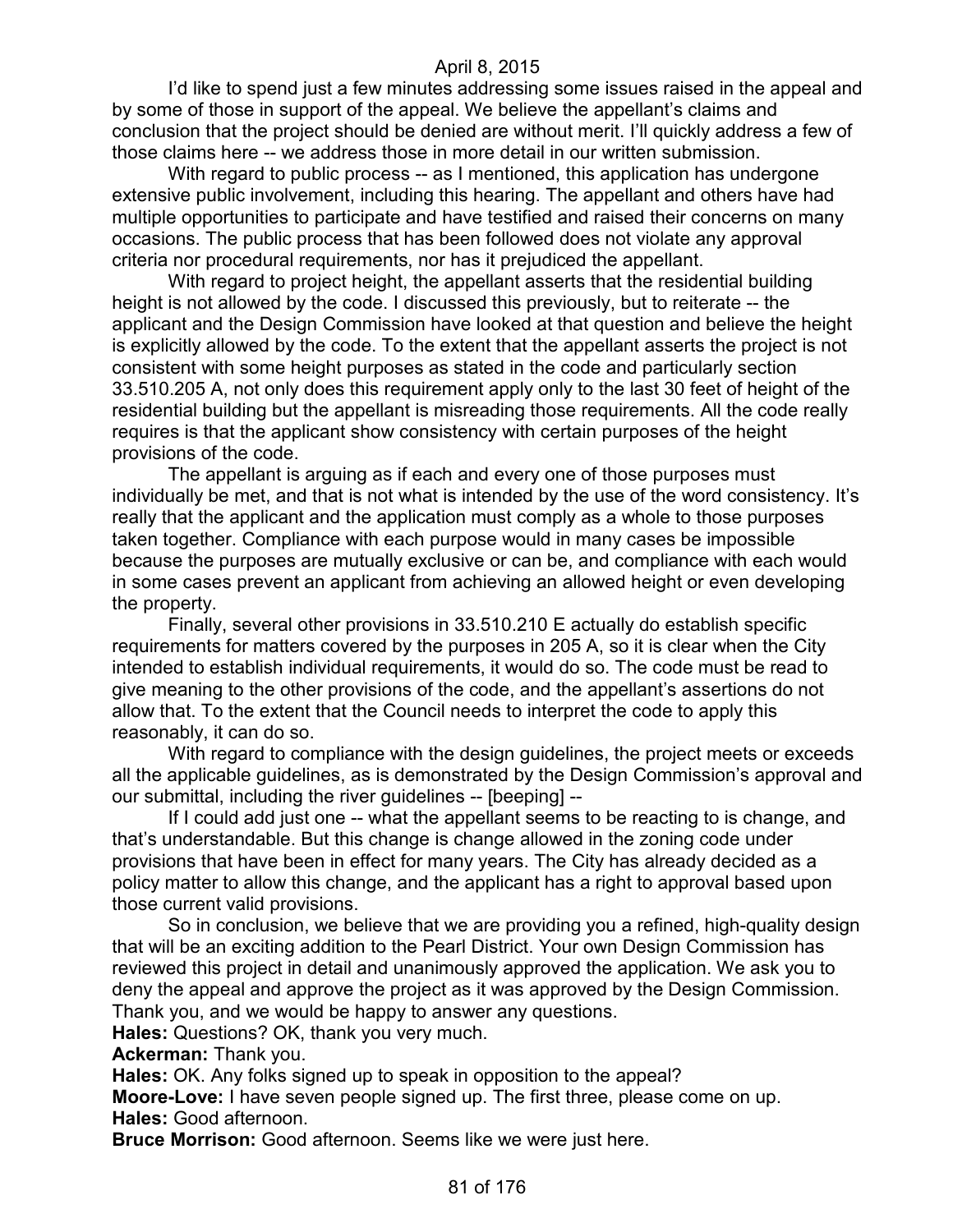I'd like to spend just a few minutes addressing some issues raised in the appeal and by some of those in support of the appeal. We believe the appellant's claims and conclusion that the project should be denied are without merit. I'll quickly address a few of those claims here -- we address those in more detail in our written submission.

With regard to public process -- as I mentioned, this application has undergone extensive public involvement, including this hearing. The appellant and others have had multiple opportunities to participate and have testified and raised their concerns on many occasions. The public process that has been followed does not violate any approval criteria nor procedural requirements, nor has it prejudiced the appellant.

With regard to project height, the appellant asserts that the residential building height is not allowed by the code. I discussed this previously, but to reiterate -- the applicant and the Design Commission have looked at that question and believe the height is explicitly allowed by the code. To the extent that the appellant asserts the project is not consistent with some height purposes as stated in the code and particularly section 33.510.205 A, not only does this requirement apply only to the last 30 feet of height of the residential building but the appellant is misreading those requirements. All the code really requires is that the applicant show consistency with certain purposes of the height provisions of the code.

The appellant is arguing as if each and every one of those purposes must individually be met, and that is not what is intended by the use of the word consistency. It's really that the applicant and the application must comply as a whole to those purposes taken together. Compliance with each purpose would in many cases be impossible because the purposes are mutually exclusive or can be, and compliance with each would in some cases prevent an applicant from achieving an allowed height or even developing the property.

Finally, several other provisions in 33.510.210 E actually do establish specific requirements for matters covered by the purposes in 205 A, so it is clear when the City intended to establish individual requirements, it would do so. The code must be read to give meaning to the other provisions of the code, and the appellant's assertions do not allow that. To the extent that the Council needs to interpret the code to apply this reasonably, it can do so.

With regard to compliance with the design guidelines, the project meets or exceeds all the applicable guidelines, as is demonstrated by the Design Commission's approval and our submittal, including the river guidelines -- [beeping] --

If I could add just one -- what the appellant seems to be reacting to is change, and that's understandable. But this change is change allowed in the zoning code under provisions that have been in effect for many years. The City has already decided as a policy matter to allow this change, and the applicant has a right to approval based upon those current valid provisions.

So in conclusion, we believe that we are providing you a refined, high-quality design that will be an exciting addition to the Pearl District. Your own Design Commission has reviewed this project in detail and unanimously approved the application. We ask you to deny the appeal and approve the project as it was approved by the Design Commission. Thank you, and we would be happy to answer any questions.

**Hales:** Questions? OK, thank you very much.

**Ackerman:** Thank you.

**Hales:** OK. Any folks signed up to speak in opposition to the appeal?

**Moore-Love:** I have seven people signed up. The first three, please come on up.

**Hales:** Good afternoon.

**Bruce Morrison:** Good afternoon. Seems like we were just here.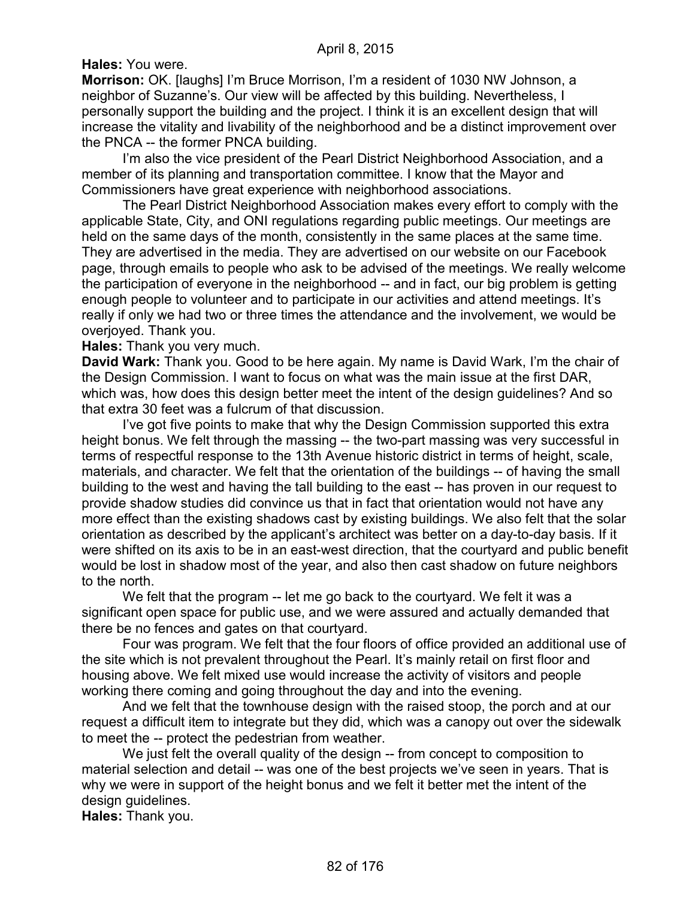**Hales:** You were.

**Morrison:** OK. [laughs] I'm Bruce Morrison, I'm a resident of 1030 NW Johnson, a neighbor of Suzanne's. Our view will be affected by this building. Nevertheless, I personally support the building and the project. I think it is an excellent design that will increase the vitality and livability of the neighborhood and be a distinct improvement over the PNCA -- the former PNCA building.

I'm also the vice president of the Pearl District Neighborhood Association, and a member of its planning and transportation committee. I know that the Mayor and Commissioners have great experience with neighborhood associations.

The Pearl District Neighborhood Association makes every effort to comply with the applicable State, City, and ONI regulations regarding public meetings. Our meetings are held on the same days of the month, consistently in the same places at the same time. They are advertised in the media. They are advertised on our website on our Facebook page, through emails to people who ask to be advised of the meetings. We really welcome the participation of everyone in the neighborhood -- and in fact, our big problem is getting enough people to volunteer and to participate in our activities and attend meetings. It's really if only we had two or three times the attendance and the involvement, we would be overjoyed. Thank you.

**Hales:** Thank you very much.

**David Wark:** Thank you. Good to be here again. My name is David Wark, I'm the chair of the Design Commission. I want to focus on what was the main issue at the first DAR, which was, how does this design better meet the intent of the design guidelines? And so that extra 30 feet was a fulcrum of that discussion.

I've got five points to make that why the Design Commission supported this extra height bonus. We felt through the massing -- the two-part massing was very successful in terms of respectful response to the 13th Avenue historic district in terms of height, scale, materials, and character. We felt that the orientation of the buildings -- of having the small building to the west and having the tall building to the east -- has proven in our request to provide shadow studies did convince us that in fact that orientation would not have any more effect than the existing shadows cast by existing buildings. We also felt that the solar orientation as described by the applicant's architect was better on a day-to-day basis. If it were shifted on its axis to be in an east-west direction, that the courtyard and public benefit would be lost in shadow most of the year, and also then cast shadow on future neighbors to the north.

We felt that the program -- let me go back to the courtyard. We felt it was a significant open space for public use, and we were assured and actually demanded that there be no fences and gates on that courtyard.

Four was program. We felt that the four floors of office provided an additional use of the site which is not prevalent throughout the Pearl. It's mainly retail on first floor and housing above. We felt mixed use would increase the activity of visitors and people working there coming and going throughout the day and into the evening.

And we felt that the townhouse design with the raised stoop, the porch and at our request a difficult item to integrate but they did, which was a canopy out over the sidewalk to meet the -- protect the pedestrian from weather.

We just felt the overall quality of the design -- from concept to composition to material selection and detail -- was one of the best projects we've seen in years. That is why we were in support of the height bonus and we felt it better met the intent of the design guidelines.

**Hales:** Thank you.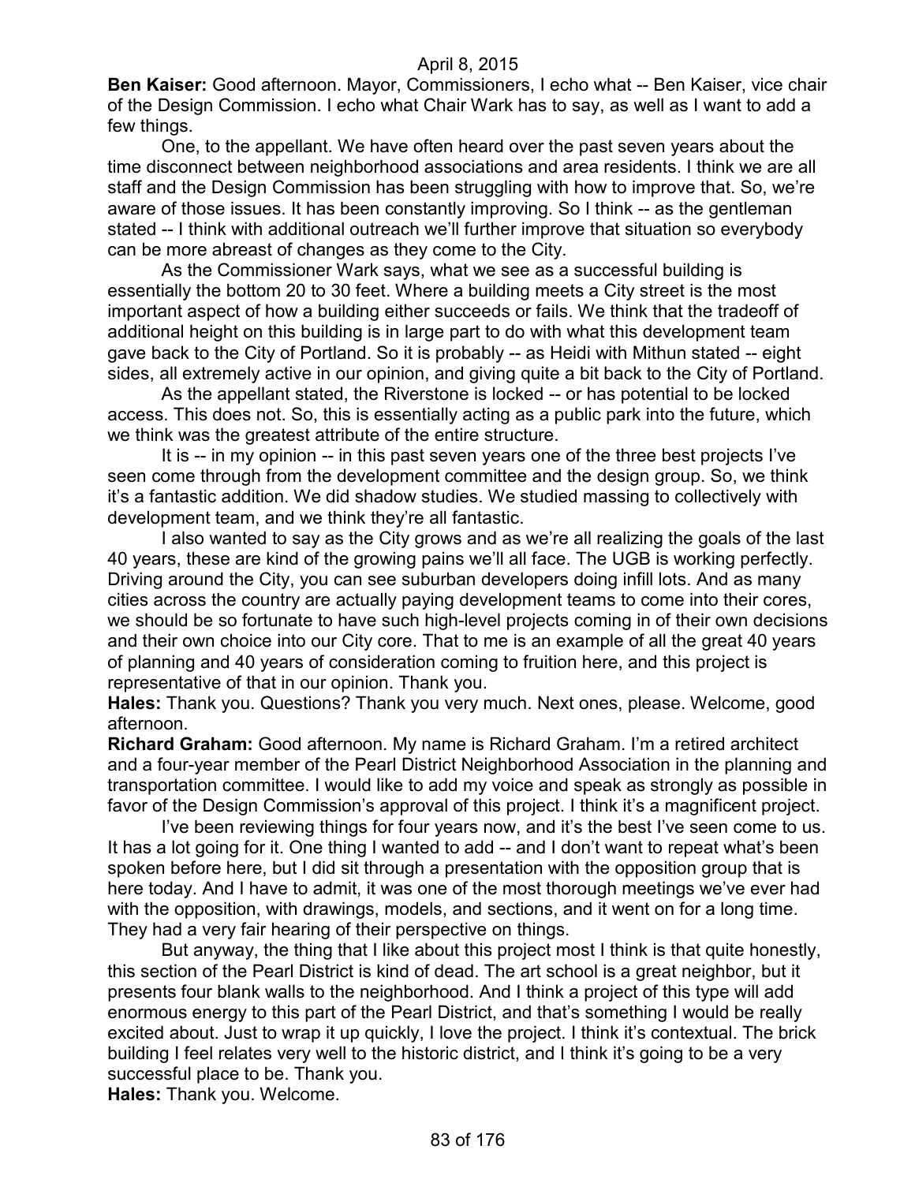**Ben Kaiser:** Good afternoon. Mayor, Commissioners, I echo what -- Ben Kaiser, vice chair of the Design Commission. I echo what Chair Wark has to say, as well as I want to add a few things.

One, to the appellant. We have often heard over the past seven years about the time disconnect between neighborhood associations and area residents. I think we are all staff and the Design Commission has been struggling with how to improve that. So, we're aware of those issues. It has been constantly improving. So I think -- as the gentleman stated -- I think with additional outreach we'll further improve that situation so everybody can be more abreast of changes as they come to the City.

As the Commissioner Wark says, what we see as a successful building is essentially the bottom 20 to 30 feet. Where a building meets a City street is the most important aspect of how a building either succeeds or fails. We think that the tradeoff of additional height on this building is in large part to do with what this development team gave back to the City of Portland. So it is probably -- as Heidi with Mithun stated -- eight sides, all extremely active in our opinion, and giving quite a bit back to the City of Portland.

As the appellant stated, the Riverstone is locked -- or has potential to be locked access. This does not. So, this is essentially acting as a public park into the future, which we think was the greatest attribute of the entire structure.

It is -- in my opinion -- in this past seven years one of the three best projects I've seen come through from the development committee and the design group. So, we think it's a fantastic addition. We did shadow studies. We studied massing to collectively with development team, and we think they're all fantastic.

I also wanted to say as the City grows and as we're all realizing the goals of the last 40 years, these are kind of the growing pains we'll all face. The UGB is working perfectly. Driving around the City, you can see suburban developers doing infill lots. And as many cities across the country are actually paying development teams to come into their cores, we should be so fortunate to have such high-level projects coming in of their own decisions and their own choice into our City core. That to me is an example of all the great 40 years of planning and 40 years of consideration coming to fruition here, and this project is representative of that in our opinion. Thank you.

**Hales:** Thank you. Questions? Thank you very much. Next ones, please. Welcome, good afternoon.

**Richard Graham:** Good afternoon. My name is Richard Graham. I'm a retired architect and a four-year member of the Pearl District Neighborhood Association in the planning and transportation committee. I would like to add my voice and speak as strongly as possible in favor of the Design Commission's approval of this project. I think it's a magnificent project.

I've been reviewing things for four years now, and it's the best I've seen come to us. It has a lot going for it. One thing I wanted to add -- and I don't want to repeat what's been spoken before here, but I did sit through a presentation with the opposition group that is here today. And I have to admit, it was one of the most thorough meetings we've ever had with the opposition, with drawings, models, and sections, and it went on for a long time. They had a very fair hearing of their perspective on things.

But anyway, the thing that I like about this project most I think is that quite honestly, this section of the Pearl District is kind of dead. The art school is a great neighbor, but it presents four blank walls to the neighborhood. And I think a project of this type will add enormous energy to this part of the Pearl District, and that's something I would be really excited about. Just to wrap it up quickly, I love the project. I think it's contextual. The brick building I feel relates very well to the historic district, and I think it's going to be a very successful place to be. Thank you.

**Hales:** Thank you. Welcome.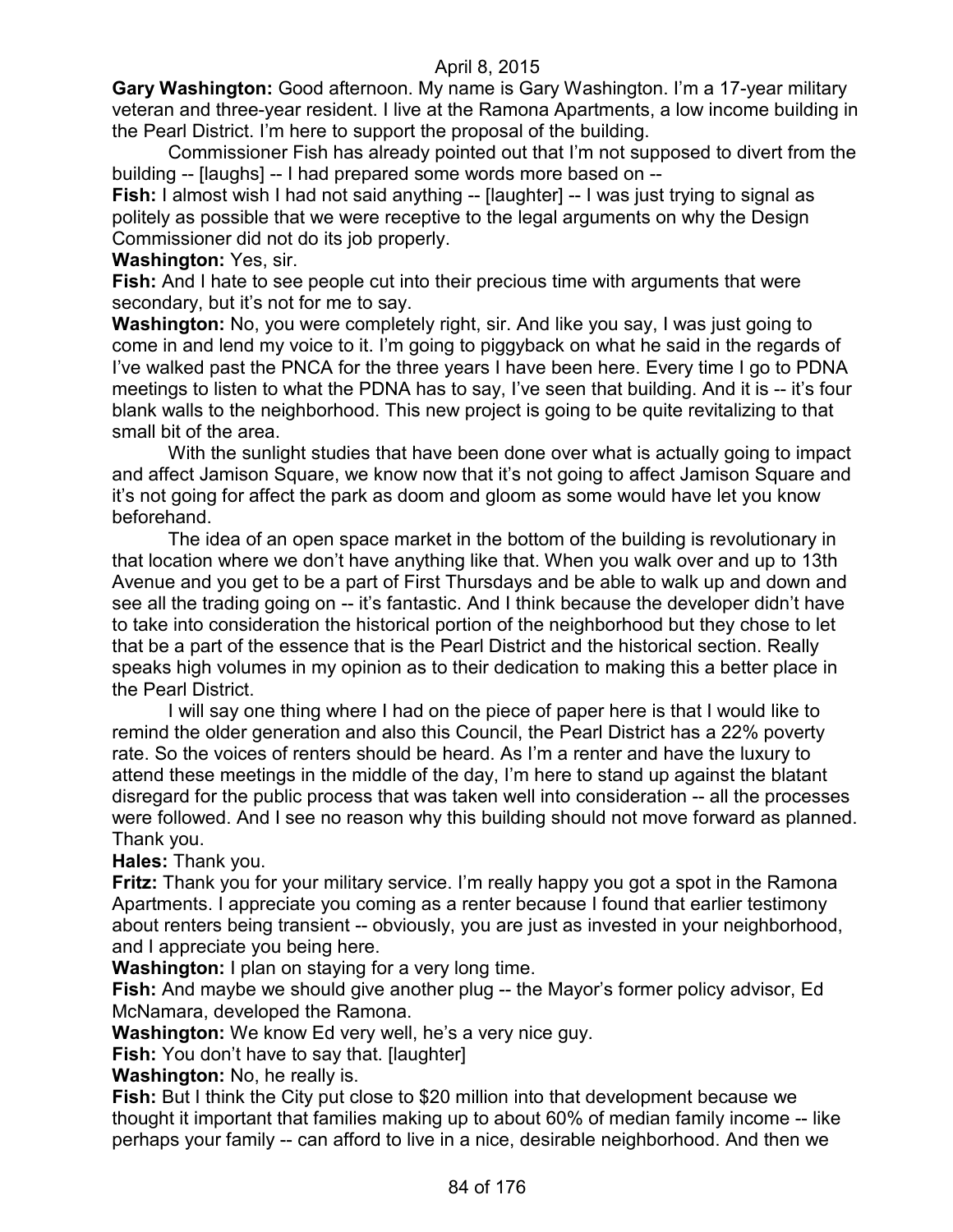**Gary Washington:** Good afternoon. My name is Gary Washington. I'm a 17-year military veteran and three-year resident. I live at the Ramona Apartments, a low income building in the Pearl District. I'm here to support the proposal of the building.

Commissioner Fish has already pointed out that I'm not supposed to divert from the building -- [laughs] -- I had prepared some words more based on --

**Fish:** I almost wish I had not said anything -- [laughter] -- I was just trying to signal as politely as possible that we were receptive to the legal arguments on why the Design Commissioner did not do its job properly.

**Washington:** Yes, sir.

**Fish:** And I hate to see people cut into their precious time with arguments that were secondary, but it's not for me to say.

**Washington:** No, you were completely right, sir. And like you say, I was just going to come in and lend my voice to it. I'm going to piggyback on what he said in the regards of I've walked past the PNCA for the three years I have been here. Every time I go to PDNA meetings to listen to what the PDNA has to say, I've seen that building. And it is -- it's four blank walls to the neighborhood. This new project is going to be quite revitalizing to that small bit of the area.

With the sunlight studies that have been done over what is actually going to impact and affect Jamison Square, we know now that it's not going to affect Jamison Square and it's not going for affect the park as doom and gloom as some would have let you know beforehand.

The idea of an open space market in the bottom of the building is revolutionary in that location where we don't have anything like that. When you walk over and up to 13th Avenue and you get to be a part of First Thursdays and be able to walk up and down and see all the trading going on -- it's fantastic. And I think because the developer didn't have to take into consideration the historical portion of the neighborhood but they chose to let that be a part of the essence that is the Pearl District and the historical section. Really speaks high volumes in my opinion as to their dedication to making this a better place in the Pearl District.

I will say one thing where I had on the piece of paper here is that I would like to remind the older generation and also this Council, the Pearl District has a 22% poverty rate. So the voices of renters should be heard. As I'm a renter and have the luxury to attend these meetings in the middle of the day, I'm here to stand up against the blatant disregard for the public process that was taken well into consideration -- all the processes were followed. And I see no reason why this building should not move forward as planned. Thank you.

**Hales:** Thank you.

**Fritz:** Thank you for your military service. I'm really happy you got a spot in the Ramona Apartments. I appreciate you coming as a renter because I found that earlier testimony about renters being transient -- obviously, you are just as invested in your neighborhood, and I appreciate you being here.

**Washington:** I plan on staying for a very long time.

**Fish:** And maybe we should give another plug -- the Mayor's former policy advisor, Ed McNamara, developed the Ramona.

**Washington:** We know Ed very well, he's a very nice guy.

**Fish:** You don't have to say that. [laughter]

**Washington:** No, he really is.

**Fish:** But I think the City put close to $20 million into that development because we thought it important that families making up to about 60% of median family income -- like perhaps your family -- can afford to live in a nice, desirable neighborhood. And then we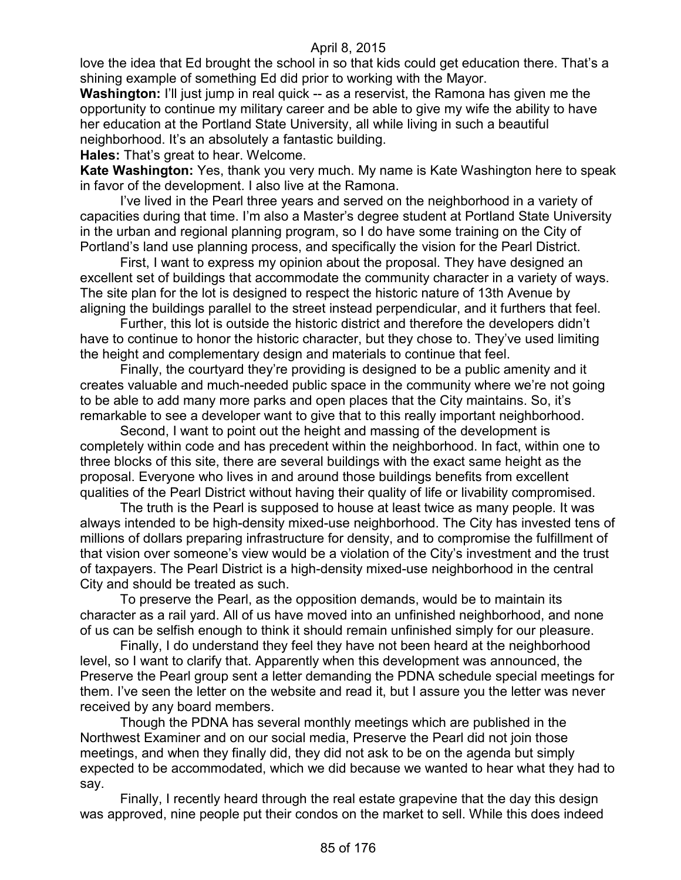love the idea that Ed brought the school in so that kids could get education there. That's a shining example of something Ed did prior to working with the Mayor.

**Washington:** I'll just jump in real quick -- as a reservist, the Ramona has given me the opportunity to continue my military career and be able to give my wife the ability to have her education at the Portland State University, all while living in such a beautiful neighborhood. It's an absolutely a fantastic building.

**Hales:** That's great to hear. Welcome.

**Kate Washington:** Yes, thank you very much. My name is Kate Washington here to speak in favor of the development. I also live at the Ramona.

I've lived in the Pearl three years and served on the neighborhood in a variety of capacities during that time. I'm also a Master's degree student at Portland State University in the urban and regional planning program, so I do have some training on the City of Portland's land use planning process, and specifically the vision for the Pearl District.

First, I want to express my opinion about the proposal. They have designed an excellent set of buildings that accommodate the community character in a variety of ways. The site plan for the lot is designed to respect the historic nature of 13th Avenue by aligning the buildings parallel to the street instead perpendicular, and it furthers that feel.

Further, this lot is outside the historic district and therefore the developers didn't have to continue to honor the historic character, but they chose to. They've used limiting the height and complementary design and materials to continue that feel.

Finally, the courtyard they're providing is designed to be a public amenity and it creates valuable and much-needed public space in the community where we're not going to be able to add many more parks and open places that the City maintains. So, it's remarkable to see a developer want to give that to this really important neighborhood.

Second, I want to point out the height and massing of the development is completely within code and has precedent within the neighborhood. In fact, within one to three blocks of this site, there are several buildings with the exact same height as the proposal. Everyone who lives in and around those buildings benefits from excellent qualities of the Pearl District without having their quality of life or livability compromised.

The truth is the Pearl is supposed to house at least twice as many people. It was always intended to be high-density mixed-use neighborhood. The City has invested tens of millions of dollars preparing infrastructure for density, and to compromise the fulfillment of that vision over someone's view would be a violation of the City's investment and the trust of taxpayers. The Pearl District is a high-density mixed-use neighborhood in the central City and should be treated as such.

To preserve the Pearl, as the opposition demands, would be to maintain its character as a rail yard. All of us have moved into an unfinished neighborhood, and none of us can be selfish enough to think it should remain unfinished simply for our pleasure.

Finally, I do understand they feel they have not been heard at the neighborhood level, so I want to clarify that. Apparently when this development was announced, the Preserve the Pearl group sent a letter demanding the PDNA schedule special meetings for them. I've seen the letter on the website and read it, but I assure you the letter was never received by any board members.

Though the PDNA has several monthly meetings which are published in the Northwest Examiner and on our social media, Preserve the Pearl did not join those meetings, and when they finally did, they did not ask to be on the agenda but simply expected to be accommodated, which we did because we wanted to hear what they had to say.

Finally, I recently heard through the real estate grapevine that the day this design was approved, nine people put their condos on the market to sell. While this does indeed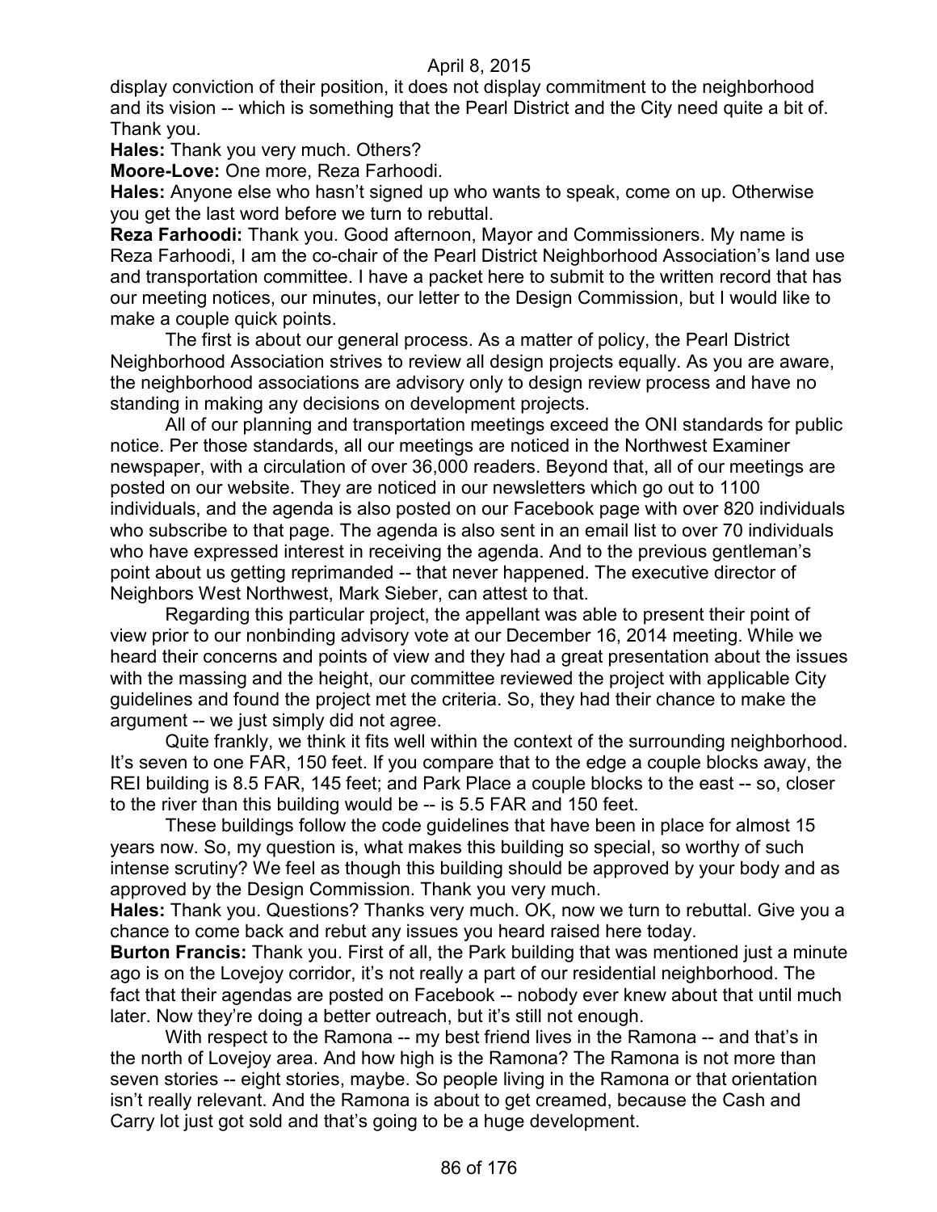display conviction of their position, it does not display commitment to the neighborhood and its vision -- which is something that the Pearl District and the City need quite a bit of. Thank you.

**Hales:** Thank you very much. Others?

**Moore-Love:** One more, Reza Farhoodi.

**Hales:** Anyone else who hasn't signed up who wants to speak, come on up. Otherwise you get the last word before we turn to rebuttal.

**Reza Farhoodi:** Thank you. Good afternoon, Mayor and Commissioners. My name is Reza Farhoodi, I am the co-chair of the Pearl District Neighborhood Association's land use and transportation committee. I have a packet here to submit to the written record that has our meeting notices, our minutes, our letter to the Design Commission, but I would like to make a couple quick points.

The first is about our general process. As a matter of policy, the Pearl District Neighborhood Association strives to review all design projects equally. As you are aware, the neighborhood associations are advisory only to design review process and have no standing in making any decisions on development projects.

All of our planning and transportation meetings exceed the ONI standards for public notice. Per those standards, all our meetings are noticed in the Northwest Examiner newspaper, with a circulation of over 36,000 readers. Beyond that, all of our meetings are posted on our website. They are noticed in our newsletters which go out to 1100 individuals, and the agenda is also posted on our Facebook page with over 820 individuals who subscribe to that page. The agenda is also sent in an email list to over 70 individuals who have expressed interest in receiving the agenda. And to the previous gentleman's point about us getting reprimanded -- that never happened. The executive director of Neighbors West Northwest, Mark Sieber, can attest to that.

Regarding this particular project, the appellant was able to present their point of view prior to our nonbinding advisory vote at our December 16, 2014 meeting. While we heard their concerns and points of view and they had a great presentation about the issues with the massing and the height, our committee reviewed the project with applicable City guidelines and found the project met the criteria. So, they had their chance to make the argument -- we just simply did not agree.

Quite frankly, we think it fits well within the context of the surrounding neighborhood. It's seven to one FAR, 150 feet. If you compare that to the edge a couple blocks away, the REI building is 8.5 FAR, 145 feet; and Park Place a couple blocks to the east -- so, closer to the river than this building would be -- is 5.5 FAR and 150 feet.

These buildings follow the code guidelines that have been in place for almost 15 years now. So, my question is, what makes this building so special, so worthy of such intense scrutiny? We feel as though this building should be approved by your body and as approved by the Design Commission. Thank you very much.

**Hales:** Thank you. Questions? Thanks very much. OK, now we turn to rebuttal. Give you a chance to come back and rebut any issues you heard raised here today.

**Burton Francis:** Thank you. First of all, the Park building that was mentioned just a minute ago is on the Lovejoy corridor, it's not really a part of our residential neighborhood. The fact that their agendas are posted on Facebook -- nobody ever knew about that until much later. Now they're doing a better outreach, but it's still not enough.

With respect to the Ramona -- my best friend lives in the Ramona -- and that's in the north of Lovejoy area. And how high is the Ramona? The Ramona is not more than seven stories -- eight stories, maybe. So people living in the Ramona or that orientation isn't really relevant. And the Ramona is about to get creamed, because the Cash and Carry lot just got sold and that's going to be a huge development.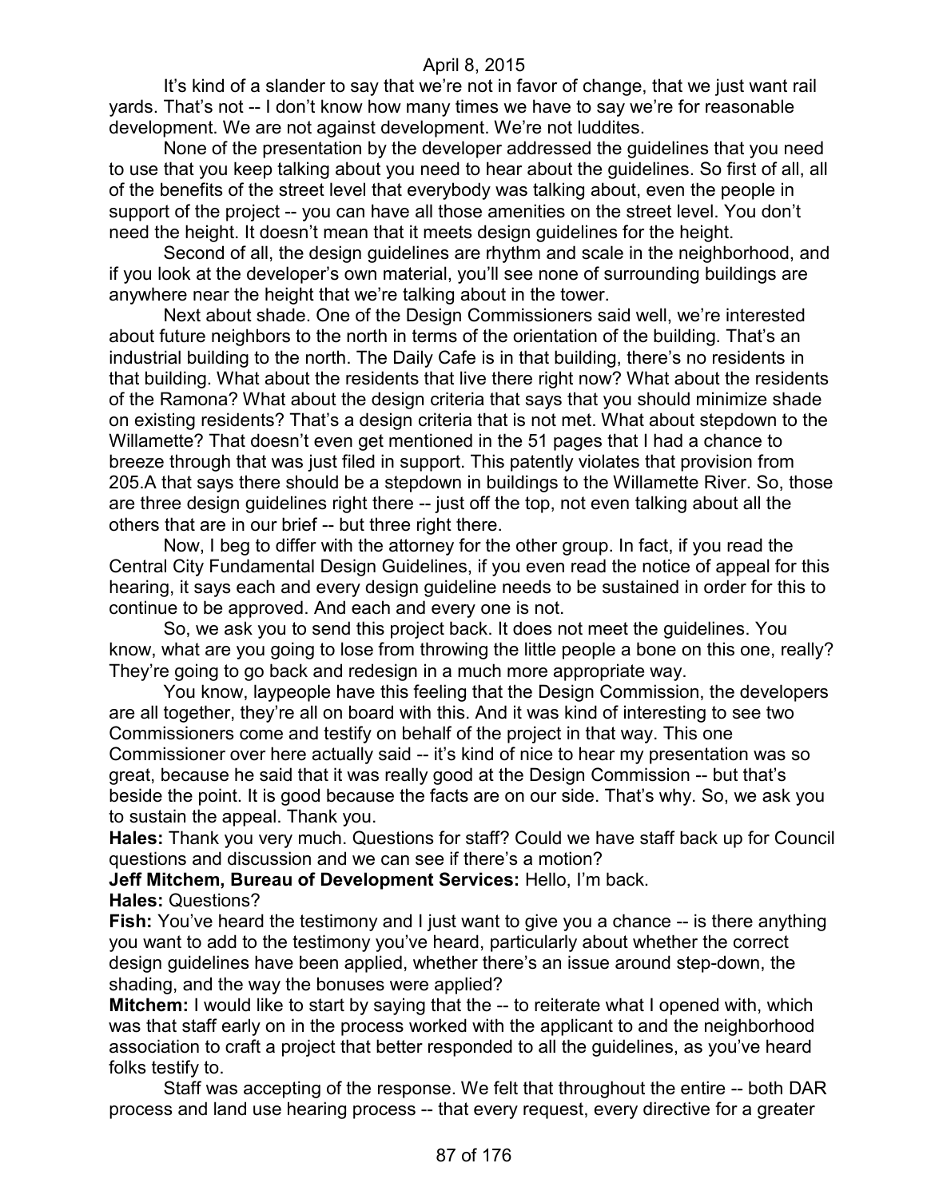It's kind of a slander to say that we're not in favor of change, that we just want rail yards. That's not -- I don't know how many times we have to say we're for reasonable development. We are not against development. We're not luddites.

None of the presentation by the developer addressed the guidelines that you need to use that you keep talking about you need to hear about the guidelines. So first of all, all of the benefits of the street level that everybody was talking about, even the people in support of the project -- you can have all those amenities on the street level. You don't need the height. It doesn't mean that it meets design guidelines for the height.

Second of all, the design guidelines are rhythm and scale in the neighborhood, and if you look at the developer's own material, you'll see none of surrounding buildings are anywhere near the height that we're talking about in the tower.

Next about shade. One of the Design Commissioners said well, we're interested about future neighbors to the north in terms of the orientation of the building. That's an industrial building to the north. The Daily Cafe is in that building, there's no residents in that building. What about the residents that live there right now? What about the residents of the Ramona? What about the design criteria that says that you should minimize shade on existing residents? That's a design criteria that is not met. What about stepdown to the Willamette? That doesn't even get mentioned in the 51 pages that I had a chance to breeze through that was just filed in support. This patently violates that provision from 205.A that says there should be a stepdown in buildings to the Willamette River. So, those are three design guidelines right there -- just off the top, not even talking about all the others that are in our brief -- but three right there.

Now, I beg to differ with the attorney for the other group. In fact, if you read the Central City Fundamental Design Guidelines, if you even read the notice of appeal for this hearing, it says each and every design guideline needs to be sustained in order for this to continue to be approved. And each and every one is not.

So, we ask you to send this project back. It does not meet the guidelines. You know, what are you going to lose from throwing the little people a bone on this one, really? They're going to go back and redesign in a much more appropriate way.

You know, laypeople have this feeling that the Design Commission, the developers are all together, they're all on board with this. And it was kind of interesting to see two Commissioners come and testify on behalf of the project in that way. This one Commissioner over here actually said -- it's kind of nice to hear my presentation was so great, because he said that it was really good at the Design Commission -- but that's beside the point. It is good because the facts are on our side. That's why. So, we ask you to sustain the appeal. Thank you.

**Hales:** Thank you very much. Questions for staff? Could we have staff back up for Council questions and discussion and we can see if there's a motion?

**Jeff Mitchem, Bureau of Development Services:** Hello, I'm back.

**Hales:** Questions?

**Fish:** You've heard the testimony and I just want to give you a chance -- is there anything you want to add to the testimony you've heard, particularly about whether the correct design guidelines have been applied, whether there's an issue around step-down, the shading, and the way the bonuses were applied?

**Mitchem:** I would like to start by saying that the -- to reiterate what I opened with, which was that staff early on in the process worked with the applicant to and the neighborhood association to craft a project that better responded to all the guidelines, as you've heard folks testify to.

Staff was accepting of the response. We felt that throughout the entire -- both DAR process and land use hearing process -- that every request, every directive for a greater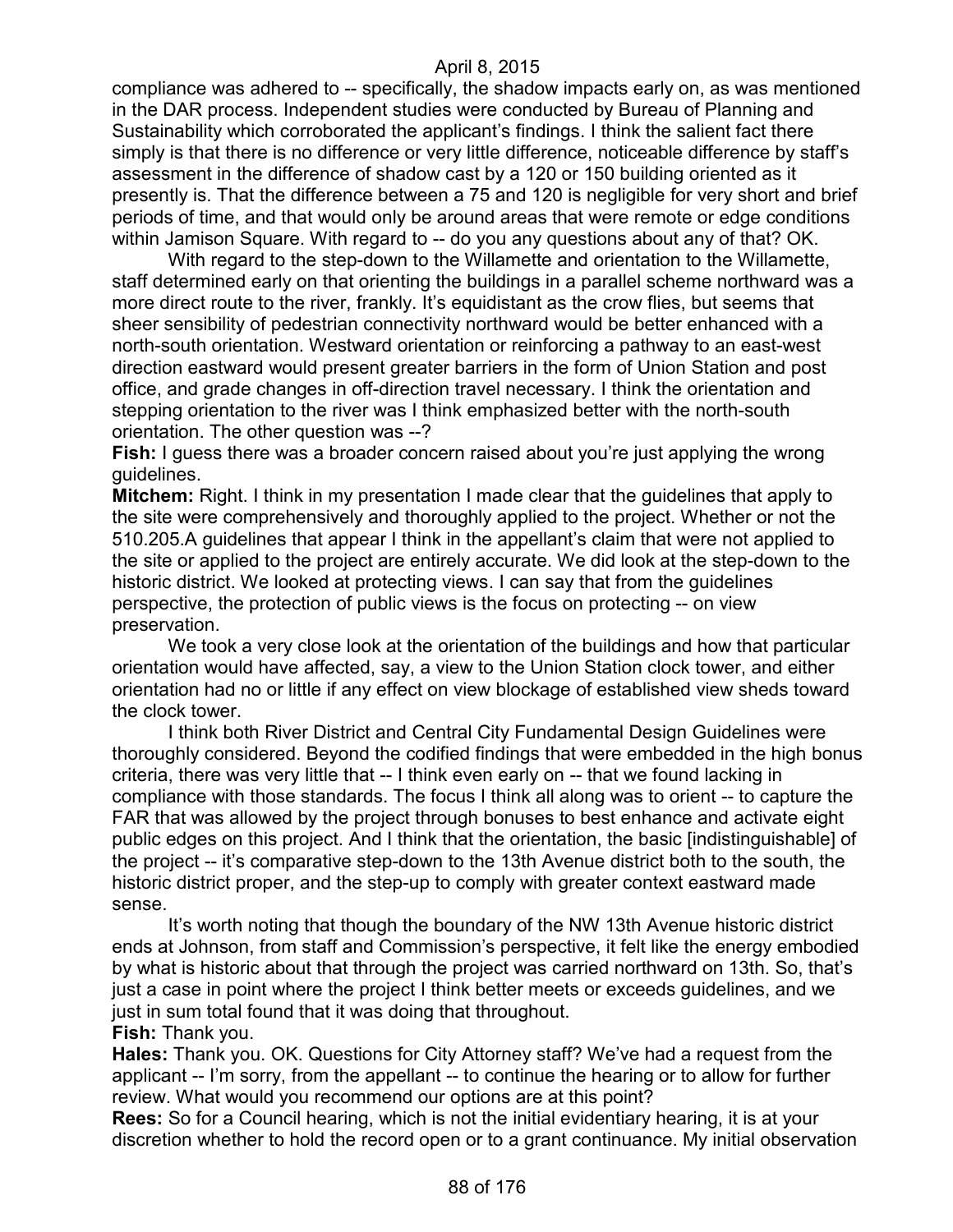compliance was adhered to -- specifically, the shadow impacts early on, as was mentioned in the DAR process. Independent studies were conducted by Bureau of Planning and Sustainability which corroborated the applicant's findings. I think the salient fact there simply is that there is no difference or very little difference, noticeable difference by staff's assessment in the difference of shadow cast by a 120 or 150 building oriented as it presently is. That the difference between a 75 and 120 is negligible for very short and brief periods of time, and that would only be around areas that were remote or edge conditions within Jamison Square. With regard to -- do you any questions about any of that? OK.

With regard to the step-down to the Willamette and orientation to the Willamette, staff determined early on that orienting the buildings in a parallel scheme northward was a more direct route to the river, frankly. It's equidistant as the crow flies, but seems that sheer sensibility of pedestrian connectivity northward would be better enhanced with a north-south orientation. Westward orientation or reinforcing a pathway to an east-west direction eastward would present greater barriers in the form of Union Station and post office, and grade changes in off-direction travel necessary. I think the orientation and stepping orientation to the river was I think emphasized better with the north-south orientation. The other question was --?

**Fish:** I guess there was a broader concern raised about you're just applying the wrong guidelines.

**Mitchem:** Right. I think in my presentation I made clear that the guidelines that apply to the site were comprehensively and thoroughly applied to the project. Whether or not the 510.205.A guidelines that appear I think in the appellant's claim that were not applied to the site or applied to the project are entirely accurate. We did look at the step-down to the historic district. We looked at protecting views. I can say that from the guidelines perspective, the protection of public views is the focus on protecting -- on view preservation.

We took a very close look at the orientation of the buildings and how that particular orientation would have affected, say, a view to the Union Station clock tower, and either orientation had no or little if any effect on view blockage of established view sheds toward the clock tower.

I think both River District and Central City Fundamental Design Guidelines were thoroughly considered. Beyond the codified findings that were embedded in the high bonus criteria, there was very little that -- I think even early on -- that we found lacking in compliance with those standards. The focus I think all along was to orient -- to capture the FAR that was allowed by the project through bonuses to best enhance and activate eight public edges on this project. And I think that the orientation, the basic [indistinguishable] of the project -- it's comparative step-down to the 13th Avenue district both to the south, the historic district proper, and the step-up to comply with greater context eastward made sense.

It's worth noting that though the boundary of the NW 13th Avenue historic district ends at Johnson, from staff and Commission's perspective, it felt like the energy embodied by what is historic about that through the project was carried northward on 13th. So, that's just a case in point where the project I think better meets or exceeds guidelines, and we just in sum total found that it was doing that throughout.

**Fish:** Thank you.

**Hales:** Thank you. OK. Questions for City Attorney staff? We've had a request from the applicant -- I'm sorry, from the appellant -- to continue the hearing or to allow for further review. What would you recommend our options are at this point?

**Rees:** So for a Council hearing, which is not the initial evidentiary hearing, it is at your discretion whether to hold the record open or to a grant continuance. My initial observation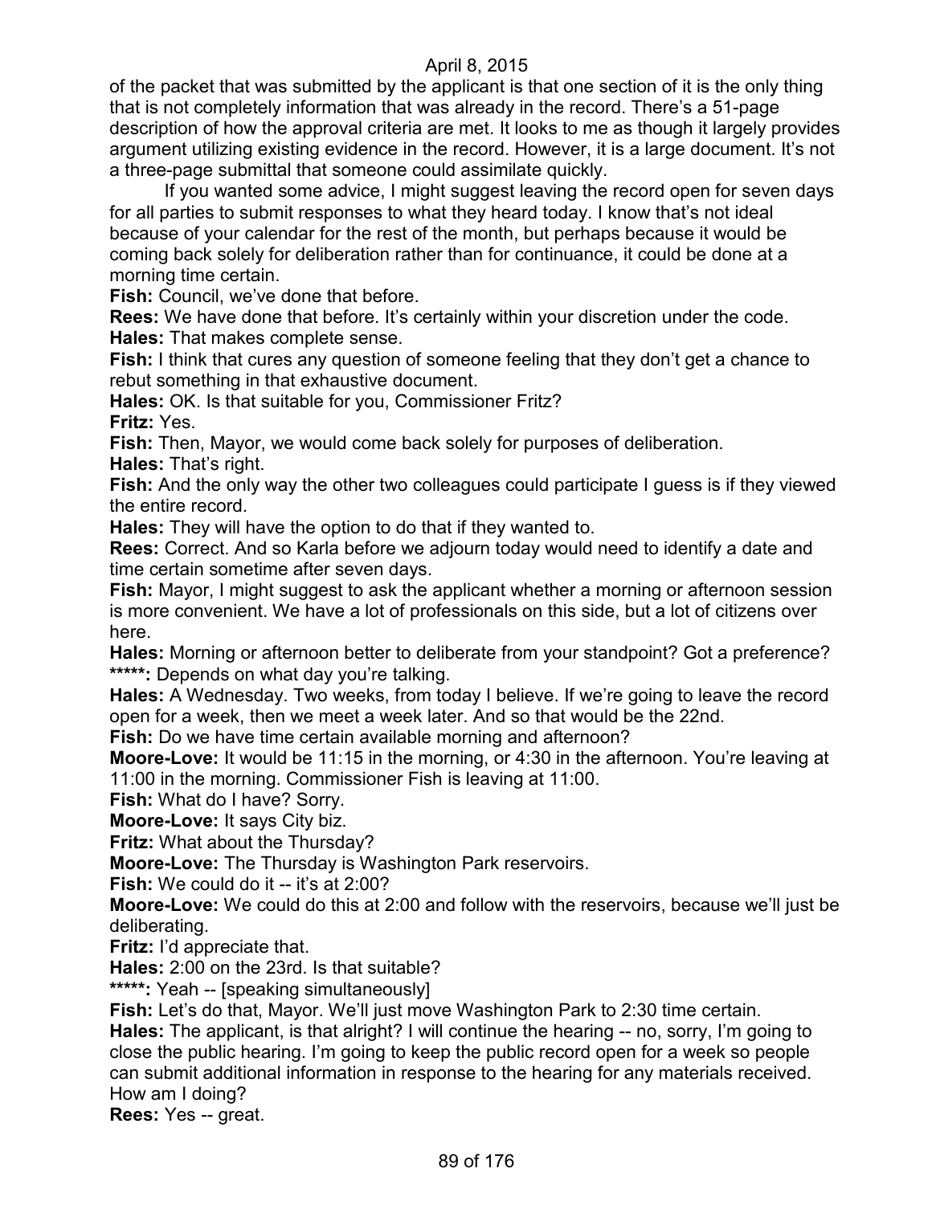of the packet that was submitted by the applicant is that one section of it is the only thing that is not completely information that was already in the record. There's a 51-page description of how the approval criteria are met. It looks to me as though it largely provides argument utilizing existing evidence in the record. However, it is a large document. It's not a three-page submittal that someone could assimilate quickly.

If you wanted some advice, I might suggest leaving the record open for seven days for all parties to submit responses to what they heard today. I know that's not ideal because of your calendar for the rest of the month, but perhaps because it would be coming back solely for deliberation rather than for continuance, it could be done at a morning time certain.

**Fish:** Council, we've done that before.

**Rees:** We have done that before. It's certainly within your discretion under the code.

**Hales:** That makes complete sense.

**Fish:** I think that cures any question of someone feeling that they don't get a chance to rebut something in that exhaustive document.

**Hales:** OK. Is that suitable for you, Commissioner Fritz?

**Fritz:** Yes.

**Fish:** Then, Mayor, we would come back solely for purposes of deliberation.

**Hales:** That's right.

**Fish:** And the only way the other two colleagues could participate I guess is if they viewed the entire record.

**Hales:** They will have the option to do that if they wanted to.

**Rees:** Correct. And so Karla before we adjourn today would need to identify a date and time certain sometime after seven days.

**Fish:** Mayor, I might suggest to ask the applicant whether a morning or afternoon session is more convenient. We have a lot of professionals on this side, but a lot of citizens over here.

**Hales:** Morning or afternoon better to deliberate from your standpoint? Got a preference?

**\*\*\*\*\*:** Depends on what day you're talking.

**Hales:** A Wednesday. Two weeks, from today I believe. If we're going to leave the record open for a week, then we meet a week later. And so that would be the 22nd.

**Fish:** Do we have time certain available morning and afternoon?

**Moore-Love:** It would be 11:15 in the morning, or 4:30 in the afternoon. You're leaving at 11:00 in the morning. Commissioner Fish is leaving at 11:00.

**Fish:** What do I have? Sorry.

**Moore-Love:** It says City biz.

**Fritz:** What about the Thursday?

**Moore-Love:** The Thursday is Washington Park reservoirs.

**Fish:** We could do it -- it's at 2:00?

**Moore-Love:** We could do this at 2:00 and follow with the reservoirs, because we'll just be deliberating.

**Fritz:** I'd appreciate that.

**Hales:** 2:00 on the 23rd. Is that suitable?

**\*\*\*\*\*:** Yeah -- [speaking simultaneously]

**Fish:** Let's do that, Mayor. We'll just move Washington Park to 2:30 time certain.

**Hales:** The applicant, is that alright? I will continue the hearing -- no, sorry, I'm going to close the public hearing. I'm going to keep the public record open for a week so people can submit additional information in response to the hearing for any materials received. How am I doing?

**Rees:** Yes -- great.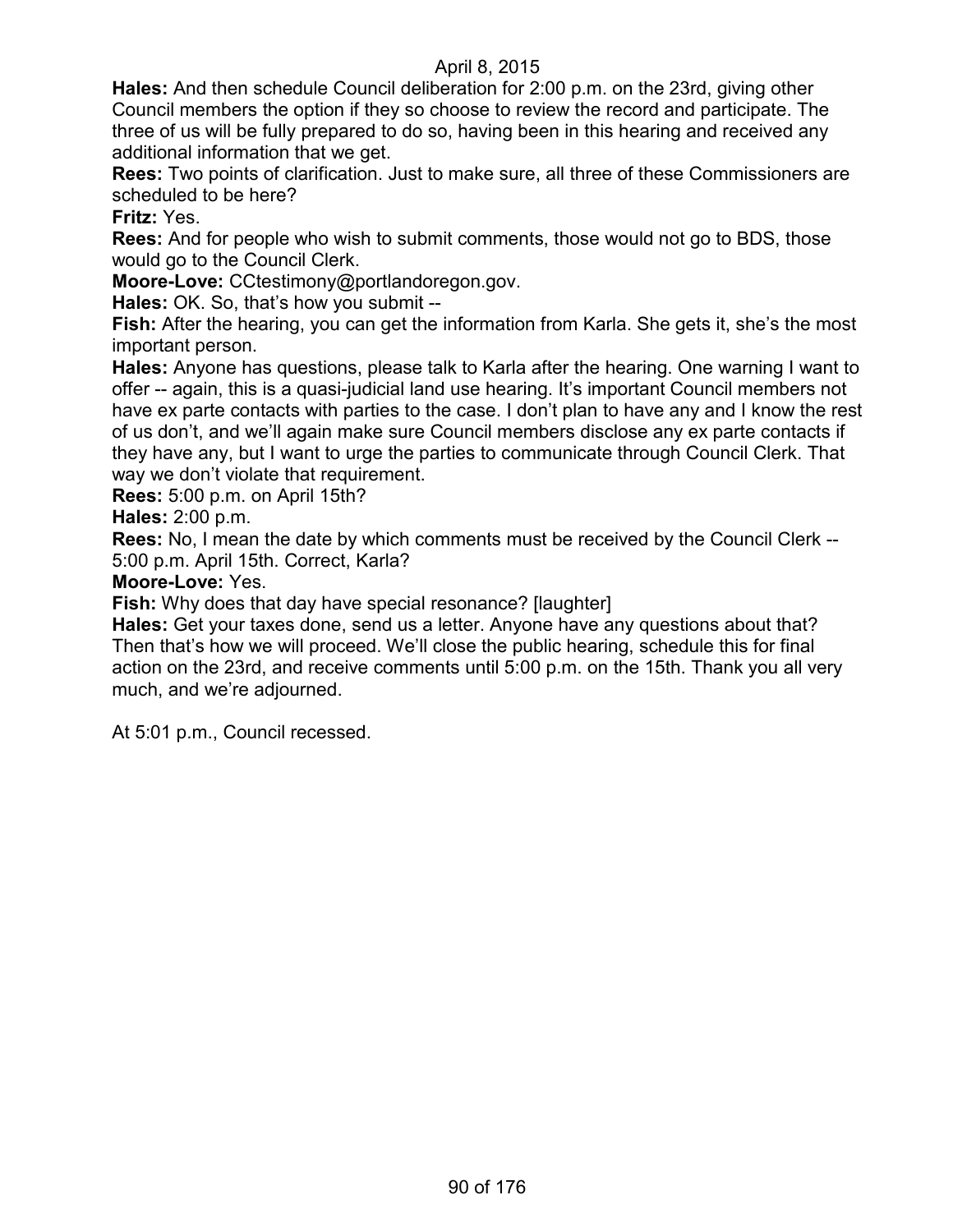**Hales:** And then schedule Council deliberation for 2:00 p.m. on the 23rd, giving other Council members the option if they so choose to review the record and participate. The three of us will be fully prepared to do so, having been in this hearing and received any additional information that we get.

**Rees:** Two points of clarification. Just to make sure, all three of these Commissioners are scheduled to be here?

**Fritz:** Yes.

**Rees:** And for people who wish to submit comments, those would not go to BDS, those would go to the Council Clerk.

**Moore-Love:** CCtestimony@portlandoregon.gov.

**Hales:** OK. So, that's how you submit --

**Fish:** After the hearing, you can get the information from Karla. She gets it, she's the most important person.

**Hales:** Anyone has questions, please talk to Karla after the hearing. One warning I want to offer -- again, this is a quasi-judicial land use hearing. It's important Council members not have ex parte contacts with parties to the case. I don't plan to have any and I know the rest of us don't, and we'll again make sure Council members disclose any ex parte contacts if they have any, but I want to urge the parties to communicate through Council Clerk. That way we don't violate that requirement.

**Rees:** 5:00 p.m. on April 15th?

**Hales:** 2:00 p.m.

**Rees:** No, I mean the date by which comments must be received by the Council Clerk -- 5:00 p.m. April 15th. Correct, Karla?

**Moore-Love:** Yes.

**Fish:** Why does that day have special resonance? [laughter]

**Hales:** Get your taxes done, send us a letter. Anyone have any questions about that? Then that's how we will proceed. We'll close the public hearing, schedule this for final action on the 23rd, and receive comments until 5:00 p.m. on the 15th. Thank you all very much, and we're adjourned.

At 5:01 p.m., Council recessed.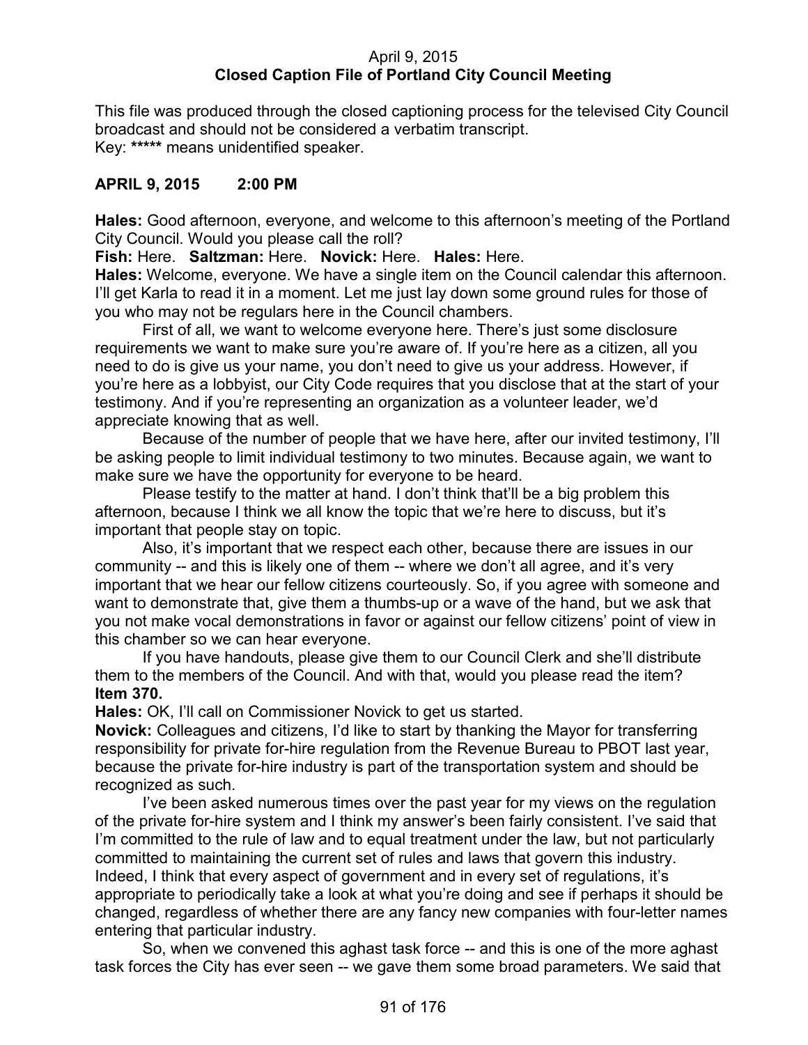April 9, 2015
**Closed Caption File of Portland City Council Meeting**

This file was produced through the closed captioning process for the televised City Council broadcast and should not be considered a verbatim transcript.
Key: ***** means unidentified speaker.

**APRIL 9, 2015 2:00 PM**

**Hales:** Good afternoon, everyone, and welcome to this afternoon's meeting of the Portland City Council. Would you please call the roll?

**Fish:** Here. **Saltzman:** Here. **Novick:** Here. **Hales:** Here.

**Hales:** Welcome, everyone. We have a single item on the Council calendar this afternoon. I'll get Karla to read it in a moment. Let me just lay down some ground rules for those of you who may not be regulars here in the Council chambers.

First of all, we want to welcome everyone here. There's just some disclosure requirements we want to make sure you're aware of. If you're here as a citizen, all you need to do is give us your name, you don't need to give us your address. However, if you're here as a lobbyist, our City Code requires that you disclose that at the start of your testimony. And if you're representing an organization as a volunteer leader, we'd appreciate knowing that as well.

Because of the number of people that we have here, after our invited testimony, I'll be asking people to limit individual testimony to two minutes. Because again, we want to make sure we have the opportunity for everyone to be heard.

Please testify to the matter at hand. I don't think that'll be a big problem this afternoon, because I think we all know the topic that we're here to discuss, but it's important that people stay on topic.

Also, it's important that we respect each other, because there are issues in our community -- and this is likely one of them -- where we don't all agree, and it's very important that we hear our fellow citizens courteously. So, if you agree with someone and want to demonstrate that, give them a thumbs-up or a wave of the hand, but we ask that you not make vocal demonstrations in favor or against our fellow citizens' point of view in this chamber so we can hear everyone.

If you have handouts, please give them to our Council Clerk and she'll distribute them to the members of the Council. And with that, would you please read the item?

**Item 370.**

**Hales:** OK, I'll call on Commissioner Novick to get us started.

**Novick:** Colleagues and citizens, I'd like to start by thanking the Mayor for transferring responsibility for private for-hire regulation from the Revenue Bureau to PBOT last year, because the private for-hire industry is part of the transportation system and should be recognized as such.

I've been asked numerous times over the past year for my views on the regulation of the private for-hire system and I think my answer's been fairly consistent. I've said that I'm committed to the rule of law and to equal treatment under the law, but not particularly committed to maintaining the current set of rules and laws that govern this industry. Indeed, I think that every aspect of government and in every set of regulations, it's appropriate to periodically take a look at what you're doing and see if perhaps it should be changed, regardless of whether there are any fancy new companies with four-letter names entering that particular industry.

So, when we convened this aghast task force -- and this is one of the more aghast task forces the City has ever seen -- we gave them some broad parameters. We said that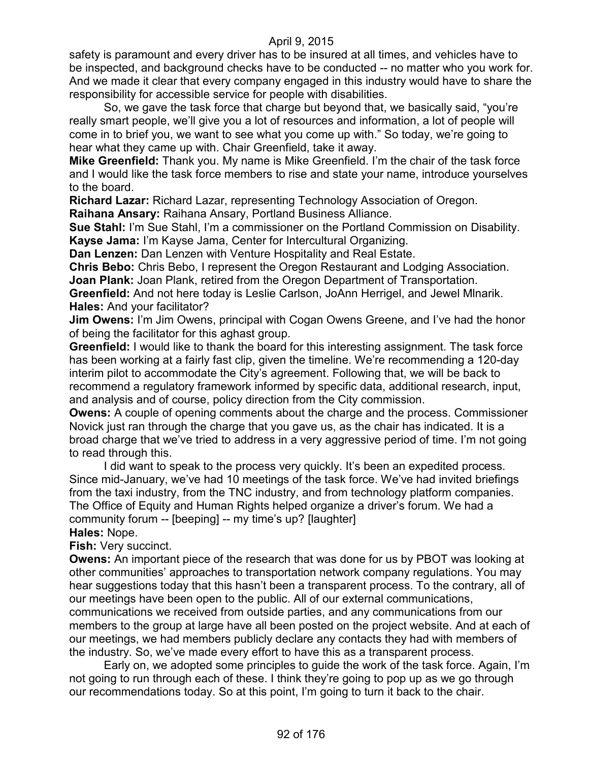safety is paramount and every driver has to be insured at all times, and vehicles have to be inspected, and background checks have to be conducted -- no matter who you work for. And we made it clear that every company engaged in this industry would have to share the responsibility for accessible service for people with disabilities.

So, we gave the task force that charge but beyond that, we basically said, "you're really smart people, we'll give you a lot of resources and information, a lot of people will come in to brief you, we want to see what you come up with." So today, we're going to hear what they came up with. Chair Greenfield, take it away.

**Mike Greenfield:** Thank you. My name is Mike Greenfield. I'm the chair of the task force and I would like the task force members to rise and state your name, introduce yourselves to the board.

**Richard Lazar:** Richard Lazar, representing Technology Association of Oregon.

**Raihana Ansary:** Raihana Ansary, Portland Business Alliance.

**Sue Stahl:** I'm Sue Stahl, I'm a commissioner on the Portland Commission on Disability.

**Kayse Jama:** I'm Kayse Jama, Center for Intercultural Organizing.

**Dan Lenzen:** Dan Lenzen with Venture Hospitality and Real Estate.

**Chris Bebo:** Chris Bebo, I represent the Oregon Restaurant and Lodging Association.

**Joan Plank:** Joan Plank, retired from the Oregon Department of Transportation.

**Greenfield:** And not here today is Leslie Carlson, JoAnn Herrigel, and Jewel Mlnarik.

**Hales:** And your facilitator?

**Jim Owens:** I'm Jim Owens, principal with Cogan Owens Greene, and I've had the honor of being the facilitator for this aghast group.

**Greenfield:** I would like to thank the board for this interesting assignment. The task force has been working at a fairly fast clip, given the timeline. We're recommending a 120-day interim pilot to accommodate the City's agreement. Following that, we will be back to recommend a regulatory framework informed by specific data, additional research, input, and analysis and of course, policy direction from the City commission.

**Owens:** A couple of opening comments about the charge and the process. Commissioner Novick just ran through the charge that you gave us, as the chair has indicated. It is a broad charge that we've tried to address in a very aggressive period of time. I'm not going to read through this.

I did want to speak to the process very quickly. It's been an expedited process. Since mid-January, we've had 10 meetings of the task force. We've had invited briefings from the taxi industry, from the TNC industry, and from technology platform companies. The Office of Equity and Human Rights helped organize a driver's forum. We had a community forum -- [beeping] -- my time's up? [laughter]

**Hales:** Nope.

**Fish:** Very succinct.

**Owens:** An important piece of the research that was done for us by PBOT was looking at other communities' approaches to transportation network company regulations. You may hear suggestions today that this hasn't been a transparent process. To the contrary, all of our meetings have been open to the public. All of our external communications, communications we received from outside parties, and any communications from our members to the group at large have all been posted on the project website. And at each of our meetings, we had members publicly declare any contacts they had with members of the industry. So, we've made every effort to have this as a transparent process.

Early on, we adopted some principles to guide the work of the task force. Again, I'm not going to run through each of these. I think they're going to pop up as we go through our recommendations today. So at this point, I'm going to turn it back to the chair.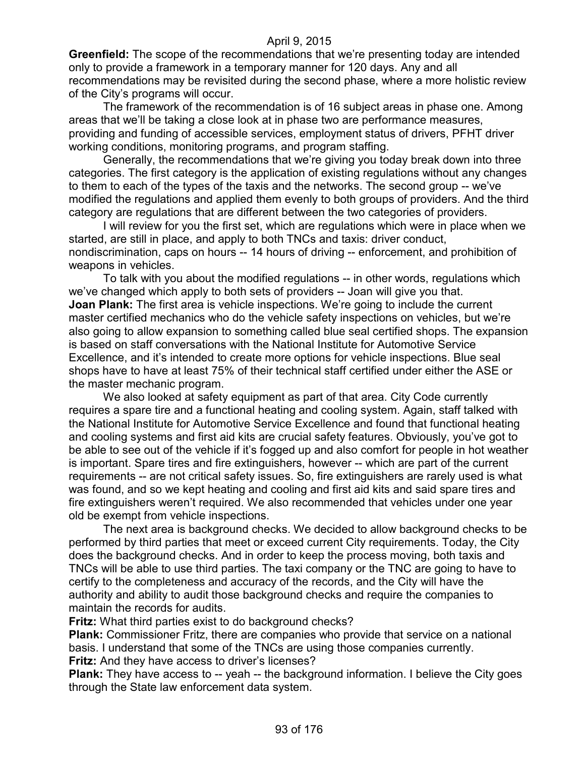**Greenfield:** The scope of the recommendations that we're presenting today are intended only to provide a framework in a temporary manner for 120 days. Any and all recommendations may be revisited during the second phase, where a more holistic review of the City's programs will occur.

The framework of the recommendation is of 16 subject areas in phase one. Among areas that we'll be taking a close look at in phase two are performance measures, providing and funding of accessible services, employment status of drivers, PFHT driver working conditions, monitoring programs, and program staffing.

Generally, the recommendations that we're giving you today break down into three categories. The first category is the application of existing regulations without any changes to them to each of the types of the taxis and the networks. The second group -- we've modified the regulations and applied them evenly to both groups of providers. And the third category are regulations that are different between the two categories of providers.

I will review for you the first set, which are regulations which were in place when we started, are still in place, and apply to both TNCs and taxis: driver conduct, nondiscrimination, caps on hours -- 14 hours of driving -- enforcement, and prohibition of weapons in vehicles.

To talk with you about the modified regulations -- in other words, regulations which we've changed which apply to both sets of providers -- Joan will give you that.

**Joan Plank:** The first area is vehicle inspections. We're going to include the current master certified mechanics who do the vehicle safety inspections on vehicles, but we're also going to allow expansion to something called blue seal certified shops. The expansion is based on staff conversations with the National Institute for Automotive Service Excellence, and it's intended to create more options for vehicle inspections. Blue seal shops have to have at least 75% of their technical staff certified under either the ASE or the master mechanic program.

We also looked at safety equipment as part of that area. City Code currently requires a spare tire and a functional heating and cooling system. Again, staff talked with the National Institute for Automotive Service Excellence and found that functional heating and cooling systems and first aid kits are crucial safety features. Obviously, you've got to be able to see out of the vehicle if it's fogged up and also comfort for people in hot weather is important. Spare tires and fire extinguishers, however -- which are part of the current requirements -- are not critical safety issues. So, fire extinguishers are rarely used is what was found, and so we kept heating and cooling and first aid kits and said spare tires and fire extinguishers weren't required. We also recommended that vehicles under one year old be exempt from vehicle inspections.

The next area is background checks. We decided to allow background checks to be performed by third parties that meet or exceed current City requirements. Today, the City does the background checks. And in order to keep the process moving, both taxis and TNCs will be able to use third parties. The taxi company or the TNC are going to have to certify to the completeness and accuracy of the records, and the City will have the authority and ability to audit those background checks and require the companies to maintain the records for audits.

**Fritz:** What third parties exist to do background checks?

**Plank:** Commissioner Fritz, there are companies who provide that service on a national basis. I understand that some of the TNCs are using those companies currently.

**Fritz:** And they have access to driver's licenses?

**Plank:** They have access to -- yeah -- the background information. I believe the City goes through the State law enforcement data system.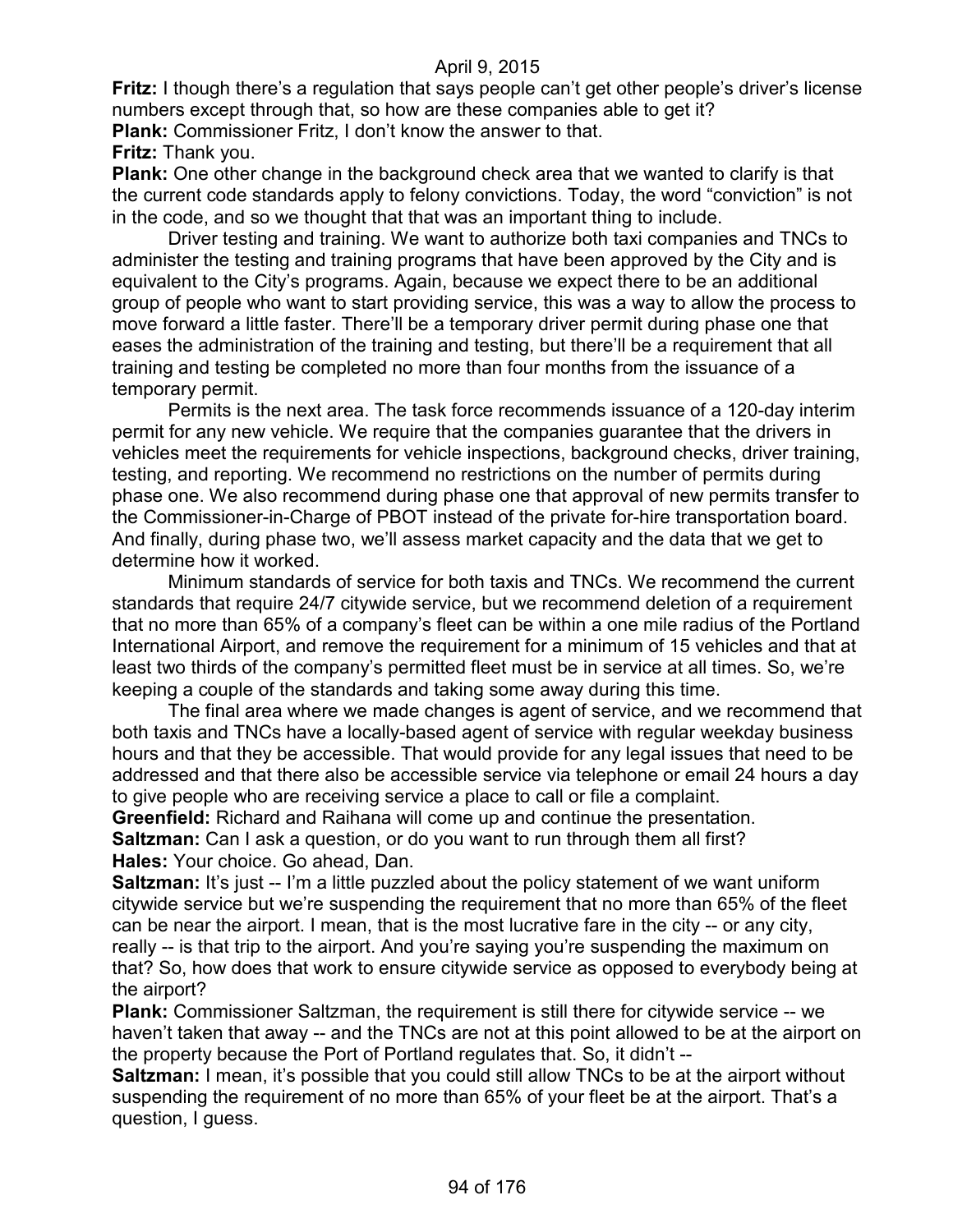**Fritz:** I though there's a regulation that says people can't get other people's driver's license numbers except through that, so how are these companies able to get it?

**Plank:** Commissioner Fritz, I don't know the answer to that.

**Fritz:** Thank you.

**Plank:** One other change in the background check area that we wanted to clarify is that the current code standards apply to felony convictions. Today, the word "conviction" is not in the code, and so we thought that that was an important thing to include.

Driver testing and training. We want to authorize both taxi companies and TNCs to administer the testing and training programs that have been approved by the City and is equivalent to the City's programs. Again, because we expect there to be an additional group of people who want to start providing service, this was a way to allow the process to move forward a little faster. There'll be a temporary driver permit during phase one that eases the administration of the training and testing, but there'll be a requirement that all training and testing be completed no more than four months from the issuance of a temporary permit.

Permits is the next area. The task force recommends issuance of a 120-day interim permit for any new vehicle. We require that the companies guarantee that the drivers in vehicles meet the requirements for vehicle inspections, background checks, driver training, testing, and reporting. We recommend no restrictions on the number of permits during phase one. We also recommend during phase one that approval of new permits transfer to the Commissioner-in-Charge of PBOT instead of the private for-hire transportation board. And finally, during phase two, we'll assess market capacity and the data that we get to determine how it worked.

Minimum standards of service for both taxis and TNCs. We recommend the current standards that require 24/7 citywide service, but we recommend deletion of a requirement that no more than 65% of a company's fleet can be within a one mile radius of the Portland International Airport, and remove the requirement for a minimum of 15 vehicles and that at least two thirds of the company's permitted fleet must be in service at all times. So, we're keeping a couple of the standards and taking some away during this time.

The final area where we made changes is agent of service, and we recommend that both taxis and TNCs have a locally-based agent of service with regular weekday business hours and that they be accessible. That would provide for any legal issues that need to be addressed and that there also be accessible service via telephone or email 24 hours a day to give people who are receiving service a place to call or file a complaint.

**Greenfield:** Richard and Raihana will come up and continue the presentation.

**Saltzman:** Can I ask a question, or do you want to run through them all first?

**Hales:** Your choice. Go ahead, Dan.

**Saltzman:** It's just -- I'm a little puzzled about the policy statement of we want uniform citywide service but we're suspending the requirement that no more than 65% of the fleet can be near the airport. I mean, that is the most lucrative fare in the city -- or any city, really -- is that trip to the airport. And you're saying you're suspending the maximum on that? So, how does that work to ensure citywide service as opposed to everybody being at the airport?

**Plank:** Commissioner Saltzman, the requirement is still there for citywide service -- we haven't taken that away -- and the TNCs are not at this point allowed to be at the airport on the property because the Port of Portland regulates that. So, it didn't --

**Saltzman:** I mean, it's possible that you could still allow TNCs to be at the airport without suspending the requirement of no more than 65% of your fleet be at the airport. That's a question, I guess.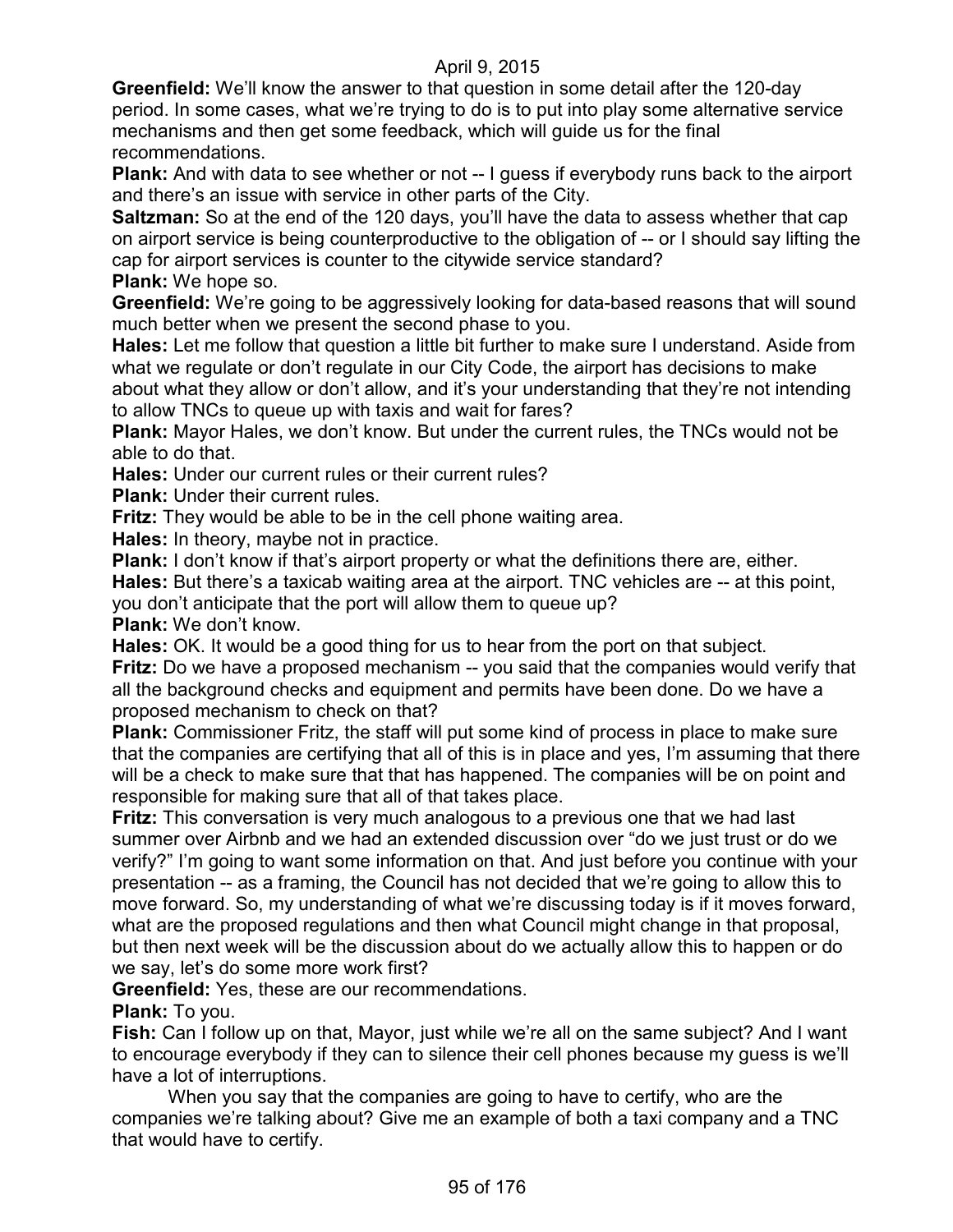**Greenfield:** We'll know the answer to that question in some detail after the 120-day period. In some cases, what we're trying to do is to put into play some alternative service mechanisms and then get some feedback, which will guide us for the final recommendations.

**Plank:** And with data to see whether or not -- I guess if everybody runs back to the airport and there's an issue with service in other parts of the City.

**Saltzman:** So at the end of the 120 days, you'll have the data to assess whether that cap on airport service is being counterproductive to the obligation of -- or I should say lifting the cap for airport services is counter to the citywide service standard?

**Plank:** We hope so.

**Greenfield:** We're going to be aggressively looking for data-based reasons that will sound much better when we present the second phase to you.

**Hales:** Let me follow that question a little bit further to make sure I understand. Aside from what we regulate or don't regulate in our City Code, the airport has decisions to make about what they allow or don't allow, and it's your understanding that they're not intending to allow TNCs to queue up with taxis and wait for fares?

**Plank:** Mayor Hales, we don't know. But under the current rules, the TNCs would not be able to do that.

**Hales:** Under our current rules or their current rules?

**Plank:** Under their current rules.

**Fritz:** They would be able to be in the cell phone waiting area.

**Hales:** In theory, maybe not in practice.

**Plank:** I don't know if that's airport property or what the definitions there are, either.

**Hales:** But there's a taxicab waiting area at the airport. TNC vehicles are -- at this point, you don't anticipate that the port will allow them to queue up?

**Plank:** We don't know.

**Hales:** OK. It would be a good thing for us to hear from the port on that subject.

**Fritz:** Do we have a proposed mechanism -- you said that the companies would verify that all the background checks and equipment and permits have been done. Do we have a proposed mechanism to check on that?

**Plank:** Commissioner Fritz, the staff will put some kind of process in place to make sure that the companies are certifying that all of this is in place and yes, I'm assuming that there will be a check to make sure that that has happened. The companies will be on point and responsible for making sure that all of that takes place.

**Fritz:** This conversation is very much analogous to a previous one that we had last summer over Airbnb and we had an extended discussion over "do we just trust or do we verify?" I'm going to want some information on that. And just before you continue with your presentation -- as a framing, the Council has not decided that we're going to allow this to move forward. So, my understanding of what we're discussing today is if it moves forward, what are the proposed regulations and then what Council might change in that proposal, but then next week will be the discussion about do we actually allow this to happen or do we say, let's do some more work first?

**Greenfield:** Yes, these are our recommendations.

**Plank:** To you.

**Fish:** Can I follow up on that, Mayor, just while we're all on the same subject? And I want to encourage everybody if they can to silence their cell phones because my guess is we'll have a lot of interruptions.

When you say that the companies are going to have to certify, who are the companies we're talking about? Give me an example of both a taxi company and a TNC that would have to certify.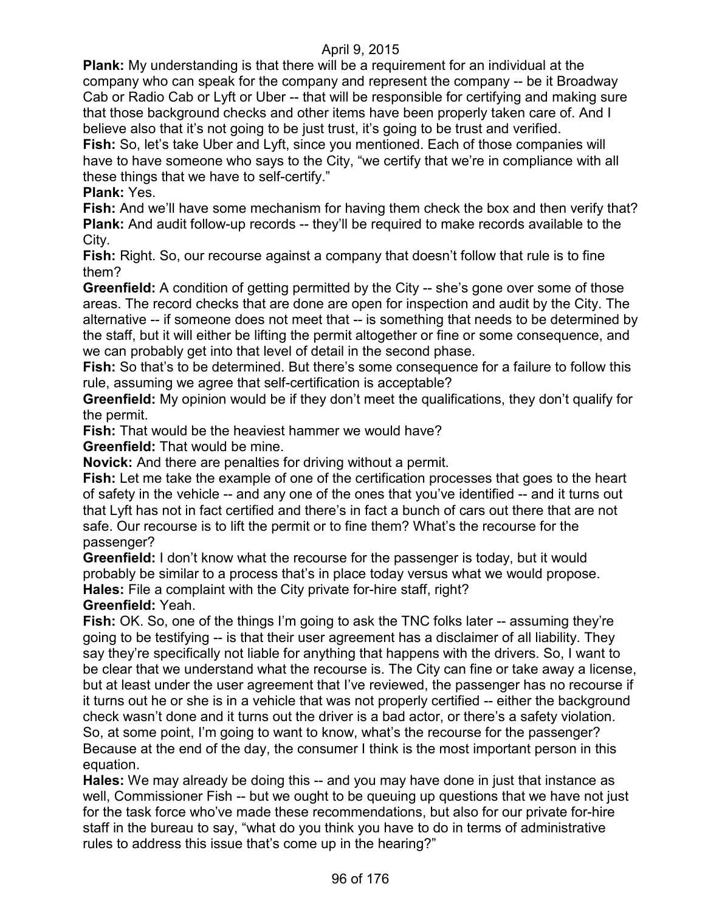**Plank:** My understanding is that there will be a requirement for an individual at the company who can speak for the company and represent the company -- be it Broadway Cab or Radio Cab or Lyft or Uber -- that will be responsible for certifying and making sure that those background checks and other items have been properly taken care of. And I believe also that it's not going to be just trust, it's going to be trust and verified.

**Fish:** So, let's take Uber and Lyft, since you mentioned. Each of those companies will have to have someone who says to the City, "we certify that we're in compliance with all these things that we have to self-certify."

**Plank:** Yes.

**Fish:** And we'll have some mechanism for having them check the box and then verify that?

**Plank:** And audit follow-up records -- they'll be required to make records available to the City.

**Fish:** Right. So, our recourse against a company that doesn't follow that rule is to fine them?

**Greenfield:** A condition of getting permitted by the City -- she's gone over some of those areas. The record checks that are done are open for inspection and audit by the City. The alternative -- if someone does not meet that -- is something that needs to be determined by the staff, but it will either be lifting the permit altogether or fine or some consequence, and we can probably get into that level of detail in the second phase.

**Fish:** So that's to be determined. But there's some consequence for a failure to follow this rule, assuming we agree that self-certification is acceptable?

**Greenfield:** My opinion would be if they don't meet the qualifications, they don't qualify for the permit.

**Fish:** That would be the heaviest hammer we would have?

**Greenfield:** That would be mine.

**Novick:** And there are penalties for driving without a permit.

**Fish:** Let me take the example of one of the certification processes that goes to the heart of safety in the vehicle -- and any one of the ones that you've identified -- and it turns out that Lyft has not in fact certified and there's in fact a bunch of cars out there that are not safe. Our recourse is to lift the permit or to fine them? What's the recourse for the passenger?

**Greenfield:** I don't know what the recourse for the passenger is today, but it would probably be similar to a process that's in place today versus what we would propose.

**Hales:** File a complaint with the City private for-hire staff, right?

**Greenfield:** Yeah.

**Fish:** OK. So, one of the things I'm going to ask the TNC folks later -- assuming they're going to be testifying -- is that their user agreement has a disclaimer of all liability. They say they're specifically not liable for anything that happens with the drivers. So, I want to be clear that we understand what the recourse is. The City can fine or take away a license, but at least under the user agreement that I've reviewed, the passenger has no recourse if it turns out he or she is in a vehicle that was not properly certified -- either the background check wasn't done and it turns out the driver is a bad actor, or there's a safety violation. So, at some point, I'm going to want to know, what's the recourse for the passenger? Because at the end of the day, the consumer I think is the most important person in this equation.

**Hales:** We may already be doing this -- and you may have done in just that instance as well, Commissioner Fish -- but we ought to be queuing up questions that we have not just for the task force who've made these recommendations, but also for our private for-hire staff in the bureau to say, "what do you think you have to do in terms of administrative rules to address this issue that's come up in the hearing?"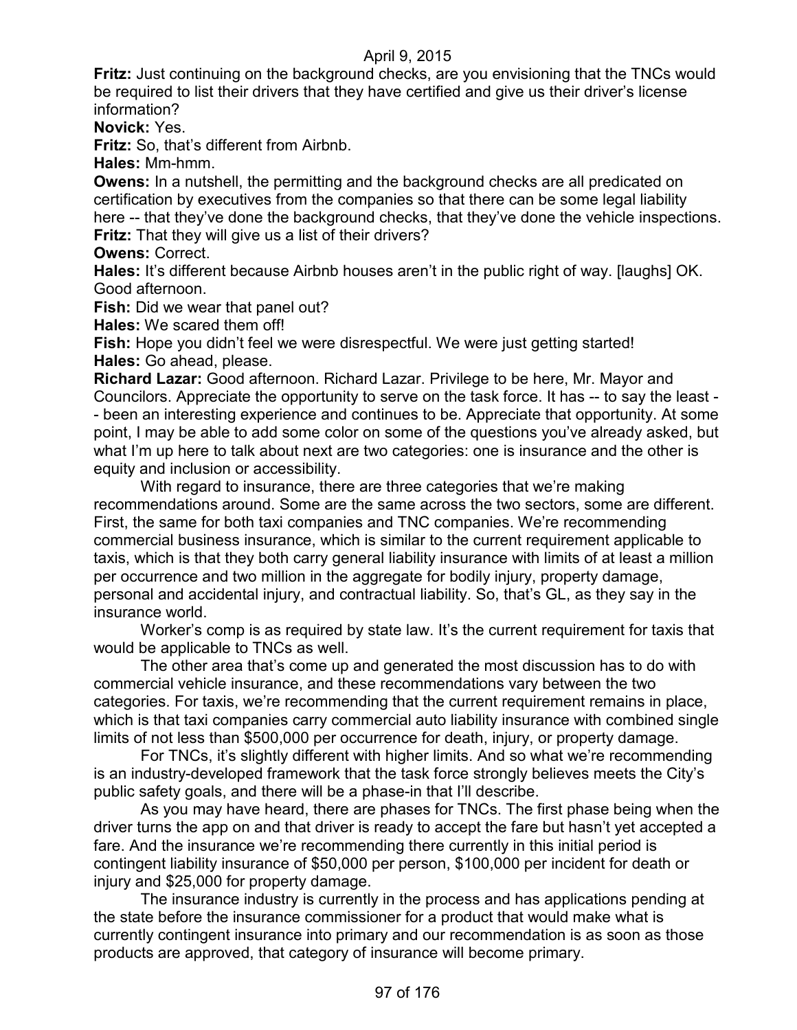**Fritz:** Just continuing on the background checks, are you envisioning that the TNCs would be required to list their drivers that they have certified and give us their driver's license information?

**Novick:** Yes.

**Fritz:** So, that's different from Airbnb.

**Hales:** Mm-hmm.

**Owens:** In a nutshell, the permitting and the background checks are all predicated on certification by executives from the companies so that there can be some legal liability here -- that they've done the background checks, that they've done the vehicle inspections.

**Fritz:** That they will give us a list of their drivers?

**Owens:** Correct.

**Hales:** It's different because Airbnb houses aren't in the public right of way. [laughs] OK. Good afternoon.

**Fish:** Did we wear that panel out?

**Hales:** We scared them off!

**Fish:** Hope you didn't feel we were disrespectful. We were just getting started!

**Hales:** Go ahead, please.

**Richard Lazar:** Good afternoon. Richard Lazar. Privilege to be here, Mr. Mayor and Councilors. Appreciate the opportunity to serve on the task force. It has -- to say the least -- been an interesting experience and continues to be. Appreciate that opportunity. At some point, I may be able to add some color on some of the questions you've already asked, but what I'm up here to talk about next are two categories: one is insurance and the other is equity and inclusion or accessibility.

With regard to insurance, there are three categories that we're making recommendations around. Some are the same across the two sectors, some are different. First, the same for both taxi companies and TNC companies. We're recommending commercial business insurance, which is similar to the current requirement applicable to taxis, which is that they both carry general liability insurance with limits of at least a million per occurrence and two million in the aggregate for bodily injury, property damage, personal and accidental injury, and contractual liability. So, that's GL, as they say in the insurance world.

Worker's comp is as required by state law. It's the current requirement for taxis that would be applicable to TNCs as well.

The other area that's come up and generated the most discussion has to do with commercial vehicle insurance, and these recommendations vary between the two categories. For taxis, we're recommending that the current requirement remains in place, which is that taxi companies carry commercial auto liability insurance with combined single limits of not less than $500,000 per occurrence for death, injury, or property damage.

For TNCs, it's slightly different with higher limits. And so what we're recommending is an industry-developed framework that the task force strongly believes meets the City's public safety goals, and there will be a phase-in that I'll describe.

As you may have heard, there are phases for TNCs. The first phase being when the driver turns the app on and that driver is ready to accept the fare but hasn't yet accepted a fare. And the insurance we're recommending there currently in this initial period is contingent liability insurance of $50,000 per person, $100,000 per incident for death or injury and $25,000 for property damage.

The insurance industry is currently in the process and has applications pending at the state before the insurance commissioner for a product that would make what is currently contingent insurance into primary and our recommendation is as soon as those products are approved, that category of insurance will become primary.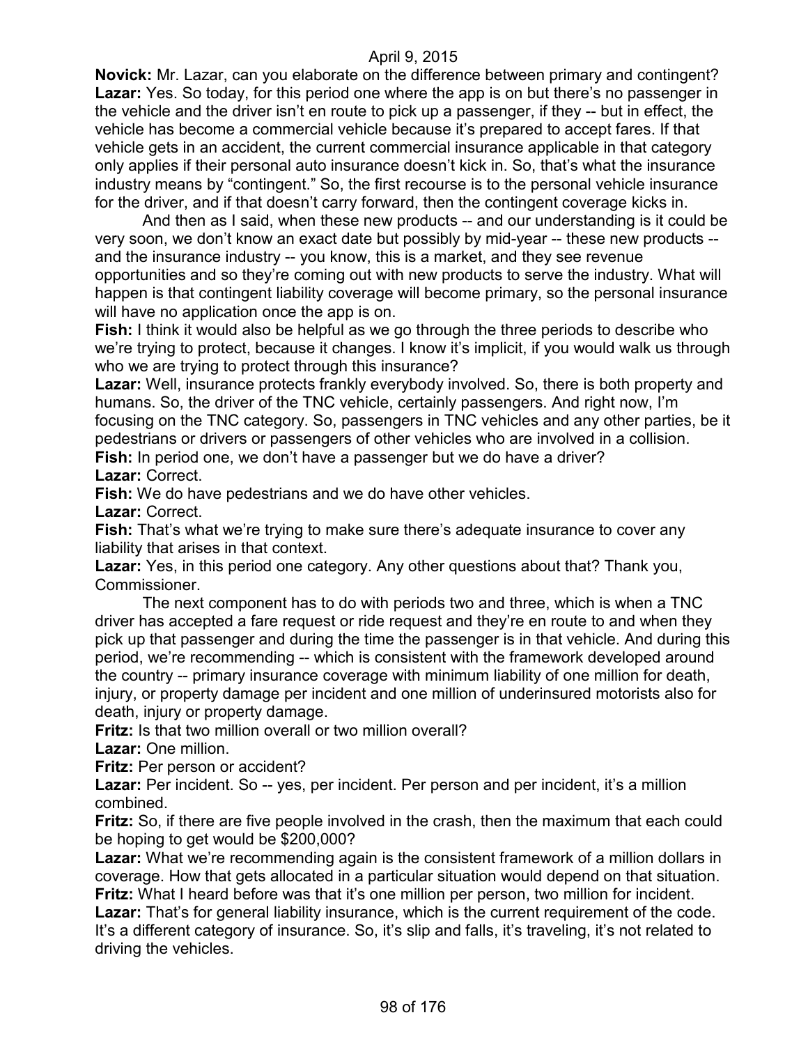**Novick:** Mr. Lazar, can you elaborate on the difference between primary and contingent?

**Lazar:** Yes. So today, for this period one where the app is on but there's no passenger in the vehicle and the driver isn't en route to pick up a passenger, if they -- but in effect, the vehicle has become a commercial vehicle because it's prepared to accept fares. If that vehicle gets in an accident, the current commercial insurance applicable in that category only applies if their personal auto insurance doesn't kick in. So, that's what the insurance industry means by "contingent." So, the first recourse is to the personal vehicle insurance for the driver, and if that doesn't carry forward, then the contingent coverage kicks in.

And then as I said, when these new products -- and our understanding is it could be very soon, we don't know an exact date but possibly by mid-year -- these new products -- and the insurance industry -- you know, this is a market, and they see revenue opportunities and so they're coming out with new products to serve the industry. What will happen is that contingent liability coverage will become primary, so the personal insurance will have no application once the app is on.

**Fish:** I think it would also be helpful as we go through the three periods to describe who we're trying to protect, because it changes. I know it's implicit, if you would walk us through who we are trying to protect through this insurance?

**Lazar:** Well, insurance protects frankly everybody involved. So, there is both property and humans. So, the driver of the TNC vehicle, certainly passengers. And right now, I'm focusing on the TNC category. So, passengers in TNC vehicles and any other parties, be it pedestrians or drivers or passengers of other vehicles who are involved in a collision.

**Fish:** In period one, we don't have a passenger but we do have a driver?

**Lazar:** Correct.

**Fish:** We do have pedestrians and we do have other vehicles.

**Lazar:** Correct.

**Fish:** That's what we're trying to make sure there's adequate insurance to cover any liability that arises in that context.

**Lazar:** Yes, in this period one category. Any other questions about that? Thank you, Commissioner.

The next component has to do with periods two and three, which is when a TNC driver has accepted a fare request or ride request and they're en route to and when they pick up that passenger and during the time the passenger is in that vehicle. And during this period, we're recommending -- which is consistent with the framework developed around the country -- primary insurance coverage with minimum liability of one million for death, injury, or property damage per incident and one million of underinsured motorists also for death, injury or property damage.

**Fritz:** Is that two million overall or two million overall?

**Lazar:** One million.

**Fritz:** Per person or accident?

**Lazar:** Per incident. So -- yes, per incident. Per person and per incident, it's a million combined.

**Fritz:** So, if there are five people involved in the crash, then the maximum that each could be hoping to get would be $200,000?

**Lazar:** What we're recommending again is the consistent framework of a million dollars in coverage. How that gets allocated in a particular situation would depend on that situation.

**Fritz:** What I heard before was that it's one million per person, two million for incident.

**Lazar:** That's for general liability insurance, which is the current requirement of the code. It's a different category of insurance. So, it's slip and falls, it's traveling, it's not related to driving the vehicles.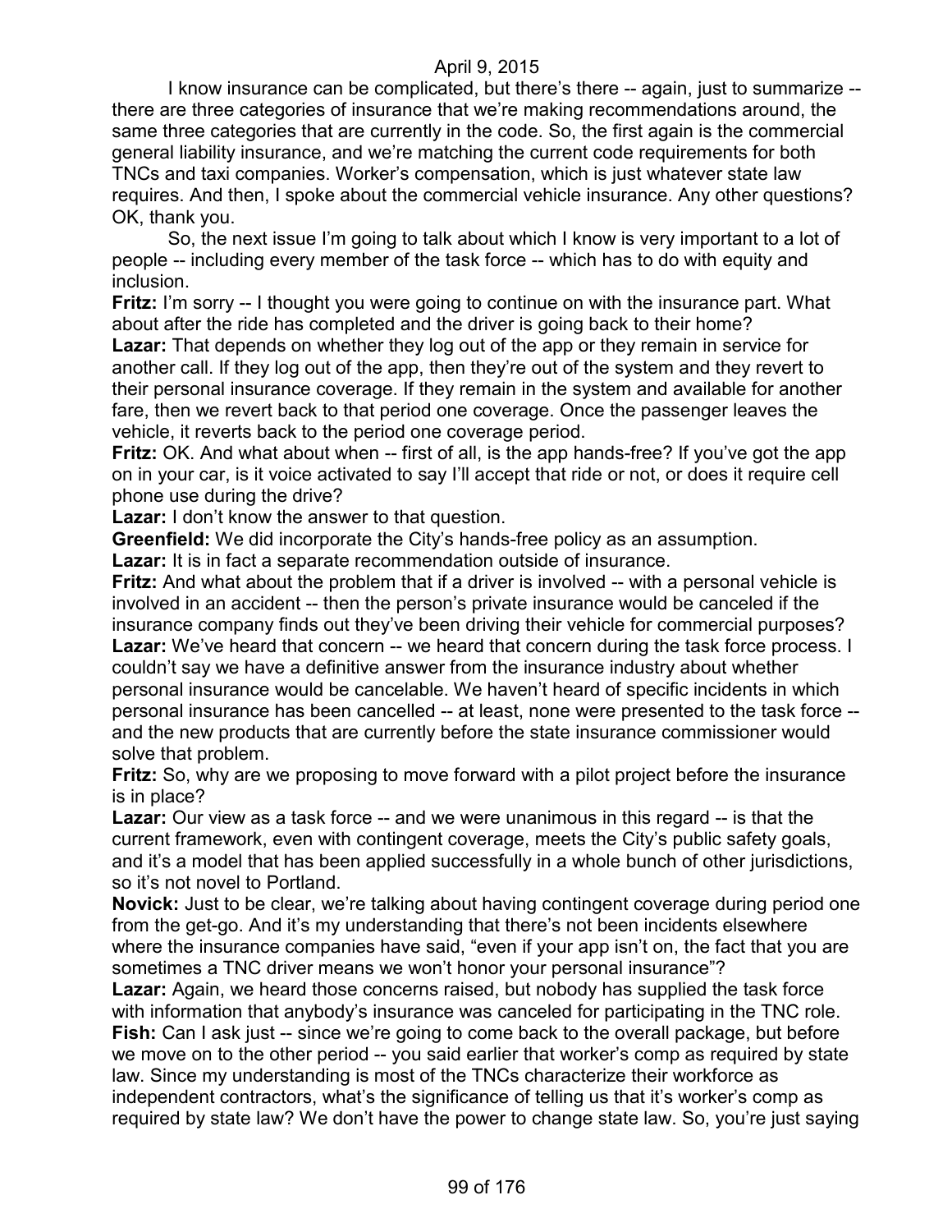I know insurance can be complicated, but there's there -- again, just to summarize -- there are three categories of insurance that we're making recommendations around, the same three categories that are currently in the code. So, the first again is the commercial general liability insurance, and we're matching the current code requirements for both TNCs and taxi companies. Worker's compensation, which is just whatever state law requires. And then, I spoke about the commercial vehicle insurance. Any other questions? OK, thank you.

So, the next issue I'm going to talk about which I know is very important to a lot of people -- including every member of the task force -- which has to do with equity and inclusion.

**Fritz:** I'm sorry -- I thought you were going to continue on with the insurance part. What about after the ride has completed and the driver is going back to their home?

**Lazar:** That depends on whether they log out of the app or they remain in service for another call. If they log out of the app, then they're out of the system and they revert to their personal insurance coverage. If they remain in the system and available for another fare, then we revert back to that period one coverage. Once the passenger leaves the vehicle, it reverts back to the period one coverage period.

**Fritz:** OK. And what about when -- first of all, is the app hands-free? If you've got the app on in your car, is it voice activated to say I'll accept that ride or not, or does it require cell phone use during the drive?

**Lazar:** I don't know the answer to that question.

**Greenfield:** We did incorporate the City's hands-free policy as an assumption.

**Lazar:** It is in fact a separate recommendation outside of insurance.

**Fritz:** And what about the problem that if a driver is involved -- with a personal vehicle is involved in an accident -- then the person's private insurance would be canceled if the insurance company finds out they've been driving their vehicle for commercial purposes?

**Lazar:** We've heard that concern -- we heard that concern during the task force process. I couldn't say we have a definitive answer from the insurance industry about whether personal insurance would be cancelable. We haven't heard of specific incidents in which personal insurance has been cancelled -- at least, none were presented to the task force -- and the new products that are currently before the state insurance commissioner would solve that problem.

**Fritz:** So, why are we proposing to move forward with a pilot project before the insurance is in place?

**Lazar:** Our view as a task force -- and we were unanimous in this regard -- is that the current framework, even with contingent coverage, meets the City's public safety goals, and it's a model that has been applied successfully in a whole bunch of other jurisdictions, so it's not novel to Portland.

**Novick:** Just to be clear, we're talking about having contingent coverage during period one from the get-go. And it's my understanding that there's not been incidents elsewhere where the insurance companies have said, "even if your app isn't on, the fact that you are sometimes a TNC driver means we won't honor your personal insurance"?

**Lazar:** Again, we heard those concerns raised, but nobody has supplied the task force with information that anybody's insurance was canceled for participating in the TNC role.

**Fish:** Can I ask just -- since we're going to come back to the overall package, but before we move on to the other period -- you said earlier that worker's comp as required by state law. Since my understanding is most of the TNCs characterize their workforce as independent contractors, what's the significance of telling us that it's worker's comp as required by state law? We don't have the power to change state law. So, you're just saying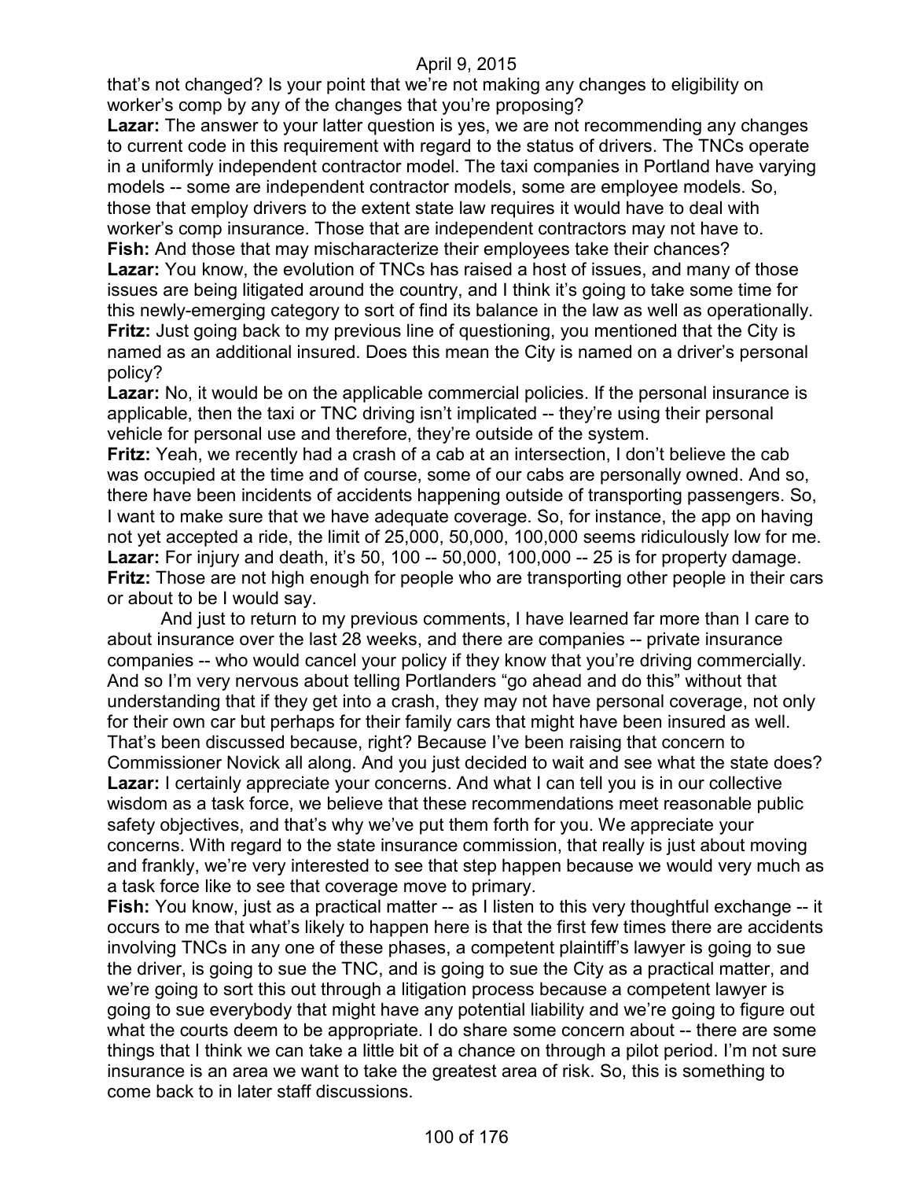that's not changed? Is your point that we're not making any changes to eligibility on worker's comp by any of the changes that you're proposing?

**Lazar:** The answer to your latter question is yes, we are not recommending any changes to current code in this requirement with regard to the status of drivers. The TNCs operate in a uniformly independent contractor model. The taxi companies in Portland have varying models -- some are independent contractor models, some are employee models. So, those that employ drivers to the extent state law requires it would have to deal with worker's comp insurance. Those that are independent contractors may not have to.

**Fish:** And those that may mischaracterize their employees take their chances?

**Lazar:** You know, the evolution of TNCs has raised a host of issues, and many of those issues are being litigated around the country, and I think it's going to take some time for this newly-emerging category to sort of find its balance in the law as well as operationally.

**Fritz:** Just going back to my previous line of questioning, you mentioned that the City is named as an additional insured. Does this mean the City is named on a driver's personal policy?

**Lazar:** No, it would be on the applicable commercial policies. If the personal insurance is applicable, then the taxi or TNC driving isn't implicated -- they're using their personal vehicle for personal use and therefore, they're outside of the system.

**Fritz:** Yeah, we recently had a crash of a cab at an intersection, I don't believe the cab was occupied at the time and of course, some of our cabs are personally owned. And so, there have been incidents of accidents happening outside of transporting passengers. So, I want to make sure that we have adequate coverage. So, for instance, the app on having not yet accepted a ride, the limit of 25,000, 50,000, 100,000 seems ridiculously low for me.

**Lazar:** For injury and death, it's 50, 100 -- 50,000, 100,000 -- 25 is for property damage.

**Fritz:** Those are not high enough for people who are transporting other people in their cars or about to be I would say.

And just to return to my previous comments, I have learned far more than I care to about insurance over the last 28 weeks, and there are companies -- private insurance companies -- who would cancel your policy if they know that you're driving commercially. And so I'm very nervous about telling Portlanders "go ahead and do this" without that understanding that if they get into a crash, they may not have personal coverage, not only for their own car but perhaps for their family cars that might have been insured as well. That's been discussed because, right? Because I've been raising that concern to Commissioner Novick all along. And you just decided to wait and see what the state does?

**Lazar:** I certainly appreciate your concerns. And what I can tell you is in our collective wisdom as a task force, we believe that these recommendations meet reasonable public safety objectives, and that's why we've put them forth for you. We appreciate your concerns. With regard to the state insurance commission, that really is just about moving and frankly, we're very interested to see that step happen because we would very much as a task force like to see that coverage move to primary.

**Fish:** You know, just as a practical matter -- as I listen to this very thoughtful exchange -- it occurs to me that what's likely to happen here is that the first few times there are accidents involving TNCs in any one of these phases, a competent plaintiff's lawyer is going to sue the driver, is going to sue the TNC, and is going to sue the City as a practical matter, and we're going to sort this out through a litigation process because a competent lawyer is going to sue everybody that might have any potential liability and we're going to figure out what the courts deem to be appropriate. I do share some concern about -- there are some things that I think we can take a little bit of a chance on through a pilot period. I'm not sure insurance is an area we want to take the greatest area of risk. So, this is something to come back to in later staff discussions.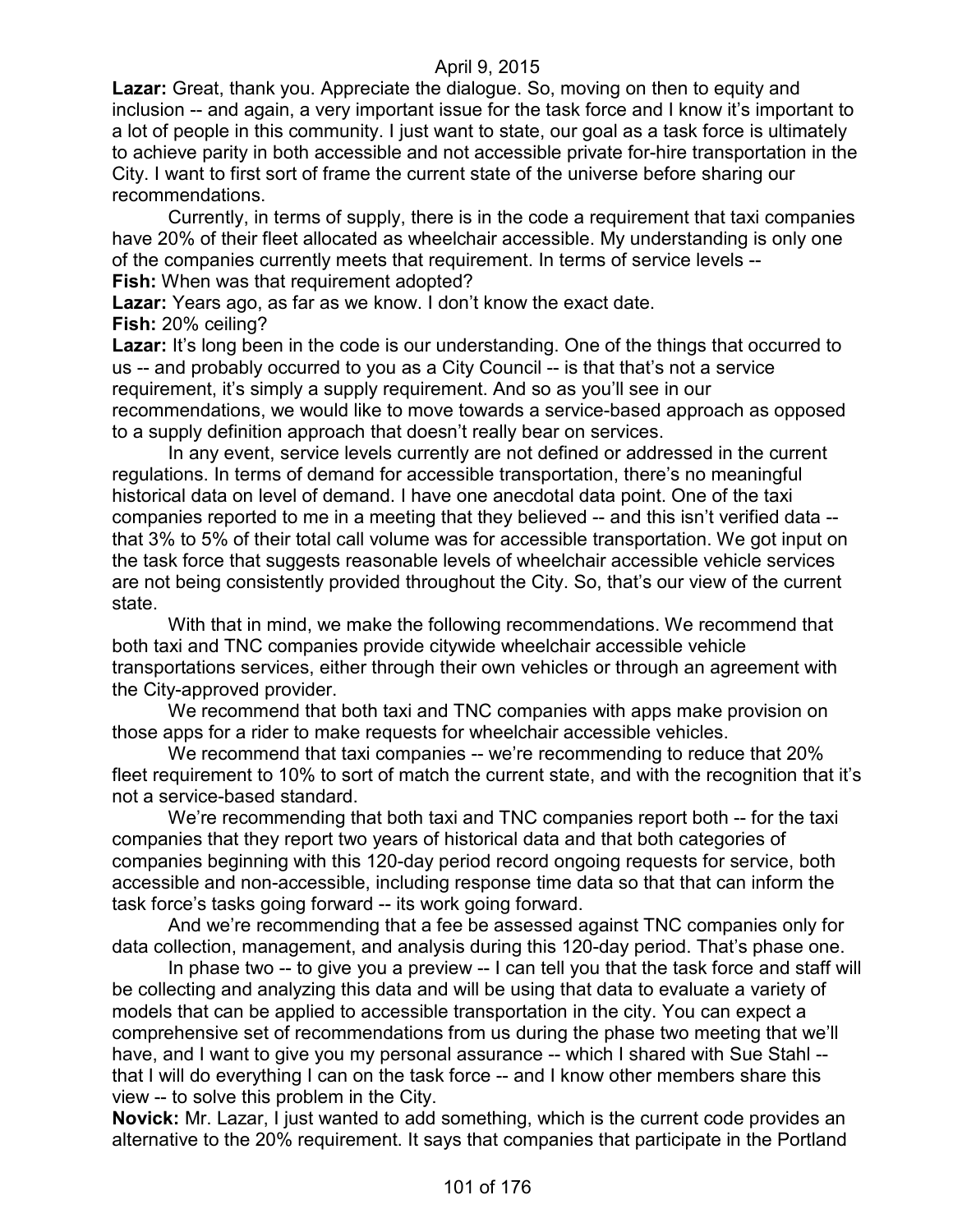**Lazar:** Great, thank you. Appreciate the dialogue. So, moving on then to equity and inclusion -- and again, a very important issue for the task force and I know it's important to a lot of people in this community. I just want to state, our goal as a task force is ultimately to achieve parity in both accessible and not accessible private for-hire transportation in the City. I want to first sort of frame the current state of the universe before sharing our recommendations.

Currently, in terms of supply, there is in the code a requirement that taxi companies have 20% of their fleet allocated as wheelchair accessible. My understanding is only one of the companies currently meets that requirement. In terms of service levels --

**Fish:** When was that requirement adopted?

**Lazar:** Years ago, as far as we know. I don't know the exact date.

**Fish:** 20% ceiling?

**Lazar:** It's long been in the code is our understanding. One of the things that occurred to us -- and probably occurred to you as a City Council -- is that that's not a service requirement, it's simply a supply requirement. And so as you'll see in our recommendations, we would like to move towards a service-based approach as opposed to a supply definition approach that doesn't really bear on services.

In any event, service levels currently are not defined or addressed in the current regulations. In terms of demand for accessible transportation, there's no meaningful historical data on level of demand. I have one anecdotal data point. One of the taxi companies reported to me in a meeting that they believed -- and this isn't verified data -- that 3% to 5% of their total call volume was for accessible transportation. We got input on the task force that suggests reasonable levels of wheelchair accessible vehicle services are not being consistently provided throughout the City. So, that's our view of the current state.

With that in mind, we make the following recommendations. We recommend that both taxi and TNC companies provide citywide wheelchair accessible vehicle transportations services, either through their own vehicles or through an agreement with the City-approved provider.

We recommend that both taxi and TNC companies with apps make provision on those apps for a rider to make requests for wheelchair accessible vehicles.

We recommend that taxi companies -- we're recommending to reduce that 20% fleet requirement to 10% to sort of match the current state, and with the recognition that it's not a service-based standard.

We're recommending that both taxi and TNC companies report both -- for the taxi companies that they report two years of historical data and that both categories of companies beginning with this 120-day period record ongoing requests for service, both accessible and non-accessible, including response time data so that that can inform the task force's tasks going forward -- its work going forward.

And we're recommending that a fee be assessed against TNC companies only for data collection, management, and analysis during this 120-day period. That's phase one.

In phase two -- to give you a preview -- I can tell you that the task force and staff will be collecting and analyzing this data and will be using that data to evaluate a variety of models that can be applied to accessible transportation in the city. You can expect a comprehensive set of recommendations from us during the phase two meeting that we'll have, and I want to give you my personal assurance -- which I shared with Sue Stahl -- that I will do everything I can on the task force -- and I know other members share this view -- to solve this problem in the City.

**Novick:** Mr. Lazar, I just wanted to add something, which is the current code provides an alternative to the 20% requirement. It says that companies that participate in the Portland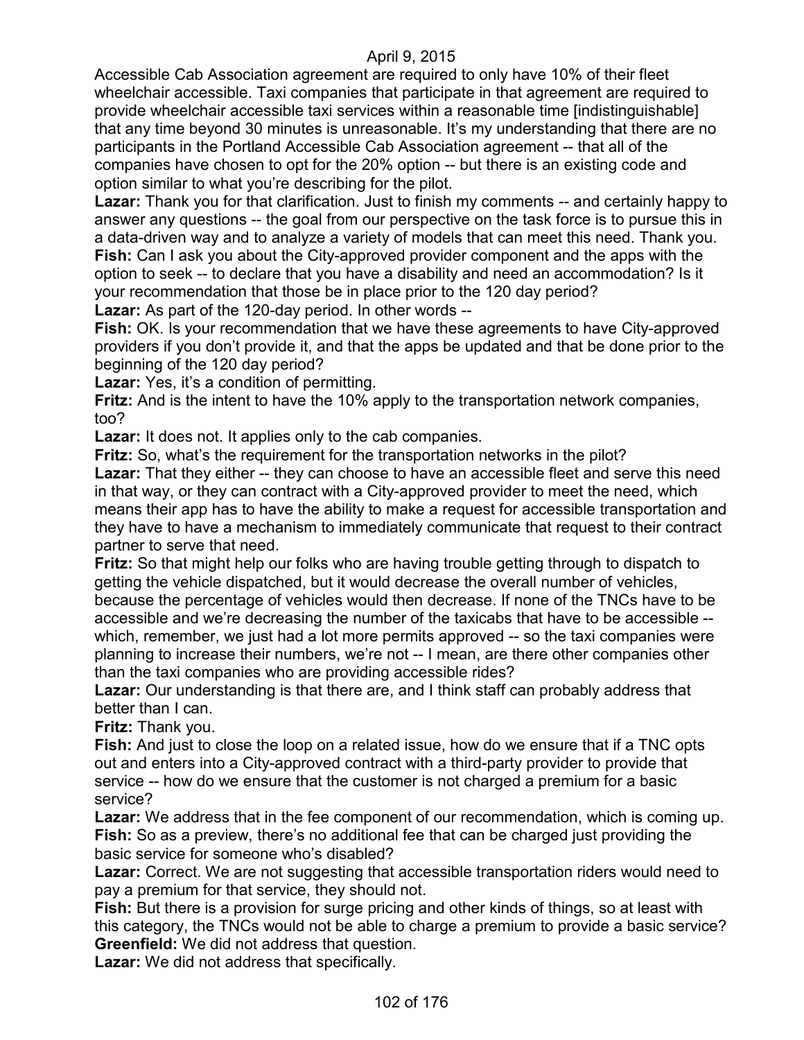Accessible Cab Association agreement are required to only have 10% of their fleet wheelchair accessible. Taxi companies that participate in that agreement are required to provide wheelchair accessible taxi services within a reasonable time [indistinguishable] that any time beyond 30 minutes is unreasonable. It's my understanding that there are no participants in the Portland Accessible Cab Association agreement -- that all of the companies have chosen to opt for the 20% option -- but there is an existing code and option similar to what you're describing for the pilot.

**Lazar:** Thank you for that clarification. Just to finish my comments -- and certainly happy to answer any questions -- the goal from our perspective on the task force is to pursue this in a data-driven way and to analyze a variety of models that can meet this need. Thank you.

**Fish:** Can I ask you about the City-approved provider component and the apps with the option to seek -- to declare that you have a disability and need an accommodation? Is it your recommendation that those be in place prior to the 120 day period?

**Lazar:** As part of the 120-day period. In other words --

**Fish:** OK. Is your recommendation that we have these agreements to have City-approved providers if you don't provide it, and that the apps be updated and that be done prior to the beginning of the 120 day period?

**Lazar:** Yes, it's a condition of permitting.

**Fritz:** And is the intent to have the 10% apply to the transportation network companies, too?

**Lazar:** It does not. It applies only to the cab companies.

**Fritz:** So, what's the requirement for the transportation networks in the pilot?

**Lazar:** That they either -- they can choose to have an accessible fleet and serve this need in that way, or they can contract with a City-approved provider to meet the need, which means their app has to have the ability to make a request for accessible transportation and they have to have a mechanism to immediately communicate that request to their contract partner to serve that need.

**Fritz:** So that might help our folks who are having trouble getting through to dispatch to getting the vehicle dispatched, but it would decrease the overall number of vehicles, because the percentage of vehicles would then decrease. If none of the TNCs have to be accessible and we're decreasing the number of the taxicabs that have to be accessible -- which, remember, we just had a lot more permits approved -- so the taxi companies were planning to increase their numbers, we're not -- I mean, are there other companies other than the taxi companies who are providing accessible rides?

**Lazar:** Our understanding is that there are, and I think staff can probably address that better than I can.

**Fritz:** Thank you.

**Fish:** And just to close the loop on a related issue, how do we ensure that if a TNC opts out and enters into a City-approved contract with a third-party provider to provide that service -- how do we ensure that the customer is not charged a premium for a basic service?

**Lazar:** We address that in the fee component of our recommendation, which is coming up.

**Fish:** So as a preview, there's no additional fee that can be charged just providing the basic service for someone who's disabled?

**Lazar:** Correct. We are not suggesting that accessible transportation riders would need to pay a premium for that service, they should not.

**Fish:** But there is a provision for surge pricing and other kinds of things, so at least with this category, the TNCs would not be able to charge a premium to provide a basic service?

**Greenfield:** We did not address that question.

**Lazar:** We did not address that specifically.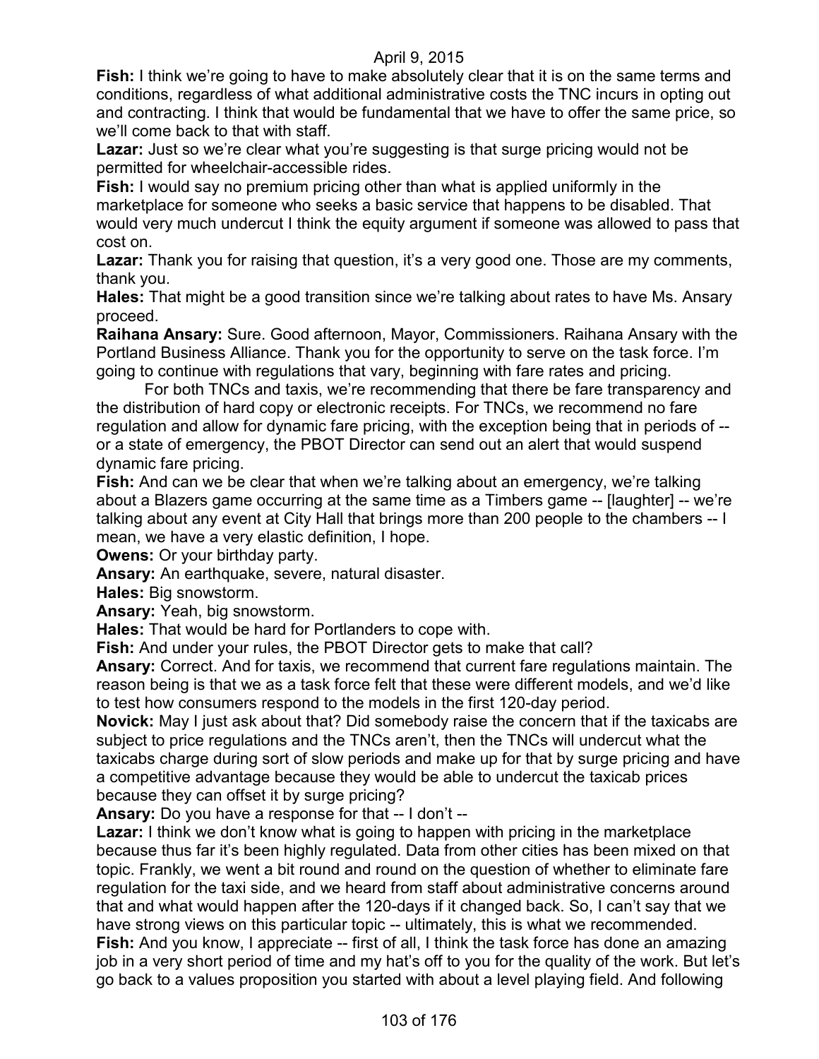**Fish:** I think we're going to have to make absolutely clear that it is on the same terms and conditions, regardless of what additional administrative costs the TNC incurs in opting out and contracting. I think that would be fundamental that we have to offer the same price, so we'll come back to that with staff.

**Lazar:** Just so we're clear what you're suggesting is that surge pricing would not be permitted for wheelchair-accessible rides.

**Fish:** I would say no premium pricing other than what is applied uniformly in the marketplace for someone who seeks a basic service that happens to be disabled. That would very much undercut I think the equity argument if someone was allowed to pass that cost on.

**Lazar:** Thank you for raising that question, it's a very good one. Those are my comments, thank you.

**Hales:** That might be a good transition since we're talking about rates to have Ms. Ansary proceed.

**Raihana Ansary:** Sure. Good afternoon, Mayor, Commissioners. Raihana Ansary with the Portland Business Alliance. Thank you for the opportunity to serve on the task force. I'm going to continue with regulations that vary, beginning with fare rates and pricing.

For both TNCs and taxis, we're recommending that there be fare transparency and the distribution of hard copy or electronic receipts. For TNCs, we recommend no fare regulation and allow for dynamic fare pricing, with the exception being that in periods of -- or a state of emergency, the PBOT Director can send out an alert that would suspend dynamic fare pricing.

**Fish:** And can we be clear that when we're talking about an emergency, we're talking about a Blazers game occurring at the same time as a Timbers game -- [laughter] -- we're talking about any event at City Hall that brings more than 200 people to the chambers -- I mean, we have a very elastic definition, I hope.

**Owens:** Or your birthday party.

**Ansary:** An earthquake, severe, natural disaster.

**Hales:** Big snowstorm.

**Ansary:** Yeah, big snowstorm.

**Hales:** That would be hard for Portlanders to cope with.

**Fish:** And under your rules, the PBOT Director gets to make that call?

**Ansary:** Correct. And for taxis, we recommend that current fare regulations maintain. The reason being is that we as a task force felt that these were different models, and we'd like to test how consumers respond to the models in the first 120-day period.

**Novick:** May I just ask about that? Did somebody raise the concern that if the taxicabs are subject to price regulations and the TNCs aren't, then the TNCs will undercut what the taxicabs charge during sort of slow periods and make up for that by surge pricing and have a competitive advantage because they would be able to undercut the taxicab prices because they can offset it by surge pricing?

**Ansary:** Do you have a response for that -- I don't --

**Lazar:** I think we don't know what is going to happen with pricing in the marketplace because thus far it's been highly regulated. Data from other cities has been mixed on that topic. Frankly, we went a bit round and round on the question of whether to eliminate fare regulation for the taxi side, and we heard from staff about administrative concerns around that and what would happen after the 120-days if it changed back. So, I can't say that we have strong views on this particular topic -- ultimately, this is what we recommended.

**Fish:** And you know, I appreciate -- first of all, I think the task force has done an amazing job in a very short period of time and my hat's off to you for the quality of the work. But let's go back to a values proposition you started with about a level playing field. And following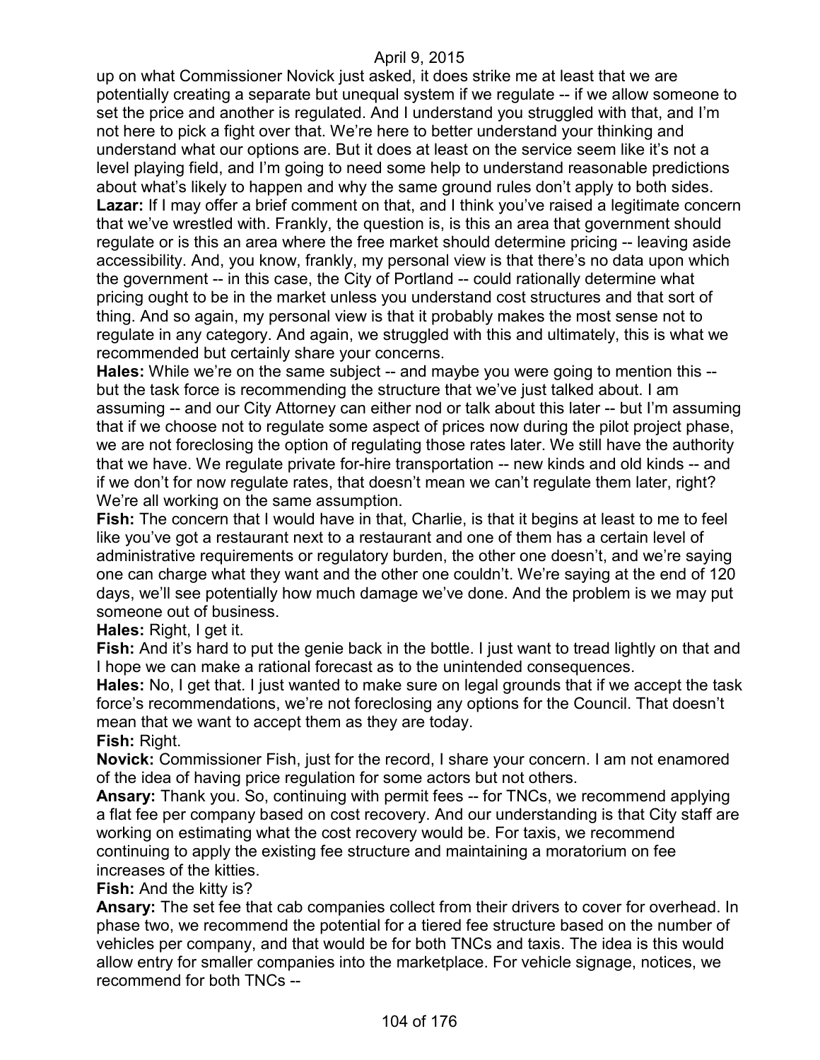up on what Commissioner Novick just asked, it does strike me at least that we are potentially creating a separate but unequal system if we regulate -- if we allow someone to set the price and another is regulated. And I understand you struggled with that, and I'm not here to pick a fight over that. We're here to better understand your thinking and understand what our options are. But it does at least on the service seem like it's not a level playing field, and I'm going to need some help to understand reasonable predictions about what's likely to happen and why the same ground rules don't apply to both sides.

**Lazar:** If I may offer a brief comment on that, and I think you've raised a legitimate concern that we've wrestled with. Frankly, the question is, is this an area that government should regulate or is this an area where the free market should determine pricing -- leaving aside accessibility. And, you know, frankly, my personal view is that there's no data upon which the government -- in this case, the City of Portland -- could rationally determine what pricing ought to be in the market unless you understand cost structures and that sort of thing. And so again, my personal view is that it probably makes the most sense not to regulate in any category. And again, we struggled with this and ultimately, this is what we recommended but certainly share your concerns.

**Hales:** While we're on the same subject -- and maybe you were going to mention this -- but the task force is recommending the structure that we've just talked about. I am assuming -- and our City Attorney can either nod or talk about this later -- but I'm assuming that if we choose not to regulate some aspect of prices now during the pilot project phase, we are not foreclosing the option of regulating those rates later. We still have the authority that we have. We regulate private for-hire transportation -- new kinds and old kinds -- and if we don't for now regulate rates, that doesn't mean we can't regulate them later, right? We're all working on the same assumption.

**Fish:** The concern that I would have in that, Charlie, is that it begins at least to me to feel like you've got a restaurant next to a restaurant and one of them has a certain level of administrative requirements or regulatory burden, the other one doesn't, and we're saying one can charge what they want and the other one couldn't. We're saying at the end of 120 days, we'll see potentially how much damage we've done. And the problem is we may put someone out of business.

**Hales:** Right, I get it.

**Fish:** And it's hard to put the genie back in the bottle. I just want to tread lightly on that and I hope we can make a rational forecast as to the unintended consequences.

**Hales:** No, I get that. I just wanted to make sure on legal grounds that if we accept the task force's recommendations, we're not foreclosing any options for the Council. That doesn't mean that we want to accept them as they are today.

**Fish:** Right.

**Novick:** Commissioner Fish, just for the record, I share your concern. I am not enamored of the idea of having price regulation for some actors but not others.

**Ansary:** Thank you. So, continuing with permit fees -- for TNCs, we recommend applying a flat fee per company based on cost recovery. And our understanding is that City staff are working on estimating what the cost recovery would be. For taxis, we recommend continuing to apply the existing fee structure and maintaining a moratorium on fee increases of the kitties.

**Fish:** And the kitty is?

**Ansary:** The set fee that cab companies collect from their drivers to cover for overhead. In phase two, we recommend the potential for a tiered fee structure based on the number of vehicles per company, and that would be for both TNCs and taxis. The idea is this would allow entry for smaller companies into the marketplace. For vehicle signage, notices, we recommend for both TNCs --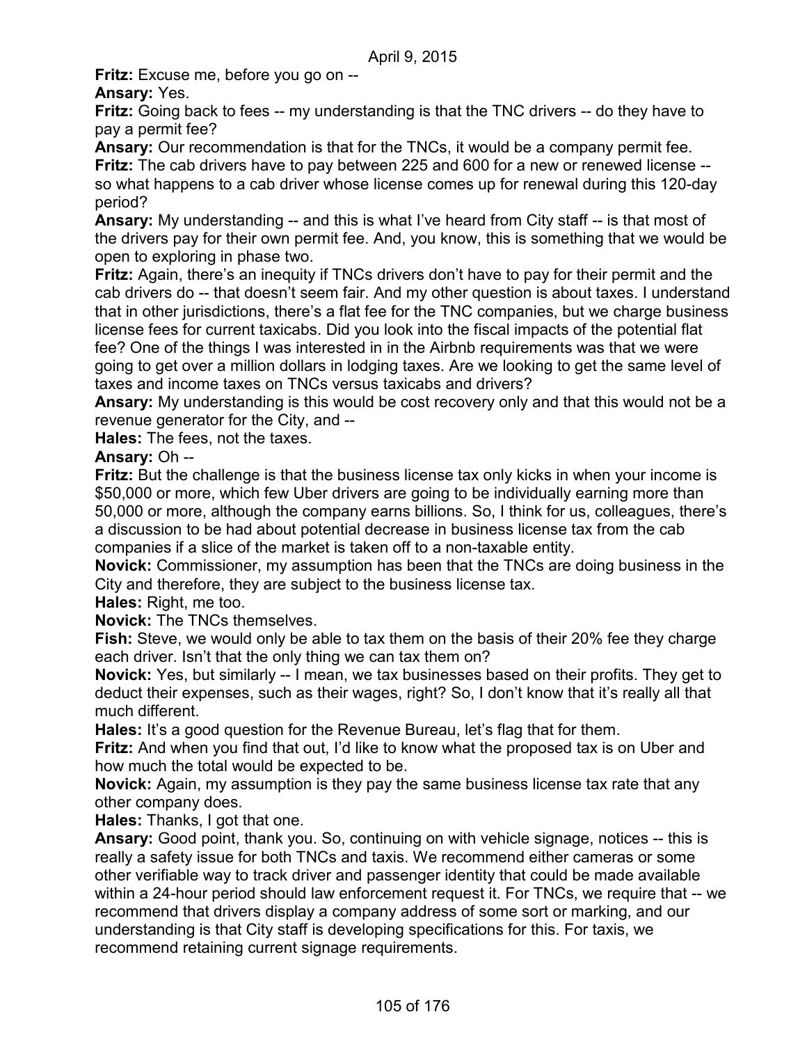**Fritz:** Excuse me, before you go on --

**Ansary:** Yes.

**Fritz:** Going back to fees -- my understanding is that the TNC drivers -- do they have to pay a permit fee?

**Ansary:** Our recommendation is that for the TNCs, it would be a company permit fee.

**Fritz:** The cab drivers have to pay between 225 and 600 for a new or renewed license -- so what happens to a cab driver whose license comes up for renewal during this 120-day period?

**Ansary:** My understanding -- and this is what I've heard from City staff -- is that most of the drivers pay for their own permit fee. And, you know, this is something that we would be open to exploring in phase two.

**Fritz:** Again, there's an inequity if TNCs drivers don't have to pay for their permit and the cab drivers do -- that doesn't seem fair. And my other question is about taxes. I understand that in other jurisdictions, there's a flat fee for the TNC companies, but we charge business license fees for current taxicabs. Did you look into the fiscal impacts of the potential flat fee? One of the things I was interested in in the Airbnb requirements was that we were going to get over a million dollars in lodging taxes. Are we looking to get the same level of taxes and income taxes on TNCs versus taxicabs and drivers?

**Ansary:** My understanding is this would be cost recovery only and that this would not be a revenue generator for the City, and --

**Hales:** The fees, not the taxes.

**Ansary:** Oh --

**Fritz:** But the challenge is that the business license tax only kicks in when your income is $50,000 or more, which few Uber drivers are going to be individually earning more than 50,000 or more, although the company earns billions. So, I think for us, colleagues, there's a discussion to be had about potential decrease in business license tax from the cab companies if a slice of the market is taken off to a non-taxable entity.

**Novick:** Commissioner, my assumption has been that the TNCs are doing business in the City and therefore, they are subject to the business license tax.

**Hales:** Right, me too.

**Novick:** The TNCs themselves.

**Fish:** Steve, we would only be able to tax them on the basis of their 20% fee they charge each driver. Isn't that the only thing we can tax them on?

**Novick:** Yes, but similarly -- I mean, we tax businesses based on their profits. They get to deduct their expenses, such as their wages, right? So, I don't know that it's really all that much different.

**Hales:** It's a good question for the Revenue Bureau, let's flag that for them.

**Fritz:** And when you find that out, I'd like to know what the proposed tax is on Uber and how much the total would be expected to be.

**Novick:** Again, my assumption is they pay the same business license tax rate that any other company does.

**Hales:** Thanks, I got that one.

**Ansary:** Good point, thank you. So, continuing on with vehicle signage, notices -- this is really a safety issue for both TNCs and taxis. We recommend either cameras or some other verifiable way to track driver and passenger identity that could be made available within a 24-hour period should law enforcement request it. For TNCs, we require that -- we recommend that drivers display a company address of some sort or marking, and our understanding is that City staff is developing specifications for this. For taxis, we recommend retaining current signage requirements.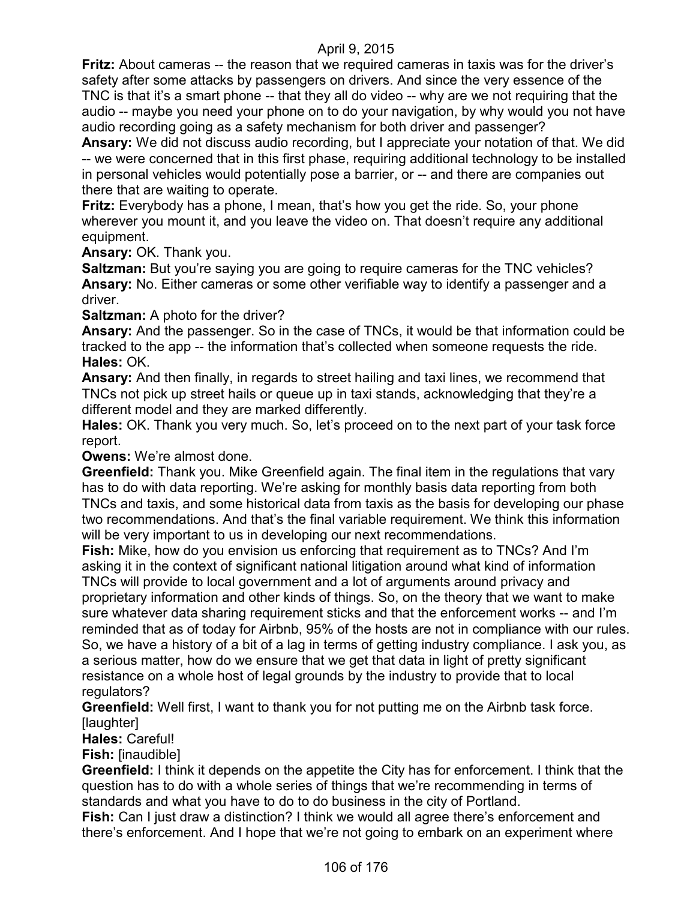**Fritz:** About cameras -- the reason that we required cameras in taxis was for the driver's safety after some attacks by passengers on drivers. And since the very essence of the TNC is that it's a smart phone -- that they all do video -- why are we not requiring that the audio -- maybe you need your phone on to do your navigation, by why would you not have audio recording going as a safety mechanism for both driver and passenger?

**Ansary:** We did not discuss audio recording, but I appreciate your notation of that. We did -- we were concerned that in this first phase, requiring additional technology to be installed in personal vehicles would potentially pose a barrier, or -- and there are companies out there that are waiting to operate.

**Fritz:** Everybody has a phone, I mean, that's how you get the ride. So, your phone wherever you mount it, and you leave the video on. That doesn't require any additional equipment.

**Ansary:** OK. Thank you.

**Saltzman:** But you're saying you are going to require cameras for the TNC vehicles?

**Ansary:** No. Either cameras or some other verifiable way to identify a passenger and a driver.

**Saltzman:** A photo for the driver?

**Ansary:** And the passenger. So in the case of TNCs, it would be that information could be tracked to the app -- the information that's collected when someone requests the ride.

**Hales:** OK.

**Ansary:** And then finally, in regards to street hailing and taxi lines, we recommend that TNCs not pick up street hails or queue up in taxi stands, acknowledging that they're a different model and they are marked differently.

**Hales:** OK. Thank you very much. So, let's proceed on to the next part of your task force report.

**Owens:** We're almost done.

**Greenfield:** Thank you. Mike Greenfield again. The final item in the regulations that vary has to do with data reporting. We're asking for monthly basis data reporting from both TNCs and taxis, and some historical data from taxis as the basis for developing our phase two recommendations. And that's the final variable requirement. We think this information will be very important to us in developing our next recommendations.

**Fish:** Mike, how do you envision us enforcing that requirement as to TNCs? And I'm asking it in the context of significant national litigation around what kind of information TNCs will provide to local government and a lot of arguments around privacy and proprietary information and other kinds of things. So, on the theory that we want to make sure whatever data sharing requirement sticks and that the enforcement works -- and I'm reminded that as of today for Airbnb, 95% of the hosts are not in compliance with our rules. So, we have a history of a bit of a lag in terms of getting industry compliance. I ask you, as a serious matter, how do we ensure that we get that data in light of pretty significant resistance on a whole host of legal grounds by the industry to provide that to local regulators?

**Greenfield:** Well first, I want to thank you for not putting me on the Airbnb task force. [laughter]

**Hales:** Careful!

**Fish:** [inaudible]

**Greenfield:** I think it depends on the appetite the City has for enforcement. I think that the question has to do with a whole series of things that we're recommending in terms of standards and what you have to do to do business in the city of Portland.

**Fish:** Can I just draw a distinction? I think we would all agree there's enforcement and there's enforcement. And I hope that we're not going to embark on an experiment where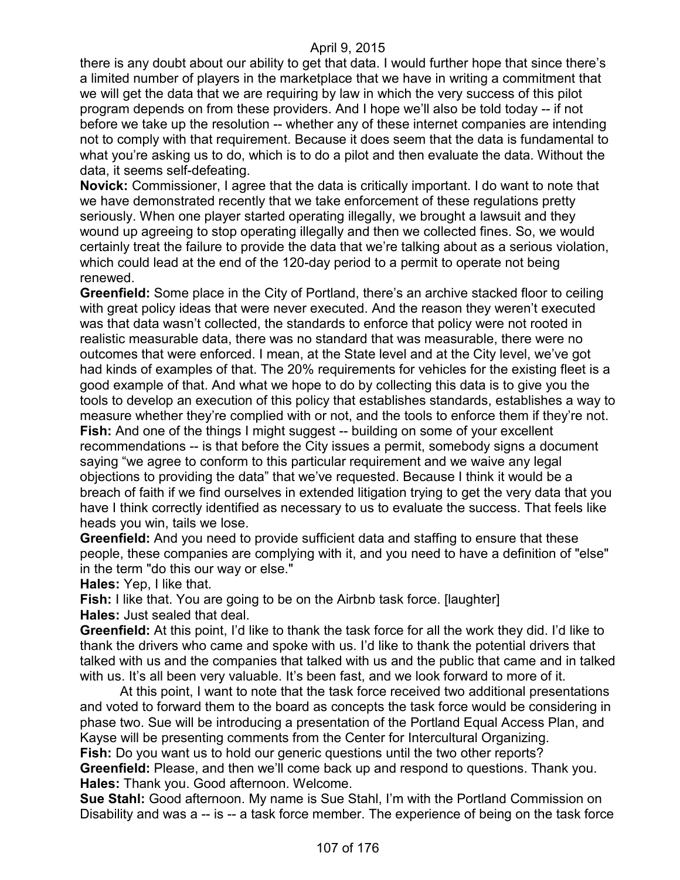there is any doubt about our ability to get that data. I would further hope that since there's a limited number of players in the marketplace that we have in writing a commitment that we will get the data that we are requiring by law in which the very success of this pilot program depends on from these providers. And I hope we'll also be told today -- if not before we take up the resolution -- whether any of these internet companies are intending not to comply with that requirement. Because it does seem that the data is fundamental to what you're asking us to do, which is to do a pilot and then evaluate the data. Without the data, it seems self-defeating.

**Novick:** Commissioner, I agree that the data is critically important. I do want to note that we have demonstrated recently that we take enforcement of these regulations pretty seriously. When one player started operating illegally, we brought a lawsuit and they wound up agreeing to stop operating illegally and then we collected fines. So, we would certainly treat the failure to provide the data that we're talking about as a serious violation, which could lead at the end of the 120-day period to a permit to operate not being renewed.

**Greenfield:** Some place in the City of Portland, there's an archive stacked floor to ceiling with great policy ideas that were never executed. And the reason they weren't executed was that data wasn't collected, the standards to enforce that policy were not rooted in realistic measurable data, there was no standard that was measurable, there were no outcomes that were enforced. I mean, at the State level and at the City level, we've got had kinds of examples of that. The 20% requirements for vehicles for the existing fleet is a good example of that. And what we hope to do by collecting this data is to give you the tools to develop an execution of this policy that establishes standards, establishes a way to measure whether they're complied with or not, and the tools to enforce them if they're not.

**Fish:** And one of the things I might suggest -- building on some of your excellent recommendations -- is that before the City issues a permit, somebody signs a document saying "we agree to conform to this particular requirement and we waive any legal objections to providing the data" that we've requested. Because I think it would be a breach of faith if we find ourselves in extended litigation trying to get the very data that you have I think correctly identified as necessary to us to evaluate the success. That feels like heads you win, tails we lose.

**Greenfield:** And you need to provide sufficient data and staffing to ensure that these people, these companies are complying with it, and you need to have a definition of "else" in the term "do this our way or else."

**Hales:** Yep, I like that.

**Fish:** I like that. You are going to be on the Airbnb task force. [laughter]

**Hales:** Just sealed that deal.

**Greenfield:** At this point, I'd like to thank the task force for all the work they did. I'd like to thank the drivers who came and spoke with us. I'd like to thank the potential drivers that talked with us and the companies that talked with us and the public that came and in talked with us. It's all been very valuable. It's been fast, and we look forward to more of it.

At this point, I want to note that the task force received two additional presentations and voted to forward them to the board as concepts the task force would be considering in phase two. Sue will be introducing a presentation of the Portland Equal Access Plan, and Kayse will be presenting comments from the Center for Intercultural Organizing.

**Fish:** Do you want us to hold our generic questions until the two other reports?

**Greenfield:** Please, and then we'll come back up and respond to questions. Thank you.

**Hales:** Thank you. Good afternoon. Welcome.

**Sue Stahl:** Good afternoon. My name is Sue Stahl, I'm with the Portland Commission on Disability and was a -- is -- a task force member. The experience of being on the task force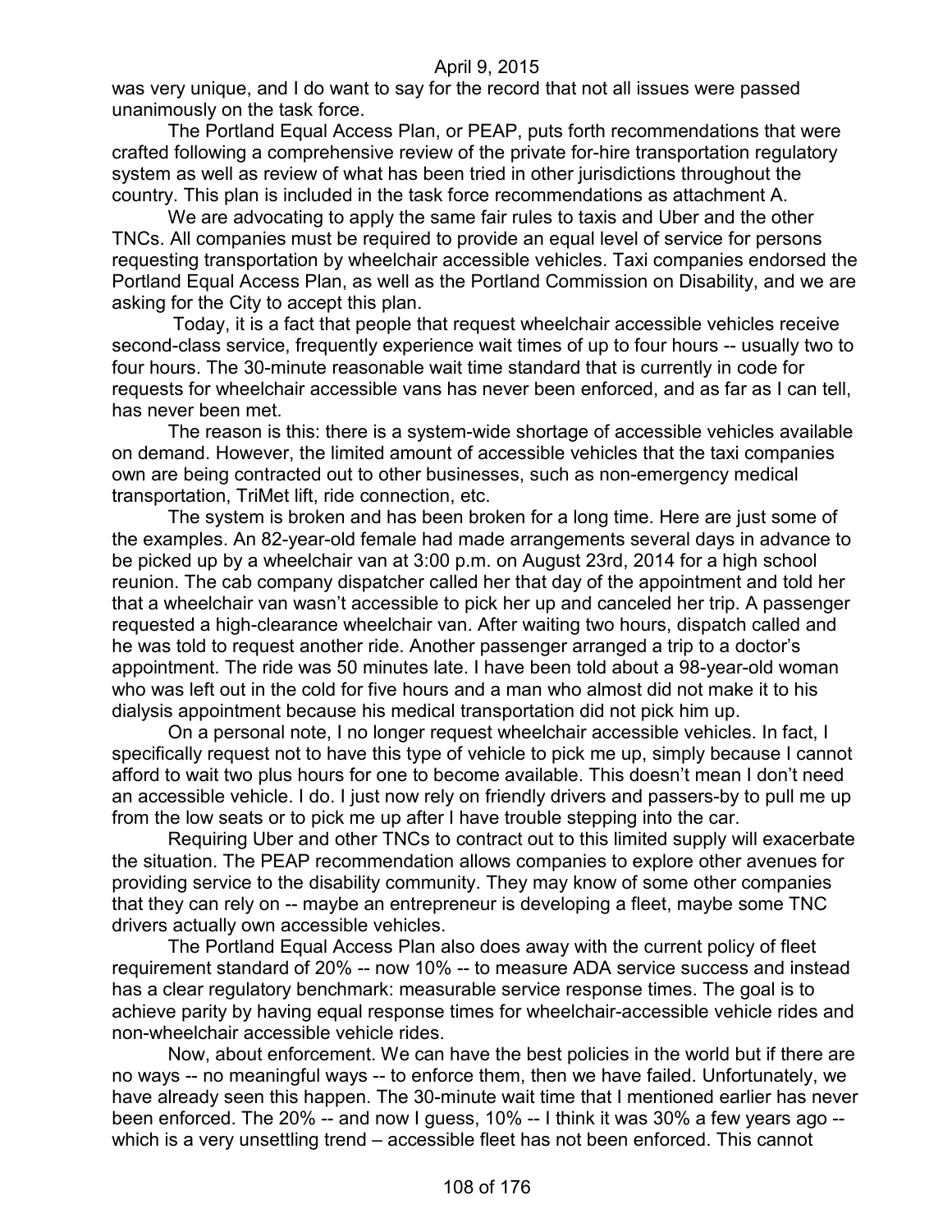was very unique, and I do want to say for the record that not all issues were passed unanimously on the task force.

The Portland Equal Access Plan, or PEAP, puts forth recommendations that were crafted following a comprehensive review of the private for-hire transportation regulatory system as well as review of what has been tried in other jurisdictions throughout the country. This plan is included in the task force recommendations as attachment A.

We are advocating to apply the same fair rules to taxis and Uber and the other TNCs. All companies must be required to provide an equal level of service for persons requesting transportation by wheelchair accessible vehicles. Taxi companies endorsed the Portland Equal Access Plan, as well as the Portland Commission on Disability, and we are asking for the City to accept this plan.

Today, it is a fact that people that request wheelchair accessible vehicles receive second-class service, frequently experience wait times of up to four hours -- usually two to four hours. The 30-minute reasonable wait time standard that is currently in code for requests for wheelchair accessible vans has never been enforced, and as far as I can tell, has never been met.

The reason is this: there is a system-wide shortage of accessible vehicles available on demand. However, the limited amount of accessible vehicles that the taxi companies own are being contracted out to other businesses, such as non-emergency medical transportation, TriMet lift, ride connection, etc.

The system is broken and has been broken for a long time. Here are just some of the examples. An 82-year-old female had made arrangements several days in advance to be picked up by a wheelchair van at 3:00 p.m. on August 23rd, 2014 for a high school reunion. The cab company dispatcher called her that day of the appointment and told her that a wheelchair van wasn't accessible to pick her up and canceled her trip. A passenger requested a high-clearance wheelchair van. After waiting two hours, dispatch called and he was told to request another ride. Another passenger arranged a trip to a doctor's appointment. The ride was 50 minutes late. I have been told about a 98-year-old woman who was left out in the cold for five hours and a man who almost did not make it to his dialysis appointment because his medical transportation did not pick him up.

On a personal note, I no longer request wheelchair accessible vehicles. In fact, I specifically request not to have this type of vehicle to pick me up, simply because I cannot afford to wait two plus hours for one to become available. This doesn't mean I don't need an accessible vehicle. I do. I just now rely on friendly drivers and passers-by to pull me up from the low seats or to pick me up after I have trouble stepping into the car.

Requiring Uber and other TNCs to contract out to this limited supply will exacerbate the situation. The PEAP recommendation allows companies to explore other avenues for providing service to the disability community. They may know of some other companies that they can rely on -- maybe an entrepreneur is developing a fleet, maybe some TNC drivers actually own accessible vehicles.

The Portland Equal Access Plan also does away with the current policy of fleet requirement standard of 20% -- now 10% -- to measure ADA service success and instead has a clear regulatory benchmark: measurable service response times. The goal is to achieve parity by having equal response times for wheelchair-accessible vehicle rides and non-wheelchair accessible vehicle rides.

Now, about enforcement. We can have the best policies in the world but if there are no ways -- no meaningful ways -- to enforce them, then we have failed. Unfortunately, we have already seen this happen. The 30-minute wait time that I mentioned earlier has never been enforced. The 20% -- and now I guess, 10% -- I think it was 30% a few years ago -- which is a very unsettling trend – accessible fleet has not been enforced. This cannot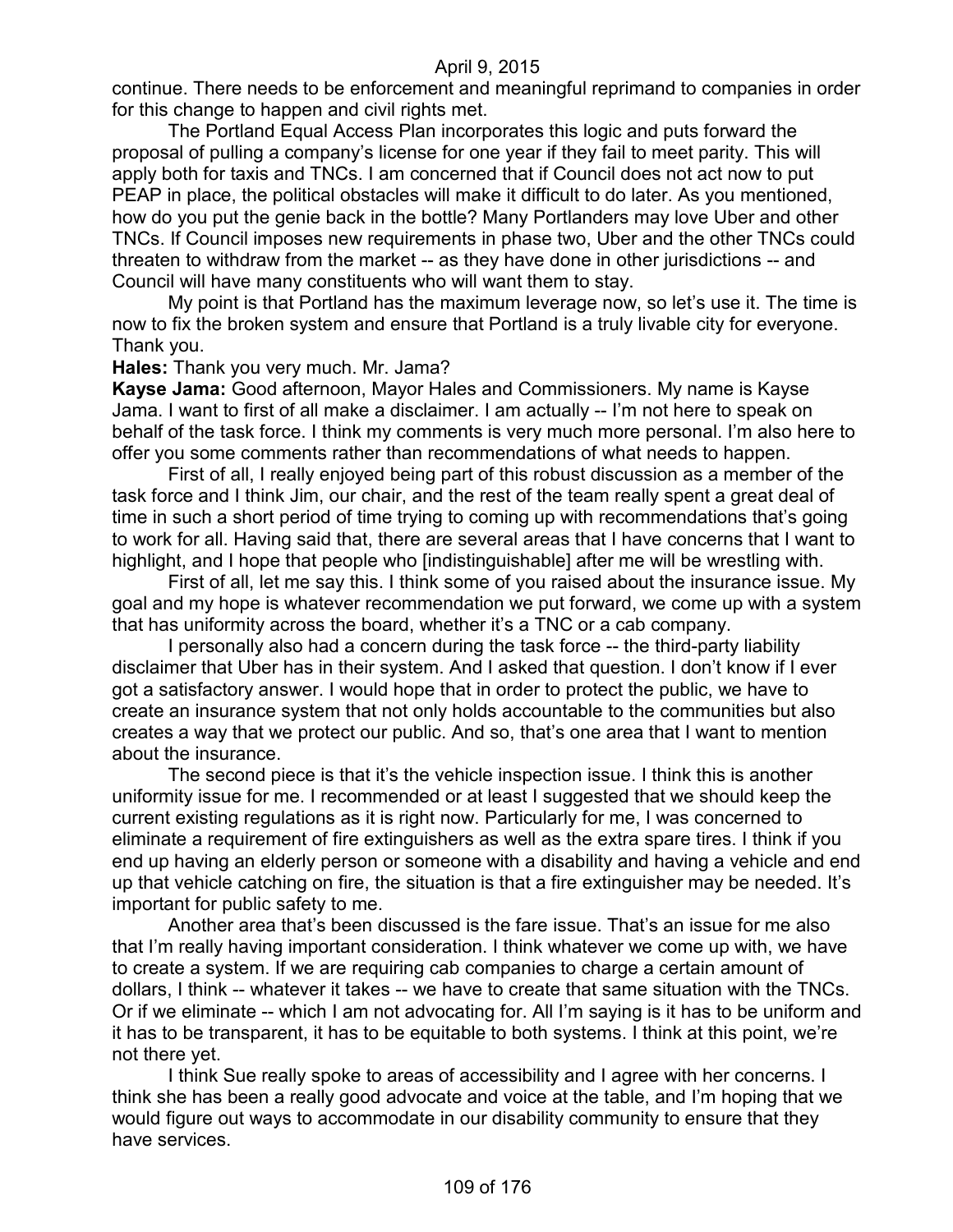continue. There needs to be enforcement and meaningful reprimand to companies in order for this change to happen and civil rights met.

The Portland Equal Access Plan incorporates this logic and puts forward the proposal of pulling a company's license for one year if they fail to meet parity. This will apply both for taxis and TNCs. I am concerned that if Council does not act now to put PEAP in place, the political obstacles will make it difficult to do later. As you mentioned, how do you put the genie back in the bottle? Many Portlanders may love Uber and other TNCs. If Council imposes new requirements in phase two, Uber and the other TNCs could threaten to withdraw from the market -- as they have done in other jurisdictions -- and Council will have many constituents who will want them to stay.

My point is that Portland has the maximum leverage now, so let's use it. The time is now to fix the broken system and ensure that Portland is a truly livable city for everyone. Thank you.

**Hales:** Thank you very much. Mr. Jama?

**Kayse Jama:** Good afternoon, Mayor Hales and Commissioners. My name is Kayse Jama. I want to first of all make a disclaimer. I am actually -- I'm not here to speak on behalf of the task force. I think my comments is very much more personal. I'm also here to offer you some comments rather than recommendations of what needs to happen.

First of all, I really enjoyed being part of this robust discussion as a member of the task force and I think Jim, our chair, and the rest of the team really spent a great deal of time in such a short period of time trying to coming up with recommendations that's going to work for all. Having said that, there are several areas that I have concerns that I want to highlight, and I hope that people who [indistinguishable] after me will be wrestling with.

First of all, let me say this. I think some of you raised about the insurance issue. My goal and my hope is whatever recommendation we put forward, we come up with a system that has uniformity across the board, whether it's a TNC or a cab company.

I personally also had a concern during the task force -- the third-party liability disclaimer that Uber has in their system. And I asked that question. I don't know if I ever got a satisfactory answer. I would hope that in order to protect the public, we have to create an insurance system that not only holds accountable to the communities but also creates a way that we protect our public. And so, that's one area that I want to mention about the insurance.

The second piece is that it's the vehicle inspection issue. I think this is another uniformity issue for me. I recommended or at least I suggested that we should keep the current existing regulations as it is right now. Particularly for me, I was concerned to eliminate a requirement of fire extinguishers as well as the extra spare tires. I think if you end up having an elderly person or someone with a disability and having a vehicle and end up that vehicle catching on fire, the situation is that a fire extinguisher may be needed. It's important for public safety to me.

Another area that's been discussed is the fare issue. That's an issue for me also that I'm really having important consideration. I think whatever we come up with, we have to create a system. If we are requiring cab companies to charge a certain amount of dollars, I think -- whatever it takes -- we have to create that same situation with the TNCs. Or if we eliminate -- which I am not advocating for. All I'm saying is it has to be uniform and it has to be transparent, it has to be equitable to both systems. I think at this point, we're not there yet.

I think Sue really spoke to areas of accessibility and I agree with her concerns. I think she has been a really good advocate and voice at the table, and I'm hoping that we would figure out ways to accommodate in our disability community to ensure that they have services.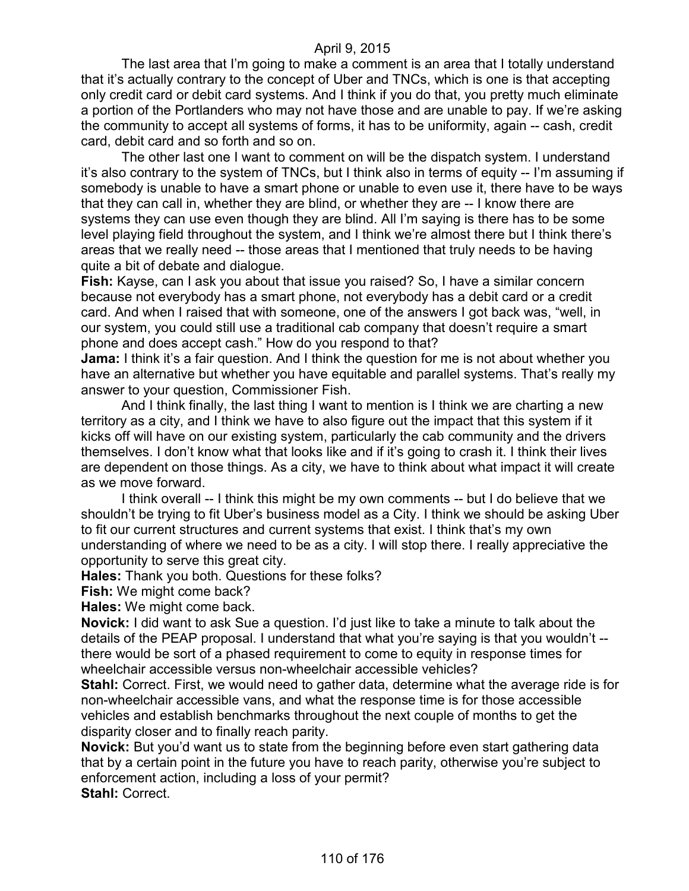The last area that I'm going to make a comment is an area that I totally understand that it's actually contrary to the concept of Uber and TNCs, which is one is that accepting only credit card or debit card systems. And I think if you do that, you pretty much eliminate a portion of the Portlanders who may not have those and are unable to pay. If we're asking the community to accept all systems of forms, it has to be uniformity, again -- cash, credit card, debit card and so forth and so on.

The other last one I want to comment on will be the dispatch system. I understand it's also contrary to the system of TNCs, but I think also in terms of equity -- I'm assuming if somebody is unable to have a smart phone or unable to even use it, there have to be ways that they can call in, whether they are blind, or whether they are -- I know there are systems they can use even though they are blind. All I'm saying is there has to be some level playing field throughout the system, and I think we're almost there but I think there's areas that we really need -- those areas that I mentioned that truly needs to be having quite a bit of debate and dialogue.

**Fish:** Kayse, can I ask you about that issue you raised? So, I have a similar concern because not everybody has a smart phone, not everybody has a debit card or a credit card. And when I raised that with someone, one of the answers I got back was, "well, in our system, you could still use a traditional cab company that doesn't require a smart phone and does accept cash." How do you respond to that?

**Jama:** I think it's a fair question. And I think the question for me is not about whether you have an alternative but whether you have equitable and parallel systems. That's really my answer to your question, Commissioner Fish.

And I think finally, the last thing I want to mention is I think we are charting a new territory as a city, and I think we have to also figure out the impact that this system if it kicks off will have on our existing system, particularly the cab community and the drivers themselves. I don't know what that looks like and if it's going to crash it. I think their lives are dependent on those things. As a city, we have to think about what impact it will create as we move forward.

I think overall -- I think this might be my own comments -- but I do believe that we shouldn't be trying to fit Uber's business model as a City. I think we should be asking Uber to fit our current structures and current systems that exist. I think that's my own understanding of where we need to be as a city. I will stop there. I really appreciative the opportunity to serve this great city.

**Hales:** Thank you both. Questions for these folks?

**Fish:** We might come back?

**Hales:** We might come back.

**Novick:** I did want to ask Sue a question. I'd just like to take a minute to talk about the details of the PEAP proposal. I understand that what you're saying is that you wouldn't -- there would be sort of a phased requirement to come to equity in response times for wheelchair accessible versus non-wheelchair accessible vehicles?

**Stahl:** Correct. First, we would need to gather data, determine what the average ride is for non-wheelchair accessible vans, and what the response time is for those accessible vehicles and establish benchmarks throughout the next couple of months to get the disparity closer and to finally reach parity.

**Novick:** But you'd want us to state from the beginning before even start gathering data that by a certain point in the future you have to reach parity, otherwise you're subject to enforcement action, including a loss of your permit?

**Stahl:** Correct.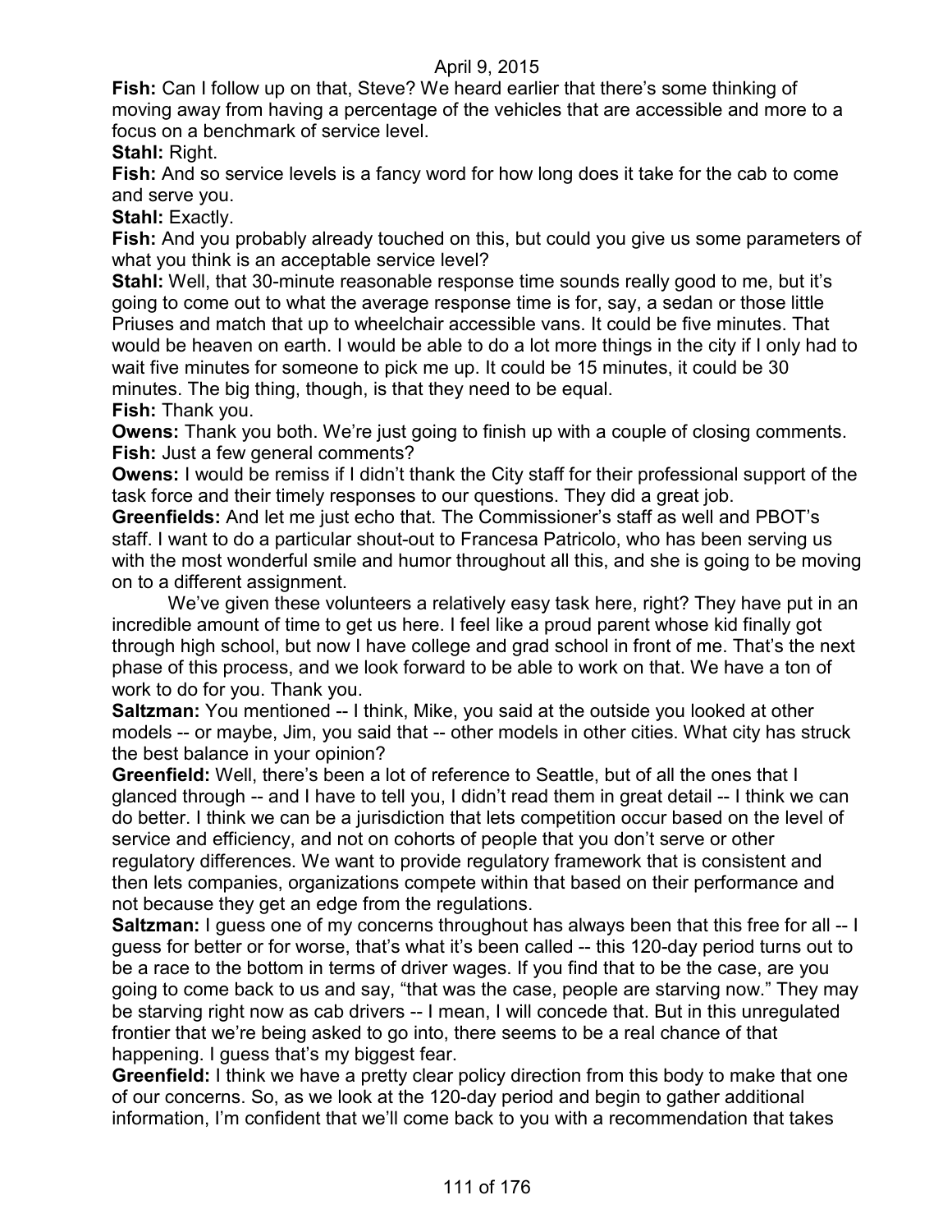**Fish:** Can I follow up on that, Steve? We heard earlier that there's some thinking of moving away from having a percentage of the vehicles that are accessible and more to a focus on a benchmark of service level.

**Stahl:** Right.

**Fish:** And so service levels is a fancy word for how long does it take for the cab to come and serve you.

**Stahl:** Exactly.

**Fish:** And you probably already touched on this, but could you give us some parameters of what you think is an acceptable service level?

**Stahl:** Well, that 30-minute reasonable response time sounds really good to me, but it's going to come out to what the average response time is for, say, a sedan or those little Priuses and match that up to wheelchair accessible vans. It could be five minutes. That would be heaven on earth. I would be able to do a lot more things in the city if I only had to wait five minutes for someone to pick me up. It could be 15 minutes, it could be 30 minutes. The big thing, though, is that they need to be equal.

**Fish:** Thank you.

**Owens:** Thank you both. We're just going to finish up with a couple of closing comments.

**Fish:** Just a few general comments?

**Owens:** I would be remiss if I didn't thank the City staff for their professional support of the task force and their timely responses to our questions. They did a great job.

**Greenfields:** And let me just echo that. The Commissioner's staff as well and PBOT's staff. I want to do a particular shout-out to Francesa Patricolo, who has been serving us with the most wonderful smile and humor throughout all this, and she is going to be moving on to a different assignment.

We've given these volunteers a relatively easy task here, right? They have put in an incredible amount of time to get us here. I feel like a proud parent whose kid finally got through high school, but now I have college and grad school in front of me. That's the next phase of this process, and we look forward to be able to work on that. We have a ton of work to do for you. Thank you.

**Saltzman:** You mentioned -- I think, Mike, you said at the outside you looked at other models -- or maybe, Jim, you said that -- other models in other cities. What city has struck the best balance in your opinion?

**Greenfield:** Well, there's been a lot of reference to Seattle, but of all the ones that I glanced through -- and I have to tell you, I didn't read them in great detail -- I think we can do better. I think we can be a jurisdiction that lets competition occur based on the level of service and efficiency, and not on cohorts of people that you don't serve or other regulatory differences. We want to provide regulatory framework that is consistent and then lets companies, organizations compete within that based on their performance and not because they get an edge from the regulations.

**Saltzman:** I guess one of my concerns throughout has always been that this free for all -- I guess for better or for worse, that's what it's been called -- this 120-day period turns out to be a race to the bottom in terms of driver wages. If you find that to be the case, are you going to come back to us and say, "that was the case, people are starving now." They may be starving right now as cab drivers -- I mean, I will concede that. But in this unregulated frontier that we're being asked to go into, there seems to be a real chance of that happening. I guess that's my biggest fear.

**Greenfield:** I think we have a pretty clear policy direction from this body to make that one of our concerns. So, as we look at the 120-day period and begin to gather additional information, I'm confident that we'll come back to you with a recommendation that takes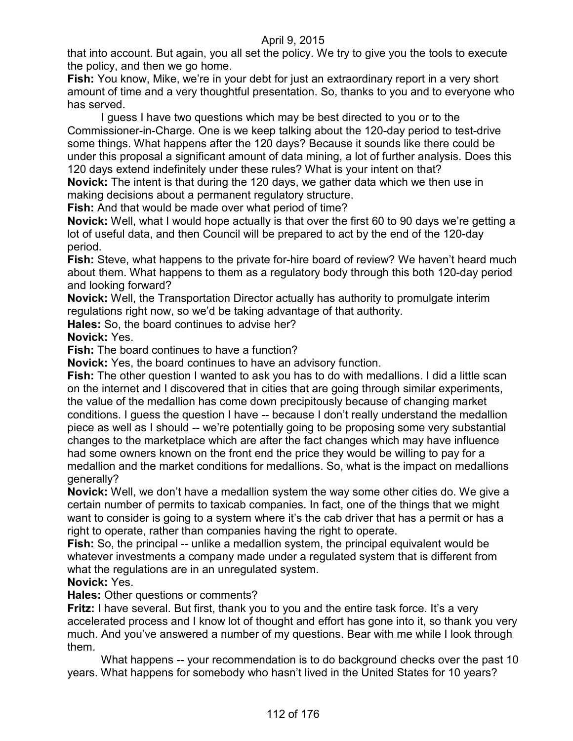that into account. But again, you all set the policy. We try to give you the tools to execute the policy, and then we go home.

**Fish:** You know, Mike, we're in your debt for just an extraordinary report in a very short amount of time and a very thoughtful presentation. So, thanks to you and to everyone who has served.

I guess I have two questions which may be best directed to you or to the Commissioner-in-Charge. One is we keep talking about the 120-day period to test-drive some things. What happens after the 120 days? Because it sounds like there could be under this proposal a significant amount of data mining, a lot of further analysis. Does this 120 days extend indefinitely under these rules? What is your intent on that?

**Novick:** The intent is that during the 120 days, we gather data which we then use in making decisions about a permanent regulatory structure.

**Fish:** And that would be made over what period of time?

**Novick:** Well, what I would hope actually is that over the first 60 to 90 days we're getting a lot of useful data, and then Council will be prepared to act by the end of the 120-day period.

**Fish:** Steve, what happens to the private for-hire board of review? We haven't heard much about them. What happens to them as a regulatory body through this both 120-day period and looking forward?

**Novick:** Well, the Transportation Director actually has authority to promulgate interim regulations right now, so we'd be taking advantage of that authority.

**Hales:** So, the board continues to advise her?

**Novick:** Yes.

**Fish:** The board continues to have a function?

**Novick:** Yes, the board continues to have an advisory function.

**Fish:** The other question I wanted to ask you has to do with medallions. I did a little scan on the internet and I discovered that in cities that are going through similar experiments, the value of the medallion has come down precipitously because of changing market conditions. I guess the question I have -- because I don't really understand the medallion piece as well as I should -- we're potentially going to be proposing some very substantial changes to the marketplace which are after the fact changes which may have influence had some owners known on the front end the price they would be willing to pay for a medallion and the market conditions for medallions. So, what is the impact on medallions generally?

**Novick:** Well, we don't have a medallion system the way some other cities do. We give a certain number of permits to taxicab companies. In fact, one of the things that we might want to consider is going to a system where it's the cab driver that has a permit or has a right to operate, rather than companies having the right to operate.

**Fish:** So, the principal -- unlike a medallion system, the principal equivalent would be whatever investments a company made under a regulated system that is different from what the regulations are in an unregulated system.

**Novick:** Yes.

**Hales:** Other questions or comments?

**Fritz:** I have several. But first, thank you to you and the entire task force. It's a very accelerated process and I know lot of thought and effort has gone into it, so thank you very much. And you've answered a number of my questions. Bear with me while I look through them.

What happens -- your recommendation is to do background checks over the past 10 years. What happens for somebody who hasn't lived in the United States for 10 years?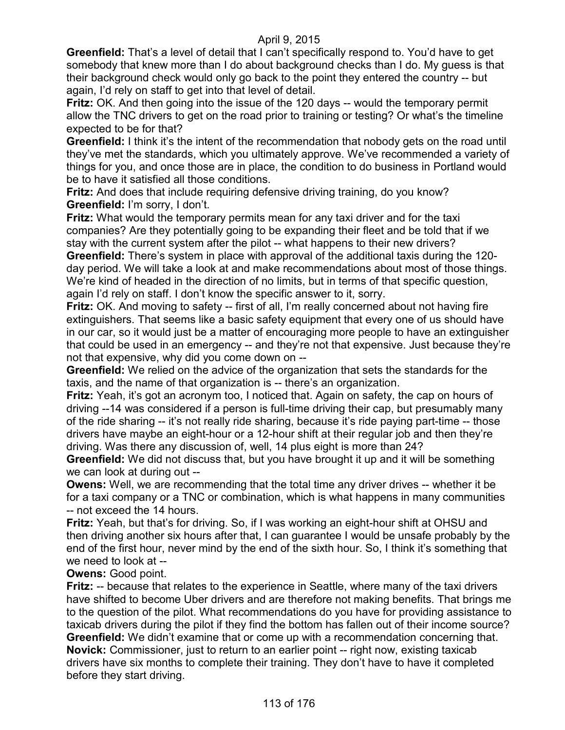**Greenfield:** That's a level of detail that I can't specifically respond to. You'd have to get somebody that knew more than I do about background checks than I do. My guess is that their background check would only go back to the point they entered the country -- but again, I'd rely on staff to get into that level of detail.

**Fritz:** OK. And then going into the issue of the 120 days -- would the temporary permit allow the TNC drivers to get on the road prior to training or testing? Or what's the timeline expected to be for that?

**Greenfield:** I think it's the intent of the recommendation that nobody gets on the road until they've met the standards, which you ultimately approve. We've recommended a variety of things for you, and once those are in place, the condition to do business in Portland would be to have it satisfied all those conditions.

**Fritz:** And does that include requiring defensive driving training, do you know?

**Greenfield:** I'm sorry, I don't.

**Fritz:** What would the temporary permits mean for any taxi driver and for the taxi companies? Are they potentially going to be expanding their fleet and be told that if we stay with the current system after the pilot -- what happens to their new drivers?

**Greenfield:** There's system in place with approval of the additional taxis during the 120-day period. We will take a look at and make recommendations about most of those things. We're kind of headed in the direction of no limits, but in terms of that specific question, again I'd rely on staff. I don't know the specific answer to it, sorry.

**Fritz:** OK. And moving to safety -- first of all, I'm really concerned about not having fire extinguishers. That seems like a basic safety equipment that every one of us should have in our car, so it would just be a matter of encouraging more people to have an extinguisher that could be used in an emergency -- and they're not that expensive. Just because they're not that expensive, why did you come down on --

**Greenfield:** We relied on the advice of the organization that sets the standards for the taxis, and the name of that organization is -- there's an organization.

**Fritz:** Yeah, it's got an acronym too, I noticed that. Again on safety, the cap on hours of driving --14 was considered if a person is full-time driving their cap, but presumably many of the ride sharing -- it's not really ride sharing, because it's ride paying part-time -- those drivers have maybe an eight-hour or a 12-hour shift at their regular job and then they're driving. Was there any discussion of, well, 14 plus eight is more than 24?

**Greenfield:** We did not discuss that, but you have brought it up and it will be something we can look at during out --

**Owens:** Well, we are recommending that the total time any driver drives -- whether it be for a taxi company or a TNC or combination, which is what happens in many communities -- not exceed the 14 hours.

**Fritz:** Yeah, but that's for driving. So, if I was working an eight-hour shift at OHSU and then driving another six hours after that, I can guarantee I would be unsafe probably by the end of the first hour, never mind by the end of the sixth hour. So, I think it's something that we need to look at --

**Owens:** Good point.

**Fritz:** -- because that relates to the experience in Seattle, where many of the taxi drivers have shifted to become Uber drivers and are therefore not making benefits. That brings me to the question of the pilot. What recommendations do you have for providing assistance to taxicab drivers during the pilot if they find the bottom has fallen out of their income source?

**Greenfield:** We didn't examine that or come up with a recommendation concerning that.

**Novick:** Commissioner, just to return to an earlier point -- right now, existing taxicab drivers have six months to complete their training. They don't have to have it completed before they start driving.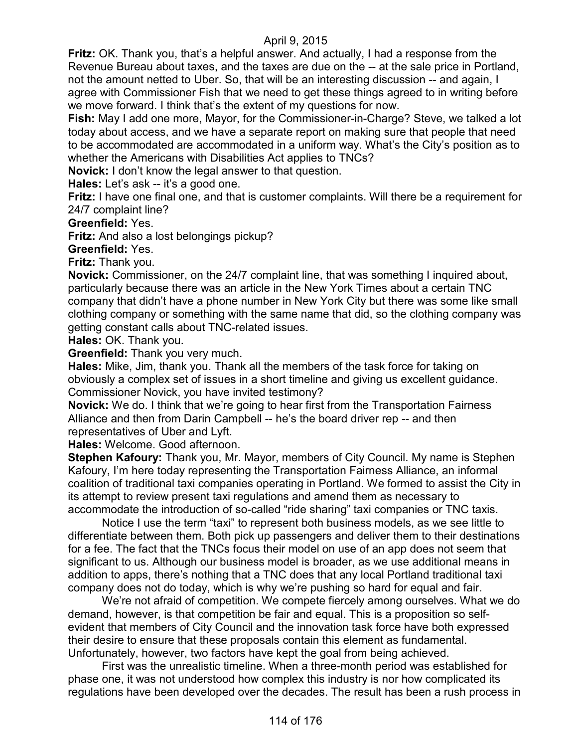**Fritz:** OK. Thank you, that's a helpful answer. And actually, I had a response from the Revenue Bureau about taxes, and the taxes are due on the -- at the sale price in Portland, not the amount netted to Uber. So, that will be an interesting discussion -- and again, I agree with Commissioner Fish that we need to get these things agreed to in writing before we move forward. I think that's the extent of my questions for now.

**Fish:** May I add one more, Mayor, for the Commissioner-in-Charge? Steve, we talked a lot today about access, and we have a separate report on making sure that people that need to be accommodated are accommodated in a uniform way. What's the City's position as to whether the Americans with Disabilities Act applies to TNCs?

**Novick:** I don't know the legal answer to that question.

**Hales:** Let's ask -- it's a good one.

**Fritz:** I have one final one, and that is customer complaints. Will there be a requirement for 24/7 complaint line?

**Greenfield:** Yes.

**Fritz:** And also a lost belongings pickup?

**Greenfield:** Yes.

**Fritz:** Thank you.

**Novick:** Commissioner, on the 24/7 complaint line, that was something I inquired about, particularly because there was an article in the New York Times about a certain TNC company that didn't have a phone number in New York City but there was some like small clothing company or something with the same name that did, so the clothing company was getting constant calls about TNC-related issues.

**Hales:** OK. Thank you.

**Greenfield:** Thank you very much.

**Hales:** Mike, Jim, thank you. Thank all the members of the task force for taking on obviously a complex set of issues in a short timeline and giving us excellent guidance. Commissioner Novick, you have invited testimony?

**Novick:** We do. I think that we're going to hear first from the Transportation Fairness Alliance and then from Darin Campbell -- he's the board driver rep -- and then representatives of Uber and Lyft.

**Hales:** Welcome. Good afternoon.

**Stephen Kafoury:** Thank you, Mr. Mayor, members of City Council. My name is Stephen Kafoury, I'm here today representing the Transportation Fairness Alliance, an informal coalition of traditional taxi companies operating in Portland. We formed to assist the City in its attempt to review present taxi regulations and amend them as necessary to accommodate the introduction of so-called "ride sharing" taxi companies or TNC taxis.

Notice I use the term "taxi" to represent both business models, as we see little to differentiate between them. Both pick up passengers and deliver them to their destinations for a fee. The fact that the TNCs focus their model on use of an app does not seem that significant to us. Although our business model is broader, as we use additional means in addition to apps, there's nothing that a TNC does that any local Portland traditional taxi company does not do today, which is why we're pushing so hard for equal and fair.

We're not afraid of competition. We compete fiercely among ourselves. What we do demand, however, is that competition be fair and equal. This is a proposition so self-evident that members of City Council and the innovation task force have both expressed their desire to ensure that these proposals contain this element as fundamental. Unfortunately, however, two factors have kept the goal from being achieved.

First was the unrealistic timeline. When a three-month period was established for phase one, it was not understood how complex this industry is nor how complicated its regulations have been developed over the decades. The result has been a rush process in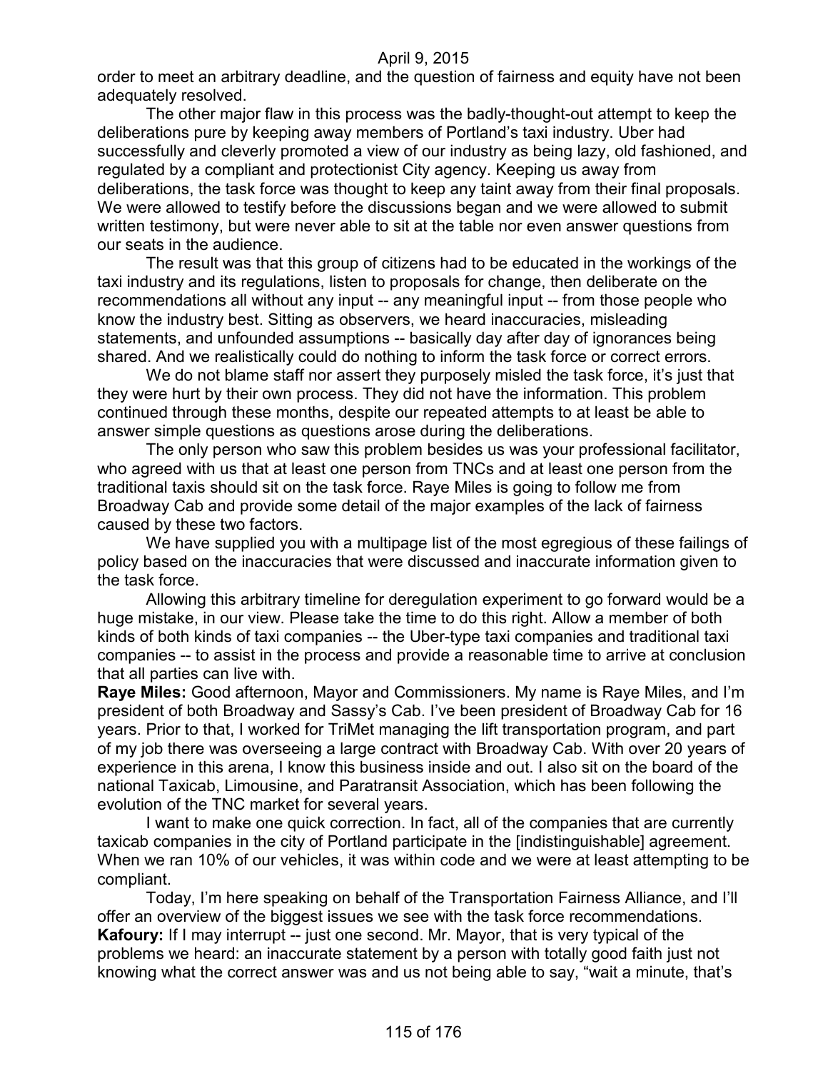order to meet an arbitrary deadline, and the question of fairness and equity have not been adequately resolved.

The other major flaw in this process was the badly-thought-out attempt to keep the deliberations pure by keeping away members of Portland's taxi industry. Uber had successfully and cleverly promoted a view of our industry as being lazy, old fashioned, and regulated by a compliant and protectionist City agency. Keeping us away from deliberations, the task force was thought to keep any taint away from their final proposals. We were allowed to testify before the discussions began and we were allowed to submit written testimony, but were never able to sit at the table nor even answer questions from our seats in the audience.

The result was that this group of citizens had to be educated in the workings of the taxi industry and its regulations, listen to proposals for change, then deliberate on the recommendations all without any input -- any meaningful input -- from those people who know the industry best. Sitting as observers, we heard inaccuracies, misleading statements, and unfounded assumptions -- basically day after day of ignorances being shared. And we realistically could do nothing to inform the task force or correct errors.

We do not blame staff nor assert they purposely misled the task force, it's just that they were hurt by their own process. They did not have the information. This problem continued through these months, despite our repeated attempts to at least be able to answer simple questions as questions arose during the deliberations.

The only person who saw this problem besides us was your professional facilitator, who agreed with us that at least one person from TNCs and at least one person from the traditional taxis should sit on the task force. Raye Miles is going to follow me from Broadway Cab and provide some detail of the major examples of the lack of fairness caused by these two factors.

We have supplied you with a multipage list of the most egregious of these failings of policy based on the inaccuracies that were discussed and inaccurate information given to the task force.

Allowing this arbitrary timeline for deregulation experiment to go forward would be a huge mistake, in our view. Please take the time to do this right. Allow a member of both kinds of both kinds of taxi companies -- the Uber-type taxi companies and traditional taxi companies -- to assist in the process and provide a reasonable time to arrive at conclusion that all parties can live with.

**Raye Miles:** Good afternoon, Mayor and Commissioners. My name is Raye Miles, and I'm president of both Broadway and Sassy's Cab. I've been president of Broadway Cab for 16 years. Prior to that, I worked for TriMet managing the lift transportation program, and part of my job there was overseeing a large contract with Broadway Cab. With over 20 years of experience in this arena, I know this business inside and out. I also sit on the board of the national Taxicab, Limousine, and Paratransit Association, which has been following the evolution of the TNC market for several years.

I want to make one quick correction. In fact, all of the companies that are currently taxicab companies in the city of Portland participate in the [indistinguishable] agreement. When we ran 10% of our vehicles, it was within code and we were at least attempting to be compliant.

Today, I'm here speaking on behalf of the Transportation Fairness Alliance, and I'll offer an overview of the biggest issues we see with the task force recommendations.

**Kafoury:** If I may interrupt -- just one second. Mr. Mayor, that is very typical of the problems we heard: an inaccurate statement by a person with totally good faith just not knowing what the correct answer was and us not being able to say, "wait a minute, that's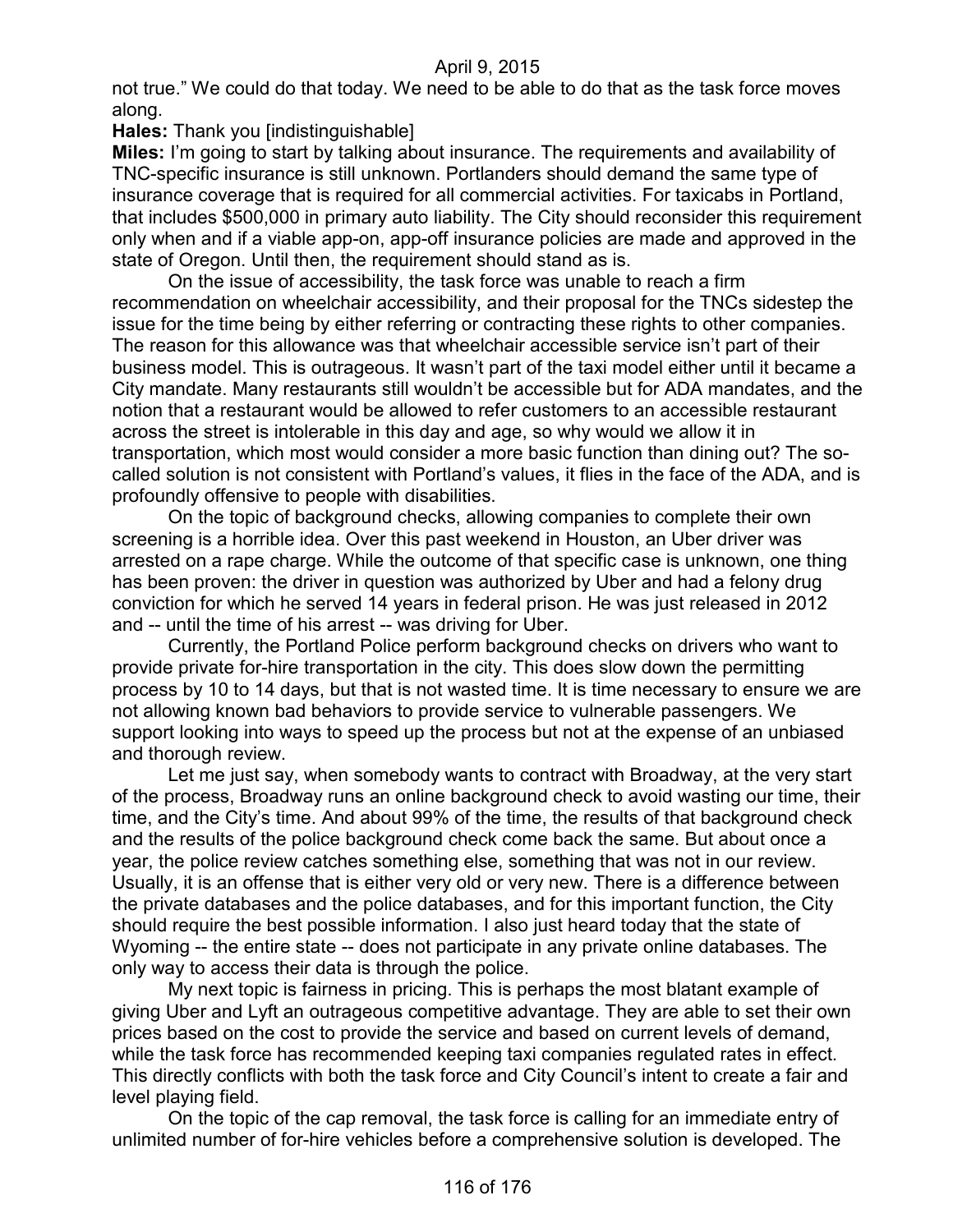not true." We could do that today. We need to be able to do that as the task force moves along.

**Hales:** Thank you [indistinguishable]

**Miles:** I'm going to start by talking about insurance. The requirements and availability of TNC-specific insurance is still unknown. Portlanders should demand the same type of insurance coverage that is required for all commercial activities. For taxicabs in Portland, that includes $500,000 in primary auto liability. The City should reconsider this requirement only when and if a viable app-on, app-off insurance policies are made and approved in the state of Oregon. Until then, the requirement should stand as is.

On the issue of accessibility, the task force was unable to reach a firm recommendation on wheelchair accessibility, and their proposal for the TNCs sidestep the issue for the time being by either referring or contracting these rights to other companies. The reason for this allowance was that wheelchair accessible service isn't part of their business model. This is outrageous. It wasn't part of the taxi model either until it became a City mandate. Many restaurants still wouldn't be accessible but for ADA mandates, and the notion that a restaurant would be allowed to refer customers to an accessible restaurant across the street is intolerable in this day and age, so why would we allow it in transportation, which most would consider a more basic function than dining out? The so-called solution is not consistent with Portland's values, it flies in the face of the ADA, and is profoundly offensive to people with disabilities.

On the topic of background checks, allowing companies to complete their own screening is a horrible idea. Over this past weekend in Houston, an Uber driver was arrested on a rape charge. While the outcome of that specific case is unknown, one thing has been proven: the driver in question was authorized by Uber and had a felony drug conviction for which he served 14 years in federal prison. He was just released in 2012 and -- until the time of his arrest -- was driving for Uber.

Currently, the Portland Police perform background checks on drivers who want to provide private for-hire transportation in the city. This does slow down the permitting process by 10 to 14 days, but that is not wasted time. It is time necessary to ensure we are not allowing known bad behaviors to provide service to vulnerable passengers. We support looking into ways to speed up the process but not at the expense of an unbiased and thorough review.

Let me just say, when somebody wants to contract with Broadway, at the very start of the process, Broadway runs an online background check to avoid wasting our time, their time, and the City's time. And about 99% of the time, the results of that background check and the results of the police background check come back the same. But about once a year, the police review catches something else, something that was not in our review. Usually, it is an offense that is either very old or very new. There is a difference between the private databases and the police databases, and for this important function, the City should require the best possible information. I also just heard today that the state of Wyoming -- the entire state -- does not participate in any private online databases. The only way to access their data is through the police.

My next topic is fairness in pricing. This is perhaps the most blatant example of giving Uber and Lyft an outrageous competitive advantage. They are able to set their own prices based on the cost to provide the service and based on current levels of demand, while the task force has recommended keeping taxi companies regulated rates in effect. This directly conflicts with both the task force and City Council's intent to create a fair and level playing field.

On the topic of the cap removal, the task force is calling for an immediate entry of unlimited number of for-hire vehicles before a comprehensive solution is developed. The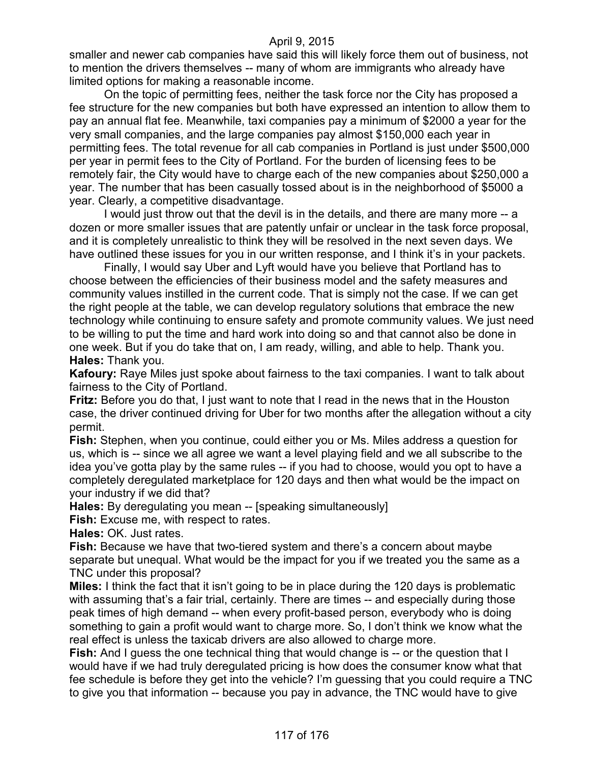smaller and newer cab companies have said this will likely force them out of business, not to mention the drivers themselves -- many of whom are immigrants who already have limited options for making a reasonable income.

On the topic of permitting fees, neither the task force nor the City has proposed a fee structure for the new companies but both have expressed an intention to allow them to pay an annual flat fee. Meanwhile, taxi companies pay a minimum of $2000 a year for the very small companies, and the large companies pay almost $150,000 each year in permitting fees. The total revenue for all cab companies in Portland is just under $500,000 per year in permit fees to the City of Portland. For the burden of licensing fees to be remotely fair, the City would have to charge each of the new companies about $250,000 a year. The number that has been casually tossed about is in the neighborhood of $5000 a year. Clearly, a competitive disadvantage.

I would just throw out that the devil is in the details, and there are many more -- a dozen or more smaller issues that are patently unfair or unclear in the task force proposal, and it is completely unrealistic to think they will be resolved in the next seven days. We have outlined these issues for you in our written response, and I think it's in your packets.

Finally, I would say Uber and Lyft would have you believe that Portland has to choose between the efficiencies of their business model and the safety measures and community values instilled in the current code. That is simply not the case. If we can get the right people at the table, we can develop regulatory solutions that embrace the new technology while continuing to ensure safety and promote community values. We just need to be willing to put the time and hard work into doing so and that cannot also be done in one week. But if you do take that on, I am ready, willing, and able to help. Thank you.

**Hales:** Thank you.

**Kafoury:** Raye Miles just spoke about fairness to the taxi companies. I want to talk about fairness to the City of Portland.

**Fritz:** Before you do that, I just want to note that I read in the news that in the Houston case, the driver continued driving for Uber for two months after the allegation without a city permit.

**Fish:** Stephen, when you continue, could either you or Ms. Miles address a question for us, which is -- since we all agree we want a level playing field and we all subscribe to the idea you've gotta play by the same rules -- if you had to choose, would you opt to have a completely deregulated marketplace for 120 days and then what would be the impact on your industry if we did that?

**Hales:** By deregulating you mean -- [speaking simultaneously]

**Fish:** Excuse me, with respect to rates.

**Hales:** OK. Just rates.

**Fish:** Because we have that two-tiered system and there's a concern about maybe separate but unequal. What would be the impact for you if we treated you the same as a TNC under this proposal?

**Miles:** I think the fact that it isn't going to be in place during the 120 days is problematic with assuming that's a fair trial, certainly. There are times -- and especially during those peak times of high demand -- when every profit-based person, everybody who is doing something to gain a profit would want to charge more. So, I don't think we know what the real effect is unless the taxicab drivers are also allowed to charge more.

**Fish:** And I guess the one technical thing that would change is -- or the question that I would have if we had truly deregulated pricing is how does the consumer know what that fee schedule is before they get into the vehicle? I'm guessing that you could require a TNC to give you that information -- because you pay in advance, the TNC would have to give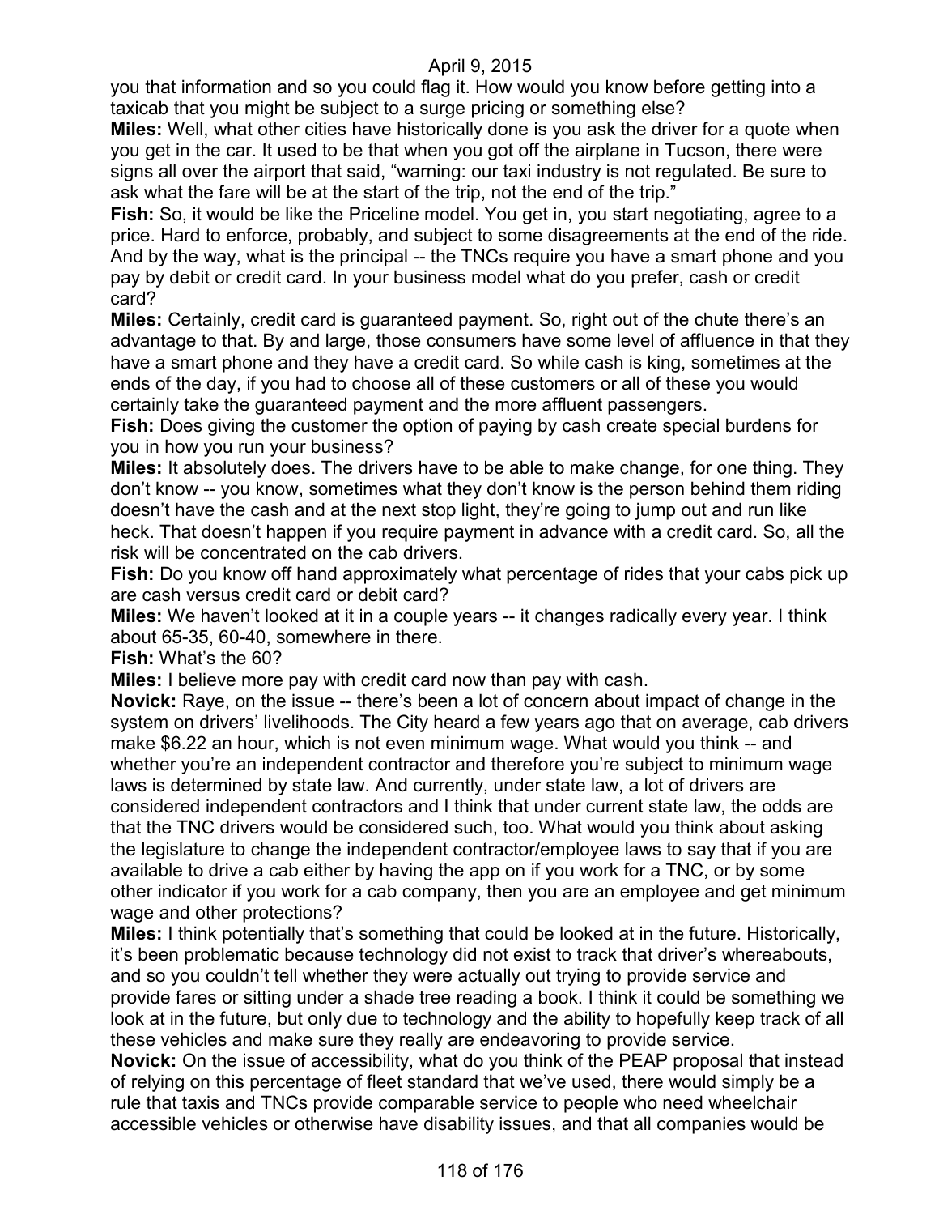you that information and so you could flag it. How would you know before getting into a taxicab that you might be subject to a surge pricing or something else?

**Miles:** Well, what other cities have historically done is you ask the driver for a quote when you get in the car. It used to be that when you got off the airplane in Tucson, there were signs all over the airport that said, "warning: our taxi industry is not regulated. Be sure to ask what the fare will be at the start of the trip, not the end of the trip."

**Fish:** So, it would be like the Priceline model. You get in, you start negotiating, agree to a price. Hard to enforce, probably, and subject to some disagreements at the end of the ride. And by the way, what is the principal -- the TNCs require you have a smart phone and you pay by debit or credit card. In your business model what do you prefer, cash or credit card?

**Miles:** Certainly, credit card is guaranteed payment. So, right out of the chute there's an advantage to that. By and large, those consumers have some level of affluence in that they have a smart phone and they have a credit card. So while cash is king, sometimes at the ends of the day, if you had to choose all of these customers or all of these you would certainly take the guaranteed payment and the more affluent passengers.

**Fish:** Does giving the customer the option of paying by cash create special burdens for you in how you run your business?

**Miles:** It absolutely does. The drivers have to be able to make change, for one thing. They don't know -- you know, sometimes what they don't know is the person behind them riding doesn't have the cash and at the next stop light, they're going to jump out and run like heck. That doesn't happen if you require payment in advance with a credit card. So, all the risk will be concentrated on the cab drivers.

**Fish:** Do you know off hand approximately what percentage of rides that your cabs pick up are cash versus credit card or debit card?

**Miles:** We haven't looked at it in a couple years -- it changes radically every year. I think about 65-35, 60-40, somewhere in there.

**Fish:** What's the 60?

**Miles:** I believe more pay with credit card now than pay with cash.

**Novick:** Raye, on the issue -- there's been a lot of concern about impact of change in the system on drivers' livelihoods. The City heard a few years ago that on average, cab drivers make $6.22 an hour, which is not even minimum wage. What would you think -- and whether you're an independent contractor and therefore you're subject to minimum wage laws is determined by state law. And currently, under state law, a lot of drivers are considered independent contractors and I think that under current state law, the odds are that the TNC drivers would be considered such, too. What would you think about asking the legislature to change the independent contractor/employee laws to say that if you are available to drive a cab either by having the app on if you work for a TNC, or by some other indicator if you work for a cab company, then you are an employee and get minimum wage and other protections?

**Miles:** I think potentially that's something that could be looked at in the future. Historically, it's been problematic because technology did not exist to track that driver's whereabouts, and so you couldn't tell whether they were actually out trying to provide service and provide fares or sitting under a shade tree reading a book. I think it could be something we look at in the future, but only due to technology and the ability to hopefully keep track of all these vehicles and make sure they really are endeavoring to provide service.

**Novick:** On the issue of accessibility, what do you think of the PEAP proposal that instead of relying on this percentage of fleet standard that we've used, there would simply be a rule that taxis and TNCs provide comparable service to people who need wheelchair accessible vehicles or otherwise have disability issues, and that all companies would be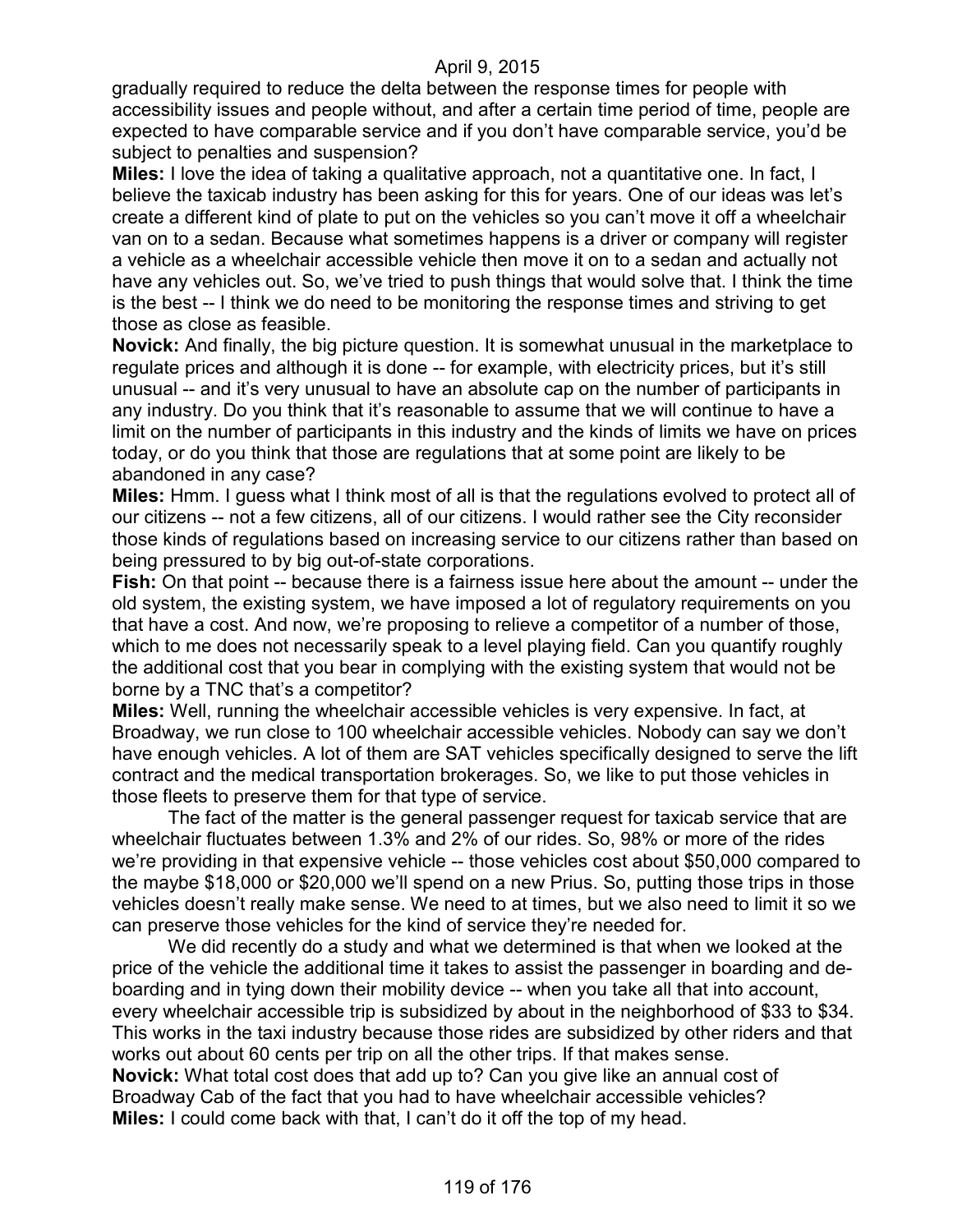gradually required to reduce the delta between the response times for people with accessibility issues and people without, and after a certain time period of time, people are expected to have comparable service and if you don't have comparable service, you'd be subject to penalties and suspension?

**Miles:** I love the idea of taking a qualitative approach, not a quantitative one. In fact, I believe the taxicab industry has been asking for this for years. One of our ideas was let's create a different kind of plate to put on the vehicles so you can't move it off a wheelchair van on to a sedan. Because what sometimes happens is a driver or company will register a vehicle as a wheelchair accessible vehicle then move it on to a sedan and actually not have any vehicles out. So, we've tried to push things that would solve that. I think the time is the best -- I think we do need to be monitoring the response times and striving to get those as close as feasible.

**Novick:** And finally, the big picture question. It is somewhat unusual in the marketplace to regulate prices and although it is done -- for example, with electricity prices, but it's still unusual -- and it's very unusual to have an absolute cap on the number of participants in any industry. Do you think that it's reasonable to assume that we will continue to have a limit on the number of participants in this industry and the kinds of limits we have on prices today, or do you think that those are regulations that at some point are likely to be abandoned in any case?

**Miles:** Hmm. I guess what I think most of all is that the regulations evolved to protect all of our citizens -- not a few citizens, all of our citizens. I would rather see the City reconsider those kinds of regulations based on increasing service to our citizens rather than based on being pressured to by big out-of-state corporations.

**Fish:** On that point -- because there is a fairness issue here about the amount -- under the old system, the existing system, we have imposed a lot of regulatory requirements on you that have a cost. And now, we're proposing to relieve a competitor of a number of those, which to me does not necessarily speak to a level playing field. Can you quantify roughly the additional cost that you bear in complying with the existing system that would not be borne by a TNC that's a competitor?

**Miles:** Well, running the wheelchair accessible vehicles is very expensive. In fact, at Broadway, we run close to 100 wheelchair accessible vehicles. Nobody can say we don't have enough vehicles. A lot of them are SAT vehicles specifically designed to serve the lift contract and the medical transportation brokerages. So, we like to put those vehicles in those fleets to preserve them for that type of service.

The fact of the matter is the general passenger request for taxicab service that are wheelchair fluctuates between 1.3% and 2% of our rides. So, 98% or more of the rides we're providing in that expensive vehicle -- those vehicles cost about $50,000 compared to the maybe $18,000 or $20,000 we'll spend on a new Prius. So, putting those trips in those vehicles doesn't really make sense. We need to at times, but we also need to limit it so we can preserve those vehicles for the kind of service they're needed for.

We did recently do a study and what we determined is that when we looked at the price of the vehicle the additional time it takes to assist the passenger in boarding and de-boarding and in tying down their mobility device -- when you take all that into account, every wheelchair accessible trip is subsidized by about in the neighborhood of $33 to $34. This works in the taxi industry because those rides are subsidized by other riders and that works out about 60 cents per trip on all the other trips. If that makes sense.

**Novick:** What total cost does that add up to? Can you give like an annual cost of Broadway Cab of the fact that you had to have wheelchair accessible vehicles?

**Miles:** I could come back with that, I can't do it off the top of my head.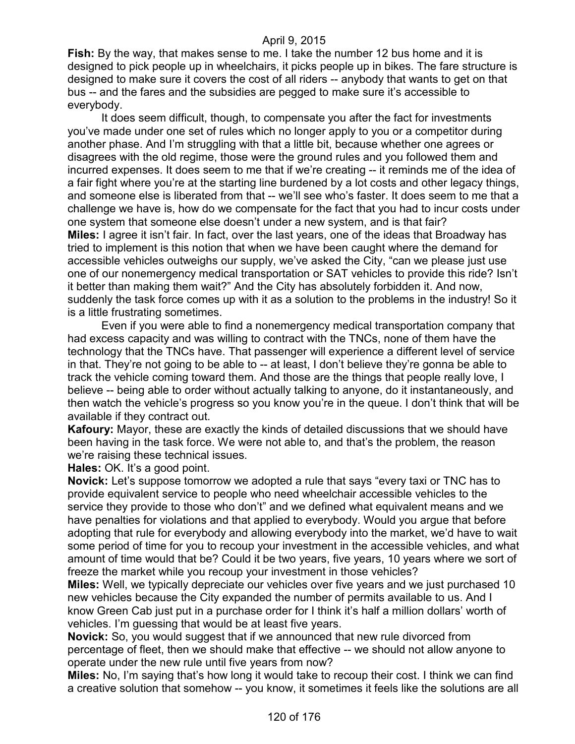**Fish:** By the way, that makes sense to me. I take the number 12 bus home and it is designed to pick people up in wheelchairs, it picks people up in bikes. The fare structure is designed to make sure it covers the cost of all riders -- anybody that wants to get on that bus -- and the fares and the subsidies are pegged to make sure it's accessible to everybody.

It does seem difficult, though, to compensate you after the fact for investments you've made under one set of rules which no longer apply to you or a competitor during another phase. And I'm struggling with that a little bit, because whether one agrees or disagrees with the old regime, those were the ground rules and you followed them and incurred expenses. It does seem to me that if we're creating -- it reminds me of the idea of a fair fight where you're at the starting line burdened by a lot costs and other legacy things, and someone else is liberated from that -- we'll see who's faster. It does seem to me that a challenge we have is, how do we compensate for the fact that you had to incur costs under one system that someone else doesn't under a new system, and is that fair?

**Miles:** I agree it isn't fair. In fact, over the last years, one of the ideas that Broadway has tried to implement is this notion that when we have been caught where the demand for accessible vehicles outweighs our supply, we've asked the City, "can we please just use one of our nonemergency medical transportation or SAT vehicles to provide this ride? Isn't it better than making them wait?" And the City has absolutely forbidden it. And now, suddenly the task force comes up with it as a solution to the problems in the industry! So it is a little frustrating sometimes.

Even if you were able to find a nonemergency medical transportation company that had excess capacity and was willing to contract with the TNCs, none of them have the technology that the TNCs have. That passenger will experience a different level of service in that. They're not going to be able to -- at least, I don't believe they're gonna be able to track the vehicle coming toward them. And those are the things that people really love, I believe -- being able to order without actually talking to anyone, do it instantaneously, and then watch the vehicle's progress so you know you're in the queue. I don't think that will be available if they contract out.

**Kafoury:** Mayor, these are exactly the kinds of detailed discussions that we should have been having in the task force. We were not able to, and that's the problem, the reason we're raising these technical issues.

**Hales:** OK. It's a good point.

**Novick:** Let's suppose tomorrow we adopted a rule that says "every taxi or TNC has to provide equivalent service to people who need wheelchair accessible vehicles to the service they provide to those who don't" and we defined what equivalent means and we have penalties for violations and that applied to everybody. Would you argue that before adopting that rule for everybody and allowing everybody into the market, we'd have to wait some period of time for you to recoup your investment in the accessible vehicles, and what amount of time would that be? Could it be two years, five years, 10 years where we sort of freeze the market while you recoup your investment in those vehicles?

**Miles:** Well, we typically depreciate our vehicles over five years and we just purchased 10 new vehicles because the City expanded the number of permits available to us. And I know Green Cab just put in a purchase order for I think it's half a million dollars' worth of vehicles. I'm guessing that would be at least five years.

**Novick:** So, you would suggest that if we announced that new rule divorced from percentage of fleet, then we should make that effective -- we should not allow anyone to operate under the new rule until five years from now?

**Miles:** No, I'm saying that's how long it would take to recoup their cost. I think we can find a creative solution that somehow -- you know, it sometimes it feels like the solutions are all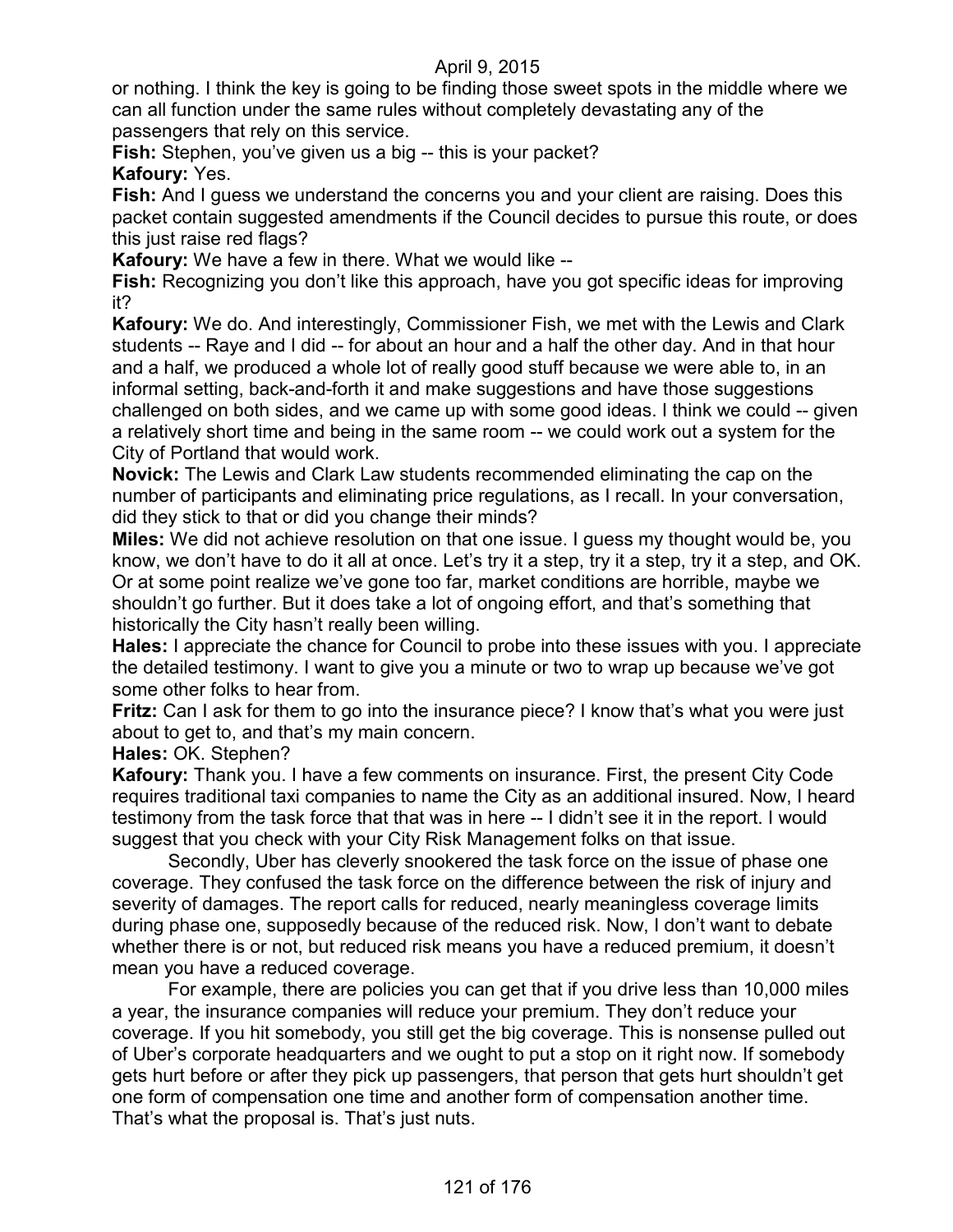or nothing. I think the key is going to be finding those sweet spots in the middle where we can all function under the same rules without completely devastating any of the passengers that rely on this service.

**Fish:** Stephen, you've given us a big -- this is your packet?

**Kafoury:** Yes.

**Fish:** And I guess we understand the concerns you and your client are raising. Does this packet contain suggested amendments if the Council decides to pursue this route, or does this just raise red flags?

**Kafoury:** We have a few in there. What we would like --

**Fish:** Recognizing you don't like this approach, have you got specific ideas for improving it?

**Kafoury:** We do. And interestingly, Commissioner Fish, we met with the Lewis and Clark students -- Raye and I did -- for about an hour and a half the other day. And in that hour and a half, we produced a whole lot of really good stuff because we were able to, in an informal setting, back-and-forth it and make suggestions and have those suggestions challenged on both sides, and we came up with some good ideas. I think we could -- given a relatively short time and being in the same room -- we could work out a system for the City of Portland that would work.

**Novick:** The Lewis and Clark Law students recommended eliminating the cap on the number of participants and eliminating price regulations, as I recall. In your conversation, did they stick to that or did you change their minds?

**Miles:** We did not achieve resolution on that one issue. I guess my thought would be, you know, we don't have to do it all at once. Let's try it a step, try it a step, try it a step, and OK. Or at some point realize we've gone too far, market conditions are horrible, maybe we shouldn't go further. But it does take a lot of ongoing effort, and that's something that historically the City hasn't really been willing.

**Hales:** I appreciate the chance for Council to probe into these issues with you. I appreciate the detailed testimony. I want to give you a minute or two to wrap up because we've got some other folks to hear from.

**Fritz:** Can I ask for them to go into the insurance piece? I know that's what you were just about to get to, and that's my main concern.

**Hales:** OK. Stephen?

**Kafoury:** Thank you. I have a few comments on insurance. First, the present City Code requires traditional taxi companies to name the City as an additional insured. Now, I heard testimony from the task force that that was in here -- I didn't see it in the report. I would suggest that you check with your City Risk Management folks on that issue.

Secondly, Uber has cleverly snookered the task force on the issue of phase one coverage. They confused the task force on the difference between the risk of injury and severity of damages. The report calls for reduced, nearly meaningless coverage limits during phase one, supposedly because of the reduced risk. Now, I don't want to debate whether there is or not, but reduced risk means you have a reduced premium, it doesn't mean you have a reduced coverage.

For example, there are policies you can get that if you drive less than 10,000 miles a year, the insurance companies will reduce your premium. They don't reduce your coverage. If you hit somebody, you still get the big coverage. This is nonsense pulled out of Uber's corporate headquarters and we ought to put a stop on it right now. If somebody gets hurt before or after they pick up passengers, that person that gets hurt shouldn't get one form of compensation one time and another form of compensation another time. That's what the proposal is. That's just nuts.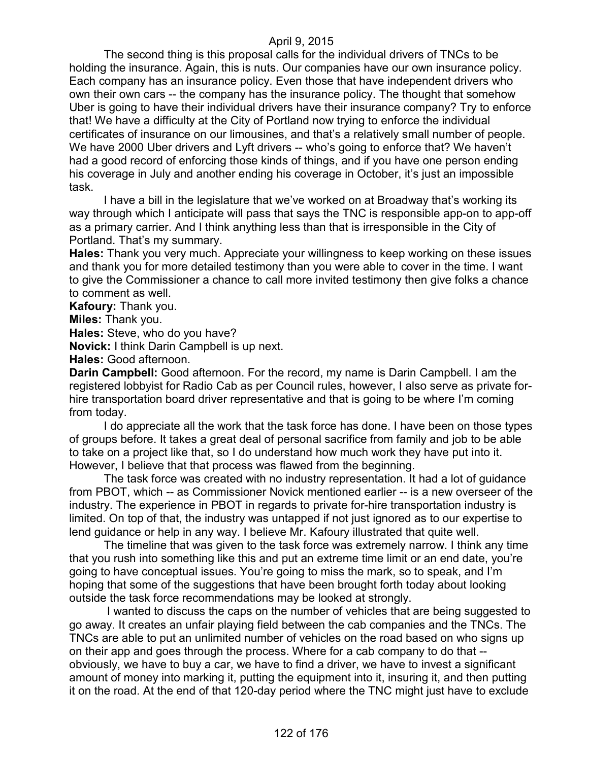The second thing is this proposal calls for the individual drivers of TNCs to be holding the insurance. Again, this is nuts. Our companies have our own insurance policy. Each company has an insurance policy. Even those that have independent drivers who own their own cars -- the company has the insurance policy. The thought that somehow Uber is going to have their individual drivers have their insurance company? Try to enforce that! We have a difficulty at the City of Portland now trying to enforce the individual certificates of insurance on our limousines, and that's a relatively small number of people. We have 2000 Uber drivers and Lyft drivers -- who's going to enforce that? We haven't had a good record of enforcing those kinds of things, and if you have one person ending his coverage in July and another ending his coverage in October, it's just an impossible task.

I have a bill in the legislature that we've worked on at Broadway that's working its way through which I anticipate will pass that says the TNC is responsible app-on to app-off as a primary carrier. And I think anything less than that is irresponsible in the City of Portland. That's my summary.

**Hales:** Thank you very much. Appreciate your willingness to keep working on these issues and thank you for more detailed testimony than you were able to cover in the time. I want to give the Commissioner a chance to call more invited testimony then give folks a chance to comment as well.

**Kafoury:** Thank you.

**Miles:** Thank you.

**Hales:** Steve, who do you have?

**Novick:** I think Darin Campbell is up next.

**Hales:** Good afternoon.

**Darin Campbell:** Good afternoon. For the record, my name is Darin Campbell. I am the registered lobbyist for Radio Cab as per Council rules, however, I also serve as private for-hire transportation board driver representative and that is going to be where I'm coming from today.

I do appreciate all the work that the task force has done. I have been on those types of groups before. It takes a great deal of personal sacrifice from family and job to be able to take on a project like that, so I do understand how much work they have put into it. However, I believe that that process was flawed from the beginning.

The task force was created with no industry representation. It had a lot of guidance from PBOT, which -- as Commissioner Novick mentioned earlier -- is a new overseer of the industry. The experience in PBOT in regards to private for-hire transportation industry is limited. On top of that, the industry was untapped if not just ignored as to our expertise to lend guidance or help in any way. I believe Mr. Kafoury illustrated that quite well.

The timeline that was given to the task force was extremely narrow. I think any time that you rush into something like this and put an extreme time limit or an end date, you're going to have conceptual issues. You're going to miss the mark, so to speak, and I'm hoping that some of the suggestions that have been brought forth today about looking outside the task force recommendations may be looked at strongly.

I wanted to discuss the caps on the number of vehicles that are being suggested to go away. It creates an unfair playing field between the cab companies and the TNCs. The TNCs are able to put an unlimited number of vehicles on the road based on who signs up on their app and goes through the process. Where for a cab company to do that -- obviously, we have to buy a car, we have to find a driver, we have to invest a significant amount of money into marking it, putting the equipment into it, insuring it, and then putting it on the road. At the end of that 120-day period where the TNC might just have to exclude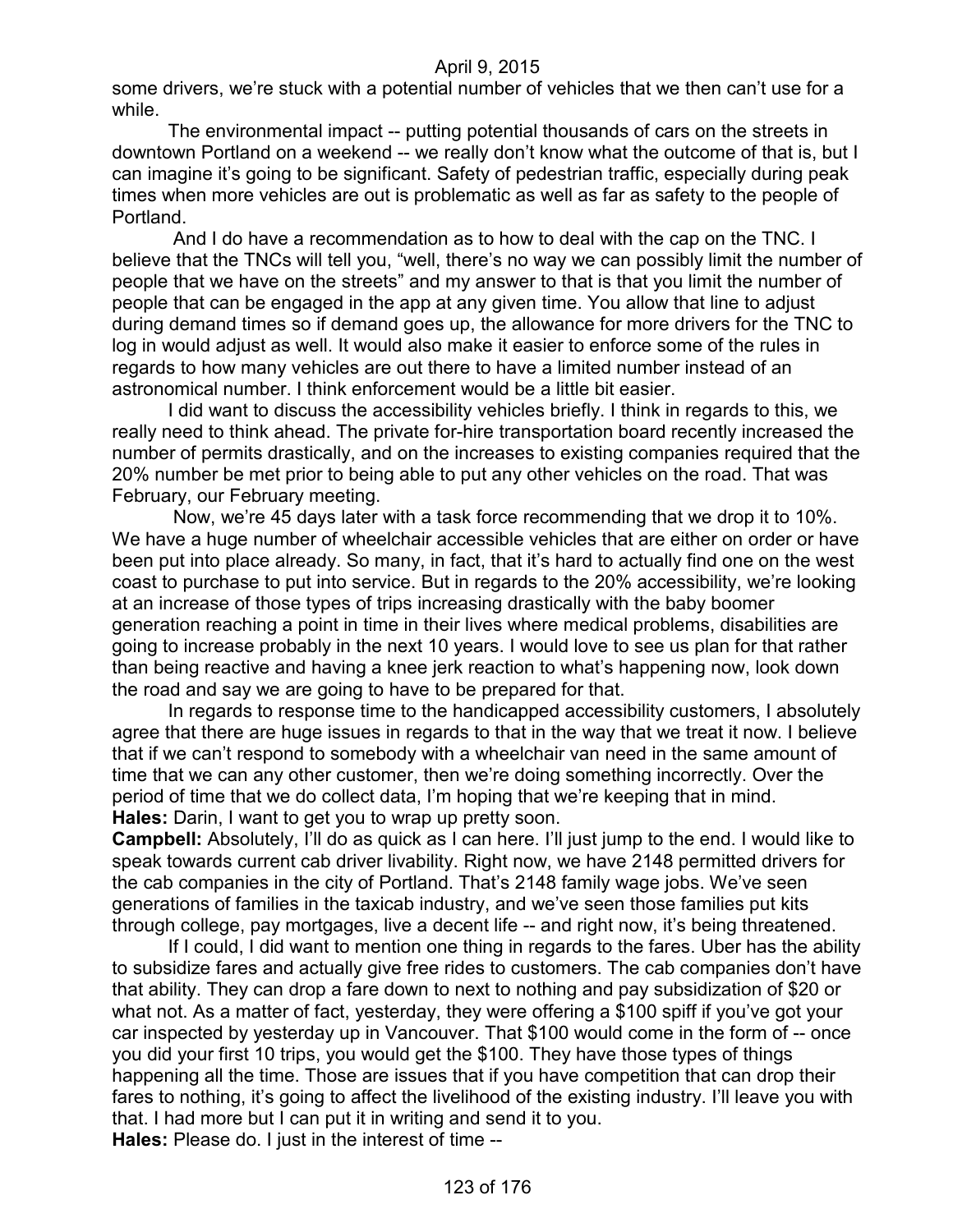some drivers, we're stuck with a potential number of vehicles that we then can't use for a while.

The environmental impact -- putting potential thousands of cars on the streets in downtown Portland on a weekend -- we really don't know what the outcome of that is, but I can imagine it's going to be significant. Safety of pedestrian traffic, especially during peak times when more vehicles are out is problematic as well as far as safety to the people of Portland.

And I do have a recommendation as to how to deal with the cap on the TNC. I believe that the TNCs will tell you, "well, there's no way we can possibly limit the number of people that we have on the streets" and my answer to that is that you limit the number of people that can be engaged in the app at any given time. You allow that line to adjust during demand times so if demand goes up, the allowance for more drivers for the TNC to log in would adjust as well. It would also make it easier to enforce some of the rules in regards to how many vehicles are out there to have a limited number instead of an astronomical number. I think enforcement would be a little bit easier.

I did want to discuss the accessibility vehicles briefly. I think in regards to this, we really need to think ahead. The private for-hire transportation board recently increased the number of permits drastically, and on the increases to existing companies required that the 20% number be met prior to being able to put any other vehicles on the road. That was February, our February meeting.

Now, we're 45 days later with a task force recommending that we drop it to 10%. We have a huge number of wheelchair accessible vehicles that are either on order or have been put into place already. So many, in fact, that it's hard to actually find one on the west coast to purchase to put into service. But in regards to the 20% accessibility, we're looking at an increase of those types of trips increasing drastically with the baby boomer generation reaching a point in time in their lives where medical problems, disabilities are going to increase probably in the next 10 years. I would love to see us plan for that rather than being reactive and having a knee jerk reaction to what's happening now, look down the road and say we are going to have to be prepared for that.

In regards to response time to the handicapped accessibility customers, I absolutely agree that there are huge issues in regards to that in the way that we treat it now. I believe that if we can't respond to somebody with a wheelchair van need in the same amount of time that we can any other customer, then we're doing something incorrectly. Over the period of time that we do collect data, I'm hoping that we're keeping that in mind.

**Hales:** Darin, I want to get you to wrap up pretty soon.

**Campbell:** Absolutely, I'll do as quick as I can here. I'll just jump to the end. I would like to speak towards current cab driver livability. Right now, we have 2148 permitted drivers for the cab companies in the city of Portland. That's 2148 family wage jobs. We've seen generations of families in the taxicab industry, and we've seen those families put kits through college, pay mortgages, live a decent life -- and right now, it's being threatened.

If I could, I did want to mention one thing in regards to the fares. Uber has the ability to subsidize fares and actually give free rides to customers. The cab companies don't have that ability. They can drop a fare down to next to nothing and pay subsidization of $20 or what not. As a matter of fact, yesterday, they were offering a $100 spiff if you've got your car inspected by yesterday up in Vancouver. That $100 would come in the form of -- once you did your first 10 trips, you would get the $100. They have those types of things happening all the time. Those are issues that if you have competition that can drop their fares to nothing, it's going to affect the livelihood of the existing industry. I'll leave you with that. I had more but I can put it in writing and send it to you.

**Hales:** Please do. I just in the interest of time --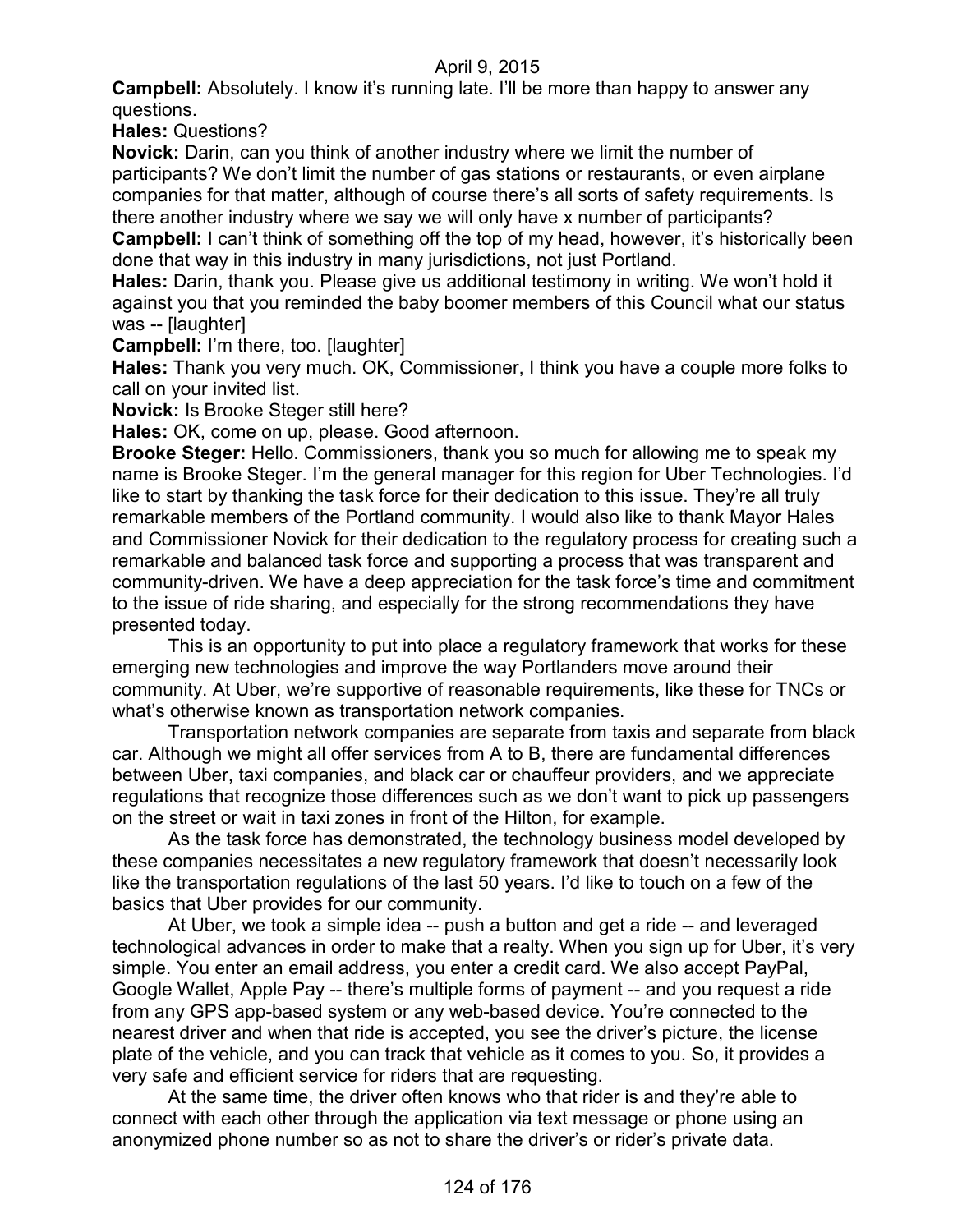**Campbell:** Absolutely. I know it's running late. I'll be more than happy to answer any questions.

**Hales:** Questions?

**Novick:** Darin, can you think of another industry where we limit the number of participants? We don't limit the number of gas stations or restaurants, or even airplane companies for that matter, although of course there's all sorts of safety requirements. Is there another industry where we say we will only have x number of participants?

**Campbell:** I can't think of something off the top of my head, however, it's historically been done that way in this industry in many jurisdictions, not just Portland.

**Hales:** Darin, thank you. Please give us additional testimony in writing. We won't hold it against you that you reminded the baby boomer members of this Council what our status was -- [laughter]

**Campbell:** I'm there, too. [laughter]

**Hales:** Thank you very much. OK, Commissioner, I think you have a couple more folks to call on your invited list.

**Novick:** Is Brooke Steger still here?

**Hales:** OK, come on up, please. Good afternoon.

**Brooke Steger:** Hello. Commissioners, thank you so much for allowing me to speak my name is Brooke Steger. I'm the general manager for this region for Uber Technologies. I'd like to start by thanking the task force for their dedication to this issue. They're all truly remarkable members of the Portland community. I would also like to thank Mayor Hales and Commissioner Novick for their dedication to the regulatory process for creating such a remarkable and balanced task force and supporting a process that was transparent and community-driven. We have a deep appreciation for the task force's time and commitment to the issue of ride sharing, and especially for the strong recommendations they have presented today.

This is an opportunity to put into place a regulatory framework that works for these emerging new technologies and improve the way Portlanders move around their community. At Uber, we're supportive of reasonable requirements, like these for TNCs or what's otherwise known as transportation network companies.

Transportation network companies are separate from taxis and separate from black car. Although we might all offer services from A to B, there are fundamental differences between Uber, taxi companies, and black car or chauffeur providers, and we appreciate regulations that recognize those differences such as we don't want to pick up passengers on the street or wait in taxi zones in front of the Hilton, for example.

As the task force has demonstrated, the technology business model developed by these companies necessitates a new regulatory framework that doesn't necessarily look like the transportation regulations of the last 50 years. I'd like to touch on a few of the basics that Uber provides for our community.

At Uber, we took a simple idea -- push a button and get a ride -- and leveraged technological advances in order to make that a realty. When you sign up for Uber, it's very simple. You enter an email address, you enter a credit card. We also accept PayPal, Google Wallet, Apple Pay -- there's multiple forms of payment -- and you request a ride from any GPS app-based system or any web-based device. You're connected to the nearest driver and when that ride is accepted, you see the driver's picture, the license plate of the vehicle, and you can track that vehicle as it comes to you. So, it provides a very safe and efficient service for riders that are requesting.

At the same time, the driver often knows who that rider is and they're able to connect with each other through the application via text message or phone using an anonymized phone number so as not to share the driver's or rider's private data.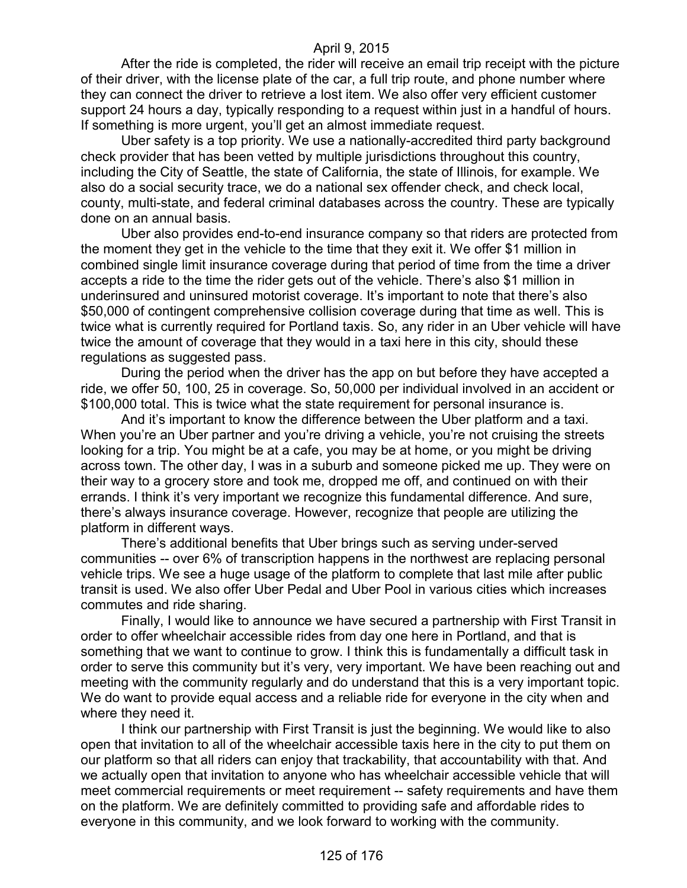After the ride is completed, the rider will receive an email trip receipt with the picture of their driver, with the license plate of the car, a full trip route, and phone number where they can connect the driver to retrieve a lost item. We also offer very efficient customer support 24 hours a day, typically responding to a request within just in a handful of hours. If something is more urgent, you'll get an almost immediate request.

Uber safety is a top priority. We use a nationally-accredited third party background check provider that has been vetted by multiple jurisdictions throughout this country, including the City of Seattle, the state of California, the state of Illinois, for example. We also do a social security trace, we do a national sex offender check, and check local, county, multi-state, and federal criminal databases across the country. These are typically done on an annual basis.

Uber also provides end-to-end insurance company so that riders are protected from the moment they get in the vehicle to the time that they exit it. We offer $1 million in combined single limit insurance coverage during that period of time from the time a driver accepts a ride to the time the rider gets out of the vehicle. There's also $1 million in underinsured and uninsured motorist coverage. It's important to note that there's also $50,000 of contingent comprehensive collision coverage during that time as well. This is twice what is currently required for Portland taxis. So, any rider in an Uber vehicle will have twice the amount of coverage that they would in a taxi here in this city, should these regulations as suggested pass.

During the period when the driver has the app on but before they have accepted a ride, we offer 50, 100, 25 in coverage. So, 50,000 per individual involved in an accident or $100,000 total. This is twice what the state requirement for personal insurance is.

And it's important to know the difference between the Uber platform and a taxi. When you're an Uber partner and you're driving a vehicle, you're not cruising the streets looking for a trip. You might be at a cafe, you may be at home, or you might be driving across town. The other day, I was in a suburb and someone picked me up. They were on their way to a grocery store and took me, dropped me off, and continued on with their errands. I think it's very important we recognize this fundamental difference. And sure, there's always insurance coverage. However, recognize that people are utilizing the platform in different ways.

There's additional benefits that Uber brings such as serving under-served communities -- over 6% of transcription happens in the northwest are replacing personal vehicle trips. We see a huge usage of the platform to complete that last mile after public transit is used. We also offer Uber Pedal and Uber Pool in various cities which increases commutes and ride sharing.

Finally, I would like to announce we have secured a partnership with First Transit in order to offer wheelchair accessible rides from day one here in Portland, and that is something that we want to continue to grow. I think this is fundamentally a difficult task in order to serve this community but it's very, very important. We have been reaching out and meeting with the community regularly and do understand that this is a very important topic. We do want to provide equal access and a reliable ride for everyone in the city when and where they need it.

I think our partnership with First Transit is just the beginning. We would like to also open that invitation to all of the wheelchair accessible taxis here in the city to put them on our platform so that all riders can enjoy that trackability, that accountability with that. And we actually open that invitation to anyone who has wheelchair accessible vehicle that will meet commercial requirements or meet requirement -- safety requirements and have them on the platform. We are definitely committed to providing safe and affordable rides to everyone in this community, and we look forward to working with the community.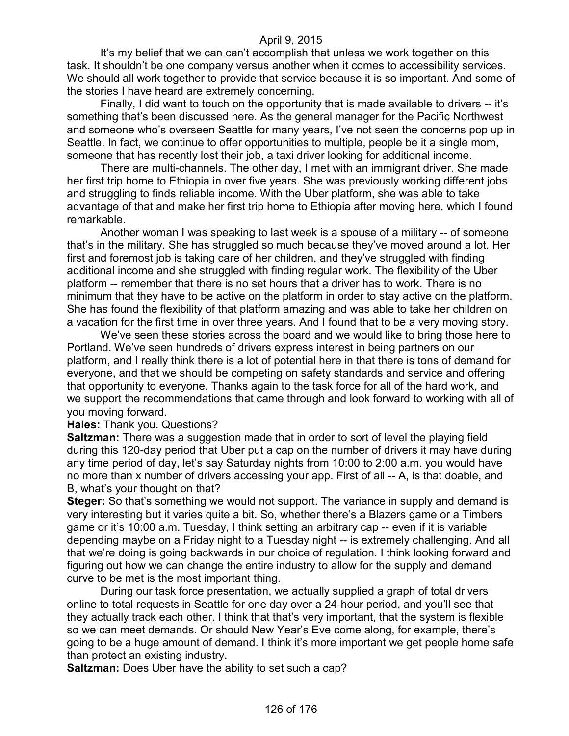It's my belief that we can can't accomplish that unless we work together on this task. It shouldn't be one company versus another when it comes to accessibility services. We should all work together to provide that service because it is so important. And some of the stories I have heard are extremely concerning.

Finally, I did want to touch on the opportunity that is made available to drivers -- it's something that's been discussed here. As the general manager for the Pacific Northwest and someone who's overseen Seattle for many years, I've not seen the concerns pop up in Seattle. In fact, we continue to offer opportunities to multiple, people be it a single mom, someone that has recently lost their job, a taxi driver looking for additional income.

There are multi-channels. The other day, I met with an immigrant driver. She made her first trip home to Ethiopia in over five years. She was previously working different jobs and struggling to finds reliable income. With the Uber platform, she was able to take advantage of that and make her first trip home to Ethiopia after moving here, which I found remarkable.

Another woman I was speaking to last week is a spouse of a military -- of someone that's in the military. She has struggled so much because they've moved around a lot. Her first and foremost job is taking care of her children, and they've struggled with finding additional income and she struggled with finding regular work. The flexibility of the Uber platform -- remember that there is no set hours that a driver has to work. There is no minimum that they have to be active on the platform in order to stay active on the platform. She has found the flexibility of that platform amazing and was able to take her children on a vacation for the first time in over three years. And I found that to be a very moving story.

We've seen these stories across the board and we would like to bring those here to Portland. We've seen hundreds of drivers express interest in being partners on our platform, and I really think there is a lot of potential here in that there is tons of demand for everyone, and that we should be competing on safety standards and service and offering that opportunity to everyone. Thanks again to the task force for all of the hard work, and we support the recommendations that came through and look forward to working with all of you moving forward.

**Hales:** Thank you. Questions?

**Saltzman:** There was a suggestion made that in order to sort of level the playing field during this 120-day period that Uber put a cap on the number of drivers it may have during any time period of day, let's say Saturday nights from 10:00 to 2:00 a.m. you would have no more than x number of drivers accessing your app. First of all -- A, is that doable, and B, what's your thought on that?

**Steger:** So that's something we would not support. The variance in supply and demand is very interesting but it varies quite a bit. So, whether there's a Blazers game or a Timbers game or it's 10:00 a.m. Tuesday, I think setting an arbitrary cap -- even if it is variable depending maybe on a Friday night to a Tuesday night -- is extremely challenging. And all that we're doing is going backwards in our choice of regulation. I think looking forward and figuring out how we can change the entire industry to allow for the supply and demand curve to be met is the most important thing.

During our task force presentation, we actually supplied a graph of total drivers online to total requests in Seattle for one day over a 24-hour period, and you'll see that they actually track each other. I think that that's very important, that the system is flexible so we can meet demands. Or should New Year's Eve come along, for example, there's going to be a huge amount of demand. I think it's more important we get people home safe than protect an existing industry.

**Saltzman:** Does Uber have the ability to set such a cap?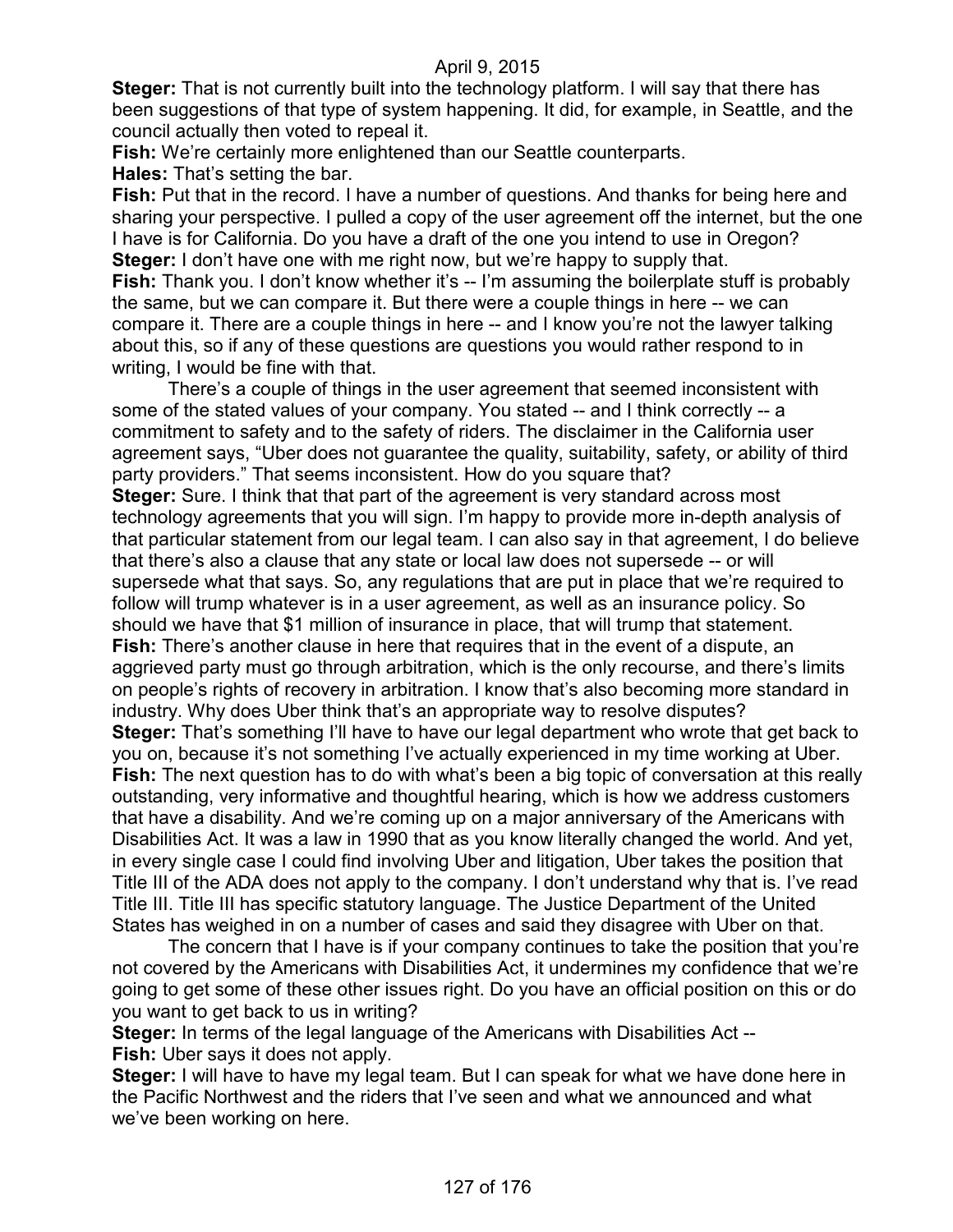**Steger:** That is not currently built into the technology platform. I will say that there has been suggestions of that type of system happening. It did, for example, in Seattle, and the council actually then voted to repeal it.

**Fish:** We're certainly more enlightened than our Seattle counterparts.

**Hales:** That's setting the bar.

**Fish:** Put that in the record. I have a number of questions. And thanks for being here and sharing your perspective. I pulled a copy of the user agreement off the internet, but the one I have is for California. Do you have a draft of the one you intend to use in Oregon?

**Steger:** I don't have one with me right now, but we're happy to supply that.

**Fish:** Thank you. I don't know whether it's -- I'm assuming the boilerplate stuff is probably the same, but we can compare it. But there were a couple things in here -- we can compare it. There are a couple things in here -- and I know you're not the lawyer talking about this, so if any of these questions are questions you would rather respond to in writing, I would be fine with that.

There's a couple of things in the user agreement that seemed inconsistent with some of the stated values of your company. You stated -- and I think correctly -- a commitment to safety and to the safety of riders. The disclaimer in the California user agreement says, "Uber does not guarantee the quality, suitability, safety, or ability of third party providers." That seems inconsistent. How do you square that?

**Steger:** Sure. I think that that part of the agreement is very standard across most technology agreements that you will sign. I'm happy to provide more in-depth analysis of that particular statement from our legal team. I can also say in that agreement, I do believe that there's also a clause that any state or local law does not supersede -- or will supersede what that says. So, any regulations that are put in place that we're required to follow will trump whatever is in a user agreement, as well as an insurance policy. So should we have that $1 million of insurance in place, that will trump that statement.

**Fish:** There's another clause in here that requires that in the event of a dispute, an aggrieved party must go through arbitration, which is the only recourse, and there's limits on people's rights of recovery in arbitration. I know that's also becoming more standard in industry. Why does Uber think that's an appropriate way to resolve disputes?

**Steger:** That's something I'll have to have our legal department who wrote that get back to you on, because it's not something I've actually experienced in my time working at Uber.

**Fish:** The next question has to do with what's been a big topic of conversation at this really outstanding, very informative and thoughtful hearing, which is how we address customers that have a disability. And we're coming up on a major anniversary of the Americans with Disabilities Act. It was a law in 1990 that as you know literally changed the world. And yet, in every single case I could find involving Uber and litigation, Uber takes the position that Title III of the ADA does not apply to the company. I don't understand why that is. I've read Title III. Title III has specific statutory language. The Justice Department of the United States has weighed in on a number of cases and said they disagree with Uber on that.

The concern that I have is if your company continues to take the position that you're not covered by the Americans with Disabilities Act, it undermines my confidence that we're going to get some of these other issues right. Do you have an official position on this or do you want to get back to us in writing?

**Steger:** In terms of the legal language of the Americans with Disabilities Act --

**Fish:** Uber says it does not apply.

**Steger:** I will have to have my legal team. But I can speak for what we have done here in the Pacific Northwest and the riders that I've seen and what we announced and what we've been working on here.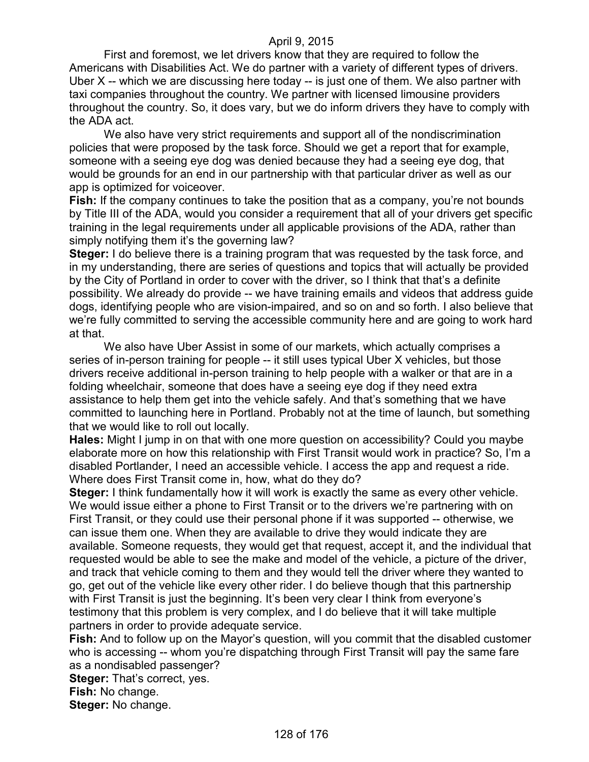First and foremost, we let drivers know that they are required to follow the Americans with Disabilities Act. We do partner with a variety of different types of drivers. Uber X -- which we are discussing here today -- is just one of them. We also partner with taxi companies throughout the country. We partner with licensed limousine providers throughout the country. So, it does vary, but we do inform drivers they have to comply with the ADA act.

We also have very strict requirements and support all of the nondiscrimination policies that were proposed by the task force. Should we get a report that for example, someone with a seeing eye dog was denied because they had a seeing eye dog, that would be grounds for an end in our partnership with that particular driver as well as our app is optimized for voiceover.

**Fish:** If the company continues to take the position that as a company, you're not bounds by Title III of the ADA, would you consider a requirement that all of your drivers get specific training in the legal requirements under all applicable provisions of the ADA, rather than simply notifying them it's the governing law?

**Steger:** I do believe there is a training program that was requested by the task force, and in my understanding, there are series of questions and topics that will actually be provided by the City of Portland in order to cover with the driver, so I think that that's a definite possibility. We already do provide -- we have training emails and videos that address guide dogs, identifying people who are vision-impaired, and so on and so forth. I also believe that we're fully committed to serving the accessible community here and are going to work hard at that.

We also have Uber Assist in some of our markets, which actually comprises a series of in-person training for people -- it still uses typical Uber X vehicles, but those drivers receive additional in-person training to help people with a walker or that are in a folding wheelchair, someone that does have a seeing eye dog if they need extra assistance to help them get into the vehicle safely. And that's something that we have committed to launching here in Portland. Probably not at the time of launch, but something that we would like to roll out locally.

**Hales:** Might I jump in on that with one more question on accessibility? Could you maybe elaborate more on how this relationship with First Transit would work in practice? So, I'm a disabled Portlander, I need an accessible vehicle. I access the app and request a ride. Where does First Transit come in, how, what do they do?

**Steger:** I think fundamentally how it will work is exactly the same as every other vehicle. We would issue either a phone to First Transit or to the drivers we're partnering with on First Transit, or they could use their personal phone if it was supported -- otherwise, we can issue them one. When they are available to drive they would indicate they are available. Someone requests, they would get that request, accept it, and the individual that requested would be able to see the make and model of the vehicle, a picture of the driver, and track that vehicle coming to them and they would tell the driver where they wanted to go, get out of the vehicle like every other rider. I do believe though that this partnership with First Transit is just the beginning. It's been very clear I think from everyone's testimony that this problem is very complex, and I do believe that it will take multiple partners in order to provide adequate service.

**Fish:** And to follow up on the Mayor's question, will you commit that the disabled customer who is accessing -- whom you're dispatching through First Transit will pay the same fare as a nondisabled passenger?

**Steger:** That's correct, yes.

**Fish:** No change.

**Steger:** No change.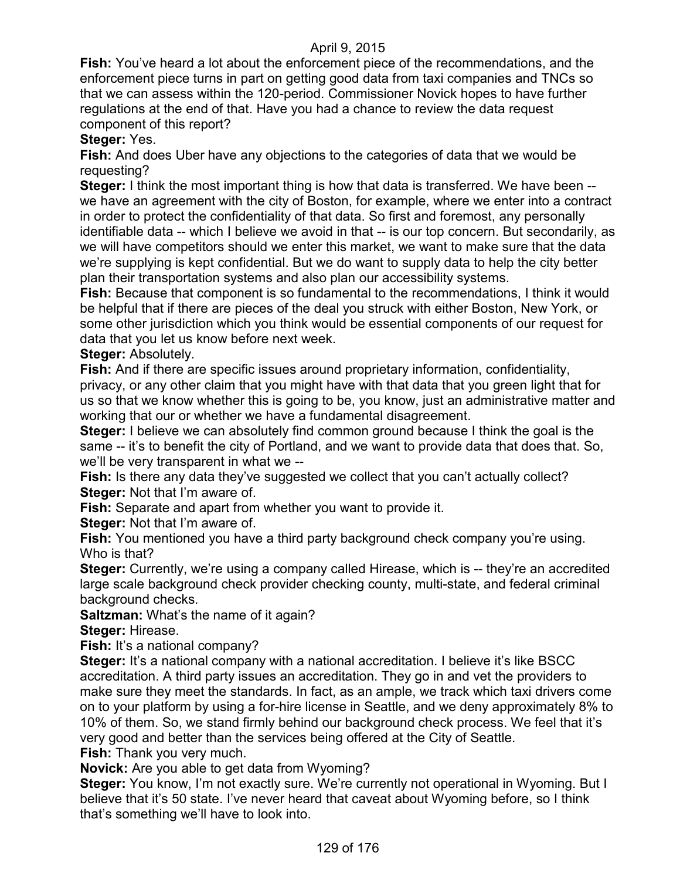**Fish:** You've heard a lot about the enforcement piece of the recommendations, and the enforcement piece turns in part on getting good data from taxi companies and TNCs so that we can assess within the 120-period. Commissioner Novick hopes to have further regulations at the end of that. Have you had a chance to review the data request component of this report?

**Steger:** Yes.

**Fish:** And does Uber have any objections to the categories of data that we would be requesting?

**Steger:** I think the most important thing is how that data is transferred. We have been -- we have an agreement with the city of Boston, for example, where we enter into a contract in order to protect the confidentiality of that data. So first and foremost, any personally identifiable data -- which I believe we avoid in that -- is our top concern. But secondarily, as we will have competitors should we enter this market, we want to make sure that the data we're supplying is kept confidential. But we do want to supply data to help the city better plan their transportation systems and also plan our accessibility systems.

**Fish:** Because that component is so fundamental to the recommendations, I think it would be helpful that if there are pieces of the deal you struck with either Boston, New York, or some other jurisdiction which you think would be essential components of our request for data that you let us know before next week.

**Steger:** Absolutely.

**Fish:** And if there are specific issues around proprietary information, confidentiality, privacy, or any other claim that you might have with that data that you green light that for us so that we know whether this is going to be, you know, just an administrative matter and working that our or whether we have a fundamental disagreement.

**Steger:** I believe we can absolutely find common ground because I think the goal is the same -- it's to benefit the city of Portland, and we want to provide data that does that. So, we'll be very transparent in what we --

**Fish:** Is there any data they've suggested we collect that you can't actually collect?

**Steger:** Not that I'm aware of.

**Fish:** Separate and apart from whether you want to provide it.

**Steger:** Not that I'm aware of.

**Fish:** You mentioned you have a third party background check company you're using. Who is that?

**Steger:** Currently, we're using a company called Hirease, which is -- they're an accredited large scale background check provider checking county, multi-state, and federal criminal background checks.

**Saltzman:** What's the name of it again?

**Steger:** Hirease.

**Fish:** It's a national company?

**Steger:** It's a national company with a national accreditation. I believe it's like BSCC accreditation. A third party issues an accreditation. They go in and vet the providers to make sure they meet the standards. In fact, as an ample, we track which taxi drivers come on to your platform by using a for-hire license in Seattle, and we deny approximately 8% to 10% of them. So, we stand firmly behind our background check process. We feel that it's very good and better than the services being offered at the City of Seattle.

**Fish:** Thank you very much.

**Novick:** Are you able to get data from Wyoming?

**Steger:** You know, I'm not exactly sure. We're currently not operational in Wyoming. But I believe that it's 50 state. I've never heard that caveat about Wyoming before, so I think that's something we'll have to look into.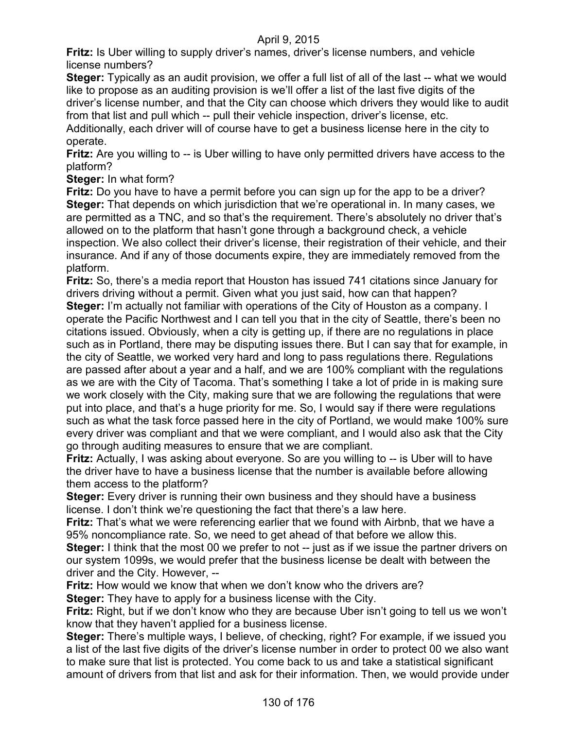**Fritz:** Is Uber willing to supply driver's names, driver's license numbers, and vehicle license numbers?

**Steger:** Typically as an audit provision, we offer a full list of all of the last -- what we would like to propose as an auditing provision is we'll offer a list of the last five digits of the driver's license number, and that the City can choose which drivers they would like to audit from that list and pull which -- pull their vehicle inspection, driver's license, etc. Additionally, each driver will of course have to get a business license here in the city to operate.

**Fritz:** Are you willing to -- is Uber willing to have only permitted drivers have access to the platform?

**Steger:** In what form?

**Fritz:** Do you have to have a permit before you can sign up for the app to be a driver?

**Steger:** That depends on which jurisdiction that we're operational in. In many cases, we are permitted as a TNC, and so that's the requirement. There's absolutely no driver that's allowed on to the platform that hasn't gone through a background check, a vehicle inspection. We also collect their driver's license, their registration of their vehicle, and their insurance. And if any of those documents expire, they are immediately removed from the platform.

**Fritz:** So, there's a media report that Houston has issued 741 citations since January for drivers driving without a permit. Given what you just said, how can that happen?

**Steger:** I'm actually not familiar with operations of the City of Houston as a company. I operate the Pacific Northwest and I can tell you that in the city of Seattle, there's been no citations issued. Obviously, when a city is getting up, if there are no regulations in place such as in Portland, there may be disputing issues there. But I can say that for example, in the city of Seattle, we worked very hard and long to pass regulations there. Regulations are passed after about a year and a half, and we are 100% compliant with the regulations as we are with the City of Tacoma. That's something I take a lot of pride in is making sure we work closely with the City, making sure that we are following the regulations that were put into place, and that's a huge priority for me. So, I would say if there were regulations such as what the task force passed here in the city of Portland, we would make 100% sure every driver was compliant and that we were compliant, and I would also ask that the City go through auditing measures to ensure that we are compliant.

**Fritz:** Actually, I was asking about everyone. So are you willing to -- is Uber will to have the driver have to have a business license that the number is available before allowing them access to the platform?

**Steger:** Every driver is running their own business and they should have a business license. I don't think we're questioning the fact that there's a law here.

**Fritz:** That's what we were referencing earlier that we found with Airbnb, that we have a 95% noncompliance rate. So, we need to get ahead of that before we allow this.

**Steger:** I think that the most 00 we prefer to not -- just as if we issue the partner drivers on our system 1099s, we would prefer that the business license be dealt with between the driver and the City. However, --

**Fritz:** How would we know that when we don't know who the drivers are?

**Steger:** They have to apply for a business license with the City.

**Fritz:** Right, but if we don't know who they are because Uber isn't going to tell us we won't know that they haven't applied for a business license.

**Steger:** There's multiple ways, I believe, of checking, right? For example, if we issued you a list of the last five digits of the driver's license number in order to protect 00 we also want to make sure that list is protected. You come back to us and take a statistical significant amount of drivers from that list and ask for their information. Then, we would provide under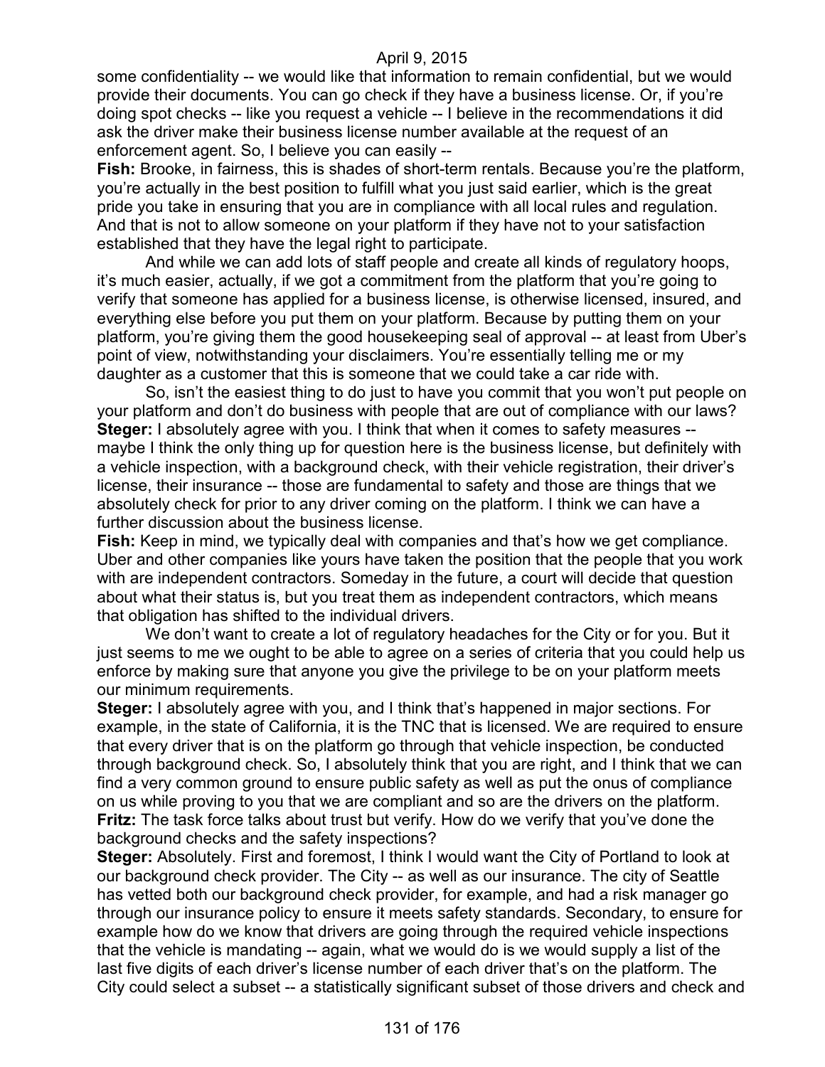some confidentiality -- we would like that information to remain confidential, but we would provide their documents. You can go check if they have a business license. Or, if you're doing spot checks -- like you request a vehicle -- I believe in the recommendations it did ask the driver make their business license number available at the request of an enforcement agent. So, I believe you can easily --

**Fish:** Brooke, in fairness, this is shades of short-term rentals. Because you're the platform, you're actually in the best position to fulfill what you just said earlier, which is the great pride you take in ensuring that you are in compliance with all local rules and regulation. And that is not to allow someone on your platform if they have not to your satisfaction established that they have the legal right to participate.

And while we can add lots of staff people and create all kinds of regulatory hoops, it's much easier, actually, if we got a commitment from the platform that you're going to verify that someone has applied for a business license, is otherwise licensed, insured, and everything else before you put them on your platform. Because by putting them on your platform, you're giving them the good housekeeping seal of approval -- at least from Uber's point of view, notwithstanding your disclaimers. You're essentially telling me or my daughter as a customer that this is someone that we could take a car ride with.

So, isn't the easiest thing to do just to have you commit that you won't put people on your platform and don't do business with people that are out of compliance with our laws?

**Steger:** I absolutely agree with you. I think that when it comes to safety measures -- maybe I think the only thing up for question here is the business license, but definitely with a vehicle inspection, with a background check, with their vehicle registration, their driver's license, their insurance -- those are fundamental to safety and those are things that we absolutely check for prior to any driver coming on the platform. I think we can have a further discussion about the business license.

**Fish:** Keep in mind, we typically deal with companies and that's how we get compliance. Uber and other companies like yours have taken the position that the people that you work with are independent contractors. Someday in the future, a court will decide that question about what their status is, but you treat them as independent contractors, which means that obligation has shifted to the individual drivers.

We don't want to create a lot of regulatory headaches for the City or for you. But it just seems to me we ought to be able to agree on a series of criteria that you could help us enforce by making sure that anyone you give the privilege to be on your platform meets our minimum requirements.

**Steger:** I absolutely agree with you, and I think that's happened in major sections. For example, in the state of California, it is the TNC that is licensed. We are required to ensure that every driver that is on the platform go through that vehicle inspection, be conducted through background check. So, I absolutely think that you are right, and I think that we can find a very common ground to ensure public safety as well as put the onus of compliance on us while proving to you that we are compliant and so are the drivers on the platform.

**Fritz:** The task force talks about trust but verify. How do we verify that you've done the background checks and the safety inspections?

**Steger:** Absolutely. First and foremost, I think I would want the City of Portland to look at our background check provider. The City -- as well as our insurance. The city of Seattle has vetted both our background check provider, for example, and had a risk manager go through our insurance policy to ensure it meets safety standards. Secondary, to ensure for example how do we know that drivers are going through the required vehicle inspections that the vehicle is mandating -- again, what we would do is we would supply a list of the last five digits of each driver's license number of each driver that's on the platform. The City could select a subset -- a statistically significant subset of those drivers and check and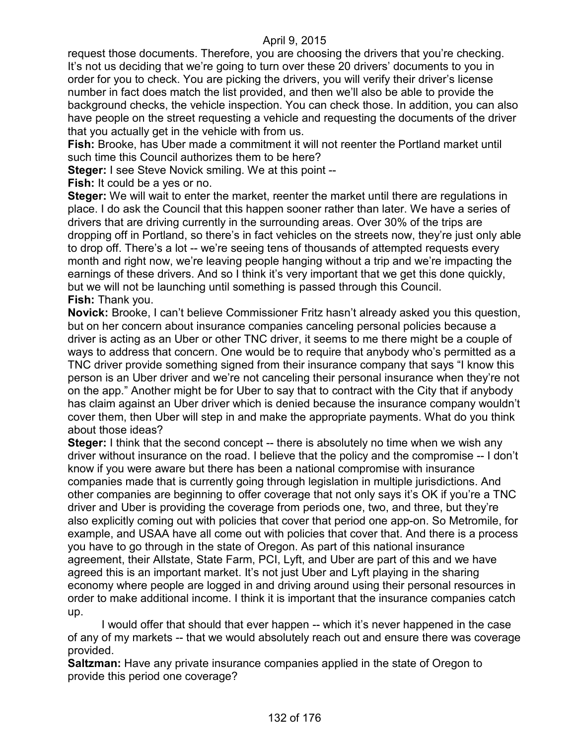request those documents. Therefore, you are choosing the drivers that you're checking. It's not us deciding that we're going to turn over these 20 drivers' documents to you in order for you to check. You are picking the drivers, you will verify their driver's license number in fact does match the list provided, and then we'll also be able to provide the background checks, the vehicle inspection. You can check those. In addition, you can also have people on the street requesting a vehicle and requesting the documents of the driver that you actually get in the vehicle with from us.

**Fish:** Brooke, has Uber made a commitment it will not reenter the Portland market until such time this Council authorizes them to be here?

**Steger:** I see Steve Novick smiling. We at this point --

**Fish:** It could be a yes or no.

**Steger:** We will wait to enter the market, reenter the market until there are regulations in place. I do ask the Council that this happen sooner rather than later. We have a series of drivers that are driving currently in the surrounding areas. Over 30% of the trips are dropping off in Portland, so there's in fact vehicles on the streets now, they're just only able to drop off. There's a lot -- we're seeing tens of thousands of attempted requests every month and right now, we're leaving people hanging without a trip and we're impacting the earnings of these drivers. And so I think it's very important that we get this done quickly, but we will not be launching until something is passed through this Council.

**Fish:** Thank you.

**Novick:** Brooke, I can't believe Commissioner Fritz hasn't already asked you this question, but on her concern about insurance companies canceling personal policies because a driver is acting as an Uber or other TNC driver, it seems to me there might be a couple of ways to address that concern. One would be to require that anybody who's permitted as a TNC driver provide something signed from their insurance company that says "I know this person is an Uber driver and we're not canceling their personal insurance when they're not on the app." Another might be for Uber to say that to contract with the City that if anybody has claim against an Uber driver which is denied because the insurance company wouldn't cover them, then Uber will step in and make the appropriate payments. What do you think about those ideas?

**Steger:** I think that the second concept -- there is absolutely no time when we wish any driver without insurance on the road. I believe that the policy and the compromise -- I don't know if you were aware but there has been a national compromise with insurance companies made that is currently going through legislation in multiple jurisdictions. And other companies are beginning to offer coverage that not only says it's OK if you're a TNC driver and Uber is providing the coverage from periods one, two, and three, but they're also explicitly coming out with policies that cover that period one app-on. So Metromile, for example, and USAA have all come out with policies that cover that. And there is a process you have to go through in the state of Oregon. As part of this national insurance agreement, their Allstate, State Farm, PCI, Lyft, and Uber are part of this and we have agreed this is an important market. It's not just Uber and Lyft playing in the sharing economy where people are logged in and driving around using their personal resources in order to make additional income. I think it is important that the insurance companies catch up.

I would offer that should that ever happen -- which it's never happened in the case of any of my markets -- that we would absolutely reach out and ensure there was coverage provided.

**Saltzman:** Have any private insurance companies applied in the state of Oregon to provide this period one coverage?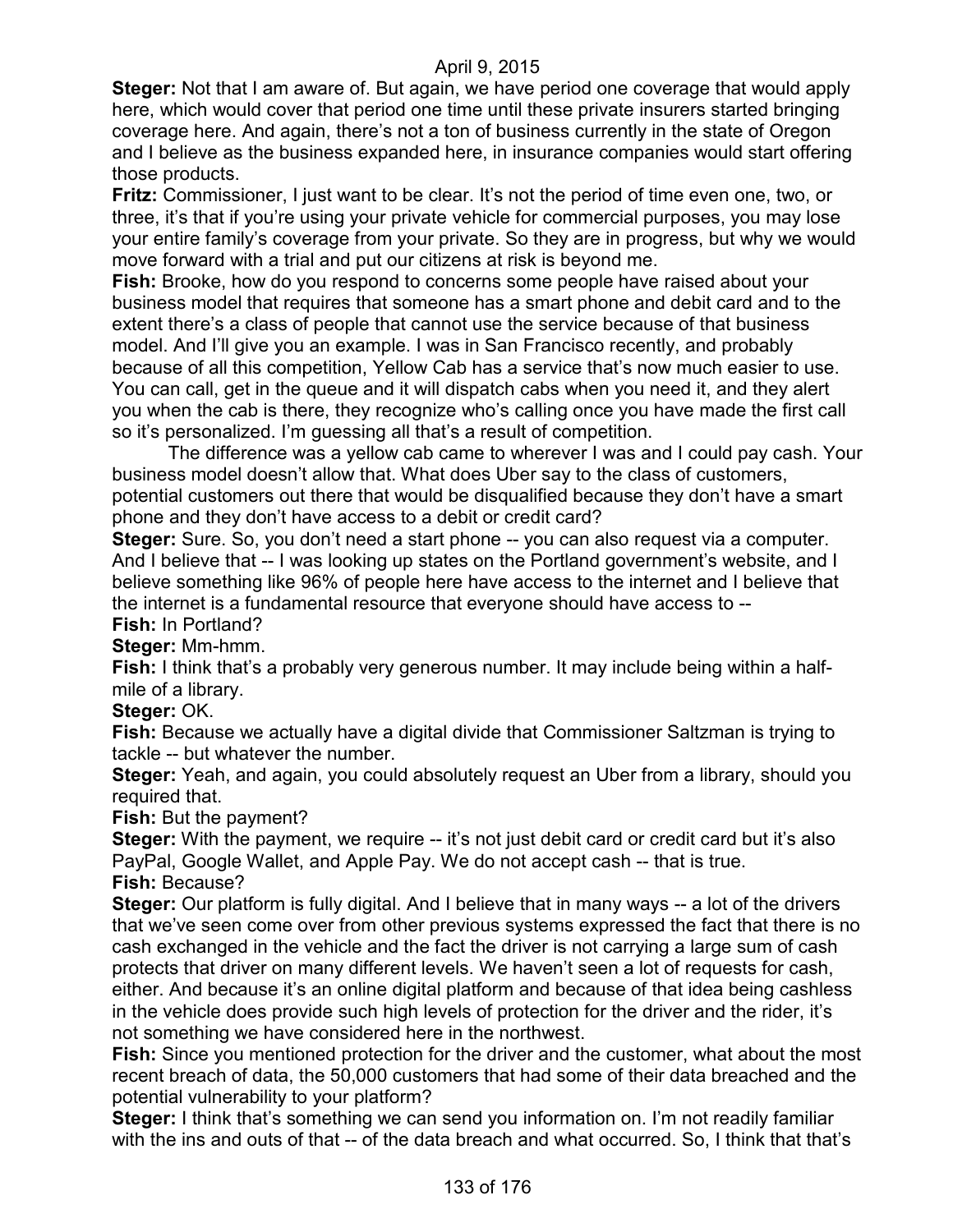**Steger:** Not that I am aware of. But again, we have period one coverage that would apply here, which would cover that period one time until these private insurers started bringing coverage here. And again, there's not a ton of business currently in the state of Oregon and I believe as the business expanded here, in insurance companies would start offering those products.

**Fritz:** Commissioner, I just want to be clear. It's not the period of time even one, two, or three, it's that if you're using your private vehicle for commercial purposes, you may lose your entire family's coverage from your private. So they are in progress, but why we would move forward with a trial and put our citizens at risk is beyond me.

**Fish:** Brooke, how do you respond to concerns some people have raised about your business model that requires that someone has a smart phone and debit card and to the extent there's a class of people that cannot use the service because of that business model. And I'll give you an example. I was in San Francisco recently, and probably because of all this competition, Yellow Cab has a service that's now much easier to use. You can call, get in the queue and it will dispatch cabs when you need it, and they alert you when the cab is there, they recognize who's calling once you have made the first call so it's personalized. I'm guessing all that's a result of competition.

The difference was a yellow cab came to wherever I was and I could pay cash. Your business model doesn't allow that. What does Uber say to the class of customers, potential customers out there that would be disqualified because they don't have a smart phone and they don't have access to a debit or credit card?

**Steger:** Sure. So, you don't need a start phone -- you can also request via a computer. And I believe that -- I was looking up states on the Portland government's website, and I believe something like 96% of people here have access to the internet and I believe that the internet is a fundamental resource that everyone should have access to --

**Fish:** In Portland?

**Steger:** Mm-hmm.

**Fish:** I think that's a probably very generous number. It may include being within a half-mile of a library.

**Steger:** OK.

**Fish:** Because we actually have a digital divide that Commissioner Saltzman is trying to tackle -- but whatever the number.

**Steger:** Yeah, and again, you could absolutely request an Uber from a library, should you required that.

**Fish:** But the payment?

**Steger:** With the payment, we require -- it's not just debit card or credit card but it's also PayPal, Google Wallet, and Apple Pay. We do not accept cash -- that is true.

**Fish:** Because?

**Steger:** Our platform is fully digital. And I believe that in many ways -- a lot of the drivers that we've seen come over from other previous systems expressed the fact that there is no cash exchanged in the vehicle and the fact the driver is not carrying a large sum of cash protects that driver on many different levels. We haven't seen a lot of requests for cash, either. And because it's an online digital platform and because of that idea being cashless in the vehicle does provide such high levels of protection for the driver and the rider, it's not something we have considered here in the northwest.

**Fish:** Since you mentioned protection for the driver and the customer, what about the most recent breach of data, the 50,000 customers that had some of their data breached and the potential vulnerability to your platform?

**Steger:** I think that's something we can send you information on. I'm not readily familiar with the ins and outs of that -- of the data breach and what occurred. So, I think that that's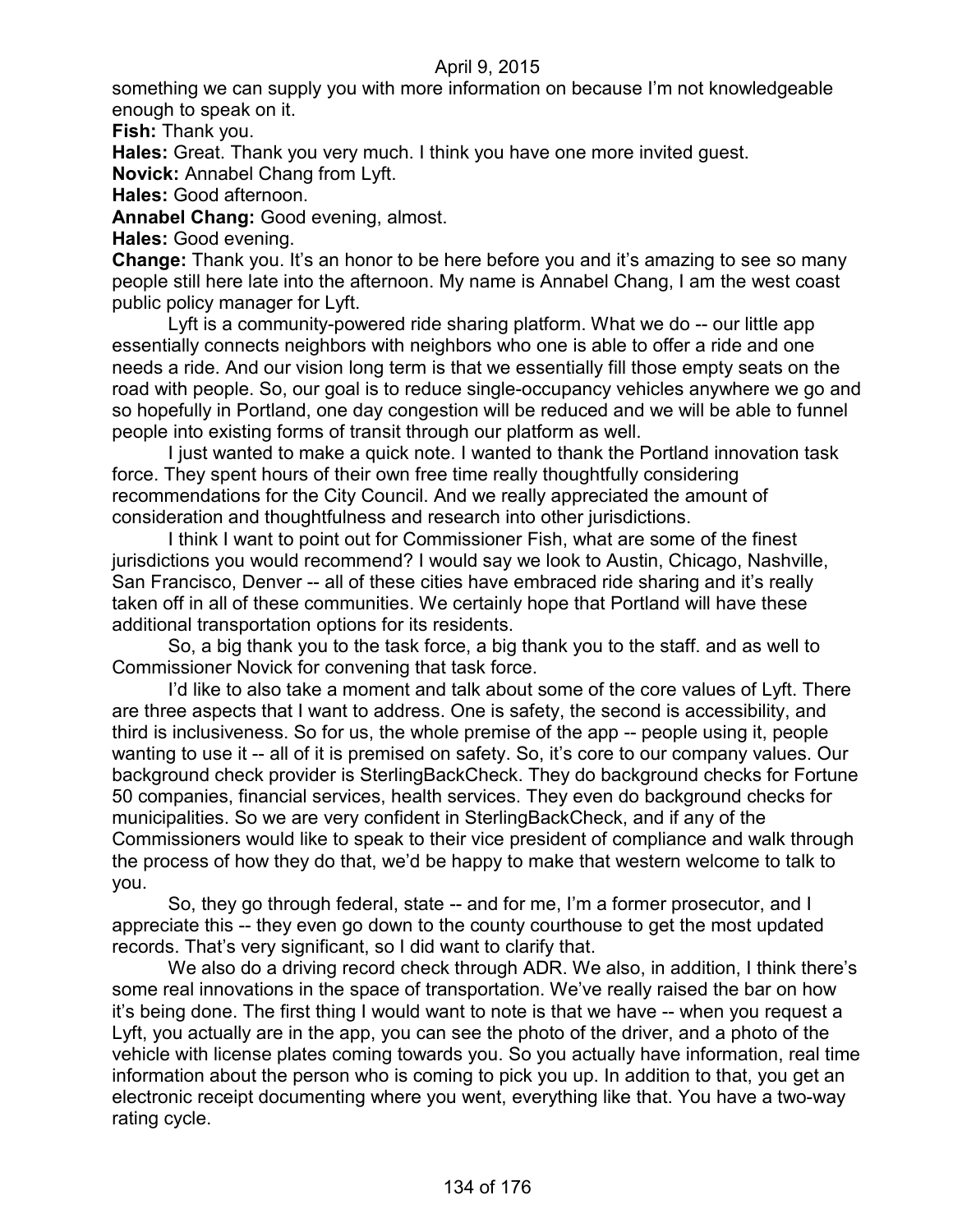something we can supply you with more information on because I'm not knowledgeable enough to speak on it.

**Fish:** Thank you.

**Hales:** Great. Thank you very much. I think you have one more invited guest.

**Novick:** Annabel Chang from Lyft.

**Hales:** Good afternoon.

**Annabel Chang:** Good evening, almost.

**Hales:** Good evening.

**Change:** Thank you. It's an honor to be here before you and it's amazing to see so many people still here late into the afternoon. My name is Annabel Chang, I am the west coast public policy manager for Lyft.

Lyft is a community-powered ride sharing platform. What we do -- our little app essentially connects neighbors with neighbors who one is able to offer a ride and one needs a ride. And our vision long term is that we essentially fill those empty seats on the road with people. So, our goal is to reduce single-occupancy vehicles anywhere we go and so hopefully in Portland, one day congestion will be reduced and we will be able to funnel people into existing forms of transit through our platform as well.

I just wanted to make a quick note. I wanted to thank the Portland innovation task force. They spent hours of their own free time really thoughtfully considering recommendations for the City Council. And we really appreciated the amount of consideration and thoughtfulness and research into other jurisdictions.

I think I want to point out for Commissioner Fish, what are some of the finest jurisdictions you would recommend? I would say we look to Austin, Chicago, Nashville, San Francisco, Denver -- all of these cities have embraced ride sharing and it's really taken off in all of these communities. We certainly hope that Portland will have these additional transportation options for its residents.

So, a big thank you to the task force, a big thank you to the staff. and as well to Commissioner Novick for convening that task force.

I'd like to also take a moment and talk about some of the core values of Lyft. There are three aspects that I want to address. One is safety, the second is accessibility, and third is inclusiveness. So for us, the whole premise of the app -- people using it, people wanting to use it -- all of it is premised on safety. So, it's core to our company values. Our background check provider is SterlingBackCheck. They do background checks for Fortune 50 companies, financial services, health services. They even do background checks for municipalities. So we are very confident in SterlingBackCheck, and if any of the Commissioners would like to speak to their vice president of compliance and walk through the process of how they do that, we'd be happy to make that western welcome to talk to you.

So, they go through federal, state -- and for me, I'm a former prosecutor, and I appreciate this -- they even go down to the county courthouse to get the most updated records. That's very significant, so I did want to clarify that.

We also do a driving record check through ADR. We also, in addition, I think there's some real innovations in the space of transportation. We've really raised the bar on how it's being done. The first thing I would want to note is that we have -- when you request a Lyft, you actually are in the app, you can see the photo of the driver, and a photo of the vehicle with license plates coming towards you. So you actually have information, real time information about the person who is coming to pick you up. In addition to that, you get an electronic receipt documenting where you went, everything like that. You have a two-way rating cycle.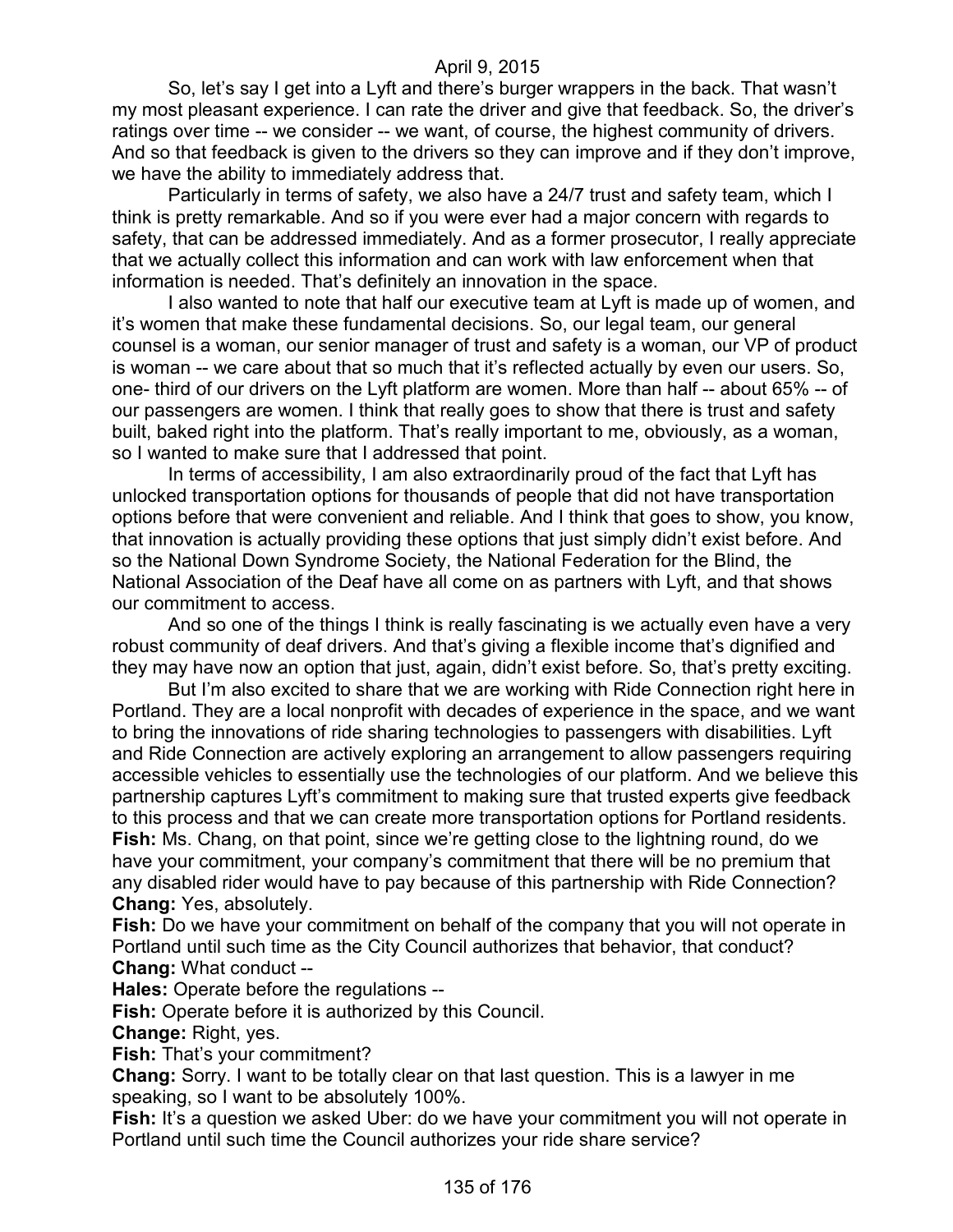So, let's say I get into a Lyft and there's burger wrappers in the back. That wasn't my most pleasant experience. I can rate the driver and give that feedback. So, the driver's ratings over time -- we consider -- we want, of course, the highest community of drivers. And so that feedback is given to the drivers so they can improve and if they don't improve, we have the ability to immediately address that.

Particularly in terms of safety, we also have a 24/7 trust and safety team, which I think is pretty remarkable. And so if you were ever had a major concern with regards to safety, that can be addressed immediately. And as a former prosecutor, I really appreciate that we actually collect this information and can work with law enforcement when that information is needed. That's definitely an innovation in the space.

I also wanted to note that half our executive team at Lyft is made up of women, and it's women that make these fundamental decisions. So, our legal team, our general counsel is a woman, our senior manager of trust and safety is a woman, our VP of product is woman -- we care about that so much that it's reflected actually by even our users. So, one- third of our drivers on the Lyft platform are women. More than half -- about 65% -- of our passengers are women. I think that really goes to show that there is trust and safety built, baked right into the platform. That's really important to me, obviously, as a woman, so I wanted to make sure that I addressed that point.

In terms of accessibility, I am also extraordinarily proud of the fact that Lyft has unlocked transportation options for thousands of people that did not have transportation options before that were convenient and reliable. And I think that goes to show, you know, that innovation is actually providing these options that just simply didn't exist before. And so the National Down Syndrome Society, the National Federation for the Blind, the National Association of the Deaf have all come on as partners with Lyft, and that shows our commitment to access.

And so one of the things I think is really fascinating is we actually even have a very robust community of deaf drivers. And that's giving a flexible income that's dignified and they may have now an option that just, again, didn't exist before. So, that's pretty exciting.

But I'm also excited to share that we are working with Ride Connection right here in Portland. They are a local nonprofit with decades of experience in the space, and we want to bring the innovations of ride sharing technologies to passengers with disabilities. Lyft and Ride Connection are actively exploring an arrangement to allow passengers requiring accessible vehicles to essentially use the technologies of our platform. And we believe this partnership captures Lyft's commitment to making sure that trusted experts give feedback to this process and that we can create more transportation options for Portland residents.

**Fish:** Ms. Chang, on that point, since we're getting close to the lightning round, do we have your commitment, your company's commitment that there will be no premium that any disabled rider would have to pay because of this partnership with Ride Connection?

**Chang:** Yes, absolutely.

**Fish:** Do we have your commitment on behalf of the company that you will not operate in Portland until such time as the City Council authorizes that behavior, that conduct?

**Chang:** What conduct --

**Hales:** Operate before the regulations --

**Fish:** Operate before it is authorized by this Council.

**Change:** Right, yes.

**Fish:** That's your commitment?

**Chang:** Sorry. I want to be totally clear on that last question. This is a lawyer in me speaking, so I want to be absolutely 100%.

**Fish:** It's a question we asked Uber: do we have your commitment you will not operate in Portland until such time the Council authorizes your ride share service?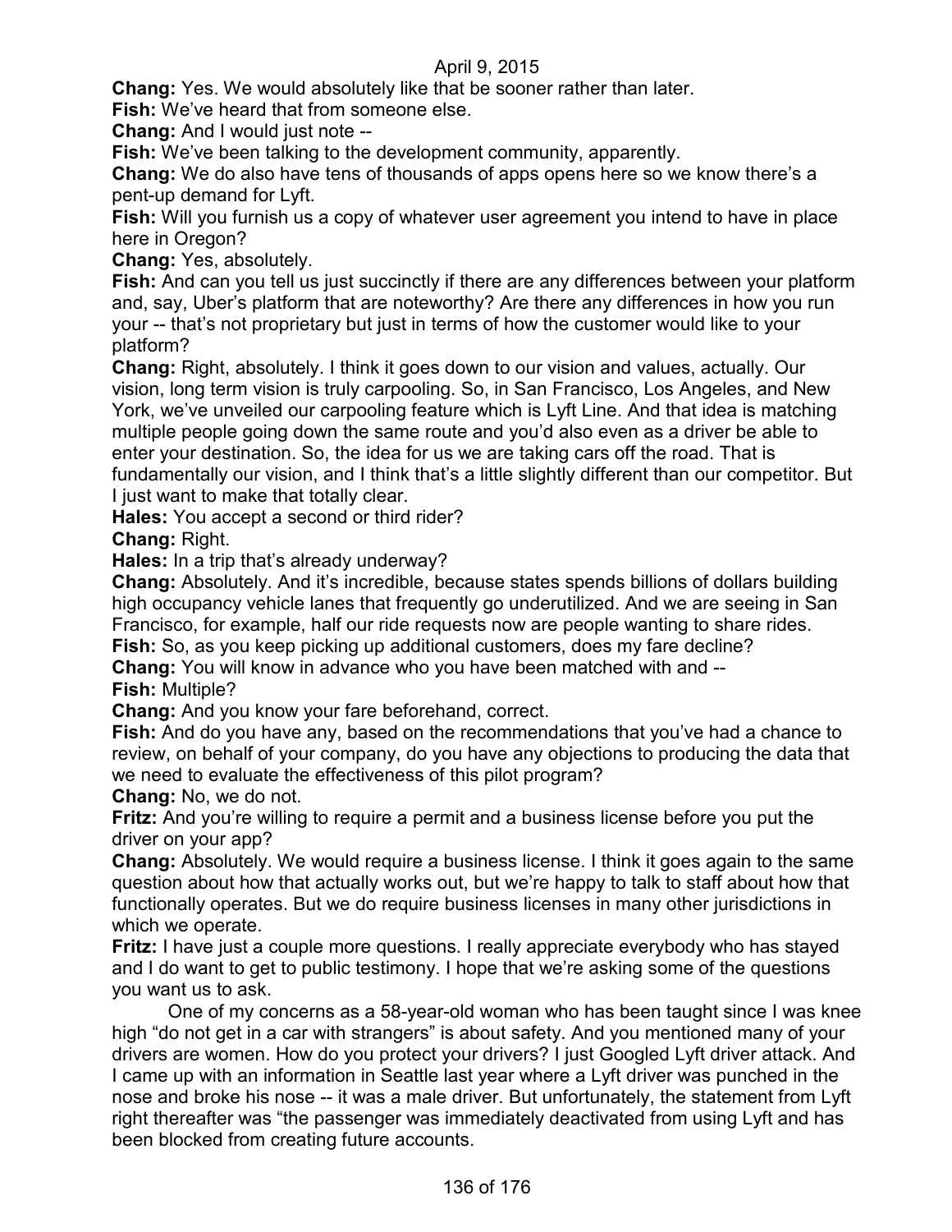**Chang:** Yes. We would absolutely like that be sooner rather than later.

**Fish:** We've heard that from someone else.

**Chang:** And I would just note --

**Fish:** We've been talking to the development community, apparently.

**Chang:** We do also have tens of thousands of apps opens here so we know there's a pent-up demand for Lyft.

**Fish:** Will you furnish us a copy of whatever user agreement you intend to have in place here in Oregon?

**Chang:** Yes, absolutely.

**Fish:** And can you tell us just succinctly if there are any differences between your platform and, say, Uber's platform that are noteworthy? Are there any differences in how you run your -- that's not proprietary but just in terms of how the customer would like to your platform?

**Chang:** Right, absolutely. I think it goes down to our vision and values, actually. Our vision, long term vision is truly carpooling. So, in San Francisco, Los Angeles, and New York, we've unveiled our carpooling feature which is Lyft Line. And that idea is matching multiple people going down the same route and you'd also even as a driver be able to enter your destination. So, the idea for us we are taking cars off the road. That is fundamentally our vision, and I think that's a little slightly different than our competitor. But I just want to make that totally clear.

**Hales:** You accept a second or third rider?

**Chang:** Right.

**Hales:** In a trip that's already underway?

**Chang:** Absolutely. And it's incredible, because states spends billions of dollars building high occupancy vehicle lanes that frequently go underutilized. And we are seeing in San Francisco, for example, half our ride requests now are people wanting to share rides.

**Fish:** So, as you keep picking up additional customers, does my fare decline?

**Chang:** You will know in advance who you have been matched with and --

**Fish:** Multiple?

**Chang:** And you know your fare beforehand, correct.

**Fish:** And do you have any, based on the recommendations that you've had a chance to review, on behalf of your company, do you have any objections to producing the data that we need to evaluate the effectiveness of this pilot program?

**Chang:** No, we do not.

**Fritz:** And you're willing to require a permit and a business license before you put the driver on your app?

**Chang:** Absolutely. We would require a business license. I think it goes again to the same question about how that actually works out, but we're happy to talk to staff about how that functionally operates. But we do require business licenses in many other jurisdictions in which we operate.

**Fritz:** I have just a couple more questions. I really appreciate everybody who has stayed and I do want to get to public testimony. I hope that we're asking some of the questions you want us to ask.

One of my concerns as a 58-year-old woman who has been taught since I was knee high "do not get in a car with strangers" is about safety. And you mentioned many of your drivers are women. How do you protect your drivers? I just Googled Lyft driver attack. And I came up with an information in Seattle last year where a Lyft driver was punched in the nose and broke his nose -- it was a male driver. But unfortunately, the statement from Lyft right thereafter was "the passenger was immediately deactivated from using Lyft and has been blocked from creating future accounts.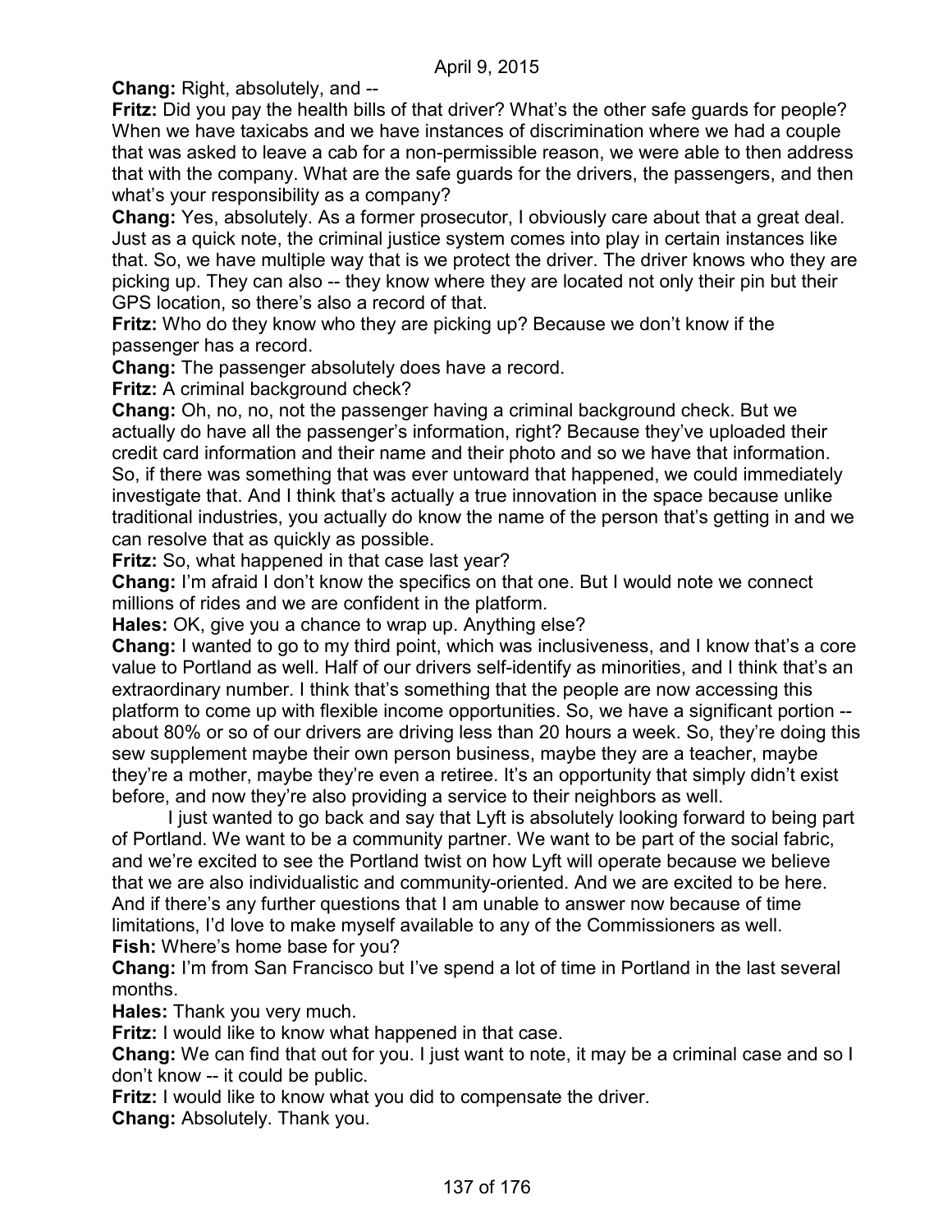**Chang:** Right, absolutely, and --

**Fritz:** Did you pay the health bills of that driver? What's the other safe guards for people? When we have taxicabs and we have instances of discrimination where we had a couple that was asked to leave a cab for a non-permissible reason, we were able to then address that with the company. What are the safe guards for the drivers, the passengers, and then what's your responsibility as a company?

**Chang:** Yes, absolutely. As a former prosecutor, I obviously care about that a great deal. Just as a quick note, the criminal justice system comes into play in certain instances like that. So, we have multiple way that is we protect the driver. The driver knows who they are picking up. They can also -- they know where they are located not only their pin but their GPS location, so there's also a record of that.

**Fritz:** Who do they know who they are picking up? Because we don't know if the passenger has a record.

**Chang:** The passenger absolutely does have a record.

**Fritz:** A criminal background check?

**Chang:** Oh, no, no, not the passenger having a criminal background check. But we actually do have all the passenger's information, right? Because they've uploaded their credit card information and their name and their photo and so we have that information. So, if there was something that was ever untoward that happened, we could immediately investigate that. And I think that's actually a true innovation in the space because unlike traditional industries, you actually do know the name of the person that's getting in and we can resolve that as quickly as possible.

**Fritz:** So, what happened in that case last year?

**Chang:** I'm afraid I don't know the specifics on that one. But I would note we connect millions of rides and we are confident in the platform.

**Hales:** OK, give you a chance to wrap up. Anything else?

**Chang:** I wanted to go to my third point, which was inclusiveness, and I know that's a core value to Portland as well. Half of our drivers self-identify as minorities, and I think that's an extraordinary number. I think that's something that the people are now accessing this platform to come up with flexible income opportunities. So, we have a significant portion -- about 80% or so of our drivers are driving less than 20 hours a week. So, they're doing this sew supplement maybe their own person business, maybe they are a teacher, maybe they're a mother, maybe they're even a retiree. It's an opportunity that simply didn't exist before, and now they're also providing a service to their neighbors as well.

I just wanted to go back and say that Lyft is absolutely looking forward to being part of Portland. We want to be a community partner. We want to be part of the social fabric, and we're excited to see the Portland twist on how Lyft will operate because we believe that we are also individualistic and community-oriented. And we are excited to be here. And if there's any further questions that I am unable to answer now because of time limitations, I'd love to make myself available to any of the Commissioners as well.

**Fish:** Where's home base for you?

**Chang:** I'm from San Francisco but I've spend a lot of time in Portland in the last several months.

**Hales:** Thank you very much.

**Fritz:** I would like to know what happened in that case.

**Chang:** We can find that out for you. I just want to note, it may be a criminal case and so I don't know -- it could be public.

**Fritz:** I would like to know what you did to compensate the driver.

**Chang:** Absolutely. Thank you.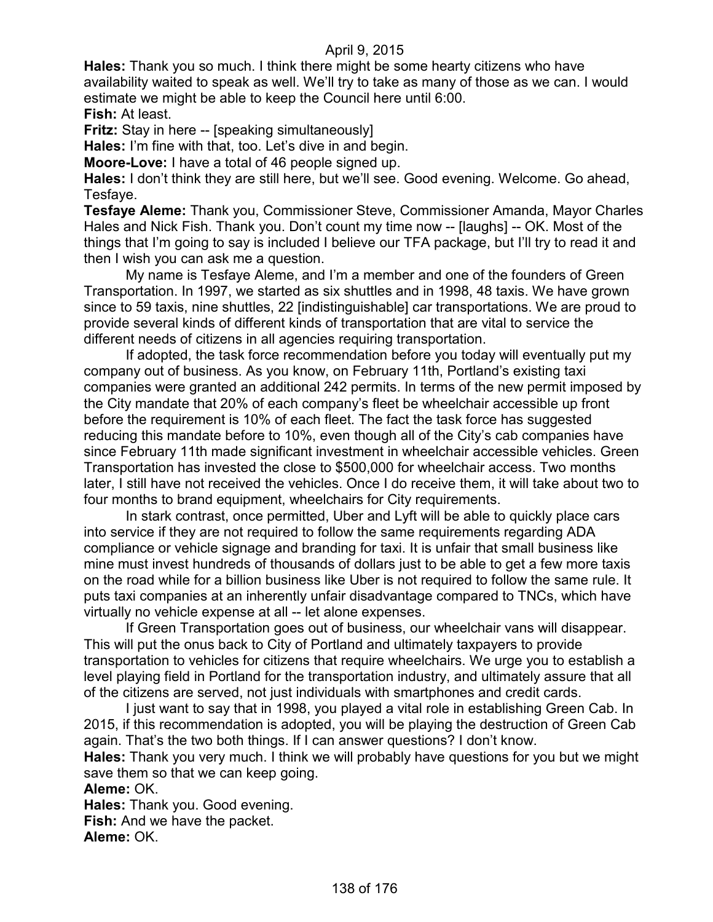**Hales:** Thank you so much. I think there might be some hearty citizens who have availability waited to speak as well. We'll try to take as many of those as we can. I would estimate we might be able to keep the Council here until 6:00.

**Fish:** At least.

**Fritz:** Stay in here -- [speaking simultaneously]

**Hales:** I'm fine with that, too. Let's dive in and begin.

**Moore-Love:** I have a total of 46 people signed up.

**Hales:** I don't think they are still here, but we'll see. Good evening. Welcome. Go ahead, Tesfaye.

**Tesfaye Aleme:** Thank you, Commissioner Steve, Commissioner Amanda, Mayor Charles Hales and Nick Fish. Thank you. Don't count my time now -- [laughs] -- OK. Most of the things that I'm going to say is included I believe our TFA package, but I'll try to read it and then I wish you can ask me a question.

My name is Tesfaye Aleme, and I'm a member and one of the founders of Green Transportation. In 1997, we started as six shuttles and in 1998, 48 taxis. We have grown since to 59 taxis, nine shuttles, 22 [indistinguishable] car transportations. We are proud to provide several kinds of different kinds of transportation that are vital to service the different needs of citizens in all agencies requiring transportation.

If adopted, the task force recommendation before you today will eventually put my company out of business. As you know, on February 11th, Portland's existing taxi companies were granted an additional 242 permits. In terms of the new permit imposed by the City mandate that 20% of each company's fleet be wheelchair accessible up front before the requirement is 10% of each fleet. The fact the task force has suggested reducing this mandate before to 10%, even though all of the City's cab companies have since February 11th made significant investment in wheelchair accessible vehicles. Green Transportation has invested the close to $500,000 for wheelchair access. Two months later, I still have not received the vehicles. Once I do receive them, it will take about two to four months to brand equipment, wheelchairs for City requirements.

In stark contrast, once permitted, Uber and Lyft will be able to quickly place cars into service if they are not required to follow the same requirements regarding ADA compliance or vehicle signage and branding for taxi. It is unfair that small business like mine must invest hundreds of thousands of dollars just to be able to get a few more taxis on the road while for a billion business like Uber is not required to follow the same rule. It puts taxi companies at an inherently unfair disadvantage compared to TNCs, which have virtually no vehicle expense at all -- let alone expenses.

If Green Transportation goes out of business, our wheelchair vans will disappear. This will put the onus back to City of Portland and ultimately taxpayers to provide transportation to vehicles for citizens that require wheelchairs. We urge you to establish a level playing field in Portland for the transportation industry, and ultimately assure that all of the citizens are served, not just individuals with smartphones and credit cards.

I just want to say that in 1998, you played a vital role in establishing Green Cab. In 2015, if this recommendation is adopted, you will be playing the destruction of Green Cab again. That's the two both things. If I can answer questions? I don't know.

**Hales:** Thank you very much. I think we will probably have questions for you but we might save them so that we can keep going.

**Aleme:** OK.

**Hales:** Thank you. Good evening.

**Fish:** And we have the packet.

**Aleme:** OK.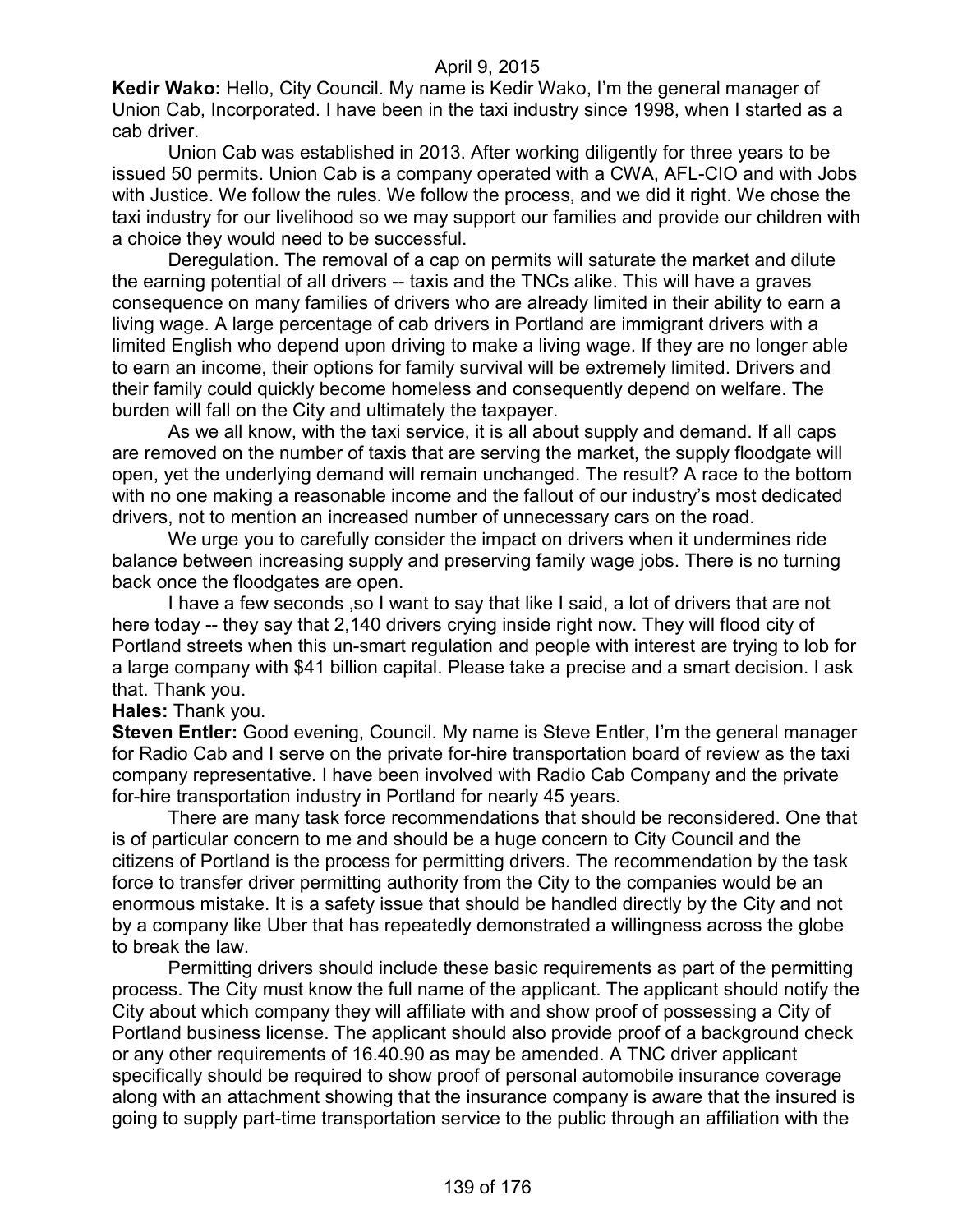**Kedir Wako:** Hello, City Council. My name is Kedir Wako, I'm the general manager of Union Cab, Incorporated. I have been in the taxi industry since 1998, when I started as a cab driver.

Union Cab was established in 2013. After working diligently for three years to be issued 50 permits. Union Cab is a company operated with a CWA, AFL-CIO and with Jobs with Justice. We follow the rules. We follow the process, and we did it right. We chose the taxi industry for our livelihood so we may support our families and provide our children with a choice they would need to be successful.

Deregulation. The removal of a cap on permits will saturate the market and dilute the earning potential of all drivers -- taxis and the TNCs alike. This will have a graves consequence on many families of drivers who are already limited in their ability to earn a living wage. A large percentage of cab drivers in Portland are immigrant drivers with a limited English who depend upon driving to make a living wage. If they are no longer able to earn an income, their options for family survival will be extremely limited. Drivers and their family could quickly become homeless and consequently depend on welfare. The burden will fall on the City and ultimately the taxpayer.

As we all know, with the taxi service, it is all about supply and demand. If all caps are removed on the number of taxis that are serving the market, the supply floodgate will open, yet the underlying demand will remain unchanged. The result? A race to the bottom with no one making a reasonable income and the fallout of our industry's most dedicated drivers, not to mention an increased number of unnecessary cars on the road.

We urge you to carefully consider the impact on drivers when it undermines ride balance between increasing supply and preserving family wage jobs. There is no turning back once the floodgates are open.

I have a few seconds ,so I want to say that like I said, a lot of drivers that are not here today -- they say that 2,140 drivers crying inside right now. They will flood city of Portland streets when this un-smart regulation and people with interest are trying to lob for a large company with $41 billion capital. Please take a precise and a smart decision. I ask that. Thank you.

**Hales:** Thank you.

**Steven Entler:** Good evening, Council. My name is Steve Entler, I'm the general manager for Radio Cab and I serve on the private for-hire transportation board of review as the taxi company representative. I have been involved with Radio Cab Company and the private for-hire transportation industry in Portland for nearly 45 years.

There are many task force recommendations that should be reconsidered. One that is of particular concern to me and should be a huge concern to City Council and the citizens of Portland is the process for permitting drivers. The recommendation by the task force to transfer driver permitting authority from the City to the companies would be an enormous mistake. It is a safety issue that should be handled directly by the City and not by a company like Uber that has repeatedly demonstrated a willingness across the globe to break the law.

Permitting drivers should include these basic requirements as part of the permitting process. The City must know the full name of the applicant. The applicant should notify the City about which company they will affiliate with and show proof of possessing a City of Portland business license. The applicant should also provide proof of a background check or any other requirements of 16.40.90 as may be amended. A TNC driver applicant specifically should be required to show proof of personal automobile insurance coverage along with an attachment showing that the insurance company is aware that the insured is going to supply part-time transportation service to the public through an affiliation with the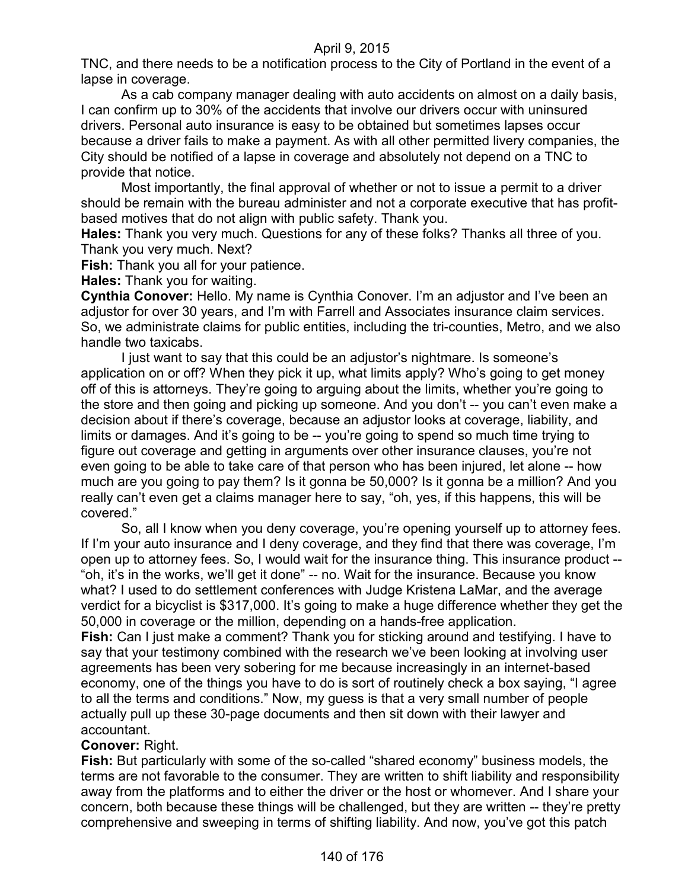TNC, and there needs to be a notification process to the City of Portland in the event of a lapse in coverage.

As a cab company manager dealing with auto accidents on almost on a daily basis, I can confirm up to 30% of the accidents that involve our drivers occur with uninsured drivers. Personal auto insurance is easy to be obtained but sometimes lapses occur because a driver fails to make a payment. As with all other permitted livery companies, the City should be notified of a lapse in coverage and absolutely not depend on a TNC to provide that notice.

Most importantly, the final approval of whether or not to issue a permit to a driver should be remain with the bureau administer and not a corporate executive that has profit-based motives that do not align with public safety. Thank you.

**Hales:** Thank you very much. Questions for any of these folks? Thanks all three of you. Thank you very much. Next?

**Fish:** Thank you all for your patience.

**Hales:** Thank you for waiting.

**Cynthia Conover:** Hello. My name is Cynthia Conover. I'm an adjustor and I've been an adjustor for over 30 years, and I'm with Farrell and Associates insurance claim services. So, we administrate claims for public entities, including the tri-counties, Metro, and we also handle two taxicabs.

I just want to say that this could be an adjustor's nightmare. Is someone's application on or off? When they pick it up, what limits apply? Who's going to get money off of this is attorneys. They're going to arguing about the limits, whether you're going to the store and then going and picking up someone. And you don't -- you can't even make a decision about if there's coverage, because an adjustor looks at coverage, liability, and limits or damages. And it's going to be -- you're going to spend so much time trying to figure out coverage and getting in arguments over other insurance clauses, you're not even going to be able to take care of that person who has been injured, let alone -- how much are you going to pay them? Is it gonna be 50,000? Is it gonna be a million? And you really can't even get a claims manager here to say, "oh, yes, if this happens, this will be covered."

So, all I know when you deny coverage, you're opening yourself up to attorney fees. If I'm your auto insurance and I deny coverage, and they find that there was coverage, I'm open up to attorney fees. So, I would wait for the insurance thing. This insurance product -- "oh, it's in the works, we'll get it done" -- no. Wait for the insurance. Because you know what? I used to do settlement conferences with Judge Kristena LaMar, and the average verdict for a bicyclist is $317,000. It's going to make a huge difference whether they get the 50,000 in coverage or the million, depending on a hands-free application.

**Fish:** Can I just make a comment? Thank you for sticking around and testifying. I have to say that your testimony combined with the research we've been looking at involving user agreements has been very sobering for me because increasingly in an internet-based economy, one of the things you have to do is sort of routinely check a box saying, "I agree to all the terms and conditions." Now, my guess is that a very small number of people actually pull up these 30-page documents and then sit down with their lawyer and accountant.

**Conover:** Right.

**Fish:** But particularly with some of the so-called "shared economy" business models, the terms are not favorable to the consumer. They are written to shift liability and responsibility away from the platforms and to either the driver or the host or whomever. And I share your concern, both because these things will be challenged, but they are written -- they're pretty comprehensive and sweeping in terms of shifting liability. And now, you've got this patch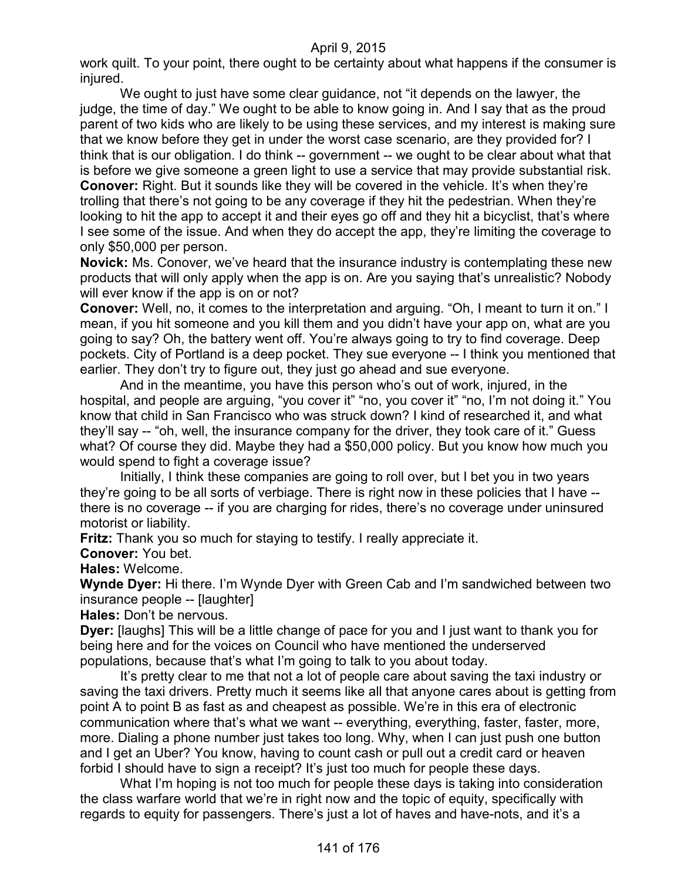work quilt. To your point, there ought to be certainty about what happens if the consumer is injured.

We ought to just have some clear guidance, not "it depends on the lawyer, the judge, the time of day." We ought to be able to know going in. And I say that as the proud parent of two kids who are likely to be using these services, and my interest is making sure that we know before they get in under the worst case scenario, are they provided for? I think that is our obligation. I do think -- government -- we ought to be clear about what that is before we give someone a green light to use a service that may provide substantial risk.

**Conover:** Right. But it sounds like they will be covered in the vehicle. It's when they're trolling that there's not going to be any coverage if they hit the pedestrian. When they're looking to hit the app to accept it and their eyes go off and they hit a bicyclist, that's where I see some of the issue. And when they do accept the app, they're limiting the coverage to only $50,000 per person.

**Novick:** Ms. Conover, we've heard that the insurance industry is contemplating these new products that will only apply when the app is on. Are you saying that's unrealistic? Nobody will ever know if the app is on or not?

**Conover:** Well, no, it comes to the interpretation and arguing. "Oh, I meant to turn it on." I mean, if you hit someone and you kill them and you didn't have your app on, what are you going to say? Oh, the battery went off. You're always going to try to find coverage. Deep pockets. City of Portland is a deep pocket. They sue everyone -- I think you mentioned that earlier. They don't try to figure out, they just go ahead and sue everyone.

And in the meantime, you have this person who's out of work, injured, in the hospital, and people are arguing, "you cover it" "no, you cover it" "no, I'm not doing it." You know that child in San Francisco who was struck down? I kind of researched it, and what they'll say -- "oh, well, the insurance company for the driver, they took care of it." Guess what? Of course they did. Maybe they had a $50,000 policy. But you know how much you would spend to fight a coverage issue?

Initially, I think these companies are going to roll over, but I bet you in two years they're going to be all sorts of verbiage. There is right now in these policies that I have -- there is no coverage -- if you are charging for rides, there's no coverage under uninsured motorist or liability.

**Fritz:** Thank you so much for staying to testify. I really appreciate it.

**Conover:** You bet.

**Hales:** Welcome.

**Wynde Dyer:** Hi there. I'm Wynde Dyer with Green Cab and I'm sandwiched between two insurance people -- [laughter]

**Hales:** Don't be nervous.

**Dyer:** [laughs] This will be a little change of pace for you and I just want to thank you for being here and for the voices on Council who have mentioned the underserved populations, because that's what I'm going to talk to you about today.

It's pretty clear to me that not a lot of people care about saving the taxi industry or saving the taxi drivers. Pretty much it seems like all that anyone cares about is getting from point A to point B as fast as and cheapest as possible. We're in this era of electronic communication where that's what we want -- everything, everything, faster, faster, more, more. Dialing a phone number just takes too long. Why, when I can just push one button and I get an Uber? You know, having to count cash or pull out a credit card or heaven forbid I should have to sign a receipt? It's just too much for people these days.

What I'm hoping is not too much for people these days is taking into consideration the class warfare world that we're in right now and the topic of equity, specifically with regards to equity for passengers. There's just a lot of haves and have-nots, and it's a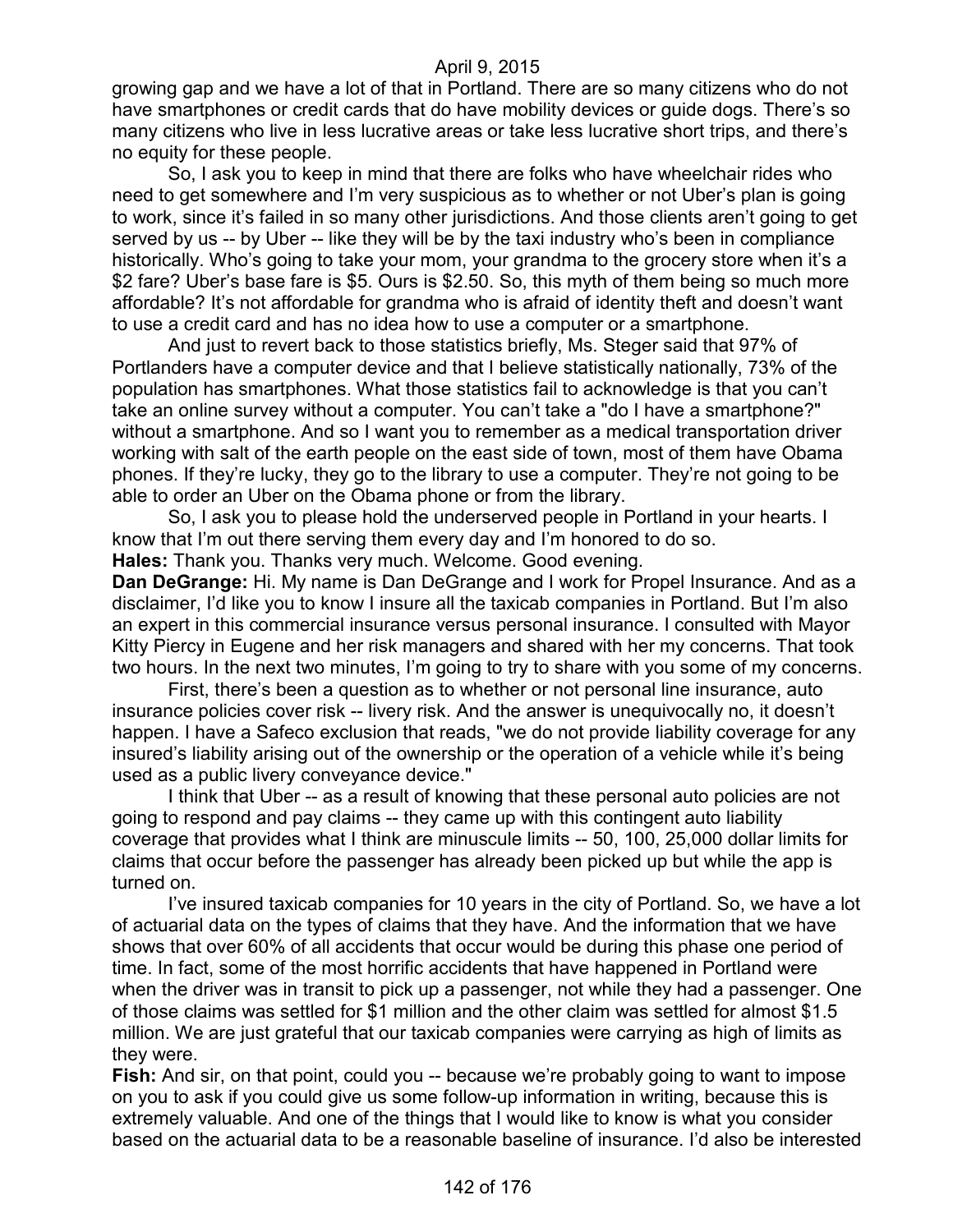growing gap and we have a lot of that in Portland. There are so many citizens who do not have smartphones or credit cards that do have mobility devices or guide dogs. There's so many citizens who live in less lucrative areas or take less lucrative short trips, and there's no equity for these people.

So, I ask you to keep in mind that there are folks who have wheelchair rides who need to get somewhere and I'm very suspicious as to whether or not Uber's plan is going to work, since it's failed in so many other jurisdictions. And those clients aren't going to get served by us -- by Uber -- like they will be by the taxi industry who's been in compliance historically. Who's going to take your mom, your grandma to the grocery store when it's a $2 fare? Uber's base fare is $5. Ours is $2.50. So, this myth of them being so much more affordable? It's not affordable for grandma who is afraid of identity theft and doesn't want to use a credit card and has no idea how to use a computer or a smartphone.

And just to revert back to those statistics briefly, Ms. Steger said that 97% of Portlanders have a computer device and that I believe statistically nationally, 73% of the population has smartphones. What those statistics fail to acknowledge is that you can't take an online survey without a computer. You can't take a "do I have a smartphone?" without a smartphone. And so I want you to remember as a medical transportation driver working with salt of the earth people on the east side of town, most of them have Obama phones. If they're lucky, they go to the library to use a computer. They're not going to be able to order an Uber on the Obama phone or from the library.

So, I ask you to please hold the underserved people in Portland in your hearts. I know that I'm out there serving them every day and I'm honored to do so.

**Hales:** Thank you. Thanks very much. Welcome. Good evening.

**Dan DeGrange:** Hi. My name is Dan DeGrange and I work for Propel Insurance. And as a disclaimer, I'd like you to know I insure all the taxicab companies in Portland. But I'm also an expert in this commercial insurance versus personal insurance. I consulted with Mayor Kitty Piercy in Eugene and her risk managers and shared with her my concerns. That took two hours. In the next two minutes, I'm going to try to share with you some of my concerns.

First, there's been a question as to whether or not personal line insurance, auto insurance policies cover risk -- livery risk. And the answer is unequivocally no, it doesn't happen. I have a Safeco exclusion that reads, "we do not provide liability coverage for any insured's liability arising out of the ownership or the operation of a vehicle while it's being used as a public livery conveyance device."

I think that Uber -- as a result of knowing that these personal auto policies are not going to respond and pay claims -- they came up with this contingent auto liability coverage that provides what I think are minuscule limits -- 50, 100, 25,000 dollar limits for claims that occur before the passenger has already been picked up but while the app is turned on.

I've insured taxicab companies for 10 years in the city of Portland. So, we have a lot of actuarial data on the types of claims that they have. And the information that we have shows that over 60% of all accidents that occur would be during this phase one period of time. In fact, some of the most horrific accidents that have happened in Portland were when the driver was in transit to pick up a passenger, not while they had a passenger. One of those claims was settled for $1 million and the other claim was settled for almost $1.5 million. We are just grateful that our taxicab companies were carrying as high of limits as they were.

**Fish:** And sir, on that point, could you -- because we're probably going to want to impose on you to ask if you could give us some follow-up information in writing, because this is extremely valuable. And one of the things that I would like to know is what you consider based on the actuarial data to be a reasonable baseline of insurance. I'd also be interested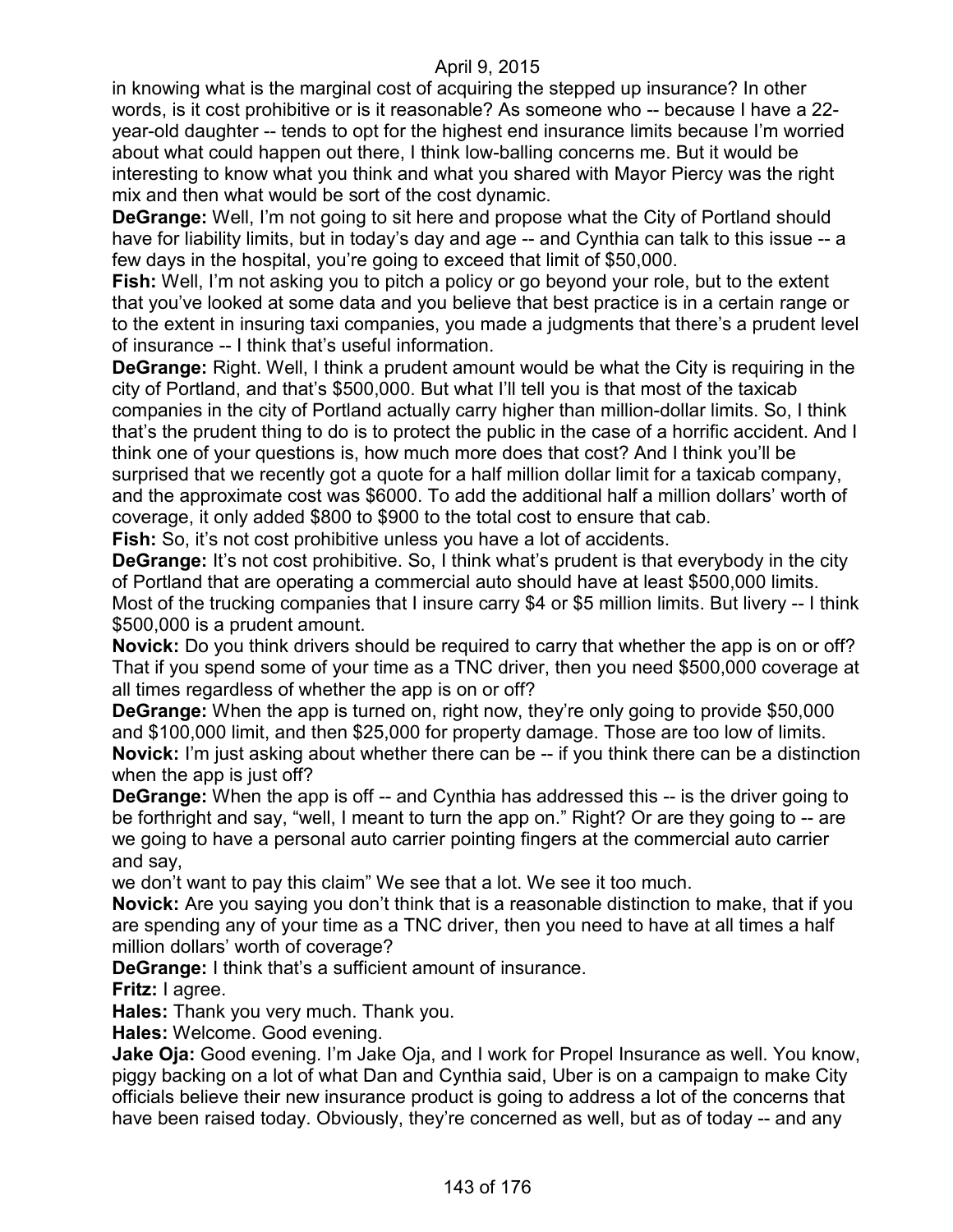in knowing what is the marginal cost of acquiring the stepped up insurance? In other words, is it cost prohibitive or is it reasonable? As someone who -- because I have a 22-year-old daughter -- tends to opt for the highest end insurance limits because I'm worried about what could happen out there, I think low-balling concerns me. But it would be interesting to know what you think and what you shared with Mayor Piercy was the right mix and then what would be sort of the cost dynamic.

**DeGrange:** Well, I'm not going to sit here and propose what the City of Portland should have for liability limits, but in today's day and age -- and Cynthia can talk to this issue -- a few days in the hospital, you're going to exceed that limit of $50,000.

**Fish:** Well, I'm not asking you to pitch a policy or go beyond your role, but to the extent that you've looked at some data and you believe that best practice is in a certain range or to the extent in insuring taxi companies, you made a judgments that there's a prudent level of insurance -- I think that's useful information.

**DeGrange:** Right. Well, I think a prudent amount would be what the City is requiring in the city of Portland, and that's $500,000. But what I'll tell you is that most of the taxicab companies in the city of Portland actually carry higher than million-dollar limits. So, I think that's the prudent thing to do is to protect the public in the case of a horrific accident. And I think one of your questions is, how much more does that cost? And I think you'll be surprised that we recently got a quote for a half million dollar limit for a taxicab company, and the approximate cost was $6000. To add the additional half a million dollars' worth of coverage, it only added $800 to $900 to the total cost to ensure that cab.

**Fish:** So, it's not cost prohibitive unless you have a lot of accidents.

**DeGrange:** It's not cost prohibitive. So, I think what's prudent is that everybody in the city of Portland that are operating a commercial auto should have at least $500,000 limits. Most of the trucking companies that I insure carry $4 or $5 million limits. But livery -- I think $500,000 is a prudent amount.

**Novick:** Do you think drivers should be required to carry that whether the app is on or off? That if you spend some of your time as a TNC driver, then you need $500,000 coverage at all times regardless of whether the app is on or off?

**DeGrange:** When the app is turned on, right now, they're only going to provide $50,000 and $100,000 limit, and then $25,000 for property damage. Those are too low of limits.

**Novick:** I'm just asking about whether there can be -- if you think there can be a distinction when the app is just off?

**DeGrange:** When the app is off -- and Cynthia has addressed this -- is the driver going to be forthright and say, "well, I meant to turn the app on." Right? Or are they going to -- are we going to have a personal auto carrier pointing fingers at the commercial auto carrier and say,

we don't want to pay this claim" We see that a lot. We see it too much.

**Novick:** Are you saying you don't think that is a reasonable distinction to make, that if you are spending any of your time as a TNC driver, then you need to have at all times a half million dollars' worth of coverage?

**DeGrange:** I think that's a sufficient amount of insurance.

**Fritz:** I agree.

**Hales:** Thank you very much. Thank you.

**Hales:** Welcome. Good evening.

**Jake Oja:** Good evening. I'm Jake Oja, and I work for Propel Insurance as well. You know, piggy backing on a lot of what Dan and Cynthia said, Uber is on a campaign to make City officials believe their new insurance product is going to address a lot of the concerns that have been raised today. Obviously, they're concerned as well, but as of today -- and any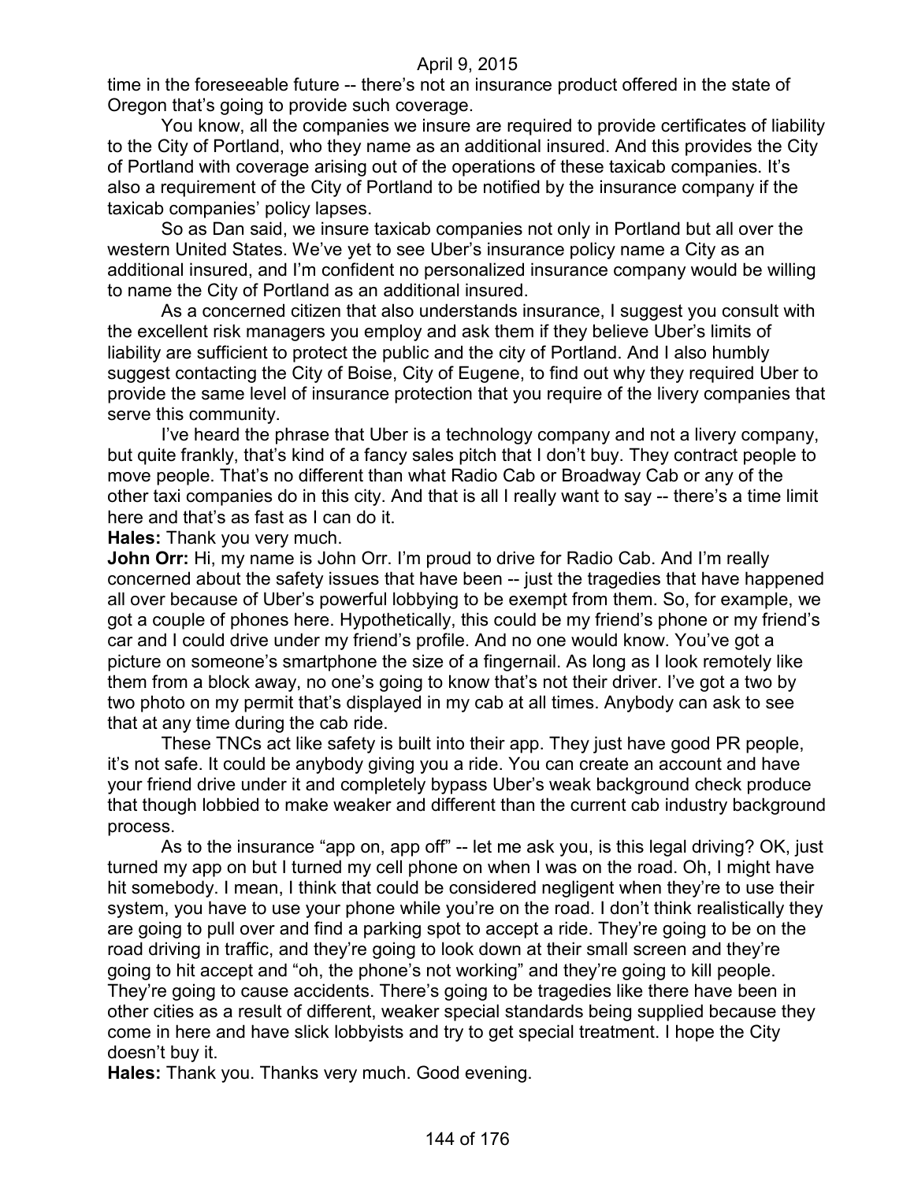time in the foreseeable future -- there's not an insurance product offered in the state of Oregon that's going to provide such coverage.

You know, all the companies we insure are required to provide certificates of liability to the City of Portland, who they name as an additional insured. And this provides the City of Portland with coverage arising out of the operations of these taxicab companies. It's also a requirement of the City of Portland to be notified by the insurance company if the taxicab companies' policy lapses.

So as Dan said, we insure taxicab companies not only in Portland but all over the western United States. We've yet to see Uber's insurance policy name a City as an additional insured, and I'm confident no personalized insurance company would be willing to name the City of Portland as an additional insured.

As a concerned citizen that also understands insurance, I suggest you consult with the excellent risk managers you employ and ask them if they believe Uber's limits of liability are sufficient to protect the public and the city of Portland. And I also humbly suggest contacting the City of Boise, City of Eugene, to find out why they required Uber to provide the same level of insurance protection that you require of the livery companies that serve this community.

I've heard the phrase that Uber is a technology company and not a livery company, but quite frankly, that's kind of a fancy sales pitch that I don't buy. They contract people to move people. That's no different than what Radio Cab or Broadway Cab or any of the other taxi companies do in this city. And that is all I really want to say -- there's a time limit here and that's as fast as I can do it.

**Hales:** Thank you very much.

**John Orr:** Hi, my name is John Orr. I'm proud to drive for Radio Cab. And I'm really concerned about the safety issues that have been -- just the tragedies that have happened all over because of Uber's powerful lobbying to be exempt from them. So, for example, we got a couple of phones here. Hypothetically, this could be my friend's phone or my friend's car and I could drive under my friend's profile. And no one would know. You've got a picture on someone's smartphone the size of a fingernail. As long as I look remotely like them from a block away, no one's going to know that's not their driver. I've got a two by two photo on my permit that's displayed in my cab at all times. Anybody can ask to see that at any time during the cab ride.

These TNCs act like safety is built into their app. They just have good PR people, it's not safe. It could be anybody giving you a ride. You can create an account and have your friend drive under it and completely bypass Uber's weak background check produce that though lobbied to make weaker and different than the current cab industry background process.

As to the insurance "app on, app off" -- let me ask you, is this legal driving? OK, just turned my app on but I turned my cell phone on when I was on the road. Oh, I might have hit somebody. I mean, I think that could be considered negligent when they're to use their system, you have to use your phone while you're on the road. I don't think realistically they are going to pull over and find a parking spot to accept a ride. They're going to be on the road driving in traffic, and they're going to look down at their small screen and they're going to hit accept and "oh, the phone's not working" and they're going to kill people. They're going to cause accidents. There's going to be tragedies like there have been in other cities as a result of different, weaker special standards being supplied because they come in here and have slick lobbyists and try to get special treatment. I hope the City doesn't buy it.

**Hales:** Thank you. Thanks very much. Good evening.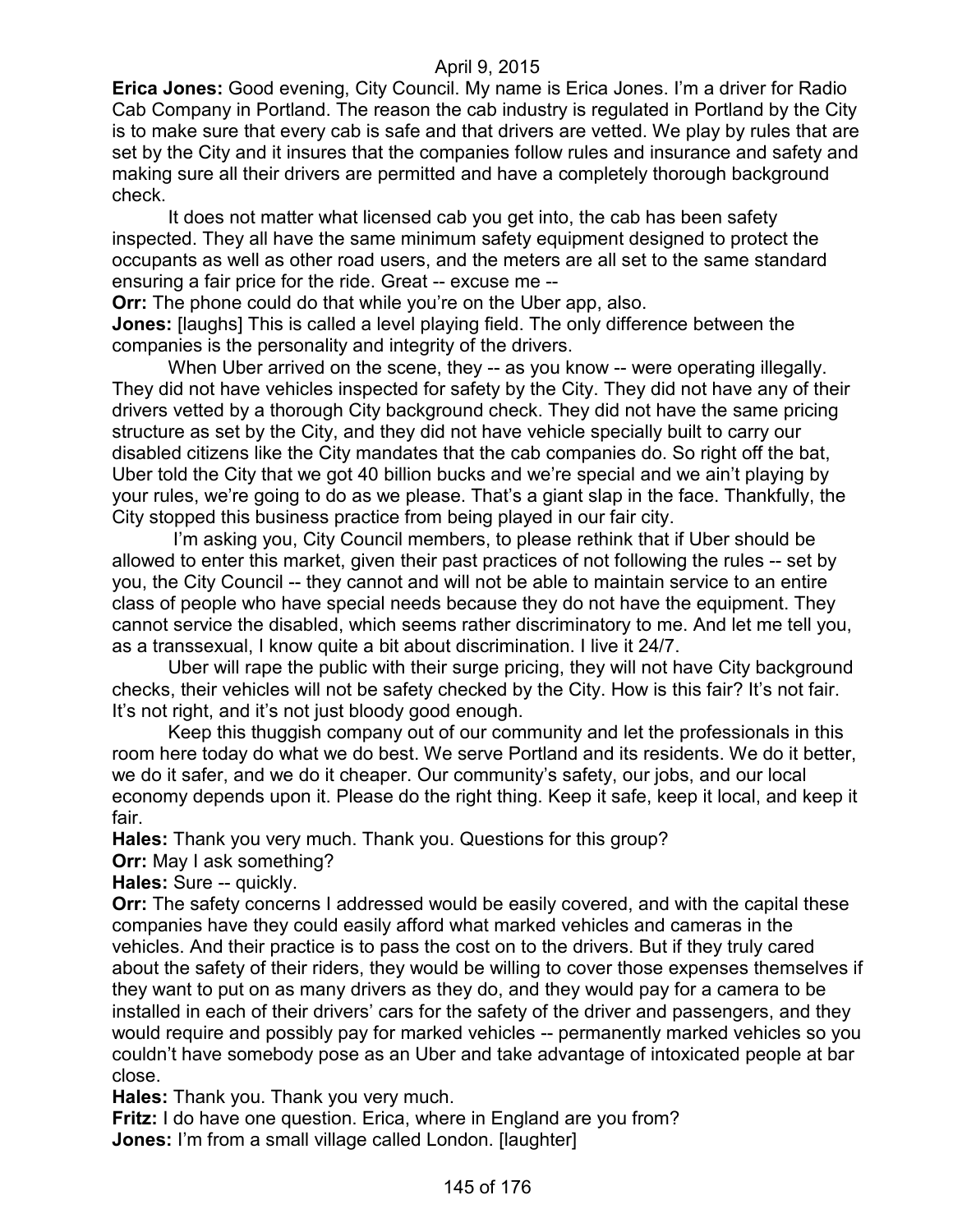**Erica Jones:** Good evening, City Council. My name is Erica Jones. I'm a driver for Radio Cab Company in Portland. The reason the cab industry is regulated in Portland by the City is to make sure that every cab is safe and that drivers are vetted. We play by rules that are set by the City and it insures that the companies follow rules and insurance and safety and making sure all their drivers are permitted and have a completely thorough background check.

It does not matter what licensed cab you get into, the cab has been safety inspected. They all have the same minimum safety equipment designed to protect the occupants as well as other road users, and the meters are all set to the same standard ensuring a fair price for the ride. Great -- excuse me --

**Orr:** The phone could do that while you're on the Uber app, also.

**Jones:** [laughs] This is called a level playing field. The only difference between the companies is the personality and integrity of the drivers.

When Uber arrived on the scene, they -- as you know -- were operating illegally. They did not have vehicles inspected for safety by the City. They did not have any of their drivers vetted by a thorough City background check. They did not have the same pricing structure as set by the City, and they did not have vehicle specially built to carry our disabled citizens like the City mandates that the cab companies do. So right off the bat, Uber told the City that we got 40 billion bucks and we're special and we ain't playing by your rules, we're going to do as we please. That's a giant slap in the face. Thankfully, the City stopped this business practice from being played in our fair city.

I'm asking you, City Council members, to please rethink that if Uber should be allowed to enter this market, given their past practices of not following the rules -- set by you, the City Council -- they cannot and will not be able to maintain service to an entire class of people who have special needs because they do not have the equipment. They cannot service the disabled, which seems rather discriminatory to me. And let me tell you, as a transsexual, I know quite a bit about discrimination. I live it 24/7.

Uber will rape the public with their surge pricing, they will not have City background checks, their vehicles will not be safety checked by the City. How is this fair? It's not fair. It's not right, and it's not just bloody good enough.

Keep this thuggish company out of our community and let the professionals in this room here today do what we do best. We serve Portland and its residents. We do it better, we do it safer, and we do it cheaper. Our community's safety, our jobs, and our local economy depends upon it. Please do the right thing. Keep it safe, keep it local, and keep it fair.

**Hales:** Thank you very much. Thank you. Questions for this group?

**Orr:** May I ask something?

**Hales:** Sure -- quickly.

**Orr:** The safety concerns I addressed would be easily covered, and with the capital these companies have they could easily afford what marked vehicles and cameras in the vehicles. And their practice is to pass the cost on to the drivers. But if they truly cared about the safety of their riders, they would be willing to cover those expenses themselves if they want to put on as many drivers as they do, and they would pay for a camera to be installed in each of their drivers' cars for the safety of the driver and passengers, and they would require and possibly pay for marked vehicles -- permanently marked vehicles so you couldn't have somebody pose as an Uber and take advantage of intoxicated people at bar close.

**Hales:** Thank you. Thank you very much.

**Fritz:** I do have one question. Erica, where in England are you from?

**Jones:** I'm from a small village called London. [laughter]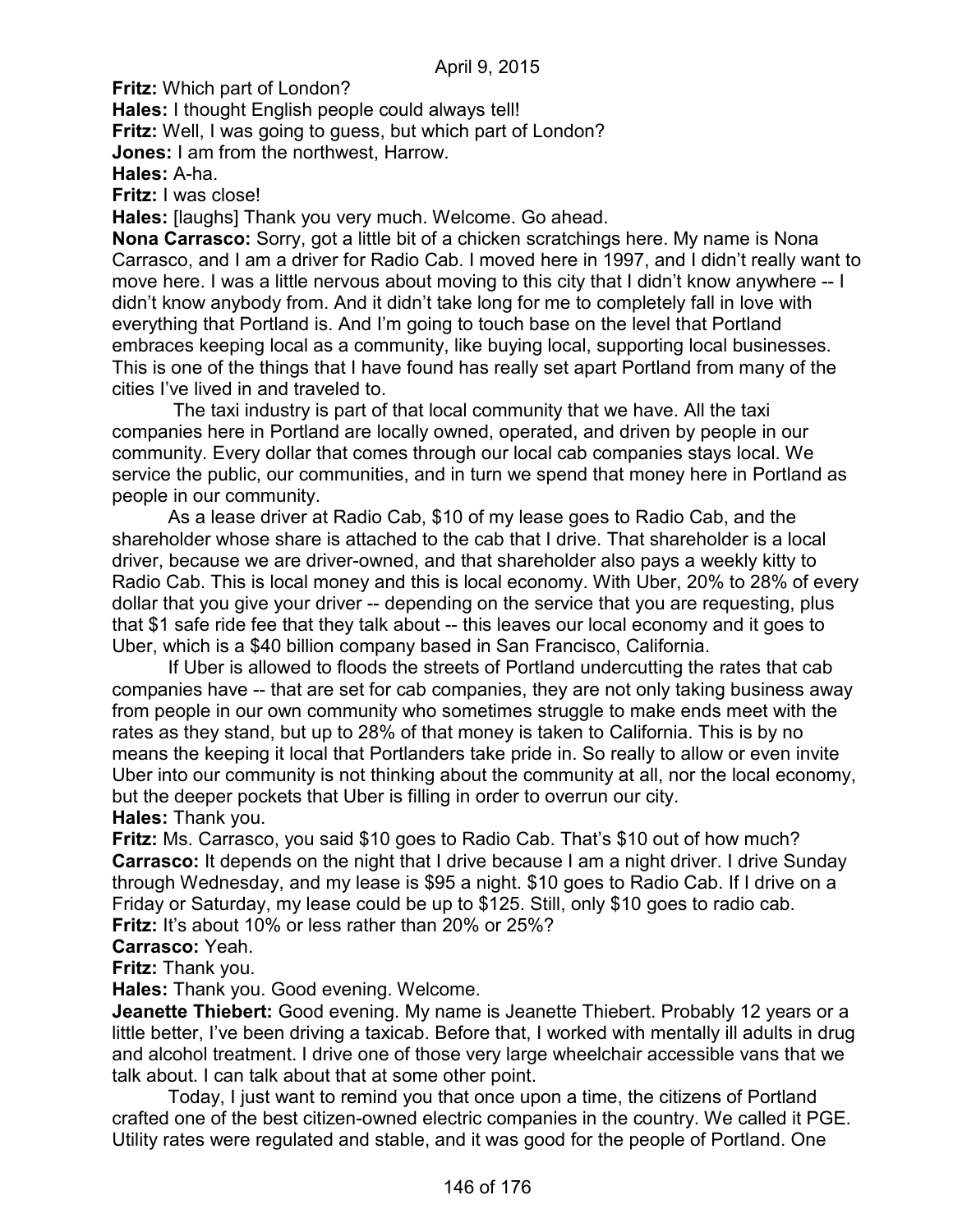**Fritz:** Which part of London?

**Hales:** I thought English people could always tell!

**Fritz:** Well, I was going to guess, but which part of London?

**Jones:** I am from the northwest, Harrow.

**Hales:** A-ha.

**Fritz:** I was close!

**Hales:** [laughs] Thank you very much. Welcome. Go ahead.

**Nona Carrasco:** Sorry, got a little bit of a chicken scratchings here. My name is Nona Carrasco, and I am a driver for Radio Cab. I moved here in 1997, and I didn't really want to move here. I was a little nervous about moving to this city that I didn't know anywhere -- I didn't know anybody from. And it didn't take long for me to completely fall in love with everything that Portland is. And I'm going to touch base on the level that Portland embraces keeping local as a community, like buying local, supporting local businesses. This is one of the things that I have found has really set apart Portland from many of the cities I've lived in and traveled to.

The taxi industry is part of that local community that we have. All the taxi companies here in Portland are locally owned, operated, and driven by people in our community. Every dollar that comes through our local cab companies stays local. We service the public, our communities, and in turn we spend that money here in Portland as people in our community.

As a lease driver at Radio Cab, $10 of my lease goes to Radio Cab, and the shareholder whose share is attached to the cab that I drive. That shareholder is a local driver, because we are driver-owned, and that shareholder also pays a weekly kitty to Radio Cab. This is local money and this is local economy. With Uber, 20% to 28% of every dollar that you give your driver -- depending on the service that you are requesting, plus that $1 safe ride fee that they talk about -- this leaves our local economy and it goes to Uber, which is a $40 billion company based in San Francisco, California.

If Uber is allowed to floods the streets of Portland undercutting the rates that cab companies have -- that are set for cab companies, they are not only taking business away from people in our own community who sometimes struggle to make ends meet with the rates as they stand, but up to 28% of that money is taken to California. This is by no means the keeping it local that Portlanders take pride in. So really to allow or even invite Uber into our community is not thinking about the community at all, nor the local economy, but the deeper pockets that Uber is filling in order to overrun our city.

**Hales:** Thank you.

**Fritz:** Ms. Carrasco, you said $10 goes to Radio Cab. That's $10 out of how much?

**Carrasco:** It depends on the night that I drive because I am a night driver. I drive Sunday through Wednesday, and my lease is $95 a night. $10 goes to Radio Cab. If I drive on a Friday or Saturday, my lease could be up to $125. Still, only $10 goes to radio cab.

**Fritz:** It's about 10% or less rather than 20% or 25%?

**Carrasco:** Yeah.

**Fritz:** Thank you.

**Hales:** Thank you. Good evening. Welcome.

**Jeanette Thiebert:** Good evening. My name is Jeanette Thiebert. Probably 12 years or a little better, I've been driving a taxicab. Before that, I worked with mentally ill adults in drug and alcohol treatment. I drive one of those very large wheelchair accessible vans that we talk about. I can talk about that at some other point.

Today, I just want to remind you that once upon a time, the citizens of Portland crafted one of the best citizen-owned electric companies in the country. We called it PGE. Utility rates were regulated and stable, and it was good for the people of Portland. One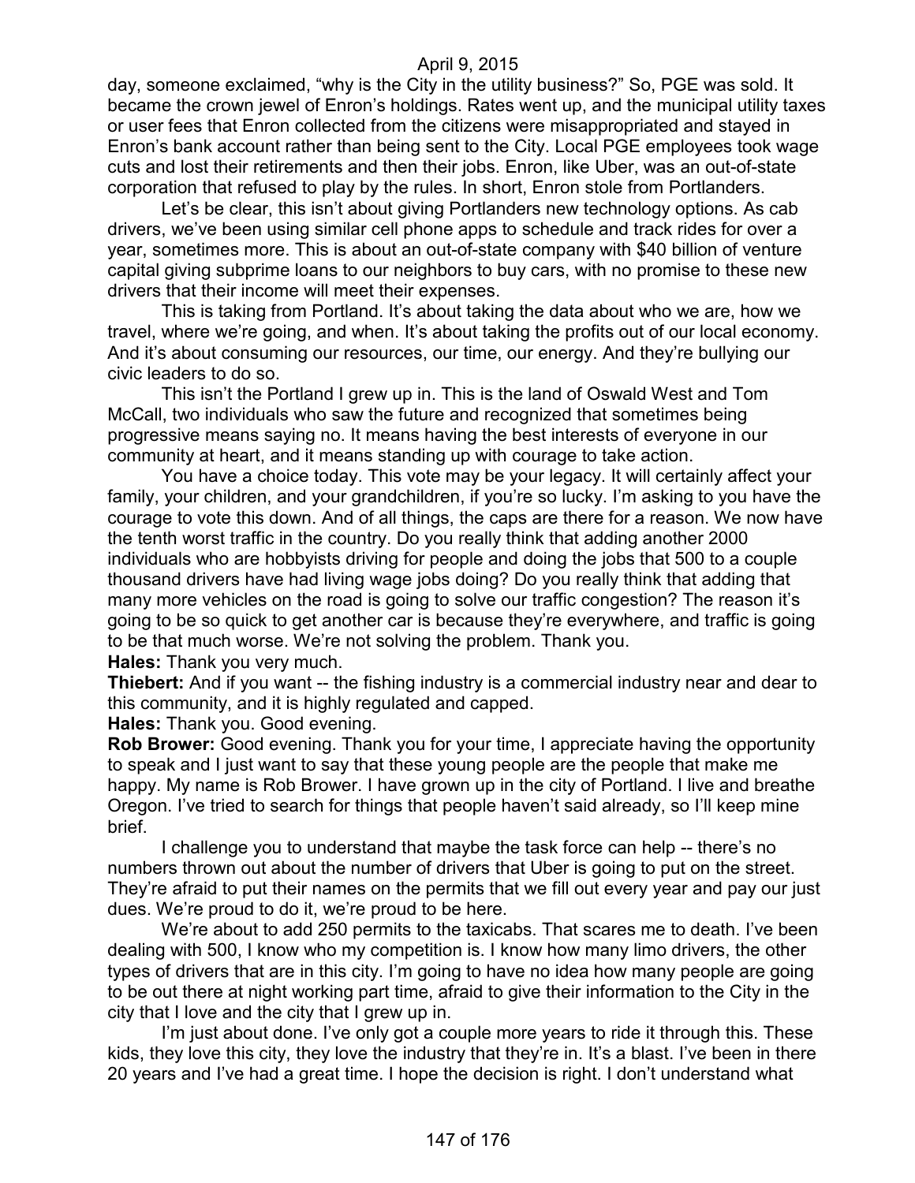day, someone exclaimed, "why is the City in the utility business?" So, PGE was sold. It became the crown jewel of Enron's holdings. Rates went up, and the municipal utility taxes or user fees that Enron collected from the citizens were misappropriated and stayed in Enron's bank account rather than being sent to the City. Local PGE employees took wage cuts and lost their retirements and then their jobs. Enron, like Uber, was an out-of-state corporation that refused to play by the rules. In short, Enron stole from Portlanders.

Let's be clear, this isn't about giving Portlanders new technology options. As cab drivers, we've been using similar cell phone apps to schedule and track rides for over a year, sometimes more. This is about an out-of-state company with $40 billion of venture capital giving subprime loans to our neighbors to buy cars, with no promise to these new drivers that their income will meet their expenses.

This is taking from Portland. It's about taking the data about who we are, how we travel, where we're going, and when. It's about taking the profits out of our local economy. And it's about consuming our resources, our time, our energy. And they're bullying our civic leaders to do so.

This isn't the Portland I grew up in. This is the land of Oswald West and Tom McCall, two individuals who saw the future and recognized that sometimes being progressive means saying no. It means having the best interests of everyone in our community at heart, and it means standing up with courage to take action.

You have a choice today. This vote may be your legacy. It will certainly affect your family, your children, and your grandchildren, if you're so lucky. I'm asking to you have the courage to vote this down. And of all things, the caps are there for a reason. We now have the tenth worst traffic in the country. Do you really think that adding another 2000 individuals who are hobbyists driving for people and doing the jobs that 500 to a couple thousand drivers have had living wage jobs doing? Do you really think that adding that many more vehicles on the road is going to solve our traffic congestion? The reason it's going to be so quick to get another car is because they're everywhere, and traffic is going to be that much worse. We're not solving the problem. Thank you.

**Hales:** Thank you very much.

**Thiebert:** And if you want -- the fishing industry is a commercial industry near and dear to this community, and it is highly regulated and capped.

**Hales:** Thank you. Good evening.

**Rob Brower:** Good evening. Thank you for your time, I appreciate having the opportunity to speak and I just want to say that these young people are the people that make me happy. My name is Rob Brower. I have grown up in the city of Portland. I live and breathe Oregon. I've tried to search for things that people haven't said already, so I'll keep mine brief.

I challenge you to understand that maybe the task force can help -- there's no numbers thrown out about the number of drivers that Uber is going to put on the street. They're afraid to put their names on the permits that we fill out every year and pay our just dues. We're proud to do it, we're proud to be here.

We're about to add 250 permits to the taxicabs. That scares me to death. I've been dealing with 500, I know who my competition is. I know how many limo drivers, the other types of drivers that are in this city. I'm going to have no idea how many people are going to be out there at night working part time, afraid to give their information to the City in the city that I love and the city that I grew up in.

I'm just about done. I've only got a couple more years to ride it through this. These kids, they love this city, they love the industry that they're in. It's a blast. I've been in there 20 years and I've had a great time. I hope the decision is right. I don't understand what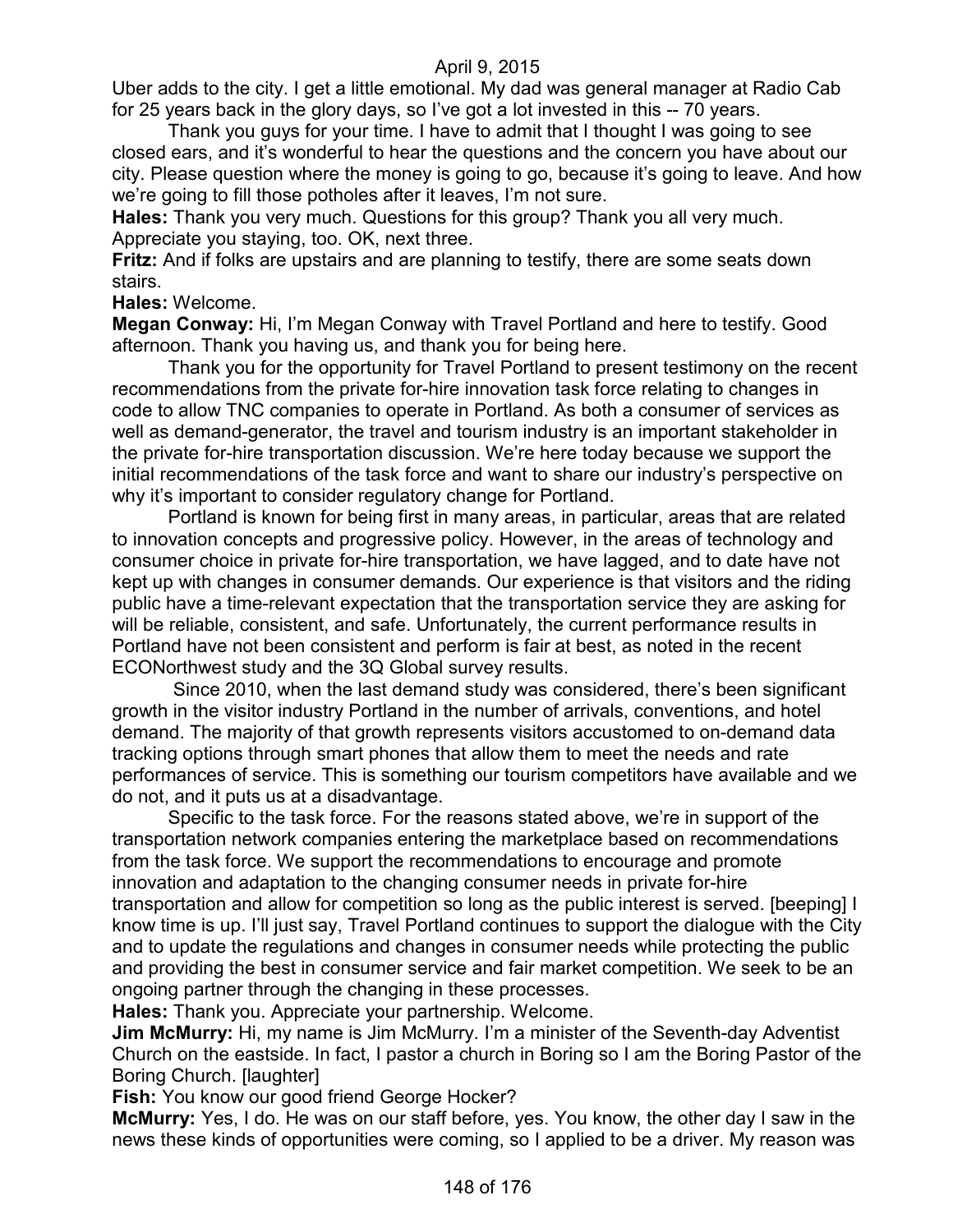Uber adds to the city. I get a little emotional. My dad was general manager at Radio Cab for 25 years back in the glory days, so I've got a lot invested in this -- 70 years.

Thank you guys for your time. I have to admit that I thought I was going to see closed ears, and it's wonderful to hear the questions and the concern you have about our city. Please question where the money is going to go, because it's going to leave. And how we're going to fill those potholes after it leaves, I'm not sure.

**Hales:** Thank you very much. Questions for this group? Thank you all very much. Appreciate you staying, too. OK, next three.

**Fritz:** And if folks are upstairs and are planning to testify, there are some seats down stairs.

**Hales:** Welcome.

**Megan Conway:** Hi, I'm Megan Conway with Travel Portland and here to testify. Good afternoon. Thank you having us, and thank you for being here.

Thank you for the opportunity for Travel Portland to present testimony on the recent recommendations from the private for-hire innovation task force relating to changes in code to allow TNC companies to operate in Portland. As both a consumer of services as well as demand-generator, the travel and tourism industry is an important stakeholder in the private for-hire transportation discussion. We're here today because we support the initial recommendations of the task force and want to share our industry's perspective on why it's important to consider regulatory change for Portland.

Portland is known for being first in many areas, in particular, areas that are related to innovation concepts and progressive policy. However, in the areas of technology and consumer choice in private for-hire transportation, we have lagged, and to date have not kept up with changes in consumer demands. Our experience is that visitors and the riding public have a time-relevant expectation that the transportation service they are asking for will be reliable, consistent, and safe. Unfortunately, the current performance results in Portland have not been consistent and perform is fair at best, as noted in the recent ECONorthwest study and the 3Q Global survey results.

Since 2010, when the last demand study was considered, there's been significant growth in the visitor industry Portland in the number of arrivals, conventions, and hotel demand. The majority of that growth represents visitors accustomed to on-demand data tracking options through smart phones that allow them to meet the needs and rate performances of service. This is something our tourism competitors have available and we do not, and it puts us at a disadvantage.

Specific to the task force. For the reasons stated above, we're in support of the transportation network companies entering the marketplace based on recommendations from the task force. We support the recommendations to encourage and promote innovation and adaptation to the changing consumer needs in private for-hire transportation and allow for competition so long as the public interest is served. [beeping] I know time is up. I'll just say, Travel Portland continues to support the dialogue with the City and to update the regulations and changes in consumer needs while protecting the public and providing the best in consumer service and fair market competition. We seek to be an ongoing partner through the changing in these processes.

**Hales:** Thank you. Appreciate your partnership. Welcome.

**Jim McMurry:** Hi, my name is Jim McMurry. I'm a minister of the Seventh-day Adventist Church on the eastside. In fact, I pastor a church in Boring so I am the Boring Pastor of the Boring Church. [laughter]

**Fish:** You know our good friend George Hocker?

**McMurry:** Yes, I do. He was on our staff before, yes. You know, the other day I saw in the news these kinds of opportunities were coming, so I applied to be a driver. My reason was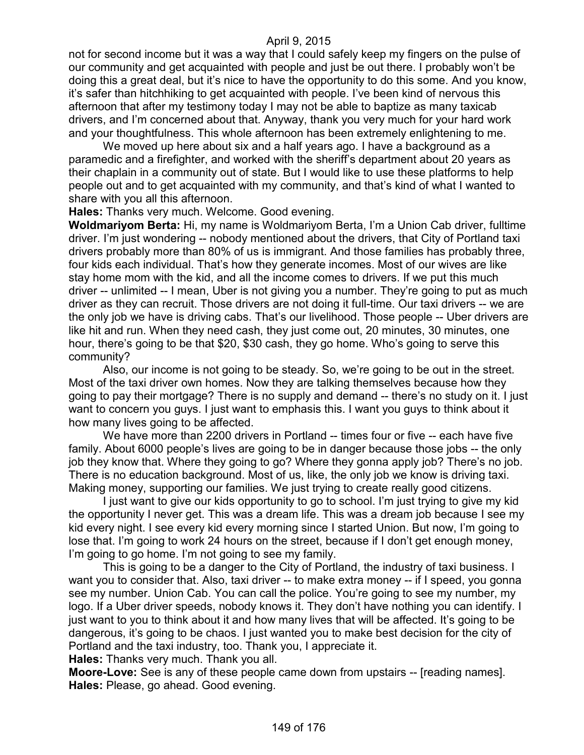not for second income but it was a way that I could safely keep my fingers on the pulse of our community and get acquainted with people and just be out there. I probably won't be doing this a great deal, but it's nice to have the opportunity to do this some. And you know, it's safer than hitchhiking to get acquainted with people. I've been kind of nervous this afternoon that after my testimony today I may not be able to baptize as many taxicab drivers, and I'm concerned about that. Anyway, thank you very much for your hard work and your thoughtfulness. This whole afternoon has been extremely enlightening to me.

We moved up here about six and a half years ago. I have a background as a paramedic and a firefighter, and worked with the sheriff's department about 20 years as their chaplain in a community out of state. But I would like to use these platforms to help people out and to get acquainted with my community, and that's kind of what I wanted to share with you all this afternoon.

**Hales:** Thanks very much. Welcome. Good evening.

**Woldmariyom Berta:** Hi, my name is Woldmariyom Berta, I'm a Union Cab driver, fulltime driver. I'm just wondering -- nobody mentioned about the drivers, that City of Portland taxi drivers probably more than 80% of us is immigrant. And those families has probably three, four kids each individual. That's how they generate incomes. Most of our wives are like stay home mom with the kid, and all the income comes to drivers. If we put this much driver -- unlimited -- I mean, Uber is not giving you a number. They're going to put as much driver as they can recruit. Those drivers are not doing it full-time. Our taxi drivers -- we are the only job we have is driving cabs. That's our livelihood. Those people -- Uber drivers are like hit and run. When they need cash, they just come out, 20 minutes, 30 minutes, one hour, there's going to be that $20, $30 cash, they go home. Who's going to serve this community?

Also, our income is not going to be steady. So, we're going to be out in the street. Most of the taxi driver own homes. Now they are talking themselves because how they going to pay their mortgage? There is no supply and demand -- there's no study on it. I just want to concern you guys. I just want to emphasis this. I want you guys to think about it how many lives going to be affected.

We have more than 2200 drivers in Portland -- times four or five -- each have five family. About 6000 people's lives are going to be in danger because those jobs -- the only job they know that. Where they going to go? Where they gonna apply job? There's no job. There is no education background. Most of us, like, the only job we know is driving taxi. Making money, supporting our families. We just trying to create really good citizens.

I just want to give our kids opportunity to go to school. I'm just trying to give my kid the opportunity I never get. This was a dream life. This was a dream job because I see my kid every night. I see every kid every morning since I started Union. But now, I'm going to lose that. I'm going to work 24 hours on the street, because if I don't get enough money, I'm going to go home. I'm not going to see my family.

This is going to be a danger to the City of Portland, the industry of taxi business. I want you to consider that. Also, taxi driver -- to make extra money -- if I speed, you gonna see my number. Union Cab. You can call the police. You're going to see my number, my logo. If a Uber driver speeds, nobody knows it. They don't have nothing you can identify. I just want to you to think about it and how many lives that will be affected. It's going to be dangerous, it's going to be chaos. I just wanted you to make best decision for the city of Portland and the taxi industry, too. Thank you, I appreciate it.

**Hales:** Thanks very much. Thank you all.

**Moore-Love:** See is any of these people came down from upstairs -- [reading names].

**Hales:** Please, go ahead. Good evening.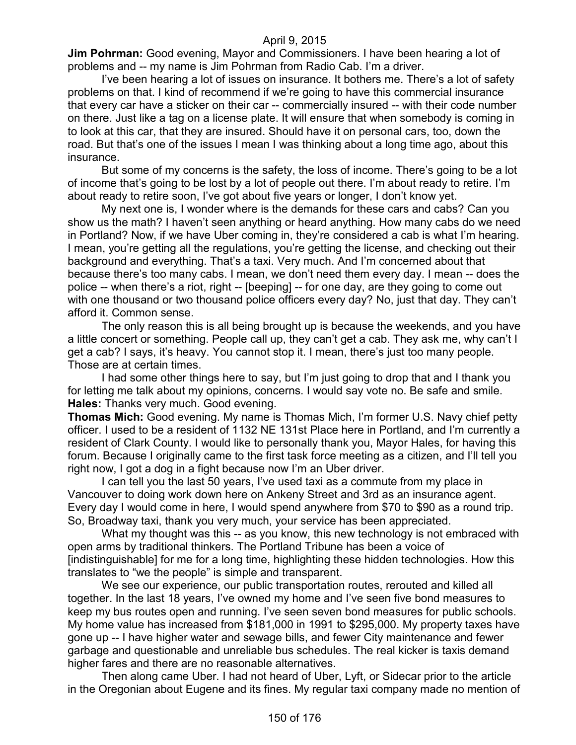**Jim Pohrman:** Good evening, Mayor and Commissioners. I have been hearing a lot of problems and -- my name is Jim Pohrman from Radio Cab. I'm a driver.

I've been hearing a lot of issues on insurance. It bothers me. There's a lot of safety problems on that. I kind of recommend if we're going to have this commercial insurance that every car have a sticker on their car -- commercially insured -- with their code number on there. Just like a tag on a license plate. It will ensure that when somebody is coming in to look at this car, that they are insured. Should have it on personal cars, too, down the road. But that's one of the issues I mean I was thinking about a long time ago, about this insurance.

But some of my concerns is the safety, the loss of income. There's going to be a lot of income that's going to be lost by a lot of people out there. I'm about ready to retire. I'm about ready to retire soon, I've got about five years or longer, I don't know yet.

My next one is, I wonder where is the demands for these cars and cabs? Can you show us the math? I haven't seen anything or heard anything. How many cabs do we need in Portland? Now, if we have Uber coming in, they're considered a cab is what I'm hearing. I mean, you're getting all the regulations, you're getting the license, and checking out their background and everything. That's a taxi. Very much. And I'm concerned about that because there's too many cabs. I mean, we don't need them every day. I mean -- does the police -- when there's a riot, right -- [beeping] -- for one day, are they going to come out with one thousand or two thousand police officers every day? No, just that day. They can't afford it. Common sense.

The only reason this is all being brought up is because the weekends, and you have a little concert or something. People call up, they can't get a cab. They ask me, why can't I get a cab? I says, it's heavy. You cannot stop it. I mean, there's just too many people. Those are at certain times.

I had some other things here to say, but I'm just going to drop that and I thank you for letting me talk about my opinions, concerns. I would say vote no. Be safe and smile.

**Hales:** Thanks very much. Good evening.

**Thomas Mich:** Good evening. My name is Thomas Mich, I'm former U.S. Navy chief petty officer. I used to be a resident of 1132 NE 131st Place here in Portland, and I'm currently a resident of Clark County. I would like to personally thank you, Mayor Hales, for having this forum. Because I originally came to the first task force meeting as a citizen, and I'll tell you right now, I got a dog in a fight because now I'm an Uber driver.

I can tell you the last 50 years, I've used taxi as a commute from my place in Vancouver to doing work down here on Ankeny Street and 3rd as an insurance agent. Every day I would come in here, I would spend anywhere from $70 to $90 as a round trip. So, Broadway taxi, thank you very much, your service has been appreciated.

What my thought was this -- as you know, this new technology is not embraced with open arms by traditional thinkers. The Portland Tribune has been a voice of [indistinguishable] for me for a long time, highlighting these hidden technologies. How this translates to "we the people" is simple and transparent.

We see our experience, our public transportation routes, rerouted and killed all together. In the last 18 years, I've owned my home and I've seen five bond measures to keep my bus routes open and running. I've seen seven bond measures for public schools. My home value has increased from $181,000 in 1991 to $295,000. My property taxes have gone up -- I have higher water and sewage bills, and fewer City maintenance and fewer garbage and questionable and unreliable bus schedules. The real kicker is taxis demand higher fares and there are no reasonable alternatives.

Then along came Uber. I had not heard of Uber, Lyft, or Sidecar prior to the article in the Oregonian about Eugene and its fines. My regular taxi company made no mention of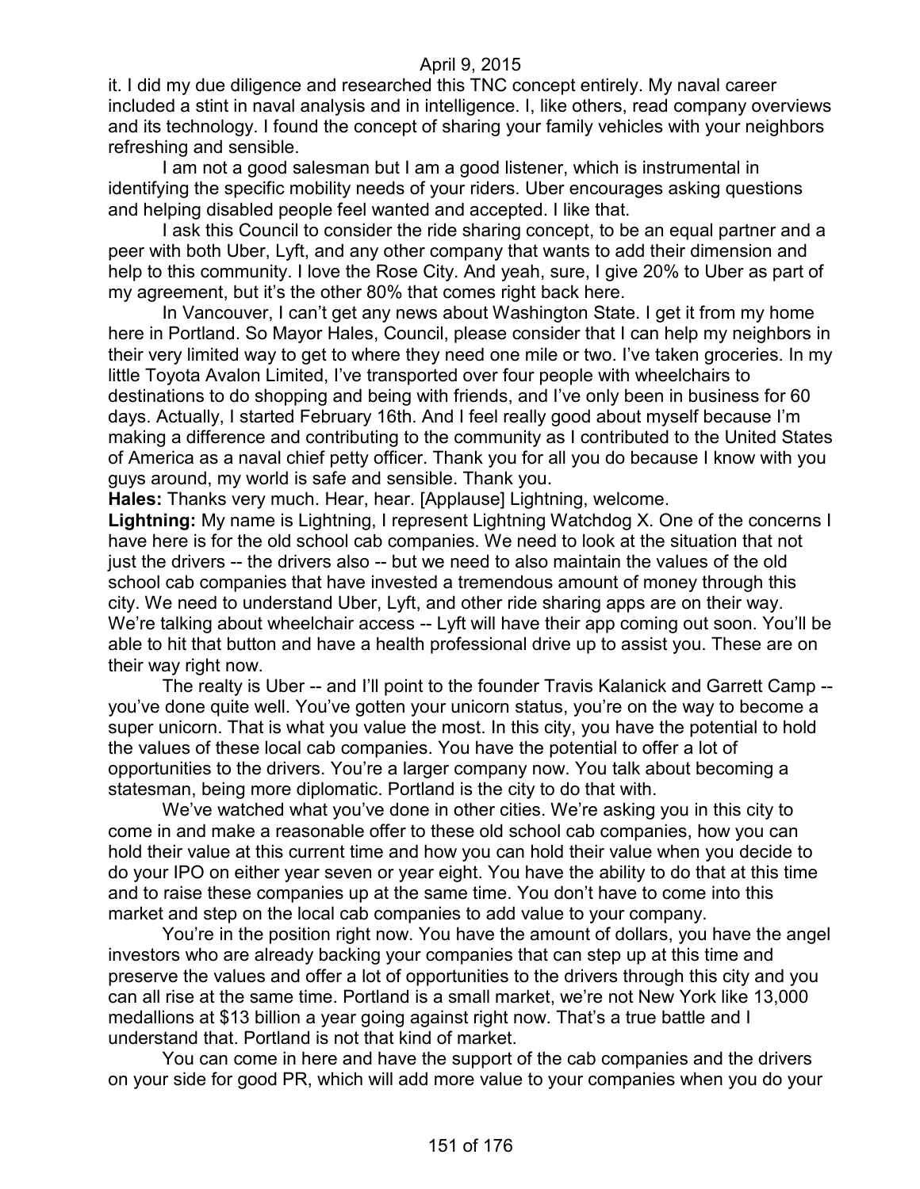it. I did my due diligence and researched this TNC concept entirely. My naval career included a stint in naval analysis and in intelligence. I, like others, read company overviews and its technology. I found the concept of sharing your family vehicles with your neighbors refreshing and sensible.

I am not a good salesman but I am a good listener, which is instrumental in identifying the specific mobility needs of your riders. Uber encourages asking questions and helping disabled people feel wanted and accepted. I like that.

I ask this Council to consider the ride sharing concept, to be an equal partner and a peer with both Uber, Lyft, and any other company that wants to add their dimension and help to this community. I love the Rose City. And yeah, sure, I give 20% to Uber as part of my agreement, but it's the other 80% that comes right back here.

In Vancouver, I can't get any news about Washington State. I get it from my home here in Portland. So Mayor Hales, Council, please consider that I can help my neighbors in their very limited way to get to where they need one mile or two. I've taken groceries. In my little Toyota Avalon Limited, I've transported over four people with wheelchairs to destinations to do shopping and being with friends, and I've only been in business for 60 days. Actually, I started February 16th. And I feel really good about myself because I'm making a difference and contributing to the community as I contributed to the United States of America as a naval chief petty officer. Thank you for all you do because I know with you guys around, my world is safe and sensible. Thank you.

**Hales:** Thanks very much. Hear, hear. [Applause] Lightning, welcome.

**Lightning:** My name is Lightning, I represent Lightning Watchdog X. One of the concerns I have here is for the old school cab companies. We need to look at the situation that not just the drivers -- the drivers also -- but we need to also maintain the values of the old school cab companies that have invested a tremendous amount of money through this city. We need to understand Uber, Lyft, and other ride sharing apps are on their way. We're talking about wheelchair access -- Lyft will have their app coming out soon. You'll be able to hit that button and have a health professional drive up to assist you. These are on their way right now.

The realty is Uber -- and I'll point to the founder Travis Kalanick and Garrett Camp -- you've done quite well. You've gotten your unicorn status, you're on the way to become a super unicorn. That is what you value the most. In this city, you have the potential to hold the values of these local cab companies. You have the potential to offer a lot of opportunities to the drivers. You're a larger company now. You talk about becoming a statesman, being more diplomatic. Portland is the city to do that with.

We've watched what you've done in other cities. We're asking you in this city to come in and make a reasonable offer to these old school cab companies, how you can hold their value at this current time and how you can hold their value when you decide to do your IPO on either year seven or year eight. You have the ability to do that at this time and to raise these companies up at the same time. You don't have to come into this market and step on the local cab companies to add value to your company.

You're in the position right now. You have the amount of dollars, you have the angel investors who are already backing your companies that can step up at this time and preserve the values and offer a lot of opportunities to the drivers through this city and you can all rise at the same time. Portland is a small market, we're not New York like 13,000 medallions at $13 billion a year going against right now. That's a true battle and I understand that. Portland is not that kind of market.

You can come in here and have the support of the cab companies and the drivers on your side for good PR, which will add more value to your companies when you do your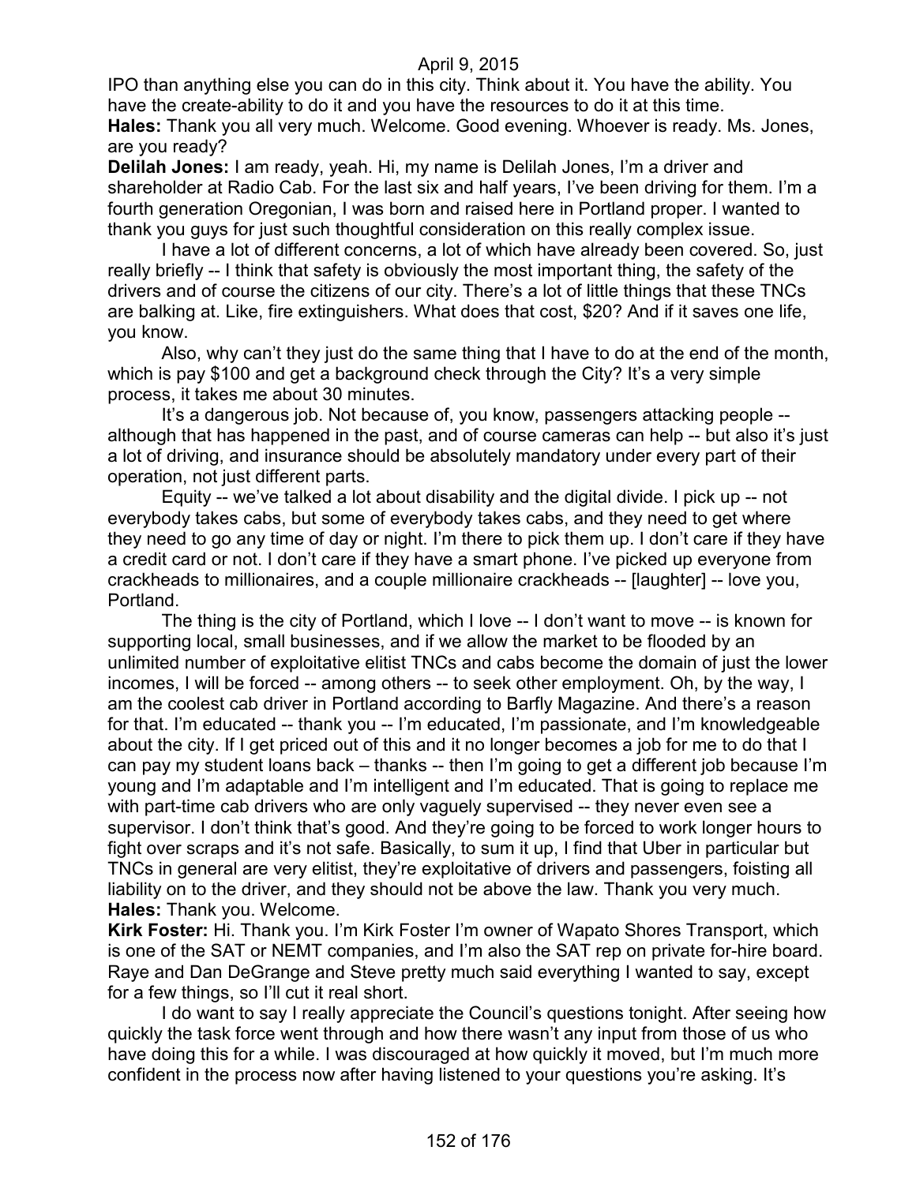IPO than anything else you can do in this city. Think about it. You have the ability. You have the create-ability to do it and you have the resources to do it at this time.

**Hales:** Thank you all very much. Welcome. Good evening. Whoever is ready. Ms. Jones, are you ready?

**Delilah Jones:** I am ready, yeah. Hi, my name is Delilah Jones, I'm a driver and shareholder at Radio Cab. For the last six and half years, I've been driving for them. I'm a fourth generation Oregonian, I was born and raised here in Portland proper. I wanted to thank you guys for just such thoughtful consideration on this really complex issue.

I have a lot of different concerns, a lot of which have already been covered. So, just really briefly -- I think that safety is obviously the most important thing, the safety of the drivers and of course the citizens of our city. There's a lot of little things that these TNCs are balking at. Like, fire extinguishers. What does that cost, $20? And if it saves one life, you know.

Also, why can't they just do the same thing that I have to do at the end of the month, which is pay $100 and get a background check through the City? It's a very simple process, it takes me about 30 minutes.

It's a dangerous job. Not because of, you know, passengers attacking people -- although that has happened in the past, and of course cameras can help -- but also it's just a lot of driving, and insurance should be absolutely mandatory under every part of their operation, not just different parts.

Equity -- we've talked a lot about disability and the digital divide. I pick up -- not everybody takes cabs, but some of everybody takes cabs, and they need to get where they need to go any time of day or night. I'm there to pick them up. I don't care if they have a credit card or not. I don't care if they have a smart phone. I've picked up everyone from crackheads to millionaires, and a couple millionaire crackheads -- [laughter] -- love you, Portland.

The thing is the city of Portland, which I love -- I don't want to move -- is known for supporting local, small businesses, and if we allow the market to be flooded by an unlimited number of exploitative elitist TNCs and cabs become the domain of just the lower incomes, I will be forced -- among others -- to seek other employment. Oh, by the way, I am the coolest cab driver in Portland according to Barfly Magazine. And there's a reason for that. I'm educated -- thank you -- I'm educated, I'm passionate, and I'm knowledgeable about the city. If I get priced out of this and it no longer becomes a job for me to do that I can pay my student loans back – thanks -- then I'm going to get a different job because I'm young and I'm adaptable and I'm intelligent and I'm educated. That is going to replace me with part-time cab drivers who are only vaguely supervised -- they never even see a supervisor. I don't think that's good. And they're going to be forced to work longer hours to fight over scraps and it's not safe. Basically, to sum it up, I find that Uber in particular but TNCs in general are very elitist, they're exploitative of drivers and passengers, foisting all liability on to the driver, and they should not be above the law. Thank you very much.

**Hales:** Thank you. Welcome.

**Kirk Foster:** Hi. Thank you. I'm Kirk Foster I'm owner of Wapato Shores Transport, which is one of the SAT or NEMT companies, and I'm also the SAT rep on private for-hire board. Raye and Dan DeGrange and Steve pretty much said everything I wanted to say, except for a few things, so I'll cut it real short.

I do want to say I really appreciate the Council's questions tonight. After seeing how quickly the task force went through and how there wasn't any input from those of us who have doing this for a while. I was discouraged at how quickly it moved, but I'm much more confident in the process now after having listened to your questions you're asking. It's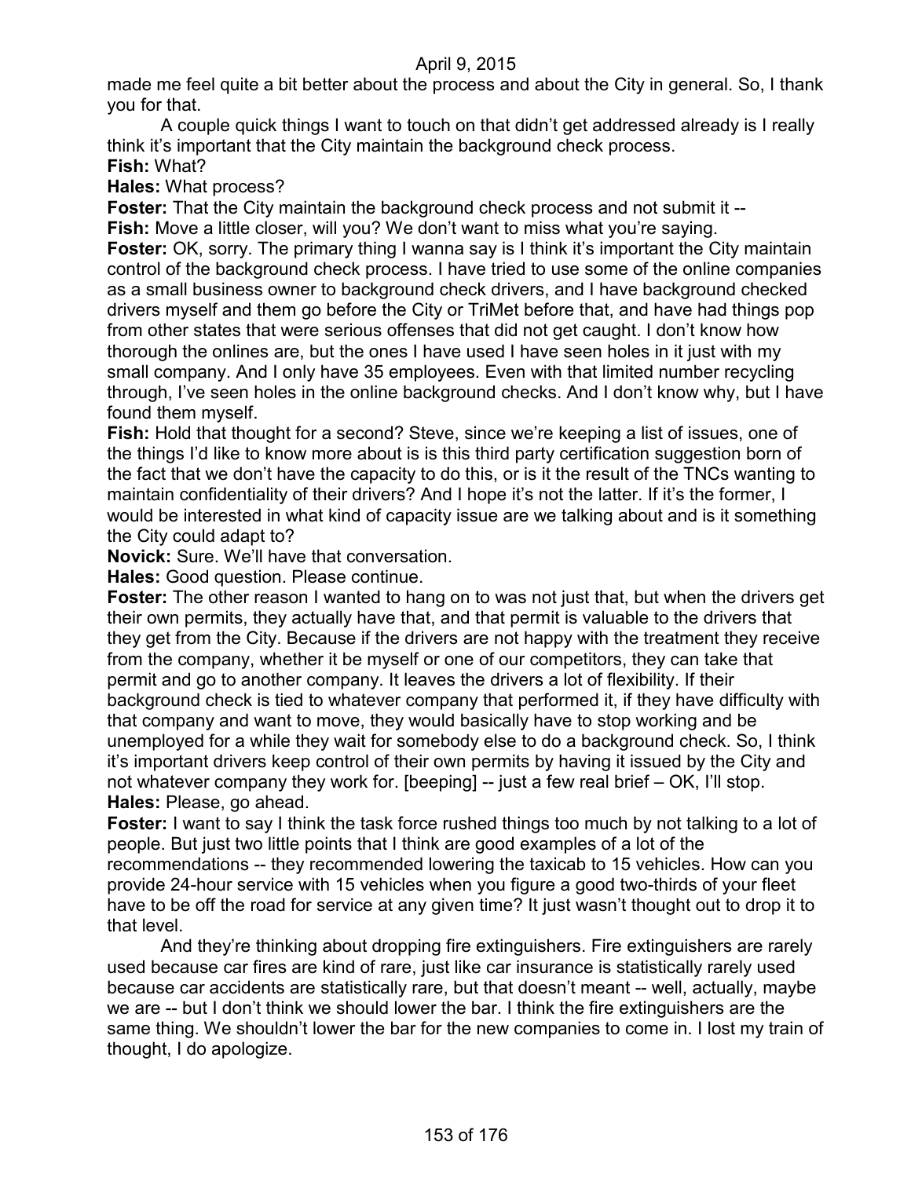made me feel quite a bit better about the process and about the City in general. So, I thank you for that.

A couple quick things I want to touch on that didn't get addressed already is I really think it's important that the City maintain the background check process.

**Fish:** What?

**Hales:** What process?

**Foster:** That the City maintain the background check process and not submit it --

**Fish:** Move a little closer, will you? We don't want to miss what you're saying.

**Foster:** OK, sorry. The primary thing I wanna say is I think it's important the City maintain control of the background check process. I have tried to use some of the online companies as a small business owner to background check drivers, and I have background checked drivers myself and them go before the City or TriMet before that, and have had things pop from other states that were serious offenses that did not get caught. I don't know how thorough the onlines are, but the ones I have used I have seen holes in it just with my small company. And I only have 35 employees. Even with that limited number recycling through, I've seen holes in the online background checks. And I don't know why, but I have found them myself.

**Fish:** Hold that thought for a second? Steve, since we're keeping a list of issues, one of the things I'd like to know more about is is this third party certification suggestion born of the fact that we don't have the capacity to do this, or is it the result of the TNCs wanting to maintain confidentiality of their drivers? And I hope it's not the latter. If it's the former, I would be interested in what kind of capacity issue are we talking about and is it something the City could adapt to?

**Novick:** Sure. We'll have that conversation.

**Hales:** Good question. Please continue.

**Foster:** The other reason I wanted to hang on to was not just that, but when the drivers get their own permits, they actually have that, and that permit is valuable to the drivers that they get from the City. Because if the drivers are not happy with the treatment they receive from the company, whether it be myself or one of our competitors, they can take that permit and go to another company. It leaves the drivers a lot of flexibility. If their background check is tied to whatever company that performed it, if they have difficulty with that company and want to move, they would basically have to stop working and be unemployed for a while they wait for somebody else to do a background check. So, I think it's important drivers keep control of their own permits by having it issued by the City and not whatever company they work for. [beeping] -- just a few real brief – OK, I'll stop.

**Hales:** Please, go ahead.

**Foster:** I want to say I think the task force rushed things too much by not talking to a lot of people. But just two little points that I think are good examples of a lot of the recommendations -- they recommended lowering the taxicab to 15 vehicles. How can you provide 24-hour service with 15 vehicles when you figure a good two-thirds of your fleet have to be off the road for service at any given time? It just wasn't thought out to drop it to that level.

And they're thinking about dropping fire extinguishers. Fire extinguishers are rarely used because car fires are kind of rare, just like car insurance is statistically rarely used because car accidents are statistically rare, but that doesn't meant -- well, actually, maybe we are -- but I don't think we should lower the bar. I think the fire extinguishers are the same thing. We shouldn't lower the bar for the new companies to come in. I lost my train of thought, I do apologize.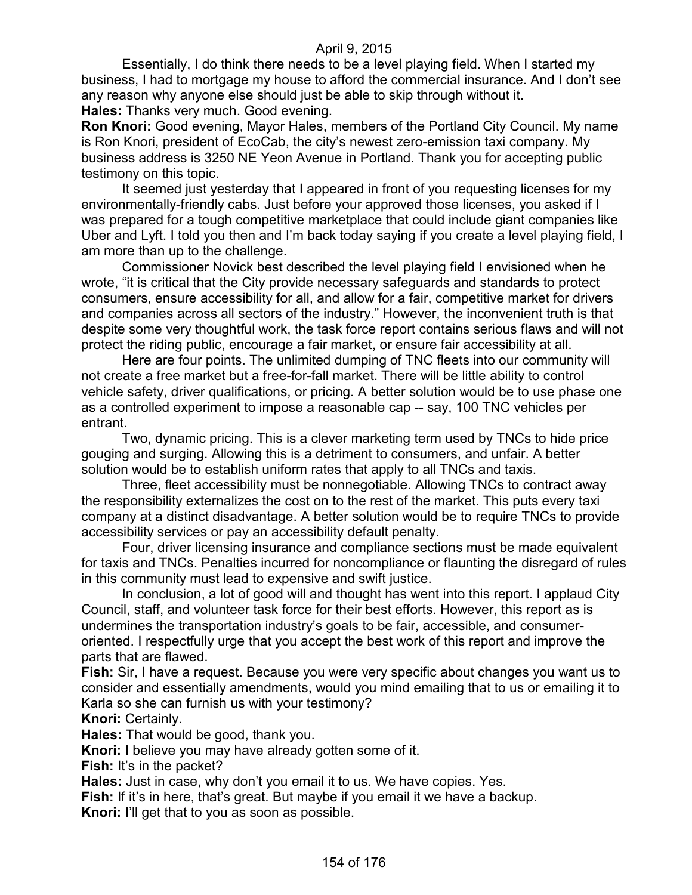Essentially, I do think there needs to be a level playing field. When I started my business, I had to mortgage my house to afford the commercial insurance. And I don't see any reason why anyone else should just be able to skip through without it.

**Hales:** Thanks very much. Good evening.

**Ron Knori:** Good evening, Mayor Hales, members of the Portland City Council. My name is Ron Knori, president of EcoCab, the city's newest zero-emission taxi company. My business address is 3250 NE Yeon Avenue in Portland. Thank you for accepting public testimony on this topic.

It seemed just yesterday that I appeared in front of you requesting licenses for my environmentally-friendly cabs. Just before your approved those licenses, you asked if I was prepared for a tough competitive marketplace that could include giant companies like Uber and Lyft. I told you then and I'm back today saying if you create a level playing field, I am more than up to the challenge.

Commissioner Novick best described the level playing field I envisioned when he wrote, "it is critical that the City provide necessary safeguards and standards to protect consumers, ensure accessibility for all, and allow for a fair, competitive market for drivers and companies across all sectors of the industry." However, the inconvenient truth is that despite some very thoughtful work, the task force report contains serious flaws and will not protect the riding public, encourage a fair market, or ensure fair accessibility at all.

Here are four points. The unlimited dumping of TNC fleets into our community will not create a free market but a free-for-fall market. There will be little ability to control vehicle safety, driver qualifications, or pricing. A better solution would be to use phase one as a controlled experiment to impose a reasonable cap -- say, 100 TNC vehicles per entrant.

Two, dynamic pricing. This is a clever marketing term used by TNCs to hide price gouging and surging. Allowing this is a detriment to consumers, and unfair. A better solution would be to establish uniform rates that apply to all TNCs and taxis.

Three, fleet accessibility must be nonnegotiable. Allowing TNCs to contract away the responsibility externalizes the cost on to the rest of the market. This puts every taxi company at a distinct disadvantage. A better solution would be to require TNCs to provide accessibility services or pay an accessibility default penalty.

Four, driver licensing insurance and compliance sections must be made equivalent for taxis and TNCs. Penalties incurred for noncompliance or flaunting the disregard of rules in this community must lead to expensive and swift justice.

In conclusion, a lot of good will and thought has went into this report. I applaud City Council, staff, and volunteer task force for their best efforts. However, this report as is undermines the transportation industry's goals to be fair, accessible, and consumer-oriented. I respectfully urge that you accept the best work of this report and improve the parts that are flawed.

**Fish:** Sir, I have a request. Because you were very specific about changes you want us to consider and essentially amendments, would you mind emailing that to us or emailing it to Karla so she can furnish us with your testimony?

**Knori:** Certainly.

**Hales:** That would be good, thank you.

**Knori:** I believe you may have already gotten some of it.

**Fish:** It's in the packet?

**Hales:** Just in case, why don't you email it to us. We have copies. Yes.

**Fish:** If it's in here, that's great. But maybe if you email it we have a backup.

**Knori:** I'll get that to you as soon as possible.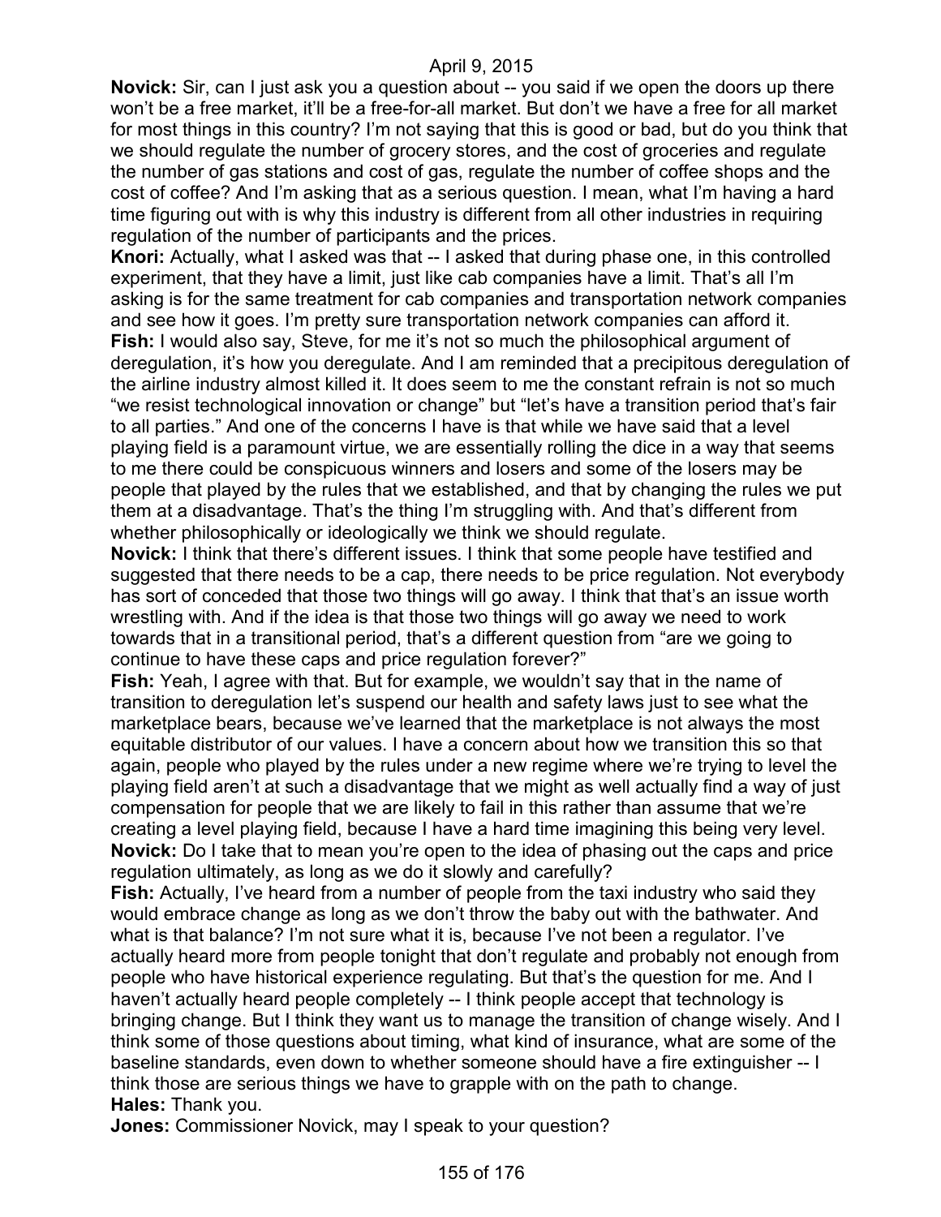**Novick:** Sir, can I just ask you a question about -- you said if we open the doors up there won't be a free market, it'll be a free-for-all market. But don't we have a free for all market for most things in this country? I'm not saying that this is good or bad, but do you think that we should regulate the number of grocery stores, and the cost of groceries and regulate the number of gas stations and cost of gas, regulate the number of coffee shops and the cost of coffee? And I'm asking that as a serious question. I mean, what I'm having a hard time figuring out with is why this industry is different from all other industries in requiring regulation of the number of participants and the prices.

**Knori:** Actually, what I asked was that -- I asked that during phase one, in this controlled experiment, that they have a limit, just like cab companies have a limit. That's all I'm asking is for the same treatment for cab companies and transportation network companies and see how it goes. I'm pretty sure transportation network companies can afford it.

**Fish:** I would also say, Steve, for me it's not so much the philosophical argument of deregulation, it's how you deregulate. And I am reminded that a precipitous deregulation of the airline industry almost killed it. It does seem to me the constant refrain is not so much "we resist technological innovation or change" but "let's have a transition period that's fair to all parties." And one of the concerns I have is that while we have said that a level playing field is a paramount virtue, we are essentially rolling the dice in a way that seems to me there could be conspicuous winners and losers and some of the losers may be people that played by the rules that we established, and that by changing the rules we put them at a disadvantage. That's the thing I'm struggling with. And that's different from whether philosophically or ideologically we think we should regulate.

**Novick:** I think that there's different issues. I think that some people have testified and suggested that there needs to be a cap, there needs to be price regulation. Not everybody has sort of conceded that those two things will go away. I think that that's an issue worth wrestling with. And if the idea is that those two things will go away we need to work towards that in a transitional period, that's a different question from "are we going to continue to have these caps and price regulation forever?"

**Fish:** Yeah, I agree with that. But for example, we wouldn't say that in the name of transition to deregulation let's suspend our health and safety laws just to see what the marketplace bears, because we've learned that the marketplace is not always the most equitable distributor of our values. I have a concern about how we transition this so that again, people who played by the rules under a new regime where we're trying to level the playing field aren't at such a disadvantage that we might as well actually find a way of just compensation for people that we are likely to fail in this rather than assume that we're creating a level playing field, because I have a hard time imagining this being very level.

**Novick:** Do I take that to mean you're open to the idea of phasing out the caps and price regulation ultimately, as long as we do it slowly and carefully?

**Fish:** Actually, I've heard from a number of people from the taxi industry who said they would embrace change as long as we don't throw the baby out with the bathwater. And what is that balance? I'm not sure what it is, because I've not been a regulator. I've actually heard more from people tonight that don't regulate and probably not enough from people who have historical experience regulating. But that's the question for me. And I haven't actually heard people completely -- I think people accept that technology is bringing change. But I think they want us to manage the transition of change wisely. And I think some of those questions about timing, what kind of insurance, what are some of the baseline standards, even down to whether someone should have a fire extinguisher -- I think those are serious things we have to grapple with on the path to change.

**Hales:** Thank you.

**Jones:** Commissioner Novick, may I speak to your question?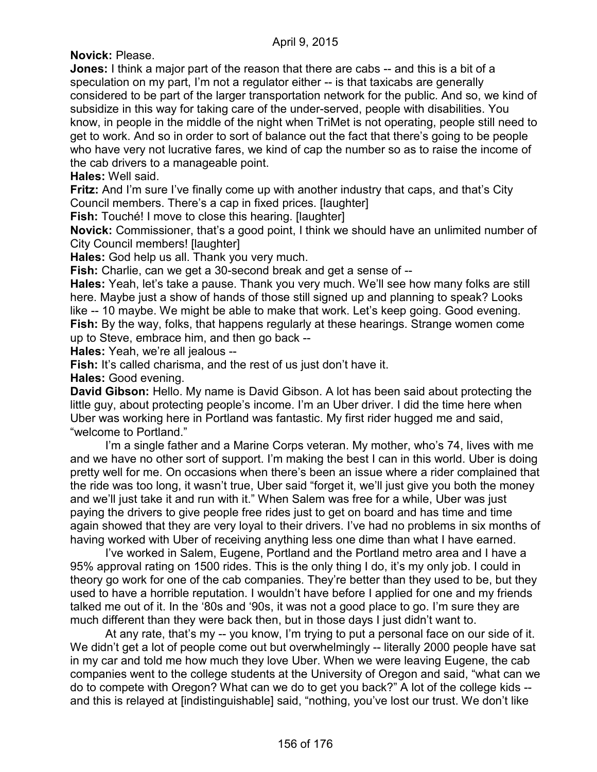**Novick:** Please.

**Jones:** I think a major part of the reason that there are cabs -- and this is a bit of a speculation on my part, I'm not a regulator either -- is that taxicabs are generally considered to be part of the larger transportation network for the public. And so, we kind of subsidize in this way for taking care of the under-served, people with disabilities. You know, in people in the middle of the night when TriMet is not operating, people still need to get to work. And so in order to sort of balance out the fact that there's going to be people who have very not lucrative fares, we kind of cap the number so as to raise the income of the cab drivers to a manageable point.

**Hales:** Well said.

**Fritz:** And I'm sure I've finally come up with another industry that caps, and that's City Council members. There's a cap in fixed prices. [laughter]

**Fish:** Touché! I move to close this hearing. [laughter]

**Novick:** Commissioner, that's a good point, I think we should have an unlimited number of City Council members! [laughter]

**Hales:** God help us all. Thank you very much.

**Fish:** Charlie, can we get a 30-second break and get a sense of --

**Hales:** Yeah, let's take a pause. Thank you very much. We'll see how many folks are still here. Maybe just a show of hands of those still signed up and planning to speak? Looks like -- 10 maybe. We might be able to make that work. Let's keep going. Good evening.

**Fish:** By the way, folks, that happens regularly at these hearings. Strange women come up to Steve, embrace him, and then go back --

**Hales:** Yeah, we're all jealous --

**Fish:** It's called charisma, and the rest of us just don't have it.

**Hales:** Good evening.

**David Gibson:** Hello. My name is David Gibson. A lot has been said about protecting the little guy, about protecting people's income. I'm an Uber driver. I did the time here when Uber was working here in Portland was fantastic. My first rider hugged me and said, "welcome to Portland."

I'm a single father and a Marine Corps veteran. My mother, who's 74, lives with me and we have no other sort of support. I'm making the best I can in this world. Uber is doing pretty well for me. On occasions when there's been an issue where a rider complained that the ride was too long, it wasn't true, Uber said "forget it, we'll just give you both the money and we'll just take it and run with it." When Salem was free for a while, Uber was just paying the drivers to give people free rides just to get on board and has time and time again showed that they are very loyal to their drivers. I've had no problems in six months of having worked with Uber of receiving anything less one dime than what I have earned.

I've worked in Salem, Eugene, Portland and the Portland metro area and I have a 95% approval rating on 1500 rides. This is the only thing I do, it's my only job. I could in theory go work for one of the cab companies. They're better than they used to be, but they used to have a horrible reputation. I wouldn't have before I applied for one and my friends talked me out of it. In the '80s and '90s, it was not a good place to go. I'm sure they are much different than they were back then, but in those days I just didn't want to.

At any rate, that's my -- you know, I'm trying to put a personal face on our side of it. We didn't get a lot of people come out but overwhelmingly -- literally 2000 people have sat in my car and told me how much they love Uber. When we were leaving Eugene, the cab companies went to the college students at the University of Oregon and said, "what can we do to compete with Oregon? What can we do to get you back?" A lot of the college kids -- and this is relayed at [indistinguishable] said, "nothing, you've lost our trust. We don't like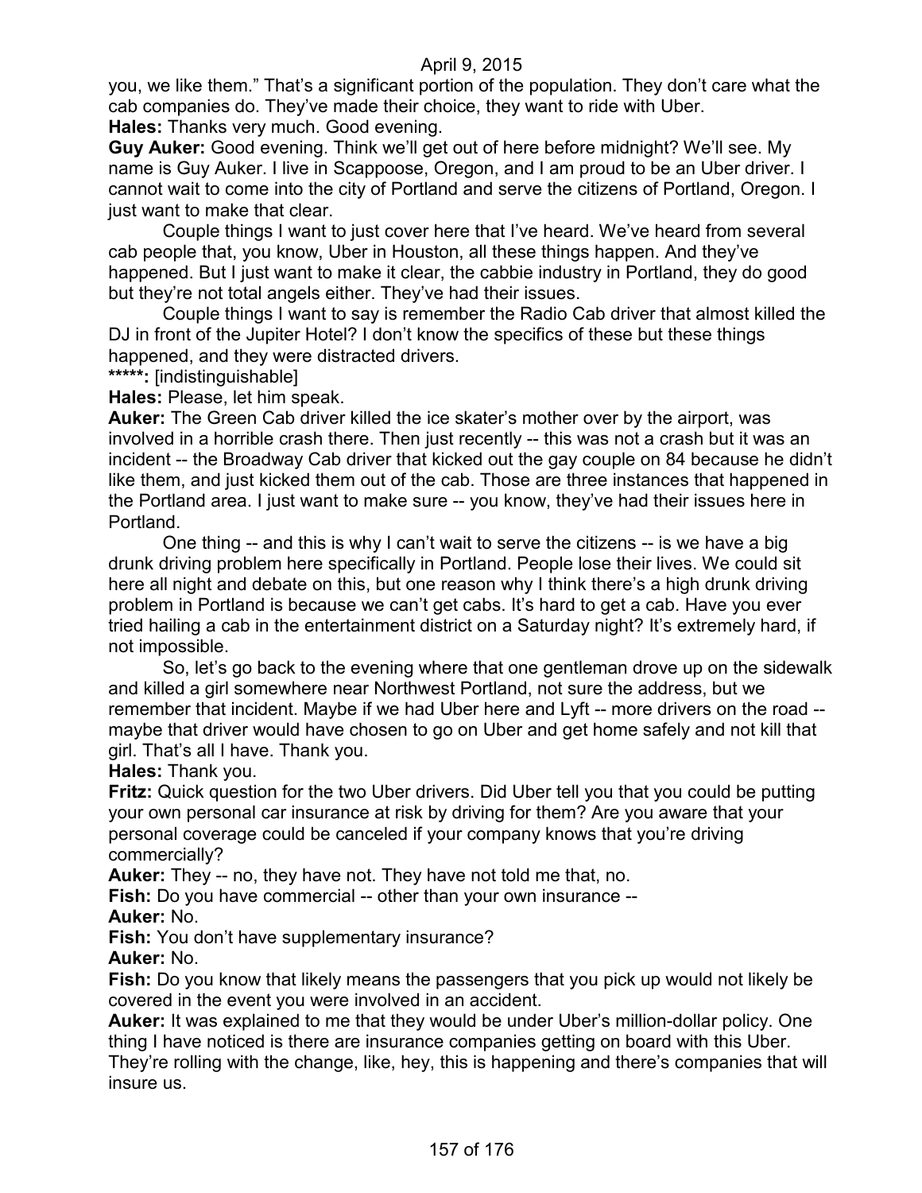you, we like them." That's a significant portion of the population. They don't care what the cab companies do. They've made their choice, they want to ride with Uber.

**Hales:** Thanks very much. Good evening.

**Guy Auker:** Good evening. Think we'll get out of here before midnight? We'll see. My name is Guy Auker. I live in Scappoose, Oregon, and I am proud to be an Uber driver. I cannot wait to come into the city of Portland and serve the citizens of Portland, Oregon. I just want to make that clear.

Couple things I want to just cover here that I've heard. We've heard from several cab people that, you know, Uber in Houston, all these things happen. And they've happened. But I just want to make it clear, the cabbie industry in Portland, they do good but they're not total angels either. They've had their issues.

Couple things I want to say is remember the Radio Cab driver that almost killed the DJ in front of the Jupiter Hotel? I don't know the specifics of these but these things happened, and they were distracted drivers.

**\*\*\*\*\*:** [indistinguishable]

**Hales:** Please, let him speak.

**Auker:** The Green Cab driver killed the ice skater's mother over by the airport, was involved in a horrible crash there. Then just recently -- this was not a crash but it was an incident -- the Broadway Cab driver that kicked out the gay couple on 84 because he didn't like them, and just kicked them out of the cab. Those are three instances that happened in the Portland area. I just want to make sure -- you know, they've had their issues here in Portland.

One thing -- and this is why I can't wait to serve the citizens -- is we have a big drunk driving problem here specifically in Portland. People lose their lives. We could sit here all night and debate on this, but one reason why I think there's a high drunk driving problem in Portland is because we can't get cabs. It's hard to get a cab. Have you ever tried hailing a cab in the entertainment district on a Saturday night? It's extremely hard, if not impossible.

So, let's go back to the evening where that one gentleman drove up on the sidewalk and killed a girl somewhere near Northwest Portland, not sure the address, but we remember that incident. Maybe if we had Uber here and Lyft -- more drivers on the road -- maybe that driver would have chosen to go on Uber and get home safely and not kill that girl. That's all I have. Thank you.

**Hales:** Thank you.

**Fritz:** Quick question for the two Uber drivers. Did Uber tell you that you could be putting your own personal car insurance at risk by driving for them? Are you aware that your personal coverage could be canceled if your company knows that you're driving commercially?

**Auker:** They -- no, they have not. They have not told me that, no.

**Fish:** Do you have commercial -- other than your own insurance --

**Auker:** No.

**Fish:** You don't have supplementary insurance?

**Auker:** No.

**Fish:** Do you know that likely means the passengers that you pick up would not likely be covered in the event you were involved in an accident.

**Auker:** It was explained to me that they would be under Uber's million-dollar policy. One thing I have noticed is there are insurance companies getting on board with this Uber. They're rolling with the change, like, hey, this is happening and there's companies that will insure us.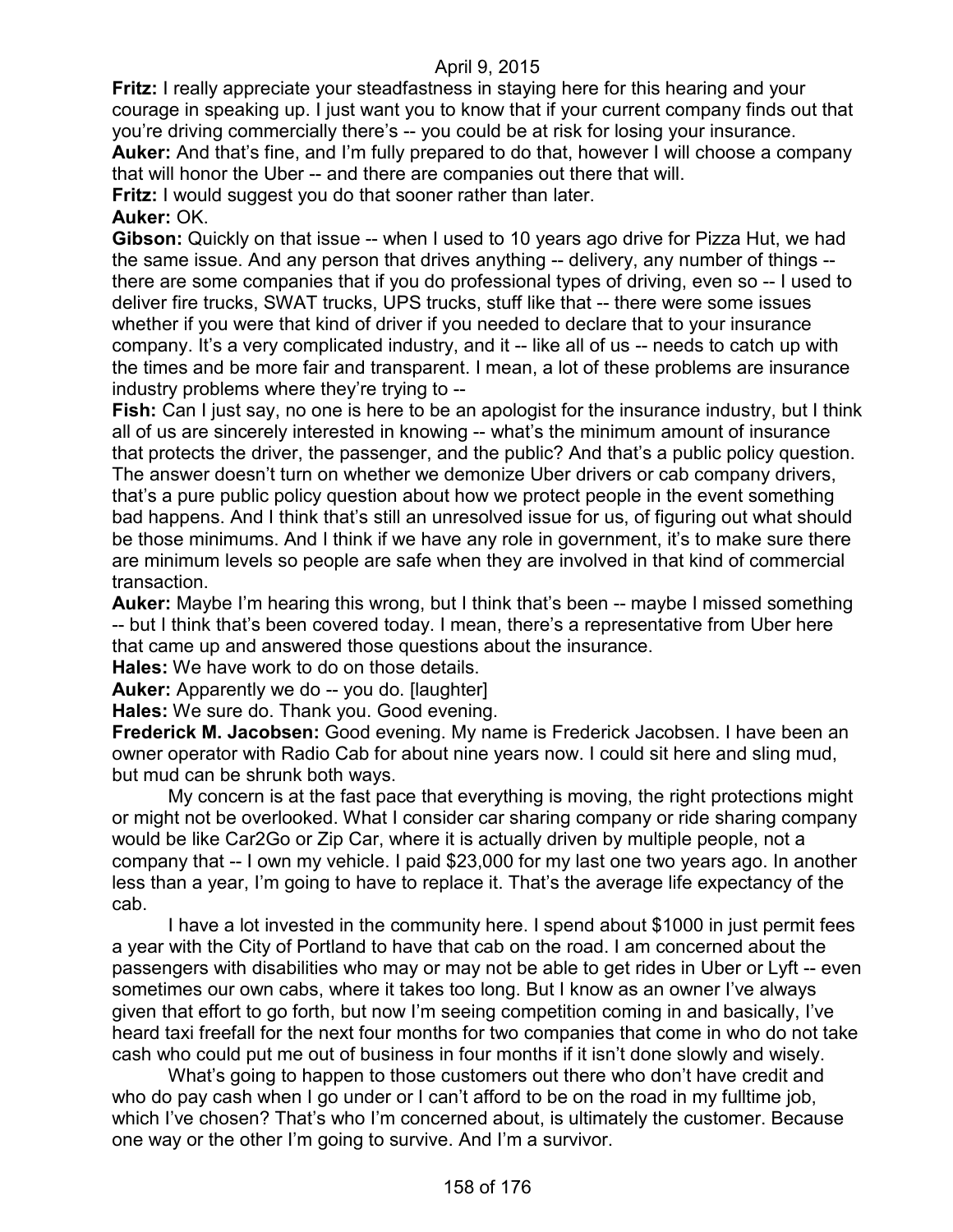**Fritz:** I really appreciate your steadfastness in staying here for this hearing and your courage in speaking up. I just want you to know that if your current company finds out that you're driving commercially there's -- you could be at risk for losing your insurance.

**Auker:** And that's fine, and I'm fully prepared to do that, however I will choose a company that will honor the Uber -- and there are companies out there that will.

**Fritz:** I would suggest you do that sooner rather than later.

**Auker:** OK.

**Gibson:** Quickly on that issue -- when I used to 10 years ago drive for Pizza Hut, we had the same issue. And any person that drives anything -- delivery, any number of things -- there are some companies that if you do professional types of driving, even so -- I used to deliver fire trucks, SWAT trucks, UPS trucks, stuff like that -- there were some issues whether if you were that kind of driver if you needed to declare that to your insurance company. It's a very complicated industry, and it -- like all of us -- needs to catch up with the times and be more fair and transparent. I mean, a lot of these problems are insurance industry problems where they're trying to --

**Fish:** Can I just say, no one is here to be an apologist for the insurance industry, but I think all of us are sincerely interested in knowing -- what's the minimum amount of insurance that protects the driver, the passenger, and the public? And that's a public policy question. The answer doesn't turn on whether we demonize Uber drivers or cab company drivers, that's a pure public policy question about how we protect people in the event something bad happens. And I think that's still an unresolved issue for us, of figuring out what should be those minimums. And I think if we have any role in government, it's to make sure there are minimum levels so people are safe when they are involved in that kind of commercial transaction.

**Auker:** Maybe I'm hearing this wrong, but I think that's been -- maybe I missed something -- but I think that's been covered today. I mean, there's a representative from Uber here that came up and answered those questions about the insurance.

**Hales:** We have work to do on those details.

**Auker:** Apparently we do -- you do. [laughter]

**Hales:** We sure do. Thank you. Good evening.

**Frederick M. Jacobsen:** Good evening. My name is Frederick Jacobsen. I have been an owner operator with Radio Cab for about nine years now. I could sit here and sling mud, but mud can be shrunk both ways.

My concern is at the fast pace that everything is moving, the right protections might or might not be overlooked. What I consider car sharing company or ride sharing company would be like Car2Go or Zip Car, where it is actually driven by multiple people, not a company that -- I own my vehicle. I paid $23,000 for my last one two years ago. In another less than a year, I'm going to have to replace it. That's the average life expectancy of the cab.

I have a lot invested in the community here. I spend about $1000 in just permit fees a year with the City of Portland to have that cab on the road. I am concerned about the passengers with disabilities who may or may not be able to get rides in Uber or Lyft -- even sometimes our own cabs, where it takes too long. But I know as an owner I've always given that effort to go forth, but now I'm seeing competition coming in and basically, I've heard taxi freefall for the next four months for two companies that come in who do not take cash who could put me out of business in four months if it isn't done slowly and wisely.

What's going to happen to those customers out there who don't have credit and who do pay cash when I go under or I can't afford to be on the road in my fulltime job, which I've chosen? That's who I'm concerned about, is ultimately the customer. Because one way or the other I'm going to survive. And I'm a survivor.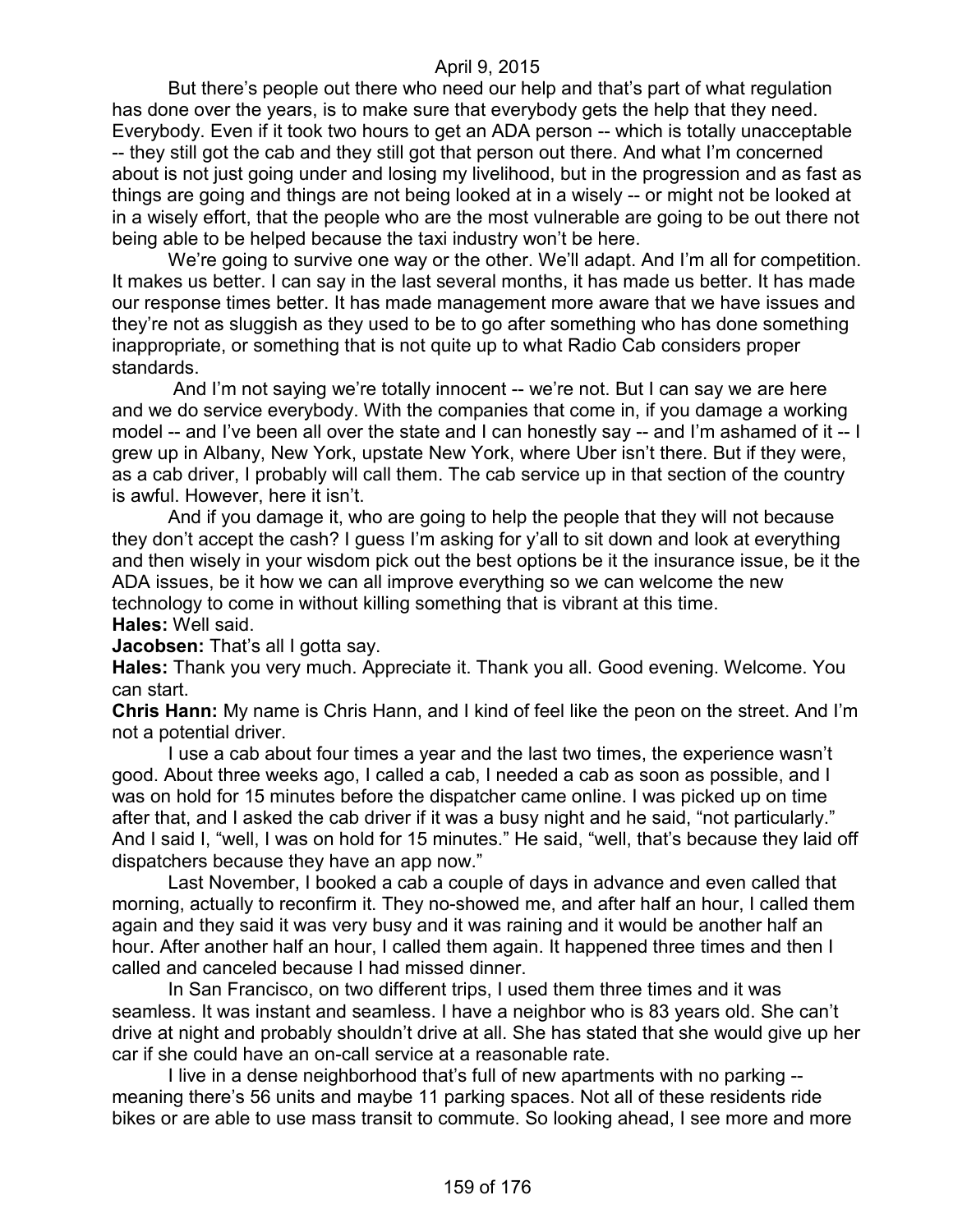But there's people out there who need our help and that's part of what regulation has done over the years, is to make sure that everybody gets the help that they need. Everybody. Even if it took two hours to get an ADA person -- which is totally unacceptable -- they still got the cab and they still got that person out there. And what I'm concerned about is not just going under and losing my livelihood, but in the progression and as fast as things are going and things are not being looked at in a wisely -- or might not be looked at in a wisely effort, that the people who are the most vulnerable are going to be out there not being able to be helped because the taxi industry won't be here.

We're going to survive one way or the other. We'll adapt. And I'm all for competition. It makes us better. I can say in the last several months, it has made us better. It has made our response times better. It has made management more aware that we have issues and they're not as sluggish as they used to be to go after something who has done something inappropriate, or something that is not quite up to what Radio Cab considers proper standards.

And I'm not saying we're totally innocent -- we're not. But I can say we are here and we do service everybody. With the companies that come in, if you damage a working model -- and I've been all over the state and I can honestly say -- and I'm ashamed of it -- I grew up in Albany, New York, upstate New York, where Uber isn't there. But if they were, as a cab driver, I probably will call them. The cab service up in that section of the country is awful. However, here it isn't.

And if you damage it, who are going to help the people that they will not because they don't accept the cash? I guess I'm asking for y'all to sit down and look at everything and then wisely in your wisdom pick out the best options be it the insurance issue, be it the ADA issues, be it how we can all improve everything so we can welcome the new technology to come in without killing something that is vibrant at this time.

**Hales:** Well said.

**Jacobsen:** That's all I gotta say.

**Hales:** Thank you very much. Appreciate it. Thank you all. Good evening. Welcome. You can start.

**Chris Hann:** My name is Chris Hann, and I kind of feel like the peon on the street. And I'm not a potential driver.

I use a cab about four times a year and the last two times, the experience wasn't good. About three weeks ago, I called a cab, I needed a cab as soon as possible, and I was on hold for 15 minutes before the dispatcher came online. I was picked up on time after that, and I asked the cab driver if it was a busy night and he said, "not particularly." And I said I, "well, I was on hold for 15 minutes." He said, "well, that's because they laid off dispatchers because they have an app now."

Last November, I booked a cab a couple of days in advance and even called that morning, actually to reconfirm it. They no-showed me, and after half an hour, I called them again and they said it was very busy and it was raining and it would be another half an hour. After another half an hour, I called them again. It happened three times and then I called and canceled because I had missed dinner.

In San Francisco, on two different trips, I used them three times and it was seamless. It was instant and seamless. I have a neighbor who is 83 years old. She can't drive at night and probably shouldn't drive at all. She has stated that she would give up her car if she could have an on-call service at a reasonable rate.

I live in a dense neighborhood that's full of new apartments with no parking -- meaning there's 56 units and maybe 11 parking spaces. Not all of these residents ride bikes or are able to use mass transit to commute. So looking ahead, I see more and more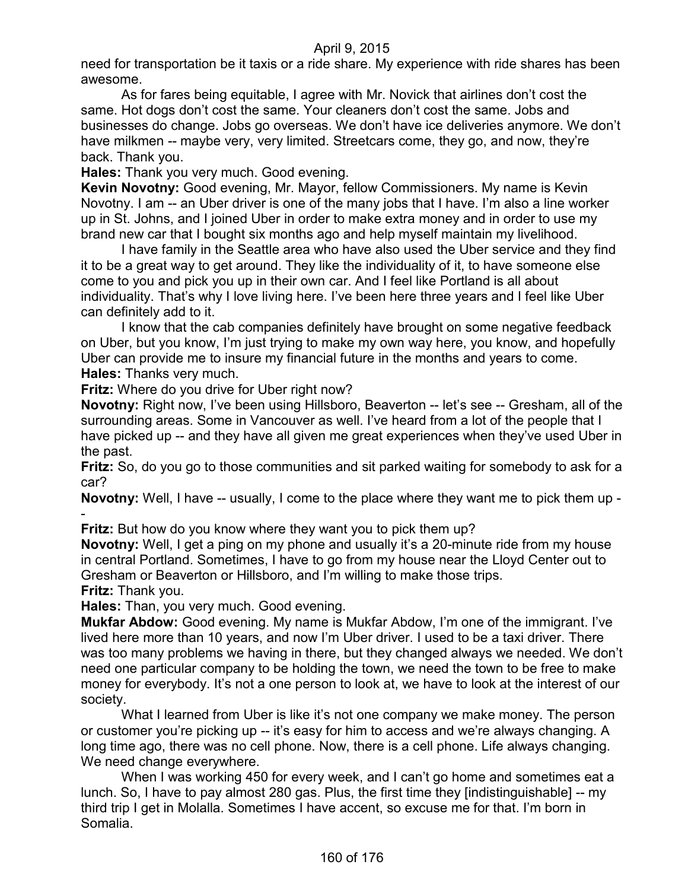need for transportation be it taxis or a ride share. My experience with ride shares has been awesome.

As for fares being equitable, I agree with Mr. Novick that airlines don't cost the same. Hot dogs don't cost the same. Your cleaners don't cost the same. Jobs and businesses do change. Jobs go overseas. We don't have ice deliveries anymore. We don't have milkmen -- maybe very, very limited. Streetcars come, they go, and now, they're back. Thank you.

**Hales:** Thank you very much. Good evening.

**Kevin Novotny:** Good evening, Mr. Mayor, fellow Commissioners. My name is Kevin Novotny. I am -- an Uber driver is one of the many jobs that I have. I'm also a line worker up in St. Johns, and I joined Uber in order to make extra money and in order to use my brand new car that I bought six months ago and help myself maintain my livelihood.

I have family in the Seattle area who have also used the Uber service and they find it to be a great way to get around. They like the individuality of it, to have someone else come to you and pick you up in their own car. And I feel like Portland is all about individuality. That's why I love living here. I've been here three years and I feel like Uber can definitely add to it.

I know that the cab companies definitely have brought on some negative feedback on Uber, but you know, I'm just trying to make my own way here, you know, and hopefully Uber can provide me to insure my financial future in the months and years to come.

**Hales:** Thanks very much.

**Fritz:** Where do you drive for Uber right now?

**Novotny:** Right now, I've been using Hillsboro, Beaverton -- let's see -- Gresham, all of the surrounding areas. Some in Vancouver as well. I've heard from a lot of the people that I have picked up -- and they have all given me great experiences when they've used Uber in the past.

**Fritz:** So, do you go to those communities and sit parked waiting for somebody to ask for a car?

**Novotny:** Well, I have -- usually, I come to the place where they want me to pick them up --

**Fritz:** But how do you know where they want you to pick them up?

**Novotny:** Well, I get a ping on my phone and usually it's a 20-minute ride from my house in central Portland. Sometimes, I have to go from my house near the Lloyd Center out to Gresham or Beaverton or Hillsboro, and I'm willing to make those trips.

**Fritz:** Thank you.

**Hales:** Than, you very much. Good evening.

**Mukfar Abdow:** Good evening. My name is Mukfar Abdow, I'm one of the immigrant. I've lived here more than 10 years, and now I'm Uber driver. I used to be a taxi driver. There was too many problems we having in there, but they changed always we needed. We don't need one particular company to be holding the town, we need the town to be free to make money for everybody. It's not a one person to look at, we have to look at the interest of our society.

What I learned from Uber is like it's not one company we make money. The person or customer you're picking up -- it's easy for him to access and we're always changing. A long time ago, there was no cell phone. Now, there is a cell phone. Life always changing. We need change everywhere.

When I was working 450 for every week, and I can't go home and sometimes eat a lunch. So, I have to pay almost 280 gas. Plus, the first time they [indistinguishable] -- my third trip I get in Molalla. Sometimes I have accent, so excuse me for that. I'm born in Somalia.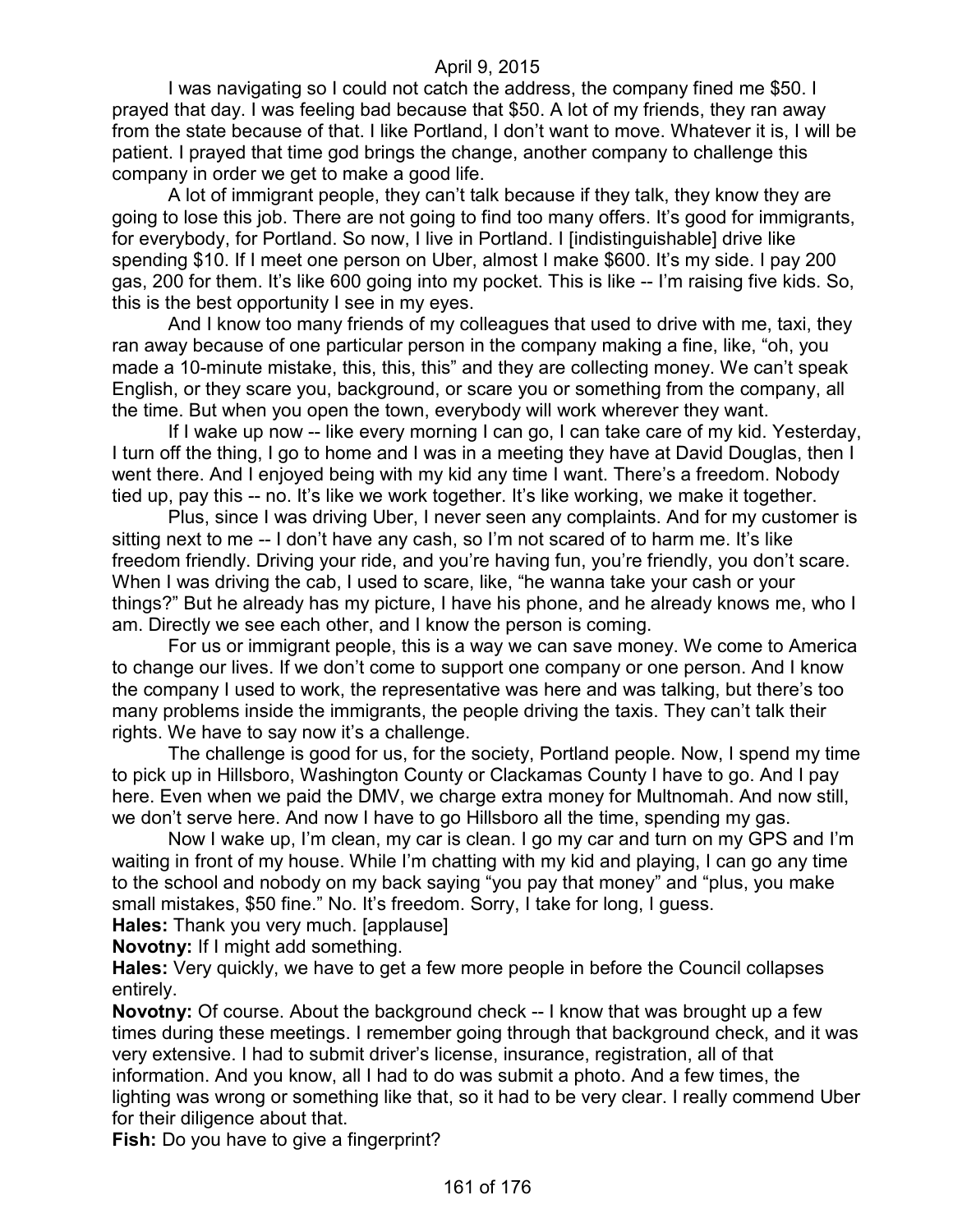I was navigating so I could not catch the address, the company fined me $50. I prayed that day. I was feeling bad because that $50. A lot of my friends, they ran away from the state because of that. I like Portland, I don't want to move. Whatever it is, I will be patient. I prayed that time god brings the change, another company to challenge this company in order we get to make a good life.

A lot of immigrant people, they can't talk because if they talk, they know they are going to lose this job. There are not going to find too many offers. It's good for immigrants, for everybody, for Portland. So now, I live in Portland. I [indistinguishable] drive like spending $10. If I meet one person on Uber, almost I make $600. It's my side. I pay 200 gas, 200 for them. It's like 600 going into my pocket. This is like -- I'm raising five kids. So, this is the best opportunity I see in my eyes.

And I know too many friends of my colleagues that used to drive with me, taxi, they ran away because of one particular person in the company making a fine, like, "oh, you made a 10-minute mistake, this, this, this" and they are collecting money. We can't speak English, or they scare you, background, or scare you or something from the company, all the time. But when you open the town, everybody will work wherever they want.

If I wake up now -- like every morning I can go, I can take care of my kid. Yesterday, I turn off the thing, I go to home and I was in a meeting they have at David Douglas, then I went there. And I enjoyed being with my kid any time I want. There's a freedom. Nobody tied up, pay this -- no. It's like we work together. It's like working, we make it together.

Plus, since I was driving Uber, I never seen any complaints. And for my customer is sitting next to me -- I don't have any cash, so I'm not scared of to harm me. It's like freedom friendly. Driving your ride, and you're having fun, you're friendly, you don't scare. When I was driving the cab, I used to scare, like, "he wanna take your cash or your things?" But he already has my picture, I have his phone, and he already knows me, who I am. Directly we see each other, and I know the person is coming.

For us or immigrant people, this is a way we can save money. We come to America to change our lives. If we don't come to support one company or one person. And I know the company I used to work, the representative was here and was talking, but there's too many problems inside the immigrants, the people driving the taxis. They can't talk their rights. We have to say now it's a challenge.

The challenge is good for us, for the society, Portland people. Now, I spend my time to pick up in Hillsboro, Washington County or Clackamas County I have to go. And I pay here. Even when we paid the DMV, we charge extra money for Multnomah. And now still, we don't serve here. And now I have to go Hillsboro all the time, spending my gas.

Now I wake up, I'm clean, my car is clean. I go my car and turn on my GPS and I'm waiting in front of my house. While I'm chatting with my kid and playing, I can go any time to the school and nobody on my back saying "you pay that money" and "plus, you make small mistakes, $50 fine." No. It's freedom. Sorry, I take for long, I guess.

**Hales:** Thank you very much. [applause]

**Novotny:** If I might add something.

**Hales:** Very quickly, we have to get a few more people in before the Council collapses entirely.

**Novotny:** Of course. About the background check -- I know that was brought up a few times during these meetings. I remember going through that background check, and it was very extensive. I had to submit driver's license, insurance, registration, all of that information. And you know, all I had to do was submit a photo. And a few times, the lighting was wrong or something like that, so it had to be very clear. I really commend Uber for their diligence about that.

**Fish:** Do you have to give a fingerprint?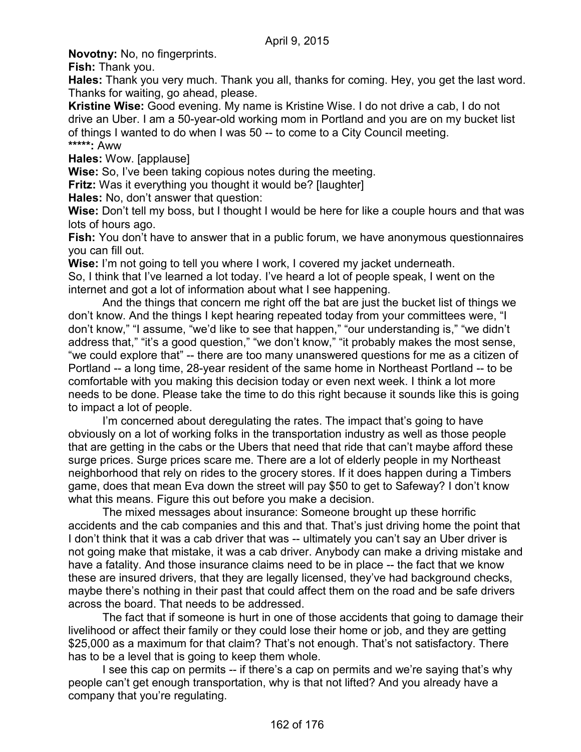**Novotny:** No, no fingerprints.

**Fish:** Thank you.

**Hales:** Thank you very much. Thank you all, thanks for coming. Hey, you get the last word. Thanks for waiting, go ahead, please.

**Kristine Wise:** Good evening. My name is Kristine Wise. I do not drive a cab, I do not drive an Uber. I am a 50-year-old working mom in Portland and you are on my bucket list of things I wanted to do when I was 50 -- to come to a City Council meeting.

*****: Aww

**Hales:** Wow. [applause]

**Wise:** So, I've been taking copious notes during the meeting.

**Fritz:** Was it everything you thought it would be? [laughter]

**Hales:** No, don't answer that question:

**Wise:** Don't tell my boss, but I thought I would be here for like a couple hours and that was lots of hours ago.

**Fish:** You don't have to answer that in a public forum, we have anonymous questionnaires you can fill out.

**Wise:** I'm not going to tell you where I work, I covered my jacket underneath.

So, I think that I've learned a lot today. I've heard a lot of people speak, I went on the internet and got a lot of information about what I see happening.

And the things that concern me right off the bat are just the bucket list of things we don't know. And the things I kept hearing repeated today from your committees were, "I don't know," "I assume, "we'd like to see that happen," "our understanding is," "we didn't address that," "it's a good question," "we don't know," "it probably makes the most sense, "we could explore that" -- there are too many unanswered questions for me as a citizen of Portland -- a long time, 28-year resident of the same home in Northeast Portland -- to be comfortable with you making this decision today or even next week. I think a lot more needs to be done. Please take the time to do this right because it sounds like this is going to impact a lot of people.

I'm concerned about deregulating the rates. The impact that's going to have obviously on a lot of working folks in the transportation industry as well as those people that are getting in the cabs or the Ubers that need that ride that can't maybe afford these surge prices. Surge prices scare me. There are a lot of elderly people in my Northeast neighborhood that rely on rides to the grocery stores. If it does happen during a Timbers game, does that mean Eva down the street will pay $50 to get to Safeway? I don't know what this means. Figure this out before you make a decision.

The mixed messages about insurance: Someone brought up these horrific accidents and the cab companies and this and that. That's just driving home the point that I don't think that it was a cab driver that was -- ultimately you can't say an Uber driver is not going make that mistake, it was a cab driver. Anybody can make a driving mistake and have a fatality. And those insurance claims need to be in place -- the fact that we know these are insured drivers, that they are legally licensed, they've had background checks, maybe there's nothing in their past that could affect them on the road and be safe drivers across the board. That needs to be addressed.

The fact that if someone is hurt in one of those accidents that going to damage their livelihood or affect their family or they could lose their home or job, and they are getting $25,000 as a maximum for that claim? That's not enough. That's not satisfactory. There has to be a level that is going to keep them whole.

I see this cap on permits -- if there's a cap on permits and we're saying that's why people can't get enough transportation, why is that not lifted? And you already have a company that you're regulating.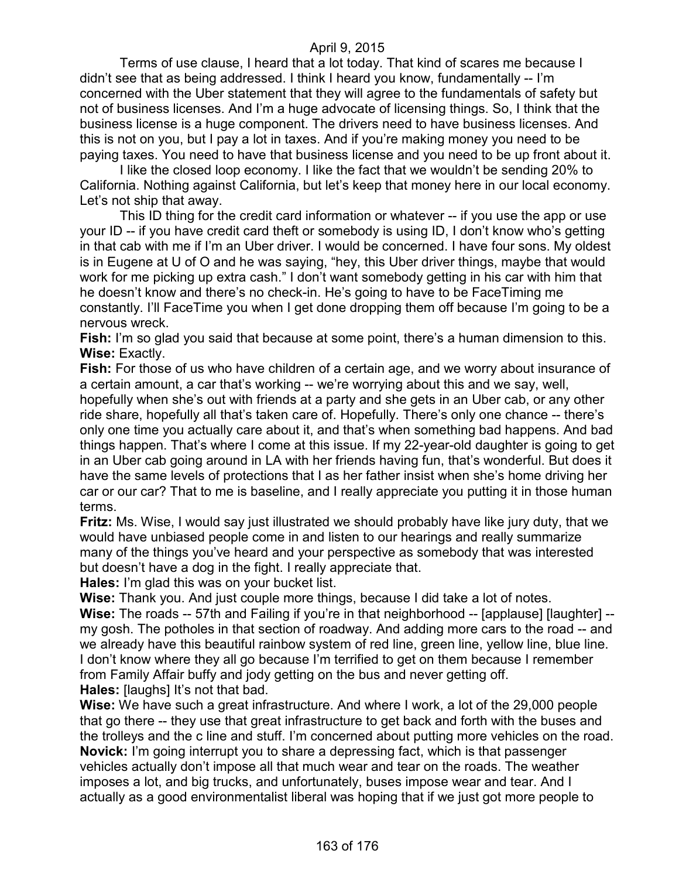Terms of use clause, I heard that a lot today. That kind of scares me because I didn't see that as being addressed. I think I heard you know, fundamentally -- I'm concerned with the Uber statement that they will agree to the fundamentals of safety but not of business licenses. And I'm a huge advocate of licensing things. So, I think that the business license is a huge component. The drivers need to have business licenses. And this is not on you, but I pay a lot in taxes. And if you're making money you need to be paying taxes. You need to have that business license and you need to be up front about it.

I like the closed loop economy. I like the fact that we wouldn't be sending 20% to California. Nothing against California, but let's keep that money here in our local economy. Let's not ship that away.

This ID thing for the credit card information or whatever -- if you use the app or use your ID -- if you have credit card theft or somebody is using ID, I don't know who's getting in that cab with me if I'm an Uber driver. I would be concerned. I have four sons. My oldest is in Eugene at U of O and he was saying, "hey, this Uber driver things, maybe that would work for me picking up extra cash." I don't want somebody getting in his car with him that he doesn't know and there's no check-in. He's going to have to be FaceTiming me constantly. I'll FaceTime you when I get done dropping them off because I'm going to be a nervous wreck.

**Fish:** I'm so glad you said that because at some point, there's a human dimension to this.

**Wise:** Exactly.

**Fish:** For those of us who have children of a certain age, and we worry about insurance of a certain amount, a car that's working -- we're worrying about this and we say, well, hopefully when she's out with friends at a party and she gets in an Uber cab, or any other ride share, hopefully all that's taken care of. Hopefully. There's only one chance -- there's only one time you actually care about it, and that's when something bad happens. And bad things happen. That's where I come at this issue. If my 22-year-old daughter is going to get in an Uber cab going around in LA with her friends having fun, that's wonderful. But does it have the same levels of protections that I as her father insist when she's home driving her car or our car? That to me is baseline, and I really appreciate you putting it in those human terms.

**Fritz:** Ms. Wise, I would say just illustrated we should probably have like jury duty, that we would have unbiased people come in and listen to our hearings and really summarize many of the things you've heard and your perspective as somebody that was interested but doesn't have a dog in the fight. I really appreciate that.

**Hales:** I'm glad this was on your bucket list.

**Wise:** Thank you. And just couple more things, because I did take a lot of notes.

**Wise:** The roads -- 57th and Failing if you're in that neighborhood -- [applause] [laughter] -- my gosh. The potholes in that section of roadway. And adding more cars to the road -- and we already have this beautiful rainbow system of red line, green line, yellow line, blue line. I don't know where they all go because I'm terrified to get on them because I remember from Family Affair buffy and jody getting on the bus and never getting off.

**Hales:** [laughs] It's not that bad.

**Wise:** We have such a great infrastructure. And where I work, a lot of the 29,000 people that go there -- they use that great infrastructure to get back and forth with the buses and the trolleys and the c line and stuff. I'm concerned about putting more vehicles on the road.

**Novick:** I'm going interrupt you to share a depressing fact, which is that passenger vehicles actually don't impose all that much wear and tear on the roads. The weather imposes a lot, and big trucks, and unfortunately, buses impose wear and tear. And I actually as a good environmentalist liberal was hoping that if we just got more people to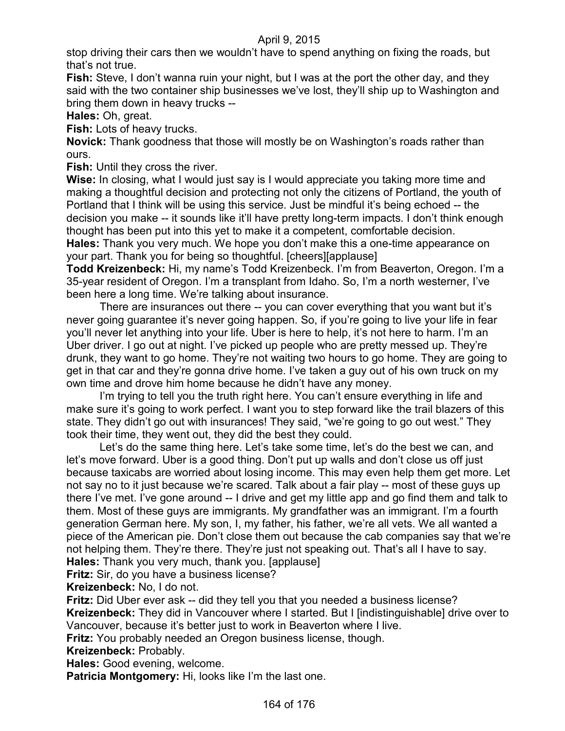stop driving their cars then we wouldn't have to spend anything on fixing the roads, but that's not true.

**Fish:** Steve, I don't wanna ruin your night, but I was at the port the other day, and they said with the two container ship businesses we've lost, they'll ship up to Washington and bring them down in heavy trucks --

**Hales:** Oh, great.

**Fish:** Lots of heavy trucks.

**Novick:** Thank goodness that those will mostly be on Washington's roads rather than ours.

**Fish:** Until they cross the river.

**Wise:** In closing, what I would just say is I would appreciate you taking more time and making a thoughtful decision and protecting not only the citizens of Portland, the youth of Portland that I think will be using this service. Just be mindful it's being echoed -- the decision you make -- it sounds like it'll have pretty long-term impacts. I don't think enough thought has been put into this yet to make it a competent, comfortable decision.

**Hales:** Thank you very much. We hope you don't make this a one-time appearance on your part. Thank you for being so thoughtful. [cheers][applause]

**Todd Kreizenbeck:** Hi, my name's Todd Kreizenbeck. I'm from Beaverton, Oregon. I'm a 35-year resident of Oregon. I'm a transplant from Idaho. So, I'm a north westerner, I've been here a long time. We're talking about insurance.

There are insurances out there -- you can cover everything that you want but it's never going guarantee it's never going happen. So, if you're going to live your life in fear you'll never let anything into your life. Uber is here to help, it's not here to harm. I'm an Uber driver. I go out at night. I've picked up people who are pretty messed up. They're drunk, they want to go home. They're not waiting two hours to go home. They are going to get in that car and they're gonna drive home. I've taken a guy out of his own truck on my own time and drove him home because he didn't have any money.

I'm trying to tell you the truth right here. You can't ensure everything in life and make sure it's going to work perfect. I want you to step forward like the trail blazers of this state. They didn't go out with insurances! They said, "we're going to go out west." They took their time, they went out, they did the best they could.

Let's do the same thing here. Let's take some time, let's do the best we can, and let's move forward. Uber is a good thing. Don't put up walls and don't close us off just because taxicabs are worried about losing income. This may even help them get more. Let not say no to it just because we're scared. Talk about a fair play -- most of these guys up there I've met. I've gone around -- I drive and get my little app and go find them and talk to them. Most of these guys are immigrants. My grandfather was an immigrant. I'm a fourth generation German here. My son, I, my father, his father, we're all vets. We all wanted a piece of the American pie. Don't close them out because the cab companies say that we're not helping them. They're there. They're just not speaking out. That's all I have to say.

**Hales:** Thank you very much, thank you. [applause]

**Fritz:** Sir, do you have a business license?

**Kreizenbeck:** No, I do not.

**Fritz:** Did Uber ever ask -- did they tell you that you needed a business license?

**Kreizenbeck:** They did in Vancouver where I started. But I [indistinguishable] drive over to Vancouver, because it's better just to work in Beaverton where I live.

**Fritz:** You probably needed an Oregon business license, though.

**Kreizenbeck:** Probably.

**Hales:** Good evening, welcome.

**Patricia Montgomery:** Hi, looks like I'm the last one.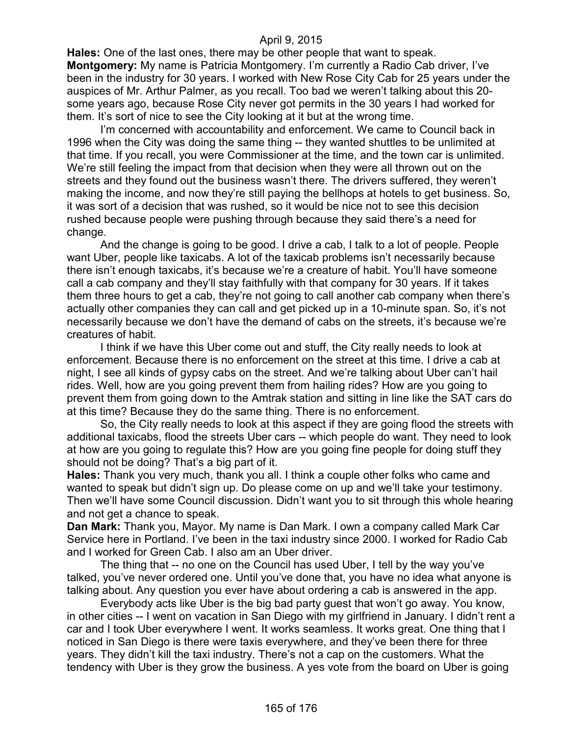**Hales:** One of the last ones, there may be other people that want to speak.

**Montgomery:** My name is Patricia Montgomery. I'm currently a Radio Cab driver, I've been in the industry for 30 years. I worked with New Rose City Cab for 25 years under the auspices of Mr. Arthur Palmer, as you recall. Too bad we weren't talking about this 20-some years ago, because Rose City never got permits in the 30 years I had worked for them. It's sort of nice to see the City looking at it but at the wrong time.

I'm concerned with accountability and enforcement. We came to Council back in 1996 when the City was doing the same thing -- they wanted shuttles to be unlimited at that time. If you recall, you were Commissioner at the time, and the town car is unlimited. We're still feeling the impact from that decision when they were all thrown out on the streets and they found out the business wasn't there. The drivers suffered, they weren't making the income, and now they're still paying the bellhops at hotels to get business. So, it was sort of a decision that was rushed, so it would be nice not to see this decision rushed because people were pushing through because they said there's a need for change.

And the change is going to be good. I drive a cab, I talk to a lot of people. People want Uber, people like taxicabs. A lot of the taxicab problems isn't necessarily because there isn't enough taxicabs, it's because we're a creature of habit. You'll have someone call a cab company and they'll stay faithfully with that company for 30 years. If it takes them three hours to get a cab, they're not going to call another cab company when there's actually other companies they can call and get picked up in a 10-minute span. So, it's not necessarily because we don't have the demand of cabs on the streets, it's because we're creatures of habit.

I think if we have this Uber come out and stuff, the City really needs to look at enforcement. Because there is no enforcement on the street at this time. I drive a cab at night, I see all kinds of gypsy cabs on the street. And we're talking about Uber can't hail rides. Well, how are you going prevent them from hailing rides? How are you going to prevent them from going down to the Amtrak station and sitting in line like the SAT cars do at this time? Because they do the same thing. There is no enforcement.

So, the City really needs to look at this aspect if they are going flood the streets with additional taxicabs, flood the streets Uber cars -- which people do want. They need to look at how are you going to regulate this? How are you going fine people for doing stuff they should not be doing? That's a big part of it.

**Hales:** Thank you very much, thank you all. I think a couple other folks who came and wanted to speak but didn't sign up. Do please come on up and we'll take your testimony. Then we'll have some Council discussion. Didn't want you to sit through this whole hearing and not get a chance to speak.

**Dan Mark:** Thank you, Mayor. My name is Dan Mark. I own a company called Mark Car Service here in Portland. I've been in the taxi industry since 2000. I worked for Radio Cab and I worked for Green Cab. I also am an Uber driver.

The thing that -- no one on the Council has used Uber, I tell by the way you've talked, you've never ordered one. Until you've done that, you have no idea what anyone is talking about. Any question you ever have about ordering a cab is answered in the app.

Everybody acts like Uber is the big bad party guest that won't go away. You know, in other cities -- I went on vacation in San Diego with my girlfriend in January. I didn't rent a car and I took Uber everywhere I went. It works seamless. It works great. One thing that I noticed in San Diego is there were taxis everywhere, and they've been there for three years. They didn't kill the taxi industry. There's not a cap on the customers. What the tendency with Uber is they grow the business. A yes vote from the board on Uber is going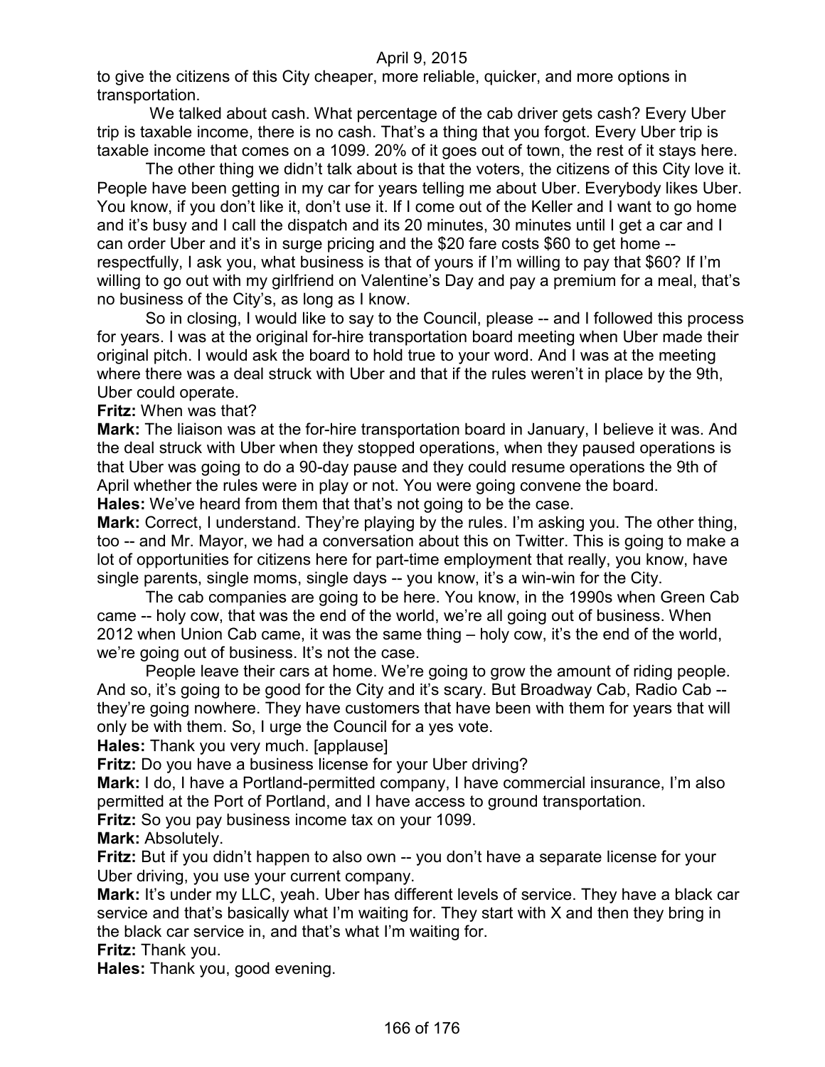to give the citizens of this City cheaper, more reliable, quicker, and more options in transportation.

We talked about cash. What percentage of the cab driver gets cash? Every Uber trip is taxable income, there is no cash. That's a thing that you forgot. Every Uber trip is taxable income that comes on a 1099. 20% of it goes out of town, the rest of it stays here.

The other thing we didn't talk about is that the voters, the citizens of this City love it. People have been getting in my car for years telling me about Uber. Everybody likes Uber. You know, if you don't like it, don't use it. If I come out of the Keller and I want to go home and it's busy and I call the dispatch and its 20 minutes, 30 minutes until I get a car and I can order Uber and it's in surge pricing and the $20 fare costs $60 to get home -- respectfully, I ask you, what business is that of yours if I'm willing to pay that $60? If I'm willing to go out with my girlfriend on Valentine's Day and pay a premium for a meal, that's no business of the City's, as long as I know.

So in closing, I would like to say to the Council, please -- and I followed this process for years. I was at the original for-hire transportation board meeting when Uber made their original pitch. I would ask the board to hold true to your word. And I was at the meeting where there was a deal struck with Uber and that if the rules weren't in place by the 9th, Uber could operate.

**Fritz:** When was that?

**Mark:** The liaison was at the for-hire transportation board in January, I believe it was. And the deal struck with Uber when they stopped operations, when they paused operations is that Uber was going to do a 90-day pause and they could resume operations the 9th of April whether the rules were in play or not. You were going convene the board.

**Hales:** We've heard from them that that's not going to be the case.

**Mark:** Correct, I understand. They're playing by the rules. I'm asking you. The other thing, too -- and Mr. Mayor, we had a conversation about this on Twitter. This is going to make a lot of opportunities for citizens here for part-time employment that really, you know, have single parents, single moms, single days -- you know, it's a win-win for the City.

The cab companies are going to be here. You know, in the 1990s when Green Cab came -- holy cow, that was the end of the world, we're all going out of business. When 2012 when Union Cab came, it was the same thing – holy cow, it's the end of the world, we're going out of business. It's not the case.

People leave their cars at home. We're going to grow the amount of riding people. And so, it's going to be good for the City and it's scary. But Broadway Cab, Radio Cab -- they're going nowhere. They have customers that have been with them for years that will only be with them. So, I urge the Council for a yes vote.

**Hales:** Thank you very much. [applause]

**Fritz:** Do you have a business license for your Uber driving?

**Mark:** I do, I have a Portland-permitted company, I have commercial insurance, I'm also permitted at the Port of Portland, and I have access to ground transportation.

**Fritz:** So you pay business income tax on your 1099.

**Mark:** Absolutely.

**Fritz:** But if you didn't happen to also own -- you don't have a separate license for your Uber driving, you use your current company.

**Mark:** It's under my LLC, yeah. Uber has different levels of service. They have a black car service and that's basically what I'm waiting for. They start with X and then they bring in the black car service in, and that's what I'm waiting for.

**Fritz:** Thank you.

**Hales:** Thank you, good evening.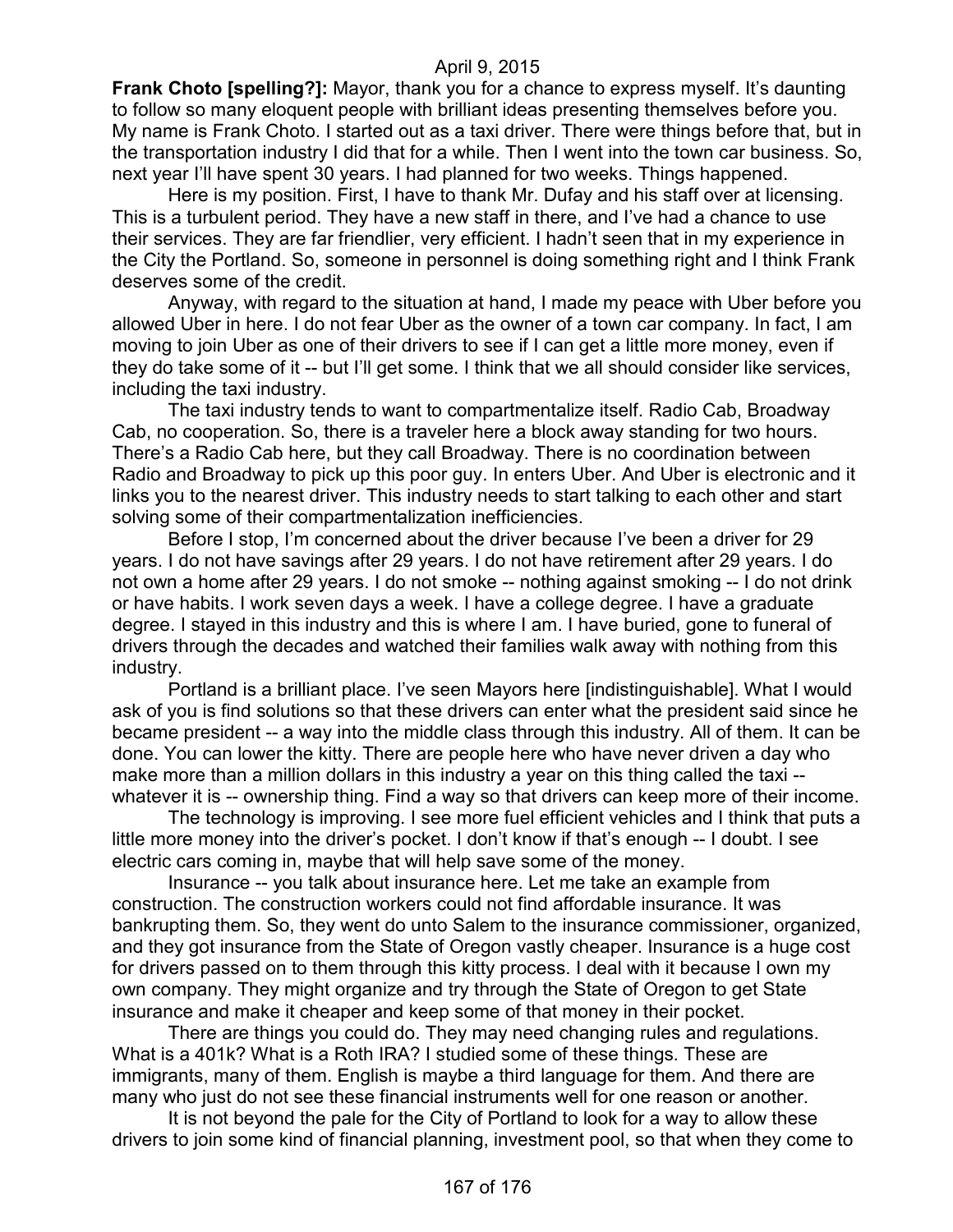**Frank Choto [spelling?]:** Mayor, thank you for a chance to express myself. It's daunting to follow so many eloquent people with brilliant ideas presenting themselves before you. My name is Frank Choto. I started out as a taxi driver. There were things before that, but in the transportation industry I did that for a while. Then I went into the town car business. So, next year I'll have spent 30 years. I had planned for two weeks. Things happened.

Here is my position. First, I have to thank Mr. Dufay and his staff over at licensing. This is a turbulent period. They have a new staff in there, and I've had a chance to use their services. They are far friendlier, very efficient. I hadn't seen that in my experience in the City the Portland. So, someone in personnel is doing something right and I think Frank deserves some of the credit.

Anyway, with regard to the situation at hand, I made my peace with Uber before you allowed Uber in here. I do not fear Uber as the owner of a town car company. In fact, I am moving to join Uber as one of their drivers to see if I can get a little more money, even if they do take some of it -- but I'll get some. I think that we all should consider like services, including the taxi industry.

The taxi industry tends to want to compartmentalize itself. Radio Cab, Broadway Cab, no cooperation. So, there is a traveler here a block away standing for two hours. There's a Radio Cab here, but they call Broadway. There is no coordination between Radio and Broadway to pick up this poor guy. In enters Uber. And Uber is electronic and it links you to the nearest driver. This industry needs to start talking to each other and start solving some of their compartmentalization inefficiencies.

Before I stop, I'm concerned about the driver because I've been a driver for 29 years. I do not have savings after 29 years. I do not have retirement after 29 years. I do not own a home after 29 years. I do not smoke -- nothing against smoking -- I do not drink or have habits. I work seven days a week. I have a college degree. I have a graduate degree. I stayed in this industry and this is where I am. I have buried, gone to funeral of drivers through the decades and watched their families walk away with nothing from this industry.

Portland is a brilliant place. I've seen Mayors here [indistinguishable]. What I would ask of you is find solutions so that these drivers can enter what the president said since he became president -- a way into the middle class through this industry. All of them. It can be done. You can lower the kitty. There are people here who have never driven a day who make more than a million dollars in this industry a year on this thing called the taxi -- whatever it is -- ownership thing. Find a way so that drivers can keep more of their income.

The technology is improving. I see more fuel efficient vehicles and I think that puts a little more money into the driver's pocket. I don't know if that's enough -- I doubt. I see electric cars coming in, maybe that will help save some of the money.

Insurance -- you talk about insurance here. Let me take an example from construction. The construction workers could not find affordable insurance. It was bankrupting them. So, they went do unto Salem to the insurance commissioner, organized, and they got insurance from the State of Oregon vastly cheaper. Insurance is a huge cost for drivers passed on to them through this kitty process. I deal with it because I own my own company. They might organize and try through the State of Oregon to get State insurance and make it cheaper and keep some of that money in their pocket.

There are things you could do. They may need changing rules and regulations. What is a 401k? What is a Roth IRA? I studied some of these things. These are immigrants, many of them. English is maybe a third language for them. And there are many who just do not see these financial instruments well for one reason or another.

It is not beyond the pale for the City of Portland to look for a way to allow these drivers to join some kind of financial planning, investment pool, so that when they come to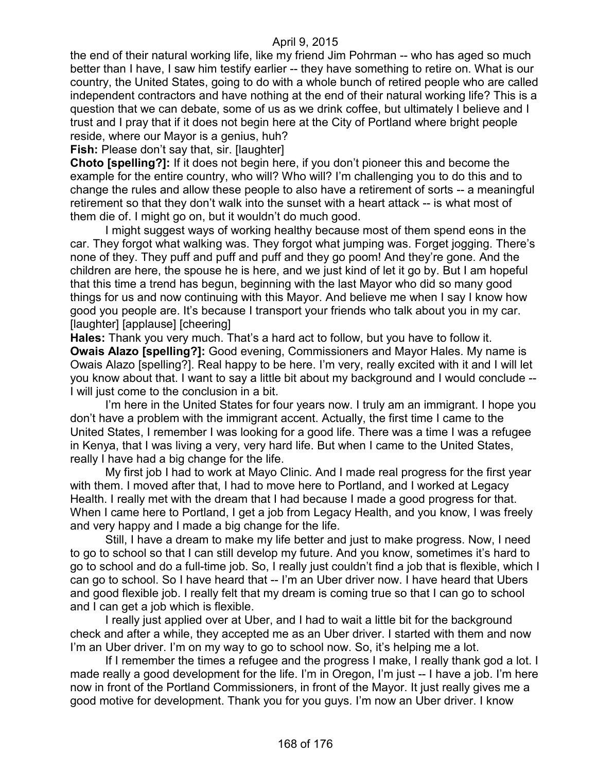the end of their natural working life, like my friend Jim Pohrman -- who has aged so much better than I have, I saw him testify earlier -- they have something to retire on. What is our country, the United States, going to do with a whole bunch of retired people who are called independent contractors and have nothing at the end of their natural working life? This is a question that we can debate, some of us as we drink coffee, but ultimately I believe and I trust and I pray that if it does not begin here at the City of Portland where bright people reside, where our Mayor is a genius, huh?

**Fish:** Please don't say that, sir. [laughter]

**Choto [spelling?]:** If it does not begin here, if you don't pioneer this and become the example for the entire country, who will? Who will? I'm challenging you to do this and to change the rules and allow these people to also have a retirement of sorts -- a meaningful retirement so that they don't walk into the sunset with a heart attack -- is what most of them die of. I might go on, but it wouldn't do much good.

I might suggest ways of working healthy because most of them spend eons in the car. They forgot what walking was. They forgot what jumping was. Forget jogging. There's none of they. They puff and puff and puff and they go poom! And they're gone. And the children are here, the spouse he is here, and we just kind of let it go by. But I am hopeful that this time a trend has begun, beginning with the last Mayor who did so many good things for us and now continuing with this Mayor. And believe me when I say I know how good you people are. It's because I transport your friends who talk about you in my car. [laughter] [applause] [cheering]

**Hales:** Thank you very much. That's a hard act to follow, but you have to follow it.

**Owais Alazo [spelling?]:** Good evening, Commissioners and Mayor Hales. My name is Owais Alazo [spelling?]. Real happy to be here. I'm very, really excited with it and I will let you know about that. I want to say a little bit about my background and I would conclude -- I will just come to the conclusion in a bit.

I'm here in the United States for four years now. I truly am an immigrant. I hope you don't have a problem with the immigrant accent. Actually, the first time I came to the United States, I remember I was looking for a good life. There was a time I was a refugee in Kenya, that I was living a very, very hard life. But when I came to the United States, really I have had a big change for the life.

My first job I had to work at Mayo Clinic. And I made real progress for the first year with them. I moved after that, I had to move here to Portland, and I worked at Legacy Health. I really met with the dream that I had because I made a good progress for that. When I came here to Portland, I get a job from Legacy Health, and you know, I was freely and very happy and I made a big change for the life.

Still, I have a dream to make my life better and just to make progress. Now, I need to go to school so that I can still develop my future. And you know, sometimes it's hard to go to school and do a full-time job. So, I really just couldn't find a job that is flexible, which I can go to school. So I have heard that -- I'm an Uber driver now. I have heard that Ubers and good flexible job. I really felt that my dream is coming true so that I can go to school and I can get a job which is flexible.

I really just applied over at Uber, and I had to wait a little bit for the background check and after a while, they accepted me as an Uber driver. I started with them and now I'm an Uber driver. I'm on my way to go to school now. So, it's helping me a lot.

If I remember the times a refugee and the progress I make, I really thank god a lot. I made really a good development for the life. I'm in Oregon, I'm just -- I have a job. I'm here now in front of the Portland Commissioners, in front of the Mayor. It just really gives me a good motive for development. Thank you for you guys. I'm now an Uber driver. I know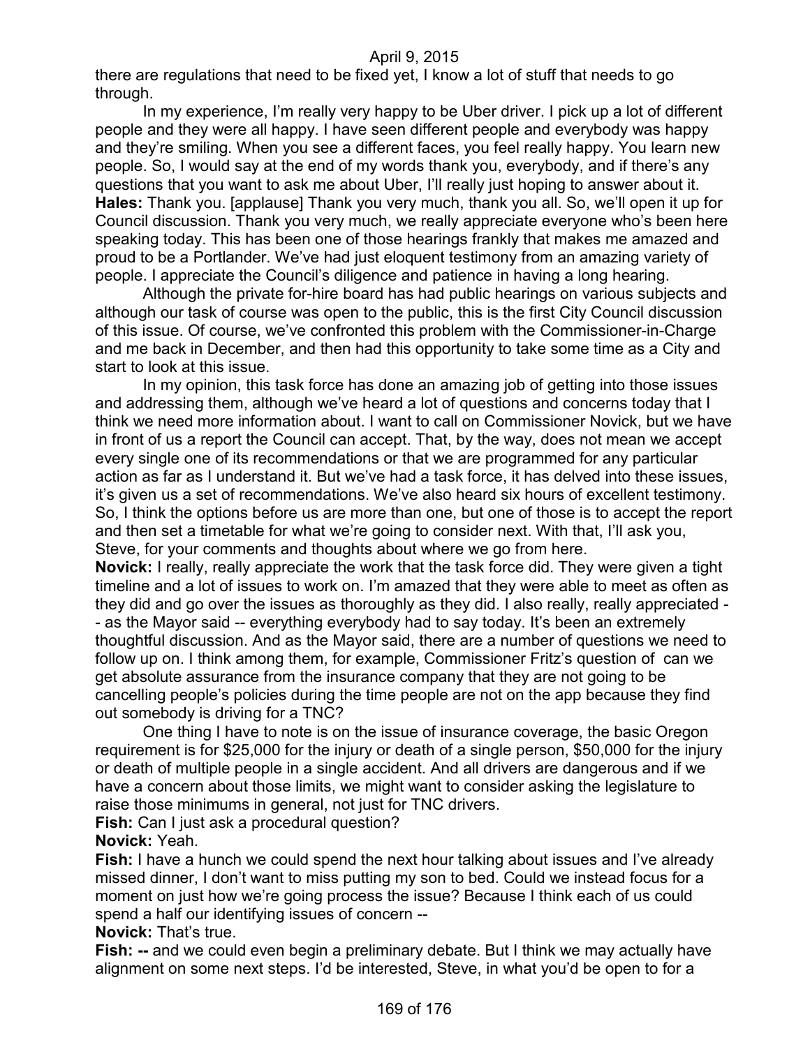there are regulations that need to be fixed yet, I know a lot of stuff that needs to go through.

In my experience, I'm really very happy to be Uber driver. I pick up a lot of different people and they were all happy. I have seen different people and everybody was happy and they're smiling. When you see a different faces, you feel really happy. You learn new people. So, I would say at the end of my words thank you, everybody, and if there's any questions that you want to ask me about Uber, I'll really just hoping to answer about it.

**Hales:** Thank you. [applause] Thank you very much, thank you all. So, we'll open it up for Council discussion. Thank you very much, we really appreciate everyone who's been here speaking today. This has been one of those hearings frankly that makes me amazed and proud to be a Portlander. We've had just eloquent testimony from an amazing variety of people. I appreciate the Council's diligence and patience in having a long hearing.

Although the private for-hire board has had public hearings on various subjects and although our task of course was open to the public, this is the first City Council discussion of this issue. Of course, we've confronted this problem with the Commissioner-in-Charge and me back in December, and then had this opportunity to take some time as a City and start to look at this issue.

In my opinion, this task force has done an amazing job of getting into those issues and addressing them, although we've heard a lot of questions and concerns today that I think we need more information about. I want to call on Commissioner Novick, but we have in front of us a report the Council can accept. That, by the way, does not mean we accept every single one of its recommendations or that we are programmed for any particular action as far as I understand it. But we've had a task force, it has delved into these issues, it's given us a set of recommendations. We've also heard six hours of excellent testimony. So, I think the options before us are more than one, but one of those is to accept the report and then set a timetable for what we're going to consider next. With that, I'll ask you, Steve, for your comments and thoughts about where we go from here.

**Novick:** I really, really appreciate the work that the task force did. They were given a tight timeline and a lot of issues to work on. I'm amazed that they were able to meet as often as they did and go over the issues as thoroughly as they did. I also really, really appreciated -- as the Mayor said -- everything everybody had to say today. It's been an extremely thoughtful discussion. And as the Mayor said, there are a number of questions we need to follow up on. I think among them, for example, Commissioner Fritz's question of can we get absolute assurance from the insurance company that they are not going to be cancelling people's policies during the time people are not on the app because they find out somebody is driving for a TNC?

One thing I have to note is on the issue of insurance coverage, the basic Oregon requirement is for $25,000 for the injury or death of a single person, $50,000 for the injury or death of multiple people in a single accident. And all drivers are dangerous and if we have a concern about those limits, we might want to consider asking the legislature to raise those minimums in general, not just for TNC drivers.

**Fish:** Can I just ask a procedural question?

**Novick:** Yeah.

**Fish:** I have a hunch we could spend the next hour talking about issues and I've already missed dinner, I don't want to miss putting my son to bed. Could we instead focus for a moment on just how we're going process the issue? Because I think each of us could spend a half our identifying issues of concern --

**Novick:** That's true.

**Fish:** -- and we could even begin a preliminary debate. But I think we may actually have alignment on some next steps. I'd be interested, Steve, in what you'd be open to for a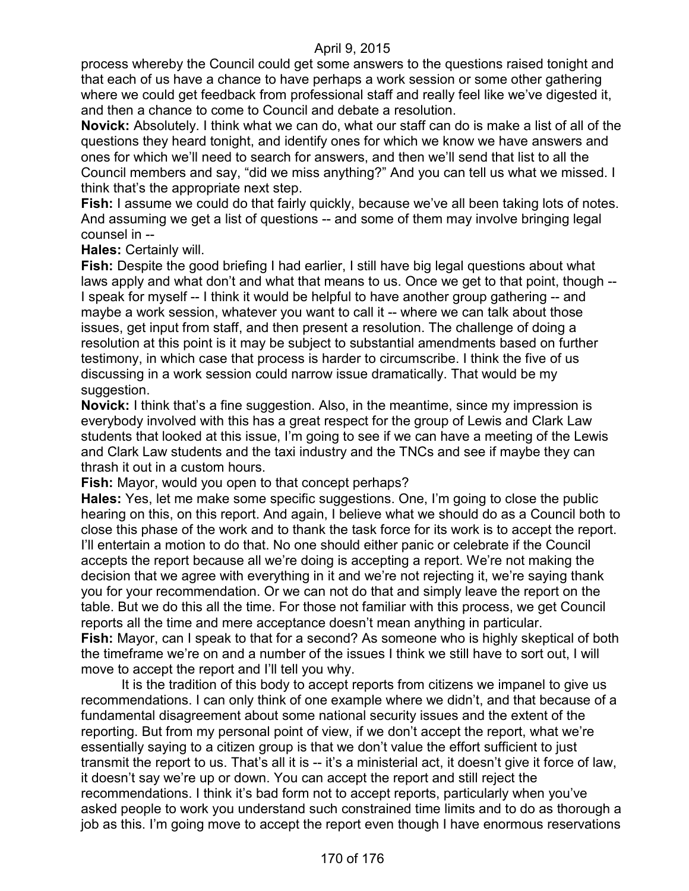process whereby the Council could get some answers to the questions raised tonight and that each of us have a chance to have perhaps a work session or some other gathering where we could get feedback from professional staff and really feel like we've digested it, and then a chance to come to Council and debate a resolution.

**Novick:** Absolutely. I think what we can do, what our staff can do is make a list of all of the questions they heard tonight, and identify ones for which we know we have answers and ones for which we'll need to search for answers, and then we'll send that list to all the Council members and say, "did we miss anything?" And you can tell us what we missed. I think that's the appropriate next step.

**Fish:** I assume we could do that fairly quickly, because we've all been taking lots of notes. And assuming we get a list of questions -- and some of them may involve bringing legal counsel in --

**Hales:** Certainly will.

**Fish:** Despite the good briefing I had earlier, I still have big legal questions about what laws apply and what don't and what that means to us. Once we get to that point, though -- I speak for myself -- I think it would be helpful to have another group gathering -- and maybe a work session, whatever you want to call it -- where we can talk about those issues, get input from staff, and then present a resolution. The challenge of doing a resolution at this point is it may be subject to substantial amendments based on further testimony, in which case that process is harder to circumscribe. I think the five of us discussing in a work session could narrow issue dramatically. That would be my suggestion.

**Novick:** I think that's a fine suggestion. Also, in the meantime, since my impression is everybody involved with this has a great respect for the group of Lewis and Clark Law students that looked at this issue, I'm going to see if we can have a meeting of the Lewis and Clark Law students and the taxi industry and the TNCs and see if maybe they can thrash it out in a custom hours.

**Fish:** Mayor, would you open to that concept perhaps?

**Hales:** Yes, let me make some specific suggestions. One, I'm going to close the public hearing on this, on this report. And again, I believe what we should do as a Council both to close this phase of the work and to thank the task force for its work is to accept the report. I'll entertain a motion to do that. No one should either panic or celebrate if the Council accepts the report because all we're doing is accepting a report. We're not making the decision that we agree with everything in it and we're not rejecting it, we're saying thank you for your recommendation. Or we can not do that and simply leave the report on the table. But we do this all the time. For those not familiar with this process, we get Council reports all the time and mere acceptance doesn't mean anything in particular.

**Fish:** Mayor, can I speak to that for a second? As someone who is highly skeptical of both the timeframe we're on and a number of the issues I think we still have to sort out, I will move to accept the report and I'll tell you why.

It is the tradition of this body to accept reports from citizens we impanel to give us recommendations. I can only think of one example where we didn't, and that because of a fundamental disagreement about some national security issues and the extent of the reporting. But from my personal point of view, if we don't accept the report, what we're essentially saying to a citizen group is that we don't value the effort sufficient to just transmit the report to us. That's all it is -- it's a ministerial act, it doesn't give it force of law, it doesn't say we're up or down. You can accept the report and still reject the recommendations. I think it's bad form not to accept reports, particularly when you've asked people to work you understand such constrained time limits and to do as thorough a job as this. I'm going move to accept the report even though I have enormous reservations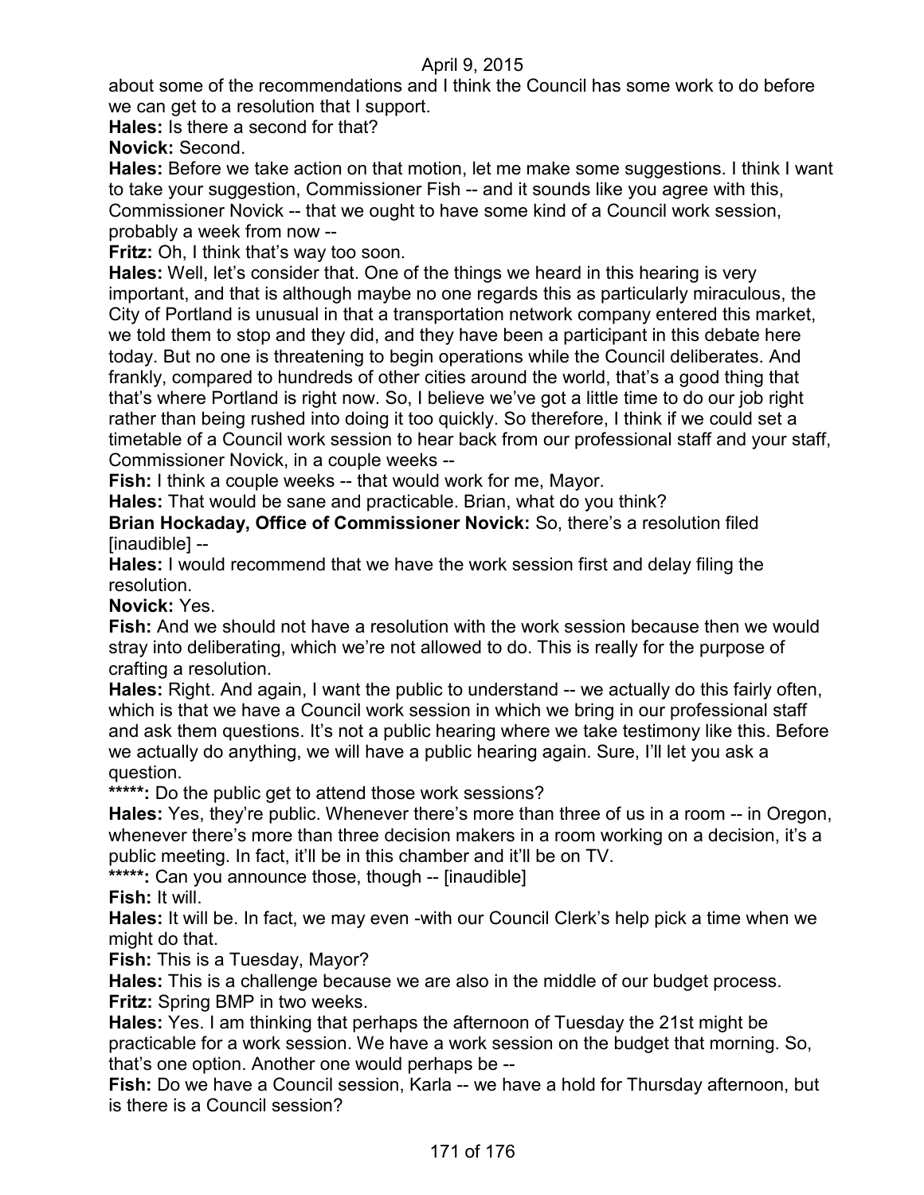about some of the recommendations and I think the Council has some work to do before we can get to a resolution that I support.

**Hales:** Is there a second for that?

**Novick:** Second.

**Hales:** Before we take action on that motion, let me make some suggestions. I think I want to take your suggestion, Commissioner Fish -- and it sounds like you agree with this, Commissioner Novick -- that we ought to have some kind of a Council work session, probably a week from now --

**Fritz:** Oh, I think that's way too soon.

**Hales:** Well, let's consider that. One of the things we heard in this hearing is very important, and that is although maybe no one regards this as particularly miraculous, the City of Portland is unusual in that a transportation network company entered this market, we told them to stop and they did, and they have been a participant in this debate here today. But no one is threatening to begin operations while the Council deliberates. And frankly, compared to hundreds of other cities around the world, that's a good thing that that's where Portland is right now. So, I believe we've got a little time to do our job right rather than being rushed into doing it too quickly. So therefore, I think if we could set a timetable of a Council work session to hear back from our professional staff and your staff, Commissioner Novick, in a couple weeks --

**Fish:** I think a couple weeks -- that would work for me, Mayor.

**Hales:** That would be sane and practicable. Brian, what do you think?

**Brian Hockaday, Office of Commissioner Novick:** So, there's a resolution filed [inaudible] --

**Hales:** I would recommend that we have the work session first and delay filing the resolution.

**Novick:** Yes.

**Fish:** And we should not have a resolution with the work session because then we would stray into deliberating, which we're not allowed to do. This is really for the purpose of crafting a resolution.

**Hales:** Right. And again, I want the public to understand -- we actually do this fairly often, which is that we have a Council work session in which we bring in our professional staff and ask them questions. It's not a public hearing where we take testimony like this. Before we actually do anything, we will have a public hearing again. Sure, I'll let you ask a question.

**\*\*\*\*\*:** Do the public get to attend those work sessions?

**Hales:** Yes, they're public. Whenever there's more than three of us in a room -- in Oregon, whenever there's more than three decision makers in a room working on a decision, it's a public meeting. In fact, it'll be in this chamber and it'll be on TV.

**\*\*\*\*\*:** Can you announce those, though -- [inaudible]

**Fish:** It will.

**Hales:** It will be. In fact, we may even -with our Council Clerk's help pick a time when we might do that.

**Fish:** This is a Tuesday, Mayor?

**Hales:** This is a challenge because we are also in the middle of our budget process.

**Fritz:** Spring BMP in two weeks.

**Hales:** Yes. I am thinking that perhaps the afternoon of Tuesday the 21st might be practicable for a work session. We have a work session on the budget that morning. So, that's one option. Another one would perhaps be --

**Fish:** Do we have a Council session, Karla -- we have a hold for Thursday afternoon, but is there is a Council session?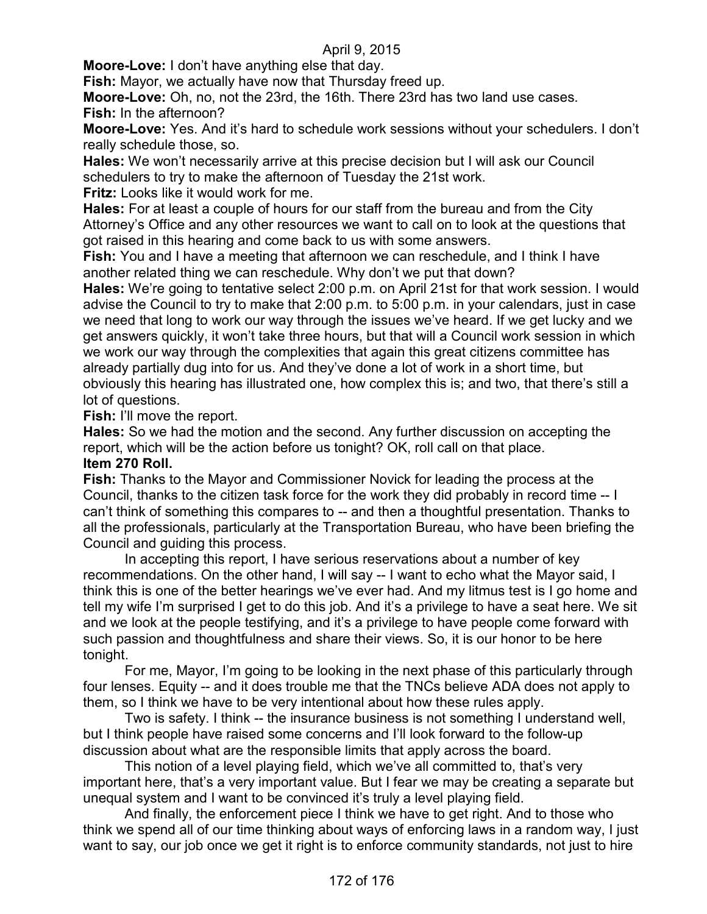**Moore-Love:** I don't have anything else that day.

**Fish:** Mayor, we actually have now that Thursday freed up.

**Moore-Love:** Oh, no, not the 23rd, the 16th. There 23rd has two land use cases.

**Fish:** In the afternoon?

**Moore-Love:** Yes. And it's hard to schedule work sessions without your schedulers. I don't really schedule those, so.

**Hales:** We won't necessarily arrive at this precise decision but I will ask our Council schedulers to try to make the afternoon of Tuesday the 21st work.

**Fritz:** Looks like it would work for me.

**Hales:** For at least a couple of hours for our staff from the bureau and from the City Attorney's Office and any other resources we want to call on to look at the questions that got raised in this hearing and come back to us with some answers.

**Fish:** You and I have a meeting that afternoon we can reschedule, and I think I have another related thing we can reschedule. Why don't we put that down?

**Hales:** We're going to tentative select 2:00 p.m. on April 21st for that work session. I would advise the Council to try to make that 2:00 p.m. to 5:00 p.m. in your calendars, just in case we need that long to work our way through the issues we've heard. If we get lucky and we get answers quickly, it won't take three hours, but that will a Council work session in which we work our way through the complexities that again this great citizens committee has already partially dug into for us. And they've done a lot of work in a short time, but obviously this hearing has illustrated one, how complex this is; and two, that there's still a lot of questions.

**Fish:** I'll move the report.

**Hales:** So we had the motion and the second. Any further discussion on accepting the report, which will be the action before us tonight? OK, roll call on that place.

**Item 270 Roll.**

**Fish:** Thanks to the Mayor and Commissioner Novick for leading the process at the Council, thanks to the citizen task force for the work they did probably in record time -- I can't think of something this compares to -- and then a thoughtful presentation. Thanks to all the professionals, particularly at the Transportation Bureau, who have been briefing the Council and guiding this process.

In accepting this report, I have serious reservations about a number of key recommendations. On the other hand, I will say -- I want to echo what the Mayor said, I think this is one of the better hearings we've ever had. And my litmus test is I go home and tell my wife I'm surprised I get to do this job. And it's a privilege to have a seat here. We sit and we look at the people testifying, and it's a privilege to have people come forward with such passion and thoughtfulness and share their views. So, it is our honor to be here tonight.

For me, Mayor, I'm going to be looking in the next phase of this particularly through four lenses. Equity -- and it does trouble me that the TNCs believe ADA does not apply to them, so I think we have to be very intentional about how these rules apply.

Two is safety. I think -- the insurance business is not something I understand well, but I think people have raised some concerns and I'll look forward to the follow-up discussion about what are the responsible limits that apply across the board.

This notion of a level playing field, which we've all committed to, that's very important here, that's a very important value. But I fear we may be creating a separate but unequal system and I want to be convinced it's truly a level playing field.

And finally, the enforcement piece I think we have to get right. And to those who think we spend all of our time thinking about ways of enforcing laws in a random way, I just want to say, our job once we get it right is to enforce community standards, not just to hire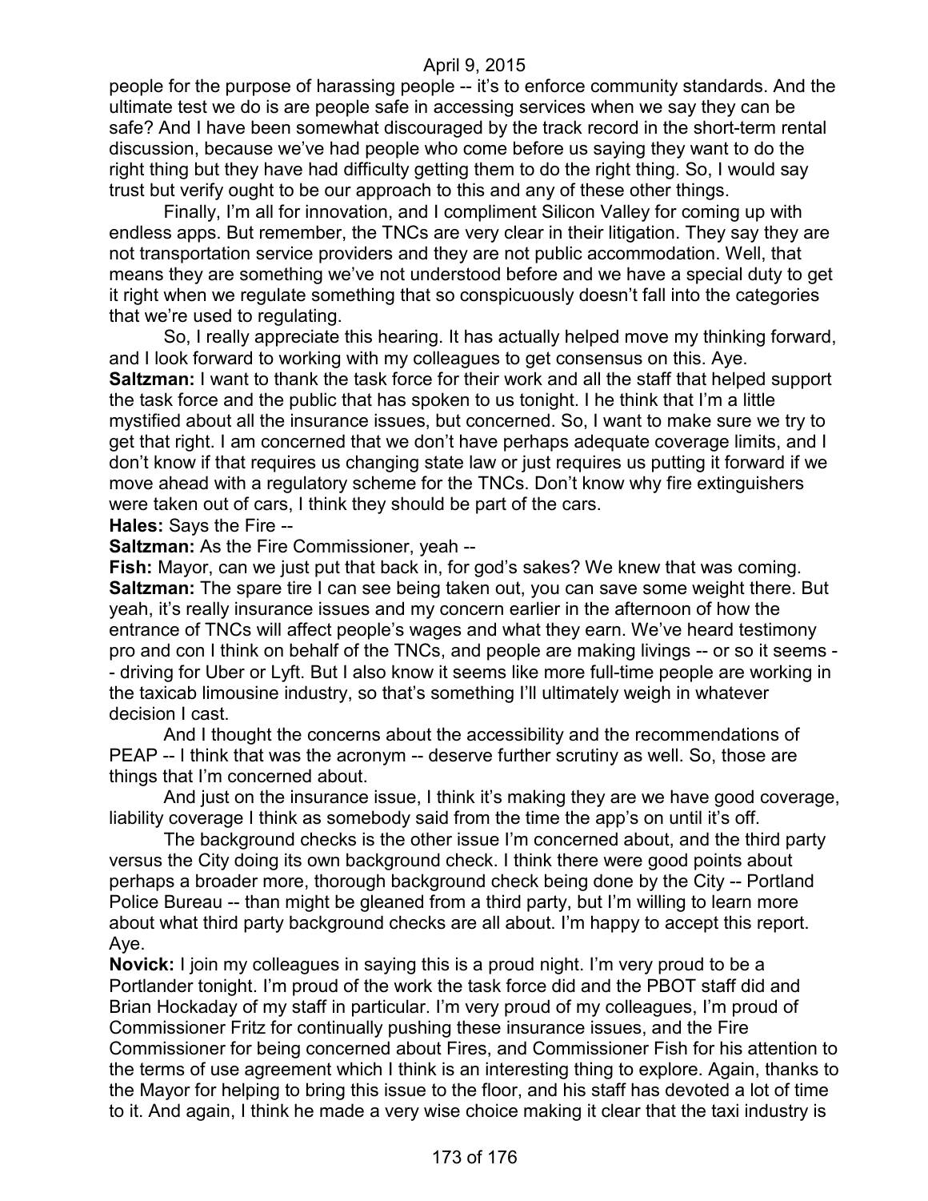people for the purpose of harassing people -- it's to enforce community standards. And the ultimate test we do is are people safe in accessing services when we say they can be safe? And I have been somewhat discouraged by the track record in the short-term rental discussion, because we've had people who come before us saying they want to do the right thing but they have had difficulty getting them to do the right thing. So, I would say trust but verify ought to be our approach to this and any of these other things.

Finally, I'm all for innovation, and I compliment Silicon Valley for coming up with endless apps. But remember, the TNCs are very clear in their litigation. They say they are not transportation service providers and they are not public accommodation. Well, that means they are something we've not understood before and we have a special duty to get it right when we regulate something that so conspicuously doesn't fall into the categories that we're used to regulating.

So, I really appreciate this hearing. It has actually helped move my thinking forward, and I look forward to working with my colleagues to get consensus on this. Aye.

**Saltzman:** I want to thank the task force for their work and all the staff that helped support the task force and the public that has spoken to us tonight. I he think that I'm a little mystified about all the insurance issues, but concerned. So, I want to make sure we try to get that right. I am concerned that we don't have perhaps adequate coverage limits, and I don't know if that requires us changing state law or just requires us putting it forward if we move ahead with a regulatory scheme for the TNCs. Don't know why fire extinguishers were taken out of cars, I think they should be part of the cars.

**Hales:** Says the Fire --

**Saltzman:** As the Fire Commissioner, yeah --

**Fish:** Mayor, can we just put that back in, for god's sakes? We knew that was coming.

**Saltzman:** The spare tire I can see being taken out, you can save some weight there. But yeah, it's really insurance issues and my concern earlier in the afternoon of how the entrance of TNCs will affect people's wages and what they earn. We've heard testimony pro and con I think on behalf of the TNCs, and people are making livings -- or so it seems -- driving for Uber or Lyft. But I also know it seems like more full-time people are working in the taxicab limousine industry, so that's something I'll ultimately weigh in whatever decision I cast.

And I thought the concerns about the accessibility and the recommendations of PEAP -- I think that was the acronym -- deserve further scrutiny as well. So, those are things that I'm concerned about.

And just on the insurance issue, I think it's making they are we have good coverage, liability coverage I think as somebody said from the time the app's on until it's off.

The background checks is the other issue I'm concerned about, and the third party versus the City doing its own background check. I think there were good points about perhaps a broader more, thorough background check being done by the City -- Portland Police Bureau -- than might be gleaned from a third party, but I'm willing to learn more about what third party background checks are all about. I'm happy to accept this report. Aye.

**Novick:** I join my colleagues in saying this is a proud night. I'm very proud to be a Portlander tonight. I'm proud of the work the task force did and the PBOT staff did and Brian Hockaday of my staff in particular. I'm very proud of my colleagues, I'm proud of Commissioner Fritz for continually pushing these insurance issues, and the Fire Commissioner for being concerned about Fires, and Commissioner Fish for his attention to the terms of use agreement which I think is an interesting thing to explore. Again, thanks to the Mayor for helping to bring this issue to the floor, and his staff has devoted a lot of time to it. And again, I think he made a very wise choice making it clear that the taxi industry is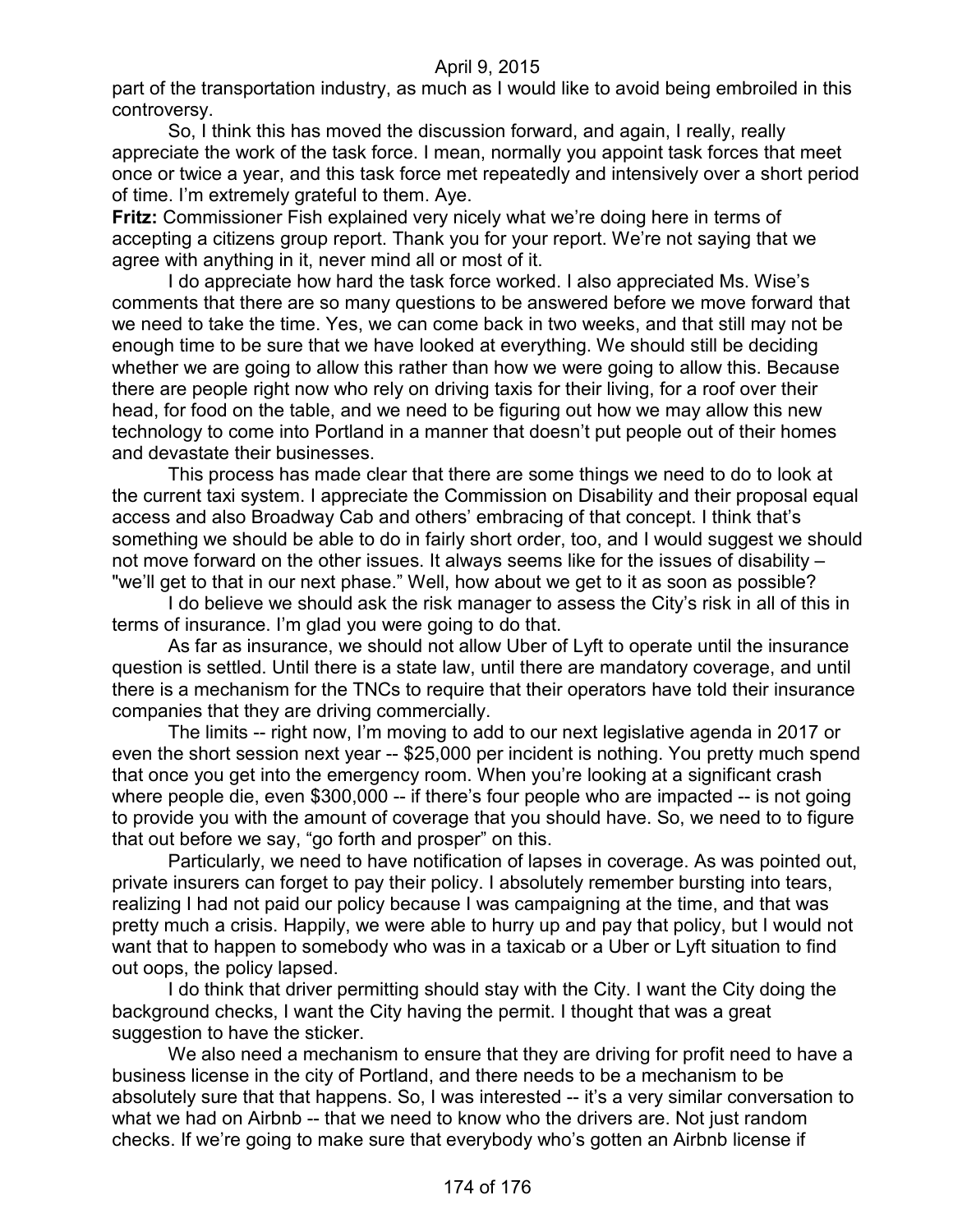part of the transportation industry, as much as I would like to avoid being embroiled in this controversy.

So, I think this has moved the discussion forward, and again, I really, really appreciate the work of the task force. I mean, normally you appoint task forces that meet once or twice a year, and this task force met repeatedly and intensively over a short period of time. I'm extremely grateful to them. Aye.

**Fritz:** Commissioner Fish explained very nicely what we're doing here in terms of accepting a citizens group report. Thank you for your report. We're not saying that we agree with anything in it, never mind all or most of it.

I do appreciate how hard the task force worked. I also appreciated Ms. Wise's comments that there are so many questions to be answered before we move forward that we need to take the time. Yes, we can come back in two weeks, and that still may not be enough time to be sure that we have looked at everything. We should still be deciding whether we are going to allow this rather than how we were going to allow this. Because there are people right now who rely on driving taxis for their living, for a roof over their head, for food on the table, and we need to be figuring out how we may allow this new technology to come into Portland in a manner that doesn't put people out of their homes and devastate their businesses.

This process has made clear that there are some things we need to do to look at the current taxi system. I appreciate the Commission on Disability and their proposal equal access and also Broadway Cab and others' embracing of that concept. I think that's something we should be able to do in fairly short order, too, and I would suggest we should not move forward on the other issues. It always seems like for the issues of disability – "we'll get to that in our next phase." Well, how about we get to it as soon as possible?

I do believe we should ask the risk manager to assess the City's risk in all of this in terms of insurance. I'm glad you were going to do that.

As far as insurance, we should not allow Uber of Lyft to operate until the insurance question is settled. Until there is a state law, until there are mandatory coverage, and until there is a mechanism for the TNCs to require that their operators have told their insurance companies that they are driving commercially.

The limits -- right now, I'm moving to add to our next legislative agenda in 2017 or even the short session next year -- $25,000 per incident is nothing. You pretty much spend that once you get into the emergency room. When you're looking at a significant crash where people die, even $300,000 -- if there's four people who are impacted -- is not going to provide you with the amount of coverage that you should have. So, we need to to figure that out before we say, "go forth and prosper" on this.

Particularly, we need to have notification of lapses in coverage. As was pointed out, private insurers can forget to pay their policy. I absolutely remember bursting into tears, realizing I had not paid our policy because I was campaigning at the time, and that was pretty much a crisis. Happily, we were able to hurry up and pay that policy, but I would not want that to happen to somebody who was in a taxicab or a Uber or Lyft situation to find out oops, the policy lapsed.

I do think that driver permitting should stay with the City. I want the City doing the background checks, I want the City having the permit. I thought that was a great suggestion to have the sticker.

We also need a mechanism to ensure that they are driving for profit need to have a business license in the city of Portland, and there needs to be a mechanism to be absolutely sure that that happens. So, I was interested -- it's a very similar conversation to what we had on Airbnb -- that we need to know who the drivers are. Not just random checks. If we're going to make sure that everybody who's gotten an Airbnb license if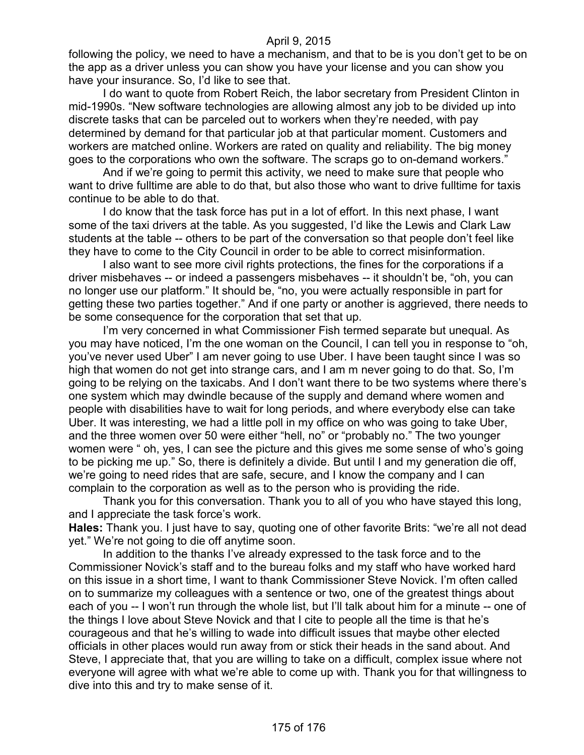following the policy, we need to have a mechanism, and that to be is you don't get to be on the app as a driver unless you can show you have your license and you can show you have your insurance. So, I'd like to see that.

I do want to quote from Robert Reich, the labor secretary from President Clinton in mid-1990s. "New software technologies are allowing almost any job to be divided up into discrete tasks that can be parceled out to workers when they're needed, with pay determined by demand for that particular job at that particular moment. Customers and workers are matched online. Workers are rated on quality and reliability. The big money goes to the corporations who own the software. The scraps go to on-demand workers."

And if we're going to permit this activity, we need to make sure that people who want to drive fulltime are able to do that, but also those who want to drive fulltime for taxis continue to be able to do that.

I do know that the task force has put in a lot of effort. In this next phase, I want some of the taxi drivers at the table. As you suggested, I'd like the Lewis and Clark Law students at the table -- others to be part of the conversation so that people don't feel like they have to come to the City Council in order to be able to correct misinformation.

I also want to see more civil rights protections, the fines for the corporations if a driver misbehaves -- or indeed a passengers misbehaves -- it shouldn't be, "oh, you can no longer use our platform." It should be, "no, you were actually responsible in part for getting these two parties together." And if one party or another is aggrieved, there needs to be some consequence for the corporation that set that up.

I'm very concerned in what Commissioner Fish termed separate but unequal. As you may have noticed, I'm the one woman on the Council, I can tell you in response to "oh, you've never used Uber" I am never going to use Uber. I have been taught since I was so high that women do not get into strange cars, and I am m never going to do that. So, I'm going to be relying on the taxicabs. And I don't want there to be two systems where there's one system which may dwindle because of the supply and demand where women and people with disabilities have to wait for long periods, and where everybody else can take Uber. It was interesting, we had a little poll in my office on who was going to take Uber, and the three women over 50 were either "hell, no" or "probably no." The two younger women were " oh, yes, I can see the picture and this gives me some sense of who's going to be picking me up." So, there is definitely a divide. But until I and my generation die off, we're going to need rides that are safe, secure, and I know the company and I can complain to the corporation as well as to the person who is providing the ride.

Thank you for this conversation. Thank you to all of you who have stayed this long, and I appreciate the task force's work.

**Hales:** Thank you. I just have to say, quoting one of other favorite Brits: "we're all not dead yet." We're not going to die off anytime soon.

In addition to the thanks I've already expressed to the task force and to the Commissioner Novick's staff and to the bureau folks and my staff who have worked hard on this issue in a short time, I want to thank Commissioner Steve Novick. I'm often called on to summarize my colleagues with a sentence or two, one of the greatest things about each of you -- I won't run through the whole list, but I'll talk about him for a minute -- one of the things I love about Steve Novick and that I cite to people all the time is that he's courageous and that he's willing to wade into difficult issues that maybe other elected officials in other places would run away from or stick their heads in the sand about. And Steve, I appreciate that, that you are willing to take on a difficult, complex issue where not everyone will agree with what we're able to come up with. Thank you for that willingness to dive into this and try to make sense of it.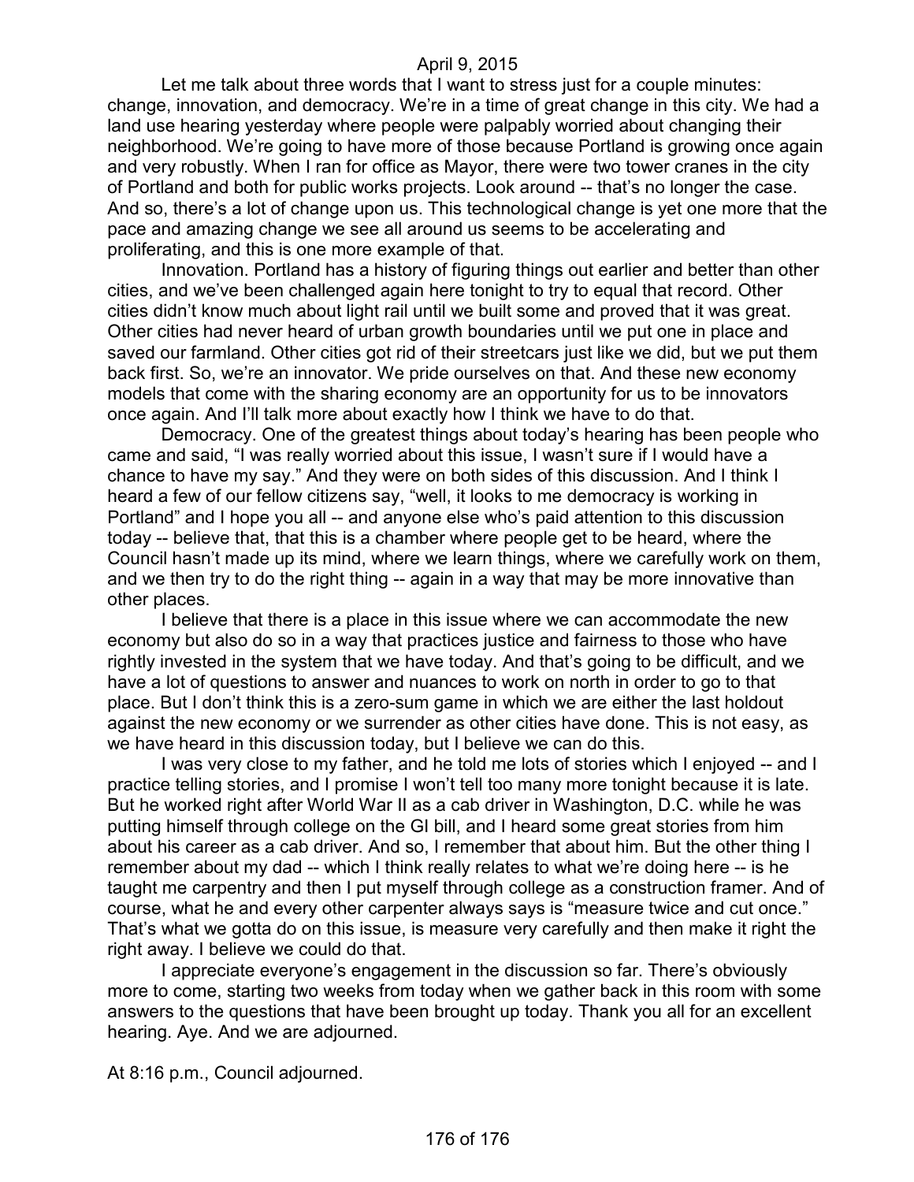Let me talk about three words that I want to stress just for a couple minutes: change, innovation, and democracy. We're in a time of great change in this city. We had a land use hearing yesterday where people were palpably worried about changing their neighborhood. We're going to have more of those because Portland is growing once again and very robustly. When I ran for office as Mayor, there were two tower cranes in the city of Portland and both for public works projects. Look around -- that's no longer the case. And so, there's a lot of change upon us. This technological change is yet one more that the pace and amazing change we see all around us seems to be accelerating and proliferating, and this is one more example of that.

Innovation. Portland has a history of figuring things out earlier and better than other cities, and we've been challenged again here tonight to try to equal that record. Other cities didn't know much about light rail until we built some and proved that it was great. Other cities had never heard of urban growth boundaries until we put one in place and saved our farmland. Other cities got rid of their streetcars just like we did, but we put them back first. So, we're an innovator. We pride ourselves on that. And these new economy models that come with the sharing economy are an opportunity for us to be innovators once again. And I'll talk more about exactly how I think we have to do that.

Democracy. One of the greatest things about today's hearing has been people who came and said, "I was really worried about this issue, I wasn't sure if I would have a chance to have my say." And they were on both sides of this discussion. And I think I heard a few of our fellow citizens say, "well, it looks to me democracy is working in Portland" and I hope you all -- and anyone else who's paid attention to this discussion today -- believe that, that this is a chamber where people get to be heard, where the Council hasn't made up its mind, where we learn things, where we carefully work on them, and we then try to do the right thing -- again in a way that may be more innovative than other places.

I believe that there is a place in this issue where we can accommodate the new economy but also do so in a way that practices justice and fairness to those who have rightly invested in the system that we have today. And that's going to be difficult, and we have a lot of questions to answer and nuances to work on north in order to go to that place. But I don't think this is a zero-sum game in which we are either the last holdout against the new economy or we surrender as other cities have done. This is not easy, as we have heard in this discussion today, but I believe we can do this.

I was very close to my father, and he told me lots of stories which I enjoyed -- and I practice telling stories, and I promise I won't tell too many more tonight because it is late. But he worked right after World War II as a cab driver in Washington, D.C. while he was putting himself through college on the GI bill, and I heard some great stories from him about his career as a cab driver. And so, I remember that about him. But the other thing I remember about my dad -- which I think really relates to what we're doing here -- is he taught me carpentry and then I put myself through college as a construction framer. And of course, what he and every other carpenter always says is "measure twice and cut once." That's what we gotta do on this issue, is measure very carefully and then make it right the right away. I believe we could do that.

I appreciate everyone's engagement in the discussion so far. There's obviously more to come, starting two weeks from today when we gather back in this room with some answers to the questions that have been brought up today. Thank you all for an excellent hearing. Aye. And we are adjourned.

At 8:16 p.m., Council adjourned.